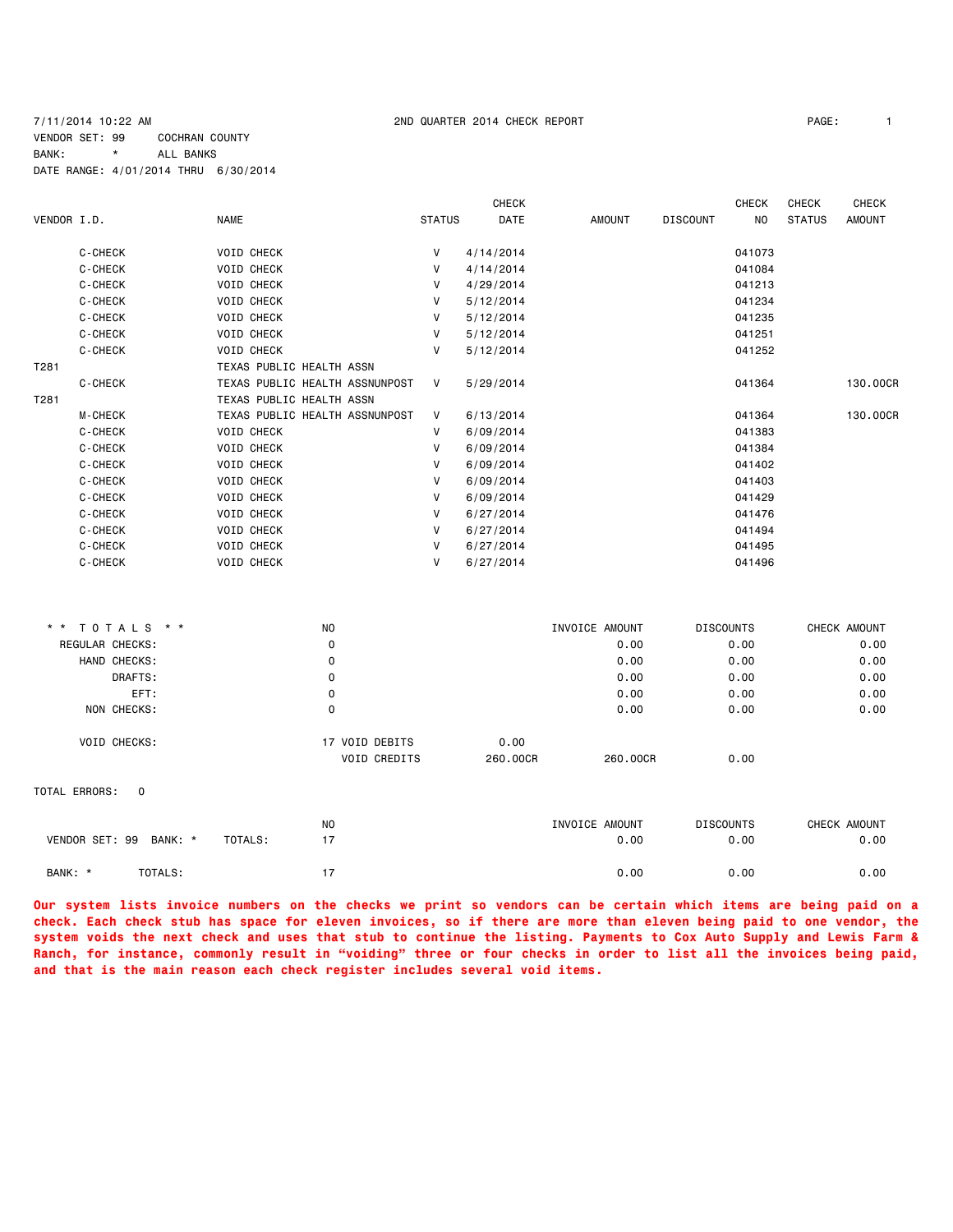7/11/2014 10:22 AM — 2ND QUARTER 2014 CHECK REPORT

VENDOR SET: 99 COCHRAN COUNTY
BANK: * ALL BANKS
DATE RANGE: 4/01/2014 THRU 6/30/2014

| VENDOR I.D. | NAME | STATUS | CHECK DATE | AMOUNT | DISCOUNT | CHECK NO | CHECK STATUS | CHECK AMOUNT |
|---|---|---|---|---|---|---|---|---|
| C-CHECK | VOID CHECK | V | 4/14/2014 | | | 041073 | | |
| C-CHECK | VOID CHECK | V | 4/14/2014 | | | 041084 | | |
| C-CHECK | VOID CHECK | V | 4/29/2014 | | | 041213 | | |
| C-CHECK | VOID CHECK | V | 5/12/2014 | | | 041234 | | |
| C-CHECK | VOID CHECK | V | 5/12/2014 | | | 041235 | | |
| C-CHECK | VOID CHECK | V | 5/12/2014 | | | 041251 | | |
| C-CHECK | VOID CHECK | V | 5/12/2014 | | | 041252 | | |
| T281 | TEXAS PUBLIC HEALTH ASSN | | | | | | | |
| C-CHECK | TEXAS PUBLIC HEALTH ASSNUNPOST | V | 5/29/2014 | | | 041364 | | 130.00CR |
| T281 | TEXAS PUBLIC HEALTH ASSN | | | | | | | |
| M-CHECK | TEXAS PUBLIC HEALTH ASSNUNPOST | V | 6/13/2014 | | | 041364 | | 130.00CR |
| C-CHECK | VOID CHECK | V | 6/09/2014 | | | 041383 | | |
| C-CHECK | VOID CHECK | V | 6/09/2014 | | | 041384 | | |
| C-CHECK | VOID CHECK | V | 6/09/2014 | | | 041402 | | |
| C-CHECK | VOID CHECK | V | 6/09/2014 | | | 041403 | | |
| C-CHECK | VOID CHECK | V | 6/09/2014 | | | 041429 | | |
| C-CHECK | VOID CHECK | V | 6/27/2014 | | | 041476 | | |
| C-CHECK | VOID CHECK | V | 6/27/2014 | | | 041494 | | |
| C-CHECK | VOID CHECK | V | 6/27/2014 | | | 041495 | | |
| C-CHECK | VOID CHECK | V | 6/27/2014 | | | 041496 | | |

| * * T O T A L S * * | NO | | | INVOICE AMOUNT | DISCOUNTS | CHECK AMOUNT |
|---|---|---|---|---|---|---|
| REGULAR CHECKS: | 0 | | | 0.00 | 0.00 | 0.00 |
| HAND CHECKS: | 0 | | | 0.00 | 0.00 | 0.00 |
| DRAFTS: | 0 | | | 0.00 | 0.00 | 0.00 |
| EFT: | 0 | | | 0.00 | 0.00 | 0.00 |
| NON CHECKS: | 0 | | | 0.00 | 0.00 | 0.00 |
| VOID CHECKS: | 17 | VOID DEBITS | 0.00 | | | |
| | | VOID CREDITS | 260.00CR | 260.00CR | 0.00 | |

TOTAL ERRORS: 0

| | | NO | INVOICE AMOUNT | DISCOUNTS | CHECK AMOUNT |
|---|---|---|---|---|---|
| VENDOR SET: 99 BANK: * | TOTALS: | 17 | 0.00 | 0.00 | 0.00 |
| BANK: * | TOTALS: | 17 | 0.00 | 0.00 | 0.00 |

**Our system lists invoice numbers on the checks we print so vendors can be certain which items are being paid on a check. Each check stub has space for eleven invoices, so if there are more than eleven being paid to one vendor, the system voids the next check and uses that stub to continue the listing. Payments to Cox Auto Supply and Lewis Farm & Ranch, for instance, commonly result in "voiding" three or four checks in order to list all the invoices being paid, and that is the main reason each check register includes several void items.**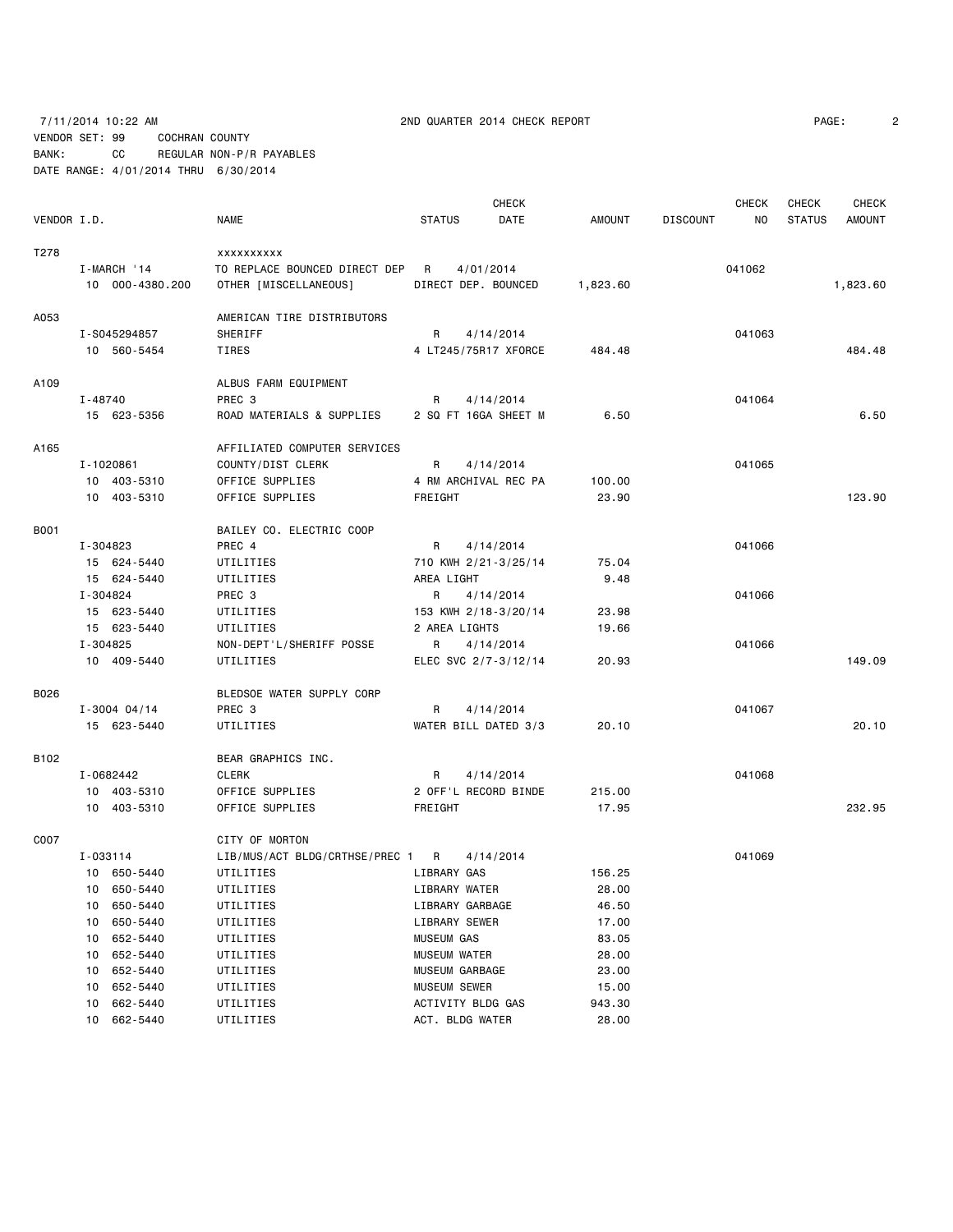7/11/2014 10:22 AM 2ND QUARTER 2014 CHECK REPORT

VENDOR SET: 99 COCHRAN COUNTY
BANK: CC REGULAR NON-P/R PAYABLES
DATE RANGE: 4/01/2014 THRU 6/30/2014

| VENDOR I.D. | NAME | STATUS | CHECK DATE | AMOUNT | DISCOUNT | CHECK NO | CHECK STATUS | CHECK AMOUNT |
|---|---|---|---|---|---|---|---|---|
| T278 | xxxxxxxxxx | | | | | | | |
| I-MARCH '14 | TO REPLACE BOUNCED DIRECT DEP | R | 4/01/2014 | | | 041062 | | |
| 10 000-4380.200 | OTHER [MISCELLANEOUS] | DIRECT DEP. BOUNCED | | 1,823.60 | | | | 1,823.60 |
| A053 | AMERICAN TIRE DISTRIBUTORS | | | | | | | |
| I-S045294857 | SHERIFF | R | 4/14/2014 | | | 041063 | | |
| 10 560-5454 | TIRES | 4 LT245/75R17 XFORCE | | 484.48 | | | | 484.48 |
| A109 | ALBUS FARM EQUIPMENT | | | | | | | |
| I-48740 | PREC 3 | R | 4/14/2014 | | | 041064 | | |
| 15 623-5356 | ROAD MATERIALS & SUPPLIES | 2 SQ FT 16GA SHEET M | | 6.50 | | | | 6.50 |
| A165 | AFFILIATED COMPUTER SERVICES | | | | | | | |
| I-1020861 | COUNTY/DIST CLERK | R | 4/14/2014 | | | 041065 | | |
| 10 403-5310 | OFFICE SUPPLIES | 4 RM ARCHIVAL REC PA | | 100.00 | | | | |
| 10 403-5310 | OFFICE SUPPLIES | FREIGHT | | 23.90 | | | | 123.90 |
| B001 | BAILEY CO. ELECTRIC COOP | | | | | | | |
| I-304823 | PREC 4 | R | 4/14/2014 | | | 041066 | | |
| 15 624-5440 | UTILITIES | 710 KWH 2/21-3/25/14 | | 75.04 | | | | |
| 15 624-5440 | UTILITIES | AREA LIGHT | | 9.48 | | | | |
| I-304824 | PREC 3 | R | 4/14/2014 | | | 041066 | | |
| 15 623-5440 | UTILITIES | 153 KWH 2/18-3/20/14 | | 23.98 | | | | |
| 15 623-5440 | UTILITIES | 2 AREA LIGHTS | | 19.66 | | | | |
| I-304825 | NON-DEPT'L/SHERIFF POSSE | R | 4/14/2014 | | | 041066 | | |
| 10 409-5440 | UTILITIES | ELEC SVC 2/7-3/12/14 | | 20.93 | | | | 149.09 |
| B026 | BLEDSOE WATER SUPPLY CORP | | | | | | | |
| I-3004 04/14 | PREC 3 | R | 4/14/2014 | | | 041067 | | |
| 15 623-5440 | UTILITIES | WATER BILL DATED 3/3 | | 20.10 | | | | 20.10 |
| B102 | BEAR GRAPHICS INC. | | | | | | | |
| I-0682442 | CLERK | R | 4/14/2014 | | | 041068 | | |
| 10 403-5310 | OFFICE SUPPLIES | 2 OFF'L RECORD BINDE | | 215.00 | | | | |
| 10 403-5310 | OFFICE SUPPLIES | FREIGHT | | 17.95 | | | | 232.95 |
| C007 | CITY OF MORTON | | | | | | | |
| I-033114 | LIB/MUS/ACT BLDG/CRTHSE/PREC 1 | R | 4/14/2014 | | | 041069 | | |
| 10 650-5440 | UTILITIES | LIBRARY GAS | | 156.25 | | | | |
| 10 650-5440 | UTILITIES | LIBRARY WATER | | 28.00 | | | | |
| 10 650-5440 | UTILITIES | LIBRARY GARBAGE | | 46.50 | | | | |
| 10 650-5440 | UTILITIES | LIBRARY SEWER | | 17.00 | | | | |
| 10 652-5440 | UTILITIES | MUSEUM GAS | | 83.05 | | | | |
| 10 652-5440 | UTILITIES | MUSEUM WATER | | 28.00 | | | | |
| 10 652-5440 | UTILITIES | MUSEUM GARBAGE | | 23.00 | | | | |
| 10 652-5440 | UTILITIES | MUSEUM SEWER | | 15.00 | | | | |
| 10 662-5440 | UTILITIES | ACTIVITY BLDG GAS | | 943.30 | | | | |
| 10 662-5440 | UTILITIES | ACT. BLDG WATER | | 28.00 | | | | |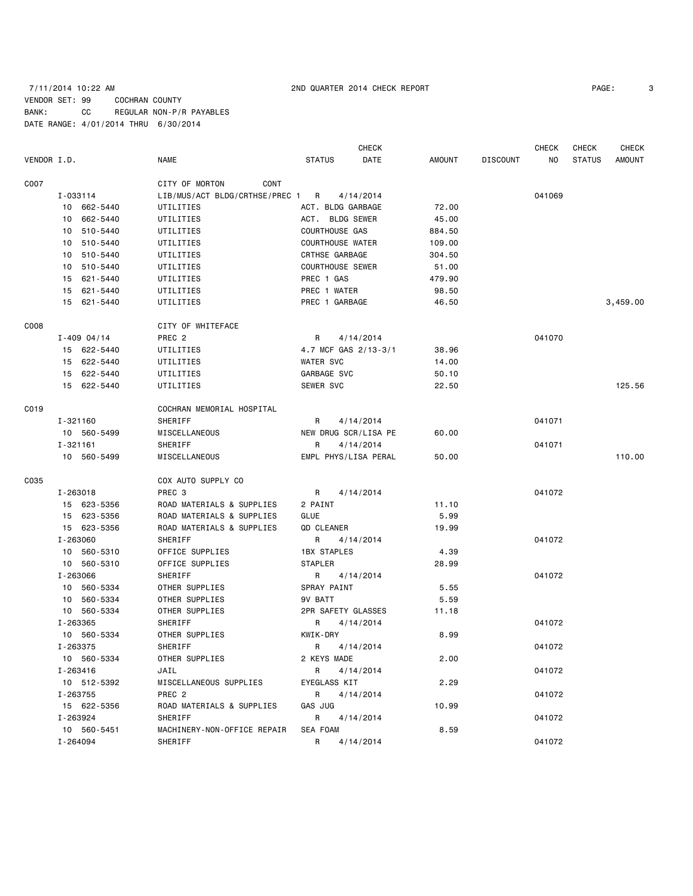7/11/2014 10:22 AM 2ND QUARTER 2014 CHECK REPORT

VENDOR SET: 99 COCHRAN COUNTY
BANK: CC REGULAR NON-P/R PAYABLES
DATE RANGE: 4/01/2014 THRU 6/30/2014

| VENDOR I.D. | NAME | STATUS | CHECK DATE | AMOUNT | DISCOUNT | CHECK NO | CHECK STATUS | CHECK AMOUNT |
|---|---|---|---|---|---|---|---|---|
| C007 | CITY OF MORTON CONT | | | | | | | |
| I-033114 | LIB/MUS/ACT BLDG/CRTHSE/PREC 1 | R | 4/14/2014 | | | 041069 | | |
| 10 662-5440 | UTILITIES | ACT. BLDG GARBAGE | | 72.00 | | | | |
| 10 662-5440 | UTILITIES | ACT. BLDG SEWER | | 45.00 | | | | |
| 10 510-5440 | UTILITIES | COURTHOUSE GAS | | 884.50 | | | | |
| 10 510-5440 | UTILITIES | COURTHOUSE WATER | | 109.00 | | | | |
| 10 510-5440 | UTILITIES | CRTHSE GARBAGE | | 304.50 | | | | |
| 10 510-5440 | UTILITIES | COURTHOUSE SEWER | | 51.00 | | | | |
| 15 621-5440 | UTILITIES | PREC 1 GAS | | 479.90 | | | | |
| 15 621-5440 | UTILITIES | PREC 1 WATER | | 98.50 | | | | |
| 15 621-5440 | UTILITIES | PREC 1 GARBAGE | | 46.50 | | | | 3,459.00 |
| C008 | CITY OF WHITEFACE | | | | | | | |
| I-409 04/14 | PREC 2 | R | 4/14/2014 | | | 041070 | | |
| 15 622-5440 | UTILITIES | 4.7 MCF GAS 2/13-3/1 | | 38.96 | | | | |
| 15 622-5440 | UTILITIES | WATER SVC | | 14.00 | | | | |
| 15 622-5440 | UTILITIES | GARBAGE SVC | | 50.10 | | | | |
| 15 622-5440 | UTILITIES | SEWER SVC | | 22.50 | | | | 125.56 |
| C019 | COCHRAN MEMORIAL HOSPITAL | | | | | | | |
| I-321160 | SHERIFF | R | 4/14/2014 | | | 041071 | | |
| 10 560-5499 | MISCELLANEOUS | NEW DRUG SCR/LISA PE | | 60.00 | | | | |
| I-321161 | SHERIFF | R | 4/14/2014 | | | 041071 | | |
| 10 560-5499 | MISCELLANEOUS | EMPL PHYS/LISA PERAL | | 50.00 | | | | 110.00 |
| C035 | COX AUTO SUPPLY CO | | | | | | | |
| I-263018 | PREC 3 | R | 4/14/2014 | | | 041072 | | |
| 15 623-5356 | ROAD MATERIALS & SUPPLIES | 2 PAINT | | 11.10 | | | | |
| 15 623-5356 | ROAD MATERIALS & SUPPLIES | GLUE | | 5.99 | | | | |
| 15 623-5356 | ROAD MATERIALS & SUPPLIES | QD CLEANER | | 19.99 | | | | |
| I-263060 | SHERIFF | R | 4/14/2014 | | | 041072 | | |
| 10 560-5310 | OFFICE SUPPLIES | 1BX STAPLES | | 4.39 | | | | |
| 10 560-5310 | OFFICE SUPPLIES | STAPLER | | 28.99 | | | | |
| I-263066 | SHERIFF | R | 4/14/2014 | | | 041072 | | |
| 10 560-5334 | OTHER SUPPLIES | SPRAY PAINT | | 5.55 | | | | |
| 10 560-5334 | OTHER SUPPLIES | 9V BATT | | 5.59 | | | | |
| 10 560-5334 | OTHER SUPPLIES | 2PR SAFETY GLASSES | | 11.18 | | | | |
| I-263365 | SHERIFF | R | 4/14/2014 | | | 041072 | | |
| 10 560-5334 | OTHER SUPPLIES | KWIK-DRY | | 8.99 | | | | |
| I-263375 | SHERIFF | R | 4/14/2014 | | | 041072 | | |
| 10 560-5334 | OTHER SUPPLIES | 2 KEYS MADE | | 2.00 | | | | |
| I-263416 | JAIL | R | 4/14/2014 | | | 041072 | | |
| 10 512-5392 | MISCELLANEOUS SUPPLIES | EYEGLASS KIT | | 2.29 | | | | |
| I-263755 | PREC 2 | R | 4/14/2014 | | | 041072 | | |
| 15 622-5356 | ROAD MATERIALS & SUPPLIES | GAS JUG | | 10.99 | | | | |
| I-263924 | SHERIFF | R | 4/14/2014 | | | 041072 | | |
| 10 560-5451 | MACHINERY-NON-OFFICE REPAIR | SEA FOAM | | 8.59 | | | | |
| I-264094 | SHERIFF | R | 4/14/2014 | | | 041072 | | |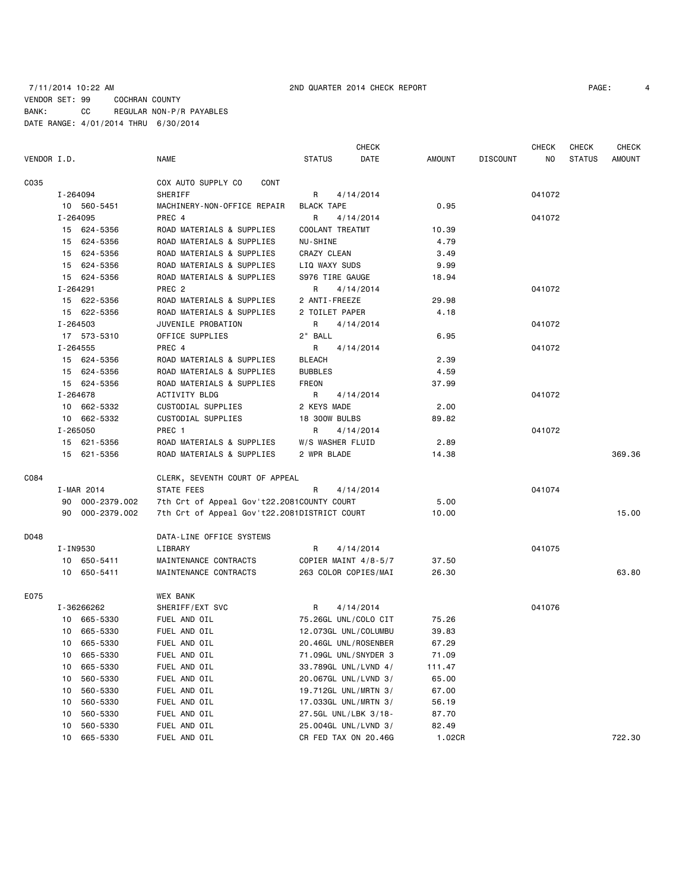7/11/2014 10:22 AM 2ND QUARTER 2014 CHECK REPORT

VENDOR SET: 99 COCHRAN COUNTY
BANK: CC REGULAR NON-P/R PAYABLES
DATE RANGE: 4/01/2014 THRU 6/30/2014

| VENDOR I.D. | NAME | STATUS | CHECK DATE | AMOUNT | DISCOUNT | CHECK NO | CHECK STATUS | CHECK AMOUNT |
|---|---|---|---|---|---|---|---|---|
| C035 | COX AUTO SUPPLY CO CONT | | | | | | | |
| I-264094 | SHERIFF | R | 4/14/2014 | | | 041072 | | |
| 10 560-5451 | MACHINERY-NON-OFFICE REPAIR | BLACK TAPE | | 0.95 | | | | |
| I-264095 | PREC 4 | R | 4/14/2014 | | | 041072 | | |
| 15 624-5356 | ROAD MATERIALS & SUPPLIES | COOLANT TREATMT | | 10.39 | | | | |
| 15 624-5356 | ROAD MATERIALS & SUPPLIES | NU-SHINE | | 4.79 | | | | |
| 15 624-5356 | ROAD MATERIALS & SUPPLIES | CRAZY CLEAN | | 3.49 | | | | |
| 15 624-5356 | ROAD MATERIALS & SUPPLIES | LIQ WAXY SUDS | | 9.99 | | | | |
| 15 624-5356 | ROAD MATERIALS & SUPPLIES | S976 TIRE GAUGE | | 18.94 | | | | |
| I-264291 | PREC 2 | R | 4/14/2014 | | | 041072 | | |
| 15 622-5356 | ROAD MATERIALS & SUPPLIES | 2 ANTI-FREEZE | | 29.98 | | | | |
| 15 622-5356 | ROAD MATERIALS & SUPPLIES | 2 TOILET PAPER | | 4.18 | | | | |
| I-264503 | JUVENILE PROBATION | R | 4/14/2014 | | | 041072 | | |
| 17 573-5310 | OFFICE SUPPLIES | 2" BALL | | 6.95 | | | | |
| I-264555 | PREC 4 | R | 4/14/2014 | | | 041072 | | |
| 15 624-5356 | ROAD MATERIALS & SUPPLIES | BLEACH | | 2.39 | | | | |
| 15 624-5356 | ROAD MATERIALS & SUPPLIES | BUBBLES | | 4.59 | | | | |
| 15 624-5356 | ROAD MATERIALS & SUPPLIES | FREON | | 37.99 | | | | |
| I-264678 | ACTIVITY BLDG | R | 4/14/2014 | | | 041072 | | |
| 10 662-5332 | CUSTODIAL SUPPLIES | 2 KEYS MADE | | 2.00 | | | | |
| 10 662-5332 | CUSTODIAL SUPPLIES | 18 300W BULBS | | 89.82 | | | | |
| I-265050 | PREC 1 | R | 4/14/2014 | | | 041072 | | |
| 15 621-5356 | ROAD MATERIALS & SUPPLIES | W/S WASHER FLUID | | 2.89 | | | | |
| 15 621-5356 | ROAD MATERIALS & SUPPLIES | 2 WPR BLADE | | 14.38 | | | | 369.36 |
| C084 | CLERK, SEVENTH COURT OF APPEAL | | | | | | | |
| I-MAR 2014 | STATE FEES | R | 4/14/2014 | | | 041074 | | |
| 90 000-2379.002 | 7th Crt of Appeal Gov't22.2081 | COUNTY COURT | | 5.00 | | | | |
| 90 000-2379.002 | 7th Crt of Appeal Gov't22.2081 | DISTRICT COURT | | 10.00 | | | | 15.00 |
| D048 | DATA-LINE OFFICE SYSTEMS | | | | | | | |
| I-IN9530 | LIBRARY | R | 4/14/2014 | | | 041075 | | |
| 10 650-5411 | MAINTENANCE CONTRACTS | COPIER MAINT 4/8-5/7 | | 37.50 | | | | |
| 10 650-5411 | MAINTENANCE CONTRACTS | 263 COLOR COPIES/MAI | | 26.30 | | | | 63.80 |
| E075 | WEX BANK | | | | | | | |
| I-36266262 | SHERIFF/EXT SVC | R | 4/14/2014 | | | 041076 | | |
| 10 665-5330 | FUEL AND OIL | 75.26GL UNL/COLO CIT | | 75.26 | | | | |
| 10 665-5330 | FUEL AND OIL | 12.073GL UNL/COLUMBU | | 39.83 | | | | |
| 10 665-5330 | FUEL AND OIL | 20.46GL UNL/ROSENBER | | 67.29 | | | | |
| 10 665-5330 | FUEL AND OIL | 71.09GL UNL/SNYDER 3 | | 71.09 | | | | |
| 10 665-5330 | FUEL AND OIL | 33.789GL UNL/LVND 4/ | | 111.47 | | | | |
| 10 560-5330 | FUEL AND OIL | 20.067GL UNL/LVND 3/ | | 65.00 | | | | |
| 10 560-5330 | FUEL AND OIL | 19.712GL UNL/MRTN 3/ | | 67.00 | | | | |
| 10 560-5330 | FUEL AND OIL | 17.033GL UNL/MRTN 3/ | | 56.19 | | | | |
| 10 560-5330 | FUEL AND OIL | 27.5GL UNL/LBK 3/18- | | 87.70 | | | | |
| 10 560-5330 | FUEL AND OIL | 25.004GL UNL/LVND 3/ | | 82.49 | | | | |
| 10 665-5330 | FUEL AND OIL | CR FED TAX ON 20.46G | | 1.02CR | | | | 722.30 |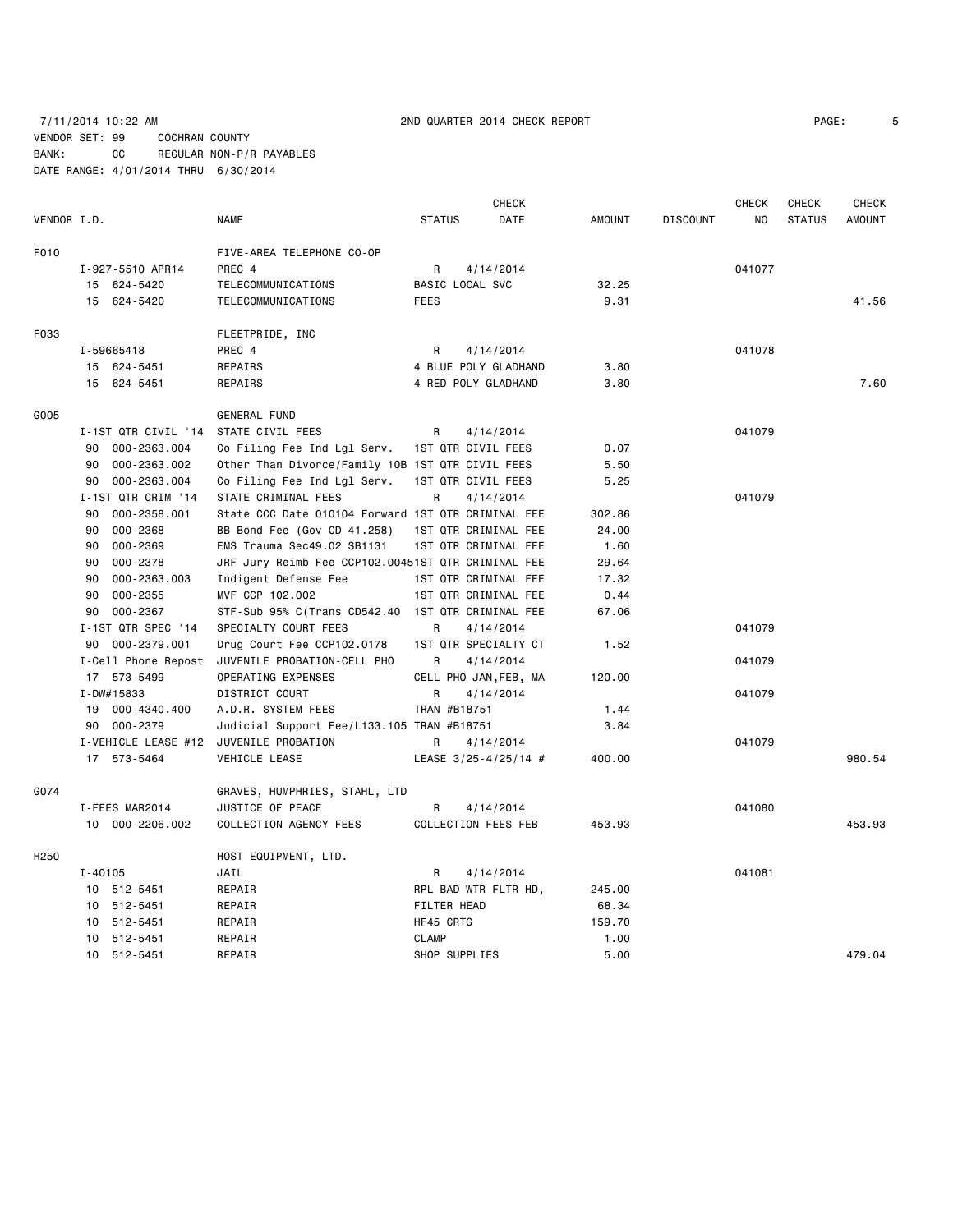7/11/2014 10:22 AM — 2ND QUARTER 2014 CHECK REPORT

VENDOR SET: 99 COCHRAN COUNTY
BANK: CC REGULAR NON-P/R PAYABLES
DATE RANGE: 4/01/2014 THRU 6/30/2014

| VENDOR I.D. | NAME | STATUS | CHECK DATE | AMOUNT | DISCOUNT | CHECK NO | CHECK STATUS | CHECK AMOUNT |
|---|---|---|---|---|---|---|---|---|
| F010 | FIVE-AREA TELEPHONE CO-OP | | | | | | | |
| I-927-5510 APR14 | PREC 4 | R | 4/14/2014 | | | 041077 | | |
| 15 624-5420 | TELECOMMUNICATIONS | BASIC LOCAL SVC | | 32.25 | | | | |
| 15 624-5420 | TELECOMMUNICATIONS | FEES | | 9.31 | | | | 41.56 |
| F033 | FLEETPRIDE, INC | | | | | | | |
| I-59665418 | PREC 4 | R | 4/14/2014 | | | 041078 | | |
| 15 624-5451 | REPAIRS | 4 BLUE POLY GLADHAND | | 3.80 | | | | |
| 15 624-5451 | REPAIRS | 4 RED POLY GLADHAND | | 3.80 | | | | 7.60 |
| G005 | GENERAL FUND | | | | | | | |
| I-1ST QTR CIVIL '14 | STATE CIVIL FEES | R | 4/14/2014 | | | 041079 | | |
| 90 000-2363.004 | Co Filing Fee Ind Lgl Serv. | 1ST QTR CIVIL FEES | | 0.07 | | | | |
| 90 000-2363.002 | Other Than Divorce/Family 10B | 1ST QTR CIVIL FEES | | 5.50 | | | | |
| 90 000-2363.004 | Co Filing Fee Ind Lgl Serv. | 1ST QTR CIVIL FEES | | 5.25 | | | | |
| I-1ST QTR CRIM '14 | STATE CRIMINAL FEES | R | 4/14/2014 | | | 041079 | | |
| 90 000-2358.001 | State CCC Date 010104 Forward | 1ST QTR CRIMINAL FEE | | 302.86 | | | | |
| 90 000-2368 | BB Bond Fee (Gov CD 41.258) | 1ST QTR CRIMINAL FEE | | 24.00 | | | | |
| 90 000-2369 | EMS Trauma Sec49.02 SB1131 | 1ST QTR CRIMINAL FEE | | 1.60 | | | | |
| 90 000-2378 | JRF Jury Reimb Fee CCP102.0045 | 1ST QTR CRIMINAL FEE | | 29.64 | | | | |
| 90 000-2363.003 | Indigent Defense Fee | 1ST QTR CRIMINAL FEE | | 17.32 | | | | |
| 90 000-2355 | MVF CCP 102.002 | 1ST QTR CRIMINAL FEE | | 0.44 | | | | |
| 90 000-2367 | STF-Sub 95% C(Trans CD542.40 | 1ST QTR CRIMINAL FEE | | 67.06 | | | | |
| I-1ST QTR SPEC '14 | SPECIALTY COURT FEES | R | 4/14/2014 | | | 041079 | | |
| 90 000-2379.001 | Drug Court Fee CCP102.0178 | 1ST QTR SPECIALTY CT | | 1.52 | | | | |
| I-Cell Phone Repost | JUVENILE PROBATION-CELL PHO | R | 4/14/2014 | | | 041079 | | |
| 17 573-5499 | OPERATING EXPENSES | CELL PHO JAN,FEB, MA | | 120.00 | | | | |
| I-DW#15833 | DISTRICT COURT | R | 4/14/2014 | | | 041079 | | |
| 19 000-4340.400 | A.D.R. SYSTEM FEES | TRAN #B18751 | | 1.44 | | | | |
| 90 000-2379 | Judicial Support Fee/L133.105 | TRAN #B18751 | | 3.84 | | | | |
| I-VEHICLE LEASE #12 | JUVENILE PROBATION | R | 4/14/2014 | | | 041079 | | |
| 17 573-5464 | VEHICLE LEASE | LEASE 3/25-4/25/14 # | | 400.00 | | | | 980.54 |
| G074 | GRAVES, HUMPHRIES, STAHL, LTD | | | | | | | |
| I-FEES MAR2014 | JUSTICE OF PEACE | R | 4/14/2014 | | | 041080 | | |
| 10 000-2206.002 | COLLECTION AGENCY FEES | COLLECTION FEES FEB | | 453.93 | | | | 453.93 |
| H250 | HOST EQUIPMENT, LTD. | | | | | | | |
| I-40105 | JAIL | R | 4/14/2014 | | | 041081 | | |
| 10 512-5451 | REPAIR | RPL BAD WTR FLTR HD, | | 245.00 | | | | |
| 10 512-5451 | REPAIR | FILTER HEAD | | 68.34 | | | | |
| 10 512-5451 | REPAIR | HF45 CRTG | | 159.70 | | | | |
| 10 512-5451 | REPAIR | CLAMP | | 1.00 | | | | |
| 10 512-5451 | REPAIR | SHOP SUPPLIES | | 5.00 | | | | 479.04 |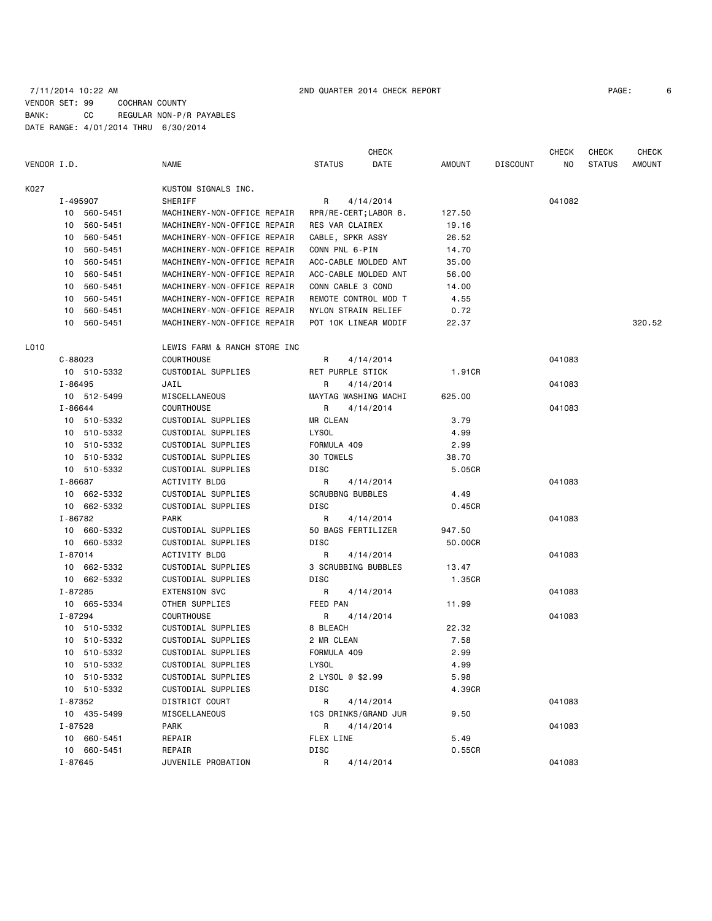7/11/2014 10:22 AM 2ND QUARTER 2014 CHECK REPORT

VENDOR SET: 99 COCHRAN COUNTY
BANK: CC REGULAR NON-P/R PAYABLES
DATE RANGE: 4/01/2014 THRU 6/30/2014

| VENDOR I.D. | NAME | STATUS | CHECK DATE | AMOUNT | DISCOUNT | CHECK NO | CHECK STATUS | CHECK AMOUNT |
|---|---|---|---|---|---|---|---|---|
| K027 | KUSTOM SIGNALS INC. | | | | | | | |
| I-495907 | SHERIFF | R | 4/14/2014 | | | 041082 | | |
| 10 560-5451 | MACHINERY-NON-OFFICE REPAIR | RPR/RE-CERT;LABOR 8. | | 127.50 | | | | |
| 10 560-5451 | MACHINERY-NON-OFFICE REPAIR | RES VAR CLAIREX | | 19.16 | | | | |
| 10 560-5451 | MACHINERY-NON-OFFICE REPAIR | CABLE, SPKR ASSY | | 26.52 | | | | |
| 10 560-5451 | MACHINERY-NON-OFFICE REPAIR | CONN PNL 6-PIN | | 14.70 | | | | |
| 10 560-5451 | MACHINERY-NON-OFFICE REPAIR | ACC-CABLE MOLDED ANT | | 35.00 | | | | |
| 10 560-5451 | MACHINERY-NON-OFFICE REPAIR | ACC-CABLE MOLDED ANT | | 56.00 | | | | |
| 10 560-5451 | MACHINERY-NON-OFFICE REPAIR | CONN CABLE 3 COND | | 14.00 | | | | |
| 10 560-5451 | MACHINERY-NON-OFFICE REPAIR | REMOTE CONTROL MOD T | | 4.55 | | | | |
| 10 560-5451 | MACHINERY-NON-OFFICE REPAIR | NYLON STRAIN RELIEF | | 0.72 | | | | |
| 10 560-5451 | MACHINERY-NON-OFFICE REPAIR | POT 10K LINEAR MODIF | | 22.37 | | | | 320.52 |
| L010 | LEWIS FARM & RANCH STORE INC | | | | | | | |
| C-88023 | COURTHOUSE | R | 4/14/2014 | | | 041083 | | |
| 10 510-5332 | CUSTODIAL SUPPLIES | RET PURPLE STICK | | 1.91CR | | | | |
| I-86495 | JAIL | R | 4/14/2014 | | | 041083 | | |
| 10 512-5499 | MISCELLANEOUS | MAYTAG WASHING MACHI | | 625.00 | | | | |
| I-86644 | COURTHOUSE | R | 4/14/2014 | | | 041083 | | |
| 10 510-5332 | CUSTODIAL SUPPLIES | MR CLEAN | | 3.79 | | | | |
| 10 510-5332 | CUSTODIAL SUPPLIES | LYSOL | | 4.99 | | | | |
| 10 510-5332 | CUSTODIAL SUPPLIES | FORMULA 409 | | 2.99 | | | | |
| 10 510-5332 | CUSTODIAL SUPPLIES | 30 TOWELS | | 38.70 | | | | |
| 10 510-5332 | CUSTODIAL SUPPLIES | DISC | | 5.05CR | | | | |
| I-86687 | ACTIVITY BLDG | R | 4/14/2014 | | | 041083 | | |
| 10 662-5332 | CUSTODIAL SUPPLIES | SCRUBBNG BUBBLES | | 4.49 | | | | |
| 10 662-5332 | CUSTODIAL SUPPLIES | DISC | | 0.45CR | | | | |
| I-86782 | PARK | R | 4/14/2014 | | | 041083 | | |
| 10 660-5332 | CUSTODIAL SUPPLIES | 50 BAGS FERTILIZER | | 947.50 | | | | |
| 10 660-5332 | CUSTODIAL SUPPLIES | DISC | | 50.00CR | | | | |
| I-87014 | ACTIVITY BLDG | R | 4/14/2014 | | | 041083 | | |
| 10 662-5332 | CUSTODIAL SUPPLIES | 3 SCRUBBING BUBBLES | | 13.47 | | | | |
| 10 662-5332 | CUSTODIAL SUPPLIES | DISC | | 1.35CR | | | | |
| I-87285 | EXTENSION SVC | R | 4/14/2014 | | | 041083 | | |
| 10 665-5334 | OTHER SUPPLIES | FEED PAN | | 11.99 | | | | |
| I-87294 | COURTHOUSE | R | 4/14/2014 | | | 041083 | | |
| 10 510-5332 | CUSTODIAL SUPPLIES | 8 BLEACH | | 22.32 | | | | |
| 10 510-5332 | CUSTODIAL SUPPLIES | 2 MR CLEAN | | 7.58 | | | | |
| 10 510-5332 | CUSTODIAL SUPPLIES | FORMULA 409 | | 2.99 | | | | |
| 10 510-5332 | CUSTODIAL SUPPLIES | LYSOL | | 4.99 | | | | |
| 10 510-5332 | CUSTODIAL SUPPLIES | 2 LYSOL @ $2.99 | | 5.98 | | | | |
| 10 510-5332 | CUSTODIAL SUPPLIES | DISC | | 4.39CR | | | | |
| I-87352 | DISTRICT COURT | R | 4/14/2014 | | | 041083 | | |
| 10 435-5499 | MISCELLANEOUS | 1CS DRINKS/GRAND JUR | | 9.50 | | | | |
| I-87528 | PARK | R | 4/14/2014 | | | 041083 | | |
| 10 660-5451 | REPAIR | FLEX LINE | | 5.49 | | | | |
| 10 660-5451 | REPAIR | DISC | | 0.55CR | | | | |
| I-87645 | JUVENILE PROBATION | R | 4/14/2014 | | | 041083 | | |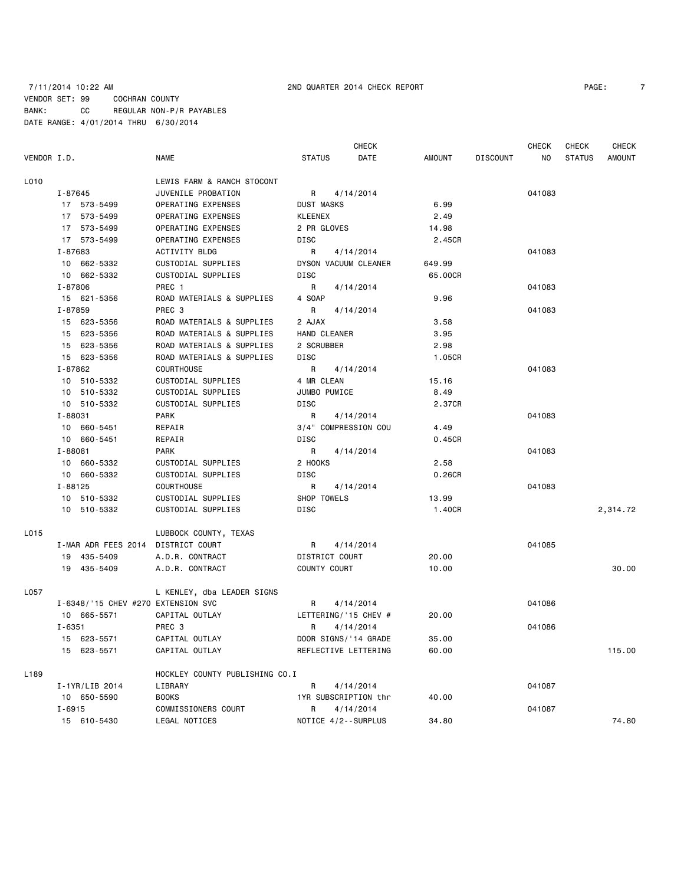7/11/2014 10:22 AM 2ND QUARTER 2014 CHECK REPORT

VENDOR SET: 99 COCHRAN COUNTY
BANK: CC REGULAR NON-P/R PAYABLES
DATE RANGE: 4/01/2014 THRU 6/30/2014

| VENDOR I.D. | NAME | STATUS | CHECK DATE | AMOUNT | DISCOUNT | CHECK NO | CHECK STATUS | CHECK AMOUNT |
|---|---|---|---|---|---|---|---|---|
| L010 | LEWIS FARM & RANCH STOCONT | | | | | | | |
| I-87645 | JUVENILE PROBATION | R | 4/14/2014 | | | 041083 | | |
| 17 573-5499 | OPERATING EXPENSES | DUST MASKS | | 6.99 | | | | |
| 17 573-5499 | OPERATING EXPENSES | KLEENEX | | 2.49 | | | | |
| 17 573-5499 | OPERATING EXPENSES | 2 PR GLOVES | | 14.98 | | | | |
| 17 573-5499 | OPERATING EXPENSES | DISC | | 2.45CR | | | | |
| I-87683 | ACTIVITY BLDG | R | 4/14/2014 | | | 041083 | | |
| 10 662-5332 | CUSTODIAL SUPPLIES | DYSON VACUUM CLEANER | | 649.99 | | | | |
| 10 662-5332 | CUSTODIAL SUPPLIES | DISC | | 65.00CR | | | | |
| I-87806 | PREC 1 | R | 4/14/2014 | | | 041083 | | |
| 15 621-5356 | ROAD MATERIALS & SUPPLIES | 4 SOAP | | 9.96 | | | | |
| I-87859 | PREC 3 | R | 4/14/2014 | | | 041083 | | |
| 15 623-5356 | ROAD MATERIALS & SUPPLIES | 2 AJAX | | 3.58 | | | | |
| 15 623-5356 | ROAD MATERIALS & SUPPLIES | HAND CLEANER | | 3.95 | | | | |
| 15 623-5356 | ROAD MATERIALS & SUPPLIES | 2 SCRUBBER | | 2.98 | | | | |
| 15 623-5356 | ROAD MATERIALS & SUPPLIES | DISC | | 1.05CR | | | | |
| I-87862 | COURTHOUSE | R | 4/14/2014 | | | 041083 | | |
| 10 510-5332 | CUSTODIAL SUPPLIES | 4 MR CLEAN | | 15.16 | | | | |
| 10 510-5332 | CUSTODIAL SUPPLIES | JUMBO PUMICE | | 8.49 | | | | |
| 10 510-5332 | CUSTODIAL SUPPLIES | DISC | | 2.37CR | | | | |
| I-88031 | PARK | R | 4/14/2014 | | | 041083 | | |
| 10 660-5451 | REPAIR | 3/4" COMPRESSION COU | | 4.49 | | | | |
| 10 660-5451 | REPAIR | DISC | | 0.45CR | | | | |
| I-88081 | PARK | R | 4/14/2014 | | | 041083 | | |
| 10 660-5332 | CUSTODIAL SUPPLIES | 2 HOOKS | | 2.58 | | | | |
| 10 660-5332 | CUSTODIAL SUPPLIES | DISC | | 0.26CR | | | | |
| I-88125 | COURTHOUSE | R | 4/14/2014 | | | 041083 | | |
| 10 510-5332 | CUSTODIAL SUPPLIES | SHOP TOWELS | | 13.99 | | | | |
| 10 510-5332 | CUSTODIAL SUPPLIES | DISC | | 1.40CR | | | | 2,314.72 |
| L015 | LUBBOCK COUNTY, TEXAS | | | | | | | |
| I-MAR ADR FEES 2014 | DISTRICT COURT | R | 4/14/2014 | | | 041085 | | |
| 19 435-5409 | A.D.R. CONTRACT | DISTRICT COURT | | 20.00 | | | | |
| 19 435-5409 | A.D.R. CONTRACT | COUNTY COURT | | 10.00 | | | | 30.00 |
| L057 | L KENLEY, dba LEADER SIGNS | | | | | | | |
| I-6348/'15 CHEV #270 | EXTENSION SVC | R | 4/14/2014 | | | 041086 | | |
| 10 665-5571 | CAPITAL OUTLAY | LETTERING/'15 CHEV # | | 20.00 | | | | |
| I-6351 | PREC 3 | R | 4/14/2014 | | | 041086 | | |
| 15 623-5571 | CAPITAL OUTLAY | DOOR SIGNS/'14 GRADE | | 35.00 | | | | |
| 15 623-5571 | CAPITAL OUTLAY | REFLECTIVE LETTERING | | 60.00 | | | | 115.00 |
| L189 | HOCKLEY COUNTY PUBLISHING CO.I | | | | | | | |
| I-1YR/LIB 2014 | LIBRARY | R | 4/14/2014 | | | 041087 | | |
| 10 650-5590 | BOOKS | 1YR SUBSCRIPTION thr | | 40.00 | | | | |
| I-6915 | COMMISSIONERS COURT | R | 4/14/2014 | | | 041087 | | |
| 15 610-5430 | LEGAL NOTICES | NOTICE 4/2--SURPLUS | | 34.80 | | | | 74.80 |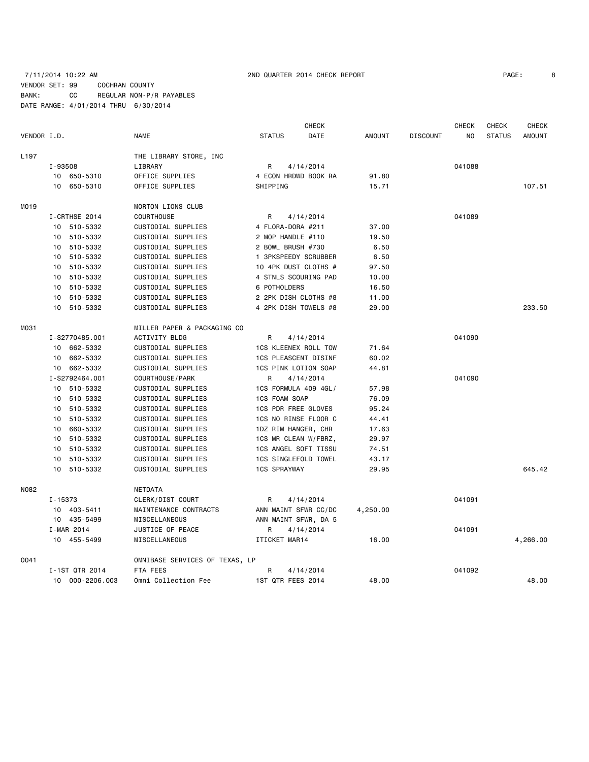7/11/2014 10:22 AM 2ND QUARTER 2014 CHECK REPORT

VENDOR SET: 99 COCHRAN COUNTY
BANK: CC REGULAR NON-P/R PAYABLES
DATE RANGE: 4/01/2014 THRU 6/30/2014

| VENDOR I.D. | | NAME | STATUS | CHECK DATE | AMOUNT | DISCOUNT | CHECK NO | CHECK STATUS | CHECK AMOUNT |
|---|---|---|---|---|---|---|---|---|---|
| L197 | | THE LIBRARY STORE, INC | | | | | | | |
| | I-93508 | LIBRARY | R | 4/14/2014 | | | 041088 | | |
| | 10 650-5310 | OFFICE SUPPLIES | 4 ECON HRDWD BOOK RA | | 91.80 | | | | |
| | 10 650-5310 | OFFICE SUPPLIES | SHIPPING | | 15.71 | | | | 107.51 |
| M019 | | MORTON LIONS CLUB | | | | | | | |
| | I-CRTHSE 2014 | COURTHOUSE | R | 4/14/2014 | | | 041089 | | |
| | 10 510-5332 | CUSTODIAL SUPPLIES | 4 FLORA-DORA #211 | | 37.00 | | | | |
| | 10 510-5332 | CUSTODIAL SUPPLIES | 2 MOP HANDLE #110 | | 19.50 | | | | |
| | 10 510-5332 | CUSTODIAL SUPPLIES | 2 BOWL BRUSH #730 | | 6.50 | | | | |
| | 10 510-5332 | CUSTODIAL SUPPLIES | 1 3PKSPEEDY SCRUBBER | | 6.50 | | | | |
| | 10 510-5332 | CUSTODIAL SUPPLIES | 10 4PK DUST CLOTHS # | | 97.50 | | | | |
| | 10 510-5332 | CUSTODIAL SUPPLIES | 4 STNLS SCOURING PAD | | 10.00 | | | | |
| | 10 510-5332 | CUSTODIAL SUPPLIES | 6 POTHOLDERS | | 16.50 | | | | |
| | 10 510-5332 | CUSTODIAL SUPPLIES | 2 2PK DISH CLOTHS #8 | | 11.00 | | | | |
| | 10 510-5332 | CUSTODIAL SUPPLIES | 4 2PK DISH TOWELS #8 | | 29.00 | | | | 233.50 |
| M031 | | MILLER PAPER & PACKAGING CO | | | | | | | |
| | I-S2770485.001 | ACTIVITY BLDG | R | 4/14/2014 | | | 041090 | | |
| | 10 662-5332 | CUSTODIAL SUPPLIES | 1CS KLEENEX ROLL TOW | | 71.64 | | | | |
| | 10 662-5332 | CUSTODIAL SUPPLIES | 1CS PLEASCENT DISINF | | 60.02 | | | | |
| | 10 662-5332 | CUSTODIAL SUPPLIES | 1CS PINK LOTION SOAP | | 44.81 | | | | |
| | I-S2792464.001 | COURTHOUSE/PARK | R | 4/14/2014 | | | 041090 | | |
| | 10 510-5332 | CUSTODIAL SUPPLIES | 1CS FORMULA 409 4GL/ | | 57.98 | | | | |
| | 10 510-5332 | CUSTODIAL SUPPLIES | 1CS FOAM SOAP | | 76.09 | | | | |
| | 10 510-5332 | CUSTODIAL SUPPLIES | 1CS PDR FREE GLOVES | | 95.24 | | | | |
| | 10 510-5332 | CUSTODIAL SUPPLIES | 1CS NO RINSE FLOOR C | | 44.41 | | | | |
| | 10 660-5332 | CUSTODIAL SUPPLIES | 1DZ RIM HANGER, CHR | | 17.63 | | | | |
| | 10 510-5332 | CUSTODIAL SUPPLIES | 1CS MR CLEAN W/FBRZ, | | 29.97 | | | | |
| | 10 510-5332 | CUSTODIAL SUPPLIES | 1CS ANGEL SOFT TISSU | | 74.51 | | | | |
| | 10 510-5332 | CUSTODIAL SUPPLIES | 1CS SINGLEFOLD TOWEL | | 43.17 | | | | |
| | 10 510-5332 | CUSTODIAL SUPPLIES | 1CS SPRAYWAY | | 29.95 | | | | 645.42 |
| N082 | | NETDATA | | | | | | | |
| | I-15373 | CLERK/DIST COURT | R | 4/14/2014 | | | 041091 | | |
| | 10 403-5411 | MAINTENANCE CONTRACTS | ANN MAINT SFWR CC/DC | | 4,250.00 | | | | |
| | 10 435-5499 | MISCELLANEOUS | ANN MAINT SFWR, DA 5 | | | | | | |
| | I-MAR 2014 | JUSTICE OF PEACE | R | 4/14/2014 | | | 041091 | | |
| | 10 455-5499 | MISCELLANEOUS | ITICKET MAR14 | | 16.00 | | | | 4,266.00 |
| O041 | | OMNIBASE SERVICES OF TEXAS, LP | | | | | | | |
| | I-1ST QTR 2014 | FTA FEES | R | 4/14/2014 | | | 041092 | | |
| | 10 000-2206.003 | Omni Collection Fee | 1ST QTR FEES 2014 | | 48.00 | | | | 48.00 |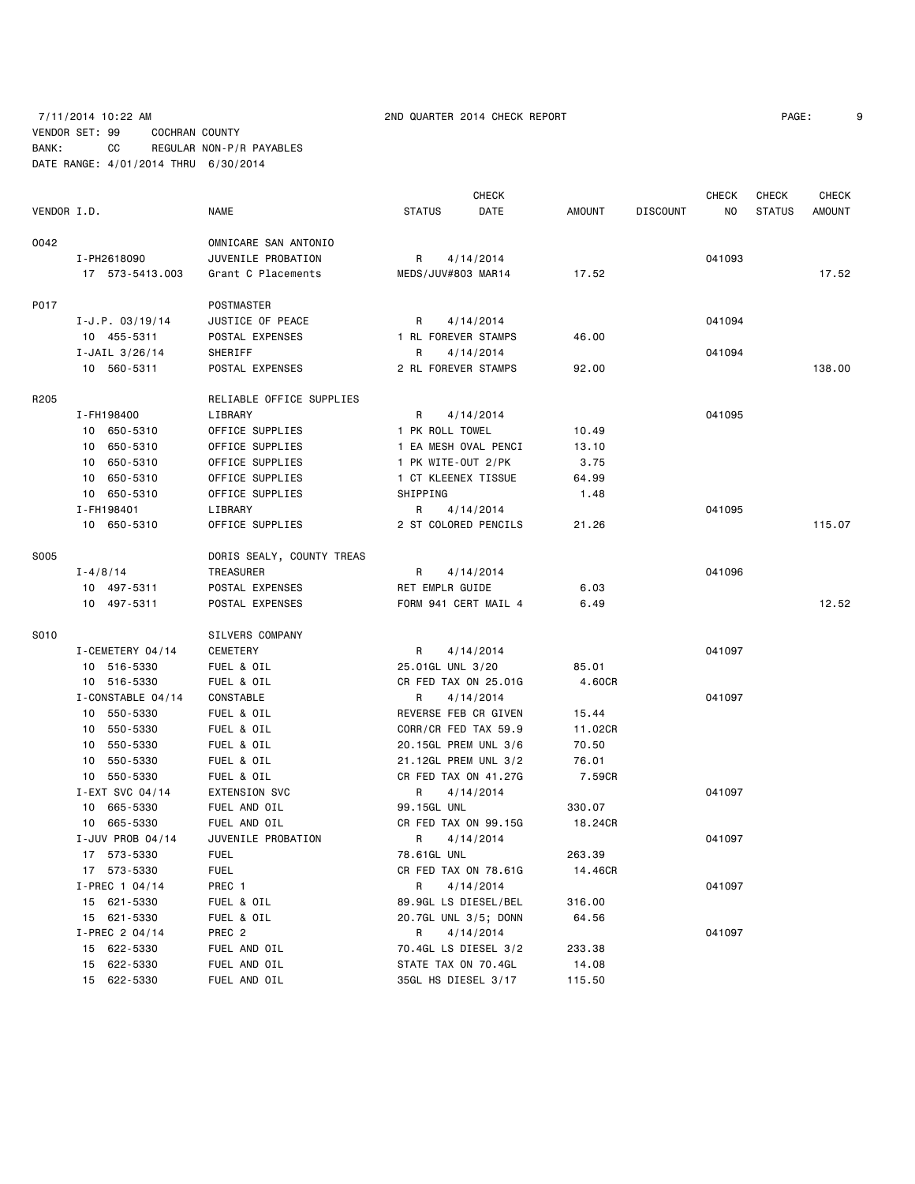7/11/2014 10:22 AM 2ND QUARTER 2014 CHECK REPORT

VENDOR SET: 99 COCHRAN COUNTY
BANK: CC REGULAR NON-P/R PAYABLES
DATE RANGE: 4/01/2014 THRU 6/30/2014

| VENDOR I.D. | NAME | STATUS | CHECK DATE | AMOUNT | DISCOUNT | CHECK NO | CHECK STATUS | CHECK AMOUNT |
|---|---|---|---|---|---|---|---|---|
| O042 | OMNICARE SAN ANTONIO | | | | | | | |
| I-PH2618090 | JUVENILE PROBATION | R | 4/14/2014 | | | 041093 | | |
| 17 573-5413.003 | Grant C Placements | MEDS/JUV#803 MAR14 | | 17.52 | | | | 17.52 |
| P017 | POSTMASTER | | | | | | | |
| I-J.P. 03/19/14 | JUSTICE OF PEACE | R | 4/14/2014 | | | 041094 | | |
| 10 455-5311 | POSTAL EXPENSES | 1 RL FOREVER STAMPS | | 46.00 | | | | |
| I-JAIL 3/26/14 | SHERIFF | R | 4/14/2014 | | | 041094 | | |
| 10 560-5311 | POSTAL EXPENSES | 2 RL FOREVER STAMPS | | 92.00 | | | | 138.00 |
| R205 | RELIABLE OFFICE SUPPLIES | | | | | | | |
| I-FH198400 | LIBRARY | R | 4/14/2014 | | | 041095 | | |
| 10 650-5310 | OFFICE SUPPLIES | 1 PK ROLL TOWEL | | 10.49 | | | | |
| 10 650-5310 | OFFICE SUPPLIES | 1 EA MESH OVAL PENCI | | 13.10 | | | | |
| 10 650-5310 | OFFICE SUPPLIES | 1 PK WITE-OUT 2/PK | | 3.75 | | | | |
| 10 650-5310 | OFFICE SUPPLIES | 1 CT KLEENEX TISSUE | | 64.99 | | | | |
| 10 650-5310 | OFFICE SUPPLIES | SHIPPING | | 1.48 | | | | |
| I-FH198401 | LIBRARY | R | 4/14/2014 | | | 041095 | | |
| 10 650-5310 | OFFICE SUPPLIES | 2 ST COLORED PENCILS | | 21.26 | | | | 115.07 |
| S005 | DORIS SEALY, COUNTY TREAS | | | | | | | |
| I-4/8/14 | TREASURER | R | 4/14/2014 | | | 041096 | | |
| 10 497-5311 | POSTAL EXPENSES | RET EMPLR GUIDE | | 6.03 | | | | |
| 10 497-5311 | POSTAL EXPENSES | FORM 941 CERT MAIL 4 | | 6.49 | | | | 12.52 |
| S010 | SILVERS COMPANY | | | | | | | |
| I-CEMETERY 04/14 | CEMETERY | R | 4/14/2014 | | | 041097 | | |
| 10 516-5330 | FUEL & OIL | 25.01GL UNL 3/20 | | 85.01 | | | | |
| 10 516-5330 | FUEL & OIL | CR FED TAX ON 25.01G | | 4.60CR | | | | |
| I-CONSTABLE 04/14 | CONSTABLE | R | 4/14/2014 | | | 041097 | | |
| 10 550-5330 | FUEL & OIL | REVERSE FEB CR GIVEN | | 15.44 | | | | |
| 10 550-5330 | FUEL & OIL | CORR/CR FED TAX 59.9 | | 11.02CR | | | | |
| 10 550-5330 | FUEL & OIL | 20.15GL PREM UNL 3/6 | | 70.50 | | | | |
| 10 550-5330 | FUEL & OIL | 21.12GL PREM UNL 3/2 | | 76.01 | | | | |
| 10 550-5330 | FUEL & OIL | CR FED TAX ON 41.27G | | 7.59CR | | | | |
| I-EXT SVC 04/14 | EXTENSION SVC | R | 4/14/2014 | | | 041097 | | |
| 10 665-5330 | FUEL AND OIL | 99.15GL UNL | | 330.07 | | | | |
| 10 665-5330 | FUEL AND OIL | CR FED TAX ON 99.15G | | 18.24CR | | | | |
| I-JUV PROB 04/14 | JUVENILE PROBATION | R | 4/14/2014 | | | 041097 | | |
| 17 573-5330 | FUEL | 78.61GL UNL | | 263.39 | | | | |
| 17 573-5330 | FUEL | CR FED TAX ON 78.61G | | 14.46CR | | | | |
| I-PREC 1 04/14 | PREC 1 | R | 4/14/2014 | | | 041097 | | |
| 15 621-5330 | FUEL & OIL | 89.9GL LS DIESEL/BEL | | 316.00 | | | | |
| 15 621-5330 | FUEL & OIL | 20.7GL UNL 3/5; DONN | | 64.56 | | | | |
| I-PREC 2 04/14 | PREC 2 | R | 4/14/2014 | | | 041097 | | |
| 15 622-5330 | FUEL AND OIL | 70.4GL LS DIESEL 3/2 | | 233.38 | | | | |
| 15 622-5330 | FUEL AND OIL | STATE TAX ON 70.4GL | | 14.08 | | | | |
| 15 622-5330 | FUEL AND OIL | 35GL HS DIESEL 3/17 | | 115.50 | | | | |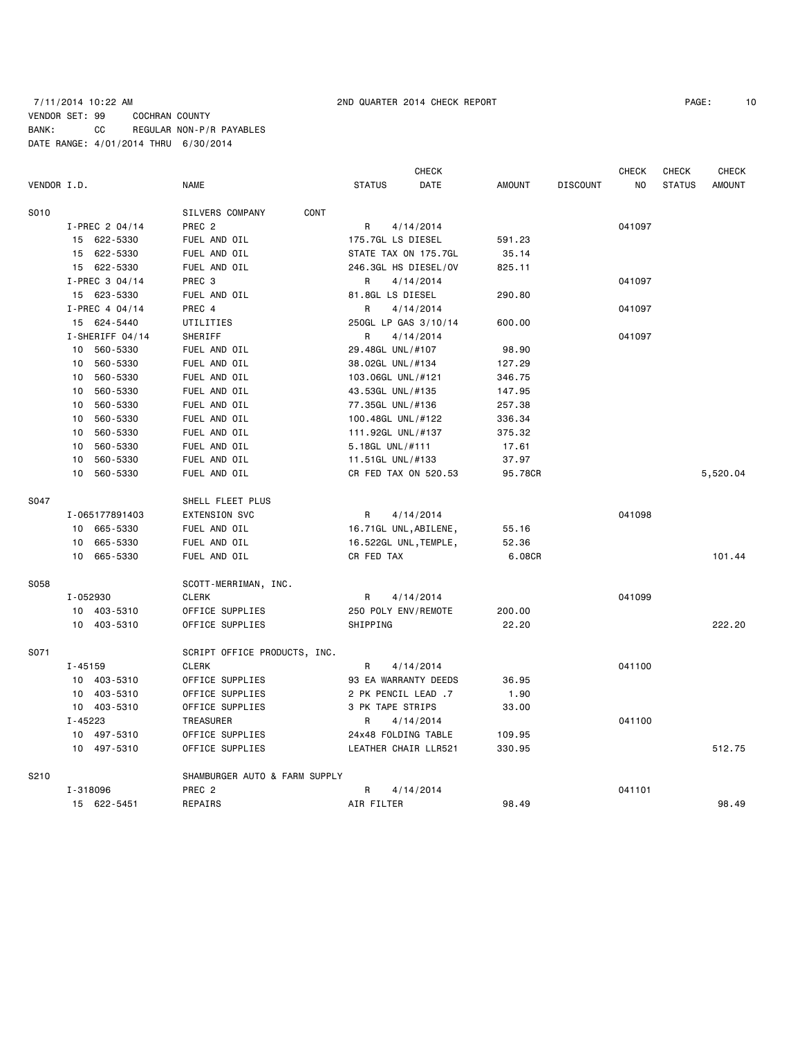7/11/2014 10:22 AM 2ND QUARTER 2014 CHECK REPORT

VENDOR SET: 99 COCHRAN COUNTY
BANK: CC REGULAR NON-P/R PAYABLES
DATE RANGE: 4/01/2014 THRU 6/30/2014

| VENDOR I.D. | NAME | STATUS | CHECK DATE | AMOUNT | DISCOUNT | CHECK NO | CHECK STATUS | CHECK AMOUNT |
|---|---|---|---|---|---|---|---|---|
| S010 | SILVERS COMPANY CONT | | | | | | | |
| I-PREC 2 04/14 | PREC 2 | R | 4/14/2014 | | | 041097 | | |
| 15 622-5330 | FUEL AND OIL | 175.7GL LS DIESEL | | 591.23 | | | | |
| 15 622-5330 | FUEL AND OIL | STATE TAX ON 175.7GL | | 35.14 | | | | |
| 15 622-5330 | FUEL AND OIL | 246.3GL HS DIESEL/OV | | 825.11 | | | | |
| I-PREC 3 04/14 | PREC 3 | R | 4/14/2014 | | | 041097 | | |
| 15 623-5330 | FUEL AND OIL | 81.8GL LS DIESEL | | 290.80 | | | | |
| I-PREC 4 04/14 | PREC 4 | R | 4/14/2014 | | | 041097 | | |
| 15 624-5440 | UTILITIES | 250GL LP GAS 3/10/14 | | 600.00 | | | | |
| I-SHERIFF 04/14 | SHERIFF | R | 4/14/2014 | | | 041097 | | |
| 10 560-5330 | FUEL AND OIL | 29.48GL UNL/#107 | | 98.90 | | | | |
| 10 560-5330 | FUEL AND OIL | 38.02GL UNL/#134 | | 127.29 | | | | |
| 10 560-5330 | FUEL AND OIL | 103.06GL UNL/#121 | | 346.75 | | | | |
| 10 560-5330 | FUEL AND OIL | 43.53GL UNL/#135 | | 147.95 | | | | |
| 10 560-5330 | FUEL AND OIL | 77.35GL UNL/#136 | | 257.38 | | | | |
| 10 560-5330 | FUEL AND OIL | 100.48GL UNL/#122 | | 336.34 | | | | |
| 10 560-5330 | FUEL AND OIL | 111.92GL UNL/#137 | | 375.32 | | | | |
| 10 560-5330 | FUEL AND OIL | 5.18GL UNL/#111 | | 17.61 | | | | |
| 10 560-5330 | FUEL AND OIL | 11.51GL UNL/#133 | | 37.97 | | | | |
| 10 560-5330 | FUEL AND OIL | CR FED TAX ON 520.53 | | 95.78CR | | | | 5,520.04 |
| S047 | SHELL FLEET PLUS | | | | | | | |
| I-065177891403 | EXTENSION SVC | R | 4/14/2014 | | | 041098 | | |
| 10 665-5330 | FUEL AND OIL | 16.71GL UNL,ABILENE, | | 55.16 | | | | |
| 10 665-5330 | FUEL AND OIL | 16.522GL UNL,TEMPLE, | | 52.36 | | | | |
| 10 665-5330 | FUEL AND OIL | CR FED TAX | | 6.08CR | | | | 101.44 |
| S058 | SCOTT-MERRIMAN, INC. | | | | | | | |
| I-052930 | CLERK | R | 4/14/2014 | | | 041099 | | |
| 10 403-5310 | OFFICE SUPPLIES | 250 POLY ENV/REMOTE | | 200.00 | | | | |
| 10 403-5310 | OFFICE SUPPLIES | SHIPPING | | 22.20 | | | | 222.20 |
| S071 | SCRIPT OFFICE PRODUCTS, INC. | | | | | | | |
| I-45159 | CLERK | R | 4/14/2014 | | | 041100 | | |
| 10 403-5310 | OFFICE SUPPLIES | 93 EA WARRANTY DEEDS | | 36.95 | | | | |
| 10 403-5310 | OFFICE SUPPLIES | 2 PK PENCIL LEAD .7 | | 1.90 | | | | |
| 10 403-5310 | OFFICE SUPPLIES | 3 PK TAPE STRIPS | | 33.00 | | | | |
| I-45223 | TREASURER | R | 4/14/2014 | | | 041100 | | |
| 10 497-5310 | OFFICE SUPPLIES | 24x48 FOLDING TABLE | | 109.95 | | | | |
| 10 497-5310 | OFFICE SUPPLIES | LEATHER CHAIR LLR521 | | 330.95 | | | | 512.75 |
| S210 | SHAMBURGER AUTO & FARM SUPPLY | | | | | | | |
| I-318096 | PREC 2 | R | 4/14/2014 | | | 041101 | | |
| 15 622-5451 | REPAIRS | AIR FILTER | | 98.49 | | | | 98.49 |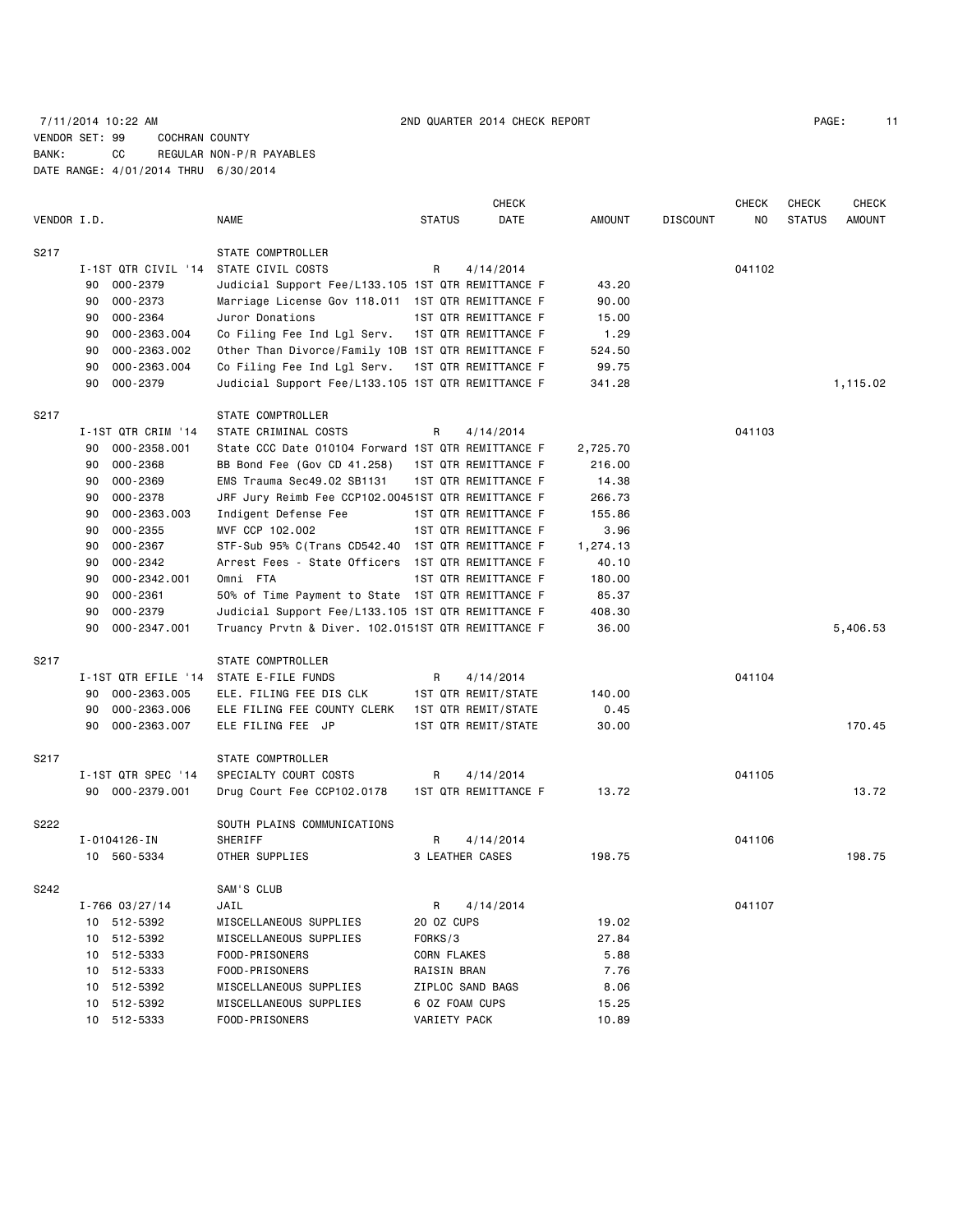7/11/2014 10:22 AM 2ND QUARTER 2014 CHECK REPORT

VENDOR SET: 99 COCHRAN COUNTY
BANK: CC REGULAR NON-P/R PAYABLES
DATE RANGE: 4/01/2014 THRU 6/30/2014

| VENDOR I.D. | | NAME | STATUS | CHECK DATE | AMOUNT | DISCOUNT | CHECK NO | CHECK STATUS | CHECK AMOUNT |
|---|---|---|---|---|---|---|---|---|---|
| S217 | | STATE COMPTROLLER | | | | | | | |
| | I-1ST QTR CIVIL '14 | STATE CIVIL COSTS | R | 4/14/2014 | | | 041102 | | |
| | 90 000-2379 | Judicial Support Fee/L133.105 | 1ST QTR REMITTANCE F | | 43.20 | | | | |
| | 90 000-2373 | Marriage License Gov 118.011 | 1ST QTR REMITTANCE F | | 90.00 | | | | |
| | 90 000-2364 | Juror Donations | 1ST QTR REMITTANCE F | | 15.00 | | | | |
| | 90 000-2363.004 | Co Filing Fee Ind Lgl Serv. | 1ST QTR REMITTANCE F | | 1.29 | | | | |
| | 90 000-2363.002 | Other Than Divorce/Family 10B | 1ST QTR REMITTANCE F | | 524.50 | | | | |
| | 90 000-2363.004 | Co Filing Fee Ind Lgl Serv. | 1ST QTR REMITTANCE F | | 99.75 | | | | |
| | 90 000-2379 | Judicial Support Fee/L133.105 | 1ST QTR REMITTANCE F | | 341.28 | | | | 1,115.02 |
| S217 | | STATE COMPTROLLER | | | | | | | |
| | I-1ST QTR CRIM '14 | STATE CRIMINAL COSTS | R | 4/14/2014 | | | 041103 | | |
| | 90 000-2358.001 | State CCC Date 010104 Forward | 1ST QTR REMITTANCE F | | 2,725.70 | | | | |
| | 90 000-2368 | BB Bond Fee (Gov CD 41.258) | 1ST QTR REMITTANCE F | | 216.00 | | | | |
| | 90 000-2369 | EMS Trauma Sec49.02 SB1131 | 1ST QTR REMITTANCE F | | 14.38 | | | | |
| | 90 000-2378 | JRF Jury Reimb Fee CCP102.0045 | 1ST QTR REMITTANCE F | | 266.73 | | | | |
| | 90 000-2363.003 | Indigent Defense Fee | 1ST QTR REMITTANCE F | | 155.86 | | | | |
| | 90 000-2355 | MVF CCP 102.002 | 1ST QTR REMITTANCE F | | 3.96 | | | | |
| | 90 000-2367 | STF-Sub 95% C(Trans CD542.40 | 1ST QTR REMITTANCE F | | 1,274.13 | | | | |
| | 90 000-2342 | Arrest Fees - State Officers | 1ST QTR REMITTANCE F | | 40.10 | | | | |
| | 90 000-2342.001 | Omni FTA | 1ST QTR REMITTANCE F | | 180.00 | | | | |
| | 90 000-2361 | 50% of Time Payment to State | 1ST QTR REMITTANCE F | | 85.37 | | | | |
| | 90 000-2379 | Judicial Support Fee/L133.105 | 1ST QTR REMITTANCE F | | 408.30 | | | | |
| | 90 000-2347.001 | Truancy Prvtn & Diver. 102.015 | 1ST QTR REMITTANCE F | | 36.00 | | | | 5,406.53 |
| S217 | | STATE COMPTROLLER | | | | | | | |
| | I-1ST QTR EFILE '14 | STATE E-FILE FUNDS | R | 4/14/2014 | | | 041104 | | |
| | 90 000-2363.005 | ELE. FILING FEE DIS CLK | 1ST QTR REMIT/STATE | | 140.00 | | | | |
| | 90 000-2363.006 | ELE FILING FEE COUNTY CLERK | 1ST QTR REMIT/STATE | | 0.45 | | | | |
| | 90 000-2363.007 | ELE FILING FEE JP | 1ST QTR REMIT/STATE | | 30.00 | | | | 170.45 |
| S217 | | STATE COMPTROLLER | | | | | | | |
| | I-1ST QTR SPEC '14 | SPECIALTY COURT COSTS | R | 4/14/2014 | | | 041105 | | |
| | 90 000-2379.001 | Drug Court Fee CCP102.0178 | 1ST QTR REMITTANCE F | | 13.72 | | | | 13.72 |
| S222 | | SOUTH PLAINS COMMUNICATIONS | | | | | | | |
| | I-0104126-IN | SHERIFF | R | 4/14/2014 | | | 041106 | | |
| | 10 560-5334 | OTHER SUPPLIES | 3 LEATHER CASES | | 198.75 | | | | 198.75 |
| S242 | | SAM'S CLUB | | | | | | | |
| | I-766 03/27/14 | JAIL | R | 4/14/2014 | | | 041107 | | |
| | 10 512-5392 | MISCELLANEOUS SUPPLIES | 20 OZ CUPS | | 19.02 | | | | |
| | 10 512-5392 | MISCELLANEOUS SUPPLIES | FORKS/3 | | 27.84 | | | | |
| | 10 512-5333 | FOOD-PRISONERS | CORN FLAKES | | 5.88 | | | | |
| | 10 512-5333 | FOOD-PRISONERS | RAISIN BRAN | | 7.76 | | | | |
| | 10 512-5392 | MISCELLANEOUS SUPPLIES | ZIPLOC SAND BAGS | | 8.06 | | | | |
| | 10 512-5392 | MISCELLANEOUS SUPPLIES | 6 OZ FOAM CUPS | | 15.25 | | | | |
| | 10 512-5333 | FOOD-PRISONERS | VARIETY PACK | | 10.89 | | | | |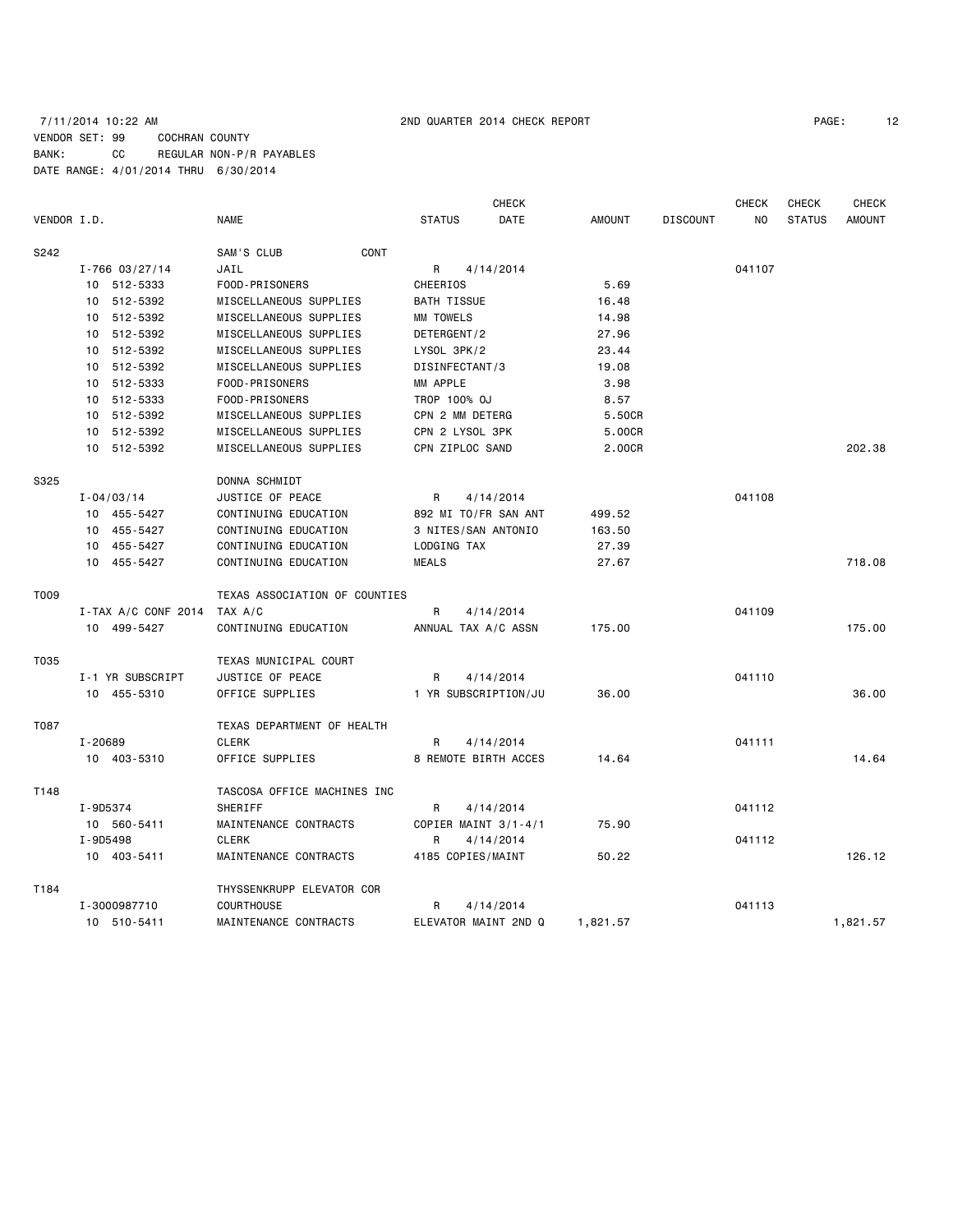7/11/2014 10:22 AM 2ND QUARTER 2014 CHECK REPORT

VENDOR SET: 99 COCHRAN COUNTY
BANK: CC REGULAR NON-P/R PAYABLES
DATE RANGE: 4/01/2014 THRU 6/30/2014

| VENDOR I.D. | NAME | STATUS | CHECK DATE | AMOUNT | DISCOUNT | CHECK NO | CHECK STATUS | CHECK AMOUNT |
|---|---|---|---|---|---|---|---|---|
| S242 | SAM'S CLUB CONT | | | | | | | |
| I-766 03/27/14 | JAIL | R | 4/14/2014 | | | 041107 | | |
| 10 512-5333 | FOOD-PRISONERS | CHEERIOS | | 5.69 | | | | |
| 10 512-5392 | MISCELLANEOUS SUPPLIES | BATH TISSUE | | 16.48 | | | | |
| 10 512-5392 | MISCELLANEOUS SUPPLIES | MM TOWELS | | 14.98 | | | | |
| 10 512-5392 | MISCELLANEOUS SUPPLIES | DETERGENT/2 | | 27.96 | | | | |
| 10 512-5392 | MISCELLANEOUS SUPPLIES | LYSOL 3PK/2 | | 23.44 | | | | |
| 10 512-5392 | MISCELLANEOUS SUPPLIES | DISINFECTANT/3 | | 19.08 | | | | |
| 10 512-5333 | FOOD-PRISONERS | MM APPLE | | 3.98 | | | | |
| 10 512-5333 | FOOD-PRISONERS | TROP 100% OJ | | 8.57 | | | | |
| 10 512-5392 | MISCELLANEOUS SUPPLIES | CPN 2 MM DETERG | | 5.50CR | | | | |
| 10 512-5392 | MISCELLANEOUS SUPPLIES | CPN 2 LYSOL 3PK | | 5.00CR | | | | |
| 10 512-5392 | MISCELLANEOUS SUPPLIES | CPN ZIPLOC SAND | | 2.00CR | | | | 202.38 |
| S325 | DONNA SCHMIDT | | | | | | | |
| I-04/03/14 | JUSTICE OF PEACE | R | 4/14/2014 | | | 041108 | | |
| 10 455-5427 | CONTINUING EDUCATION | 892 MI TO/FR SAN ANT | | 499.52 | | | | |
| 10 455-5427 | CONTINUING EDUCATION | 3 NITES/SAN ANTONIO | | 163.50 | | | | |
| 10 455-5427 | CONTINUING EDUCATION | LODGING TAX | | 27.39 | | | | |
| 10 455-5427 | CONTINUING EDUCATION | MEALS | | 27.67 | | | | 718.08 |
| T009 | TEXAS ASSOCIATION OF COUNTIES | | | | | | | |
| I-TAX A/C CONF 2014 | TAX A/C | R | 4/14/2014 | | | 041109 | | |
| 10 499-5427 | CONTINUING EDUCATION | ANNUAL TAX A/C ASSN | | 175.00 | | | | 175.00 |
| T035 | TEXAS MUNICIPAL COURT | | | | | | | |
| I-1 YR SUBSCRIPT | JUSTICE OF PEACE | R | 4/14/2014 | | | 041110 | | |
| 10 455-5310 | OFFICE SUPPLIES | 1 YR SUBSCRIPTION/JU | | 36.00 | | | | 36.00 |
| T087 | TEXAS DEPARTMENT OF HEALTH | | | | | | | |
| I-20689 | CLERK | R | 4/14/2014 | | | 041111 | | |
| 10 403-5310 | OFFICE SUPPLIES | 8 REMOTE BIRTH ACCES | | 14.64 | | | | 14.64 |
| T148 | TASCOSA OFFICE MACHINES INC | | | | | | | |
| I-9D5374 | SHERIFF | R | 4/14/2014 | | | 041112 | | |
| 10 560-5411 | MAINTENANCE CONTRACTS | COPIER MAINT 3/1-4/1 | | 75.90 | | | | |
| I-9D5498 | CLERK | R | 4/14/2014 | | | 041112 | | |
| 10 403-5411 | MAINTENANCE CONTRACTS | 4185 COPIES/MAINT | | 50.22 | | | | 126.12 |
| T184 | THYSSENKRUPP ELEVATOR COR | | | | | | | |
| I-3000987710 | COURTHOUSE | R | 4/14/2014 | | | 041113 | | |
| 10 510-5411 | MAINTENANCE CONTRACTS | ELEVATOR MAINT 2ND Q | | 1,821.57 | | | | 1,821.57 |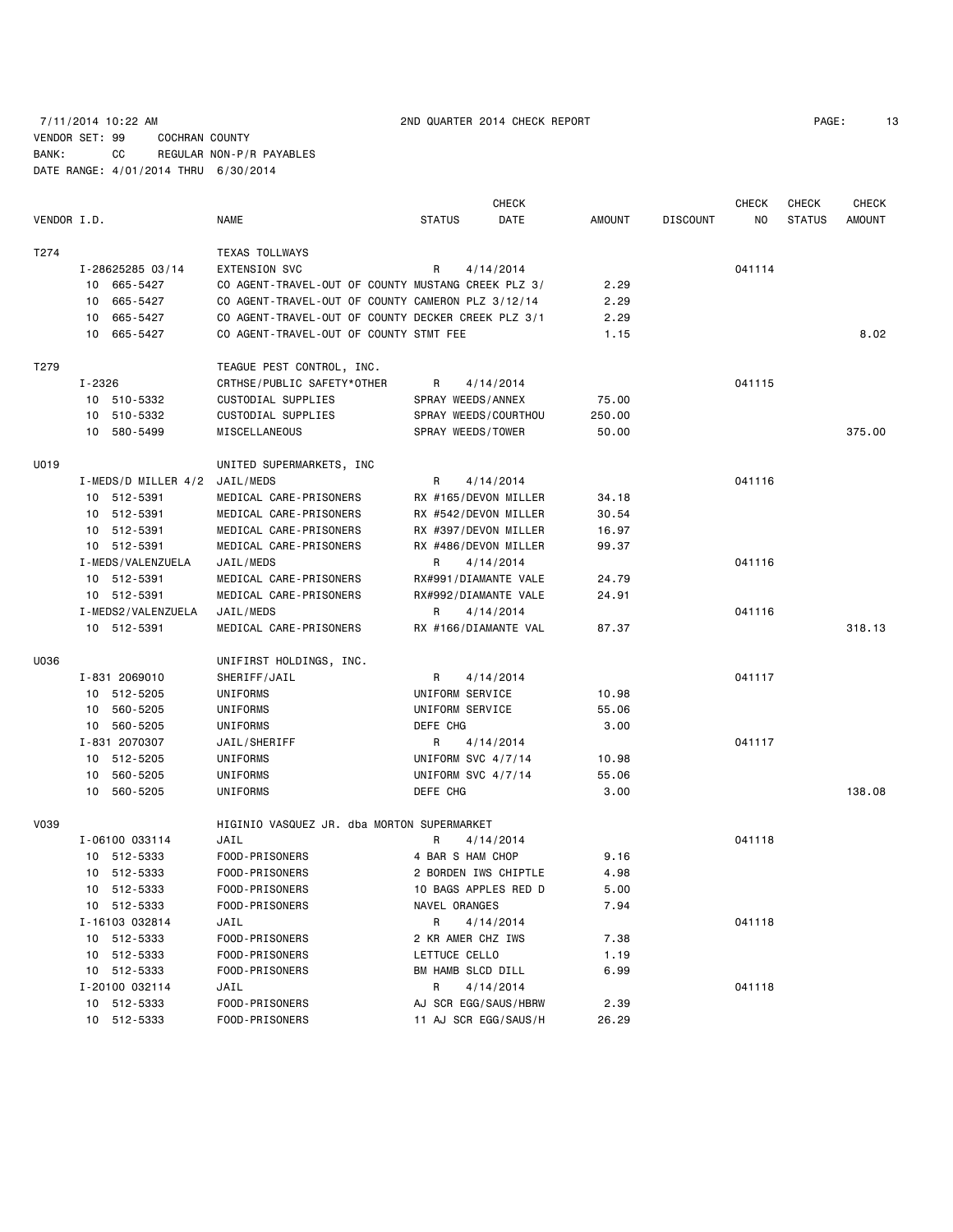7/11/2014 10:22 AM 2ND QUARTER 2014 CHECK REPORT

VENDOR SET: 99 COCHRAN COUNTY
BANK: CC REGULAR NON-P/R PAYABLES
DATE RANGE: 4/01/2014 THRU 6/30/2014

| VENDOR I.D. | NAME | STATUS | CHECK DATE | AMOUNT | DISCOUNT | CHECK NO | CHECK STATUS | CHECK AMOUNT |
|---|---|---|---|---|---|---|---|---|
| T274 | TEXAS TOLLWAYS | | | | | | | |
| I-28625285 03/14 | EXTENSION SVC | R | 4/14/2014 | | | 041114 | | |
| 10 665-5427 | CO AGENT-TRAVEL-OUT OF COUNTY MUSTANG CREEK PLZ 3/ | | | 2.29 | | | | |
| 10 665-5427 | CO AGENT-TRAVEL-OUT OF COUNTY CAMERON PLZ 3/12/14 | | | 2.29 | | | | |
| 10 665-5427 | CO AGENT-TRAVEL-OUT OF COUNTY DECKER CREEK PLZ 3/1 | | | 2.29 | | | | |
| 10 665-5427 | CO AGENT-TRAVEL-OUT OF COUNTY STMT FEE | | | 1.15 | | | | 8.02 |
| T279 | TEAGUE PEST CONTROL, INC. | | | | | | | |
| I-2326 | CRTHSE/PUBLIC SAFETY*OTHER | R | 4/14/2014 | | | 041115 | | |
| 10 510-5332 | CUSTODIAL SUPPLIES | SPRAY WEEDS/ANNEX | | 75.00 | | | | |
| 10 510-5332 | CUSTODIAL SUPPLIES | SPRAY WEEDS/COURTHOU | | 250.00 | | | | |
| 10 580-5499 | MISCELLANEOUS | SPRAY WEEDS/TOWER | | 50.00 | | | | 375.00 |
| U019 | UNITED SUPERMARKETS, INC | | | | | | | |
| I-MEDS/D MILLER 4/2 | JAIL/MEDS | R | 4/14/2014 | | | 041116 | | |
| 10 512-5391 | MEDICAL CARE-PRISONERS | RX #165/DEVON MILLER | | 34.18 | | | | |
| 10 512-5391 | MEDICAL CARE-PRISONERS | RX #542/DEVON MILLER | | 30.54 | | | | |
| 10 512-5391 | MEDICAL CARE-PRISONERS | RX #397/DEVON MILLER | | 16.97 | | | | |
| 10 512-5391 | MEDICAL CARE-PRISONERS | RX #486/DEVON MILLER | | 99.37 | | | | |
| I-MEDS/VALENZUELA | JAIL/MEDS | R | 4/14/2014 | | | 041116 | | |
| 10 512-5391 | MEDICAL CARE-PRISONERS | RX#991/DIAMANTE VALE | | 24.79 | | | | |
| 10 512-5391 | MEDICAL CARE-PRISONERS | RX#992/DIAMANTE VALE | | 24.91 | | | | |
| I-MEDS2/VALENZUELA | JAIL/MEDS | R | 4/14/2014 | | | 041116 | | |
| 10 512-5391 | MEDICAL CARE-PRISONERS | RX #166/DIAMANTE VAL | | 87.37 | | | | 318.13 |
| U036 | UNIFIRST HOLDINGS, INC. | | | | | | | |
| I-831 2069010 | SHERIFF/JAIL | R | 4/14/2014 | | | 041117 | | |
| 10 512-5205 | UNIFORMS | UNIFORM SERVICE | | 10.98 | | | | |
| 10 560-5205 | UNIFORMS | UNIFORM SERVICE | | 55.06 | | | | |
| 10 560-5205 | UNIFORMS | DEFE CHG | | 3.00 | | | | |
| I-831 2070307 | JAIL/SHERIFF | R | 4/14/2014 | | | 041117 | | |
| 10 512-5205 | UNIFORMS | UNIFORM SVC 4/7/14 | | 10.98 | | | | |
| 10 560-5205 | UNIFORMS | UNIFORM SVC 4/7/14 | | 55.06 | | | | |
| 10 560-5205 | UNIFORMS | DEFE CHG | | 3.00 | | | | 138.08 |
| V039 | HIGINIO VASQUEZ JR. dba MORTON SUPERMARKET | | | | | | | |
| I-06100 033114 | JAIL | R | 4/14/2014 | | | 041118 | | |
| 10 512-5333 | FOOD-PRISONERS | 4 BAR S HAM CHOP | | 9.16 | | | | |
| 10 512-5333 | FOOD-PRISONERS | 2 BORDEN IWS CHIPTLE | | 4.98 | | | | |
| 10 512-5333 | FOOD-PRISONERS | 10 BAGS APPLES RED D | | 5.00 | | | | |
| 10 512-5333 | FOOD-PRISONERS | NAVEL ORANGES | | 7.94 | | | | |
| I-16103 032814 | JAIL | R | 4/14/2014 | | | 041118 | | |
| 10 512-5333 | FOOD-PRISONERS | 2 KR AMER CHZ IWS | | 7.38 | | | | |
| 10 512-5333 | FOOD-PRISONERS | LETTUCE CELLO | | 1.19 | | | | |
| 10 512-5333 | FOOD-PRISONERS | BM HAMB SLCD DILL | | 6.99 | | | | |
| I-20100 032114 | JAIL | R | 4/14/2014 | | | 041118 | | |
| 10 512-5333 | FOOD-PRISONERS | AJ SCR EGG/SAUS/HBRW | | 2.39 | | | | |
| 10 512-5333 | FOOD-PRISONERS | 11 AJ SCR EGG/SAUS/H | | 26.29 | | | | |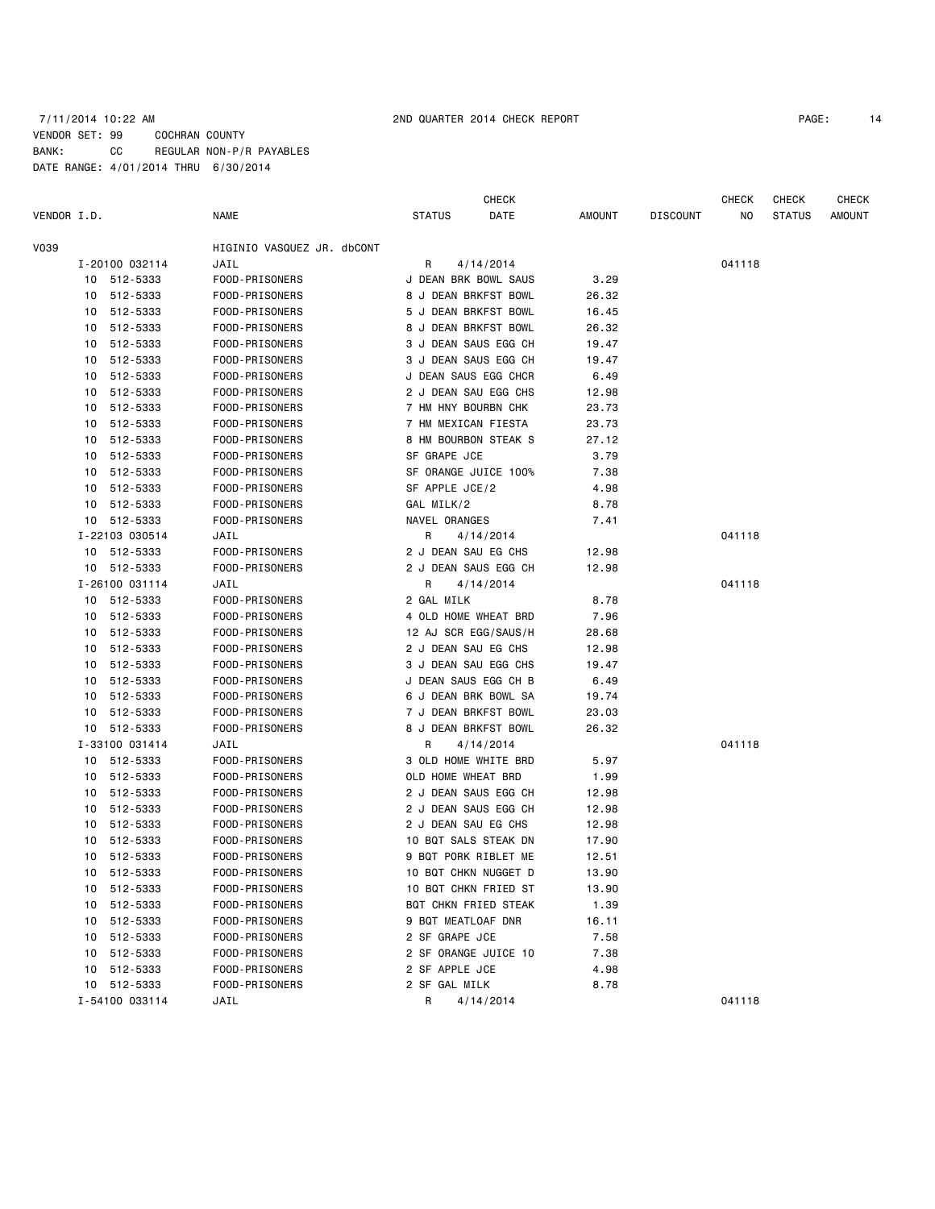7/11/2014 10:22 AM 2ND QUARTER 2014 CHECK REPORT

VENDOR SET: 99 COCHRAN COUNTY
BANK: CC REGULAR NON-P/R PAYABLES
DATE RANGE: 4/01/2014 THRU 6/30/2014

| VENDOR I.D. | NAME | STATUS | CHECK DATE | AMOUNT | DISCOUNT | CHECK NO | CHECK STATUS | CHECK AMOUNT |
|---|---|---|---|---|---|---|---|---|
| V039 | HIGINIO VASQUEZ JR. dbCONT | | | | | | | |
| I-20100 032114 | JAIL | R | 4/14/2014 | | | 041118 | | |
| 10 512-5333 | FOOD-PRISONERS | J DEAN BRK BOWL SAUS | | 3.29 | | | | |
| 10 512-5333 | FOOD-PRISONERS | 8 J DEAN BRKFST BOWL | | 26.32 | | | | |
| 10 512-5333 | FOOD-PRISONERS | 5 J DEAN BRKFST BOWL | | 16.45 | | | | |
| 10 512-5333 | FOOD-PRISONERS | 8 J DEAN BRKFST BOWL | | 26.32 | | | | |
| 10 512-5333 | FOOD-PRISONERS | 3 J DEAN SAUS EGG CH | | 19.47 | | | | |
| 10 512-5333 | FOOD-PRISONERS | 3 J DEAN SAUS EGG CH | | 19.47 | | | | |
| 10 512-5333 | FOOD-PRISONERS | J DEAN SAUS EGG CHCR | | 6.49 | | | | |
| 10 512-5333 | FOOD-PRISONERS | 2 J DEAN SAU EGG CHS | | 12.98 | | | | |
| 10 512-5333 | FOOD-PRISONERS | 7 HM HNY BOURBN CHK | | 23.73 | | | | |
| 10 512-5333 | FOOD-PRISONERS | 7 HM MEXICAN FIESTA | | 23.73 | | | | |
| 10 512-5333 | FOOD-PRISONERS | 8 HM BOURBON STEAK S | | 27.12 | | | | |
| 10 512-5333 | FOOD-PRISONERS | SF GRAPE JCE | | 3.79 | | | | |
| 10 512-5333 | FOOD-PRISONERS | SF ORANGE JUICE 100% | | 7.38 | | | | |
| 10 512-5333 | FOOD-PRISONERS | SF APPLE JCE/2 | | 4.98 | | | | |
| 10 512-5333 | FOOD-PRISONERS | GAL MILK/2 | | 8.78 | | | | |
| 10 512-5333 | FOOD-PRISONERS | NAVEL ORANGES | | 7.41 | | | | |
| I-22103 030514 | JAIL | R | 4/14/2014 | | | 041118 | | |
| 10 512-5333 | FOOD-PRISONERS | 2 J DEAN SAU EG CHS | | 12.98 | | | | |
| 10 512-5333 | FOOD-PRISONERS | 2 J DEAN SAUS EGG CH | | 12.98 | | | | |
| I-26100 031114 | JAIL | R | 4/14/2014 | | | 041118 | | |
| 10 512-5333 | FOOD-PRISONERS | 2 GAL MILK | | 8.78 | | | | |
| 10 512-5333 | FOOD-PRISONERS | 4 OLD HOME WHEAT BRD | | 7.96 | | | | |
| 10 512-5333 | FOOD-PRISONERS | 12 AJ SCR EGG/SAUS/H | | 28.68 | | | | |
| 10 512-5333 | FOOD-PRISONERS | 2 J DEAN SAU EG CHS | | 12.98 | | | | |
| 10 512-5333 | FOOD-PRISONERS | 3 J DEAN SAU EGG CHS | | 19.47 | | | | |
| 10 512-5333 | FOOD-PRISONERS | J DEAN SAUS EGG CH B | | 6.49 | | | | |
| 10 512-5333 | FOOD-PRISONERS | 6 J DEAN BRK BOWL SA | | 19.74 | | | | |
| 10 512-5333 | FOOD-PRISONERS | 7 J DEAN BRKFST BOWL | | 23.03 | | | | |
| 10 512-5333 | FOOD-PRISONERS | 8 J DEAN BRKFST BOWL | | 26.32 | | | | |
| I-33100 031414 | JAIL | R | 4/14/2014 | | | 041118 | | |
| 10 512-5333 | FOOD-PRISONERS | 3 OLD HOME WHITE BRD | | 5.97 | | | | |
| 10 512-5333 | FOOD-PRISONERS | OLD HOME WHEAT BRD | | 1.99 | | | | |
| 10 512-5333 | FOOD-PRISONERS | 2 J DEAN SAUS EGG CH | | 12.98 | | | | |
| 10 512-5333 | FOOD-PRISONERS | 2 J DEAN SAUS EGG CH | | 12.98 | | | | |
| 10 512-5333 | FOOD-PRISONERS | 2 J DEAN SAU EG CHS | | 12.98 | | | | |
| 10 512-5333 | FOOD-PRISONERS | 10 BQT SALS STEAK DN | | 17.90 | | | | |
| 10 512-5333 | FOOD-PRISONERS | 9 BQT PORK RIBLET ME | | 12.51 | | | | |
| 10 512-5333 | FOOD-PRISONERS | 10 BQT CHKN NUGGET D | | 13.90 | | | | |
| 10 512-5333 | FOOD-PRISONERS | 10 BQT CHKN FRIED ST | | 13.90 | | | | |
| 10 512-5333 | FOOD-PRISONERS | BQT CHKN FRIED STEAK | | 1.39 | | | | |
| 10 512-5333 | FOOD-PRISONERS | 9 BQT MEATLOAF DNR | | 16.11 | | | | |
| 10 512-5333 | FOOD-PRISONERS | 2 SF GRAPE JCE | | 7.58 | | | | |
| 10 512-5333 | FOOD-PRISONERS | 2 SF ORANGE JUICE 10 | | 7.38 | | | | |
| 10 512-5333 | FOOD-PRISONERS | 2 SF APPLE JCE | | 4.98 | | | | |
| 10 512-5333 | FOOD-PRISONERS | 2 SF GAL MILK | | 8.78 | | | | |
| I-54100 033114 | JAIL | R | 4/14/2014 | | | 041118 | | |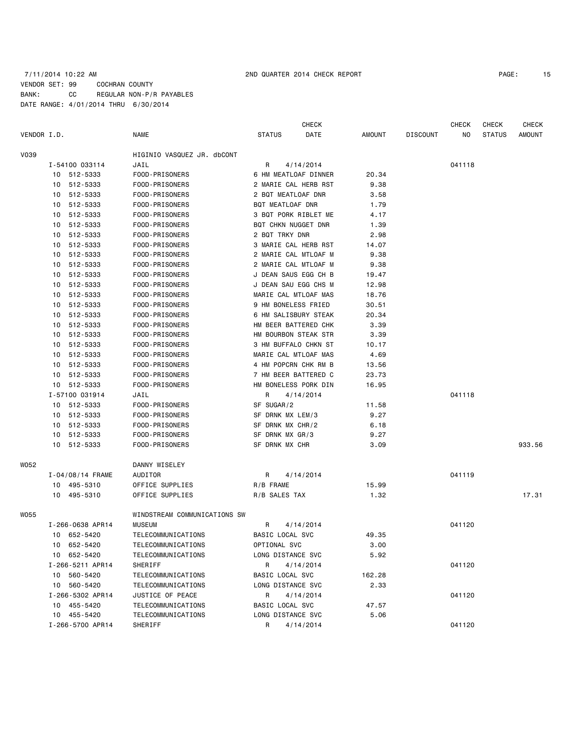7/11/2014 10:22 AM 2ND QUARTER 2014 CHECK REPORT

VENDOR SET: 99 COCHRAN COUNTY
BANK: CC REGULAR NON-P/R PAYABLES
DATE RANGE: 4/01/2014 THRU 6/30/2014

| VENDOR I.D. | NAME | STATUS | CHECK DATE | AMOUNT | DISCOUNT | CHECK NO | CHECK STATUS | CHECK AMOUNT |
|---|---|---|---|---|---|---|---|---|
| V039 | HIGINIO VASQUEZ JR. dbCONT | | | | | | | |
| I-54100 033114 | JAIL | R | 4/14/2014 | | | 041118 | | |
| 10 512-5333 | FOOD-PRISONERS | 6 HM MEATLOAF DINNER | | 20.34 | | | | |
| 10 512-5333 | FOOD-PRISONERS | 2 MARIE CAL HERB RST | | 9.38 | | | | |
| 10 512-5333 | FOOD-PRISONERS | 2 BQT MEATLOAF DNR | | 3.58 | | | | |
| 10 512-5333 | FOOD-PRISONERS | BQT MEATLOAF DNR | | 1.79 | | | | |
| 10 512-5333 | FOOD-PRISONERS | 3 BQT PORK RIBLET ME | | 4.17 | | | | |
| 10 512-5333 | FOOD-PRISONERS | BQT CHKN NUGGET DNR | | 1.39 | | | | |
| 10 512-5333 | FOOD-PRISONERS | 2 BQT TRKY DNR | | 2.98 | | | | |
| 10 512-5333 | FOOD-PRISONERS | 3 MARIE CAL HERB RST | | 14.07 | | | | |
| 10 512-5333 | FOOD-PRISONERS | 2 MARIE CAL MTLOAF M | | 9.38 | | | | |
| 10 512-5333 | FOOD-PRISONERS | 2 MARIE CAL MTLOAF M | | 9.38 | | | | |
| 10 512-5333 | FOOD-PRISONERS | J DEAN SAUS EGG CH B | | 19.47 | | | | |
| 10 512-5333 | FOOD-PRISONERS | J DEAN SAU EGG CHS M | | 12.98 | | | | |
| 10 512-5333 | FOOD-PRISONERS | MARIE CAL MTLOAF MAS | | 18.76 | | | | |
| 10 512-5333 | FOOD-PRISONERS | 9 HM BONELESS FRIED | | 30.51 | | | | |
| 10 512-5333 | FOOD-PRISONERS | 6 HM SALISBURY STEAK | | 20.34 | | | | |
| 10 512-5333 | FOOD-PRISONERS | HM BEER BATTERED CHK | | 3.39 | | | | |
| 10 512-5333 | FOOD-PRISONERS | HM BOURBON STEAK STR | | 3.39 | | | | |
| 10 512-5333 | FOOD-PRISONERS | 3 HM BUFFALO CHKN ST | | 10.17 | | | | |
| 10 512-5333 | FOOD-PRISONERS | MARIE CAL MTLOAF MAS | | 4.69 | | | | |
| 10 512-5333 | FOOD-PRISONERS | 4 HM POPCRN CHK RM B | | 13.56 | | | | |
| 10 512-5333 | FOOD-PRISONERS | 7 HM BEER BATTERED C | | 23.73 | | | | |
| 10 512-5333 | FOOD-PRISONERS | HM BONELESS PORK DIN | | 16.95 | | | | |
| I-57100 031914 | JAIL | R | 4/14/2014 | | | 041118 | | |
| 10 512-5333 | FOOD-PRISONERS | SF SUGAR/2 | | 11.58 | | | | |
| 10 512-5333 | FOOD-PRISONERS | SF DRNK MX LEM/3 | | 9.27 | | | | |
| 10 512-5333 | FOOD-PRISONERS | SF DRNK MX CHR/2 | | 6.18 | | | | |
| 10 512-5333 | FOOD-PRISONERS | SF DRNK MX GR/3 | | 9.27 | | | | |
| 10 512-5333 | FOOD-PRISONERS | SF DRNK MX CHR | | 3.09 | | | | 933.56 |
| W052 | DANNY WISELEY | | | | | | | |
| I-04/08/14 FRAME | AUDITOR | R | 4/14/2014 | | | 041119 | | |
| 10 495-5310 | OFFICE SUPPLIES | R/B FRAME | | 15.99 | | | | |
| 10 495-5310 | OFFICE SUPPLIES | R/B SALES TAX | | 1.32 | | | | 17.31 |
| W055 | WINDSTREAM COMMUNICATIONS SW | | | | | | | |
| I-266-0638 APR14 | MUSEUM | R | 4/14/2014 | | | 041120 | | |
| 10 652-5420 | TELECOMMUNICATIONS | BASIC LOCAL SVC | | 49.35 | | | | |
| 10 652-5420 | TELECOMMUNICATIONS | OPTIONAL SVC | | 3.00 | | | | |
| 10 652-5420 | TELECOMMUNICATIONS | LONG DISTANCE SVC | | 5.92 | | | | |
| I-266-5211 APR14 | SHERIFF | R | 4/14/2014 | | | 041120 | | |
| 10 560-5420 | TELECOMMUNICATIONS | BASIC LOCAL SVC | | 162.28 | | | | |
| 10 560-5420 | TELECOMMUNICATIONS | LONG DISTANCE SVC | | 2.33 | | | | |
| I-266-5302 APR14 | JUSTICE OF PEACE | R | 4/14/2014 | | | 041120 | | |
| 10 455-5420 | TELECOMMUNICATIONS | BASIC LOCAL SVC | | 47.57 | | | | |
| 10 455-5420 | TELECOMMUNICATIONS | LONG DISTANCE SVC | | 5.06 | | | | |
| I-266-5700 APR14 | SHERIFF | R | 4/14/2014 | | | 041120 | | |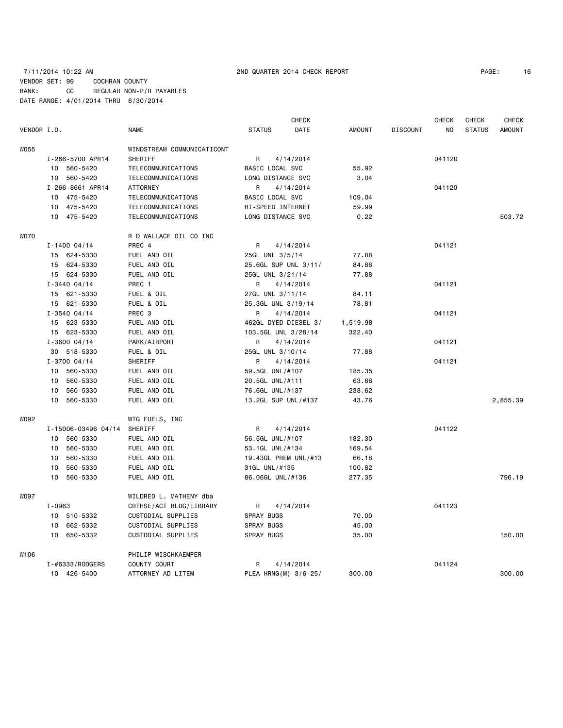7/11/2014 10:22 AM 2ND QUARTER 2014 CHECK REPORT

VENDOR SET: 99 COCHRAN COUNTY
BANK: CC REGULAR NON-P/R PAYABLES
DATE RANGE: 4/01/2014 THRU 6/30/2014

| VENDOR I.D. | NAME | STATUS | CHECK DATE | AMOUNT | DISCOUNT | CHECK NO | CHECK STATUS | CHECK AMOUNT |
|---|---|---|---|---|---|---|---|---|
| W055 | WINDSTREAM COMMUNICATICONT | | | | | | | |
| I-266-5700 APR14 | SHERIFF | R | 4/14/2014 | | | 041120 | | |
| 10 560-5420 | TELECOMMUNICATIONS | BASIC LOCAL SVC | | 55.92 | | | | |
| 10 560-5420 | TELECOMMUNICATIONS | LONG DISTANCE SVC | | 3.04 | | | | |
| I-266-8661 APR14 | ATTORNEY | R | 4/14/2014 | | | 041120 | | |
| 10 475-5420 | TELECOMMUNICATIONS | BASIC LOCAL SVC | | 109.04 | | | | |
| 10 475-5420 | TELECOMMUNICATIONS | HI-SPEED INTERNET | | 59.99 | | | | |
| 10 475-5420 | TELECOMMUNICATIONS | LONG DISTANCE SVC | | 0.22 | | | | 503.72 |
| W070 | R D WALLACE OIL CO INC | | | | | | | |
| I-1400 04/14 | PREC 4 | R | 4/14/2014 | | | 041121 | | |
| 15 624-5330 | FUEL AND OIL | 25GL UNL 3/5/14 | | 77.88 | | | | |
| 15 624-5330 | FUEL AND OIL | 25.6GL SUP UNL 3/11/ | | 84.86 | | | | |
| 15 624-5330 | FUEL AND OIL | 25GL UNL 3/21/14 | | 77.88 | | | | |
| I-3440 04/14 | PREC 1 | R | 4/14/2014 | | | 041121 | | |
| 15 621-5330 | FUEL & OIL | 27GL UNL 3/11/14 | | 84.11 | | | | |
| 15 621-5330 | FUEL & OIL | 25.3GL UNL 3/19/14 | | 78.81 | | | | |
| I-3540 04/14 | PREC 3 | R | 4/14/2014 | | | 041121 | | |
| 15 623-5330 | FUEL AND OIL | 462GL DYED DIESEL 3/ | | 1,519.98 | | | | |
| 15 623-5330 | FUEL AND OIL | 103.5GL UNL 3/28/14 | | 322.40 | | | | |
| I-3600 04/14 | PARK/AIRPORT | R | 4/14/2014 | | | 041121 | | |
| 30 518-5330 | FUEL & OIL | 25GL UNL 3/10/14 | | 77.88 | | | | |
| I-3700 04/14 | SHERIFF | R | 4/14/2014 | | | 041121 | | |
| 10 560-5330 | FUEL AND OIL | 59.5GL UNL/#107 | | 185.35 | | | | |
| 10 560-5330 | FUEL AND OIL | 20.5GL UNL/#111 | | 63.86 | | | | |
| 10 560-5330 | FUEL AND OIL | 76.6GL UNL/#137 | | 238.62 | | | | |
| 10 560-5330 | FUEL AND OIL | 13.2GL SUP UNL/#137 | | 43.76 | | | | 2,855.39 |
| W092 | WTG FUELS, INC | | | | | | | |
| I-15006-03496 04/14 | SHERIFF | R | 4/14/2014 | | | 041122 | | |
| 10 560-5330 | FUEL AND OIL | 56.5GL UNL/#107 | | 182.30 | | | | |
| 10 560-5330 | FUEL AND OIL | 53.1GL UNL/#134 | | 169.54 | | | | |
| 10 560-5330 | FUEL AND OIL | 19.43GL PREM UNL/#13 | | 66.18 | | | | |
| 10 560-5330 | FUEL AND OIL | 31GL UNL/#135 | | 100.82 | | | | |
| 10 560-5330 | FUEL AND OIL | 86.06GL UNL/#136 | | 277.35 | | | | 796.19 |
| W097 | WILDRED L. MATHENY dba | | | | | | | |
| I-0963 | CRTHSE/ACT BLDG/LIBRARY | R | 4/14/2014 | | | 041123 | | |
| 10 510-5332 | CUSTODIAL SUPPLIES | SPRAY BUGS | | 70.00 | | | | |
| 10 662-5332 | CUSTODIAL SUPPLIES | SPRAY BUGS | | 45.00 | | | | |
| 10 650-5332 | CUSTODIAL SUPPLIES | SPRAY BUGS | | 35.00 | | | | 150.00 |
| W106 | PHILIP WISCHKAEMPER | | | | | | | |
| I-#6333/RODGERS | COUNTY COURT | R | 4/14/2014 | | | 041124 | | |
| 10 426-5400 | ATTORNEY AD LITEM | PLEA HRNG(M) 3/6-25/ | | 300.00 | | | | 300.00 |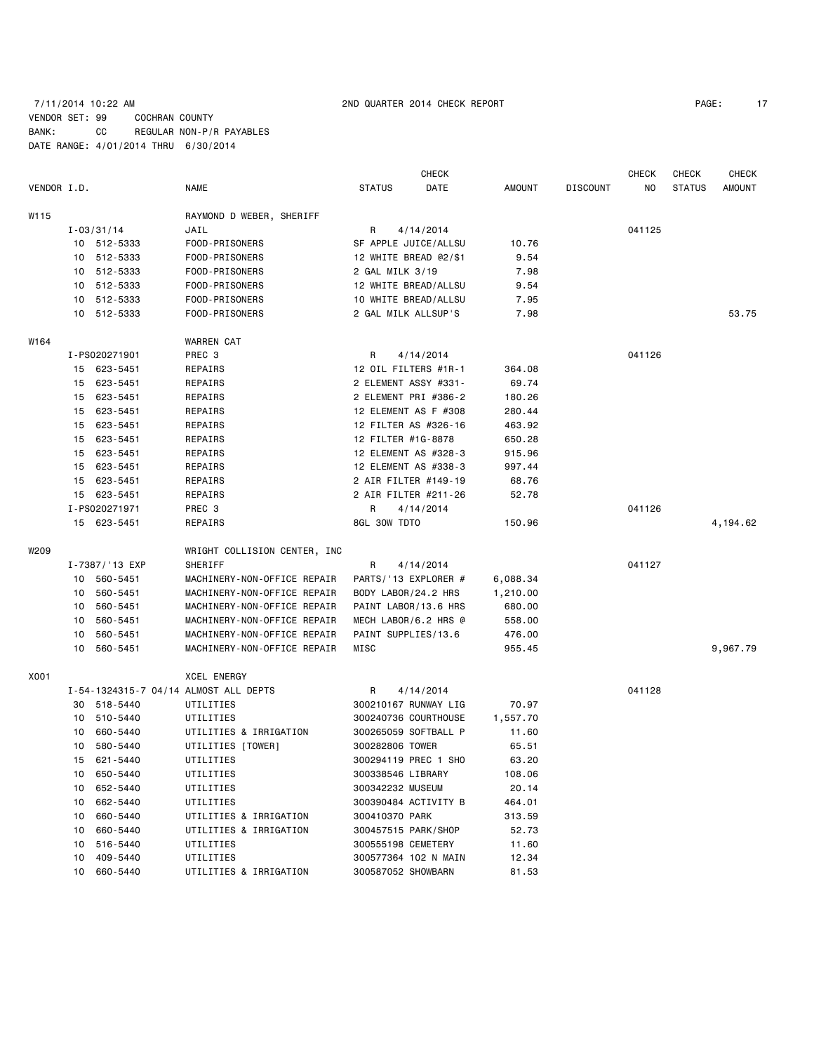7/11/2014 10:22 AM 2ND QUARTER 2014 CHECK REPORT

VENDOR SET: 99 COCHRAN COUNTY
BANK: CC REGULAR NON-P/R PAYABLES
DATE RANGE: 4/01/2014 THRU 6/30/2014

| VENDOR I.D. | NAME | STATUS | CHECK DATE | AMOUNT | DISCOUNT | CHECK NO | CHECK STATUS | CHECK AMOUNT |
|---|---|---|---|---|---|---|---|---|
| W115 | RAYMOND D WEBER, SHERIFF | | | | | | | |
| I-03/31/14 | JAIL | R | 4/14/2014 | | | 041125 | | |
| 10 512-5333 | FOOD-PRISONERS | SF APPLE JUICE/ALLSU | | 10.76 | | | | |
| 10 512-5333 | FOOD-PRISONERS | 12 WHITE BREAD @2/$1 | | 9.54 | | | | |
| 10 512-5333 | FOOD-PRISONERS | 2 GAL MILK 3/19 | | 7.98 | | | | |
| 10 512-5333 | FOOD-PRISONERS | 12 WHITE BREAD/ALLSU | | 9.54 | | | | |
| 10 512-5333 | FOOD-PRISONERS | 10 WHITE BREAD/ALLSU | | 7.95 | | | | |
| 10 512-5333 | FOOD-PRISONERS | 2 GAL MILK ALLSUP'S | | 7.98 | | | | 53.75 |
| W164 | WARREN CAT | | | | | | | |
| I-PS020271901 | PREC 3 | R | 4/14/2014 | | | 041126 | | |
| 15 623-5451 | REPAIRS | 12 OIL FILTERS #1R-1 | | 364.08 | | | | |
| 15 623-5451 | REPAIRS | 2 ELEMENT ASSY #331- | | 69.74 | | | | |
| 15 623-5451 | REPAIRS | 2 ELEMENT PRI #386-2 | | 180.26 | | | | |
| 15 623-5451 | REPAIRS | 12 ELEMENT AS F #308 | | 280.44 | | | | |
| 15 623-5451 | REPAIRS | 12 FILTER AS #326-16 | | 463.92 | | | | |
| 15 623-5451 | REPAIRS | 12 FILTER #1G-8878 | | 650.28 | | | | |
| 15 623-5451 | REPAIRS | 12 ELEMENT AS #328-3 | | 915.96 | | | | |
| 15 623-5451 | REPAIRS | 12 ELEMENT AS #338-3 | | 997.44 | | | | |
| 15 623-5451 | REPAIRS | 2 AIR FILTER #149-19 | | 68.76 | | | | |
| 15 623-5451 | REPAIRS | 2 AIR FILTER #211-26 | | 52.78 | | | | |
| I-PS020271971 | PREC 3 | R | 4/14/2014 | | | 041126 | | |
| 15 623-5451 | REPAIRS | 8GL 30W TDTO | | 150.96 | | | | 4,194.62 |
| W209 | WRIGHT COLLISION CENTER, INC | | | | | | | |
| I-7387/'13 EXP | SHERIFF | R | 4/14/2014 | | | 041127 | | |
| 10 560-5451 | MACHINERY-NON-OFFICE REPAIR | PARTS/'13 EXPLORER # | | 6,088.34 | | | | |
| 10 560-5451 | MACHINERY-NON-OFFICE REPAIR | BODY LABOR/24.2 HRS | | 1,210.00 | | | | |
| 10 560-5451 | MACHINERY-NON-OFFICE REPAIR | PAINT LABOR/13.6 HRS | | 680.00 | | | | |
| 10 560-5451 | MACHINERY-NON-OFFICE REPAIR | MECH LABOR/6.2 HRS @ | | 558.00 | | | | |
| 10 560-5451 | MACHINERY-NON-OFFICE REPAIR | PAINT SUPPLIES/13.6 | | 476.00 | | | | |
| 10 560-5451 | MACHINERY-NON-OFFICE REPAIR | MISC | | 955.45 | | | | 9,967.79 |
| X001 | XCEL ENERGY | | | | | | | |
| I-54-1324315-7 04/14 | ALMOST ALL DEPTS | R | 4/14/2014 | | | 041128 | | |
| 30 518-5440 | UTILITIES | 300210167 RUNWAY LIG | | 70.97 | | | | |
| 10 510-5440 | UTILITIES | 300240736 COURTHOUSE | | 1,557.70 | | | | |
| 10 660-5440 | UTILITIES & IRRIGATION | 300265059 SOFTBALL P | | 11.60 | | | | |
| 10 580-5440 | UTILITIES [TOWER] | 300282806 TOWER | | 65.51 | | | | |
| 15 621-5440 | UTILITIES | 300294119 PREC 1 SHO | | 63.20 | | | | |
| 10 650-5440 | UTILITIES | 300338546 LIBRARY | | 108.06 | | | | |
| 10 652-5440 | UTILITIES | 300342232 MUSEUM | | 20.14 | | | | |
| 10 662-5440 | UTILITIES | 300390484 ACTIVITY B | | 464.01 | | | | |
| 10 660-5440 | UTILITIES & IRRIGATION | 300410370 PARK | | 313.59 | | | | |
| 10 660-5440 | UTILITIES & IRRIGATION | 300457515 PARK/SHOP | | 52.73 | | | | |
| 10 516-5440 | UTILITIES | 300555198 CEMETERY | | 11.60 | | | | |
| 10 409-5440 | UTILITIES | 300577364 102 N MAIN | | 12.34 | | | | |
| 10 660-5440 | UTILITIES & IRRIGATION | 300587052 SHOWBARN | | 81.53 | | | | |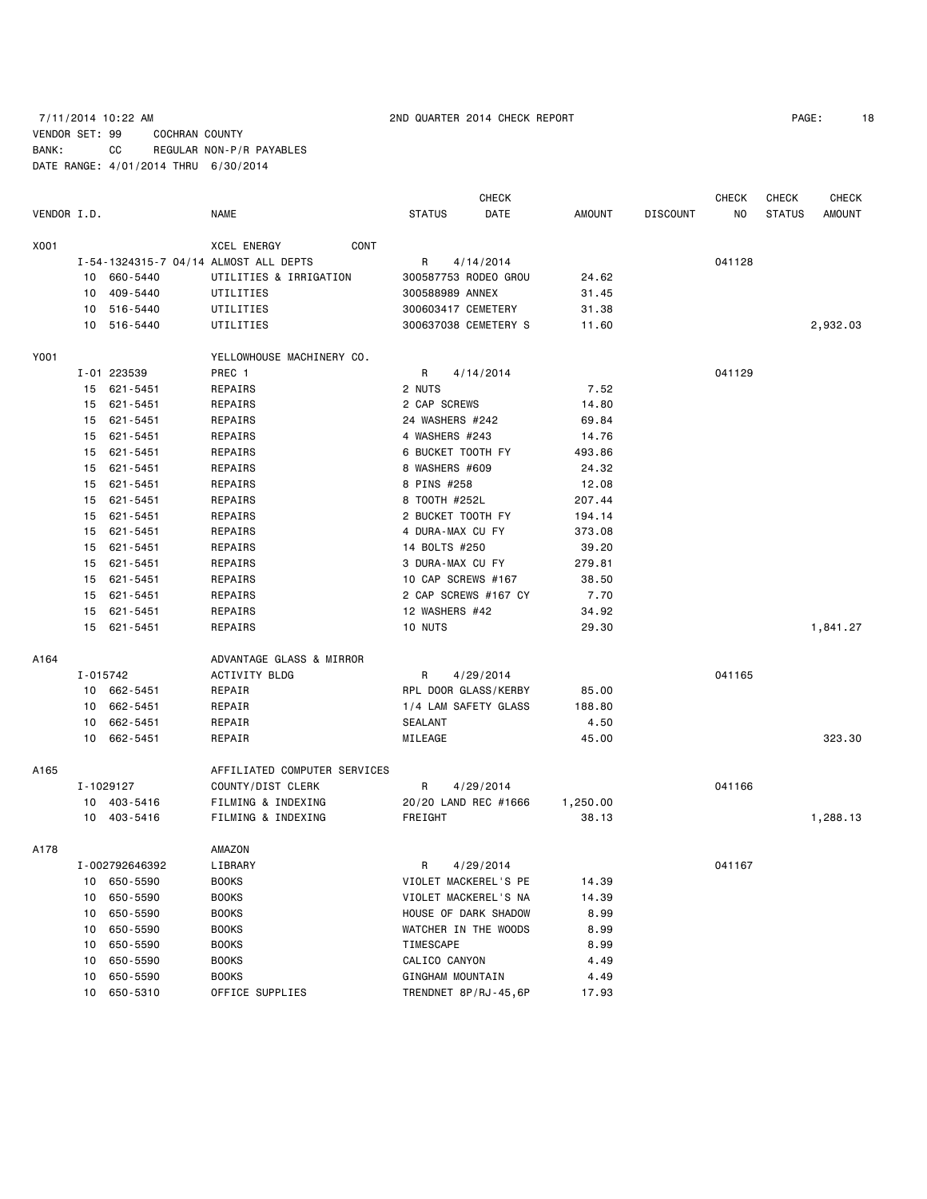7/11/2014 10:22 AM 2ND QUARTER 2014 CHECK REPORT

VENDOR SET: 99 COCHRAN COUNTY
BANK: CC REGULAR NON-P/R PAYABLES
DATE RANGE: 4/01/2014 THRU 6/30/2014

| VENDOR I.D. | | NAME | STATUS | CHECK DATE | AMOUNT | DISCOUNT | CHECK NO | CHECK STATUS | CHECK AMOUNT |
|---|---|---|---|---|---|---|---|---|---|
| X001 | | XCEL ENERGY CONT | | | | | | | |
| | I-54-1324315-7 04/14 | ALMOST ALL DEPTS | R | 4/14/2014 | | | 041128 | | |
| | 10 660-5440 | UTILITIES & IRRIGATION | 300587753 RODEO GROU | | 24.62 | | | | |
| | 10 409-5440 | UTILITIES | 300588989 ANNEX | | 31.45 | | | | |
| | 10 516-5440 | UTILITIES | 300603417 CEMETERY | | 31.38 | | | | |
| | 10 516-5440 | UTILITIES | 300637038 CEMETERY S | | 11.60 | | | | 2,932.03 |
| Y001 | | YELLOWHOUSE MACHINERY CO. | | | | | | | |
| | I-01 223539 | PREC 1 | R | 4/14/2014 | | | 041129 | | |
| | 15 621-5451 | REPAIRS | 2 NUTS | | 7.52 | | | | |
| | 15 621-5451 | REPAIRS | 2 CAP SCREWS | | 14.80 | | | | |
| | 15 621-5451 | REPAIRS | 24 WASHERS #242 | | 69.84 | | | | |
| | 15 621-5451 | REPAIRS | 4 WASHERS #243 | | 14.76 | | | | |
| | 15 621-5451 | REPAIRS | 6 BUCKET TOOTH FY | | 493.86 | | | | |
| | 15 621-5451 | REPAIRS | 8 WASHERS #609 | | 24.32 | | | | |
| | 15 621-5451 | REPAIRS | 8 PINS #258 | | 12.08 | | | | |
| | 15 621-5451 | REPAIRS | 8 TOOTH #252L | | 207.44 | | | | |
| | 15 621-5451 | REPAIRS | 2 BUCKET TOOTH FY | | 194.14 | | | | |
| | 15 621-5451 | REPAIRS | 4 DURA-MAX CU FY | | 373.08 | | | | |
| | 15 621-5451 | REPAIRS | 14 BOLTS #250 | | 39.20 | | | | |
| | 15 621-5451 | REPAIRS | 3 DURA-MAX CU FY | | 279.81 | | | | |
| | 15 621-5451 | REPAIRS | 10 CAP SCREWS #167 | | 38.50 | | | | |
| | 15 621-5451 | REPAIRS | 2 CAP SCREWS #167 CY | | 7.70 | | | | |
| | 15 621-5451 | REPAIRS | 12 WASHERS #42 | | 34.92 | | | | |
| | 15 621-5451 | REPAIRS | 10 NUTS | | 29.30 | | | | 1,841.27 |
| A164 | | ADVANTAGE GLASS & MIRROR | | | | | | | |
| | I-015742 | ACTIVITY BLDG | R | 4/29/2014 | | | 041165 | | |
| | 10 662-5451 | REPAIR | RPL DOOR GLASS/KERBY | | 85.00 | | | | |
| | 10 662-5451 | REPAIR | 1/4 LAM SAFETY GLASS | | 188.80 | | | | |
| | 10 662-5451 | REPAIR | SEALANT | | 4.50 | | | | |
| | 10 662-5451 | REPAIR | MILEAGE | | 45.00 | | | | 323.30 |
| A165 | | AFFILIATED COMPUTER SERVICES | | | | | | | |
| | I-1029127 | COUNTY/DIST CLERK | R | 4/29/2014 | | | 041166 | | |
| | 10 403-5416 | FILMING & INDEXING | 20/20 LAND REC #1666 | | 1,250.00 | | | | |
| | 10 403-5416 | FILMING & INDEXING | FREIGHT | | 38.13 | | | | 1,288.13 |
| A178 | | AMAZON | | | | | | | |
| | I-002792646392 | LIBRARY | R | 4/29/2014 | | | 041167 | | |
| | 10 650-5590 | BOOKS | VIOLET MACKEREL'S PE | | 14.39 | | | | |
| | 10 650-5590 | BOOKS | VIOLET MACKEREL'S NA | | 14.39 | | | | |
| | 10 650-5590 | BOOKS | HOUSE OF DARK SHADOW | | 8.99 | | | | |
| | 10 650-5590 | BOOKS | WATCHER IN THE WOODS | | 8.99 | | | | |
| | 10 650-5590 | BOOKS | TIMESCAPE | | 8.99 | | | | |
| | 10 650-5590 | BOOKS | CALICO CANYON | | 4.49 | | | | |
| | 10 650-5590 | BOOKS | GINGHAM MOUNTAIN | | 4.49 | | | | |
| | 10 650-5310 | OFFICE SUPPLIES | TRENDNET 8P/RJ-45,6P | | 17.93 | | | | |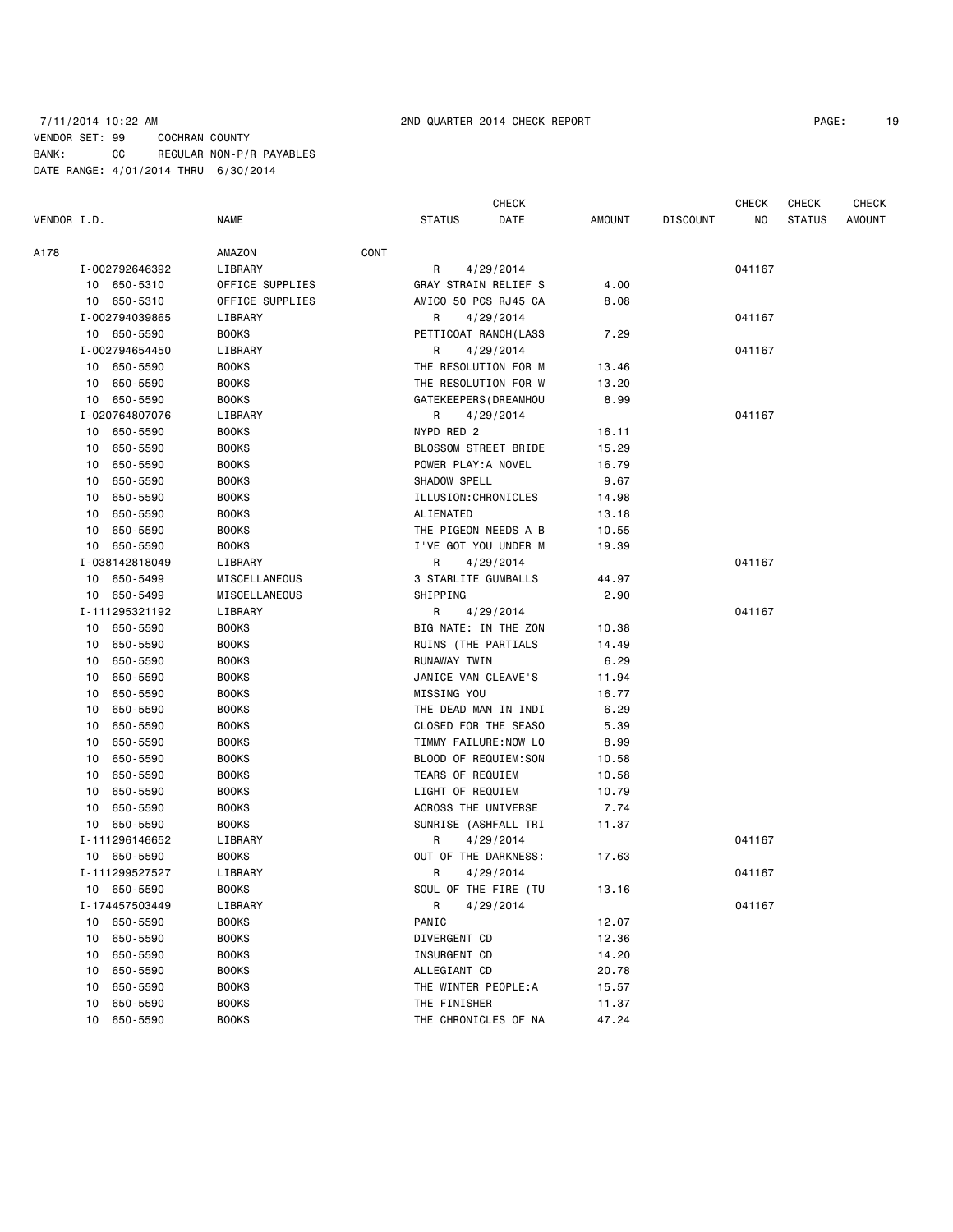7/11/2014 10:22 AM 2ND QUARTER 2014 CHECK REPORT

VENDOR SET: 99 COCHRAN COUNTY
BANK: CC REGULAR NON-P/R PAYABLES
DATE RANGE: 4/01/2014 THRU 6/30/2014

| VENDOR I.D. | NAME | STATUS | CHECK DATE | AMOUNT | DISCOUNT | CHECK NO | CHECK STATUS | CHECK AMOUNT |
|---|---|---|---|---|---|---|---|---|
| A178 | AMAZON CONT | | | | | | | |
| I-002792646392 | LIBRARY | R | 4/29/2014 | | | 041167 | | |
| 10 650-5310 | OFFICE SUPPLIES | GRAY STRAIN RELIEF S | | 4.00 | | | | |
| 10 650-5310 | OFFICE SUPPLIES | AMICO 50 PCS RJ45 CA | | 8.08 | | | | |
| I-002794039865 | LIBRARY | R | 4/29/2014 | | | 041167 | | |
| 10 650-5590 | BOOKS | PETTICOAT RANCH(LASS | | 7.29 | | | | |
| I-002794654450 | LIBRARY | R | 4/29/2014 | | | 041167 | | |
| 10 650-5590 | BOOKS | THE RESOLUTION FOR M | | 13.46 | | | | |
| 10 650-5590 | BOOKS | THE RESOLUTION FOR W | | 13.20 | | | | |
| 10 650-5590 | BOOKS | GATEKEEPERS(DREAMHOU | | 8.99 | | | | |
| I-020764807076 | LIBRARY | R | 4/29/2014 | | | 041167 | | |
| 10 650-5590 | BOOKS | NYPD RED 2 | | 16.11 | | | | |
| 10 650-5590 | BOOKS | BLOSSOM STREET BRIDE | | 15.29 | | | | |
| 10 650-5590 | BOOKS | POWER PLAY:A NOVEL | | 16.79 | | | | |
| 10 650-5590 | BOOKS | SHADOW SPELL | | 9.67 | | | | |
| 10 650-5590 | BOOKS | ILLUSION:CHRONICLES | | 14.98 | | | | |
| 10 650-5590 | BOOKS | ALIENATED | | 13.18 | | | | |
| 10 650-5590 | BOOKS | THE PIGEON NEEDS A B | | 10.55 | | | | |
| 10 650-5590 | BOOKS | I'VE GOT YOU UNDER M | | 19.39 | | | | |
| I-038142818049 | LIBRARY | R | 4/29/2014 | | | 041167 | | |
| 10 650-5499 | MISCELLANEOUS | 3 STARLITE GUMBALLS | | 44.97 | | | | |
| 10 650-5499 | MISCELLANEOUS | SHIPPING | | 2.90 | | | | |
| I-111295321192 | LIBRARY | R | 4/29/2014 | | | 041167 | | |
| 10 650-5590 | BOOKS | BIG NATE: IN THE ZON | | 10.38 | | | | |
| 10 650-5590 | BOOKS | RUINS (THE PARTIALS | | 14.49 | | | | |
| 10 650-5590 | BOOKS | RUNAWAY TWIN | | 6.29 | | | | |
| 10 650-5590 | BOOKS | JANICE VAN CLEAVE'S | | 11.94 | | | | |
| 10 650-5590 | BOOKS | MISSING YOU | | 16.77 | | | | |
| 10 650-5590 | BOOKS | THE DEAD MAN IN INDI | | 6.29 | | | | |
| 10 650-5590 | BOOKS | CLOSED FOR THE SEASO | | 5.39 | | | | |
| 10 650-5590 | BOOKS | TIMMY FAILURE:NOW LO | | 8.99 | | | | |
| 10 650-5590 | BOOKS | BLOOD OF REQUIEM:SON | | 10.58 | | | | |
| 10 650-5590 | BOOKS | TEARS OF REQUIEM | | 10.58 | | | | |
| 10 650-5590 | BOOKS | LIGHT OF REQUIEM | | 10.79 | | | | |
| 10 650-5590 | BOOKS | ACROSS THE UNIVERSE | | 7.74 | | | | |
| 10 650-5590 | BOOKS | SUNRISE (ASHFALL TRI | | 11.37 | | | | |
| I-111296146652 | LIBRARY | R | 4/29/2014 | | | 041167 | | |
| 10 650-5590 | BOOKS | OUT OF THE DARKNESS: | | 17.63 | | | | |
| I-111299527527 | LIBRARY | R | 4/29/2014 | | | 041167 | | |
| 10 650-5590 | BOOKS | SOUL OF THE FIRE (TU | | 13.16 | | | | |
| I-174457503449 | LIBRARY | R | 4/29/2014 | | | 041167 | | |
| 10 650-5590 | BOOKS | PANIC | | 12.07 | | | | |
| 10 650-5590 | BOOKS | DIVERGENT CD | | 12.36 | | | | |
| 10 650-5590 | BOOKS | INSURGENT CD | | 14.20 | | | | |
| 10 650-5590 | BOOKS | ALLEGIANT CD | | 20.78 | | | | |
| 10 650-5590 | BOOKS | THE WINTER PEOPLE:A | | 15.57 | | | | |
| 10 650-5590 | BOOKS | THE FINISHER | | 11.37 | | | | |
| 10 650-5590 | BOOKS | THE CHRONICLES OF NA | | 47.24 | | | | |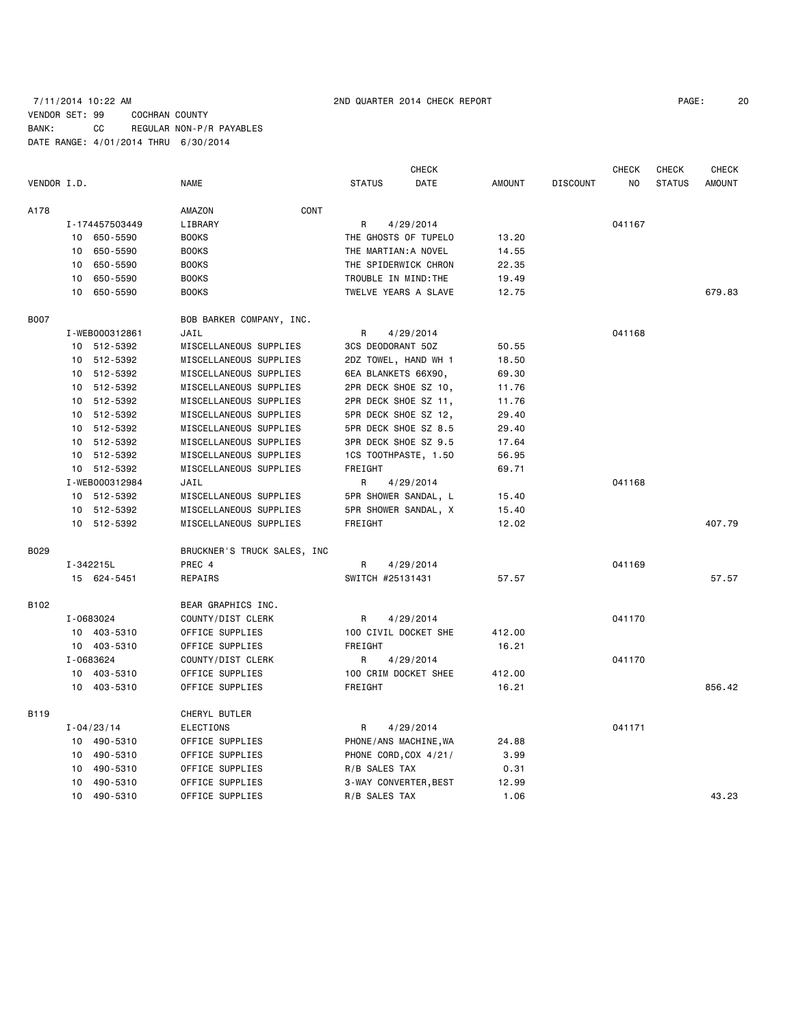7/11/2014 10:22 AM 2ND QUARTER 2014 CHECK REPORT

VENDOR SET: 99 COCHRAN COUNTY
BANK: CC REGULAR NON-P/R PAYABLES
DATE RANGE: 4/01/2014 THRU 6/30/2014

| VENDOR I.D. | NAME | STATUS | CHECK DATE | AMOUNT | DISCOUNT | CHECK NO | CHECK STATUS | CHECK AMOUNT |
|---|---|---|---|---|---|---|---|---|
| A178 | AMAZON CONT | | | | | | | |
| I-174457503449 | LIBRARY | R | 4/29/2014 | | | 041167 | | |
| 10 650-5590 | BOOKS | THE GHOSTS OF TUPELO | | 13.20 | | | | |
| 10 650-5590 | BOOKS | THE MARTIAN:A NOVEL | | 14.55 | | | | |
| 10 650-5590 | BOOKS | THE SPIDERWICK CHRON | | 22.35 | | | | |
| 10 650-5590 | BOOKS | TROUBLE IN MIND:THE | | 19.49 | | | | |
| 10 650-5590 | BOOKS | TWELVE YEARS A SLAVE | | 12.75 | | | | 679.83 |
| B007 | BOB BARKER COMPANY, INC. | | | | | | | |
| I-WEB000312861 | JAIL | R | 4/29/2014 | | | 041168 | | |
| 10 512-5392 | MISCELLANEOUS SUPPLIES | 3CS DEODORANT 5OZ | | 50.55 | | | | |
| 10 512-5392 | MISCELLANEOUS SUPPLIES | 2DZ TOWEL, HAND WH 1 | | 18.50 | | | | |
| 10 512-5392 | MISCELLANEOUS SUPPLIES | 6EA BLANKETS 66X90, | | 69.30 | | | | |
| 10 512-5392 | MISCELLANEOUS SUPPLIES | 2PR DECK SHOE SZ 10, | | 11.76 | | | | |
| 10 512-5392 | MISCELLANEOUS SUPPLIES | 2PR DECK SHOE SZ 11, | | 11.76 | | | | |
| 10 512-5392 | MISCELLANEOUS SUPPLIES | 5PR DECK SHOE SZ 12, | | 29.40 | | | | |
| 10 512-5392 | MISCELLANEOUS SUPPLIES | 5PR DECK SHOE SZ 8.5 | | 29.40 | | | | |
| 10 512-5392 | MISCELLANEOUS SUPPLIES | 3PR DECK SHOE SZ 9.5 | | 17.64 | | | | |
| 10 512-5392 | MISCELLANEOUS SUPPLIES | 1CS TOOTHPASTE, 1.50 | | 56.95 | | | | |
| 10 512-5392 | MISCELLANEOUS SUPPLIES | FREIGHT | | 69.71 | | | | |
| I-WEB000312984 | JAIL | R | 4/29/2014 | | | 041168 | | |
| 10 512-5392 | MISCELLANEOUS SUPPLIES | 5PR SHOWER SANDAL, L | | 15.40 | | | | |
| 10 512-5392 | MISCELLANEOUS SUPPLIES | 5PR SHOWER SANDAL, X | | 15.40 | | | | |
| 10 512-5392 | MISCELLANEOUS SUPPLIES | FREIGHT | | 12.02 | | | | 407.79 |
| B029 | BRUCKNER'S TRUCK SALES, INC | | | | | | | |
| I-342215L | PREC 4 | R | 4/29/2014 | | | 041169 | | |
| 15 624-5451 | REPAIRS | SWITCH #25131431 | | 57.57 | | | | 57.57 |
| B102 | BEAR GRAPHICS INC. | | | | | | | |
| I-0683024 | COUNTY/DIST CLERK | R | 4/29/2014 | | | 041170 | | |
| 10 403-5310 | OFFICE SUPPLIES | 100 CIVIL DOCKET SHE | | 412.00 | | | | |
| 10 403-5310 | OFFICE SUPPLIES | FREIGHT | | 16.21 | | | | |
| I-0683624 | COUNTY/DIST CLERK | R | 4/29/2014 | | | 041170 | | |
| 10 403-5310 | OFFICE SUPPLIES | 100 CRIM DOCKET SHEE | | 412.00 | | | | |
| 10 403-5310 | OFFICE SUPPLIES | FREIGHT | | 16.21 | | | | 856.42 |
| B119 | CHERYL BUTLER | | | | | | | |
| I-04/23/14 | ELECTIONS | R | 4/29/2014 | | | 041171 | | |
| 10 490-5310 | OFFICE SUPPLIES | PHONE/ANS MACHINE,WA | | 24.88 | | | | |
| 10 490-5310 | OFFICE SUPPLIES | PHONE CORD,COX 4/21/ | | 3.99 | | | | |
| 10 490-5310 | OFFICE SUPPLIES | R/B SALES TAX | | 0.31 | | | | |
| 10 490-5310 | OFFICE SUPPLIES | 3-WAY CONVERTER,BEST | | 12.99 | | | | |
| 10 490-5310 | OFFICE SUPPLIES | R/B SALES TAX | | 1.06 | | | | 43.23 |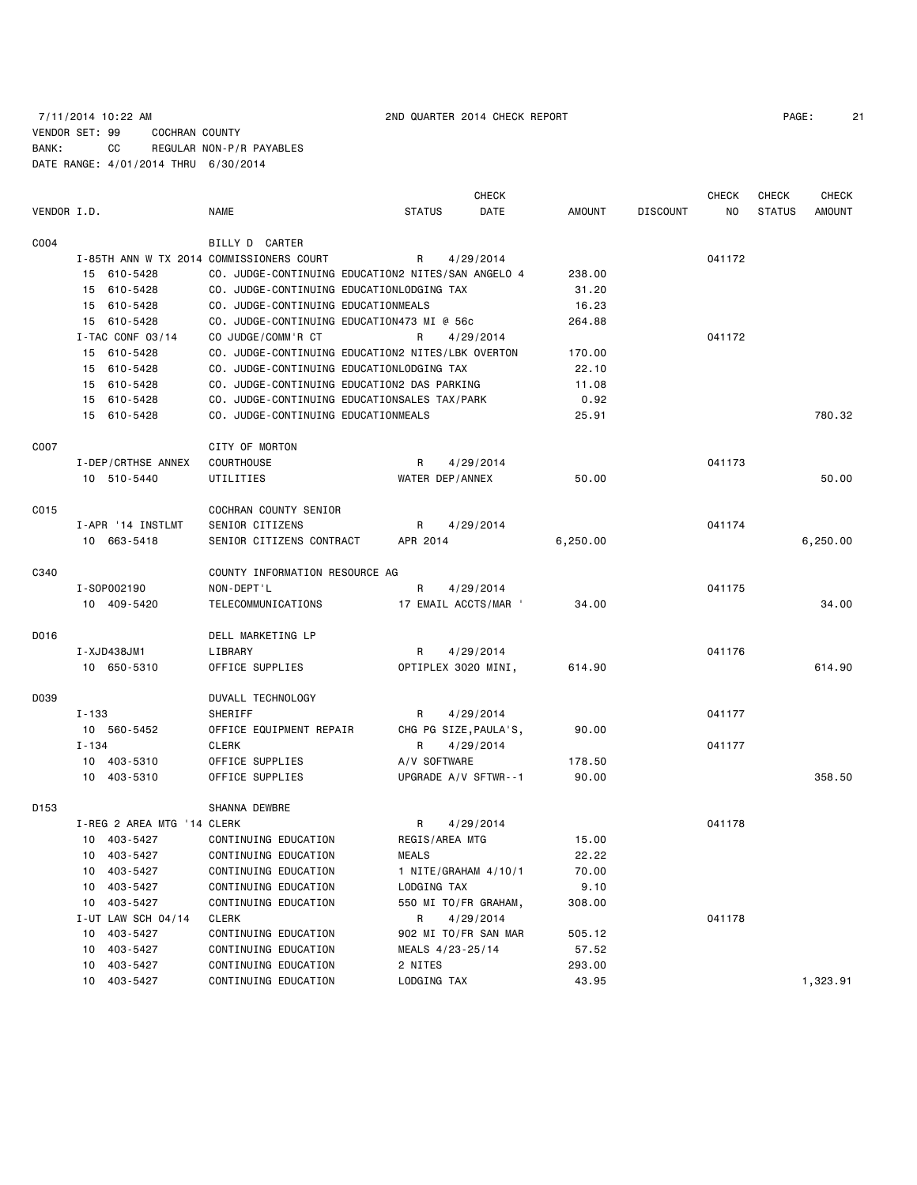7/11/2014 10:22 AM 2ND QUARTER 2014 CHECK REPORT

VENDOR SET: 99 COCHRAN COUNTY
BANK: CC REGULAR NON-P/R PAYABLES
DATE RANGE: 4/01/2014 THRU 6/30/2014

| VENDOR I.D. | NAME | STATUS | CHECK DATE | AMOUNT | DISCOUNT | CHECK NO | CHECK STATUS | CHECK AMOUNT |
|---|---|---|---|---|---|---|---|---|
| C004 | BILLY D CARTER | | | | | | | |
| I-85TH ANN W TX 2014 | COMMISSIONERS COURT | R | 4/29/2014 | | | 041172 | | |
| 15 610-5428 | CO. JUDGE-CONTINUING EDUCATION2 NITES/SAN ANGELO 4 | | | 238.00 | | | | |
| 15 610-5428 | CO. JUDGE-CONTINUING EDUCATIONLODGING TAX | | | 31.20 | | | | |
| 15 610-5428 | CO. JUDGE-CONTINUING EDUCATIONMEALS | | | 16.23 | | | | |
| 15 610-5428 | CO. JUDGE-CONTINUING EDUCATION473 MI @ 56c | | | 264.88 | | | | |
| I-TAC CONF 03/14 | CO JUDGE/COMM'R CT | R | 4/29/2014 | | | 041172 | | |
| 15 610-5428 | CO. JUDGE-CONTINUING EDUCATION2 NITES/LBK OVERTON | | | 170.00 | | | | |
| 15 610-5428 | CO. JUDGE-CONTINUING EDUCATIONLODGING TAX | | | 22.10 | | | | |
| 15 610-5428 | CO. JUDGE-CONTINUING EDUCATION2 DAS PARKING | | | 11.08 | | | | |
| 15 610-5428 | CO. JUDGE-CONTINUING EDUCATIONSALES TAX/PARK | | | 0.92 | | | | |
| 15 610-5428 | CO. JUDGE-CONTINUING EDUCATIONMEALS | | | 25.91 | | | | 780.32 |
| C007 | CITY OF MORTON | | | | | | | |
| I-DEP/CRTHSE ANNEX | COURTHOUSE | R | 4/29/2014 | | | 041173 | | |
| 10 510-5440 | UTILITIES | WATER DEP/ANNEX | | 50.00 | | | | 50.00 |
| C015 | COCHRAN COUNTY SENIOR | | | | | | | |
| I-APR '14 INSTLMT | SENIOR CITIZENS | R | 4/29/2014 | | | 041174 | | |
| 10 663-5418 | SENIOR CITIZENS CONTRACT | APR 2014 | | 6,250.00 | | | | 6,250.00 |
| C340 | COUNTY INFORMATION RESOURCE AG | | | | | | | |
| I-SOP002190 | NON-DEPT'L | R | 4/29/2014 | | | 041175 | | |
| 10 409-5420 | TELECOMMUNICATIONS | 17 EMAIL ACCTS/MAR ' | | 34.00 | | | | 34.00 |
| D016 | DELL MARKETING LP | | | | | | | |
| I-XJD438JM1 | LIBRARY | R | 4/29/2014 | | | 041176 | | |
| 10 650-5310 | OFFICE SUPPLIES | OPTIPLEX 3020 MINI, | | 614.90 | | | | 614.90 |
| D039 | DUVALL TECHNOLOGY | | | | | | | |
| I-133 | SHERIFF | R | 4/29/2014 | | | 041177 | | |
| 10 560-5452 | OFFICE EQUIPMENT REPAIR | CHG PG SIZE,PAULA'S, | | 90.00 | | | | |
| I-134 | CLERK | R | 4/29/2014 | | | 041177 | | |
| 10 403-5310 | OFFICE SUPPLIES | A/V SOFTWARE | | 178.50 | | | | |
| 10 403-5310 | OFFICE SUPPLIES | UPGRADE A/V SFTWR--1 | | 90.00 | | | | 358.50 |
| D153 | SHANNA DEWBRE | | | | | | | |
| I-REG 2 AREA MTG '14 | CLERK | R | 4/29/2014 | | | 041178 | | |
| 10 403-5427 | CONTINUING EDUCATION | REGIS/AREA MTG | | 15.00 | | | | |
| 10 403-5427 | CONTINUING EDUCATION | MEALS | | 22.22 | | | | |
| 10 403-5427 | CONTINUING EDUCATION | 1 NITE/GRAHAM 4/10/1 | | 70.00 | | | | |
| 10 403-5427 | CONTINUING EDUCATION | LODGING TAX | | 9.10 | | | | |
| 10 403-5427 | CONTINUING EDUCATION | 550 MI TO/FR GRAHAM, | | 308.00 | | | | |
| I-UT LAW SCH 04/14 | CLERK | R | 4/29/2014 | | | 041178 | | |
| 10 403-5427 | CONTINUING EDUCATION | 902 MI TO/FR SAN MAR | | 505.12 | | | | |
| 10 403-5427 | CONTINUING EDUCATION | MEALS 4/23-25/14 | | 57.52 | | | | |
| 10 403-5427 | CONTINUING EDUCATION | 2 NITES | | 293.00 | | | | |
| 10 403-5427 | CONTINUING EDUCATION | LODGING TAX | | 43.95 | | | | 1,323.91 |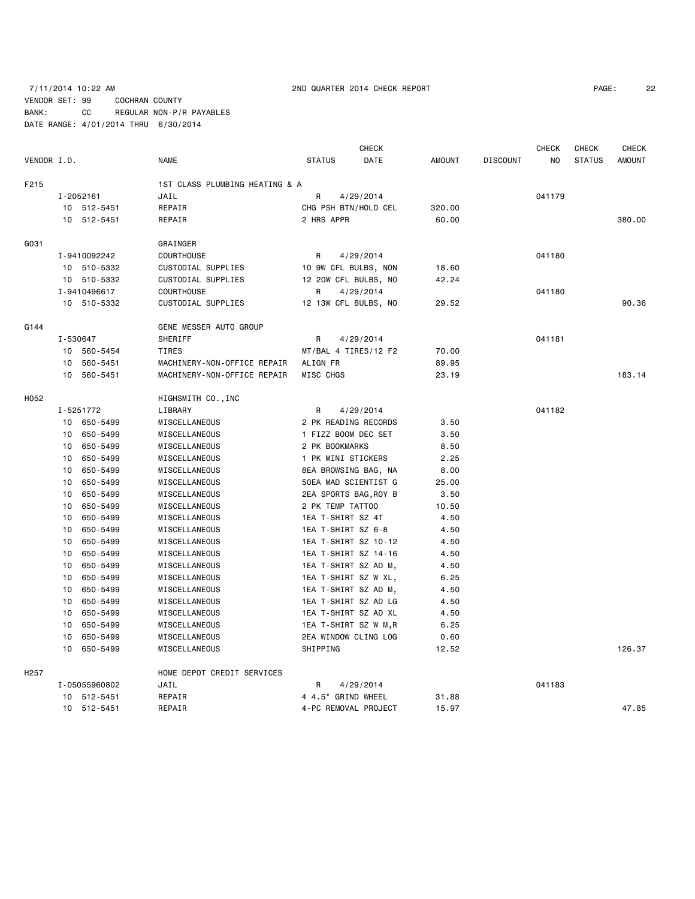7/11/2014 10:22 AM 2ND QUARTER 2014 CHECK REPORT

VENDOR SET: 99 COCHRAN COUNTY
BANK: CC REGULAR NON-P/R PAYABLES
DATE RANGE: 4/01/2014 THRU 6/30/2014

| VENDOR I.D. | NAME | STATUS | CHECK DATE | AMOUNT | DISCOUNT | CHECK NO | CHECK STATUS | CHECK AMOUNT |
|---|---|---|---|---|---|---|---|---|
| F215 | 1ST CLASS PLUMBING HEATING & A | | | | | | | |
| I-2052161 | JAIL | R | 4/29/2014 | | | 041179 | | |
| 10 512-5451 | REPAIR | CHG PSH BTN/HOLD CEL | | 320.00 | | | | |
| 10 512-5451 | REPAIR | 2 HRS APPR | | 60.00 | | | | 380.00 |
| G031 | GRAINGER | | | | | | | |
| I-9410092242 | COURTHOUSE | R | 4/29/2014 | | | 041180 | | |
| 10 510-5332 | CUSTODIAL SUPPLIES | 10 9W CFL BULBS, NON | | 18.60 | | | | |
| 10 510-5332 | CUSTODIAL SUPPLIES | 12 20W CFL BULBS, NO | | 42.24 | | | | |
| I-9410496617 | COURTHOUSE | R | 4/29/2014 | | | 041180 | | |
| 10 510-5332 | CUSTODIAL SUPPLIES | 12 13W CFL BULBS, NO | | 29.52 | | | | 90.36 |
| G144 | GENE MESSER AUTO GROUP | | | | | | | |
| I-530647 | SHERIFF | R | 4/29/2014 | | | 041181 | | |
| 10 560-5454 | TIRES | MT/BAL 4 TIRES/12 F2 | | 70.00 | | | | |
| 10 560-5451 | MACHINERY-NON-OFFICE REPAIR | ALIGN FR | | 89.95 | | | | |
| 10 560-5451 | MACHINERY-NON-OFFICE REPAIR | MISC CHGS | | 23.19 | | | | 183.14 |
| H052 | HIGHSMITH CO.,INC | | | | | | | |
| I-5251772 | LIBRARY | R | 4/29/2014 | | | 041182 | | |
| 10 650-5499 | MISCELLANEOUS | 2 PK READING RECORDS | | 3.50 | | | | |
| 10 650-5499 | MISCELLANEOUS | 1 FIZZ BOOM DEC SET | | 3.50 | | | | |
| 10 650-5499 | MISCELLANEOUS | 2 PK BOOKMARKS | | 8.50 | | | | |
| 10 650-5499 | MISCELLANEOUS | 1 PK MINI STICKERS | | 2.25 | | | | |
| 10 650-5499 | MISCELLANEOUS | 8EA BROWSING BAG, NA | | 8.00 | | | | |
| 10 650-5499 | MISCELLANEOUS | 50EA MAD SCIENTIST G | | 25.00 | | | | |
| 10 650-5499 | MISCELLANEOUS | 2EA SPORTS BAG,ROY B | | 3.50 | | | | |
| 10 650-5499 | MISCELLANEOUS | 2 PK TEMP TATTOO | | 10.50 | | | | |
| 10 650-5499 | MISCELLANEOUS | 1EA T-SHIRT SZ 4T | | 4.50 | | | | |
| 10 650-5499 | MISCELLANEOUS | 1EA T-SHIRT SZ 6-8 | | 4.50 | | | | |
| 10 650-5499 | MISCELLANEOUS | 1EA T-SHIRT SZ 10-12 | | 4.50 | | | | |
| 10 650-5499 | MISCELLANEOUS | 1EA T-SHIRT SZ 14-16 | | 4.50 | | | | |
| 10 650-5499 | MISCELLANEOUS | 1EA T-SHIRT SZ AD M, | | 4.50 | | | | |
| 10 650-5499 | MISCELLANEOUS | 1EA T-SHIRT SZ W XL, | | 6.25 | | | | |
| 10 650-5499 | MISCELLANEOUS | 1EA T-SHIRT SZ AD M, | | 4.50 | | | | |
| 10 650-5499 | MISCELLANEOUS | 1EA T-SHIRT SZ AD LG | | 4.50 | | | | |
| 10 650-5499 | MISCELLANEOUS | 1EA T-SHIRT SZ AD XL | | 4.50 | | | | |
| 10 650-5499 | MISCELLANEOUS | 1EA T-SHIRT SZ W M,R | | 6.25 | | | | |
| 10 650-5499 | MISCELLANEOUS | 2EA WINDOW CLING LOG | | 0.60 | | | | |
| 10 650-5499 | MISCELLANEOUS | SHIPPING | | 12.52 | | | | 126.37 |
| H257 | HOME DEPOT CREDIT SERVICES | | | | | | | |
| I-05055960802 | JAIL | R | 4/29/2014 | | | 041183 | | |
| 10 512-5451 | REPAIR | 4 4.5" GRIND WHEEL | | 31.88 | | | | |
| 10 512-5451 | REPAIR | 4-PC REMOVAL PROJECT | | 15.97 | | | | 47.85 |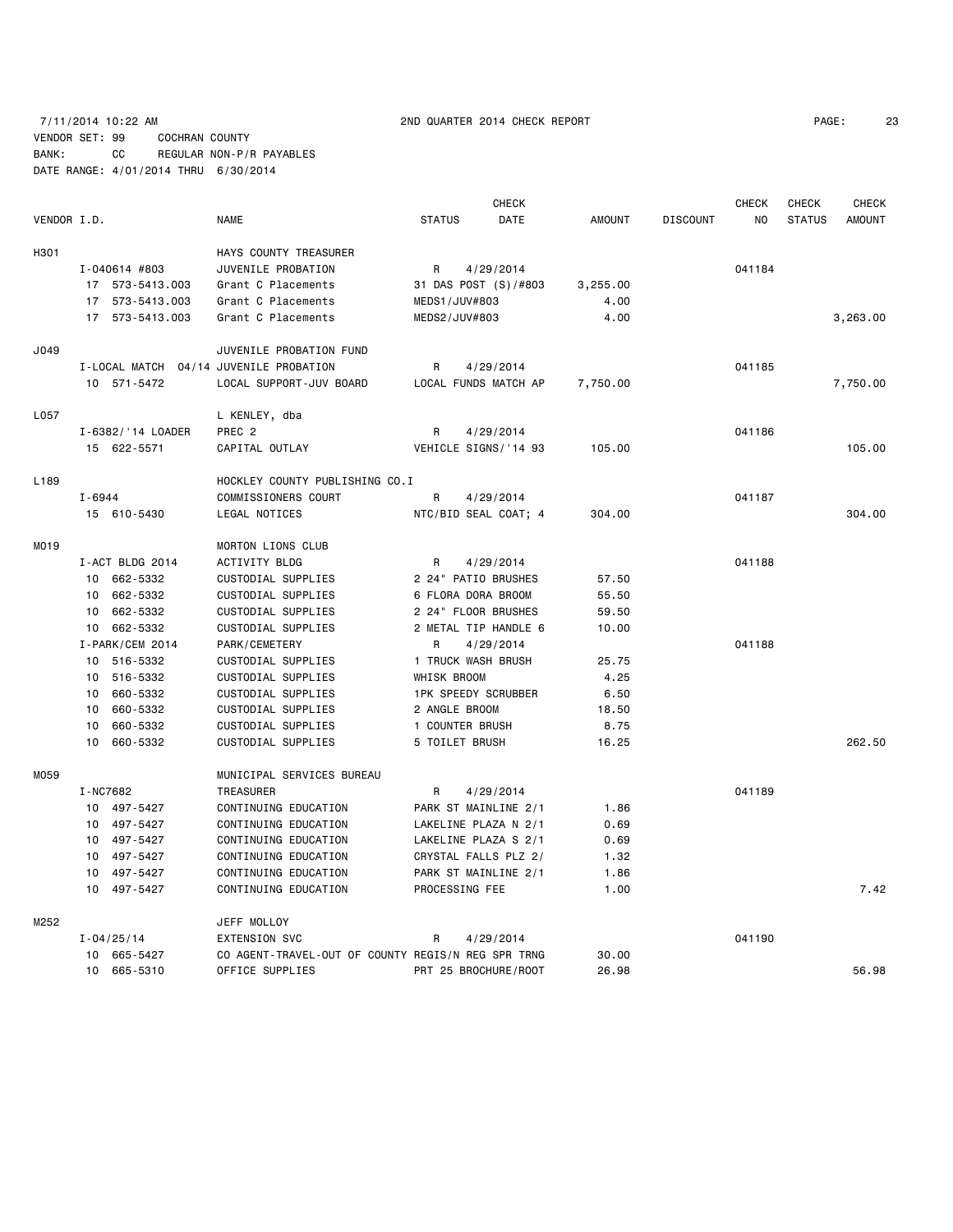7/11/2014 10:22 AM 2ND QUARTER 2014 CHECK REPORT

VENDOR SET: 99 COCHRAN COUNTY
BANK: CC REGULAR NON-P/R PAYABLES
DATE RANGE: 4/01/2014 THRU 6/30/2014

| VENDOR I.D. | NAME | STATUS | CHECK DATE | AMOUNT | DISCOUNT | CHECK NO | CHECK STATUS | CHECK AMOUNT |
|---|---|---|---|---|---|---|---|---|
| H301 | HAYS COUNTY TREASURER | | | | | | | |
| I-040614 #803 | JUVENILE PROBATION | R | 4/29/2014 | | | 041184 | | |
| 17 573-5413.003 | Grant C Placements | 31 DAS POST (S)/#803 | | 3,255.00 | | | | |
| 17 573-5413.003 | Grant C Placements | MEDS1/JUV#803 | | 4.00 | | | | |
| 17 573-5413.003 | Grant C Placements | MEDS2/JUV#803 | | 4.00 | | | | 3,263.00 |
| J049 | JUVENILE PROBATION FUND | | | | | | | |
| I-LOCAL MATCH 04/14 | JUVENILE PROBATION | R | 4/29/2014 | | | 041185 | | |
| 10 571-5472 | LOCAL SUPPORT-JUV BOARD | LOCAL FUNDS MATCH AP | | 7,750.00 | | | | 7,750.00 |
| L057 | L KENLEY, dba | | | | | | | |
| I-6382/'14 LOADER | PREC 2 | R | 4/29/2014 | | | 041186 | | |
| 15 622-5571 | CAPITAL OUTLAY | VEHICLE SIGNS/'14 93 | | 105.00 | | | | 105.00 |
| L189 | HOCKLEY COUNTY PUBLISHING CO.I | | | | | | | |
| I-6944 | COMMISSIONERS COURT | R | 4/29/2014 | | | 041187 | | |
| 15 610-5430 | LEGAL NOTICES | NTC/BID SEAL COAT; 4 | | 304.00 | | | | 304.00 |
| M019 | MORTON LIONS CLUB | | | | | | | |
| I-ACT BLDG 2014 | ACTIVITY BLDG | R | 4/29/2014 | | | 041188 | | |
| 10 662-5332 | CUSTODIAL SUPPLIES | 2 24" PATIO BRUSHES | | 57.50 | | | | |
| 10 662-5332 | CUSTODIAL SUPPLIES | 6 FLORA DORA BROOM | | 55.50 | | | | |
| 10 662-5332 | CUSTODIAL SUPPLIES | 2 24" FLOOR BRUSHES | | 59.50 | | | | |
| 10 662-5332 | CUSTODIAL SUPPLIES | 2 METAL TIP HANDLE 6 | | 10.00 | | | | |
| I-PARK/CEM 2014 | PARK/CEMETERY | R | 4/29/2014 | | | 041188 | | |
| 10 516-5332 | CUSTODIAL SUPPLIES | 1 TRUCK WASH BRUSH | | 25.75 | | | | |
| 10 516-5332 | CUSTODIAL SUPPLIES | WHISK BROOM | | 4.25 | | | | |
| 10 660-5332 | CUSTODIAL SUPPLIES | 1PK SPEEDY SCRUBBER | | 6.50 | | | | |
| 10 660-5332 | CUSTODIAL SUPPLIES | 2 ANGLE BROOM | | 18.50 | | | | |
| 10 660-5332 | CUSTODIAL SUPPLIES | 1 COUNTER BRUSH | | 8.75 | | | | |
| 10 660-5332 | CUSTODIAL SUPPLIES | 5 TOILET BRUSH | | 16.25 | | | | 262.50 |
| M059 | MUNICIPAL SERVICES BUREAU | | | | | | | |
| I-NC7682 | TREASURER | R | 4/29/2014 | | | 041189 | | |
| 10 497-5427 | CONTINUING EDUCATION | PARK ST MAINLINE 2/1 | | 1.86 | | | | |
| 10 497-5427 | CONTINUING EDUCATION | LAKELINE PLAZA N 2/1 | | 0.69 | | | | |
| 10 497-5427 | CONTINUING EDUCATION | LAKELINE PLAZA S 2/1 | | 0.69 | | | | |
| 10 497-5427 | CONTINUING EDUCATION | CRYSTAL FALLS PLZ 2/ | | 1.32 | | | | |
| 10 497-5427 | CONTINUING EDUCATION | PARK ST MAINLINE 2/1 | | 1.86 | | | | |
| 10 497-5427 | CONTINUING EDUCATION | PROCESSING FEE | | 1.00 | | | | 7.42 |
| M252 | JEFF MOLLOY | | | | | | | |
| I-04/25/14 | EXTENSION SVC | R | 4/29/2014 | | | 041190 | | |
| 10 665-5427 | CO AGENT-TRAVEL-OUT OF COUNTY | REGIS/N REG SPR TRNG | | 30.00 | | | | |
| 10 665-5310 | OFFICE SUPPLIES | PRT 25 BROCHURE/ROOT | | 26.98 | | | | 56.98 |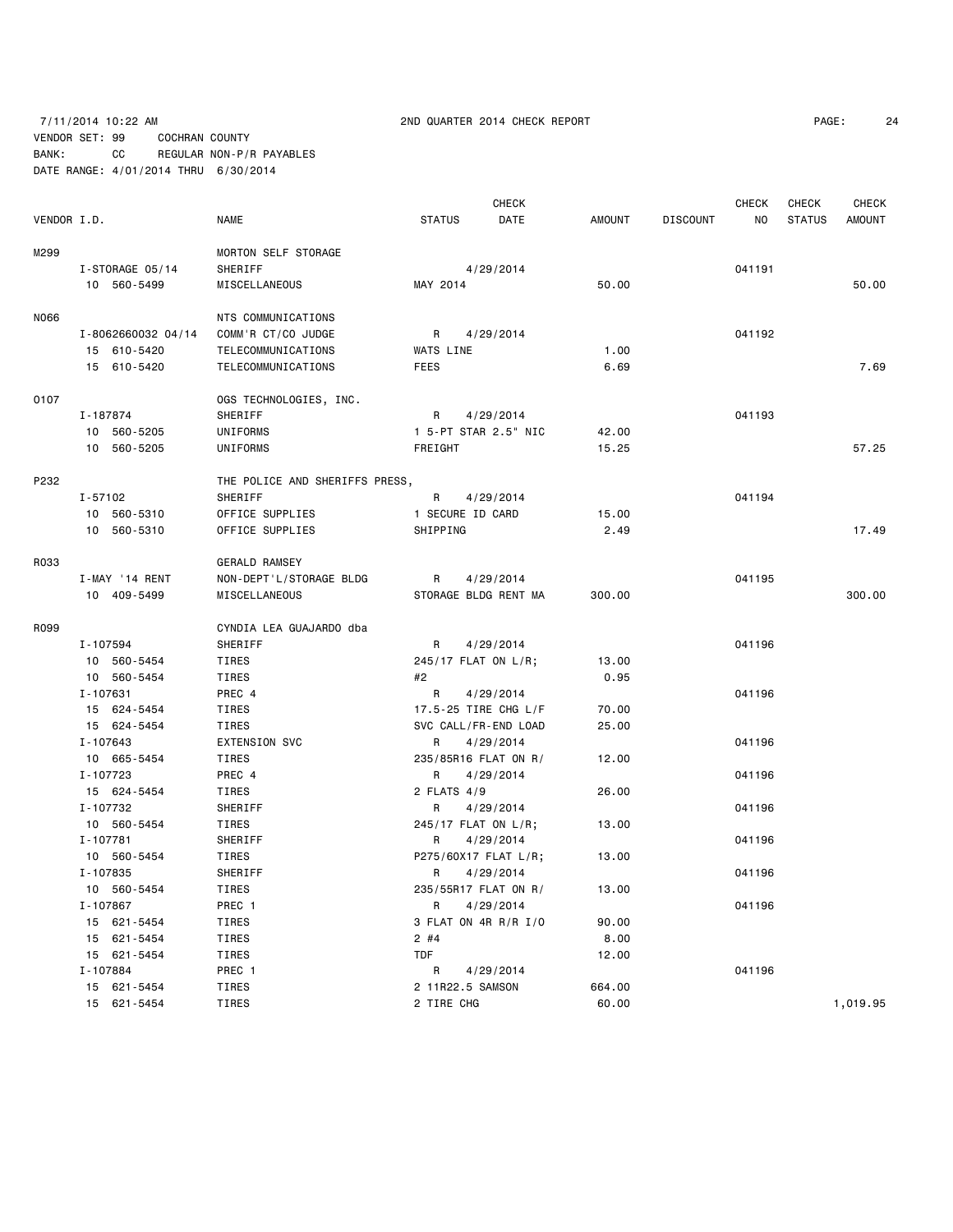7/11/2014 10:22 AM 2ND QUARTER 2014 CHECK REPORT

VENDOR SET: 99 COCHRAN COUNTY
BANK: CC REGULAR NON-P/R PAYABLES
DATE RANGE: 4/01/2014 THRU 6/30/2014

| VENDOR I.D. | NAME | STATUS | CHECK DATE | AMOUNT | DISCOUNT | CHECK NO | CHECK STATUS | CHECK AMOUNT |
|---|---|---|---|---|---|---|---|---|
| M299 | MORTON SELF STORAGE | | | | | | | |
| I-STORAGE 05/14 | SHERIFF | | 4/29/2014 | | | 041191 | | |
| 10 560-5499 | MISCELLANEOUS | MAY 2014 | | 50.00 | | | | 50.00 |
| N066 | NTS COMMUNICATIONS | | | | | | | |
| I-8062660032 04/14 | COMM'R CT/CO JUDGE | R | 4/29/2014 | | | 041192 | | |
| 15 610-5420 | TELECOMMUNICATIONS | WATS LINE | | 1.00 | | | | |
| 15 610-5420 | TELECOMMUNICATIONS | FEES | | 6.69 | | | | 7.69 |
| O107 | OGS TECHNOLOGIES, INC. | | | | | | | |
| I-187874 | SHERIFF | R | 4/29/2014 | | | 041193 | | |
| 10 560-5205 | UNIFORMS | 1 5-PT STAR 2.5" NIC | | 42.00 | | | | |
| 10 560-5205 | UNIFORMS | FREIGHT | | 15.25 | | | | 57.25 |
| P232 | THE POLICE AND SHERIFFS PRESS, | | | | | | | |
| I-57102 | SHERIFF | R | 4/29/2014 | | | 041194 | | |
| 10 560-5310 | OFFICE SUPPLIES | 1 SECURE ID CARD | | 15.00 | | | | |
| 10 560-5310 | OFFICE SUPPLIES | SHIPPING | | 2.49 | | | | 17.49 |
| R033 | GERALD RAMSEY | | | | | | | |
| I-MAY '14 RENT | NON-DEPT'L/STORAGE BLDG | R | 4/29/2014 | | | 041195 | | |
| 10 409-5499 | MISCELLANEOUS | STORAGE BLDG RENT MA | | 300.00 | | | | 300.00 |
| R099 | CYNDIA LEA GUAJARDO dba | | | | | | | |
| I-107594 | SHERIFF | R | 4/29/2014 | | | 041196 | | |
| 10 560-5454 | TIRES | 245/17 FLAT ON L/R; | | 13.00 | | | | |
| 10 560-5454 | TIRES | #2 | | 0.95 | | | | |
| I-107631 | PREC 4 | R | 4/29/2014 | | | 041196 | | |
| 15 624-5454 | TIRES | 17.5-25 TIRE CHG L/F | | 70.00 | | | | |
| 15 624-5454 | TIRES | SVC CALL/FR-END LOAD | | 25.00 | | | | |
| I-107643 | EXTENSION SVC | R | 4/29/2014 | | | 041196 | | |
| 10 665-5454 | TIRES | 235/85R16 FLAT ON R/ | | 12.00 | | | | |
| I-107723 | PREC 4 | R | 4/29/2014 | | | 041196 | | |
| 15 624-5454 | TIRES | 2 FLATS 4/9 | | 26.00 | | | | |
| I-107732 | SHERIFF | R | 4/29/2014 | | | 041196 | | |
| 10 560-5454 | TIRES | 245/17 FLAT ON L/R; | | 13.00 | | | | |
| I-107781 | SHERIFF | R | 4/29/2014 | | | 041196 | | |
| 10 560-5454 | TIRES | P275/60X17 FLAT L/R; | | 13.00 | | | | |
| I-107835 | SHERIFF | R | 4/29/2014 | | | 041196 | | |
| 10 560-5454 | TIRES | 235/55R17 FLAT ON R/ | | 13.00 | | | | |
| I-107867 | PREC 1 | R | 4/29/2014 | | | 041196 | | |
| 15 621-5454 | TIRES | 3 FLAT ON 4R R/R I/O | | 90.00 | | | | |
| 15 621-5454 | TIRES | 2 #4 | | 8.00 | | | | |
| 15 621-5454 | TIRES | TDF | | 12.00 | | | | |
| I-107884 | PREC 1 | R | 4/29/2014 | | | 041196 | | |
| 15 621-5454 | TIRES | 2 11R22.5 SAMSON | | 664.00 | | | | |
| 15 621-5454 | TIRES | 2 TIRE CHG | | 60.00 | | | | 1,019.95 |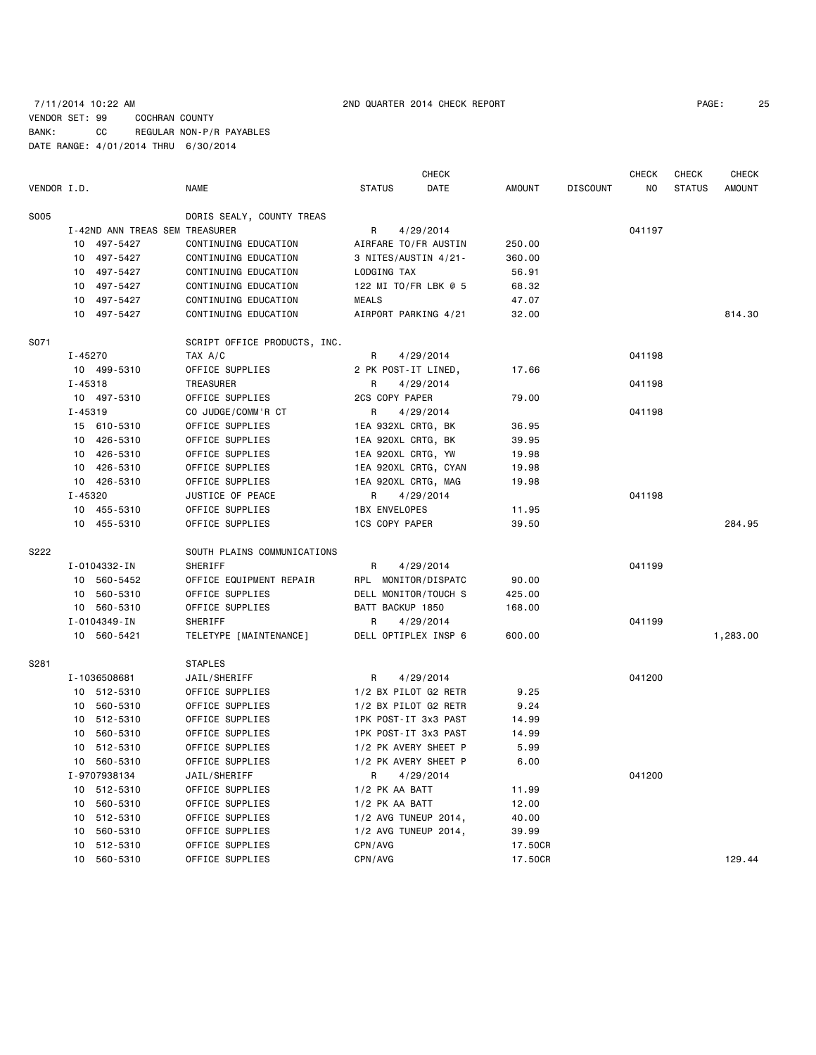7/11/2014 10:22 AM 2ND QUARTER 2014 CHECK REPORT

VENDOR SET: 99 COCHRAN COUNTY
BANK: CC REGULAR NON-P/R PAYABLES
DATE RANGE: 4/01/2014 THRU 6/30/2014

| VENDOR I.D. | NAME | STATUS | CHECK DATE | AMOUNT | DISCOUNT | CHECK NO | CHECK STATUS | CHECK AMOUNT |
|---|---|---|---|---|---|---|---|---|
| S005 | DORIS SEALY, COUNTY TREAS | | | | | | | |
| I-42ND ANN TREAS SEM | TREASURER | R | 4/29/2014 | | | 041197 | | |
| 10 497-5427 | CONTINUING EDUCATION | AIRFARE TO/FR AUSTIN | | 250.00 | | | | |
| 10 497-5427 | CONTINUING EDUCATION | 3 NITES/AUSTIN 4/21- | | 360.00 | | | | |
| 10 497-5427 | CONTINUING EDUCATION | LODGING TAX | | 56.91 | | | | |
| 10 497-5427 | CONTINUING EDUCATION | 122 MI TO/FR LBK @ 5 | | 68.32 | | | | |
| 10 497-5427 | CONTINUING EDUCATION | MEALS | | 47.07 | | | | |
| 10 497-5427 | CONTINUING EDUCATION | AIRPORT PARKING 4/21 | | 32.00 | | | | 814.30 |
| S071 | SCRIPT OFFICE PRODUCTS, INC. | | | | | | | |
| I-45270 | TAX A/C | R | 4/29/2014 | | | 041198 | | |
| 10 499-5310 | OFFICE SUPPLIES | 2 PK POST-IT LINED, | | 17.66 | | | | |
| I-45318 | TREASURER | R | 4/29/2014 | | | 041198 | | |
| 10 497-5310 | OFFICE SUPPLIES | 2CS COPY PAPER | | 79.00 | | | | |
| I-45319 | CO JUDGE/COMM'R CT | R | 4/29/2014 | | | 041198 | | |
| 15 610-5310 | OFFICE SUPPLIES | 1EA 932XL CRTG, BK | | 36.95 | | | | |
| 10 426-5310 | OFFICE SUPPLIES | 1EA 920XL CRTG, BK | | 39.95 | | | | |
| 10 426-5310 | OFFICE SUPPLIES | 1EA 920XL CRTG, YW | | 19.98 | | | | |
| 10 426-5310 | OFFICE SUPPLIES | 1EA 920XL CRTG, CYAN | | 19.98 | | | | |
| 10 426-5310 | OFFICE SUPPLIES | 1EA 920XL CRTG, MAG | | 19.98 | | | | |
| I-45320 | JUSTICE OF PEACE | R | 4/29/2014 | | | 041198 | | |
| 10 455-5310 | OFFICE SUPPLIES | 1BX ENVELOPES | | 11.95 | | | | |
| 10 455-5310 | OFFICE SUPPLIES | 1CS COPY PAPER | | 39.50 | | | | 284.95 |
| S222 | SOUTH PLAINS COMMUNICATIONS | | | | | | | |
| I-0104332-IN | SHERIFF | R | 4/29/2014 | | | 041199 | | |
| 10 560-5452 | OFFICE EQUIPMENT REPAIR | RPL MONITOR/DISPATC | | 90.00 | | | | |
| 10 560-5310 | OFFICE SUPPLIES | DELL MONITOR/TOUCH S | | 425.00 | | | | |
| 10 560-5310 | OFFICE SUPPLIES | BATT BACKUP 1850 | | 168.00 | | | | |
| I-0104349-IN | SHERIFF | R | 4/29/2014 | | | 041199 | | |
| 10 560-5421 | TELETYPE [MAINTENANCE] | DELL OPTIPLEX INSP 6 | | 600.00 | | | | 1,283.00 |
| S281 | STAPLES | | | | | | | |
| I-1036508681 | JAIL/SHERIFF | R | 4/29/2014 | | | 041200 | | |
| 10 512-5310 | OFFICE SUPPLIES | 1/2 BX PILOT G2 RETR | | 9.25 | | | | |
| 10 560-5310 | OFFICE SUPPLIES | 1/2 BX PILOT G2 RETR | | 9.24 | | | | |
| 10 512-5310 | OFFICE SUPPLIES | 1PK POST-IT 3x3 PAST | | 14.99 | | | | |
| 10 560-5310 | OFFICE SUPPLIES | 1PK POST-IT 3x3 PAST | | 14.99 | | | | |
| 10 512-5310 | OFFICE SUPPLIES | 1/2 PK AVERY SHEET P | | 5.99 | | | | |
| 10 560-5310 | OFFICE SUPPLIES | 1/2 PK AVERY SHEET P | | 6.00 | | | | |
| I-9707938134 | JAIL/SHERIFF | R | 4/29/2014 | | | 041200 | | |
| 10 512-5310 | OFFICE SUPPLIES | 1/2 PK AA BATT | | 11.99 | | | | |
| 10 560-5310 | OFFICE SUPPLIES | 1/2 PK AA BATT | | 12.00 | | | | |
| 10 512-5310 | OFFICE SUPPLIES | 1/2 AVG TUNEUP 2014, | | 40.00 | | | | |
| 10 560-5310 | OFFICE SUPPLIES | 1/2 AVG TUNEUP 2014, | | 39.99 | | | | |
| 10 512-5310 | OFFICE SUPPLIES | CPN/AVG | | 17.50CR | | | | |
| 10 560-5310 | OFFICE SUPPLIES | CPN/AVG | | 17.50CR | | | | 129.44 |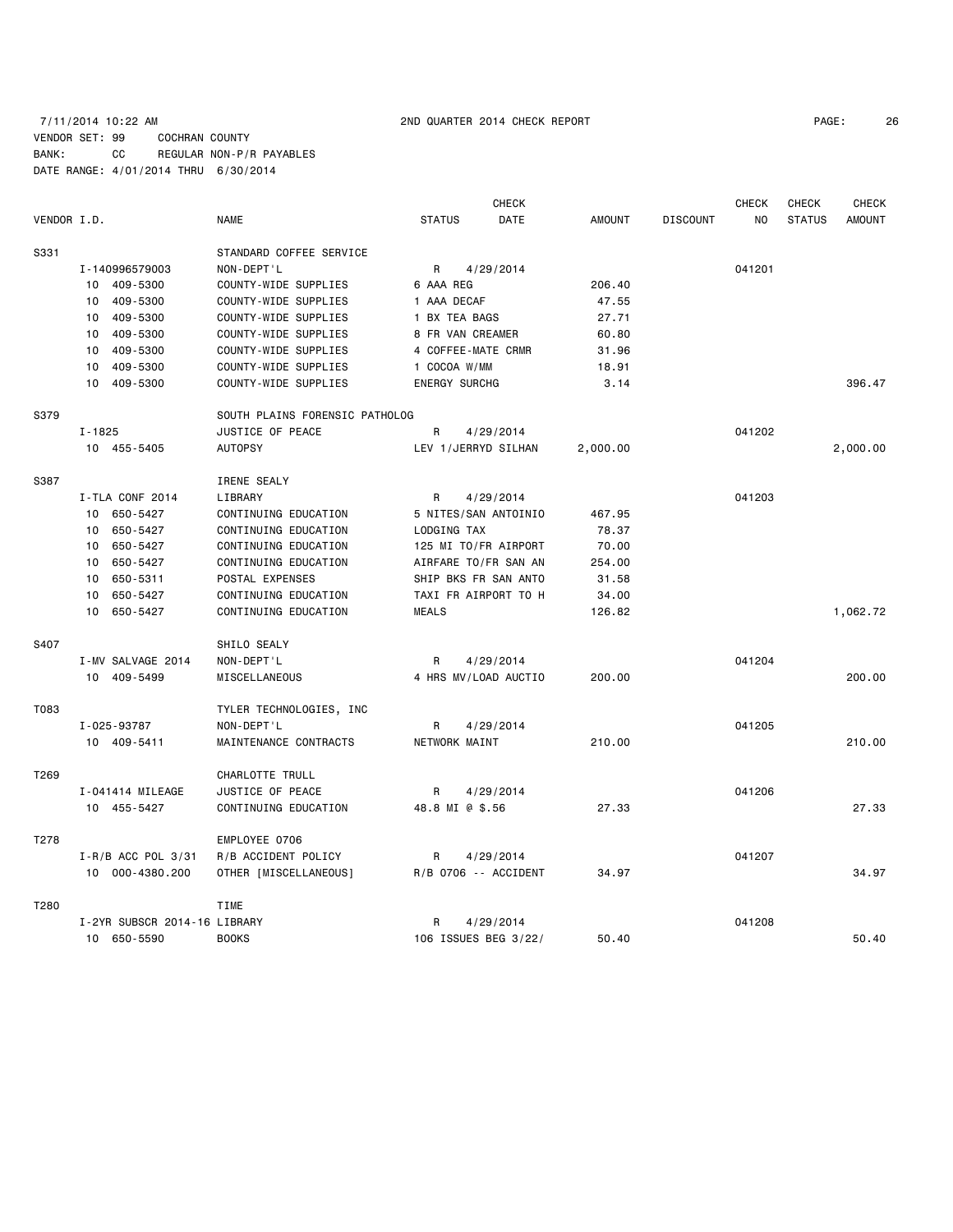7/11/2014 10:22 AM 2ND QUARTER 2014 CHECK REPORT

VENDOR SET: 99 COCHRAN COUNTY
BANK: CC REGULAR NON-P/R PAYABLES
DATE RANGE: 4/01/2014 THRU 6/30/2014

| VENDOR I.D. | NAME | STATUS | CHECK DATE | AMOUNT | DISCOUNT | CHECK NO | CHECK STATUS | CHECK AMOUNT |
|---|---|---|---|---|---|---|---|---|
| S331 | STANDARD COFFEE SERVICE | | | | | | | |
| I-140996579003 | NON-DEPT'L | R | 4/29/2014 | | | 041201 | | |
| 10 409-5300 | COUNTY-WIDE SUPPLIES | 6 AAA REG | | 206.40 | | | | |
| 10 409-5300 | COUNTY-WIDE SUPPLIES | 1 AAA DECAF | | 47.55 | | | | |
| 10 409-5300 | COUNTY-WIDE SUPPLIES | 1 BX TEA BAGS | | 27.71 | | | | |
| 10 409-5300 | COUNTY-WIDE SUPPLIES | 8 FR VAN CREAMER | | 60.80 | | | | |
| 10 409-5300 | COUNTY-WIDE SUPPLIES | 4 COFFEE-MATE CRMR | | 31.96 | | | | |
| 10 409-5300 | COUNTY-WIDE SUPPLIES | 1 COCOA W/MM | | 18.91 | | | | |
| 10 409-5300 | COUNTY-WIDE SUPPLIES | ENERGY SURCHG | | 3.14 | | | | 396.47 |
| S379 | SOUTH PLAINS FORENSIC PATHOLOG | | | | | | | |
| I-1825 | JUSTICE OF PEACE | R | 4/29/2014 | | | 041202 | | |
| 10 455-5405 | AUTOPSY | LEV 1/JERRYD SILHAN | | 2,000.00 | | | | 2,000.00 |
| S387 | IRENE SEALY | | | | | | | |
| I-TLA CONF 2014 | LIBRARY | R | 4/29/2014 | | | 041203 | | |
| 10 650-5427 | CONTINUING EDUCATION | 5 NITES/SAN ANTOINIO | | 467.95 | | | | |
| 10 650-5427 | CONTINUING EDUCATION | LODGING TAX | | 78.37 | | | | |
| 10 650-5427 | CONTINUING EDUCATION | 125 MI TO/FR AIRPORT | | 70.00 | | | | |
| 10 650-5427 | CONTINUING EDUCATION | AIRFARE TO/FR SAN AN | | 254.00 | | | | |
| 10 650-5311 | POSTAL EXPENSES | SHIP BKS FR SAN ANTO | | 31.58 | | | | |
| 10 650-5427 | CONTINUING EDUCATION | TAXI FR AIRPORT TO H | | 34.00 | | | | |
| 10 650-5427 | CONTINUING EDUCATION | MEALS | | 126.82 | | | | 1,062.72 |
| S407 | SHILO SEALY | | | | | | | |
| I-MV SALVAGE 2014 | NON-DEPT'L | R | 4/29/2014 | | | 041204 | | |
| 10 409-5499 | MISCELLANEOUS | 4 HRS MV/LOAD AUCTIO | | 200.00 | | | | 200.00 |
| T083 | TYLER TECHNOLOGIES, INC | | | | | | | |
| I-025-93787 | NON-DEPT'L | R | 4/29/2014 | | | 041205 | | |
| 10 409-5411 | MAINTENANCE CONTRACTS | NETWORK MAINT | | 210.00 | | | | 210.00 |
| T269 | CHARLOTTE TRULL | | | | | | | |
| I-041414 MILEAGE | JUSTICE OF PEACE | R | 4/29/2014 | | | 041206 | | |
| 10 455-5427 | CONTINUING EDUCATION | 48.8 MI @ $.56 | | 27.33 | | | | 27.33 |
| T278 | EMPLOYEE 0706 | | | | | | | |
| I-R/B ACC POL 3/31 | R/B ACCIDENT POLICY | R | 4/29/2014 | | | 041207 | | |
| 10 000-4380.200 | OTHER [MISCELLANEOUS] | R/B 0706 -- ACCIDENT | | 34.97 | | | | 34.97 |
| T280 | TIME | | | | | | | |
| I-2YR SUBSCR 2014-16 | LIBRARY | R | 4/29/2014 | | | 041208 | | |
| 10 650-5590 | BOOKS | 106 ISSUES BEG 3/22/ | | 50.40 | | | | 50.40 |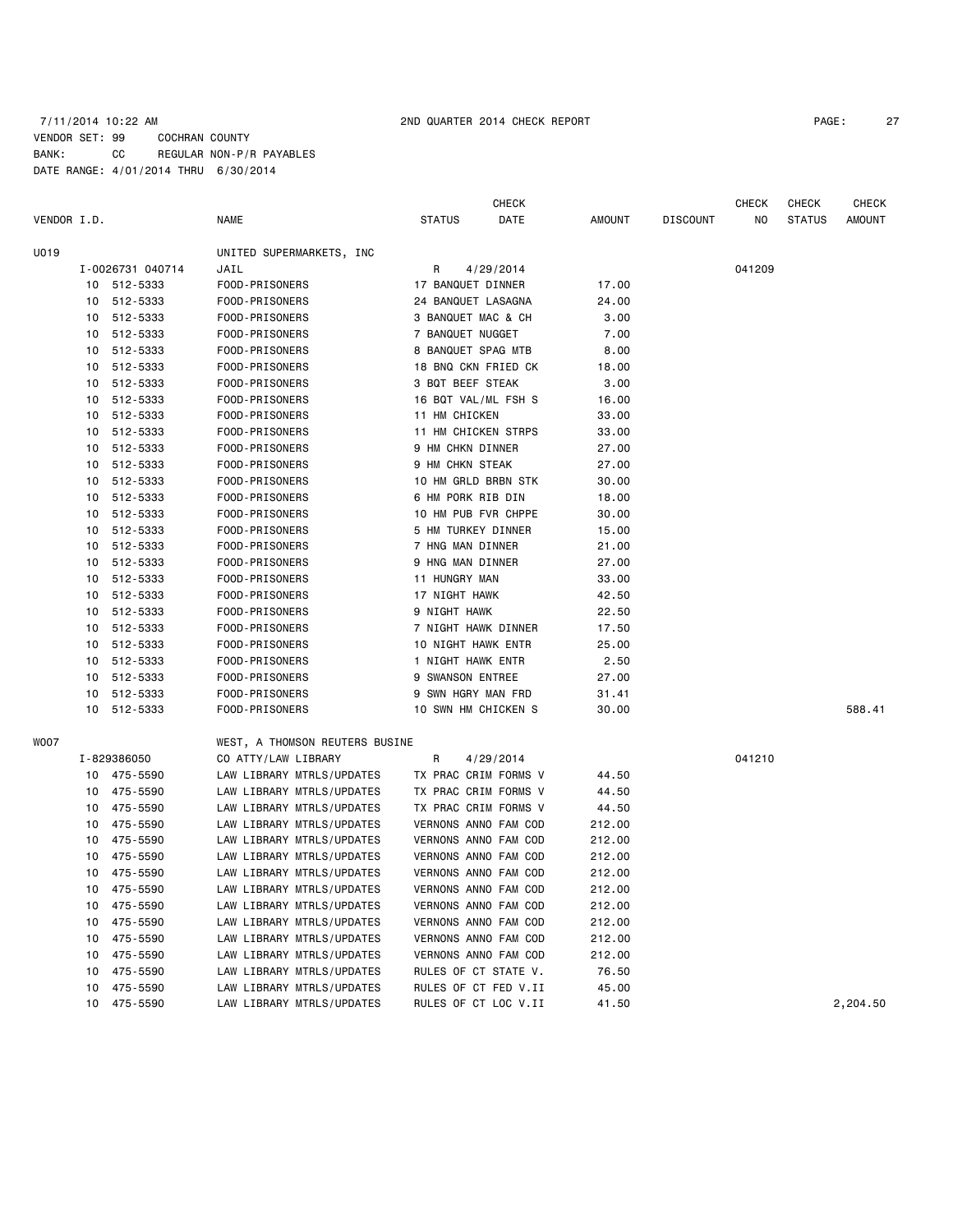7/11/2014 10:22 AM 2ND QUARTER 2014 CHECK REPORT

VENDOR SET: 99 COCHRAN COUNTY
BANK: CC REGULAR NON-P/R PAYABLES
DATE RANGE: 4/01/2014 THRU 6/30/2014

| VENDOR I.D. | | NAME | STATUS | CHECK DATE | AMOUNT | DISCOUNT | CHECK NO | CHECK STATUS | CHECK AMOUNT |
|---|---|---|---|---|---|---|---|---|---|
| U019 | | UNITED SUPERMARKETS, INC | | | | | | | |
| | I-0026731 040714 | JAIL | R | 4/29/2014 | | | 041209 | | |
| | 10 512-5333 | FOOD-PRISONERS | 17 BANQUET DINNER | | 17.00 | | | | |
| | 10 512-5333 | FOOD-PRISONERS | 24 BANQUET LASAGNA | | 24.00 | | | | |
| | 10 512-5333 | FOOD-PRISONERS | 3 BANQUET MAC & CH | | 3.00 | | | | |
| | 10 512-5333 | FOOD-PRISONERS | 7 BANQUET NUGGET | | 7.00 | | | | |
| | 10 512-5333 | FOOD-PRISONERS | 8 BANQUET SPAG MTB | | 8.00 | | | | |
| | 10 512-5333 | FOOD-PRISONERS | 18 BNQ CKN FRIED CK | | 18.00 | | | | |
| | 10 512-5333 | FOOD-PRISONERS | 3 BQT BEEF STEAK | | 3.00 | | | | |
| | 10 512-5333 | FOOD-PRISONERS | 16 BQT VAL/ML FSH S | | 16.00 | | | | |
| | 10 512-5333 | FOOD-PRISONERS | 11 HM CHICKEN | | 33.00 | | | | |
| | 10 512-5333 | FOOD-PRISONERS | 11 HM CHICKEN STRPS | | 33.00 | | | | |
| | 10 512-5333 | FOOD-PRISONERS | 9 HM CHKN DINNER | | 27.00 | | | | |
| | 10 512-5333 | FOOD-PRISONERS | 9 HM CHKN STEAK | | 27.00 | | | | |
| | 10 512-5333 | FOOD-PRISONERS | 10 HM GRLD BRBN STK | | 30.00 | | | | |
| | 10 512-5333 | FOOD-PRISONERS | 6 HM PORK RIB DIN | | 18.00 | | | | |
| | 10 512-5333 | FOOD-PRISONERS | 10 HM PUB FVR CHPPE | | 30.00 | | | | |
| | 10 512-5333 | FOOD-PRISONERS | 5 HM TURKEY DINNER | | 15.00 | | | | |
| | 10 512-5333 | FOOD-PRISONERS | 7 HNG MAN DINNER | | 21.00 | | | | |
| | 10 512-5333 | FOOD-PRISONERS | 9 HNG MAN DINNER | | 27.00 | | | | |
| | 10 512-5333 | FOOD-PRISONERS | 11 HUNGRY MAN | | 33.00 | | | | |
| | 10 512-5333 | FOOD-PRISONERS | 17 NIGHT HAWK | | 42.50 | | | | |
| | 10 512-5333 | FOOD-PRISONERS | 9 NIGHT HAWK | | 22.50 | | | | |
| | 10 512-5333 | FOOD-PRISONERS | 7 NIGHT HAWK DINNER | | 17.50 | | | | |
| | 10 512-5333 | FOOD-PRISONERS | 10 NIGHT HAWK ENTR | | 25.00 | | | | |
| | 10 512-5333 | FOOD-PRISONERS | 1 NIGHT HAWK ENTR | | 2.50 | | | | |
| | 10 512-5333 | FOOD-PRISONERS | 9 SWANSON ENTREE | | 27.00 | | | | |
| | 10 512-5333 | FOOD-PRISONERS | 9 SWN HGRY MAN FRD | | 31.41 | | | | |
| | 10 512-5333 | FOOD-PRISONERS | 10 SWN HM CHICKEN S | | 30.00 | | | | 588.41 |
| W007 | | WEST, A THOMSON REUTERS BUSINE | | | | | | | |
| | I-829386050 | CO ATTY/LAW LIBRARY | R | 4/29/2014 | | | 041210 | | |
| | 10 475-5590 | LAW LIBRARY MTRLS/UPDATES | TX PRAC CRIM FORMS V | | 44.50 | | | | |
| | 10 475-5590 | LAW LIBRARY MTRLS/UPDATES | TX PRAC CRIM FORMS V | | 44.50 | | | | |
| | 10 475-5590 | LAW LIBRARY MTRLS/UPDATES | TX PRAC CRIM FORMS V | | 44.50 | | | | |
| | 10 475-5590 | LAW LIBRARY MTRLS/UPDATES | VERNONS ANNO FAM COD | | 212.00 | | | | |
| | 10 475-5590 | LAW LIBRARY MTRLS/UPDATES | VERNONS ANNO FAM COD | | 212.00 | | | | |
| | 10 475-5590 | LAW LIBRARY MTRLS/UPDATES | VERNONS ANNO FAM COD | | 212.00 | | | | |
| | 10 475-5590 | LAW LIBRARY MTRLS/UPDATES | VERNONS ANNO FAM COD | | 212.00 | | | | |
| | 10 475-5590 | LAW LIBRARY MTRLS/UPDATES | VERNONS ANNO FAM COD | | 212.00 | | | | |
| | 10 475-5590 | LAW LIBRARY MTRLS/UPDATES | VERNONS ANNO FAM COD | | 212.00 | | | | |
| | 10 475-5590 | LAW LIBRARY MTRLS/UPDATES | VERNONS ANNO FAM COD | | 212.00 | | | | |
| | 10 475-5590 | LAW LIBRARY MTRLS/UPDATES | VERNONS ANNO FAM COD | | 212.00 | | | | |
| | 10 475-5590 | LAW LIBRARY MTRLS/UPDATES | VERNONS ANNO FAM COD | | 212.00 | | | | |
| | 10 475-5590 | LAW LIBRARY MTRLS/UPDATES | RULES OF CT STATE V. | | 76.50 | | | | |
| | 10 475-5590 | LAW LIBRARY MTRLS/UPDATES | RULES OF CT FED V.II | | 45.00 | | | | |
| | 10 475-5590 | LAW LIBRARY MTRLS/UPDATES | RULES OF CT LOC V.II | | 41.50 | | | | 2,204.50 |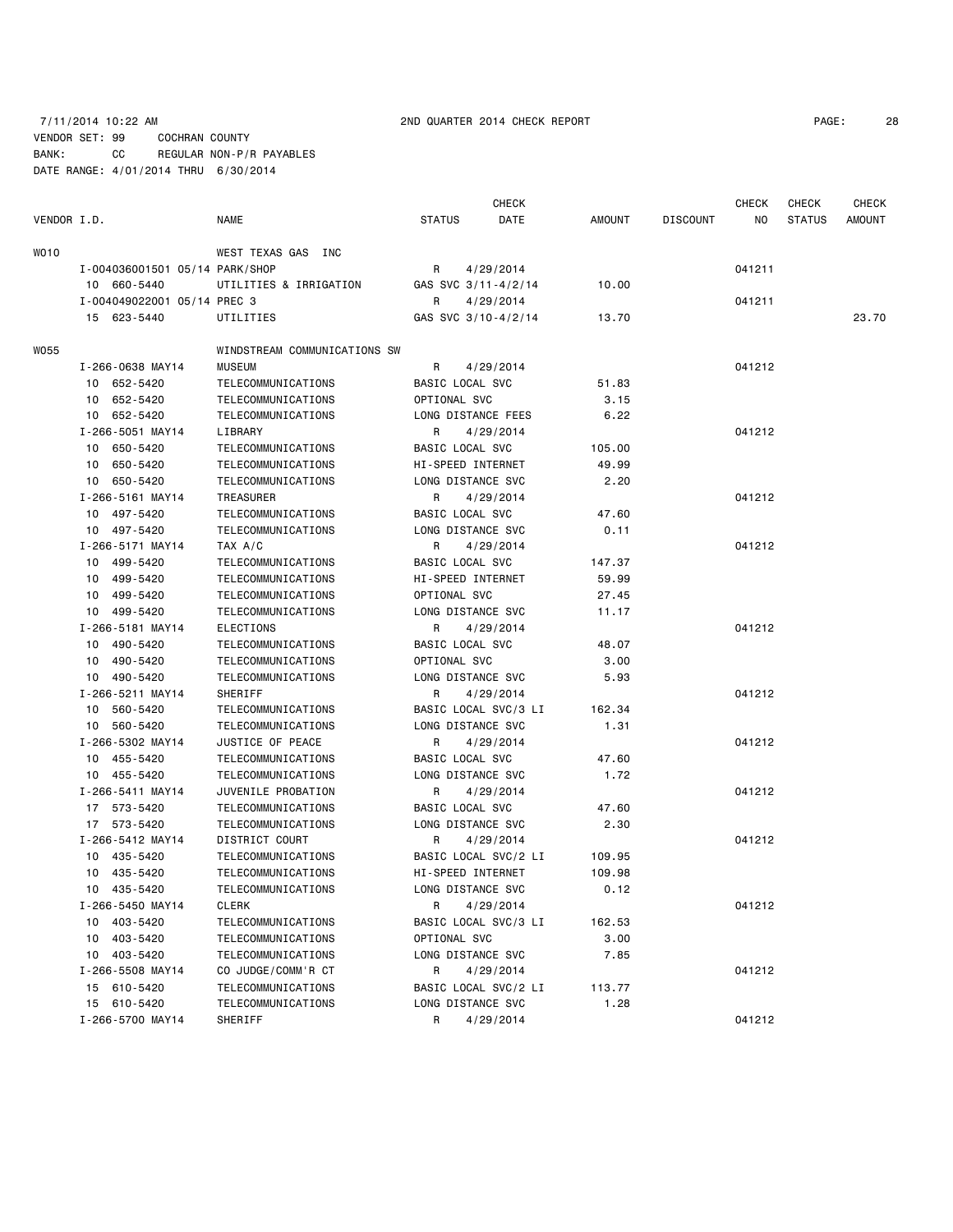7/11/2014 10:22 AM 2ND QUARTER 2014 CHECK REPORT

VENDOR SET: 99 COCHRAN COUNTY
BANK: CC REGULAR NON-P/R PAYABLES
DATE RANGE: 4/01/2014 THRU 6/30/2014

| VENDOR I.D. | NAME | STATUS | CHECK DATE | AMOUNT | DISCOUNT | CHECK NO | CHECK STATUS | CHECK AMOUNT |
|---|---|---|---|---|---|---|---|---|
| W010 | WEST TEXAS GAS INC | | | | | | | |
| I-004036001501 05/14 PARK/SHOP | | R | 4/29/2014 | | | 041211 | | |
| 10 660-5440 | UTILITIES & IRRIGATION | GAS SVC 3/11-4/2/14 | | 10.00 | | | | |
| I-004049022001 05/14 PREC 3 | | R | 4/29/2014 | | | 041211 | | |
| 15 623-5440 | UTILITIES | GAS SVC 3/10-4/2/14 | | 13.70 | | | | 23.70 |
| W055 | WINDSTREAM COMMUNICATIONS SW | | | | | | | |
| I-266-0638 MAY14 | MUSEUM | R | 4/29/2014 | | | 041212 | | |
| 10 652-5420 | TELECOMMUNICATIONS | BASIC LOCAL SVC | | 51.83 | | | | |
| 10 652-5420 | TELECOMMUNICATIONS | OPTIONAL SVC | | 3.15 | | | | |
| 10 652-5420 | TELECOMMUNICATIONS | LONG DISTANCE FEES | | 6.22 | | | | |
| I-266-5051 MAY14 | LIBRARY | R | 4/29/2014 | | | 041212 | | |
| 10 650-5420 | TELECOMMUNICATIONS | BASIC LOCAL SVC | | 105.00 | | | | |
| 10 650-5420 | TELECOMMUNICATIONS | HI-SPEED INTERNET | | 49.99 | | | | |
| 10 650-5420 | TELECOMMUNICATIONS | LONG DISTANCE SVC | | 2.20 | | | | |
| I-266-5161 MAY14 | TREASURER | R | 4/29/2014 | | | 041212 | | |
| 10 497-5420 | TELECOMMUNICATIONS | BASIC LOCAL SVC | | 47.60 | | | | |
| 10 497-5420 | TELECOMMUNICATIONS | LONG DISTANCE SVC | | 0.11 | | | | |
| I-266-5171 MAY14 | TAX A/C | R | 4/29/2014 | | | 041212 | | |
| 10 499-5420 | TELECOMMUNICATIONS | BASIC LOCAL SVC | | 147.37 | | | | |
| 10 499-5420 | TELECOMMUNICATIONS | HI-SPEED INTERNET | | 59.99 | | | | |
| 10 499-5420 | TELECOMMUNICATIONS | OPTIONAL SVC | | 27.45 | | | | |
| 10 499-5420 | TELECOMMUNICATIONS | LONG DISTANCE SVC | | 11.17 | | | | |
| I-266-5181 MAY14 | ELECTIONS | R | 4/29/2014 | | | 041212 | | |
| 10 490-5420 | TELECOMMUNICATIONS | BASIC LOCAL SVC | | 48.07 | | | | |
| 10 490-5420 | TELECOMMUNICATIONS | OPTIONAL SVC | | 3.00 | | | | |
| 10 490-5420 | TELECOMMUNICATIONS | LONG DISTANCE SVC | | 5.93 | | | | |
| I-266-5211 MAY14 | SHERIFF | R | 4/29/2014 | | | 041212 | | |
| 10 560-5420 | TELECOMMUNICATIONS | BASIC LOCAL SVC/3 LI | | 162.34 | | | | |
| 10 560-5420 | TELECOMMUNICATIONS | LONG DISTANCE SVC | | 1.31 | | | | |
| I-266-5302 MAY14 | JUSTICE OF PEACE | R | 4/29/2014 | | | 041212 | | |
| 10 455-5420 | TELECOMMUNICATIONS | BASIC LOCAL SVC | | 47.60 | | | | |
| 10 455-5420 | TELECOMMUNICATIONS | LONG DISTANCE SVC | | 1.72 | | | | |
| I-266-5411 MAY14 | JUVENILE PROBATION | R | 4/29/2014 | | | 041212 | | |
| 17 573-5420 | TELECOMMUNICATIONS | BASIC LOCAL SVC | | 47.60 | | | | |
| 17 573-5420 | TELECOMMUNICATIONS | LONG DISTANCE SVC | | 2.30 | | | | |
| I-266-5412 MAY14 | DISTRICT COURT | R | 4/29/2014 | | | 041212 | | |
| 10 435-5420 | TELECOMMUNICATIONS | BASIC LOCAL SVC/2 LI | | 109.95 | | | | |
| 10 435-5420 | TELECOMMUNICATIONS | HI-SPEED INTERNET | | 109.98 | | | | |
| 10 435-5420 | TELECOMMUNICATIONS | LONG DISTANCE SVC | | 0.12 | | | | |
| I-266-5450 MAY14 | CLERK | R | 4/29/2014 | | | 041212 | | |
| 10 403-5420 | TELECOMMUNICATIONS | BASIC LOCAL SVC/3 LI | | 162.53 | | | | |
| 10 403-5420 | TELECOMMUNICATIONS | OPTIONAL SVC | | 3.00 | | | | |
| 10 403-5420 | TELECOMMUNICATIONS | LONG DISTANCE SVC | | 7.85 | | | | |
| I-266-5508 MAY14 | CO JUDGE/COMM'R CT | R | 4/29/2014 | | | 041212 | | |
| 15 610-5420 | TELECOMMUNICATIONS | BASIC LOCAL SVC/2 LI | | 113.77 | | | | |
| 15 610-5420 | TELECOMMUNICATIONS | LONG DISTANCE SVC | | 1.28 | | | | |
| I-266-5700 MAY14 | SHERIFF | R | 4/29/2014 | | | 041212 | | |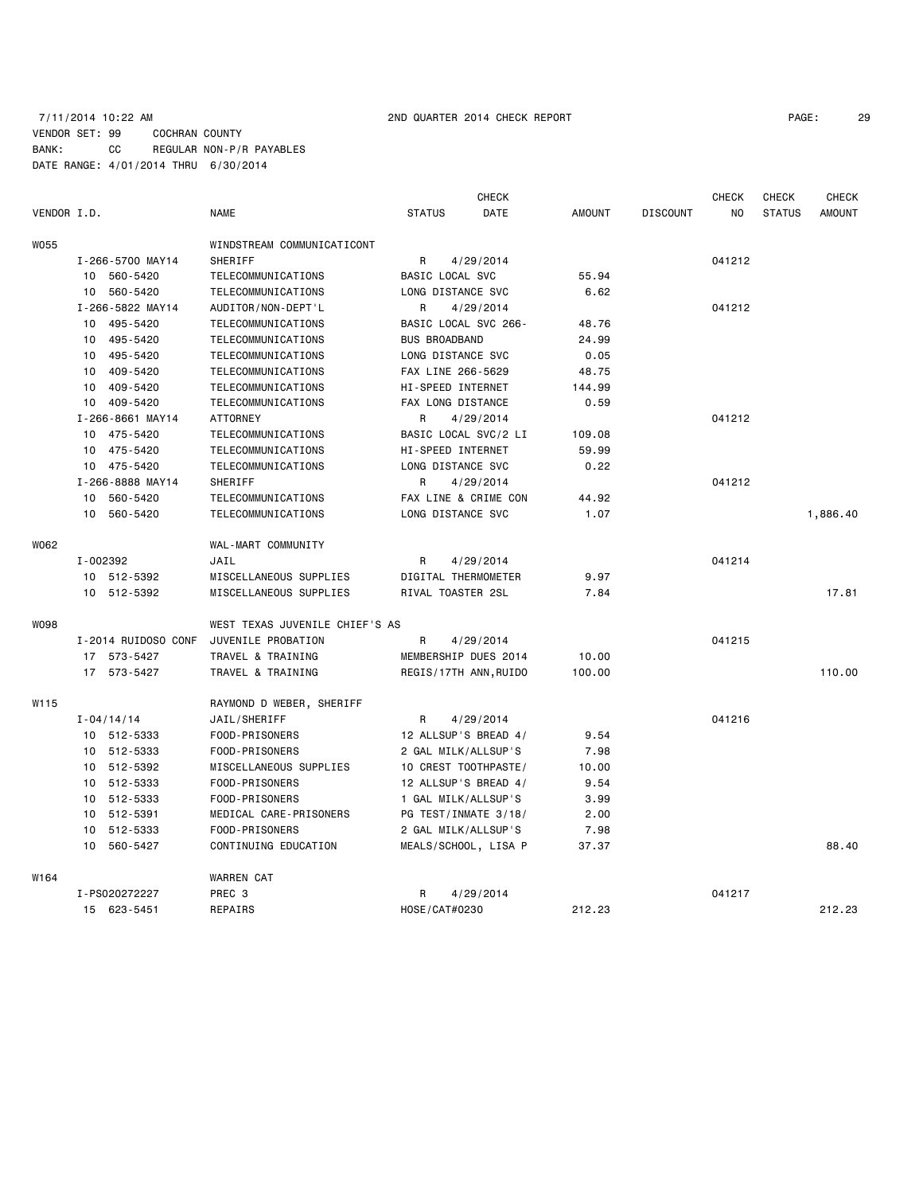7/11/2014 10:22 AM 2ND QUARTER 2014 CHECK REPORT

VENDOR SET: 99 COCHRAN COUNTY
BANK: CC REGULAR NON-P/R PAYABLES
DATE RANGE: 4/01/2014 THRU 6/30/2014

| VENDOR I.D. | NAME | STATUS | CHECK DATE | AMOUNT | DISCOUNT | CHECK NO | CHECK STATUS | CHECK AMOUNT |
|---|---|---|---|---|---|---|---|---|
| W055 | WINDSTREAM COMMUNICATICONT | | | | | | | |
| I-266-5700 MAY14 | SHERIFF | R | 4/29/2014 | | | 041212 | | |
| 10 560-5420 | TELECOMMUNICATIONS | BASIC LOCAL SVC | | 55.94 | | | | |
| 10 560-5420 | TELECOMMUNICATIONS | LONG DISTANCE SVC | | 6.62 | | | | |
| I-266-5822 MAY14 | AUDITOR/NON-DEPT'L | R | 4/29/2014 | | | 041212 | | |
| 10 495-5420 | TELECOMMUNICATIONS | BASIC LOCAL SVC 266- | | 48.76 | | | | |
| 10 495-5420 | TELECOMMUNICATIONS | BUS BROADBAND | | 24.99 | | | | |
| 10 495-5420 | TELECOMMUNICATIONS | LONG DISTANCE SVC | | 0.05 | | | | |
| 10 409-5420 | TELECOMMUNICATIONS | FAX LINE 266-5629 | | 48.75 | | | | |
| 10 409-5420 | TELECOMMUNICATIONS | HI-SPEED INTERNET | | 144.99 | | | | |
| 10 409-5420 | TELECOMMUNICATIONS | FAX LONG DISTANCE | | 0.59 | | | | |
| I-266-8661 MAY14 | ATTORNEY | R | 4/29/2014 | | | 041212 | | |
| 10 475-5420 | TELECOMMUNICATIONS | BASIC LOCAL SVC/2 LI | | 109.08 | | | | |
| 10 475-5420 | TELECOMMUNICATIONS | HI-SPEED INTERNET | | 59.99 | | | | |
| 10 475-5420 | TELECOMMUNICATIONS | LONG DISTANCE SVC | | 0.22 | | | | |
| I-266-8888 MAY14 | SHERIFF | R | 4/29/2014 | | | 041212 | | |
| 10 560-5420 | TELECOMMUNICATIONS | FAX LINE & CRIME CON | | 44.92 | | | | |
| 10 560-5420 | TELECOMMUNICATIONS | LONG DISTANCE SVC | | 1.07 | | | | 1,886.40 |
| W062 | WAL-MART COMMUNITY | | | | | | | |
| I-002392 | JAIL | R | 4/29/2014 | | | 041214 | | |
| 10 512-5392 | MISCELLANEOUS SUPPLIES | DIGITAL THERMOMETER | | 9.97 | | | | |
| 10 512-5392 | MISCELLANEOUS SUPPLIES | RIVAL TOASTER 2SL | | 7.84 | | | | 17.81 |
| W098 | WEST TEXAS JUVENILE CHIEF'S AS | | | | | | | |
| I-2014 RUIDOSO CONF | JUVENILE PROBATION | R | 4/29/2014 | | | 041215 | | |
| 17 573-5427 | TRAVEL & TRAINING | MEMBERSHIP DUES 2014 | | 10.00 | | | | |
| 17 573-5427 | TRAVEL & TRAINING | REGIS/17TH ANN,RUIDO | | 100.00 | | | | 110.00 |
| W115 | RAYMOND D WEBER, SHERIFF | | | | | | | |
| I-04/14/14 | JAIL/SHERIFF | R | 4/29/2014 | | | 041216 | | |
| 10 512-5333 | FOOD-PRISONERS | 12 ALLSUP'S BREAD 4/ | | 9.54 | | | | |
| 10 512-5333 | FOOD-PRISONERS | 2 GAL MILK/ALLSUP'S | | 7.98 | | | | |
| 10 512-5392 | MISCELLANEOUS SUPPLIES | 10 CREST TOOTHPASTE/ | | 10.00 | | | | |
| 10 512-5333 | FOOD-PRISONERS | 12 ALLSUP'S BREAD 4/ | | 9.54 | | | | |
| 10 512-5333 | FOOD-PRISONERS | 1 GAL MILK/ALLSUP'S | | 3.99 | | | | |
| 10 512-5391 | MEDICAL CARE-PRISONERS | PG TEST/INMATE 3/18/ | | 2.00 | | | | |
| 10 512-5333 | FOOD-PRISONERS | 2 GAL MILK/ALLSUP'S | | 7.98 | | | | |
| 10 560-5427 | CONTINUING EDUCATION | MEALS/SCHOOL, LISA P | | 37.37 | | | | 88.40 |
| W164 | WARREN CAT | | | | | | | |
| I-PS020272227 | PREC 3 | R | 4/29/2014 | | | 041217 | | |
| 15 623-5451 | REPAIRS | HOSE/CAT#0230 | | 212.23 | | | | 212.23 |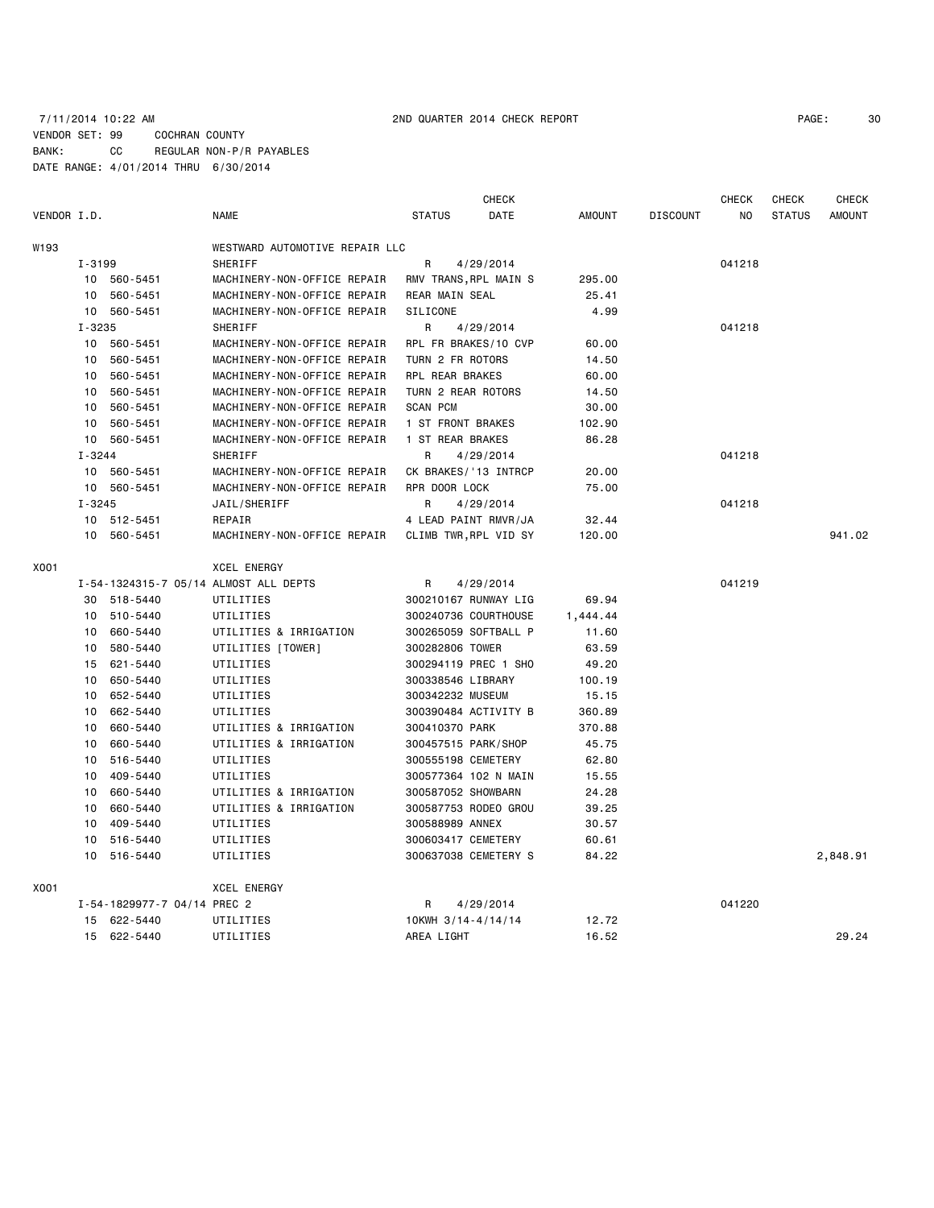7/11/2014 10:22 AM 2ND QUARTER 2014 CHECK REPORT

VENDOR SET: 99 COCHRAN COUNTY
BANK: CC REGULAR NON-P/R PAYABLES
DATE RANGE: 4/01/2014 THRU 6/30/2014

| VENDOR I.D. | NAME | STATUS | CHECK DATE | AMOUNT | DISCOUNT | CHECK NO | CHECK STATUS | CHECK AMOUNT |
|---|---|---|---|---|---|---|---|---|
| W193 | WESTWARD AUTOMOTIVE REPAIR LLC | | | | | | | |
| I-3199 | SHERIFF | R | 4/29/2014 | | | 041218 | | |
| 10 560-5451 | MACHINERY-NON-OFFICE REPAIR | RMV TRANS,RPL MAIN S | | 295.00 | | | | |
| 10 560-5451 | MACHINERY-NON-OFFICE REPAIR | REAR MAIN SEAL | | 25.41 | | | | |
| 10 560-5451 | MACHINERY-NON-OFFICE REPAIR | SILICONE | | 4.99 | | | | |
| I-3235 | SHERIFF | R | 4/29/2014 | | | 041218 | | |
| 10 560-5451 | MACHINERY-NON-OFFICE REPAIR | RPL FR BRAKES/10 CVP | | 60.00 | | | | |
| 10 560-5451 | MACHINERY-NON-OFFICE REPAIR | TURN 2 FR ROTORS | | 14.50 | | | | |
| 10 560-5451 | MACHINERY-NON-OFFICE REPAIR | RPL REAR BRAKES | | 60.00 | | | | |
| 10 560-5451 | MACHINERY-NON-OFFICE REPAIR | TURN 2 REAR ROTORS | | 14.50 | | | | |
| 10 560-5451 | MACHINERY-NON-OFFICE REPAIR | SCAN PCM | | 30.00 | | | | |
| 10 560-5451 | MACHINERY-NON-OFFICE REPAIR | 1 ST FRONT BRAKES | | 102.90 | | | | |
| 10 560-5451 | MACHINERY-NON-OFFICE REPAIR | 1 ST REAR BRAKES | | 86.28 | | | | |
| I-3244 | SHERIFF | R | 4/29/2014 | | | 041218 | | |
| 10 560-5451 | MACHINERY-NON-OFFICE REPAIR | CK BRAKES/'13 INTRCP | | 20.00 | | | | |
| 10 560-5451 | MACHINERY-NON-OFFICE REPAIR | RPR DOOR LOCK | | 75.00 | | | | |
| I-3245 | JAIL/SHERIFF | R | 4/29/2014 | | | 041218 | | |
| 10 512-5451 | REPAIR | 4 LEAD PAINT RMVR/JA | | 32.44 | | | | |
| 10 560-5451 | MACHINERY-NON-OFFICE REPAIR | CLIMB TWR,RPL VID SY | | 120.00 | | | | 941.02 |
| X001 | XCEL ENERGY | | | | | | | |
| I-54-1324315-7 05/14 | ALMOST ALL DEPTS | R | 4/29/2014 | | | 041219 | | |
| 30 518-5440 | UTILITIES | 300210167 RUNWAY LIG | | 69.94 | | | | |
| 10 510-5440 | UTILITIES | 300240736 COURTHOUSE | | 1,444.44 | | | | |
| 10 660-5440 | UTILITIES & IRRIGATION | 300265059 SOFTBALL P | | 11.60 | | | | |
| 10 580-5440 | UTILITIES [TOWER] | 300282806 TOWER | | 63.59 | | | | |
| 15 621-5440 | UTILITIES | 300294119 PREC 1 SHO | | 49.20 | | | | |
| 10 650-5440 | UTILITIES | 300338546 LIBRARY | | 100.19 | | | | |
| 10 652-5440 | UTILITIES | 300342232 MUSEUM | | 15.15 | | | | |
| 10 662-5440 | UTILITIES | 300390484 ACTIVITY B | | 360.89 | | | | |
| 10 660-5440 | UTILITIES & IRRIGATION | 300410370 PARK | | 370.88 | | | | |
| 10 660-5440 | UTILITIES & IRRIGATION | 300457515 PARK/SHOP | | 45.75 | | | | |
| 10 516-5440 | UTILITIES | 300555198 CEMETERY | | 62.80 | | | | |
| 10 409-5440 | UTILITIES | 300577364 102 N MAIN | | 15.55 | | | | |
| 10 660-5440 | UTILITIES & IRRIGATION | 300587052 SHOWBARN | | 24.28 | | | | |
| 10 660-5440 | UTILITIES & IRRIGATION | 300587753 RODEO GROU | | 39.25 | | | | |
| 10 409-5440 | UTILITIES | 300588989 ANNEX | | 30.57 | | | | |
| 10 516-5440 | UTILITIES | 300603417 CEMETERY | | 60.61 | | | | |
| 10 516-5440 | UTILITIES | 300637038 CEMETERY S | | 84.22 | | | | 2,848.91 |
| X001 | XCEL ENERGY | | | | | | | |
| I-54-1829977-7 04/14 | PREC 2 | R | 4/29/2014 | | | 041220 | | |
| 15 622-5440 | UTILITIES | 10KWH 3/14-4/14/14 | | 12.72 | | | | |
| 15 622-5440 | UTILITIES | AREA LIGHT | | 16.52 | | | | 29.24 |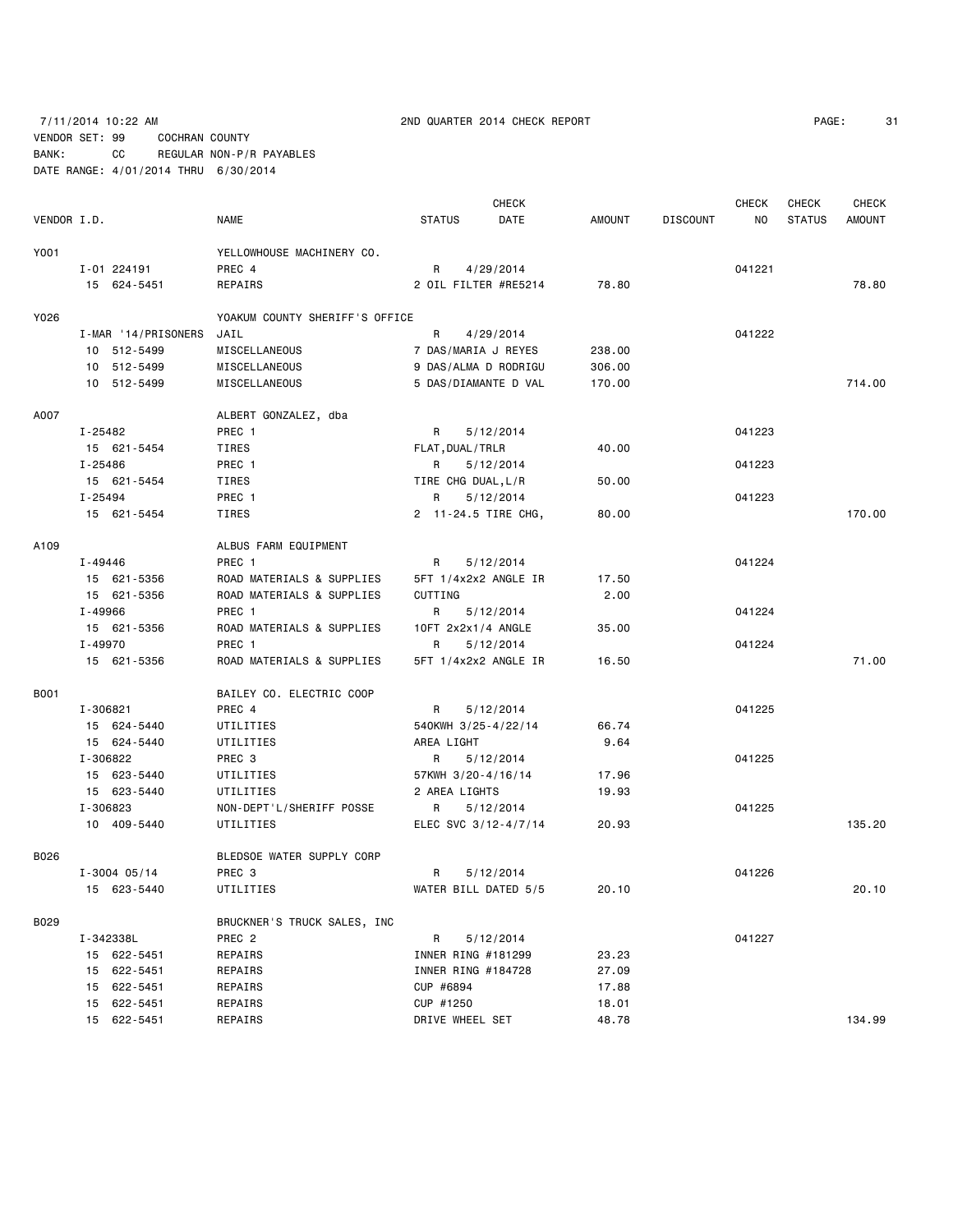7/11/2014 10:22 AM 2ND QUARTER 2014 CHECK REPORT

VENDOR SET: 99 COCHRAN COUNTY
BANK: CC REGULAR NON-P/R PAYABLES
DATE RANGE: 4/01/2014 THRU 6/30/2014

| VENDOR I.D. | NAME | STATUS | CHECK DATE | AMOUNT | DISCOUNT | CHECK NO | CHECK STATUS | CHECK AMOUNT |
|---|---|---|---|---|---|---|---|---|
| Y001 | YELLOWHOUSE MACHINERY CO. | | | | | | | |
| I-01 224191 | PREC 4 | R | 4/29/2014 | | | 041221 | | |
| 15 624-5451 | REPAIRS | 2 OIL FILTER #RE5214 | | 78.80 | | | | 78.80 |
| Y026 | YOAKUM COUNTY SHERIFF'S OFFICE | | | | | | | |
| I-MAR '14/PRISONERS | JAIL | R | 4/29/2014 | | | 041222 | | |
| 10 512-5499 | MISCELLANEOUS | 7 DAS/MARIA J REYES | | 238.00 | | | | |
| 10 512-5499 | MISCELLANEOUS | 9 DAS/ALMA D RODRIGU | | 306.00 | | | | |
| 10 512-5499 | MISCELLANEOUS | 5 DAS/DIAMANTE D VAL | | 170.00 | | | | 714.00 |
| A007 | ALBERT GONZALEZ, dba | | | | | | | |
| I-25482 | PREC 1 | R | 5/12/2014 | | | 041223 | | |
| 15 621-5454 | TIRES | FLAT,DUAL/TRLR | | 40.00 | | | | |
| I-25486 | PREC 1 | R | 5/12/2014 | | | 041223 | | |
| 15 621-5454 | TIRES | TIRE CHG DUAL,L/R | | 50.00 | | | | |
| I-25494 | PREC 1 | R | 5/12/2014 | | | 041223 | | |
| 15 621-5454 | TIRES | 2 11-24.5 TIRE CHG, | | 80.00 | | | | 170.00 |
| A109 | ALBUS FARM EQUIPMENT | | | | | | | |
| I-49446 | PREC 1 | R | 5/12/2014 | | | 041224 | | |
| 15 621-5356 | ROAD MATERIALS & SUPPLIES | 5FT 1/4x2x2 ANGLE IR | | 17.50 | | | | |
| 15 621-5356 | ROAD MATERIALS & SUPPLIES | CUTTING | | 2.00 | | | | |
| I-49966 | PREC 1 | R | 5/12/2014 | | | 041224 | | |
| 15 621-5356 | ROAD MATERIALS & SUPPLIES | 10FT 2x2x1/4 ANGLE | | 35.00 | | | | |
| I-49970 | PREC 1 | R | 5/12/2014 | | | 041224 | | |
| 15 621-5356 | ROAD MATERIALS & SUPPLIES | 5FT 1/4x2x2 ANGLE IR | | 16.50 | | | | 71.00 |
| B001 | BAILEY CO. ELECTRIC COOP | | | | | | | |
| I-306821 | PREC 4 | R | 5/12/2014 | | | 041225 | | |
| 15 624-5440 | UTILITIES | 540KWH 3/25-4/22/14 | | 66.74 | | | | |
| 15 624-5440 | UTILITIES | AREA LIGHT | | 9.64 | | | | |
| I-306822 | PREC 3 | R | 5/12/2014 | | | 041225 | | |
| 15 623-5440 | UTILITIES | 57KWH 3/20-4/16/14 | | 17.96 | | | | |
| 15 623-5440 | UTILITIES | 2 AREA LIGHTS | | 19.93 | | | | |
| I-306823 | NON-DEPT'L/SHERIFF POSSE | R | 5/12/2014 | | | 041225 | | |
| 10 409-5440 | UTILITIES | ELEC SVC 3/12-4/7/14 | | 20.93 | | | | 135.20 |
| B026 | BLEDSOE WATER SUPPLY CORP | | | | | | | |
| I-3004 05/14 | PREC 3 | R | 5/12/2014 | | | 041226 | | |
| 15 623-5440 | UTILITIES | WATER BILL DATED 5/5 | | 20.10 | | | | 20.10 |
| B029 | BRUCKNER'S TRUCK SALES, INC | | | | | | | |
| I-342338L | PREC 2 | R | 5/12/2014 | | | 041227 | | |
| 15 622-5451 | REPAIRS | INNER RING #181299 | | 23.23 | | | | |
| 15 622-5451 | REPAIRS | INNER RING #184728 | | 27.09 | | | | |
| 15 622-5451 | REPAIRS | CUP #6894 | | 17.88 | | | | |
| 15 622-5451 | REPAIRS | CUP #1250 | | 18.01 | | | | |
| 15 622-5451 | REPAIRS | DRIVE WHEEL SET | | 48.78 | | | | 134.99 |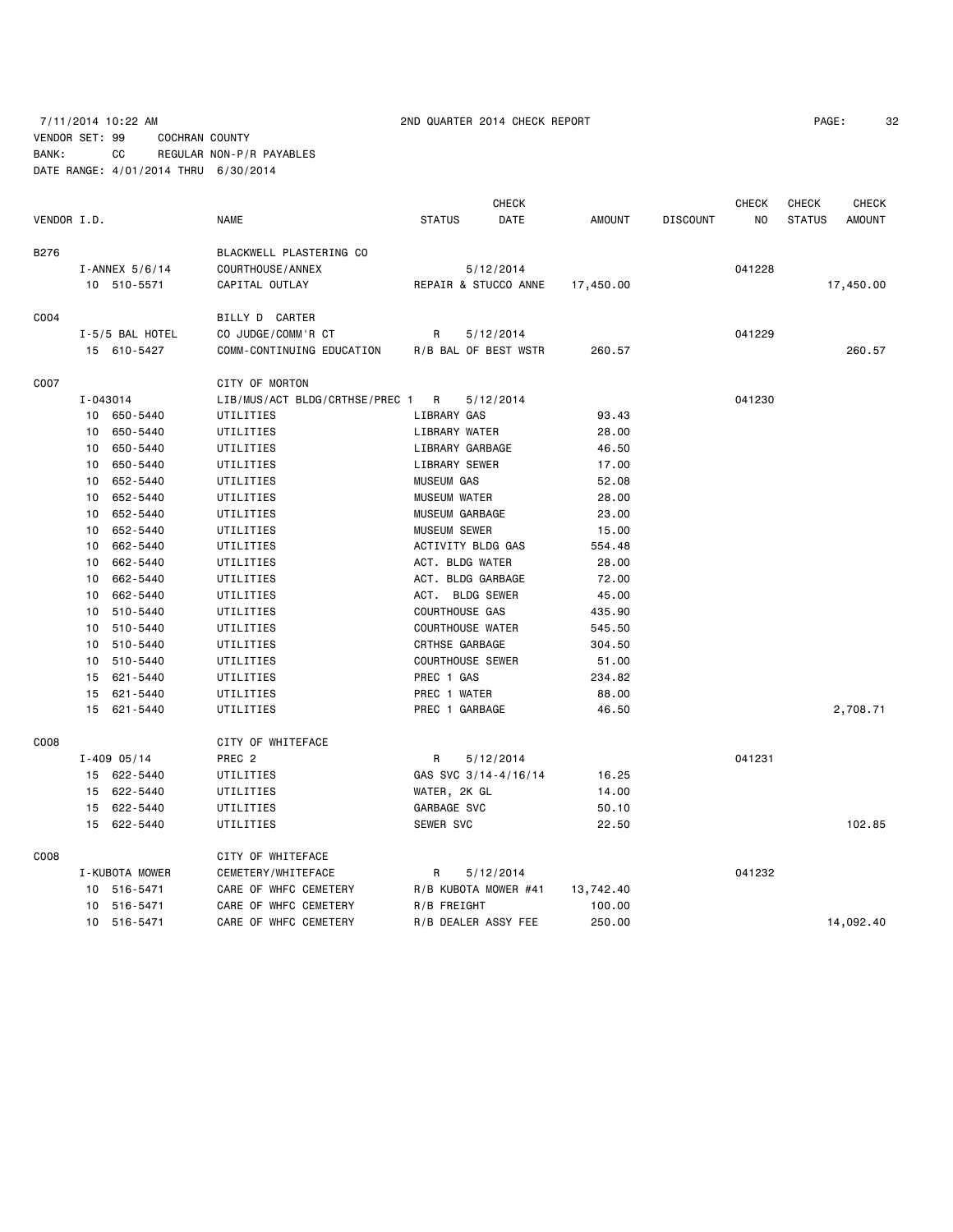7/11/2014 10:22 AM 2ND QUARTER 2014 CHECK REPORT

VENDOR SET: 99 COCHRAN COUNTY
BANK: CC REGULAR NON-P/R PAYABLES
DATE RANGE: 4/01/2014 THRU 6/30/2014

| VENDOR I.D. | NAME | STATUS | CHECK DATE | AMOUNT | DISCOUNT | CHECK NO | CHECK STATUS | CHECK AMOUNT |
|---|---|---|---|---|---|---|---|---|
| B276 | BLACKWELL PLASTERING CO | | | | | | | |
| I-ANNEX 5/6/14 | COURTHOUSE/ANNEX | | 5/12/2014 | | | 041228 | | |
| 10 510-5571 | CAPITAL OUTLAY | REPAIR & STUCCO ANNE | | 17,450.00 | | | | 17,450.00 |
| C004 | BILLY D CARTER | | | | | | | |
| I-5/5 BAL HOTEL | CO JUDGE/COMM'R CT | R | 5/12/2014 | | | 041229 | | |
| 15 610-5427 | COMM-CONTINUING EDUCATION | R/B BAL OF BEST WSTR | | 260.57 | | | | 260.57 |
| C007 | CITY OF MORTON | | | | | | | |
| I-043014 | LIB/MUS/ACT BLDG/CRTHSE/PREC 1 | R | 5/12/2014 | | | 041230 | | |
| 10 650-5440 | UTILITIES | LIBRARY GAS | | 93.43 | | | | |
| 10 650-5440 | UTILITIES | LIBRARY WATER | | 28.00 | | | | |
| 10 650-5440 | UTILITIES | LIBRARY GARBAGE | | 46.50 | | | | |
| 10 650-5440 | UTILITIES | LIBRARY SEWER | | 17.00 | | | | |
| 10 652-5440 | UTILITIES | MUSEUM GAS | | 52.08 | | | | |
| 10 652-5440 | UTILITIES | MUSEUM WATER | | 28.00 | | | | |
| 10 652-5440 | UTILITIES | MUSEUM GARBAGE | | 23.00 | | | | |
| 10 652-5440 | UTILITIES | MUSEUM SEWER | | 15.00 | | | | |
| 10 662-5440 | UTILITIES | ACTIVITY BLDG GAS | | 554.48 | | | | |
| 10 662-5440 | UTILITIES | ACT. BLDG WATER | | 28.00 | | | | |
| 10 662-5440 | UTILITIES | ACT. BLDG GARBAGE | | 72.00 | | | | |
| 10 662-5440 | UTILITIES | ACT. BLDG SEWER | | 45.00 | | | | |
| 10 510-5440 | UTILITIES | COURTHOUSE GAS | | 435.90 | | | | |
| 10 510-5440 | UTILITIES | COURTHOUSE WATER | | 545.50 | | | | |
| 10 510-5440 | UTILITIES | CRTHSE GARBAGE | | 304.50 | | | | |
| 10 510-5440 | UTILITIES | COURTHOUSE SEWER | | 51.00 | | | | |
| 15 621-5440 | UTILITIES | PREC 1 GAS | | 234.82 | | | | |
| 15 621-5440 | UTILITIES | PREC 1 WATER | | 88.00 | | | | |
| 15 621-5440 | UTILITIES | PREC 1 GARBAGE | | 46.50 | | | | 2,708.71 |
| C008 | CITY OF WHITEFACE | | | | | | | |
| I-409 05/14 | PREC 2 | R | 5/12/2014 | | | 041231 | | |
| 15 622-5440 | UTILITIES | GAS SVC 3/14-4/16/14 | | 16.25 | | | | |
| 15 622-5440 | UTILITIES | WATER, 2K GL | | 14.00 | | | | |
| 15 622-5440 | UTILITIES | GARBAGE SVC | | 50.10 | | | | |
| 15 622-5440 | UTILITIES | SEWER SVC | | 22.50 | | | | 102.85 |
| C008 | CITY OF WHITEFACE | | | | | | | |
| I-KUBOTA MOWER | CEMETERY/WHITEFACE | R | 5/12/2014 | | | 041232 | | |
| 10 516-5471 | CARE OF WHFC CEMETERY | R/B KUBOTA MOWER #41 | | 13,742.40 | | | | |
| 10 516-5471 | CARE OF WHFC CEMETERY | R/B FREIGHT | | 100.00 | | | | |
| 10 516-5471 | CARE OF WHFC CEMETERY | R/B DEALER ASSY FEE | | 250.00 | | | | 14,092.40 |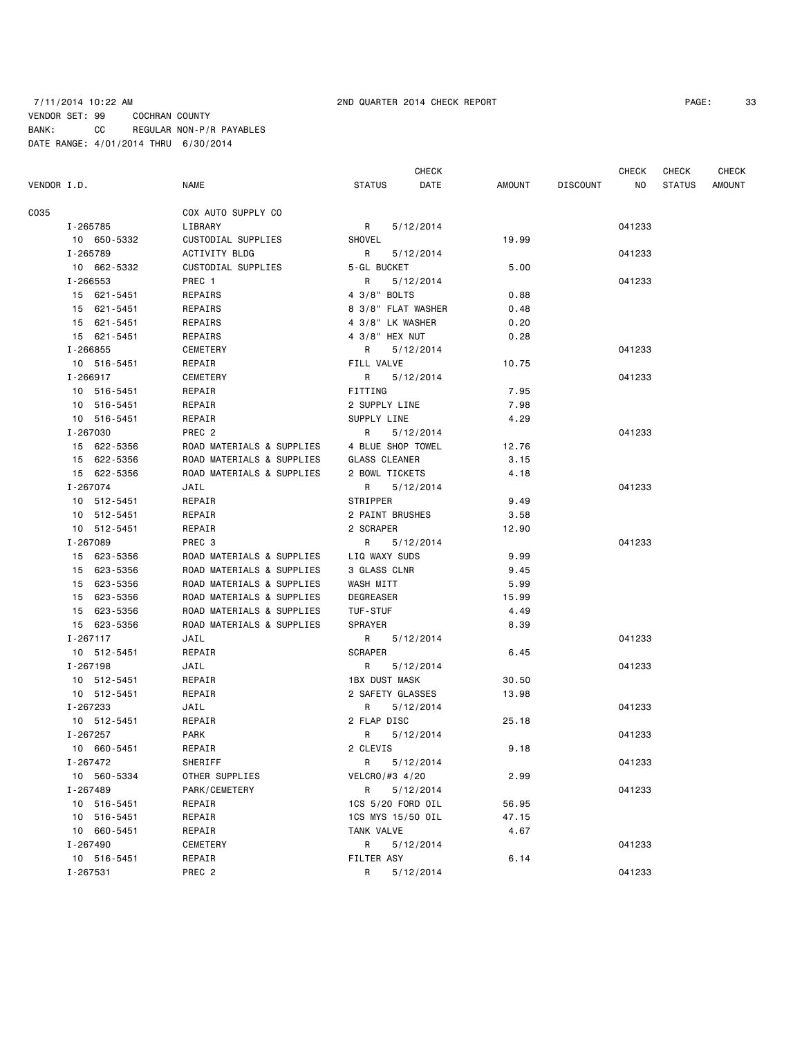7/11/2014 10:22 AM 2ND QUARTER 2014 CHECK REPORT

VENDOR SET: 99 COCHRAN COUNTY
BANK: CC REGULAR NON-P/R PAYABLES
DATE RANGE: 4/01/2014 THRU 6/30/2014

| VENDOR I.D. | NAME | STATUS | CHECK DATE | AMOUNT | DISCOUNT | CHECK NO | CHECK STATUS | CHECK AMOUNT |
|---|---|---|---|---|---|---|---|---|
| C035 | COX AUTO SUPPLY CO | | | | | | | |
| I-265785 | LIBRARY | R | 5/12/2014 | | | 041233 | | |
| 10 650-5332 | CUSTODIAL SUPPLIES | SHOVEL | | 19.99 | | | | |
| I-265789 | ACTIVITY BLDG | R | 5/12/2014 | | | 041233 | | |
| 10 662-5332 | CUSTODIAL SUPPLIES | 5-GL BUCKET | | 5.00 | | | | |
| I-266553 | PREC 1 | R | 5/12/2014 | | | 041233 | | |
| 15 621-5451 | REPAIRS | 4 3/8" BOLTS | | 0.88 | | | | |
| 15 621-5451 | REPAIRS | 8 3/8" FLAT WASHER | | 0.48 | | | | |
| 15 621-5451 | REPAIRS | 4 3/8" LK WASHER | | 0.20 | | | | |
| 15 621-5451 | REPAIRS | 4 3/8" HEX NUT | | 0.28 | | | | |
| I-266855 | CEMETERY | R | 5/12/2014 | | | 041233 | | |
| 10 516-5451 | REPAIR | FILL VALVE | | 10.75 | | | | |
| I-266917 | CEMETERY | R | 5/12/2014 | | | 041233 | | |
| 10 516-5451 | REPAIR | FITTING | | 7.95 | | | | |
| 10 516-5451 | REPAIR | 2 SUPPLY LINE | | 7.98 | | | | |
| 10 516-5451 | REPAIR | SUPPLY LINE | | 4.29 | | | | |
| I-267030 | PREC 2 | R | 5/12/2014 | | | 041233 | | |
| 15 622-5356 | ROAD MATERIALS & SUPPLIES | 4 BLUE SHOP TOWEL | | 12.76 | | | | |
| 15 622-5356 | ROAD MATERIALS & SUPPLIES | GLASS CLEANER | | 3.15 | | | | |
| 15 622-5356 | ROAD MATERIALS & SUPPLIES | 2 BOWL TICKETS | | 4.18 | | | | |
| I-267074 | JAIL | R | 5/12/2014 | | | 041233 | | |
| 10 512-5451 | REPAIR | STRIPPER | | 9.49 | | | | |
| 10 512-5451 | REPAIR | 2 PAINT BRUSHES | | 3.58 | | | | |
| 10 512-5451 | REPAIR | 2 SCRAPER | | 12.90 | | | | |
| I-267089 | PREC 3 | R | 5/12/2014 | | | 041233 | | |
| 15 623-5356 | ROAD MATERIALS & SUPPLIES | LIQ WAXY SUDS | | 9.99 | | | | |
| 15 623-5356 | ROAD MATERIALS & SUPPLIES | 3 GLASS CLNR | | 9.45 | | | | |
| 15 623-5356 | ROAD MATERIALS & SUPPLIES | WASH MITT | | 5.99 | | | | |
| 15 623-5356 | ROAD MATERIALS & SUPPLIES | DEGREASER | | 15.99 | | | | |
| 15 623-5356 | ROAD MATERIALS & SUPPLIES | TUF-STUF | | 4.49 | | | | |
| 15 623-5356 | ROAD MATERIALS & SUPPLIES | SPRAYER | | 8.39 | | | | |
| I-267117 | JAIL | R | 5/12/2014 | | | 041233 | | |
| 10 512-5451 | REPAIR | SCRAPER | | 6.45 | | | | |
| I-267198 | JAIL | R | 5/12/2014 | | | 041233 | | |
| 10 512-5451 | REPAIR | 1BX DUST MASK | | 30.50 | | | | |
| 10 512-5451 | REPAIR | 2 SAFETY GLASSES | | 13.98 | | | | |
| I-267233 | JAIL | R | 5/12/2014 | | | 041233 | | |
| 10 512-5451 | REPAIR | 2 FLAP DISC | | 25.18 | | | | |
| I-267257 | PARK | R | 5/12/2014 | | | 041233 | | |
| 10 660-5451 | REPAIR | 2 CLEVIS | | 9.18 | | | | |
| I-267472 | SHERIFF | R | 5/12/2014 | | | 041233 | | |
| 10 560-5334 | OTHER SUPPLIES | VELCRO/#3 4/20 | | 2.99 | | | | |
| I-267489 | PARK/CEMETERY | R | 5/12/2014 | | | 041233 | | |
| 10 516-5451 | REPAIR | 1CS 5/20 FORD OIL | | 56.95 | | | | |
| 10 516-5451 | REPAIR | 1CS MYS 15/50 OIL | | 47.15 | | | | |
| 10 660-5451 | REPAIR | TANK VALVE | | 4.67 | | | | |
| I-267490 | CEMETERY | R | 5/12/2014 | | | 041233 | | |
| 10 516-5451 | REPAIR | FILTER ASY | | 6.14 | | | | |
| I-267531 | PREC 2 | R | 5/12/2014 | | | 041233 | | |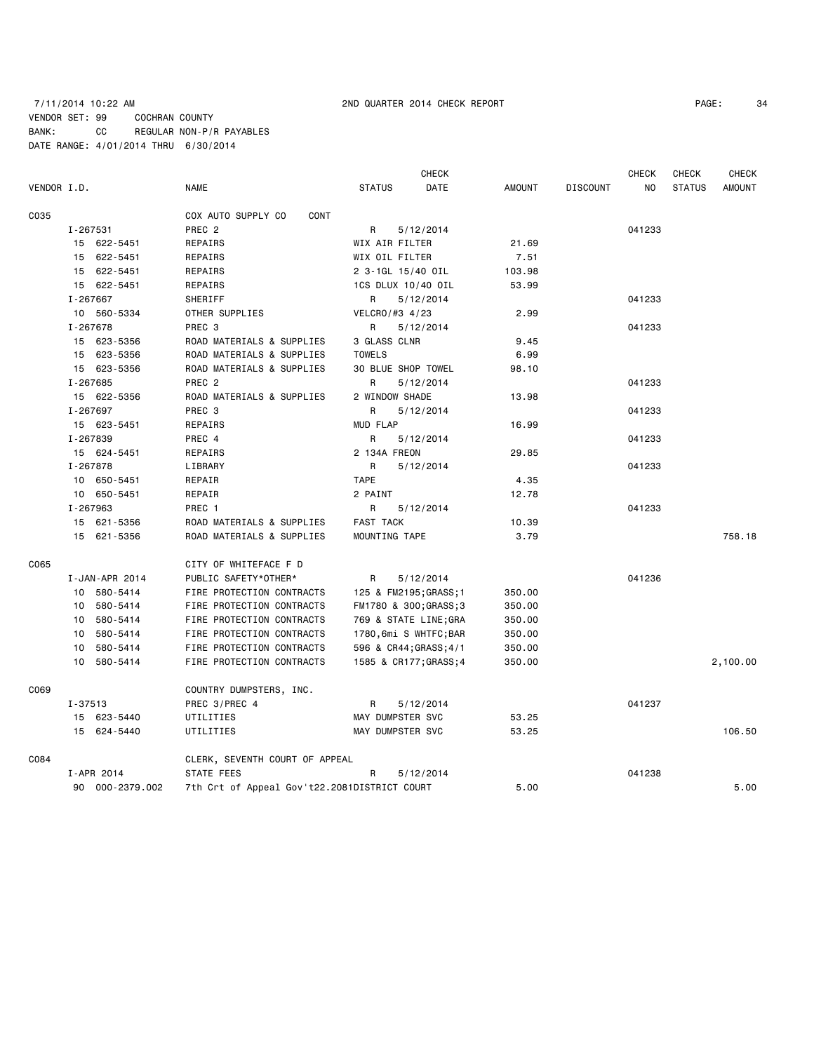7/11/2014 10:22 AM 2ND QUARTER 2014 CHECK REPORT

VENDOR SET: 99 COCHRAN COUNTY
BANK: CC REGULAR NON-P/R PAYABLES
DATE RANGE: 4/01/2014 THRU 6/30/2014

| VENDOR I.D. | NAME | STATUS | CHECK DATE | AMOUNT | DISCOUNT | CHECK NO | CHECK STATUS | CHECK AMOUNT |
|---|---|---|---|---|---|---|---|---|
| C035 | COX AUTO SUPPLY CO CONT | | | | | | | |
| I-267531 | PREC 2 | R | 5/12/2014 | | | 041233 | | |
| 15 622-5451 | REPAIRS | WIX AIR FILTER | | 21.69 | | | | |
| 15 622-5451 | REPAIRS | WIX OIL FILTER | | 7.51 | | | | |
| 15 622-5451 | REPAIRS | 2 3-1GL 15/40 OIL | | 103.98 | | | | |
| 15 622-5451 | REPAIRS | 1CS DLUX 10/40 OIL | | 53.99 | | | | |
| I-267667 | SHERIFF | R | 5/12/2014 | | | 041233 | | |
| 10 560-5334 | OTHER SUPPLIES | VELCRO/#3 4/23 | | 2.99 | | | | |
| I-267678 | PREC 3 | R | 5/12/2014 | | | 041233 | | |
| 15 623-5356 | ROAD MATERIALS & SUPPLIES | 3 GLASS CLNR | | 9.45 | | | | |
| 15 623-5356 | ROAD MATERIALS & SUPPLIES | TOWELS | | 6.99 | | | | |
| 15 623-5356 | ROAD MATERIALS & SUPPLIES | 30 BLUE SHOP TOWEL | | 98.10 | | | | |
| I-267685 | PREC 2 | R | 5/12/2014 | | | 041233 | | |
| 15 622-5356 | ROAD MATERIALS & SUPPLIES | 2 WINDOW SHADE | | 13.98 | | | | |
| I-267697 | PREC 3 | R | 5/12/2014 | | | 041233 | | |
| 15 623-5451 | REPAIRS | MUD FLAP | | 16.99 | | | | |
| I-267839 | PREC 4 | R | 5/12/2014 | | | 041233 | | |
| 15 624-5451 | REPAIRS | 2 134A FREON | | 29.85 | | | | |
| I-267878 | LIBRARY | R | 5/12/2014 | | | 041233 | | |
| 10 650-5451 | REPAIR | TAPE | | 4.35 | | | | |
| 10 650-5451 | REPAIR | 2 PAINT | | 12.78 | | | | |
| I-267963 | PREC 1 | R | 5/12/2014 | | | 041233 | | |
| 15 621-5356 | ROAD MATERIALS & SUPPLIES | FAST TACK | | 10.39 | | | | |
| 15 621-5356 | ROAD MATERIALS & SUPPLIES | MOUNTING TAPE | | 3.79 | | | | 758.18 |
| C065 | CITY OF WHITEFACE F D | | | | | | | |
| I-JAN-APR 2014 | PUBLIC SAFETY*OTHER* | R | 5/12/2014 | | | 041236 | | |
| 10 580-5414 | FIRE PROTECTION CONTRACTS | 125 & FM2195;GRASS;1 | | 350.00 | | | | |
| 10 580-5414 | FIRE PROTECTION CONTRACTS | FM1780 & 300;GRASS;3 | | 350.00 | | | | |
| 10 580-5414 | FIRE PROTECTION CONTRACTS | 769 & STATE LINE;GRA | | 350.00 | | | | |
| 10 580-5414 | FIRE PROTECTION CONTRACTS | 1780,6mi S WHTFC;BAR | | 350.00 | | | | |
| 10 580-5414 | FIRE PROTECTION CONTRACTS | 596 & CR44;GRASS;4/1 | | 350.00 | | | | |
| 10 580-5414 | FIRE PROTECTION CONTRACTS | 1585 & CR177;GRASS;4 | | 350.00 | | | | 2,100.00 |
| C069 | COUNTRY DUMPSTERS, INC. | | | | | | | |
| I-37513 | PREC 3/PREC 4 | R | 5/12/2014 | | | 041237 | | |
| 15 623-5440 | UTILITIES | MAY DUMPSTER SVC | | 53.25 | | | | |
| 15 624-5440 | UTILITIES | MAY DUMPSTER SVC | | 53.25 | | | | 106.50 |
| C084 | CLERK, SEVENTH COURT OF APPEAL | | | | | | | |
| I-APR 2014 | STATE FEES | R | 5/12/2014 | | | 041238 | | |
| 90 000-2379.002 | 7th Crt of Appeal Gov't22.2081 | DISTRICT COURT | | 5.00 | | | | 5.00 |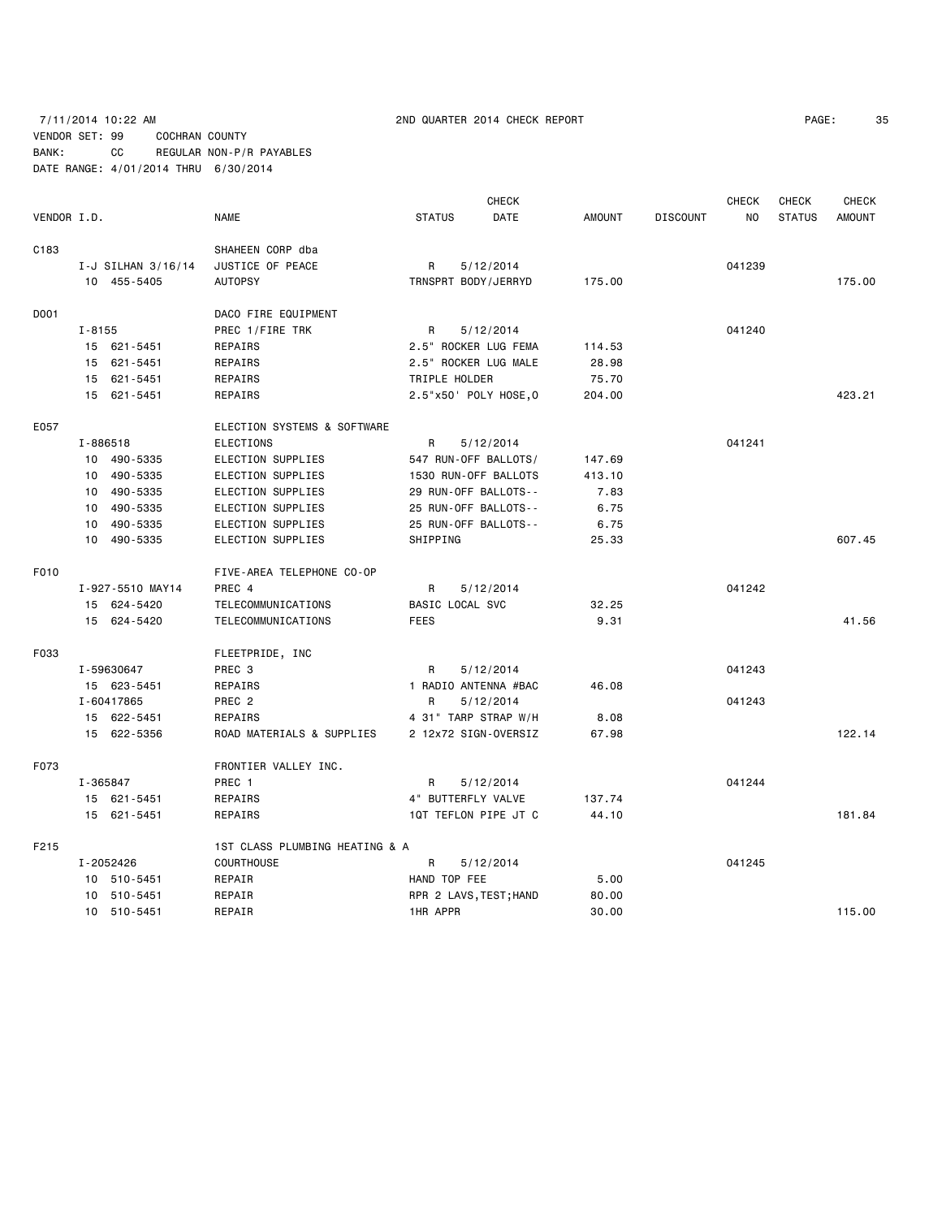7/11/2014 10:22 AM 2ND QUARTER 2014 CHECK REPORT

VENDOR SET: 99 COCHRAN COUNTY
BANK: CC REGULAR NON-P/R PAYABLES
DATE RANGE: 4/01/2014 THRU 6/30/2014

| VENDOR I.D. | NAME | STATUS | CHECK DATE | AMOUNT | DISCOUNT | CHECK NO | CHECK STATUS | CHECK AMOUNT |
|---|---|---|---|---|---|---|---|---|
| C183 | SHAHEEN CORP dba | | | | | | | |
| I-J SILHAN 3/16/14 | JUSTICE OF PEACE | R | 5/12/2014 | | | 041239 | | |
| 10 455-5405 | AUTOPSY | TRNSPRT BODY/JERRYD | | 175.00 | | | | 175.00 |
| D001 | DACO FIRE EQUIPMENT | | | | | | | |
| I-8155 | PREC 1/FIRE TRK | R | 5/12/2014 | | | 041240 | | |
| 15 621-5451 | REPAIRS | 2.5" ROCKER LUG FEMA | | 114.53 | | | | |
| 15 621-5451 | REPAIRS | 2.5" ROCKER LUG MALE | | 28.98 | | | | |
| 15 621-5451 | REPAIRS | TRIPLE HOLDER | | 75.70 | | | | |
| 15 621-5451 | REPAIRS | 2.5"x50' POLY HOSE,O | | 204.00 | | | | 423.21 |
| E057 | ELECTION SYSTEMS & SOFTWARE | | | | | | | |
| I-886518 | ELECTIONS | R | 5/12/2014 | | | 041241 | | |
| 10 490-5335 | ELECTION SUPPLIES | 547 RUN-OFF BALLOTS/ | | 147.69 | | | | |
| 10 490-5335 | ELECTION SUPPLIES | 1530 RUN-OFF BALLOTS | | 413.10 | | | | |
| 10 490-5335 | ELECTION SUPPLIES | 29 RUN-OFF BALLOTS-- | | 7.83 | | | | |
| 10 490-5335 | ELECTION SUPPLIES | 25 RUN-OFF BALLOTS-- | | 6.75 | | | | |
| 10 490-5335 | ELECTION SUPPLIES | 25 RUN-OFF BALLOTS-- | | 6.75 | | | | |
| 10 490-5335 | ELECTION SUPPLIES | SHIPPING | | 25.33 | | | | 607.45 |
| F010 | FIVE-AREA TELEPHONE CO-OP | | | | | | | |
| I-927-5510 MAY14 | PREC 4 | R | 5/12/2014 | | | 041242 | | |
| 15 624-5420 | TELECOMMUNICATIONS | BASIC LOCAL SVC | | 32.25 | | | | |
| 15 624-5420 | TELECOMMUNICATIONS | FEES | | 9.31 | | | | 41.56 |
| F033 | FLEETPRIDE, INC | | | | | | | |
| I-59630647 | PREC 3 | R | 5/12/2014 | | | 041243 | | |
| 15 623-5451 | REPAIRS | 1 RADIO ANTENNA #BAC | | 46.08 | | | | |
| I-60417865 | PREC 2 | R | 5/12/2014 | | | 041243 | | |
| 15 622-5451 | REPAIRS | 4 31" TARP STRAP W/H | | 8.08 | | | | |
| 15 622-5356 | ROAD MATERIALS & SUPPLIES | 2 12x72 SIGN-OVERSIZ | | 67.98 | | | | 122.14 |
| F073 | FRONTIER VALLEY INC. | | | | | | | |
| I-365847 | PREC 1 | R | 5/12/2014 | | | 041244 | | |
| 15 621-5451 | REPAIRS | 4" BUTTERFLY VALVE | | 137.74 | | | | |
| 15 621-5451 | REPAIRS | 1QT TEFLON PIPE JT C | | 44.10 | | | | 181.84 |
| F215 | 1ST CLASS PLUMBING HEATING & A | | | | | | | |
| I-2052426 | COURTHOUSE | R | 5/12/2014 | | | 041245 | | |
| 10 510-5451 | REPAIR | HAND TOP FEE | | 5.00 | | | | |
| 10 510-5451 | REPAIR | RPR 2 LAVS,TEST;HAND | | 80.00 | | | | |
| 10 510-5451 | REPAIR | 1HR APPR | | 30.00 | | | | 115.00 |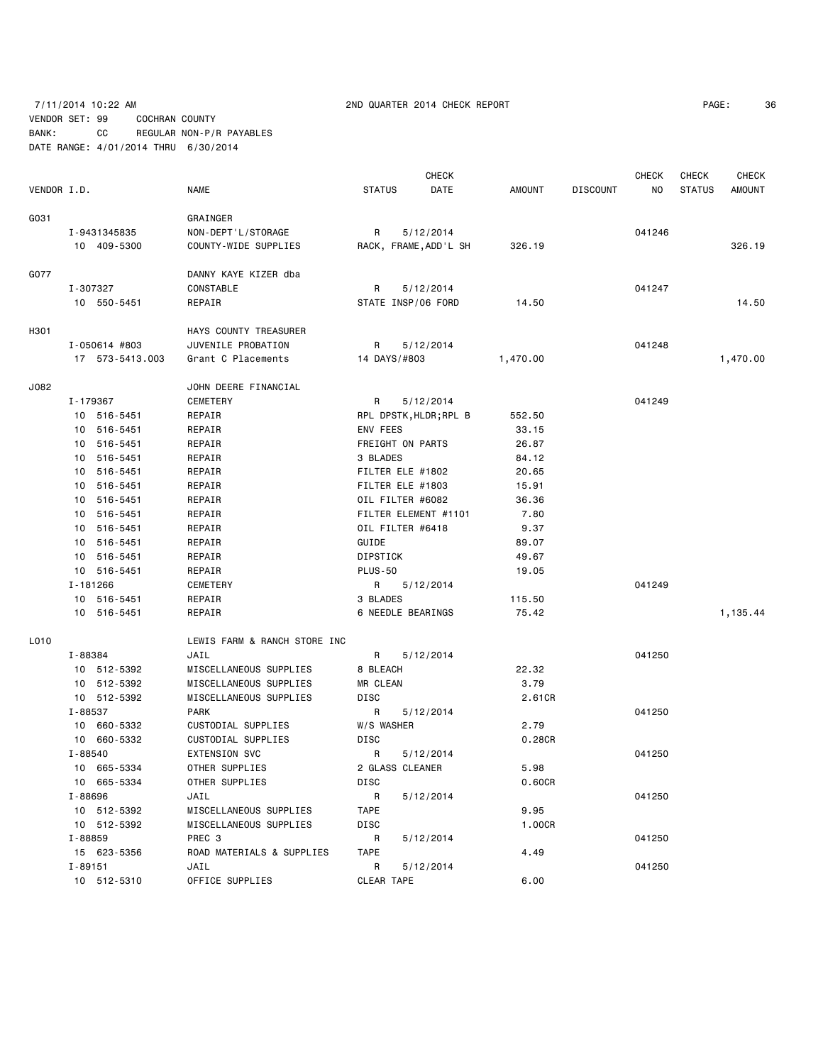7/11/2014 10:22 AM 2ND QUARTER 2014 CHECK REPORT

VENDOR SET: 99 COCHRAN COUNTY
BANK: CC REGULAR NON-P/R PAYABLES
DATE RANGE: 4/01/2014 THRU 6/30/2014

| VENDOR I.D. | NAME | STATUS | CHECK DATE | AMOUNT | DISCOUNT | CHECK NO | CHECK STATUS | CHECK AMOUNT |
|---|---|---|---|---|---|---|---|---|
| G031 | GRAINGER | | | | | | | |
| I-9431345835 | NON-DEPT'L/STORAGE | R | 5/12/2014 | | | 041246 | | |
| 10 409-5300 | COUNTY-WIDE SUPPLIES | RACK, FRAME,ADD'L SH | | 326.19 | | | | 326.19 |
| G077 | DANNY KAYE KIZER dba | | | | | | | |
| I-307327 | CONSTABLE | R | 5/12/2014 | | | 041247 | | |
| 10 550-5451 | REPAIR | STATE INSP/06 FORD | | 14.50 | | | | 14.50 |
| H301 | HAYS COUNTY TREASURER | | | | | | | |
| I-050614 #803 | JUVENILE PROBATION | R | 5/12/2014 | | | 041248 | | |
| 17 573-5413.003 | Grant C Placements | 14 DAYS/#803 | | 1,470.00 | | | | 1,470.00 |
| J082 | JOHN DEERE FINANCIAL | | | | | | | |
| I-179367 | CEMETERY | R | 5/12/2014 | | | 041249 | | |
| 10 516-5451 | REPAIR | RPL DPSTK,HLDR;RPL B | | 552.50 | | | | |
| 10 516-5451 | REPAIR | ENV FEES | | 33.15 | | | | |
| 10 516-5451 | REPAIR | FREIGHT ON PARTS | | 26.87 | | | | |
| 10 516-5451 | REPAIR | 3 BLADES | | 84.12 | | | | |
| 10 516-5451 | REPAIR | FILTER ELE #1802 | | 20.65 | | | | |
| 10 516-5451 | REPAIR | FILTER ELE #1803 | | 15.91 | | | | |
| 10 516-5451 | REPAIR | OIL FILTER #6082 | | 36.36 | | | | |
| 10 516-5451 | REPAIR | FILTER ELEMENT #1101 | | 7.80 | | | | |
| 10 516-5451 | REPAIR | OIL FILTER #6418 | | 9.37 | | | | |
| 10 516-5451 | REPAIR | GUIDE | | 89.07 | | | | |
| 10 516-5451 | REPAIR | DIPSTICK | | 49.67 | | | | |
| 10 516-5451 | REPAIR | PLUS-50 | | 19.05 | | | | |
| I-181266 | CEMETERY | R | 5/12/2014 | | | 041249 | | |
| 10 516-5451 | REPAIR | 3 BLADES | | 115.50 | | | | |
| 10 516-5451 | REPAIR | 6 NEEDLE BEARINGS | | 75.42 | | | | 1,135.44 |
| L010 | LEWIS FARM & RANCH STORE INC | | | | | | | |
| I-88384 | JAIL | R | 5/12/2014 | | | 041250 | | |
| 10 512-5392 | MISCELLANEOUS SUPPLIES | 8 BLEACH | | 22.32 | | | | |
| 10 512-5392 | MISCELLANEOUS SUPPLIES | MR CLEAN | | 3.79 | | | | |
| 10 512-5392 | MISCELLANEOUS SUPPLIES | DISC | | 2.61CR | | | | |
| I-88537 | PARK | R | 5/12/2014 | | | 041250 | | |
| 10 660-5332 | CUSTODIAL SUPPLIES | W/S WASHER | | 2.79 | | | | |
| 10 660-5332 | CUSTODIAL SUPPLIES | DISC | | 0.28CR | | | | |
| I-88540 | EXTENSION SVC | R | 5/12/2014 | | | 041250 | | |
| 10 665-5334 | OTHER SUPPLIES | 2 GLASS CLEANER | | 5.98 | | | | |
| 10 665-5334 | OTHER SUPPLIES | DISC | | 0.60CR | | | | |
| I-88696 | JAIL | R | 5/12/2014 | | | 041250 | | |
| 10 512-5392 | MISCELLANEOUS SUPPLIES | TAPE | | 9.95 | | | | |
| 10 512-5392 | MISCELLANEOUS SUPPLIES | DISC | | 1.00CR | | | | |
| I-88859 | PREC 3 | R | 5/12/2014 | | | 041250 | | |
| 15 623-5356 | ROAD MATERIALS & SUPPLIES | TAPE | | 4.49 | | | | |
| I-89151 | JAIL | R | 5/12/2014 | | | 041250 | | |
| 10 512-5310 | OFFICE SUPPLIES | CLEAR TAPE | | 6.00 | | | | |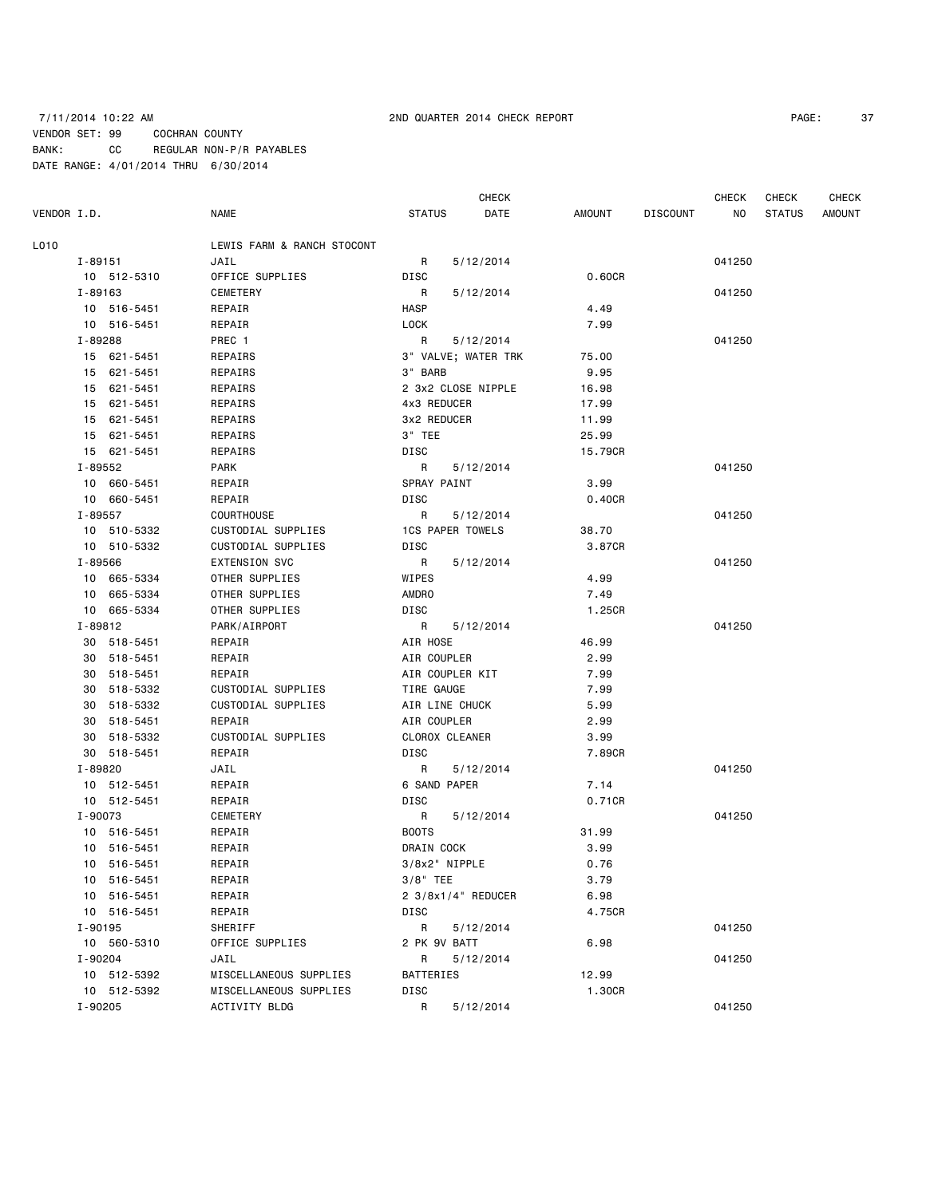7/11/2014 10:22 AM — 2ND QUARTER 2014 CHECK REPORT

VENDOR SET: 99 COCHRAN COUNTY
BANK: CC REGULAR NON-P/R PAYABLES
DATE RANGE: 4/01/2014 THRU 6/30/2014

| VENDOR I.D. | NAME | STATUS | CHECK DATE | AMOUNT | DISCOUNT | CHECK NO | CHECK STATUS | CHECK AMOUNT |
|---|---|---|---|---|---|---|---|---|
| L010 | LEWIS FARM & RANCH STOCONT | | | | | | | |
| I-89151 | JAIL | R | 5/12/2014 | | | 041250 | | |
| 10 512-5310 | OFFICE SUPPLIES | DISC | | 0.60CR | | | | |
| I-89163 | CEMETERY | R | 5/12/2014 | | | 041250 | | |
| 10 516-5451 | REPAIR | HASP | | 4.49 | | | | |
| 10 516-5451 | REPAIR | LOCK | | 7.99 | | | | |
| I-89288 | PREC 1 | R | 5/12/2014 | | | 041250 | | |
| 15 621-5451 | REPAIRS | 3" VALVE; WATER TRK | | 75.00 | | | | |
| 15 621-5451 | REPAIRS | 3" BARB | | 9.95 | | | | |
| 15 621-5451 | REPAIRS | 2 3x2 CLOSE NIPPLE | | 16.98 | | | | |
| 15 621-5451 | REPAIRS | 4x3 REDUCER | | 17.99 | | | | |
| 15 621-5451 | REPAIRS | 3x2 REDUCER | | 11.99 | | | | |
| 15 621-5451 | REPAIRS | 3" TEE | | 25.99 | | | | |
| 15 621-5451 | REPAIRS | DISC | | 15.79CR | | | | |
| I-89552 | PARK | R | 5/12/2014 | | | 041250 | | |
| 10 660-5451 | REPAIR | SPRAY PAINT | | 3.99 | | | | |
| 10 660-5451 | REPAIR | DISC | | 0.40CR | | | | |
| I-89557 | COURTHOUSE | R | 5/12/2014 | | | 041250 | | |
| 10 510-5332 | CUSTODIAL SUPPLIES | 1CS PAPER TOWELS | | 38.70 | | | | |
| 10 510-5332 | CUSTODIAL SUPPLIES | DISC | | 3.87CR | | | | |
| I-89566 | EXTENSION SVC | R | 5/12/2014 | | | 041250 | | |
| 10 665-5334 | OTHER SUPPLIES | WIPES | | 4.99 | | | | |
| 10 665-5334 | OTHER SUPPLIES | AMDRO | | 7.49 | | | | |
| 10 665-5334 | OTHER SUPPLIES | DISC | | 1.25CR | | | | |
| I-89812 | PARK/AIRPORT | R | 5/12/2014 | | | 041250 | | |
| 30 518-5451 | REPAIR | AIR HOSE | | 46.99 | | | | |
| 30 518-5451 | REPAIR | AIR COUPLER | | 2.99 | | | | |
| 30 518-5451 | REPAIR | AIR COUPLER KIT | | 7.99 | | | | |
| 30 518-5332 | CUSTODIAL SUPPLIES | TIRE GAUGE | | 7.99 | | | | |
| 30 518-5332 | CUSTODIAL SUPPLIES | AIR LINE CHUCK | | 5.99 | | | | |
| 30 518-5451 | REPAIR | AIR COUPLER | | 2.99 | | | | |
| 30 518-5332 | CUSTODIAL SUPPLIES | CLOROX CLEANER | | 3.99 | | | | |
| 30 518-5451 | REPAIR | DISC | | 7.89CR | | | | |
| I-89820 | JAIL | R | 5/12/2014 | | | 041250 | | |
| 10 512-5451 | REPAIR | 6 SAND PAPER | | 7.14 | | | | |
| 10 512-5451 | REPAIR | DISC | | 0.71CR | | | | |
| I-90073 | CEMETERY | R | 5/12/2014 | | | 041250 | | |
| 10 516-5451 | REPAIR | BOOTS | | 31.99 | | | | |
| 10 516-5451 | REPAIR | DRAIN COCK | | 3.99 | | | | |
| 10 516-5451 | REPAIR | 3/8x2" NIPPLE | | 0.76 | | | | |
| 10 516-5451 | REPAIR | 3/8" TEE | | 3.79 | | | | |
| 10 516-5451 | REPAIR | 2 3/8x1/4" REDUCER | | 6.98 | | | | |
| 10 516-5451 | REPAIR | DISC | | 4.75CR | | | | |
| I-90195 | SHERIFF | R | 5/12/2014 | | | 041250 | | |
| 10 560-5310 | OFFICE SUPPLIES | 2 PK 9V BATT | | 6.98 | | | | |
| I-90204 | JAIL | R | 5/12/2014 | | | 041250 | | |
| 10 512-5392 | MISCELLANEOUS SUPPLIES | BATTERIES | | 12.99 | | | | |
| 10 512-5392 | MISCELLANEOUS SUPPLIES | DISC | | 1.30CR | | | | |
| I-90205 | ACTIVITY BLDG | R | 5/12/2014 | | | 041250 | | |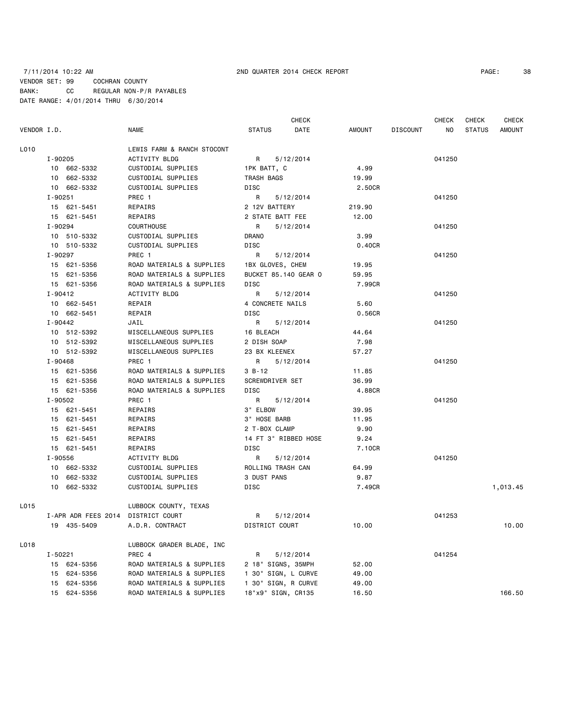7/11/2014 10:22 AM 2ND QUARTER 2014 CHECK REPORT

VENDOR SET: 99 COCHRAN COUNTY
BANK: CC REGULAR NON-P/R PAYABLES
DATE RANGE: 4/01/2014 THRU 6/30/2014

| VENDOR I.D. | NAME | STATUS | CHECK DATE | AMOUNT | DISCOUNT | CHECK NO | CHECK STATUS | CHECK AMOUNT |
|---|---|---|---|---|---|---|---|---|
| L010 | LEWIS FARM & RANCH STOCONT | | | | | | | |
| I-90205 | ACTIVITY BLDG | R | 5/12/2014 | | | 041250 | | |
| 10 662-5332 | CUSTODIAL SUPPLIES | 1PK BATT, C | | 4.99 | | | | |
| 10 662-5332 | CUSTODIAL SUPPLIES | TRASH BAGS | | 19.99 | | | | |
| 10 662-5332 | CUSTODIAL SUPPLIES | DISC | | 2.50CR | | | | |
| I-90251 | PREC 1 | R | 5/12/2014 | | | 041250 | | |
| 15 621-5451 | REPAIRS | 2 12V BATTERY | | 219.90 | | | | |
| 15 621-5451 | REPAIRS | 2 STATE BATT FEE | | 12.00 | | | | |
| I-90294 | COURTHOUSE | R | 5/12/2014 | | | 041250 | | |
| 10 510-5332 | CUSTODIAL SUPPLIES | DRANO | | 3.99 | | | | |
| 10 510-5332 | CUSTODIAL SUPPLIES | DISC | | 0.40CR | | | | |
| I-90297 | PREC 1 | R | 5/12/2014 | | | 041250 | | |
| 15 621-5356 | ROAD MATERIALS & SUPPLIES | 1BX GLOVES, CHEM | | 19.95 | | | | |
| 15 621-5356 | ROAD MATERIALS & SUPPLIES | BUCKET 85.140 GEAR O | | 59.95 | | | | |
| 15 621-5356 | ROAD MATERIALS & SUPPLIES | DISC | | 7.99CR | | | | |
| I-90412 | ACTIVITY BLDG | R | 5/12/2014 | | | 041250 | | |
| 10 662-5451 | REPAIR | 4 CONCRETE NAILS | | 5.60 | | | | |
| 10 662-5451 | REPAIR | DISC | | 0.56CR | | | | |
| I-90442 | JAIL | R | 5/12/2014 | | | 041250 | | |
| 10 512-5392 | MISCELLANEOUS SUPPLIES | 16 BLEACH | | 44.64 | | | | |
| 10 512-5392 | MISCELLANEOUS SUPPLIES | 2 DISH SOAP | | 7.98 | | | | |
| 10 512-5392 | MISCELLANEOUS SUPPLIES | 23 BX KLEENEX | | 57.27 | | | | |
| I-90468 | PREC 1 | R | 5/12/2014 | | | 041250 | | |
| 15 621-5356 | ROAD MATERIALS & SUPPLIES | 3 B-12 | | 11.85 | | | | |
| 15 621-5356 | ROAD MATERIALS & SUPPLIES | SCREWDRIVER SET | | 36.99 | | | | |
| 15 621-5356 | ROAD MATERIALS & SUPPLIES | DISC | | 4.88CR | | | | |
| I-90502 | PREC 1 | R | 5/12/2014 | | | 041250 | | |
| 15 621-5451 | REPAIRS | 3" ELBOW | | 39.95 | | | | |
| 15 621-5451 | REPAIRS | 3" HOSE BARB | | 11.95 | | | | |
| 15 621-5451 | REPAIRS | 2 T-BOX CLAMP | | 9.90 | | | | |
| 15 621-5451 | REPAIRS | 14 FT 3" RIBBED HOSE | | 9.24 | | | | |
| 15 621-5451 | REPAIRS | DISC | | 7.10CR | | | | |
| I-90556 | ACTIVITY BLDG | R | 5/12/2014 | | | 041250 | | |
| 10 662-5332 | CUSTODIAL SUPPLIES | ROLLING TRASH CAN | | 64.99 | | | | |
| 10 662-5332 | CUSTODIAL SUPPLIES | 3 DUST PANS | | 9.87 | | | | |
| 10 662-5332 | CUSTODIAL SUPPLIES | DISC | | 7.49CR | | | | 1,013.45 |
| L015 | LUBBOCK COUNTY, TEXAS | | | | | | | |
| I-APR ADR FEES 2014 | DISTRICT COURT | R | 5/12/2014 | | | 041253 | | |
| 19 435-5409 | A.D.R. CONTRACT | DISTRICT COURT | | 10.00 | | | | 10.00 |
| L018 | LUBBOCK GRADER BLADE, INC | | | | | | | |
| I-50221 | PREC 4 | R | 5/12/2014 | | | 041254 | | |
| 15 624-5356 | ROAD MATERIALS & SUPPLIES | 2 18" SIGNS, 35MPH | | 52.00 | | | | |
| 15 624-5356 | ROAD MATERIALS & SUPPLIES | 1 30" SIGN, L CURVE | | 49.00 | | | | |
| 15 624-5356 | ROAD MATERIALS & SUPPLIES | 1 30" SIGN, R CURVE | | 49.00 | | | | |
| 15 624-5356 | ROAD MATERIALS & SUPPLIES | 18"x9" SIGN, CR135 | | 16.50 | | | | 166.50 |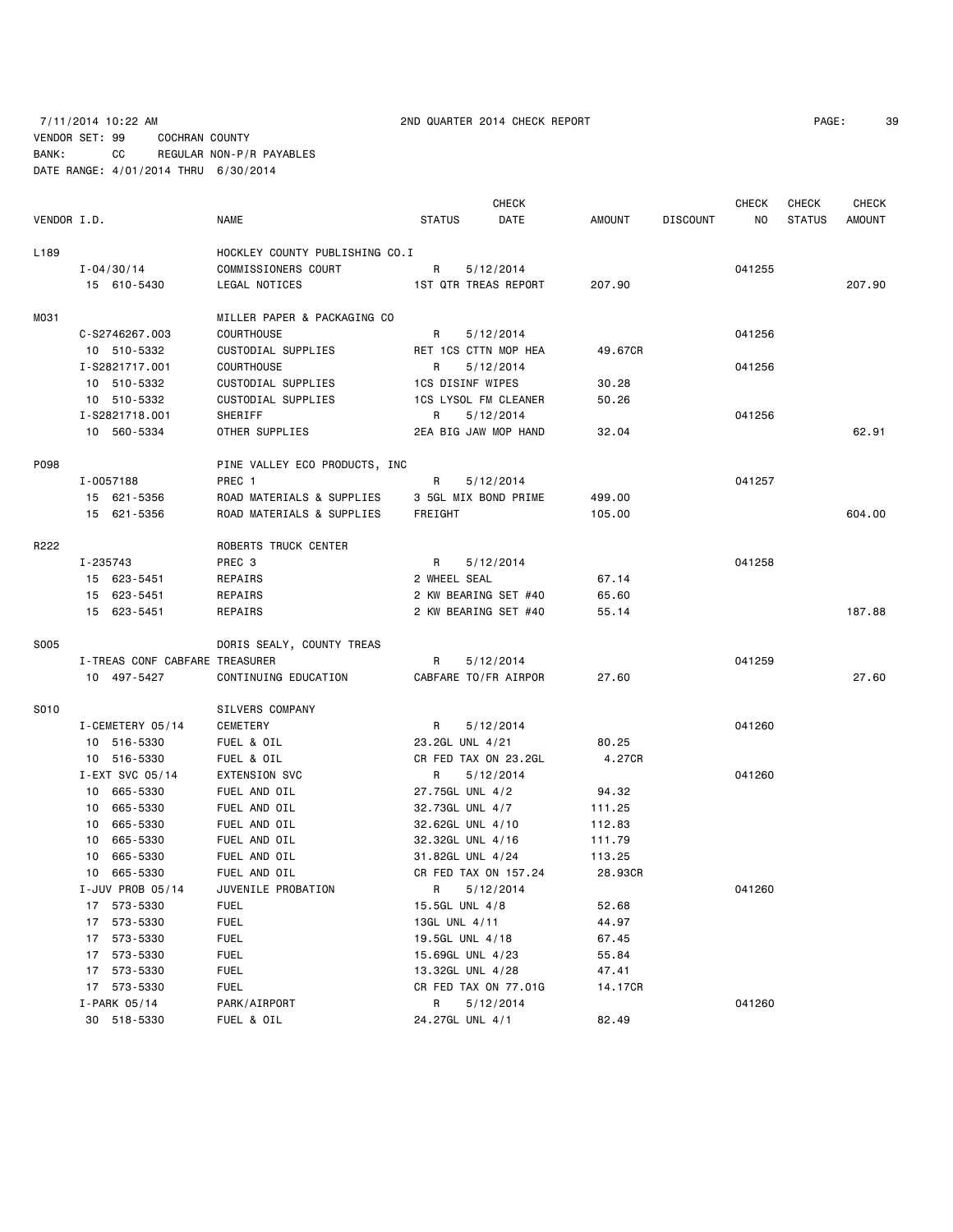7/11/2014 10:22 AM    2ND QUARTER 2014 CHECK REPORT

VENDOR SET: 99    COCHRAN COUNTY
BANK: CC    REGULAR NON-P/R PAYABLES
DATE RANGE: 4/01/2014 THRU 6/30/2014

| VENDOR I.D. | NAME | STATUS | CHECK DATE | AMOUNT | DISCOUNT | CHECK NO | CHECK STATUS | CHECK AMOUNT |
|---|---|---|---|---|---|---|---|---|
| L189 | HOCKLEY COUNTY PUBLISHING CO.I | | | | | | | |
| I-04/30/14 | COMMISSIONERS COURT | R | 5/12/2014 | | | 041255 | | |
| 15 610-5430 | LEGAL NOTICES | 1ST QTR TREAS REPORT | | 207.90 | | | | 207.90 |
| M031 | MILLER PAPER & PACKAGING CO | | | | | | | |
| C-S2746267.003 | COURTHOUSE | R | 5/12/2014 | | | 041256 | | |
| 10 510-5332 | CUSTODIAL SUPPLIES | RET 1CS CTTN MOP HEA | | 49.67CR | | | | |
| I-S2821717.001 | COURTHOUSE | R | 5/12/2014 | | | 041256 | | |
| 10 510-5332 | CUSTODIAL SUPPLIES | 1CS DISINF WIPES | | 30.28 | | | | |
| 10 510-5332 | CUSTODIAL SUPPLIES | 1CS LYSOL FM CLEANER | | 50.26 | | | | |
| I-S2821718.001 | SHERIFF | R | 5/12/2014 | | | 041256 | | |
| 10 560-5334 | OTHER SUPPLIES | 2EA BIG JAW MOP HAND | | 32.04 | | | | 62.91 |
| P098 | PINE VALLEY ECO PRODUCTS, INC | | | | | | | |
| I-0057188 | PREC 1 | R | 5/12/2014 | | | 041257 | | |
| 15 621-5356 | ROAD MATERIALS & SUPPLIES | 3 5GL MIX BOND PRIME | | 499.00 | | | | |
| 15 621-5356 | ROAD MATERIALS & SUPPLIES | FREIGHT | | 105.00 | | | | 604.00 |
| R222 | ROBERTS TRUCK CENTER | | | | | | | |
| I-235743 | PREC 3 | R | 5/12/2014 | | | 041258 | | |
| 15 623-5451 | REPAIRS | 2 WHEEL SEAL | | 67.14 | | | | |
| 15 623-5451 | REPAIRS | 2 KW BEARING SET #40 | | 65.60 | | | | |
| 15 623-5451 | REPAIRS | 2 KW BEARING SET #40 | | 55.14 | | | | 187.88 |
| S005 | DORIS SEALY, COUNTY TREAS | | | | | | | |
| I-TREAS CONF CABFARE | TREASURER | R | 5/12/2014 | | | 041259 | | |
| 10 497-5427 | CONTINUING EDUCATION | CABFARE TO/FR AIRPOR | | 27.60 | | | | 27.60 |
| S010 | SILVERS COMPANY | | | | | | | |
| I-CEMETERY 05/14 | CEMETERY | R | 5/12/2014 | | | 041260 | | |
| 10 516-5330 | FUEL & OIL | 23.2GL UNL 4/21 | | 80.25 | | | | |
| 10 516-5330 | FUEL & OIL | CR FED TAX ON 23.2GL | | 4.27CR | | | | |
| I-EXT SVC 05/14 | EXTENSION SVC | R | 5/12/2014 | | | 041260 | | |
| 10 665-5330 | FUEL AND OIL | 27.75GL UNL 4/2 | | 94.32 | | | | |
| 10 665-5330 | FUEL AND OIL | 32.73GL UNL 4/7 | | 111.25 | | | | |
| 10 665-5330 | FUEL AND OIL | 32.62GL UNL 4/10 | | 112.83 | | | | |
| 10 665-5330 | FUEL AND OIL | 32.32GL UNL 4/16 | | 111.79 | | | | |
| 10 665-5330 | FUEL AND OIL | 31.82GL UNL 4/24 | | 113.25 | | | | |
| 10 665-5330 | FUEL AND OIL | CR FED TAX ON 157.24 | | 28.93CR | | | | |
| I-JUV PROB 05/14 | JUVENILE PROBATION | R | 5/12/2014 | | | 041260 | | |
| 17 573-5330 | FUEL | 15.5GL UNL 4/8 | | 52.68 | | | | |
| 17 573-5330 | FUEL | 13GL UNL 4/11 | | 44.97 | | | | |
| 17 573-5330 | FUEL | 19.5GL UNL 4/18 | | 67.45 | | | | |
| 17 573-5330 | FUEL | 15.69GL UNL 4/23 | | 55.84 | | | | |
| 17 573-5330 | FUEL | 13.32GL UNL 4/28 | | 47.41 | | | | |
| 17 573-5330 | FUEL | CR FED TAX ON 77.01G | | 14.17CR | | | | |
| I-PARK 05/14 | PARK/AIRPORT | R | 5/12/2014 | | | 041260 | | |
| 30 518-5330 | FUEL & OIL | 24.27GL UNL 4/1 | | 82.49 | | | | |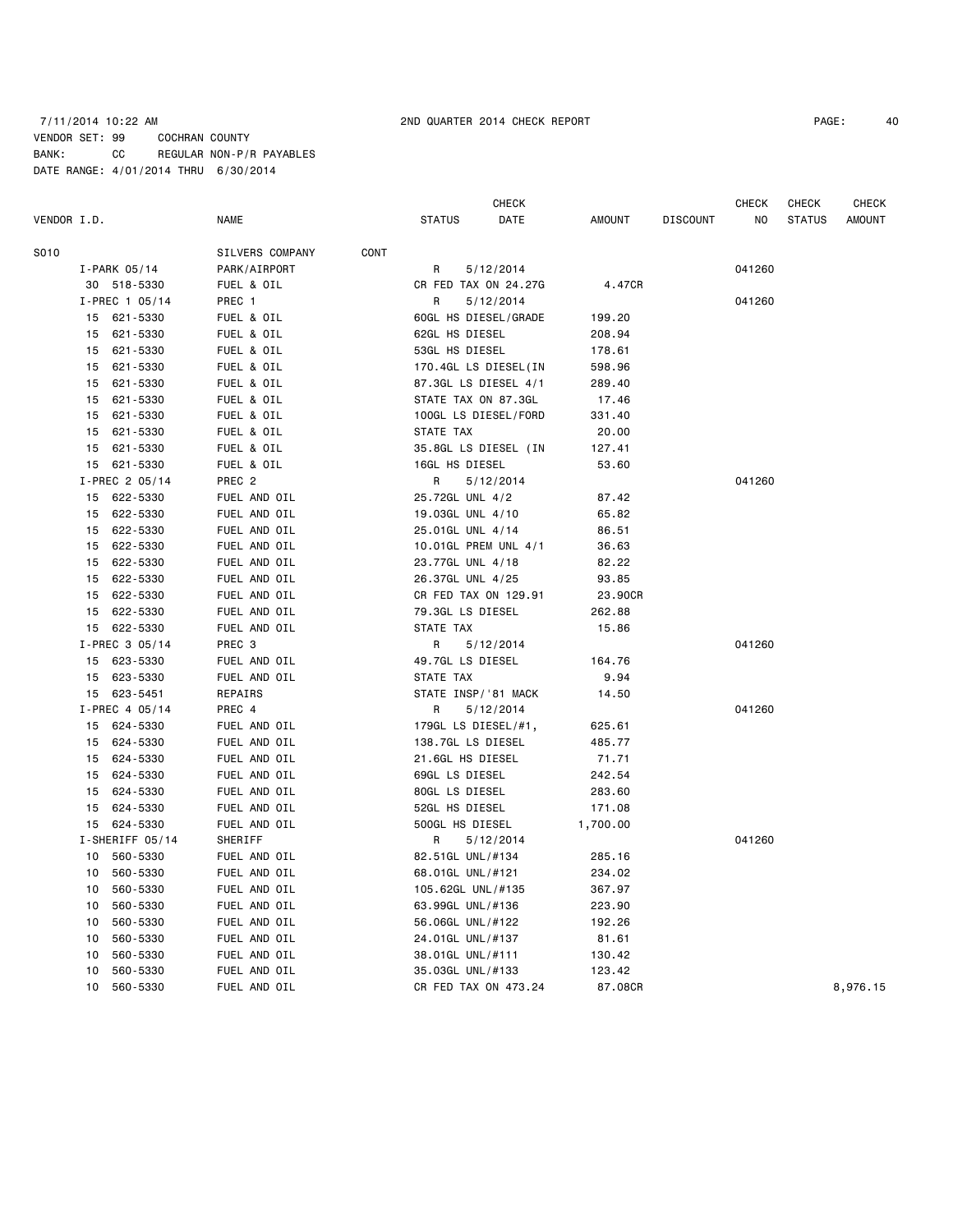7/11/2014 10:22 AM 2ND QUARTER 2014 CHECK REPORT

VENDOR SET: 99 COCHRAN COUNTY
BANK: CC REGULAR NON-P/R PAYABLES
DATE RANGE: 4/01/2014 THRU 6/30/2014

| VENDOR I.D. | NAME | STATUS | CHECK DATE | AMOUNT | DISCOUNT | CHECK NO | CHECK STATUS | CHECK AMOUNT |
|---|---|---|---|---|---|---|---|---|
| S010 | SILVERS COMPANY CONT | | | | | | | |
| I-PARK 05/14 | PARK/AIRPORT | R | 5/12/2014 | | | 041260 | | |
| 30 518-5330 | FUEL & OIL | CR FED TAX ON 24.27G | | 4.47CR | | | | |
| I-PREC 1 05/14 | PREC 1 | R | 5/12/2014 | | | 041260 | | |
| 15 621-5330 | FUEL & OIL | 60GL HS DIESEL/GRADE | | 199.20 | | | | |
| 15 621-5330 | FUEL & OIL | 62GL HS DIESEL | | 208.94 | | | | |
| 15 621-5330 | FUEL & OIL | 53GL HS DIESEL | | 178.61 | | | | |
| 15 621-5330 | FUEL & OIL | 170.4GL LS DIESEL(IN | | 598.96 | | | | |
| 15 621-5330 | FUEL & OIL | 87.3GL LS DIESEL 4/1 | | 289.40 | | | | |
| 15 621-5330 | FUEL & OIL | STATE TAX ON 87.3GL | | 17.46 | | | | |
| 15 621-5330 | FUEL & OIL | 100GL LS DIESEL/FORD | | 331.40 | | | | |
| 15 621-5330 | FUEL & OIL | STATE TAX | | 20.00 | | | | |
| 15 621-5330 | FUEL & OIL | 35.8GL LS DIESEL (IN | | 127.41 | | | | |
| 15 621-5330 | FUEL & OIL | 16GL HS DIESEL | | 53.60 | | | | |
| I-PREC 2 05/14 | PREC 2 | R | 5/12/2014 | | | 041260 | | |
| 15 622-5330 | FUEL AND OIL | 25.72GL UNL 4/2 | | 87.42 | | | | |
| 15 622-5330 | FUEL AND OIL | 19.03GL UNL 4/10 | | 65.82 | | | | |
| 15 622-5330 | FUEL AND OIL | 25.01GL UNL 4/14 | | 86.51 | | | | |
| 15 622-5330 | FUEL AND OIL | 10.01GL PREM UNL 4/1 | | 36.63 | | | | |
| 15 622-5330 | FUEL AND OIL | 23.77GL UNL 4/18 | | 82.22 | | | | |
| 15 622-5330 | FUEL AND OIL | 26.37GL UNL 4/25 | | 93.85 | | | | |
| 15 622-5330 | FUEL AND OIL | CR FED TAX ON 129.91 | | 23.90CR | | | | |
| 15 622-5330 | FUEL AND OIL | 79.3GL LS DIESEL | | 262.88 | | | | |
| 15 622-5330 | FUEL AND OIL | STATE TAX | | 15.86 | | | | |
| I-PREC 3 05/14 | PREC 3 | R | 5/12/2014 | | | 041260 | | |
| 15 623-5330 | FUEL AND OIL | 49.7GL LS DIESEL | | 164.76 | | | | |
| 15 623-5330 | FUEL AND OIL | STATE TAX | | 9.94 | | | | |
| 15 623-5451 | REPAIRS | STATE INSP/'81 MACK | | 14.50 | | | | |
| I-PREC 4 05/14 | PREC 4 | R | 5/12/2014 | | | 041260 | | |
| 15 624-5330 | FUEL AND OIL | 179GL LS DIESEL/#1, | | 625.61 | | | | |
| 15 624-5330 | FUEL AND OIL | 138.7GL LS DIESEL | | 485.77 | | | | |
| 15 624-5330 | FUEL AND OIL | 21.6GL HS DIESEL | | 71.71 | | | | |
| 15 624-5330 | FUEL AND OIL | 69GL LS DIESEL | | 242.54 | | | | |
| 15 624-5330 | FUEL AND OIL | 80GL LS DIESEL | | 283.60 | | | | |
| 15 624-5330 | FUEL AND OIL | 52GL HS DIESEL | | 171.08 | | | | |
| 15 624-5330 | FUEL AND OIL | 500GL HS DIESEL | | 1,700.00 | | | | |
| I-SHERIFF 05/14 | SHERIFF | R | 5/12/2014 | | | 041260 | | |
| 10 560-5330 | FUEL AND OIL | 82.51GL UNL/#134 | | 285.16 | | | | |
| 10 560-5330 | FUEL AND OIL | 68.01GL UNL/#121 | | 234.02 | | | | |
| 10 560-5330 | FUEL AND OIL | 105.62GL UNL/#135 | | 367.97 | | | | |
| 10 560-5330 | FUEL AND OIL | 63.99GL UNL/#136 | | 223.90 | | | | |
| 10 560-5330 | FUEL AND OIL | 56.06GL UNL/#122 | | 192.26 | | | | |
| 10 560-5330 | FUEL AND OIL | 24.01GL UNL/#137 | | 81.61 | | | | |
| 10 560-5330 | FUEL AND OIL | 38.01GL UNL/#111 | | 130.42 | | | | |
| 10 560-5330 | FUEL AND OIL | 35.03GL UNL/#133 | | 123.42 | | | | |
| 10 560-5330 | FUEL AND OIL | CR FED TAX ON 473.24 | | 87.08CR | | | | 8,976.15 |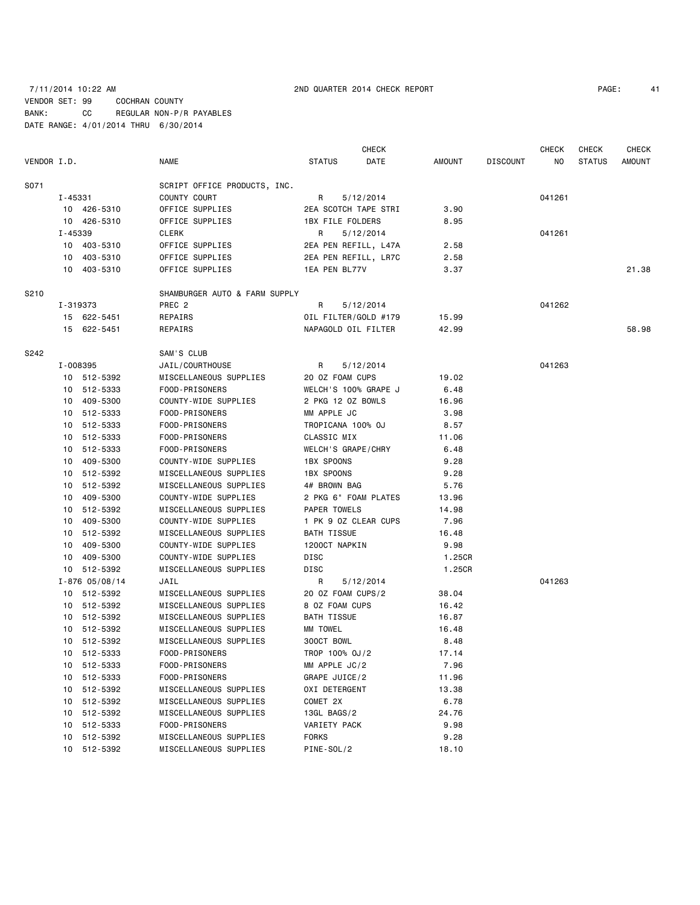7/11/2014 10:22 AM 2ND QUARTER 2014 CHECK REPORT

VENDOR SET: 99 COCHRAN COUNTY
BANK: CC REGULAR NON-P/R PAYABLES
DATE RANGE: 4/01/2014 THRU 6/30/2014

| VENDOR I.D. | NAME | STATUS | CHECK DATE | AMOUNT | DISCOUNT | CHECK NO | CHECK STATUS | CHECK AMOUNT |
|---|---|---|---|---|---|---|---|---|
| S071 | SCRIPT OFFICE PRODUCTS, INC. | | | | | | | |
| I-45331 | COUNTY COURT | R | 5/12/2014 | | | 041261 | | |
| 10 426-5310 | OFFICE SUPPLIES | 2EA SCOTCH TAPE STRI | | 3.90 | | | | |
| 10 426-5310 | OFFICE SUPPLIES | 1BX FILE FOLDERS | | 8.95 | | | | |
| I-45339 | CLERK | R | 5/12/2014 | | | 041261 | | |
| 10 403-5310 | OFFICE SUPPLIES | 2EA PEN REFILL, L47A | | 2.58 | | | | |
| 10 403-5310 | OFFICE SUPPLIES | 2EA PEN REFILL, LR7C | | 2.58 | | | | |
| 10 403-5310 | OFFICE SUPPLIES | 1EA PEN BL77V | | 3.37 | | | | 21.38 |
| S210 | SHAMBURGER AUTO & FARM SUPPLY | | | | | | | |
| I-319373 | PREC 2 | R | 5/12/2014 | | | 041262 | | |
| 15 622-5451 | REPAIRS | OIL FILTER/GOLD #179 | | 15.99 | | | | |
| 15 622-5451 | REPAIRS | NAPAGOLD OIL FILTER | | 42.99 | | | | 58.98 |
| S242 | SAM'S CLUB | | | | | | | |
| I-008395 | JAIL/COURTHOUSE | R | 5/12/2014 | | | 041263 | | |
| 10 512-5392 | MISCELLANEOUS SUPPLIES | 20 OZ FOAM CUPS | | 19.02 | | | | |
| 10 512-5333 | FOOD-PRISONERS | WELCH'S 100% GRAPE J | | 6.48 | | | | |
| 10 409-5300 | COUNTY-WIDE SUPPLIES | 2 PKG 12 OZ BOWLS | | 16.96 | | | | |
| 10 512-5333 | FOOD-PRISONERS | MM APPLE JC | | 3.98 | | | | |
| 10 512-5333 | FOOD-PRISONERS | TROPICANA 100% OJ | | 8.57 | | | | |
| 10 512-5333 | FOOD-PRISONERS | CLASSIC MIX | | 11.06 | | | | |
| 10 512-5333 | FOOD-PRISONERS | WELCH'S GRAPE/CHRY | | 6.48 | | | | |
| 10 409-5300 | COUNTY-WIDE SUPPLIES | 1BX SPOONS | | 9.28 | | | | |
| 10 512-5392 | MISCELLANEOUS SUPPLIES | 1BX SPOONS | | 9.28 | | | | |
| 10 512-5392 | MISCELLANEOUS SUPPLIES | 4# BROWN BAG | | 5.76 | | | | |
| 10 409-5300 | COUNTY-WIDE SUPPLIES | 2 PKG 6" FOAM PLATES | | 13.96 | | | | |
| 10 512-5392 | MISCELLANEOUS SUPPLIES | PAPER TOWELS | | 14.98 | | | | |
| 10 409-5300 | COUNTY-WIDE SUPPLIES | 1 PK 9 OZ CLEAR CUPS | | 7.96 | | | | |
| 10 512-5392 | MISCELLANEOUS SUPPLIES | BATH TISSUE | | 16.48 | | | | |
| 10 409-5300 | COUNTY-WIDE SUPPLIES | 1200CT NAPKIN | | 9.98 | | | | |
| 10 409-5300 | COUNTY-WIDE SUPPLIES | DISC | | 1.25CR | | | | |
| 10 512-5392 | MISCELLANEOUS SUPPLIES | DISC | | 1.25CR | | | | |
| I-876 05/08/14 | JAIL | R | 5/12/2014 | | | 041263 | | |
| 10 512-5392 | MISCELLANEOUS SUPPLIES | 20 OZ FOAM CUPS/2 | | 38.04 | | | | |
| 10 512-5392 | MISCELLANEOUS SUPPLIES | 8 OZ FOAM CUPS | | 16.42 | | | | |
| 10 512-5392 | MISCELLANEOUS SUPPLIES | BATH TISSUE | | 16.87 | | | | |
| 10 512-5392 | MISCELLANEOUS SUPPLIES | MM TOWEL | | 16.48 | | | | |
| 10 512-5392 | MISCELLANEOUS SUPPLIES | 300CT BOWL | | 8.48 | | | | |
| 10 512-5333 | FOOD-PRISONERS | TROP 100% OJ/2 | | 17.14 | | | | |
| 10 512-5333 | FOOD-PRISONERS | MM APPLE JC/2 | | 7.96 | | | | |
| 10 512-5333 | FOOD-PRISONERS | GRAPE JUICE/2 | | 11.96 | | | | |
| 10 512-5392 | MISCELLANEOUS SUPPLIES | OXI DETERGENT | | 13.38 | | | | |
| 10 512-5392 | MISCELLANEOUS SUPPLIES | COMET 2X | | 6.78 | | | | |
| 10 512-5392 | MISCELLANEOUS SUPPLIES | 13GL BAGS/2 | | 24.76 | | | | |
| 10 512-5333 | FOOD-PRISONERS | VARIETY PACK | | 9.98 | | | | |
| 10 512-5392 | MISCELLANEOUS SUPPLIES | FORKS | | 9.28 | | | | |
| 10 512-5392 | MISCELLANEOUS SUPPLIES | PINE-SOL/2 | | 18.10 | | | | |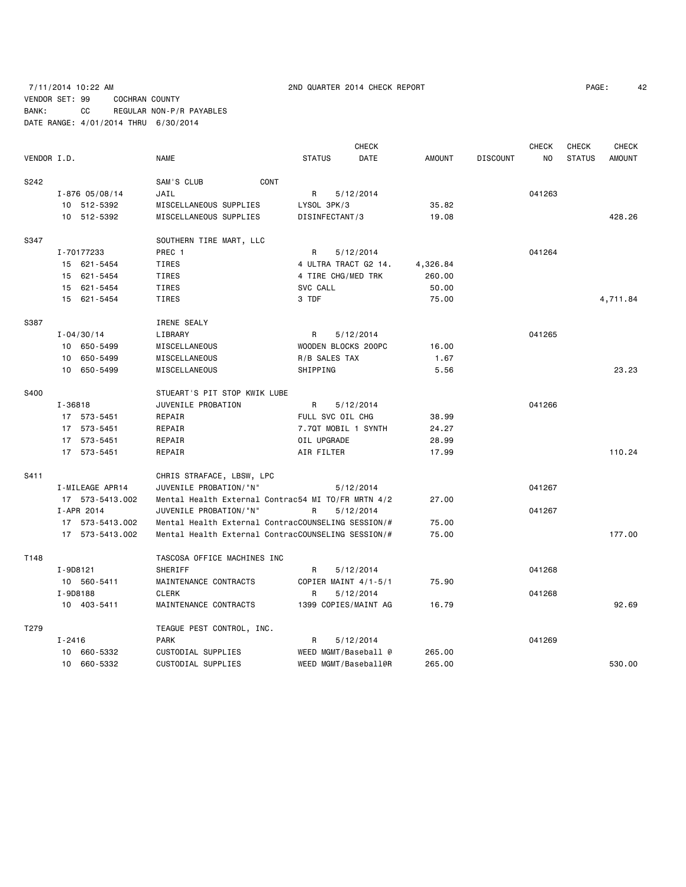7/11/2014 10:22 AM 2ND QUARTER 2014 CHECK REPORT

VENDOR SET: 99 COCHRAN COUNTY
BANK: CC REGULAR NON-P/R PAYABLES
DATE RANGE: 4/01/2014 THRU 6/30/2014

| VENDOR I.D. | NAME | STATUS | CHECK DATE | AMOUNT | DISCOUNT | CHECK NO | CHECK STATUS | CHECK AMOUNT |
|---|---|---|---|---|---|---|---|---|
| S242 | SAM'S CLUB CONT | | | | | | | |
| I-876 05/08/14 | JAIL | R | 5/12/2014 | | | 041263 | | |
| 10 512-5392 | MISCELLANEOUS SUPPLIES | LYSOL 3PK/3 | | 35.82 | | | | |
| 10 512-5392 | MISCELLANEOUS SUPPLIES | DISINFECTANT/3 | | 19.08 | | | | 428.26 |
| S347 | SOUTHERN TIRE MART, LLC | | | | | | | |
| I-70177233 | PREC 1 | R | 5/12/2014 | | | 041264 | | |
| 15 621-5454 | TIRES | 4 ULTRA TRACT G2 14. | | 4,326.84 | | | | |
| 15 621-5454 | TIRES | 4 TIRE CHG/MED TRK | | 260.00 | | | | |
| 15 621-5454 | TIRES | SVC CALL | | 50.00 | | | | |
| 15 621-5454 | TIRES | 3 TDF | | 75.00 | | | | 4,711.84 |
| S387 | IRENE SEALY | | | | | | | |
| I-04/30/14 | LIBRARY | R | 5/12/2014 | | | 041265 | | |
| 10 650-5499 | MISCELLANEOUS | WOODEN BLOCKS 200PC | | 16.00 | | | | |
| 10 650-5499 | MISCELLANEOUS | R/B SALES TAX | | 1.67 | | | | |
| 10 650-5499 | MISCELLANEOUS | SHIPPING | | 5.56 | | | | 23.23 |
| S400 | STUEART'S PIT STOP KWIK LUBE | | | | | | | |
| I-36818 | JUVENILE PROBATION | R | 5/12/2014 | | | 041266 | | |
| 17 573-5451 | REPAIR | FULL SVC OIL CHG | | 38.99 | | | | |
| 17 573-5451 | REPAIR | 7.7QT MOBIL 1 SYNTH | | 24.27 | | | | |
| 17 573-5451 | REPAIR | OIL UPGRADE | | 28.99 | | | | |
| 17 573-5451 | REPAIR | AIR FILTER | | 17.99 | | | | 110.24 |
| S411 | CHRIS STRAFACE, LBSW, LPC | | | | | | | |
| I-MILEAGE APR14 | JUVENILE PROBATION/"N" | | 5/12/2014 | | | 041267 | | |
| 17 573-5413.002 | Mental Health External Contrac | 54 MI TO/FR MRTN 4/2 | | 27.00 | | | | |
| I-APR 2014 | JUVENILE PROBATION/"N" | R | 5/12/2014 | | | 041267 | | |
| 17 573-5413.002 | Mental Health External Contrac | COUNSELING SESSION/# | | 75.00 | | | | |
| 17 573-5413.002 | Mental Health External Contrac | COUNSELING SESSION/# | | 75.00 | | | | 177.00 |
| T148 | TASCOSA OFFICE MACHINES INC | | | | | | | |
| I-9D8121 | SHERIFF | R | 5/12/2014 | | | 041268 | | |
| 10 560-5411 | MAINTENANCE CONTRACTS | COPIER MAINT 4/1-5/1 | | 75.90 | | | | |
| I-9D8188 | CLERK | R | 5/12/2014 | | | 041268 | | |
| 10 403-5411 | MAINTENANCE CONTRACTS | 1399 COPIES/MAINT AG | | 16.79 | | | | 92.69 |
| T279 | TEAGUE PEST CONTROL, INC. | | | | | | | |
| I-2416 | PARK | R | 5/12/2014 | | | 041269 | | |
| 10 660-5332 | CUSTODIAL SUPPLIES | WEED MGMT/Baseball @ | | 265.00 | | | | |
| 10 660-5332 | CUSTODIAL SUPPLIES | WEED MGMT/Baseball@R | | 265.00 | | | | 530.00 |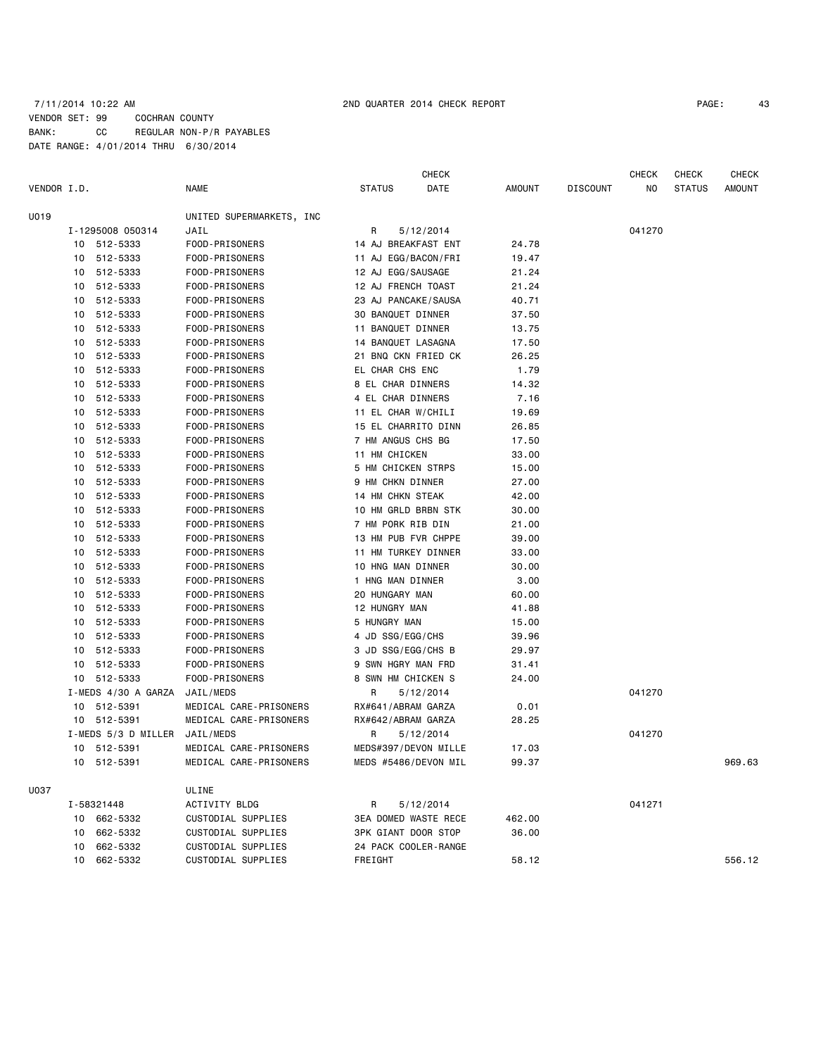7/11/2014 10:22 AM                    2ND QUARTER 2014 CHECK REPORT

VENDOR SET: 99    COCHRAN COUNTY
BANK: CC    REGULAR NON-P/R PAYABLES
DATE RANGE: 4/01/2014 THRU 6/30/2014

| VENDOR I.D. | | NAME | STATUS | CHECK DATE | AMOUNT | DISCOUNT | CHECK NO | CHECK STATUS | CHECK AMOUNT |
|---|---|---|---|---|---|---|---|---|---|
| U019 | | UNITED SUPERMARKETS, INC | | | | | | | |
| | I-1295008 050314 | JAIL | R | 5/12/2014 | | | 041270 | | |
| | 10 512-5333 | FOOD-PRISONERS | 14 AJ BREAKFAST ENT | | 24.78 | | | | |
| | 10 512-5333 | FOOD-PRISONERS | 11 AJ EGG/BACON/FRI | | 19.47 | | | | |
| | 10 512-5333 | FOOD-PRISONERS | 12 AJ EGG/SAUSAGE | | 21.24 | | | | |
| | 10 512-5333 | FOOD-PRISONERS | 12 AJ FRENCH TOAST | | 21.24 | | | | |
| | 10 512-5333 | FOOD-PRISONERS | 23 AJ PANCAKE/SAUSA | | 40.71 | | | | |
| | 10 512-5333 | FOOD-PRISONERS | 30 BANQUET DINNER | | 37.50 | | | | |
| | 10 512-5333 | FOOD-PRISONERS | 11 BANQUET DINNER | | 13.75 | | | | |
| | 10 512-5333 | FOOD-PRISONERS | 14 BANQUET LASAGNA | | 17.50 | | | | |
| | 10 512-5333 | FOOD-PRISONERS | 21 BNQ CKN FRIED CK | | 26.25 | | | | |
| | 10 512-5333 | FOOD-PRISONERS | EL CHAR CHS ENC | | 1.79 | | | | |
| | 10 512-5333 | FOOD-PRISONERS | 8 EL CHAR DINNERS | | 14.32 | | | | |
| | 10 512-5333 | FOOD-PRISONERS | 4 EL CHAR DINNERS | | 7.16 | | | | |
| | 10 512-5333 | FOOD-PRISONERS | 11 EL CHAR W/CHILI | | 19.69 | | | | |
| | 10 512-5333 | FOOD-PRISONERS | 15 EL CHARRITO DINN | | 26.85 | | | | |
| | 10 512-5333 | FOOD-PRISONERS | 7 HM ANGUS CHS BG | | 17.50 | | | | |
| | 10 512-5333 | FOOD-PRISONERS | 11 HM CHICKEN | | 33.00 | | | | |
| | 10 512-5333 | FOOD-PRISONERS | 5 HM CHICKEN STRPS | | 15.00 | | | | |
| | 10 512-5333 | FOOD-PRISONERS | 9 HM CHKN DINNER | | 27.00 | | | | |
| | 10 512-5333 | FOOD-PRISONERS | 14 HM CHKN STEAK | | 42.00 | | | | |
| | 10 512-5333 | FOOD-PRISONERS | 10 HM GRLD BRBN STK | | 30.00 | | | | |
| | 10 512-5333 | FOOD-PRISONERS | 7 HM PORK RIB DIN | | 21.00 | | | | |
| | 10 512-5333 | FOOD-PRISONERS | 13 HM PUB FVR CHPPE | | 39.00 | | | | |
| | 10 512-5333 | FOOD-PRISONERS | 11 HM TURKEY DINNER | | 33.00 | | | | |
| | 10 512-5333 | FOOD-PRISONERS | 10 HNG MAN DINNER | | 30.00 | | | | |
| | 10 512-5333 | FOOD-PRISONERS | 1 HNG MAN DINNER | | 3.00 | | | | |
| | 10 512-5333 | FOOD-PRISONERS | 20 HUNGARY MAN | | 60.00 | | | | |
| | 10 512-5333 | FOOD-PRISONERS | 12 HUNGRY MAN | | 41.88 | | | | |
| | 10 512-5333 | FOOD-PRISONERS | 5 HUNGRY MAN | | 15.00 | | | | |
| | 10 512-5333 | FOOD-PRISONERS | 4 JD SSG/EGG/CHS | | 39.96 | | | | |
| | 10 512-5333 | FOOD-PRISONERS | 3 JD SSG/EGG/CHS B | | 29.97 | | | | |
| | 10 512-5333 | FOOD-PRISONERS | 9 SWN HGRY MAN FRD | | 31.41 | | | | |
| | 10 512-5333 | FOOD-PRISONERS | 8 SWN HM CHICKEN S | | 24.00 | | | | |
| | I-MEDS 4/30 A GARZA | JAIL/MEDS | R | 5/12/2014 | | | 041270 | | |
| | 10 512-5391 | MEDICAL CARE-PRISONERS | RX#641/ABRAM GARZA | | 0.01 | | | | |
| | 10 512-5391 | MEDICAL CARE-PRISONERS | RX#642/ABRAM GARZA | | 28.25 | | | | |
| | I-MEDS 5/3 D MILLER | JAIL/MEDS | R | 5/12/2014 | | | 041270 | | |
| | 10 512-5391 | MEDICAL CARE-PRISONERS | MEDS#397/DEVON MILLE | | 17.03 | | | | |
| | 10 512-5391 | MEDICAL CARE-PRISONERS | MEDS #5486/DEVON MIL | | 99.37 | | | | 969.63 |
| U037 | | ULINE | | | | | | | |
| | I-58321448 | ACTIVITY BLDG | R | 5/12/2014 | | | 041271 | | |
| | 10 662-5332 | CUSTODIAL SUPPLIES | 3EA DOMED WASTE RECE | | 462.00 | | | | |
| | 10 662-5332 | CUSTODIAL SUPPLIES | 3PK GIANT DOOR STOP | | 36.00 | | | | |
| | 10 662-5332 | CUSTODIAL SUPPLIES | 24 PACK COOLER-RANGE | | | | | | |
| | 10 662-5332 | CUSTODIAL SUPPLIES | FREIGHT | | 58.12 | | | | 556.12 |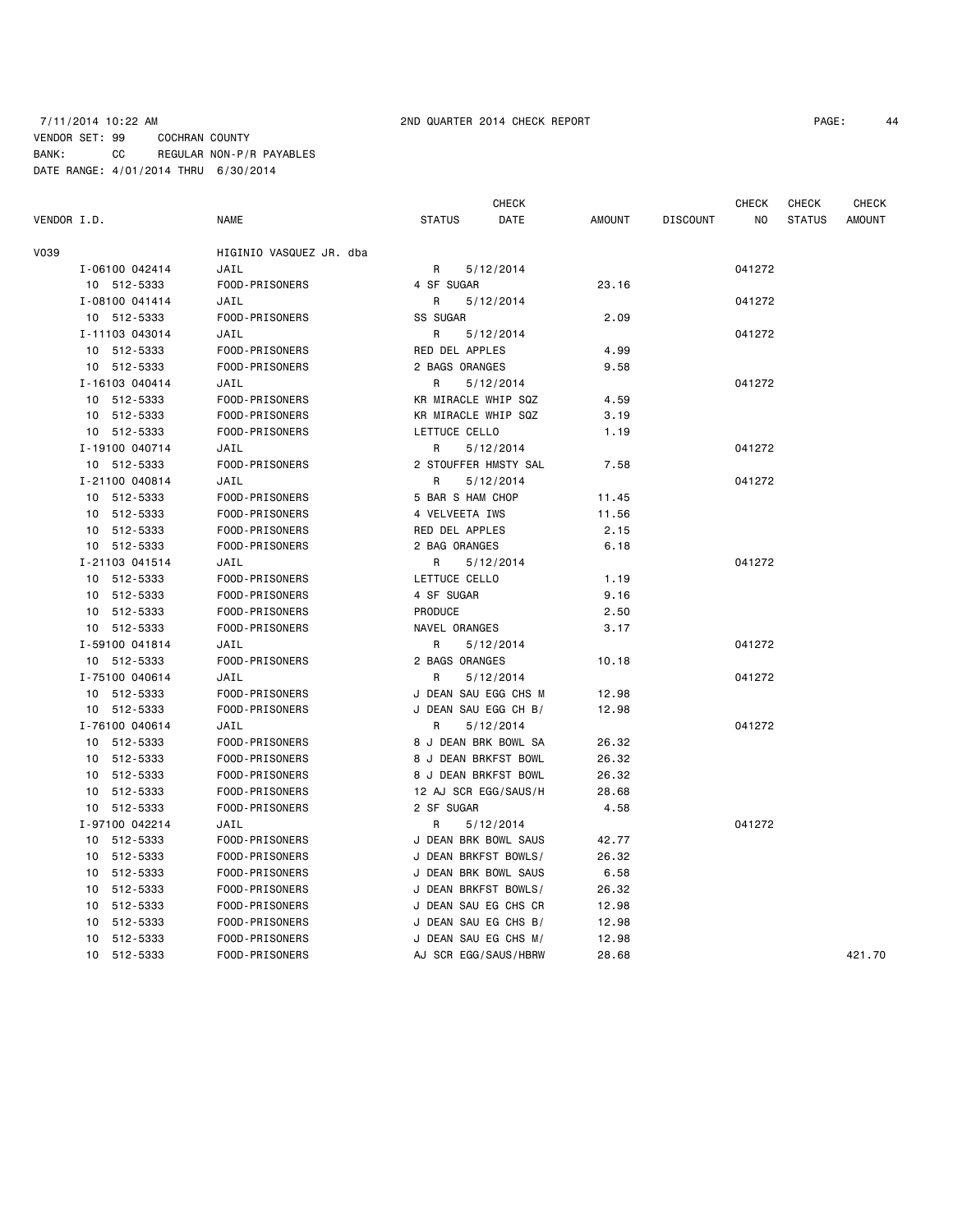7/11/2014 10:22 AM 2ND QUARTER 2014 CHECK REPORT

VENDOR SET: 99 COCHRAN COUNTY
BANK: CC REGULAR NON-P/R PAYABLES
DATE RANGE: 4/01/2014 THRU 6/30/2014

| VENDOR I.D. | NAME | STATUS | CHECK DATE | AMOUNT | DISCOUNT | CHECK NO | CHECK STATUS | CHECK AMOUNT |
|---|---|---|---|---|---|---|---|---|
| V039 | HIGINIO VASQUEZ JR. dba | | | | | | | |
| I-06100 042414 | JAIL | R | 5/12/2014 | | | 041272 | | |
| 10 512-5333 | FOOD-PRISONERS | 4 SF SUGAR | | 23.16 | | | | |
| I-08100 041414 | JAIL | R | 5/12/2014 | | | 041272 | | |
| 10 512-5333 | FOOD-PRISONERS | SS SUGAR | | 2.09 | | | | |
| I-11103 043014 | JAIL | R | 5/12/2014 | | | 041272 | | |
| 10 512-5333 | FOOD-PRISONERS | RED DEL APPLES | | 4.99 | | | | |
| 10 512-5333 | FOOD-PRISONERS | 2 BAGS ORANGES | | 9.58 | | | | |
| I-16103 040414 | JAIL | R | 5/12/2014 | | | 041272 | | |
| 10 512-5333 | FOOD-PRISONERS | KR MIRACLE WHIP SQZ | | 4.59 | | | | |
| 10 512-5333 | FOOD-PRISONERS | KR MIRACLE WHIP SQZ | | 3.19 | | | | |
| 10 512-5333 | FOOD-PRISONERS | LETTUCE CELLO | | 1.19 | | | | |
| I-19100 040714 | JAIL | R | 5/12/2014 | | | 041272 | | |
| 10 512-5333 | FOOD-PRISONERS | 2 STOUFFER HMSTY SAL | | 7.58 | | | | |
| I-21100 040814 | JAIL | R | 5/12/2014 | | | 041272 | | |
| 10 512-5333 | FOOD-PRISONERS | 5 BAR S HAM CHOP | | 11.45 | | | | |
| 10 512-5333 | FOOD-PRISONERS | 4 VELVEETA IWS | | 11.56 | | | | |
| 10 512-5333 | FOOD-PRISONERS | RED DEL APPLES | | 2.15 | | | | |
| 10 512-5333 | FOOD-PRISONERS | 2 BAG ORANGES | | 6.18 | | | | |
| I-21103 041514 | JAIL | R | 5/12/2014 | | | 041272 | | |
| 10 512-5333 | FOOD-PRISONERS | LETTUCE CELLO | | 1.19 | | | | |
| 10 512-5333 | FOOD-PRISONERS | 4 SF SUGAR | | 9.16 | | | | |
| 10 512-5333 | FOOD-PRISONERS | PRODUCE | | 2.50 | | | | |
| 10 512-5333 | FOOD-PRISONERS | NAVEL ORANGES | | 3.17 | | | | |
| I-59100 041814 | JAIL | R | 5/12/2014 | | | 041272 | | |
| 10 512-5333 | FOOD-PRISONERS | 2 BAGS ORANGES | | 10.18 | | | | |
| I-75100 040614 | JAIL | R | 5/12/2014 | | | 041272 | | |
| 10 512-5333 | FOOD-PRISONERS | J DEAN SAU EGG CHS M | | 12.98 | | | | |
| 10 512-5333 | FOOD-PRISONERS | J DEAN SAU EGG CH B/ | | 12.98 | | | | |
| I-76100 040614 | JAIL | R | 5/12/2014 | | | 041272 | | |
| 10 512-5333 | FOOD-PRISONERS | 8 J DEAN BRK BOWL SA | | 26.32 | | | | |
| 10 512-5333 | FOOD-PRISONERS | 8 J DEAN BRKFST BOWL | | 26.32 | | | | |
| 10 512-5333 | FOOD-PRISONERS | 8 J DEAN BRKFST BOWL | | 26.32 | | | | |
| 10 512-5333 | FOOD-PRISONERS | 12 AJ SCR EGG/SAUS/H | | 28.68 | | | | |
| 10 512-5333 | FOOD-PRISONERS | 2 SF SUGAR | | 4.58 | | | | |
| I-97100 042214 | JAIL | R | 5/12/2014 | | | 041272 | | |
| 10 512-5333 | FOOD-PRISONERS | J DEAN BRK BOWL SAUS | | 42.77 | | | | |
| 10 512-5333 | FOOD-PRISONERS | J DEAN BRKFST BOWLS/ | | 26.32 | | | | |
| 10 512-5333 | FOOD-PRISONERS | J DEAN BRK BOWL SAUS | | 6.58 | | | | |
| 10 512-5333 | FOOD-PRISONERS | J DEAN BRKFST BOWLS/ | | 26.32 | | | | |
| 10 512-5333 | FOOD-PRISONERS | J DEAN SAU EG CHS CR | | 12.98 | | | | |
| 10 512-5333 | FOOD-PRISONERS | J DEAN SAU EG CHS B/ | | 12.98 | | | | |
| 10 512-5333 | FOOD-PRISONERS | J DEAN SAU EG CHS M/ | | 12.98 | | | | |
| 10 512-5333 | FOOD-PRISONERS | AJ SCR EGG/SAUS/HBRW | | 28.68 | | | | 421.70 |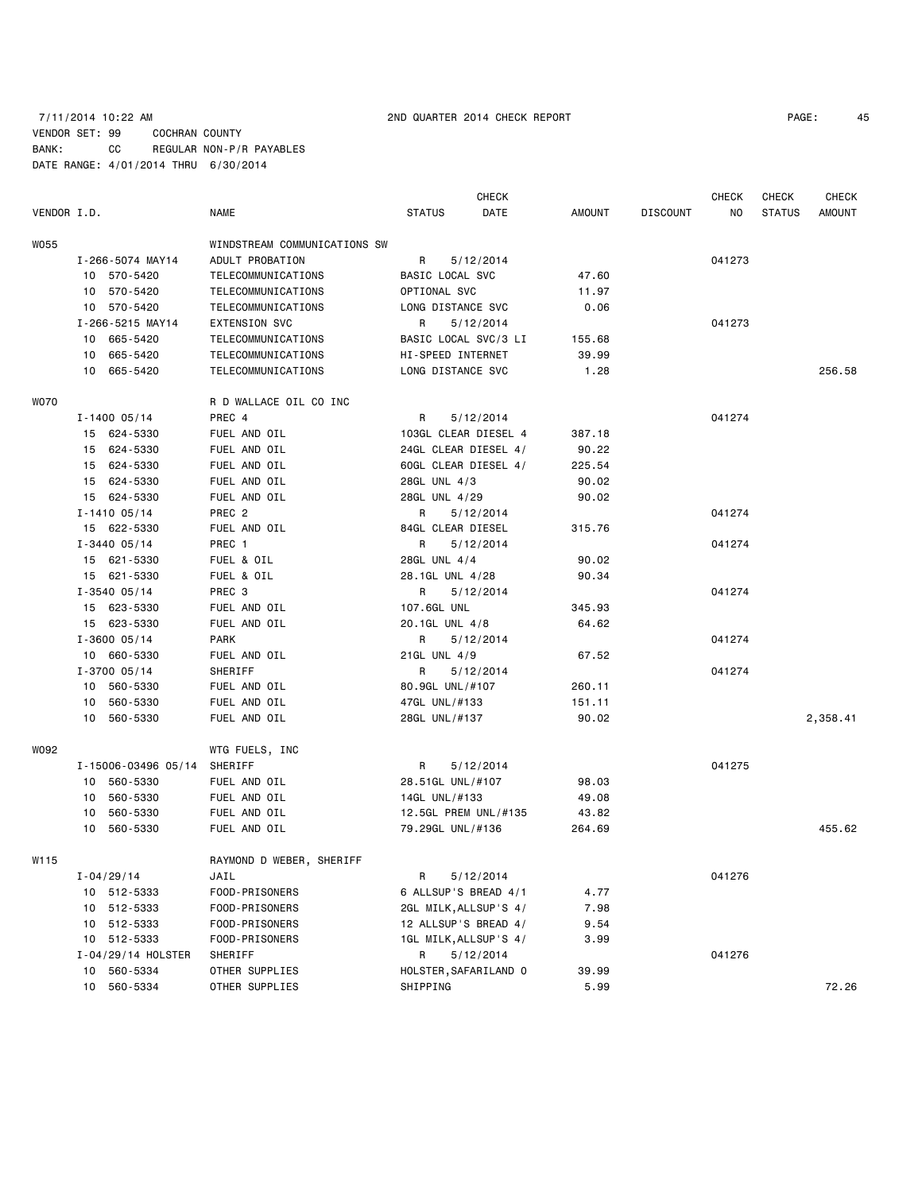7/11/2014 10:22 AM 2ND QUARTER 2014 CHECK REPORT

VENDOR SET: 99 COCHRAN COUNTY
BANK: CC REGULAR NON-P/R PAYABLES
DATE RANGE: 4/01/2014 THRU 6/30/2014

| VENDOR I.D. | NAME | STATUS | CHECK DATE | AMOUNT | DISCOUNT | CHECK NO | CHECK STATUS | CHECK AMOUNT |
|---|---|---|---|---|---|---|---|---|
| W055 | WINDSTREAM COMMUNICATIONS SW | | | | | | | |
| I-266-5074 MAY14 | ADULT PROBATION | R | 5/12/2014 | | | 041273 | | |
| 10 570-5420 | TELECOMMUNICATIONS | BASIC LOCAL SVC | | 47.60 | | | | |
| 10 570-5420 | TELECOMMUNICATIONS | OPTIONAL SVC | | 11.97 | | | | |
| 10 570-5420 | TELECOMMUNICATIONS | LONG DISTANCE SVC | | 0.06 | | | | |
| I-266-5215 MAY14 | EXTENSION SVC | R | 5/12/2014 | | | 041273 | | |
| 10 665-5420 | TELECOMMUNICATIONS | BASIC LOCAL SVC/3 LI | | 155.68 | | | | |
| 10 665-5420 | TELECOMMUNICATIONS | HI-SPEED INTERNET | | 39.99 | | | | |
| 10 665-5420 | TELECOMMUNICATIONS | LONG DISTANCE SVC | | 1.28 | | | | 256.58 |
| W070 | R D WALLACE OIL CO INC | | | | | | | |
| I-1400 05/14 | PREC 4 | R | 5/12/2014 | | | 041274 | | |
| 15 624-5330 | FUEL AND OIL | 103GL CLEAR DIESEL 4 | | 387.18 | | | | |
| 15 624-5330 | FUEL AND OIL | 24GL CLEAR DIESEL 4/ | | 90.22 | | | | |
| 15 624-5330 | FUEL AND OIL | 60GL CLEAR DIESEL 4/ | | 225.54 | | | | |
| 15 624-5330 | FUEL AND OIL | 28GL UNL 4/3 | | 90.02 | | | | |
| 15 624-5330 | FUEL AND OIL | 28GL UNL 4/29 | | 90.02 | | | | |
| I-1410 05/14 | PREC 2 | R | 5/12/2014 | | | 041274 | | |
| 15 622-5330 | FUEL AND OIL | 84GL CLEAR DIESEL | | 315.76 | | | | |
| I-3440 05/14 | PREC 1 | R | 5/12/2014 | | | 041274 | | |
| 15 621-5330 | FUEL & OIL | 28GL UNL 4/4 | | 90.02 | | | | |
| 15 621-5330 | FUEL & OIL | 28.1GL UNL 4/28 | | 90.34 | | | | |
| I-3540 05/14 | PREC 3 | R | 5/12/2014 | | | 041274 | | |
| 15 623-5330 | FUEL AND OIL | 107.6GL UNL | | 345.93 | | | | |
| 15 623-5330 | FUEL AND OIL | 20.1GL UNL 4/8 | | 64.62 | | | | |
| I-3600 05/14 | PARK | R | 5/12/2014 | | | 041274 | | |
| 10 660-5330 | FUEL AND OIL | 21GL UNL 4/9 | | 67.52 | | | | |
| I-3700 05/14 | SHERIFF | R | 5/12/2014 | | | 041274 | | |
| 10 560-5330 | FUEL AND OIL | 80.9GL UNL/#107 | | 260.11 | | | | |
| 10 560-5330 | FUEL AND OIL | 47GL UNL/#133 | | 151.11 | | | | |
| 10 560-5330 | FUEL AND OIL | 28GL UNL/#137 | | 90.02 | | | | 2,358.41 |
| W092 | WTG FUELS, INC | | | | | | | |
| I-15006-03496 05/14 | SHERIFF | R | 5/12/2014 | | | 041275 | | |
| 10 560-5330 | FUEL AND OIL | 28.51GL UNL/#107 | | 98.03 | | | | |
| 10 560-5330 | FUEL AND OIL | 14GL UNL/#133 | | 49.08 | | | | |
| 10 560-5330 | FUEL AND OIL | 12.5GL PREM UNL/#135 | | 43.82 | | | | |
| 10 560-5330 | FUEL AND OIL | 79.29GL UNL/#136 | | 264.69 | | | | 455.62 |
| W115 | RAYMOND D WEBER, SHERIFF | | | | | | | |
| I-04/29/14 | JAIL | R | 5/12/2014 | | | 041276 | | |
| 10 512-5333 | FOOD-PRISONERS | 6 ALLSUP'S BREAD 4/1 | | 4.77 | | | | |
| 10 512-5333 | FOOD-PRISONERS | 2GL MILK,ALLSUP'S 4/ | | 7.98 | | | | |
| 10 512-5333 | FOOD-PRISONERS | 12 ALLSUP'S BREAD 4/ | | 9.54 | | | | |
| 10 512-5333 | FOOD-PRISONERS | 1GL MILK,ALLSUP'S 4/ | | 3.99 | | | | |
| I-04/29/14 HOLSTER | SHERIFF | R | 5/12/2014 | | | 041276 | | |
| 10 560-5334 | OTHER SUPPLIES | HOLSTER,SAFARILAND O | | 39.99 | | | | |
| 10 560-5334 | OTHER SUPPLIES | SHIPPING | | 5.99 | | | | 72.26 |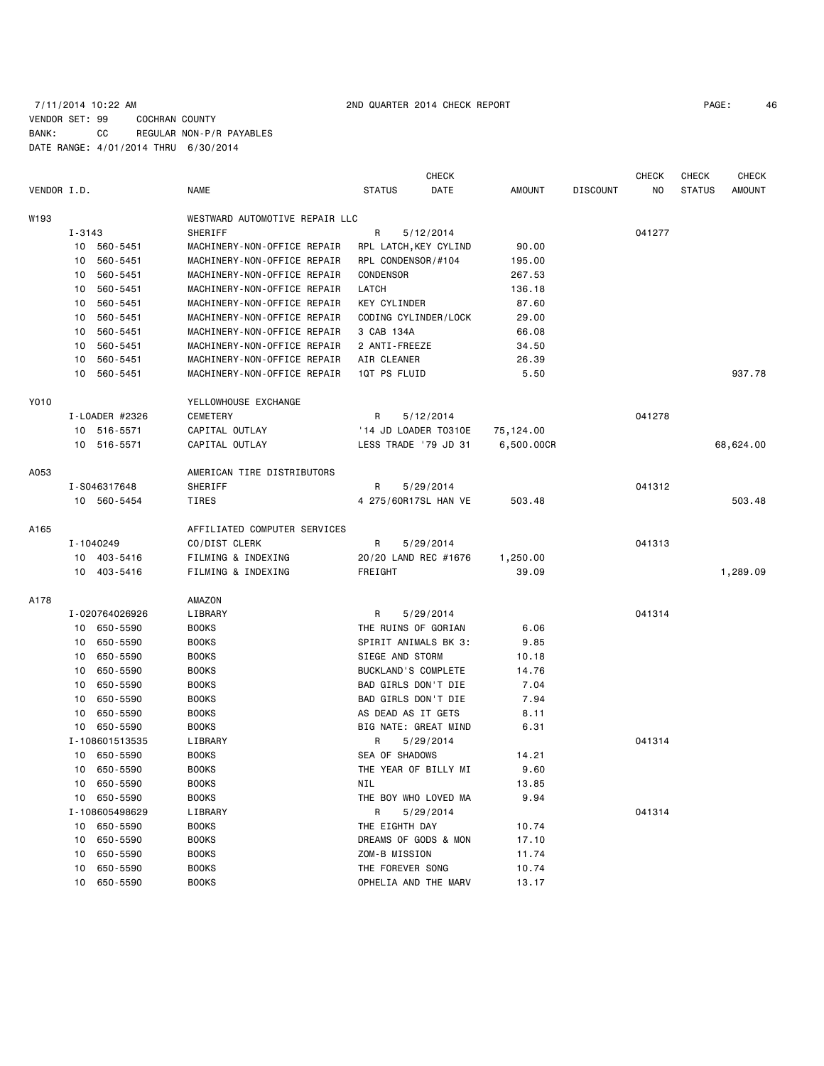7/11/2014 10:22 AM 2ND QUARTER 2014 CHECK REPORT

VENDOR SET: 99 COCHRAN COUNTY
BANK: CC REGULAR NON-P/R PAYABLES
DATE RANGE: 4/01/2014 THRU 6/30/2014

| VENDOR I.D. | | NAME | STATUS | CHECK DATE | AMOUNT | DISCOUNT | CHECK NO | CHECK STATUS | CHECK AMOUNT |
|---|---|---|---|---|---|---|---|---|---|
| W193 | | WESTWARD AUTOMOTIVE REPAIR LLC | | | | | | | |
| | I-3143 | SHERIFF | R | 5/12/2014 | | | 041277 | | |
| | 10 560-5451 | MACHINERY-NON-OFFICE REPAIR | RPL LATCH,KEY CYLIND | | 90.00 | | | | |
| | 10 560-5451 | MACHINERY-NON-OFFICE REPAIR | RPL CONDENSOR/#104 | | 195.00 | | | | |
| | 10 560-5451 | MACHINERY-NON-OFFICE REPAIR | CONDENSOR | | 267.53 | | | | |
| | 10 560-5451 | MACHINERY-NON-OFFICE REPAIR | LATCH | | 136.18 | | | | |
| | 10 560-5451 | MACHINERY-NON-OFFICE REPAIR | KEY CYLINDER | | 87.60 | | | | |
| | 10 560-5451 | MACHINERY-NON-OFFICE REPAIR | CODING CYLINDER/LOCK | | 29.00 | | | | |
| | 10 560-5451 | MACHINERY-NON-OFFICE REPAIR | 3 CAB 134A | | 66.08 | | | | |
| | 10 560-5451 | MACHINERY-NON-OFFICE REPAIR | 2 ANTI-FREEZE | | 34.50 | | | | |
| | 10 560-5451 | MACHINERY-NON-OFFICE REPAIR | AIR CLEANER | | 26.39 | | | | |
| | 10 560-5451 | MACHINERY-NON-OFFICE REPAIR | 1QT PS FLUID | | 5.50 | | | | 937.78 |
| Y010 | | YELLOWHOUSE EXCHANGE | | | | | | | |
| | I-LOADER #2326 | CEMETERY | R | 5/12/2014 | | | 041278 | | |
| | 10 516-5571 | CAPITAL OUTLAY | '14 JD LOADER TO310E | | 75,124.00 | | | | |
| | 10 516-5571 | CAPITAL OUTLAY | LESS TRADE '79 JD 31 | | 6,500.00CR | | | | 68,624.00 |
| A053 | | AMERICAN TIRE DISTRIBUTORS | | | | | | | |
| | I-S046317648 | SHERIFF | R | 5/29/2014 | | | 041312 | | |
| | 10 560-5454 | TIRES | 4 275/60R17SL HAN VE | | 503.48 | | | | 503.48 |
| A165 | | AFFILIATED COMPUTER SERVICES | | | | | | | |
| | I-1040249 | CO/DIST CLERK | R | 5/29/2014 | | | 041313 | | |
| | 10 403-5416 | FILMING & INDEXING | 20/20 LAND REC #1676 | | 1,250.00 | | | | |
| | 10 403-5416 | FILMING & INDEXING | FREIGHT | | 39.09 | | | | 1,289.09 |
| A178 | | AMAZON | | | | | | | |
| | I-020764026926 | LIBRARY | R | 5/29/2014 | | | 041314 | | |
| | 10 650-5590 | BOOKS | THE RUINS OF GORIAN | | 6.06 | | | | |
| | 10 650-5590 | BOOKS | SPIRIT ANIMALS BK 3: | | 9.85 | | | | |
| | 10 650-5590 | BOOKS | SIEGE AND STORM | | 10.18 | | | | |
| | 10 650-5590 | BOOKS | BUCKLAND'S COMPLETE | | 14.76 | | | | |
| | 10 650-5590 | BOOKS | BAD GIRLS DON'T DIE | | 7.04 | | | | |
| | 10 650-5590 | BOOKS | BAD GIRLS DON'T DIE | | 7.94 | | | | |
| | 10 650-5590 | BOOKS | AS DEAD AS IT GETS | | 8.11 | | | | |
| | 10 650-5590 | BOOKS | BIG NATE: GREAT MIND | | 6.31 | | | | |
| | I-108601513535 | LIBRARY | R | 5/29/2014 | | | 041314 | | |
| | 10 650-5590 | BOOKS | SEA OF SHADOWS | | 14.21 | | | | |
| | 10 650-5590 | BOOKS | THE YEAR OF BILLY MI | | 9.60 | | | | |
| | 10 650-5590 | BOOKS | NIL | | 13.85 | | | | |
| | 10 650-5590 | BOOKS | THE BOY WHO LOVED MA | | 9.94 | | | | |
| | I-108605498629 | LIBRARY | R | 5/29/2014 | | | 041314 | | |
| | 10 650-5590 | BOOKS | THE EIGHTH DAY | | 10.74 | | | | |
| | 10 650-5590 | BOOKS | DREAMS OF GODS & MON | | 17.10 | | | | |
| | 10 650-5590 | BOOKS | ZOM-B MISSION | | 11.74 | | | | |
| | 10 650-5590 | BOOKS | THE FOREVER SONG | | 10.74 | | | | |
| | 10 650-5590 | BOOKS | OPHELIA AND THE MARV | | 13.17 | | | | |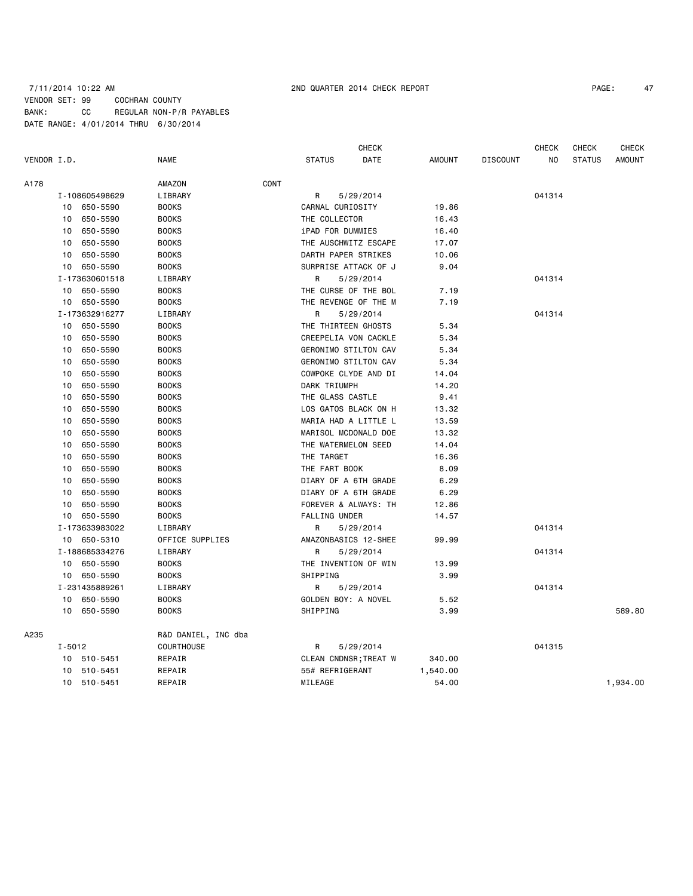7/11/2014 10:22 AM 2ND QUARTER 2014 CHECK REPORT

VENDOR SET: 99 COCHRAN COUNTY
BANK: CC REGULAR NON-P/R PAYABLES
DATE RANGE: 4/01/2014 THRU 6/30/2014

| VENDOR I.D. | NAME | STATUS | CHECK DATE | AMOUNT | DISCOUNT | CHECK NO | CHECK STATUS | CHECK AMOUNT |
|---|---|---|---|---|---|---|---|---|
| A178 | AMAZON CONT | | | | | | | |
| I-108605498629 | LIBRARY | R | 5/29/2014 | | | 041314 | | |
| 10 650-5590 | BOOKS | CARNAL CURIOSITY | | 19.86 | | | | |
| 10 650-5590 | BOOKS | THE COLLECTOR | | 16.43 | | | | |
| 10 650-5590 | BOOKS | iPAD FOR DUMMIES | | 16.40 | | | | |
| 10 650-5590 | BOOKS | THE AUSCHWITZ ESCAPE | | 17.07 | | | | |
| 10 650-5590 | BOOKS | DARTH PAPER STRIKES | | 10.06 | | | | |
| 10 650-5590 | BOOKS | SURPRISE ATTACK OF J | | 9.04 | | | | |
| I-173630601518 | LIBRARY | R | 5/29/2014 | | | 041314 | | |
| 10 650-5590 | BOOKS | THE CURSE OF THE BOL | | 7.19 | | | | |
| 10 650-5590 | BOOKS | THE REVENGE OF THE M | | 7.19 | | | | |
| I-173632916277 | LIBRARY | R | 5/29/2014 | | | 041314 | | |
| 10 650-5590 | BOOKS | THE THIRTEEN GHOSTS | | 5.34 | | | | |
| 10 650-5590 | BOOKS | CREEPELIA VON CACKLE | | 5.34 | | | | |
| 10 650-5590 | BOOKS | GERONIMO STILTON CAV | | 5.34 | | | | |
| 10 650-5590 | BOOKS | GERONIMO STILTON CAV | | 5.34 | | | | |
| 10 650-5590 | BOOKS | COWPOKE CLYDE AND DI | | 14.04 | | | | |
| 10 650-5590 | BOOKS | DARK TRIUMPH | | 14.20 | | | | |
| 10 650-5590 | BOOKS | THE GLASS CASTLE | | 9.41 | | | | |
| 10 650-5590 | BOOKS | LOS GATOS BLACK ON H | | 13.32 | | | | |
| 10 650-5590 | BOOKS | MARIA HAD A LITTLE L | | 13.59 | | | | |
| 10 650-5590 | BOOKS | MARISOL MCDONALD DOE | | 13.32 | | | | |
| 10 650-5590 | BOOKS | THE WATERMELON SEED | | 14.04 | | | | |
| 10 650-5590 | BOOKS | THE TARGET | | 16.36 | | | | |
| 10 650-5590 | BOOKS | THE FART BOOK | | 8.09 | | | | |
| 10 650-5590 | BOOKS | DIARY OF A 6TH GRADE | | 6.29 | | | | |
| 10 650-5590 | BOOKS | DIARY OF A 6TH GRADE | | 6.29 | | | | |
| 10 650-5590 | BOOKS | FOREVER & ALWAYS: TH | | 12.86 | | | | |
| 10 650-5590 | BOOKS | FALLING UNDER | | 14.57 | | | | |
| I-173633983022 | LIBRARY | R | 5/29/2014 | | | 041314 | | |
| 10 650-5310 | OFFICE SUPPLIES | AMAZONBASICS 12-SHEE | | 99.99 | | | | |
| I-188685334276 | LIBRARY | R | 5/29/2014 | | | 041314 | | |
| 10 650-5590 | BOOKS | THE INVENTION OF WIN | | 13.99 | | | | |
| 10 650-5590 | BOOKS | SHIPPING | | 3.99 | | | | |
| I-231435889261 | LIBRARY | R | 5/29/2014 | | | 041314 | | |
| 10 650-5590 | BOOKS | GOLDEN BOY: A NOVEL | | 5.52 | | | | |
| 10 650-5590 | BOOKS | SHIPPING | | 3.99 | | | | 589.80 |
| A235 | R&D DANIEL, INC dba | | | | | | | |
| I-5012 | COURTHOUSE | R | 5/29/2014 | | | 041315 | | |
| 10 510-5451 | REPAIR | CLEAN CNDNSR;TREAT W | | 340.00 | | | | |
| 10 510-5451 | REPAIR | 55# REFRIGERANT | | 1,540.00 | | | | |
| 10 510-5451 | REPAIR | MILEAGE | | 54.00 | | | | 1,934.00 |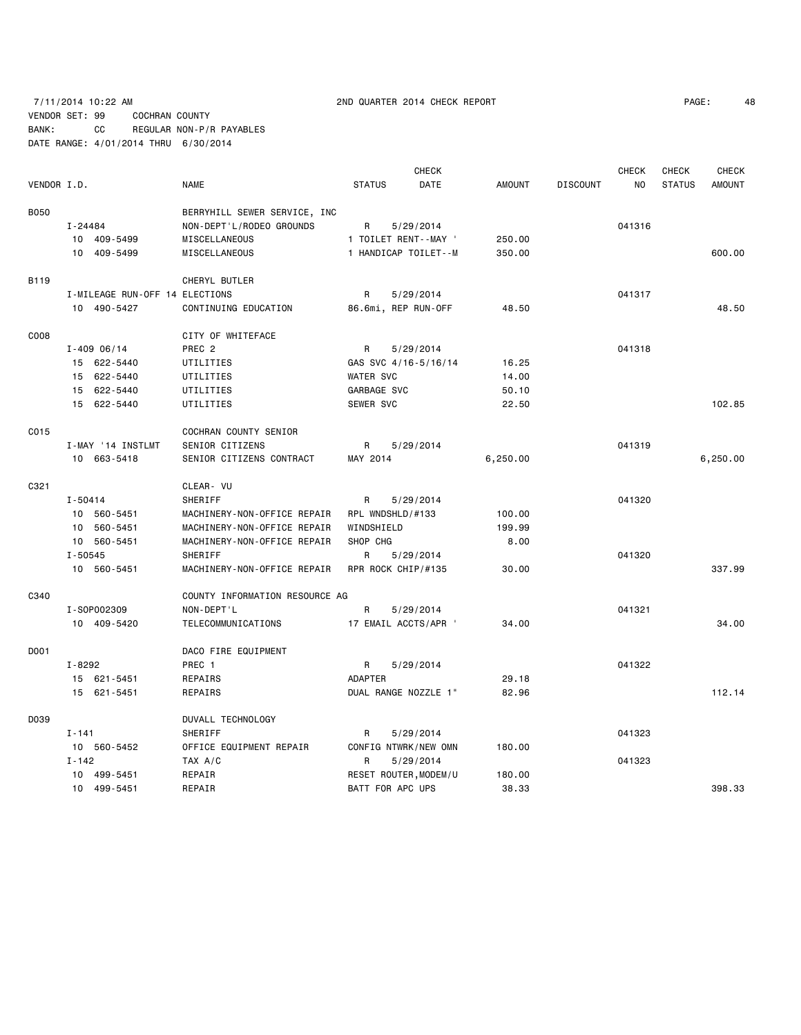7/11/2014 10:22 AM 2ND QUARTER 2014 CHECK REPORT

VENDOR SET: 99 COCHRAN COUNTY
BANK: CC REGULAR NON-P/R PAYABLES
DATE RANGE: 4/01/2014 THRU 6/30/2014

| VENDOR I.D. | NAME | STATUS | CHECK DATE | AMOUNT | DISCOUNT | CHECK NO | CHECK STATUS | CHECK AMOUNT |
|---|---|---|---|---|---|---|---|---|
| B050 | BERRYHILL SEWER SERVICE, INC | | | | | | | |
| I-24484 | NON-DEPT'L/RODEO GROUNDS | R | 5/29/2014 | | | 041316 | | |
| 10 409-5499 | MISCELLANEOUS | 1 TOILET RENT--MAY ' | | 250.00 | | | | |
| 10 409-5499 | MISCELLANEOUS | 1 HANDICAP TOILET--M | | 350.00 | | | | 600.00 |
| B119 | CHERYL BUTLER | | | | | | | |
| I-MILEAGE RUN-OFF 14 ELECTIONS | | R | 5/29/2014 | | | 041317 | | |
| 10 490-5427 | CONTINUING EDUCATION | 86.6mi, REP RUN-OFF | | 48.50 | | | | 48.50 |
| C008 | CITY OF WHITEFACE | | | | | | | |
| I-409 06/14 | PREC 2 | R | 5/29/2014 | | | 041318 | | |
| 15 622-5440 | UTILITIES | GAS SVC 4/16-5/16/14 | | 16.25 | | | | |
| 15 622-5440 | UTILITIES | WATER SVC | | 14.00 | | | | |
| 15 622-5440 | UTILITIES | GARBAGE SVC | | 50.10 | | | | |
| 15 622-5440 | UTILITIES | SEWER SVC | | 22.50 | | | | 102.85 |
| C015 | COCHRAN COUNTY SENIOR | | | | | | | |
| I-MAY '14 INSTLMT | SENIOR CITIZENS | R | 5/29/2014 | | | 041319 | | |
| 10 663-5418 | SENIOR CITIZENS CONTRACT | MAY 2014 | | 6,250.00 | | | | 6,250.00 |
| C321 | CLEAR- VU | | | | | | | |
| I-50414 | SHERIFF | R | 5/29/2014 | | | 041320 | | |
| 10 560-5451 | MACHINERY-NON-OFFICE REPAIR | RPL WNDSHLD/#133 | | 100.00 | | | | |
| 10 560-5451 | MACHINERY-NON-OFFICE REPAIR | WINDSHIELD | | 199.99 | | | | |
| 10 560-5451 | MACHINERY-NON-OFFICE REPAIR | SHOP CHG | | 8.00 | | | | |
| I-50545 | SHERIFF | R | 5/29/2014 | | | 041320 | | |
| 10 560-5451 | MACHINERY-NON-OFFICE REPAIR | RPR ROCK CHIP/#135 | | 30.00 | | | | 337.99 |
| C340 | COUNTY INFORMATION RESOURCE AG | | | | | | | |
| I-SOP002309 | NON-DEPT'L | R | 5/29/2014 | | | 041321 | | |
| 10 409-5420 | TELECOMMUNICATIONS | 17 EMAIL ACCTS/APR ' | | 34.00 | | | | 34.00 |
| D001 | DACO FIRE EQUIPMENT | | | | | | | |
| I-8292 | PREC 1 | R | 5/29/2014 | | | 041322 | | |
| 15 621-5451 | REPAIRS | ADAPTER | | 29.18 | | | | |
| 15 621-5451 | REPAIRS | DUAL RANGE NOZZLE 1" | | 82.96 | | | | 112.14 |
| D039 | DUVALL TECHNOLOGY | | | | | | | |
| I-141 | SHERIFF | R | 5/29/2014 | | | 041323 | | |
| 10 560-5452 | OFFICE EQUIPMENT REPAIR | CONFIG NTWRK/NEW OMN | | 180.00 | | | | |
| I-142 | TAX A/C | R | 5/29/2014 | | | 041323 | | |
| 10 499-5451 | REPAIR | RESET ROUTER,MODEM/U | | 180.00 | | | | |
| 10 499-5451 | REPAIR | BATT FOR APC UPS | | 38.33 | | | | 398.33 |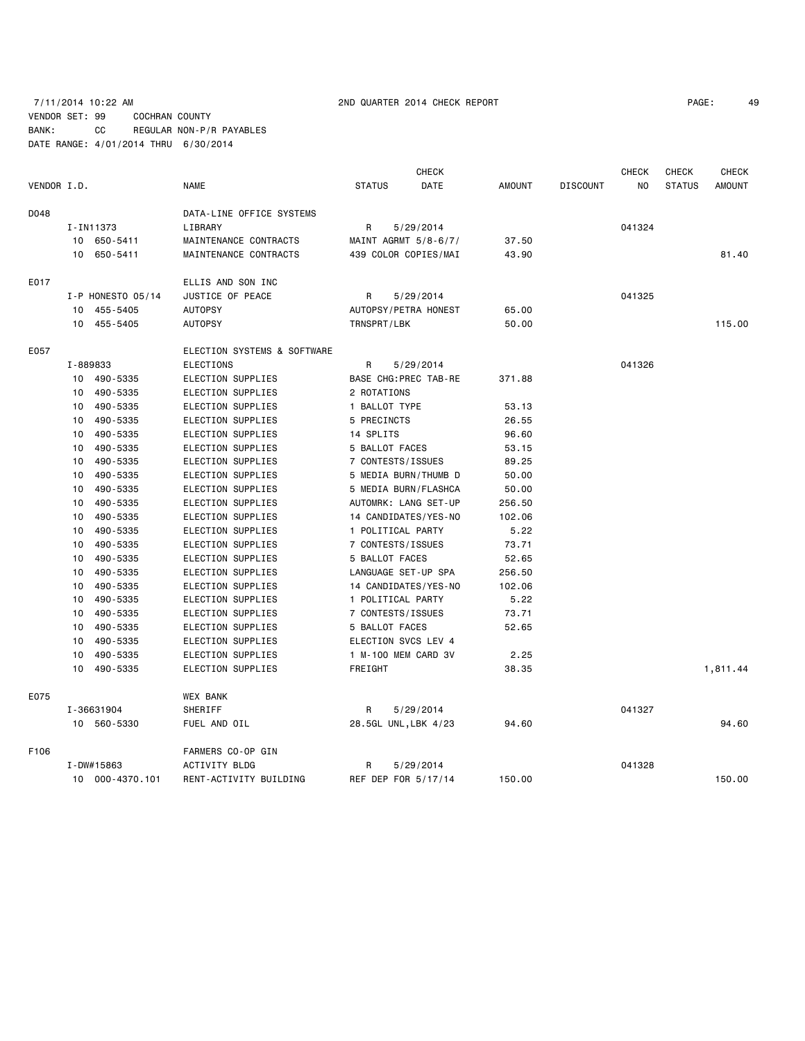7/11/2014 10:22 AM 2ND QUARTER 2014 CHECK REPORT

VENDOR SET: 99 COCHRAN COUNTY
BANK: CC REGULAR NON-P/R PAYABLES
DATE RANGE: 4/01/2014 THRU 6/30/2014

| VENDOR I.D. | NAME | STATUS | CHECK DATE | AMOUNT | DISCOUNT | CHECK NO | CHECK STATUS | CHECK AMOUNT |
|---|---|---|---|---|---|---|---|---|
| D048 | DATA-LINE OFFICE SYSTEMS | | | | | | | |
| I-IN11373 | LIBRARY | R | 5/29/2014 | | | 041324 | | |
| 10 650-5411 | MAINTENANCE CONTRACTS | MAINT AGRMT 5/8-6/7/ | | 37.50 | | | | |
| 10 650-5411 | MAINTENANCE CONTRACTS | 439 COLOR COPIES/MAI | | 43.90 | | | | 81.40 |
| E017 | ELLIS AND SON INC | | | | | | | |
| I-P HONESTO 05/14 | JUSTICE OF PEACE | R | 5/29/2014 | | | 041325 | | |
| 10 455-5405 | AUTOPSY | AUTOPSY/PETRA HONEST | | 65.00 | | | | |
| 10 455-5405 | AUTOPSY | TRNSPRT/LBK | | 50.00 | | | | 115.00 |
| E057 | ELECTION SYSTEMS & SOFTWARE | | | | | | | |
| I-889833 | ELECTIONS | R | 5/29/2014 | | | 041326 | | |
| 10 490-5335 | ELECTION SUPPLIES | BASE CHG:PREC TAB-RE | | 371.88 | | | | |
| 10 490-5335 | ELECTION SUPPLIES | 2 ROTATIONS | | | | | | |
| 10 490-5335 | ELECTION SUPPLIES | 1 BALLOT TYPE | | 53.13 | | | | |
| 10 490-5335 | ELECTION SUPPLIES | 5 PRECINCTS | | 26.55 | | | | |
| 10 490-5335 | ELECTION SUPPLIES | 14 SPLITS | | 96.60 | | | | |
| 10 490-5335 | ELECTION SUPPLIES | 5 BALLOT FACES | | 53.15 | | | | |
| 10 490-5335 | ELECTION SUPPLIES | 7 CONTESTS/ISSUES | | 89.25 | | | | |
| 10 490-5335 | ELECTION SUPPLIES | 5 MEDIA BURN/THUMB D | | 50.00 | | | | |
| 10 490-5335 | ELECTION SUPPLIES | 5 MEDIA BURN/FLASHCA | | 50.00 | | | | |
| 10 490-5335 | ELECTION SUPPLIES | AUTOMRK: LANG SET-UP | | 256.50 | | | | |
| 10 490-5335 | ELECTION SUPPLIES | 14 CANDIDATES/YES-NO | | 102.06 | | | | |
| 10 490-5335 | ELECTION SUPPLIES | 1 POLITICAL PARTY | | 5.22 | | | | |
| 10 490-5335 | ELECTION SUPPLIES | 7 CONTESTS/ISSUES | | 73.71 | | | | |
| 10 490-5335 | ELECTION SUPPLIES | 5 BALLOT FACES | | 52.65 | | | | |
| 10 490-5335 | ELECTION SUPPLIES | LANGUAGE SET-UP SPA | | 256.50 | | | | |
| 10 490-5335 | ELECTION SUPPLIES | 14 CANDIDATES/YES-NO | | 102.06 | | | | |
| 10 490-5335 | ELECTION SUPPLIES | 1 POLITICAL PARTY | | 5.22 | | | | |
| 10 490-5335 | ELECTION SUPPLIES | 7 CONTESTS/ISSUES | | 73.71 | | | | |
| 10 490-5335 | ELECTION SUPPLIES | 5 BALLOT FACES | | 52.65 | | | | |
| 10 490-5335 | ELECTION SUPPLIES | ELECTION SVCS LEV 4 | | | | | | |
| 10 490-5335 | ELECTION SUPPLIES | 1 M-100 MEM CARD 3V | | 2.25 | | | | |
| 10 490-5335 | ELECTION SUPPLIES | FREIGHT | | 38.35 | | | | 1,811.44 |
| E075 | WEX BANK | | | | | | | |
| I-36631904 | SHERIFF | R | 5/29/2014 | | | 041327 | | |
| 10 560-5330 | FUEL AND OIL | 28.5GL UNL,LBK 4/23 | | 94.60 | | | | 94.60 |
| F106 | FARMERS CO-OP GIN | | | | | | | |
| I-DW#15863 | ACTIVITY BLDG | R | 5/29/2014 | | | 041328 | | |
| 10 000-4370.101 | RENT-ACTIVITY BUILDING | REF DEP FOR 5/17/14 | | 150.00 | | | | 150.00 |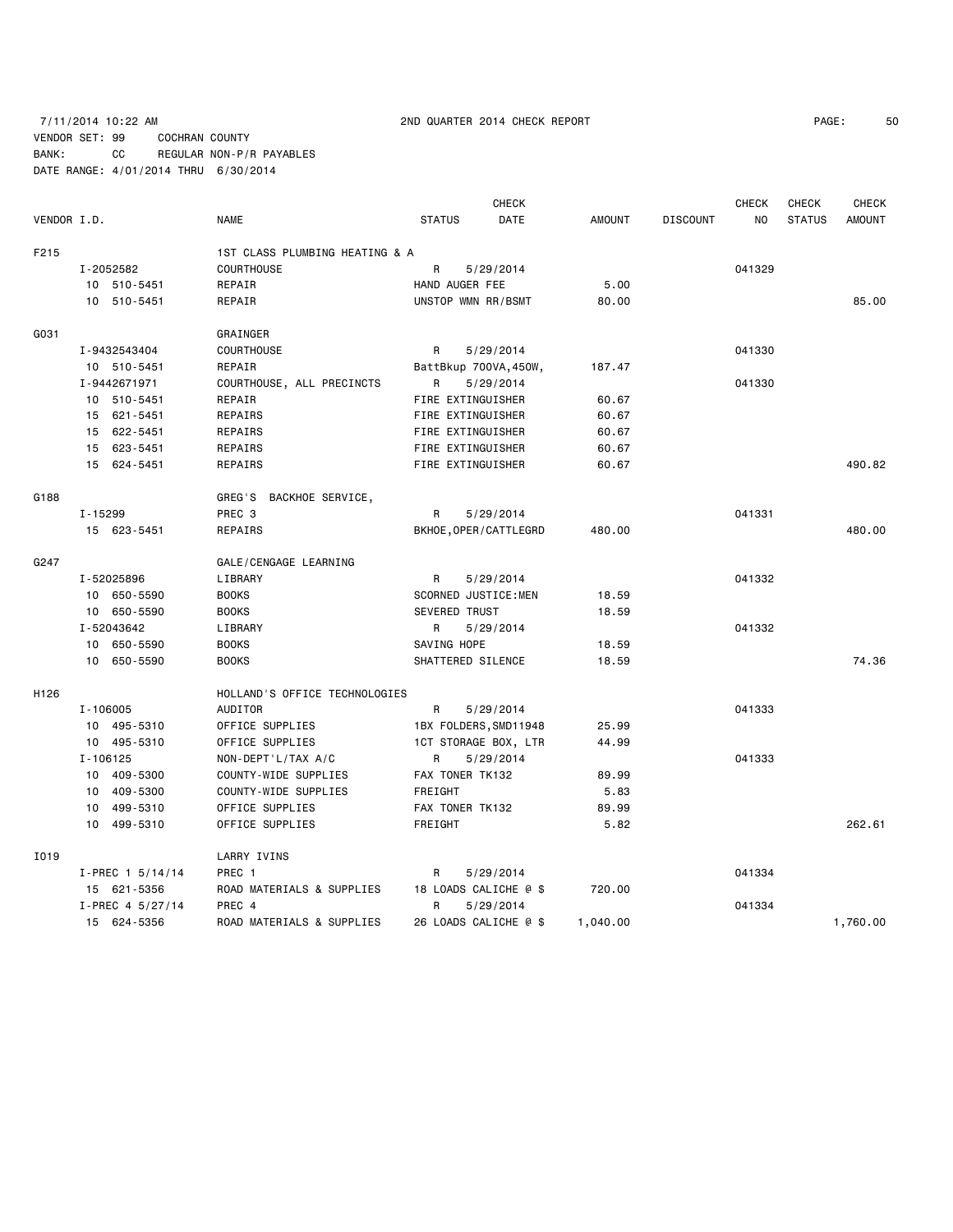7/11/2014 10:22 AM 2ND QUARTER 2014 CHECK REPORT

VENDOR SET: 99 COCHRAN COUNTY
BANK: CC REGULAR NON-P/R PAYABLES
DATE RANGE: 4/01/2014 THRU 6/30/2014

| VENDOR I.D. | NAME | STATUS | CHECK DATE | AMOUNT | DISCOUNT | CHECK NO | CHECK STATUS | CHECK AMOUNT |
|---|---|---|---|---|---|---|---|---|
| F215 | 1ST CLASS PLUMBING HEATING & A | | | | | | | |
| I-2052582 | COURTHOUSE | R | 5/29/2014 | | | 041329 | | |
| 10 510-5451 | REPAIR | HAND AUGER FEE | | 5.00 | | | | |
| 10 510-5451 | REPAIR | UNSTOP WMN RR/BSMT | | 80.00 | | | | 85.00 |
| G031 | GRAINGER | | | | | | | |
| I-9432543404 | COURTHOUSE | R | 5/29/2014 | | | 041330 | | |
| 10 510-5451 | REPAIR | BattBkup 700VA,450W, | | 187.47 | | | | |
| I-9442671971 | COURTHOUSE, ALL PRECINCTS | R | 5/29/2014 | | | 041330 | | |
| 10 510-5451 | REPAIR | FIRE EXTINGUISHER | | 60.67 | | | | |
| 15 621-5451 | REPAIRS | FIRE EXTINGUISHER | | 60.67 | | | | |
| 15 622-5451 | REPAIRS | FIRE EXTINGUISHER | | 60.67 | | | | |
| 15 623-5451 | REPAIRS | FIRE EXTINGUISHER | | 60.67 | | | | |
| 15 624-5451 | REPAIRS | FIRE EXTINGUISHER | | 60.67 | | | | 490.82 |
| G188 | GREG'S BACKHOE SERVICE, | | | | | | | |
| I-15299 | PREC 3 | R | 5/29/2014 | | | 041331 | | |
| 15 623-5451 | REPAIRS | BKHOE,OPER/CATTLEGRD | | 480.00 | | | | 480.00 |
| G247 | GALE/CENGAGE LEARNING | | | | | | | |
| I-52025896 | LIBRARY | R | 5/29/2014 | | | 041332 | | |
| 10 650-5590 | BOOKS | SCORNED JUSTICE:MEN | | 18.59 | | | | |
| 10 650-5590 | BOOKS | SEVERED TRUST | | 18.59 | | | | |
| I-52043642 | LIBRARY | R | 5/29/2014 | | | 041332 | | |
| 10 650-5590 | BOOKS | SAVING HOPE | | 18.59 | | | | |
| 10 650-5590 | BOOKS | SHATTERED SILENCE | | 18.59 | | | | 74.36 |
| H126 | HOLLAND'S OFFICE TECHNOLOGIES | | | | | | | |
| I-106005 | AUDITOR | R | 5/29/2014 | | | 041333 | | |
| 10 495-5310 | OFFICE SUPPLIES | 1BX FOLDERS,SMD11948 | | 25.99 | | | | |
| 10 495-5310 | OFFICE SUPPLIES | 1CT STORAGE BOX, LTR | | 44.99 | | | | |
| I-106125 | NON-DEPT'L/TAX A/C | R | 5/29/2014 | | | 041333 | | |
| 10 409-5300 | COUNTY-WIDE SUPPLIES | FAX TONER TK132 | | 89.99 | | | | |
| 10 409-5300 | COUNTY-WIDE SUPPLIES | FREIGHT | | 5.83 | | | | |
| 10 499-5310 | OFFICE SUPPLIES | FAX TONER TK132 | | 89.99 | | | | |
| 10 499-5310 | OFFICE SUPPLIES | FREIGHT | | 5.82 | | | | 262.61 |
| I019 | LARRY IVINS | | | | | | | |
| I-PREC 1 5/14/14 | PREC 1 | R | 5/29/2014 | | | 041334 | | |
| 15 621-5356 | ROAD MATERIALS & SUPPLIES | 18 LOADS CALICHE @ $ | | 720.00 | | | | |
| I-PREC 4 5/27/14 | PREC 4 | R | 5/29/2014 | | | 041334 | | |
| 15 624-5356 | ROAD MATERIALS & SUPPLIES | 26 LOADS CALICHE @ $ | | 1,040.00 | | | | 1,760.00 |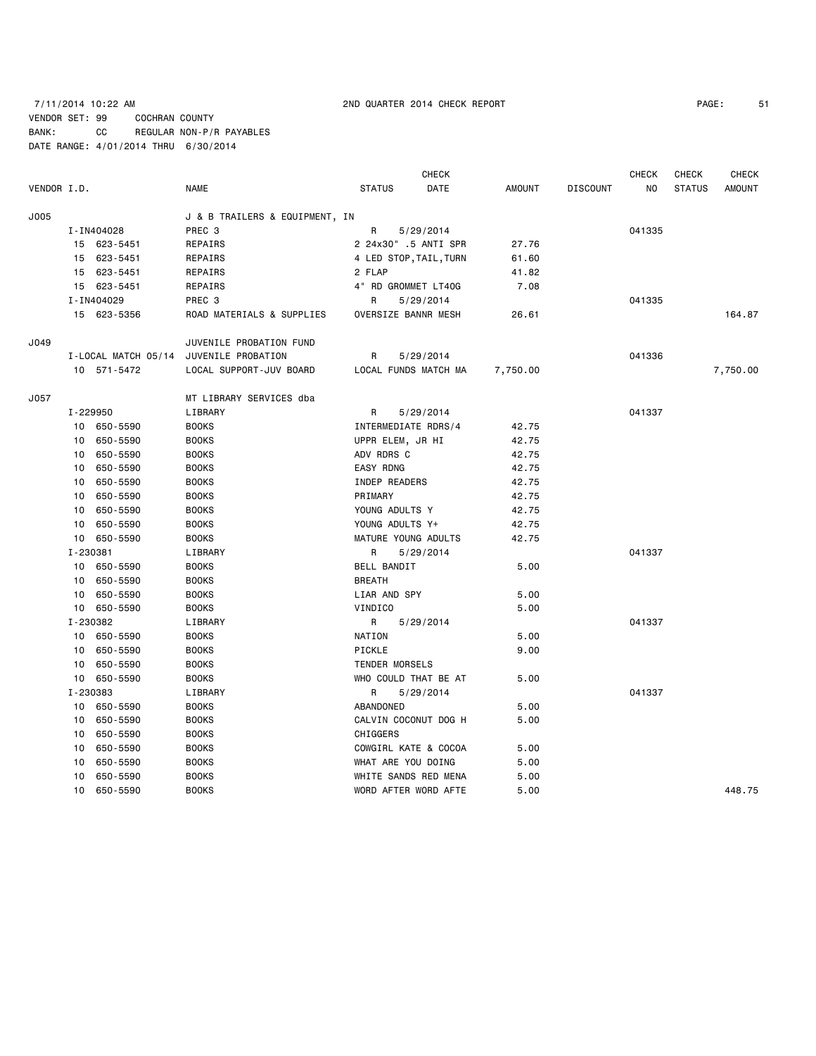7/11/2014 10:22 AM 2ND QUARTER 2014 CHECK REPORT

VENDOR SET: 99 COCHRAN COUNTY
BANK: CC REGULAR NON-P/R PAYABLES
DATE RANGE: 4/01/2014 THRU 6/30/2014

| VENDOR I.D. | NAME | STATUS | CHECK DATE | AMOUNT | DISCOUNT | CHECK NO | CHECK STATUS | CHECK AMOUNT |
|---|---|---|---|---|---|---|---|---|
| J005 | J & B TRAILERS & EQUIPMENT, IN | | | | | | | |
| I-IN404028 | PREC 3 | R | 5/29/2014 | | | 041335 | | |
| 15 623-5451 | REPAIRS | 2 24x30" .5 ANTI SPR | | 27.76 | | | | |
| 15 623-5451 | REPAIRS | 4 LED STOP,TAIL,TURN | | 61.60 | | | | |
| 15 623-5451 | REPAIRS | 2 FLAP | | 41.82 | | | | |
| 15 623-5451 | REPAIRS | 4" RD GROMMET LT40G | | 7.08 | | | | |
| I-IN404029 | PREC 3 | R | 5/29/2014 | | | 041335 | | |
| 15 623-5356 | ROAD MATERIALS & SUPPLIES | OVERSIZE BANNR MESH | | 26.61 | | | | 164.87 |
| J049 | JUVENILE PROBATION FUND | | | | | | | |
| I-LOCAL MATCH 05/14 | JUVENILE PROBATION | R | 5/29/2014 | | | 041336 | | |
| 10 571-5472 | LOCAL SUPPORT-JUV BOARD | LOCAL FUNDS MATCH MA | | 7,750.00 | | | | 7,750.00 |
| J057 | MT LIBRARY SERVICES dba | | | | | | | |
| I-229950 | LIBRARY | R | 5/29/2014 | | | 041337 | | |
| 10 650-5590 | BOOKS | INTERMEDIATE RDRS/4 | | 42.75 | | | | |
| 10 650-5590 | BOOKS | UPPR ELEM, JR HI | | 42.75 | | | | |
| 10 650-5590 | BOOKS | ADV RDRS C | | 42.75 | | | | |
| 10 650-5590 | BOOKS | EASY RDNG | | 42.75 | | | | |
| 10 650-5590 | BOOKS | INDEP READERS | | 42.75 | | | | |
| 10 650-5590 | BOOKS | PRIMARY | | 42.75 | | | | |
| 10 650-5590 | BOOKS | YOUNG ADULTS Y | | 42.75 | | | | |
| 10 650-5590 | BOOKS | YOUNG ADULTS Y+ | | 42.75 | | | | |
| 10 650-5590 | BOOKS | MATURE YOUNG ADULTS | | 42.75 | | | | |
| I-230381 | LIBRARY | R | 5/29/2014 | | | 041337 | | |
| 10 650-5590 | BOOKS | BELL BANDIT | | 5.00 | | | | |
| 10 650-5590 | BOOKS | BREATH | | | | | | |
| 10 650-5590 | BOOKS | LIAR AND SPY | | 5.00 | | | | |
| 10 650-5590 | BOOKS | VINDICO | | 5.00 | | | | |
| I-230382 | LIBRARY | R | 5/29/2014 | | | 041337 | | |
| 10 650-5590 | BOOKS | NATION | | 5.00 | | | | |
| 10 650-5590 | BOOKS | PICKLE | | 9.00 | | | | |
| 10 650-5590 | BOOKS | TENDER MORSELS | | | | | | |
| 10 650-5590 | BOOKS | WHO COULD THAT BE AT | | 5.00 | | | | |
| I-230383 | LIBRARY | R | 5/29/2014 | | | 041337 | | |
| 10 650-5590 | BOOKS | ABANDONED | | 5.00 | | | | |
| 10 650-5590 | BOOKS | CALVIN COCONUT DOG H | | 5.00 | | | | |
| 10 650-5590 | BOOKS | CHIGGERS | | | | | | |
| 10 650-5590 | BOOKS | COWGIRL KATE & COCOA | | 5.00 | | | | |
| 10 650-5590 | BOOKS | WHAT ARE YOU DOING | | 5.00 | | | | |
| 10 650-5590 | BOOKS | WHITE SANDS RED MENA | | 5.00 | | | | |
| 10 650-5590 | BOOKS | WORD AFTER WORD AFTE | | 5.00 | | | | 448.75 |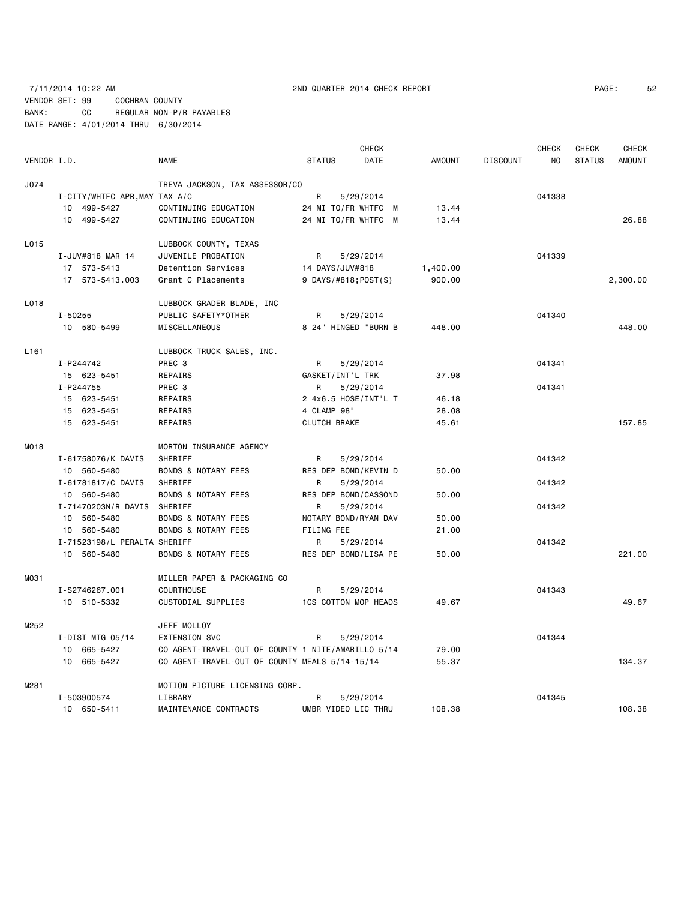7/11/2014 10:22 AM 2ND QUARTER 2014 CHECK REPORT

VENDOR SET: 99 COCHRAN COUNTY
BANK: CC REGULAR NON-P/R PAYABLES
DATE RANGE: 4/01/2014 THRU 6/30/2014

| VENDOR I.D. | | NAME | STATUS | CHECK DATE | AMOUNT | DISCOUNT | CHECK NO | CHECK STATUS | CHECK AMOUNT |
|---|---|---|---|---|---|---|---|---|---|
| J074 | | TREVA JACKSON, TAX ASSESSOR/CO | | | | | | | |
| | I-CITY/WHTFC APR,MAY TAX A/C | | R | 5/29/2014 | | | 041338 | | |
| | 10 499-5427 | CONTINUING EDUCATION | 24 MI TO/FR WHTFC M | | 13.44 | | | | |
| | 10 499-5427 | CONTINUING EDUCATION | 24 MI TO/FR WHTFC M | | 13.44 | | | | 26.88 |
| L015 | | LUBBOCK COUNTY, TEXAS | | | | | | | |
| | I-JUV#818 MAR 14 | JUVENILE PROBATION | R | 5/29/2014 | | | 041339 | | |
| | 17 573-5413 | Detention Services | 14 DAYS/JUV#818 | | 1,400.00 | | | | |
| | 17 573-5413.003 | Grant C Placements | 9 DAYS/#818;POST(S) | | 900.00 | | | | 2,300.00 |
| L018 | | LUBBOCK GRADER BLADE, INC | | | | | | | |
| | I-50255 | PUBLIC SAFETY*OTHER | R | 5/29/2014 | | | 041340 | | |
| | 10 580-5499 | MISCELLANEOUS | 8 24" HINGED "BURN B | | 448.00 | | | | 448.00 |
| L161 | | LUBBOCK TRUCK SALES, INC. | | | | | | | |
| | I-P244742 | PREC 3 | R | 5/29/2014 | | | 041341 | | |
| | 15 623-5451 | REPAIRS | GASKET/INT'L TRK | | 37.98 | | | | |
| | I-P244755 | PREC 3 | R | 5/29/2014 | | | 041341 | | |
| | 15 623-5451 | REPAIRS | 2 4x6.5 HOSE/INT'L T | | 46.18 | | | | |
| | 15 623-5451 | REPAIRS | 4 CLAMP 98" | | 28.08 | | | | |
| | 15 623-5451 | REPAIRS | CLUTCH BRAKE | | 45.61 | | | | 157.85 |
| M018 | | MORTON INSURANCE AGENCY | | | | | | | |
| | I-61758076/K DAVIS | SHERIFF | R | 5/29/2014 | | | 041342 | | |
| | 10 560-5480 | BONDS & NOTARY FEES | RES DEP BOND/KEVIN D | | 50.00 | | | | |
| | I-61781817/C DAVIS | SHERIFF | R | 5/29/2014 | | | 041342 | | |
| | 10 560-5480 | BONDS & NOTARY FEES | RES DEP BOND/CASSOND | | 50.00 | | | | |
| | I-71470203N/R DAVIS | SHERIFF | R | 5/29/2014 | | | 041342 | | |
| | 10 560-5480 | BONDS & NOTARY FEES | NOTARY BOND/RYAN DAV | | 50.00 | | | | |
| | 10 560-5480 | BONDS & NOTARY FEES | FILING FEE | | 21.00 | | | | |
| | I-71523198/L PERALTA | SHERIFF | R | 5/29/2014 | | | 041342 | | |
| | 10 560-5480 | BONDS & NOTARY FEES | RES DEP BOND/LISA PE | | 50.00 | | | | 221.00 |
| M031 | | MILLER PAPER & PACKAGING CO | | | | | | | |
| | I-S2746267.001 | COURTHOUSE | R | 5/29/2014 | | | 041343 | | |
| | 10 510-5332 | CUSTODIAL SUPPLIES | 1CS COTTON MOP HEADS | | 49.67 | | | | 49.67 |
| M252 | | JEFF MOLLOY | | | | | | | |
| | I-DIST MTG 05/14 | EXTENSION SVC | R | 5/29/2014 | | | 041344 | | |
| | 10 665-5427 | CO AGENT-TRAVEL-OUT OF COUNTY 1 NITE/AMARILLO 5/14 | | | 79.00 | | | | |
| | 10 665-5427 | CO AGENT-TRAVEL-OUT OF COUNTY MEALS 5/14-15/14 | | | 55.37 | | | | 134.37 |
| M281 | | MOTION PICTURE LICENSING CORP. | | | | | | | |
| | I-503900574 | LIBRARY | R | 5/29/2014 | | | 041345 | | |
| | 10 650-5411 | MAINTENANCE CONTRACTS | UMBR VIDEO LIC THRU | | 108.38 | | | | 108.38 |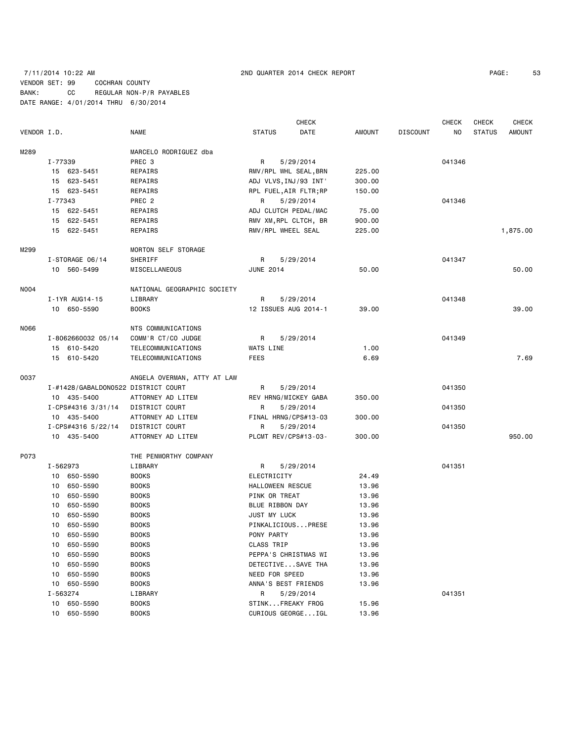7/11/2014 10:22 AM 2ND QUARTER 2014 CHECK REPORT

VENDOR SET: 99 COCHRAN COUNTY
BANK: CC REGULAR NON-P/R PAYABLES
DATE RANGE: 4/01/2014 THRU 6/30/2014

| VENDOR I.D. | NAME | STATUS | CHECK DATE | AMOUNT | DISCOUNT | CHECK NO | CHECK STATUS | CHECK AMOUNT |
|---|---|---|---|---|---|---|---|---|
| M289 | MARCELO RODRIGUEZ dba | | | | | | | |
| I-77339 | PREC 3 | R | 5/29/2014 | | | 041346 | | |
| 15 623-5451 | REPAIRS | RMV/RPL WHL SEAL,BRN | | 225.00 | | | | |
| 15 623-5451 | REPAIRS | ADJ VLVS,INJ/93 INT' | | 300.00 | | | | |
| 15 623-5451 | REPAIRS | RPL FUEL,AIR FLTR;RP | | 150.00 | | | | |
| I-77343 | PREC 2 | R | 5/29/2014 | | | 041346 | | |
| 15 622-5451 | REPAIRS | ADJ CLUTCH PEDAL/MAC | | 75.00 | | | | |
| 15 622-5451 | REPAIRS | RMV XM,RPL CLTCH, BR | | 900.00 | | | | |
| 15 622-5451 | REPAIRS | RMV/RPL WHEEL SEAL | | 225.00 | | | | 1,875.00 |
| M299 | MORTON SELF STORAGE | | | | | | | |
| I-STORAGE 06/14 | SHERIFF | R | 5/29/2014 | | | 041347 | | |
| 10 560-5499 | MISCELLANEOUS | JUNE 2014 | | 50.00 | | | | 50.00 |
| N004 | NATIONAL GEOGRAPHIC SOCIETY | | | | | | | |
| I-1YR AUG14-15 | LIBRARY | R | 5/29/2014 | | | 041348 | | |
| 10 650-5590 | BOOKS | 12 ISSUES AUG 2014-1 | | 39.00 | | | | 39.00 |
| N066 | NTS COMMUNICATIONS | | | | | | | |
| I-8062660032 05/14 | COMM'R CT/CO JUDGE | R | 5/29/2014 | | | 041349 | | |
| 15 610-5420 | TELECOMMUNICATIONS | WATS LINE | | 1.00 | | | | |
| 15 610-5420 | TELECOMMUNICATIONS | FEES | | 6.69 | | | | 7.69 |
| O037 | ANGELA OVERMAN, ATTY AT LAW | | | | | | | |
| I-#1428/GABALDON0522 | DISTRICT COURT | R | 5/29/2014 | | | 041350 | | |
| 10 435-5400 | ATTORNEY AD LITEM | REV HRNG/MICKEY GABA | | 350.00 | | | | |
| I-CPS#4316 3/31/14 | DISTRICT COURT | R | 5/29/2014 | | | 041350 | | |
| 10 435-5400 | ATTORNEY AD LITEM | FINAL HRNG/CPS#13-03 | | 300.00 | | | | |
| I-CPS#4316 5/22/14 | DISTRICT COURT | R | 5/29/2014 | | | 041350 | | |
| 10 435-5400 | ATTORNEY AD LITEM | PLCMT REV/CPS#13-03- | | 300.00 | | | | 950.00 |
| P073 | THE PENWORTHY COMPANY | | | | | | | |
| I-562973 | LIBRARY | R | 5/29/2014 | | | 041351 | | |
| 10 650-5590 | BOOKS | ELECTRICITY | | 24.49 | | | | |
| 10 650-5590 | BOOKS | HALLOWEEN RESCUE | | 13.96 | | | | |
| 10 650-5590 | BOOKS | PINK OR TREAT | | 13.96 | | | | |
| 10 650-5590 | BOOKS | BLUE RIBBON DAY | | 13.96 | | | | |
| 10 650-5590 | BOOKS | JUST MY LUCK | | 13.96 | | | | |
| 10 650-5590 | BOOKS | PINKALICIOUS...PRESE | | 13.96 | | | | |
| 10 650-5590 | BOOKS | PONY PARTY | | 13.96 | | | | |
| 10 650-5590 | BOOKS | CLASS TRIP | | 13.96 | | | | |
| 10 650-5590 | BOOKS | PEPPA'S CHRISTMAS WI | | 13.96 | | | | |
| 10 650-5590 | BOOKS | DETECTIVE...SAVE THA | | 13.96 | | | | |
| 10 650-5590 | BOOKS | NEED FOR SPEED | | 13.96 | | | | |
| 10 650-5590 | BOOKS | ANNA'S BEST FRIENDS | | 13.96 | | | | |
| I-563274 | LIBRARY | R | 5/29/2014 | | | 041351 | | |
| 10 650-5590 | BOOKS | STINK...FREAKY FROG | | 15.96 | | | | |
| 10 650-5590 | BOOKS | CURIOUS GEORGE...IGL | | 13.96 | | | | |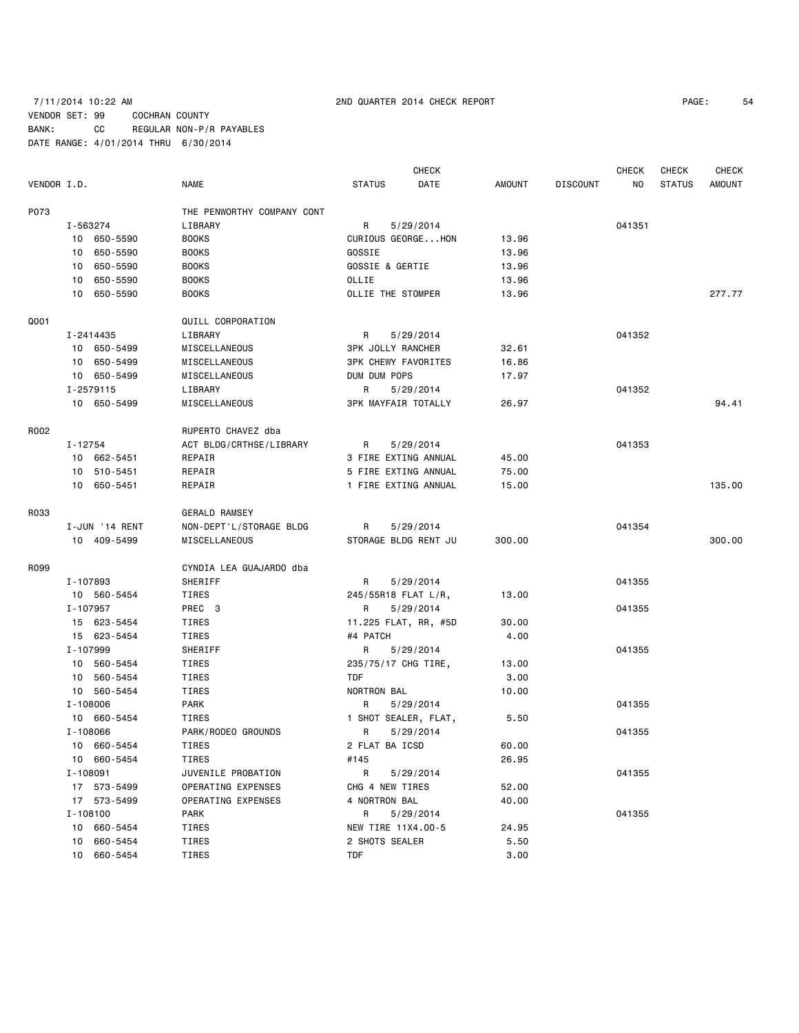7/11/2014 10:22 AM 2ND QUARTER 2014 CHECK REPORT

VENDOR SET: 99 COCHRAN COUNTY
BANK: CC REGULAR NON-P/R PAYABLES
DATE RANGE: 4/01/2014 THRU 6/30/2014

| VENDOR I.D. | NAME | STATUS | CHECK DATE | AMOUNT | DISCOUNT | CHECK NO | CHECK STATUS | CHECK AMOUNT |
|---|---|---|---|---|---|---|---|---|
| P073 | THE PENWORTHY COMPANY CONT | | | | | | | |
| I-563274 | LIBRARY | R | 5/29/2014 | | | 041351 | | |
| 10 650-5590 | BOOKS | CURIOUS GEORGE...HON | | 13.96 | | | | |
| 10 650-5590 | BOOKS | GOSSIE | | 13.96 | | | | |
| 10 650-5590 | BOOKS | GOSSIE & GERTIE | | 13.96 | | | | |
| 10 650-5590 | BOOKS | OLLIE | | 13.96 | | | | |
| 10 650-5590 | BOOKS | OLLIE THE STOMPER | | 13.96 | | | | 277.77 |
| Q001 | QUILL CORPORATION | | | | | | | |
| I-2414435 | LIBRARY | R | 5/29/2014 | | | 041352 | | |
| 10 650-5499 | MISCELLANEOUS | 3PK JOLLY RANCHER | | 32.61 | | | | |
| 10 650-5499 | MISCELLANEOUS | 3PK CHEWY FAVORITES | | 16.86 | | | | |
| 10 650-5499 | MISCELLANEOUS | DUM DUM POPS | | 17.97 | | | | |
| I-2579115 | LIBRARY | R | 5/29/2014 | | | 041352 | | |
| 10 650-5499 | MISCELLANEOUS | 3PK MAYFAIR TOTALLY | | 26.97 | | | | 94.41 |
| R002 | RUPERTO CHAVEZ dba | | | | | | | |
| I-12754 | ACT BLDG/CRTHSE/LIBRARY | R | 5/29/2014 | | | 041353 | | |
| 10 662-5451 | REPAIR | 3 FIRE EXTING ANNUAL | | 45.00 | | | | |
| 10 510-5451 | REPAIR | 5 FIRE EXTING ANNUAL | | 75.00 | | | | |
| 10 650-5451 | REPAIR | 1 FIRE EXTING ANNUAL | | 15.00 | | | | 135.00 |
| R033 | GERALD RAMSEY | | | | | | | |
| I-JUN '14 RENT | NON-DEPT'L/STORAGE BLDG | R | 5/29/2014 | | | 041354 | | |
| 10 409-5499 | MISCELLANEOUS | STORAGE BLDG RENT JU | | 300.00 | | | | 300.00 |
| R099 | CYNDIA LEA GUAJARDO dba | | | | | | | |
| I-107893 | SHERIFF | R | 5/29/2014 | | | 041355 | | |
| 10 560-5454 | TIRES | 245/55R18 FLAT L/R, | | 13.00 | | | | |
| I-107957 | PREC 3 | R | 5/29/2014 | | | 041355 | | |
| 15 623-5454 | TIRES | 11.225 FLAT, RR, #5D | | 30.00 | | | | |
| 15 623-5454 | TIRES | #4 PATCH | | 4.00 | | | | |
| I-107999 | SHERIFF | R | 5/29/2014 | | | 041355 | | |
| 10 560-5454 | TIRES | 235/75/17 CHG TIRE, | | 13.00 | | | | |
| 10 560-5454 | TIRES | TDF | | 3.00 | | | | |
| 10 560-5454 | TIRES | NORTRON BAL | | 10.00 | | | | |
| I-108006 | PARK | R | 5/29/2014 | | | 041355 | | |
| 10 660-5454 | TIRES | 1 SHOT SEALER, FLAT, | | 5.50 | | | | |
| I-108066 | PARK/RODEO GROUNDS | R | 5/29/2014 | | | 041355 | | |
| 10 660-5454 | TIRES | 2 FLAT BA ICSD | | 60.00 | | | | |
| 10 660-5454 | TIRES | #145 | | 26.95 | | | | |
| I-108091 | JUVENILE PROBATION | R | 5/29/2014 | | | 041355 | | |
| 17 573-5499 | OPERATING EXPENSES | CHG 4 NEW TIRES | | 52.00 | | | | |
| 17 573-5499 | OPERATING EXPENSES | 4 NORTRON BAL | | 40.00 | | | | |
| I-108100 | PARK | R | 5/29/2014 | | | 041355 | | |
| 10 660-5454 | TIRES | NEW TIRE 11X4.00-5 | | 24.95 | | | | |
| 10 660-5454 | TIRES | 2 SHOTS SEALER | | 5.50 | | | | |
| 10 660-5454 | TIRES | TDF | | 3.00 | | | | |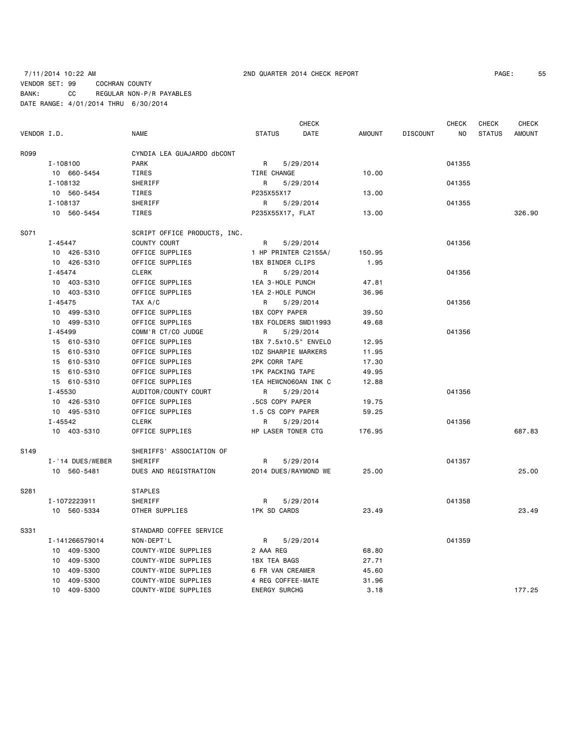7/11/2014 10:22 AM 2ND QUARTER 2014 CHECK REPORT

VENDOR SET: 99 COCHRAN COUNTY
BANK: CC REGULAR NON-P/R PAYABLES
DATE RANGE: 4/01/2014 THRU 6/30/2014

| VENDOR I.D. | NAME | STATUS | CHECK DATE | AMOUNT | DISCOUNT | CHECK NO | CHECK STATUS | CHECK AMOUNT |
|---|---|---|---|---|---|---|---|---|
| R099 | CYNDIA LEA GUAJARDO dbCONT | | | | | | | |
| I-108100 | PARK | R | 5/29/2014 | | | 041355 | | |
| 10 660-5454 | TIRES | TIRE CHANGE | | 10.00 | | | | |
| I-108132 | SHERIFF | R | 5/29/2014 | | | 041355 | | |
| 10 560-5454 | TIRES | P235X55X17 | | 13.00 | | | | |
| I-108137 | SHERIFF | R | 5/29/2014 | | | 041355 | | |
| 10 560-5454 | TIRES | P235X55X17, FLAT | | 13.00 | | | | 326.90 |
| S071 | SCRIPT OFFICE PRODUCTS, INC. | | | | | | | |
| I-45447 | COUNTY COURT | R | 5/29/2014 | | | 041356 | | |
| 10 426-5310 | OFFICE SUPPLIES | 1 HP PRINTER C2155A/ | | 150.95 | | | | |
| 10 426-5310 | OFFICE SUPPLIES | 1BX BINDER CLIPS | | 1.95 | | | | |
| I-45474 | CLERK | R | 5/29/2014 | | | 041356 | | |
| 10 403-5310 | OFFICE SUPPLIES | 1EA 3-HOLE PUNCH | | 47.81 | | | | |
| 10 403-5310 | OFFICE SUPPLIES | 1EA 2-HOLE PUNCH | | 36.96 | | | | |
| I-45475 | TAX A/C | R | 5/29/2014 | | | 041356 | | |
| 10 499-5310 | OFFICE SUPPLIES | 1BX COPY PAPER | | 39.50 | | | | |
| 10 499-5310 | OFFICE SUPPLIES | 1BX FOLDERS SMD11993 | | 49.68 | | | | |
| I-45499 | COMM'R CT/CO JUDGE | R | 5/29/2014 | | | 041356 | | |
| 15 610-5310 | OFFICE SUPPLIES | 1BX 7.5x10.5" ENVELO | | 12.95 | | | | |
| 15 610-5310 | OFFICE SUPPLIES | 1DZ SHARPIE MARKERS | | 11.95 | | | | |
| 15 610-5310 | OFFICE SUPPLIES | 2PK CORR TAPE | | 17.30 | | | | |
| 15 610-5310 | OFFICE SUPPLIES | 1PK PACKING TAPE | | 49.95 | | | | |
| 15 610-5310 | OFFICE SUPPLIES | 1EA HEWCN060AN INK C | | 12.88 | | | | |
| I-45530 | AUDITOR/COUNTY COURT | R | 5/29/2014 | | | 041356 | | |
| 10 426-5310 | OFFICE SUPPLIES | .5CS COPY PAPER | | 19.75 | | | | |
| 10 495-5310 | OFFICE SUPPLIES | 1.5 CS COPY PAPER | | 59.25 | | | | |
| I-45542 | CLERK | R | 5/29/2014 | | | 041356 | | |
| 10 403-5310 | OFFICE SUPPLIES | HP LASER TONER CTG | | 176.95 | | | | 687.83 |
| S149 | SHERIFFS' ASSOCIATION OF | | | | | | | |
| I-'14 DUES/WEBER | SHERIFF | R | 5/29/2014 | | | 041357 | | |
| 10 560-5481 | DUES AND REGISTRATION | 2014 DUES/RAYMOND WE | | 25.00 | | | | 25.00 |
| S281 | STAPLES | | | | | | | |
| I-1072223911 | SHERIFF | R | 5/29/2014 | | | 041358 | | |
| 10 560-5334 | OTHER SUPPLIES | 1PK SD CARDS | | 23.49 | | | | 23.49 |
| S331 | STANDARD COFFEE SERVICE | | | | | | | |
| I-141266579014 | NON-DEPT'L | R | 5/29/2014 | | | 041359 | | |
| 10 409-5300 | COUNTY-WIDE SUPPLIES | 2 AAA REG | | 68.80 | | | | |
| 10 409-5300 | COUNTY-WIDE SUPPLIES | 1BX TEA BAGS | | 27.71 | | | | |
| 10 409-5300 | COUNTY-WIDE SUPPLIES | 6 FR VAN CREAMER | | 45.60 | | | | |
| 10 409-5300 | COUNTY-WIDE SUPPLIES | 4 REG COFFEE-MATE | | 31.96 | | | | |
| 10 409-5300 | COUNTY-WIDE SUPPLIES | ENERGY SURCHG | | 3.18 | | | | 177.25 |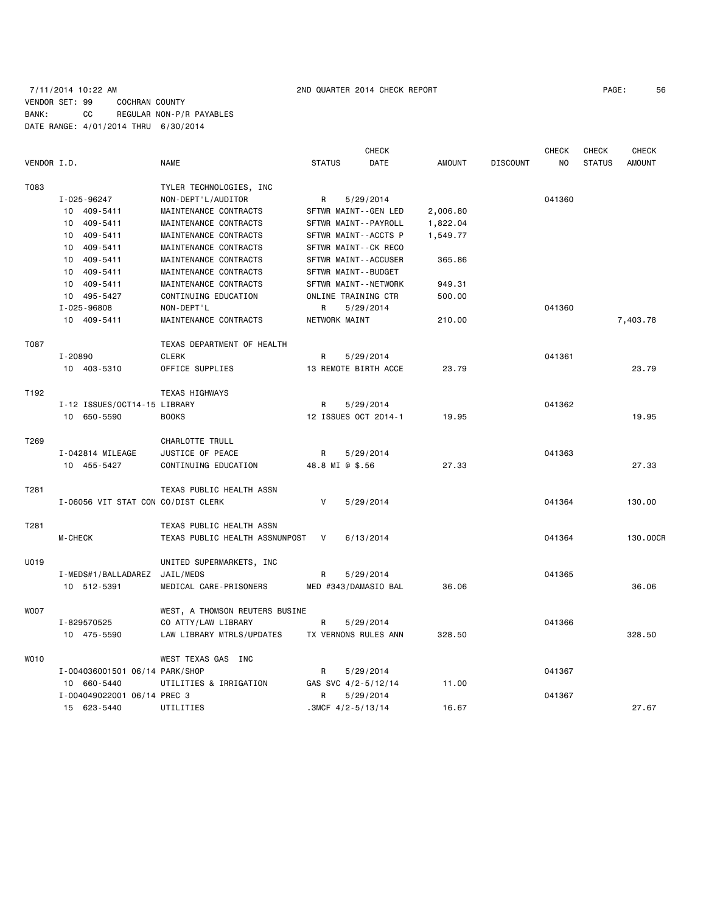7/11/2014 10:22 AM 2ND QUARTER 2014 CHECK REPORT

VENDOR SET: 99 COCHRAN COUNTY
BANK: CC REGULAR NON-P/R PAYABLES
DATE RANGE: 4/01/2014 THRU 6/30/2014

| VENDOR I.D. | NAME | STATUS | CHECK DATE | AMOUNT | DISCOUNT | CHECK NO | CHECK STATUS | CHECK AMOUNT |
|---|---|---|---|---|---|---|---|---|
| T083 | TYLER TECHNOLOGIES, INC | | | | | | | |
| I-025-96247 | NON-DEPT'L/AUDITOR | R | 5/29/2014 | | | 041360 | | |
| 10 409-5411 | MAINTENANCE CONTRACTS | SFTWR MAINT--GEN LED | | 2,006.80 | | | | |
| 10 409-5411 | MAINTENANCE CONTRACTS | SFTWR MAINT--PAYROLL | | 1,822.04 | | | | |
| 10 409-5411 | MAINTENANCE CONTRACTS | SFTWR MAINT--ACCTS P | | 1,549.77 | | | | |
| 10 409-5411 | MAINTENANCE CONTRACTS | SFTWR MAINT--CK RECO | | | | | | |
| 10 409-5411 | MAINTENANCE CONTRACTS | SFTWR MAINT--ACCUSER | | 365.86 | | | | |
| 10 409-5411 | MAINTENANCE CONTRACTS | SFTWR MAINT--BUDGET | | | | | | |
| 10 409-5411 | MAINTENANCE CONTRACTS | SFTWR MAINT--NETWORK | | 949.31 | | | | |
| 10 495-5427 | CONTINUING EDUCATION | ONLINE TRAINING CTR | | 500.00 | | | | |
| I-025-96808 | NON-DEPT'L | R | 5/29/2014 | | | 041360 | | |
| 10 409-5411 | MAINTENANCE CONTRACTS | NETWORK MAINT | | 210.00 | | | | 7,403.78 |
| T087 | TEXAS DEPARTMENT OF HEALTH | | | | | | | |
| I-20890 | CLERK | R | 5/29/2014 | | | 041361 | | |
| 10 403-5310 | OFFICE SUPPLIES | 13 REMOTE BIRTH ACCE | | 23.79 | | | | 23.79 |
| T192 | TEXAS HIGHWAYS | | | | | | | |
| I-12 ISSUES/OCT14-15 | LIBRARY | R | 5/29/2014 | | | 041362 | | |
| 10 650-5590 | BOOKS | 12 ISSUES OCT 2014-1 | | 19.95 | | | | 19.95 |
| T269 | CHARLOTTE TRULL | | | | | | | |
| I-042814 MILEAGE | JUSTICE OF PEACE | R | 5/29/2014 | | | 041363 | | |
| 10 455-5427 | CONTINUING EDUCATION | 48.8 MI @ $.56 | | 27.33 | | | | 27.33 |
| T281 | TEXAS PUBLIC HEALTH ASSN | | | | | | | |
| I-06056 VIT STAT CON | CO/DIST CLERK | V | 5/29/2014 | | | 041364 | | 130.00 |
| T281 | TEXAS PUBLIC HEALTH ASSN | | | | | | | |
| M-CHECK | TEXAS PUBLIC HEALTH ASSNUNPOST | V | 6/13/2014 | | | 041364 | | 130.00CR |
| U019 | UNITED SUPERMARKETS, INC | | | | | | | |
| I-MEDS#1/BALLADAREZ | JAIL/MEDS | R | 5/29/2014 | | | 041365 | | |
| 10 512-5391 | MEDICAL CARE-PRISONERS | MED #343/DAMASIO BAL | | 36.06 | | | | 36.06 |
| W007 | WEST, A THOMSON REUTERS BUSINE | | | | | | | |
| I-829570525 | CO ATTY/LAW LIBRARY | R | 5/29/2014 | | | 041366 | | |
| 10 475-5590 | LAW LIBRARY MTRLS/UPDATES | TX VERNONS RULES ANN | | 328.50 | | | | 328.50 |
| W010 | WEST TEXAS GAS INC | | | | | | | |
| I-004036001501 06/14 | PARK/SHOP | R | 5/29/2014 | | | 041367 | | |
| 10 660-5440 | UTILITIES & IRRIGATION | GAS SVC 4/2-5/12/14 | | 11.00 | | | | |
| I-004049022001 06/14 | PREC 3 | R | 5/29/2014 | | | 041367 | | |
| 15 623-5440 | UTILITIES | .3MCF 4/2-5/13/14 | | 16.67 | | | | 27.67 |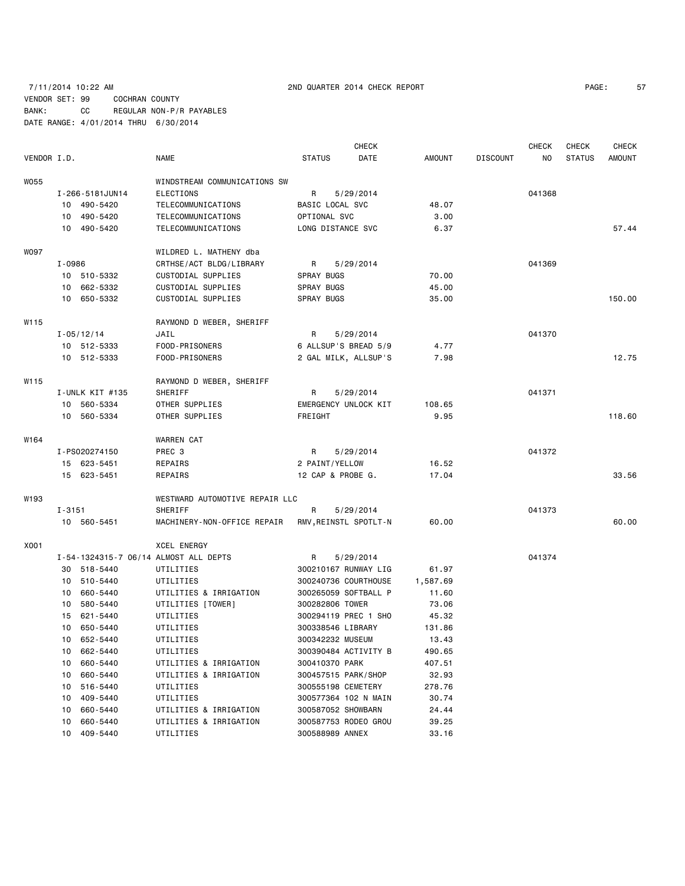7/11/2014 10:22 AM 2ND QUARTER 2014 CHECK REPORT

VENDOR SET: 99 COCHRAN COUNTY
BANK: CC REGULAR NON-P/R PAYABLES
DATE RANGE: 4/01/2014 THRU 6/30/2014

| VENDOR I.D. | NAME | STATUS | CHECK DATE | AMOUNT | DISCOUNT | CHECK NO | CHECK STATUS | CHECK AMOUNT |
|---|---|---|---|---|---|---|---|---|
| W055 | WINDSTREAM COMMUNICATIONS SW | | | | | | | |
| I-266-5181JUN14 | ELECTIONS | R | 5/29/2014 | | | 041368 | | |
| 10 490-5420 | TELECOMMUNICATIONS | BASIC LOCAL SVC | | 48.07 | | | | |
| 10 490-5420 | TELECOMMUNICATIONS | OPTIONAL SVC | | 3.00 | | | | |
| 10 490-5420 | TELECOMMUNICATIONS | LONG DISTANCE SVC | | 6.37 | | | | 57.44 |
| W097 | WILDRED L. MATHENY dba | | | | | | | |
| I-0986 | CRTHSE/ACT BLDG/LIBRARY | R | 5/29/2014 | | | 041369 | | |
| 10 510-5332 | CUSTODIAL SUPPLIES | SPRAY BUGS | | 70.00 | | | | |
| 10 662-5332 | CUSTODIAL SUPPLIES | SPRAY BUGS | | 45.00 | | | | |
| 10 650-5332 | CUSTODIAL SUPPLIES | SPRAY BUGS | | 35.00 | | | | 150.00 |
| W115 | RAYMOND D WEBER, SHERIFF | | | | | | | |
| I-05/12/14 | JAIL | R | 5/29/2014 | | | 041370 | | |
| 10 512-5333 | FOOD-PRISONERS | 6 ALLSUP'S BREAD 5/9 | | 4.77 | | | | |
| 10 512-5333 | FOOD-PRISONERS | 2 GAL MILK, ALLSUP'S | | 7.98 | | | | 12.75 |
| W115 | RAYMOND D WEBER, SHERIFF | | | | | | | |
| I-UNLK KIT #135 | SHERIFF | R | 5/29/2014 | | | 041371 | | |
| 10 560-5334 | OTHER SUPPLIES | EMERGENCY UNLOCK KIT | | 108.65 | | | | |
| 10 560-5334 | OTHER SUPPLIES | FREIGHT | | 9.95 | | | | 118.60 |
| W164 | WARREN CAT | | | | | | | |
| I-PS020274150 | PREC 3 | R | 5/29/2014 | | | 041372 | | |
| 15 623-5451 | REPAIRS | 2 PAINT/YELLOW | | 16.52 | | | | |
| 15 623-5451 | REPAIRS | 12 CAP & PROBE G. | | 17.04 | | | | 33.56 |
| W193 | WESTWARD AUTOMOTIVE REPAIR LLC | | | | | | | |
| I-3151 | SHERIFF | R | 5/29/2014 | | | 041373 | | |
| 10 560-5451 | MACHINERY-NON-OFFICE REPAIR | RMV,REINSTL SPOTLT-N | | 60.00 | | | | 60.00 |
| X001 | XCEL ENERGY | | | | | | | |
| I-54-1324315-7 06/14 | ALMOST ALL DEPTS | R | 5/29/2014 | | | 041374 | | |
| 30 518-5440 | UTILITIES | 300210167 RUNWAY LIG | | 61.97 | | | | |
| 10 510-5440 | UTILITIES | 300240736 COURTHOUSE | | 1,587.69 | | | | |
| 10 660-5440 | UTILITIES & IRRIGATION | 300265059 SOFTBALL P | | 11.60 | | | | |
| 10 580-5440 | UTILITIES [TOWER] | 300282806 TOWER | | 73.06 | | | | |
| 15 621-5440 | UTILITIES | 300294119 PREC 1 SHO | | 45.32 | | | | |
| 10 650-5440 | UTILITIES | 300338546 LIBRARY | | 131.86 | | | | |
| 10 652-5440 | UTILITIES | 300342232 MUSEUM | | 13.43 | | | | |
| 10 662-5440 | UTILITIES | 300390484 ACTIVITY B | | 490.65 | | | | |
| 10 660-5440 | UTILITIES & IRRIGATION | 300410370 PARK | | 407.51 | | | | |
| 10 660-5440 | UTILITIES & IRRIGATION | 300457515 PARK/SHOP | | 32.93 | | | | |
| 10 516-5440 | UTILITIES | 300555198 CEMETERY | | 278.76 | | | | |
| 10 409-5440 | UTILITIES | 300577364 102 N MAIN | | 30.74 | | | | |
| 10 660-5440 | UTILITIES & IRRIGATION | 300587052 SHOWBARN | | 24.44 | | | | |
| 10 660-5440 | UTILITIES & IRRIGATION | 300587753 RODEO GROU | | 39.25 | | | | |
| 10 409-5440 | UTILITIES | 300588989 ANNEX | | 33.16 | | | | |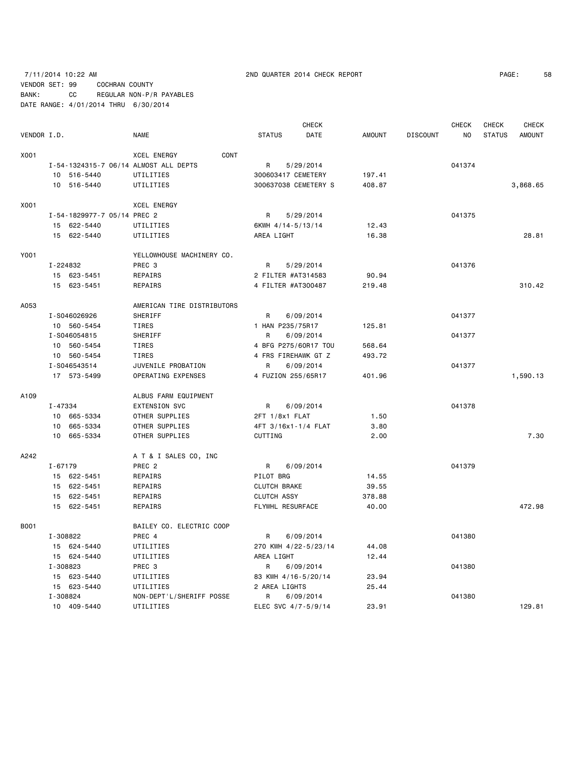7/11/2014 10:22 AM 2ND QUARTER 2014 CHECK REPORT

VENDOR SET: 99 COCHRAN COUNTY
BANK: CC REGULAR NON-P/R PAYABLES
DATE RANGE: 4/01/2014 THRU 6/30/2014

| VENDOR I.D. | NAME | STATUS | CHECK DATE | AMOUNT | DISCOUNT | CHECK NO | CHECK STATUS | CHECK AMOUNT |
|---|---|---|---|---|---|---|---|---|
| X001 | XCEL ENERGY CONT | | | | | | | |
| I-54-1324315-7 06/14 | ALMOST ALL DEPTS | R | 5/29/2014 | | | 041374 | | |
| 10 516-5440 | UTILITIES | 300603417 CEMETERY | | 197.41 | | | | |
| 10 516-5440 | UTILITIES | 300637038 CEMETERY S | | 408.87 | | | | 3,868.65 |
| X001 | XCEL ENERGY | | | | | | | |
| I-54-1829977-7 05/14 | PREC 2 | R | 5/29/2014 | | | 041375 | | |
| 15 622-5440 | UTILITIES | 6KWH 4/14-5/13/14 | | 12.43 | | | | |
| 15 622-5440 | UTILITIES | AREA LIGHT | | 16.38 | | | | 28.81 |
| Y001 | YELLOWHOUSE MACHINERY CO. | | | | | | | |
| I-224832 | PREC 3 | R | 5/29/2014 | | | 041376 | | |
| 15 623-5451 | REPAIRS | 2 FILTER #AT314583 | | 90.94 | | | | |
| 15 623-5451 | REPAIRS | 4 FILTER #AT300487 | | 219.48 | | | | 310.42 |
| A053 | AMERICAN TIRE DISTRIBUTORS | | | | | | | |
| I-S046026926 | SHERIFF | R | 6/09/2014 | | | 041377 | | |
| 10 560-5454 | TIRES | 1 HAN P235/75R17 | | 125.81 | | | | |
| I-S046054815 | SHERIFF | R | 6/09/2014 | | | 041377 | | |
| 10 560-5454 | TIRES | 4 BFG P275/60R17 TOU | | 568.64 | | | | |
| 10 560-5454 | TIRES | 4 FRS FIREHAWK GT Z | | 493.72 | | | | |
| I-S046543514 | JUVENILE PROBATION | R | 6/09/2014 | | | 041377 | | |
| 17 573-5499 | OPERATING EXPENSES | 4 FUZION 255/65R17 | | 401.96 | | | | 1,590.13 |
| A109 | ALBUS FARM EQUIPMENT | | | | | | | |
| I-47334 | EXTENSION SVC | R | 6/09/2014 | | | 041378 | | |
| 10 665-5334 | OTHER SUPPLIES | 2FT 1/8x1 FLAT | | 1.50 | | | | |
| 10 665-5334 | OTHER SUPPLIES | 4FT 3/16x1-1/4 FLAT | | 3.80 | | | | |
| 10 665-5334 | OTHER SUPPLIES | CUTTING | | 2.00 | | | | 7.30 |
| A242 | A T & I SALES CO, INC | | | | | | | |
| I-67179 | PREC 2 | R | 6/09/2014 | | | 041379 | | |
| 15 622-5451 | REPAIRS | PILOT BRG | | 14.55 | | | | |
| 15 622-5451 | REPAIRS | CLUTCH BRAKE | | 39.55 | | | | |
| 15 622-5451 | REPAIRS | CLUTCH ASSY | | 378.88 | | | | |
| 15 622-5451 | REPAIRS | FLYWHL RESURFACE | | 40.00 | | | | 472.98 |
| B001 | BAILEY CO. ELECTRIC COOP | | | | | | | |
| I-308822 | PREC 4 | R | 6/09/2014 | | | 041380 | | |
| 15 624-5440 | UTILITIES | 270 KWH 4/22-5/23/14 | | 44.08 | | | | |
| 15 624-5440 | UTILITIES | AREA LIGHT | | 12.44 | | | | |
| I-308823 | PREC 3 | R | 6/09/2014 | | | 041380 | | |
| 15 623-5440 | UTILITIES | 83 KWH 4/16-5/20/14 | | 23.94 | | | | |
| 15 623-5440 | UTILITIES | 2 AREA LIGHTS | | 25.44 | | | | |
| I-308824 | NON-DEPT'L/SHERIFF POSSE | R | 6/09/2014 | | | 041380 | | |
| 10 409-5440 | UTILITIES | ELEC SVC 4/7-5/9/14 | | 23.91 | | | | 129.81 |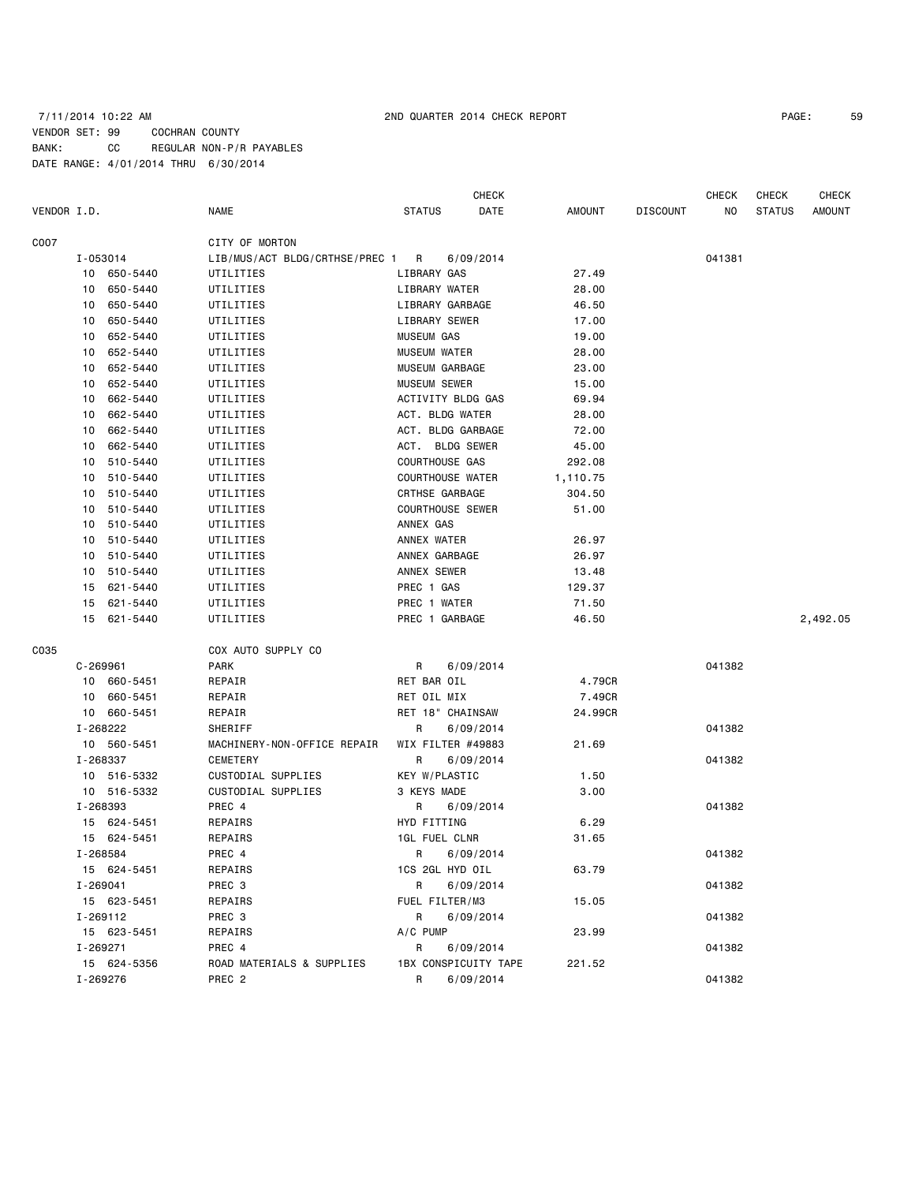7/11/2014 10:22 AM 2ND QUARTER 2014 CHECK REPORT

VENDOR SET: 99 COCHRAN COUNTY
BANK: CC REGULAR NON-P/R PAYABLES
DATE RANGE: 4/01/2014 THRU 6/30/2014

| VENDOR I.D. | NAME | STATUS | CHECK DATE | AMOUNT | DISCOUNT | CHECK NO | CHECK STATUS | CHECK AMOUNT |
|---|---|---|---|---|---|---|---|---|
| C007 | CITY OF MORTON | | | | | | | |
| I-053014 | LIB/MUS/ACT BLDG/CRTHSE/PREC 1 | R | 6/09/2014 | | | 041381 | | |
| 10 650-5440 | UTILITIES | LIBRARY GAS | | 27.49 | | | | |
| 10 650-5440 | UTILITIES | LIBRARY WATER | | 28.00 | | | | |
| 10 650-5440 | UTILITIES | LIBRARY GARBAGE | | 46.50 | | | | |
| 10 650-5440 | UTILITIES | LIBRARY SEWER | | 17.00 | | | | |
| 10 652-5440 | UTILITIES | MUSEUM GAS | | 19.00 | | | | |
| 10 652-5440 | UTILITIES | MUSEUM WATER | | 28.00 | | | | |
| 10 652-5440 | UTILITIES | MUSEUM GARBAGE | | 23.00 | | | | |
| 10 652-5440 | UTILITIES | MUSEUM SEWER | | 15.00 | | | | |
| 10 662-5440 | UTILITIES | ACTIVITY BLDG GAS | | 69.94 | | | | |
| 10 662-5440 | UTILITIES | ACT. BLDG WATER | | 28.00 | | | | |
| 10 662-5440 | UTILITIES | ACT. BLDG GARBAGE | | 72.00 | | | | |
| 10 662-5440 | UTILITIES | ACT. BLDG SEWER | | 45.00 | | | | |
| 10 510-5440 | UTILITIES | COURTHOUSE GAS | | 292.08 | | | | |
| 10 510-5440 | UTILITIES | COURTHOUSE WATER | | 1,110.75 | | | | |
| 10 510-5440 | UTILITIES | CRTHSE GARBAGE | | 304.50 | | | | |
| 10 510-5440 | UTILITIES | COURTHOUSE SEWER | | 51.00 | | | | |
| 10 510-5440 | UTILITIES | ANNEX GAS | | | | | | |
| 10 510-5440 | UTILITIES | ANNEX WATER | | 26.97 | | | | |
| 10 510-5440 | UTILITIES | ANNEX GARBAGE | | 26.97 | | | | |
| 10 510-5440 | UTILITIES | ANNEX SEWER | | 13.48 | | | | |
| 15 621-5440 | UTILITIES | PREC 1 GAS | | 129.37 | | | | |
| 15 621-5440 | UTILITIES | PREC 1 WATER | | 71.50 | | | | |
| 15 621-5440 | UTILITIES | PREC 1 GARBAGE | | 46.50 | | | | 2,492.05 |
| C035 | COX AUTO SUPPLY CO | | | | | | | |
| C-269961 | PARK | R | 6/09/2014 | | | 041382 | | |
| 10 660-5451 | REPAIR | RET BAR OIL | | 4.79CR | | | | |
| 10 660-5451 | REPAIR | RET OIL MIX | | 7.49CR | | | | |
| 10 660-5451 | REPAIR | RET 18" CHAINSAW | | 24.99CR | | | | |
| I-268222 | SHERIFF | R | 6/09/2014 | | | 041382 | | |
| 10 560-5451 | MACHINERY-NON-OFFICE REPAIR | WIX FILTER #49883 | | 21.69 | | | | |
| I-268337 | CEMETERY | R | 6/09/2014 | | | 041382 | | |
| 10 516-5332 | CUSTODIAL SUPPLIES | KEY W/PLASTIC | | 1.50 | | | | |
| 10 516-5332 | CUSTODIAL SUPPLIES | 3 KEYS MADE | | 3.00 | | | | |
| I-268393 | PREC 4 | R | 6/09/2014 | | | 041382 | | |
| 15 624-5451 | REPAIRS | HYD FITTING | | 6.29 | | | | |
| 15 624-5451 | REPAIRS | 1GL FUEL CLNR | | 31.65 | | | | |
| I-268584 | PREC 4 | R | 6/09/2014 | | | 041382 | | |
| 15 624-5451 | REPAIRS | 1CS 2GL HYD OIL | | 63.79 | | | | |
| I-269041 | PREC 3 | R | 6/09/2014 | | | 041382 | | |
| 15 623-5451 | REPAIRS | FUEL FILTER/M3 | | 15.05 | | | | |
| I-269112 | PREC 3 | R | 6/09/2014 | | | 041382 | | |
| 15 623-5451 | REPAIRS | A/C PUMP | | 23.99 | | | | |
| I-269271 | PREC 4 | R | 6/09/2014 | | | 041382 | | |
| 15 624-5356 | ROAD MATERIALS & SUPPLIES | 1BX CONSPICUITY TAPE | | 221.52 | | | | |
| I-269276 | PREC 2 | R | 6/09/2014 | | | 041382 | | |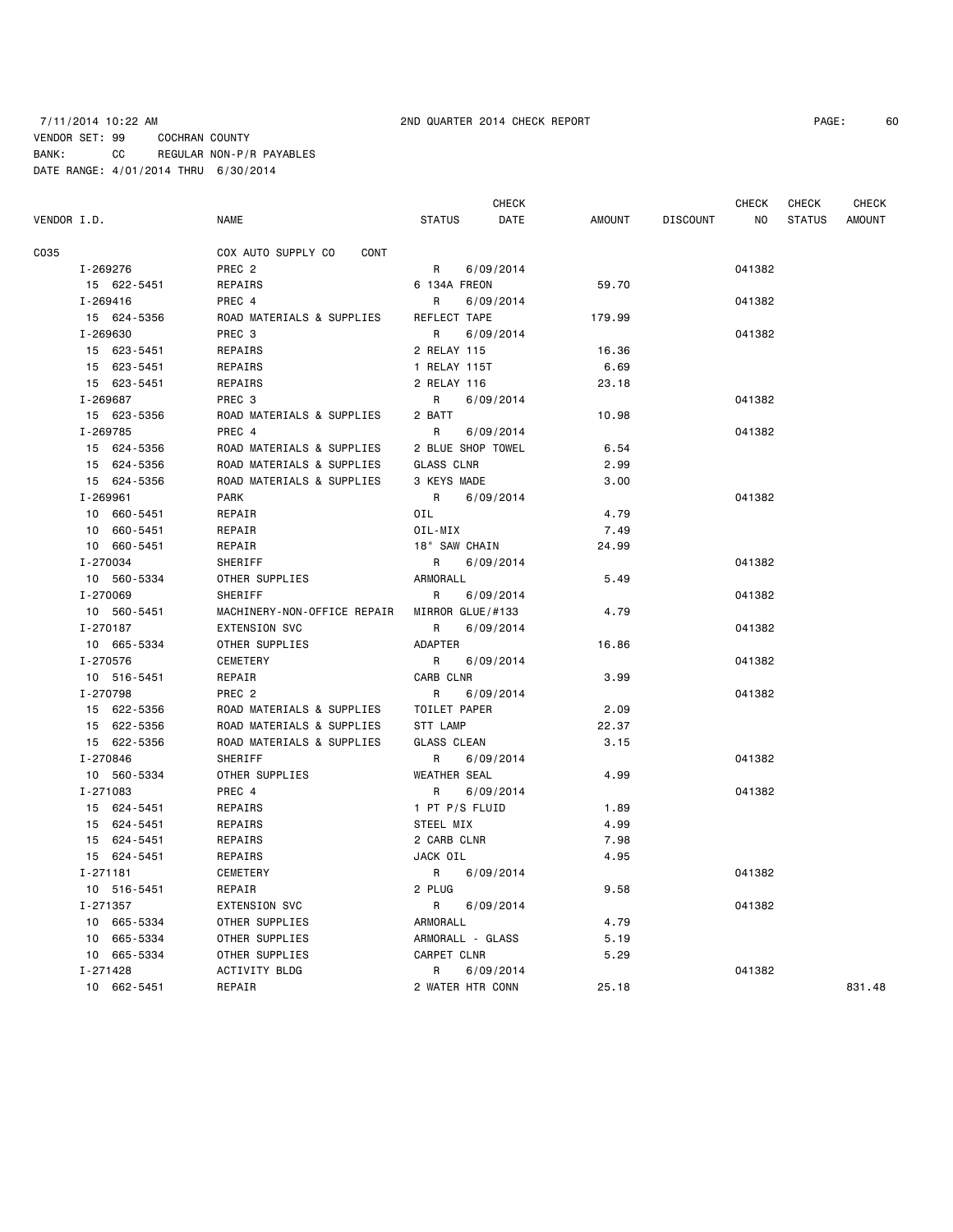7/11/2014 10:22 AM 2ND QUARTER 2014 CHECK REPORT

VENDOR SET: 99 COCHRAN COUNTY
BANK: CC REGULAR NON-P/R PAYABLES
DATE RANGE: 4/01/2014 THRU 6/30/2014

| VENDOR I.D. | NAME | STATUS | CHECK DATE | AMOUNT | DISCOUNT | CHECK NO | CHECK STATUS | CHECK AMOUNT |
|---|---|---|---|---|---|---|---|---|
| C035 | COX AUTO SUPPLY CO CONT | | | | | | | |
| I-269276 | PREC 2 | R | 6/09/2014 | | | 041382 | | |
| 15 622-5451 | REPAIRS | 6 134A FREON | | 59.70 | | | | |
| I-269416 | PREC 4 | R | 6/09/2014 | | | 041382 | | |
| 15 624-5356 | ROAD MATERIALS & SUPPLIES | REFLECT TAPE | | 179.99 | | | | |
| I-269630 | PREC 3 | R | 6/09/2014 | | | 041382 | | |
| 15 623-5451 | REPAIRS | 2 RELAY 115 | | 16.36 | | | | |
| 15 623-5451 | REPAIRS | 1 RELAY 115T | | 6.69 | | | | |
| 15 623-5451 | REPAIRS | 2 RELAY 116 | | 23.18 | | | | |
| I-269687 | PREC 3 | R | 6/09/2014 | | | 041382 | | |
| 15 623-5356 | ROAD MATERIALS & SUPPLIES | 2 BATT | | 10.98 | | | | |
| I-269785 | PREC 4 | R | 6/09/2014 | | | 041382 | | |
| 15 624-5356 | ROAD MATERIALS & SUPPLIES | 2 BLUE SHOP TOWEL | | 6.54 | | | | |
| 15 624-5356 | ROAD MATERIALS & SUPPLIES | GLASS CLNR | | 2.99 | | | | |
| 15 624-5356 | ROAD MATERIALS & SUPPLIES | 3 KEYS MADE | | 3.00 | | | | |
| I-269961 | PARK | R | 6/09/2014 | | | 041382 | | |
| 10 660-5451 | REPAIR | OIL | | 4.79 | | | | |
| 10 660-5451 | REPAIR | OIL-MIX | | 7.49 | | | | |
| 10 660-5451 | REPAIR | 18" SAW CHAIN | | 24.99 | | | | |
| I-270034 | SHERIFF | R | 6/09/2014 | | | 041382 | | |
| 10 560-5334 | OTHER SUPPLIES | ARMORALL | | 5.49 | | | | |
| I-270069 | SHERIFF | R | 6/09/2014 | | | 041382 | | |
| 10 560-5451 | MACHINERY-NON-OFFICE REPAIR | MIRROR GLUE/#133 | | 4.79 | | | | |
| I-270187 | EXTENSION SVC | R | 6/09/2014 | | | 041382 | | |
| 10 665-5334 | OTHER SUPPLIES | ADAPTER | | 16.86 | | | | |
| I-270576 | CEMETERY | R | 6/09/2014 | | | 041382 | | |
| 10 516-5451 | REPAIR | CARB CLNR | | 3.99 | | | | |
| I-270798 | PREC 2 | R | 6/09/2014 | | | 041382 | | |
| 15 622-5356 | ROAD MATERIALS & SUPPLIES | TOILET PAPER | | 2.09 | | | | |
| 15 622-5356 | ROAD MATERIALS & SUPPLIES | STT LAMP | | 22.37 | | | | |
| 15 622-5356 | ROAD MATERIALS & SUPPLIES | GLASS CLEAN | | 3.15 | | | | |
| I-270846 | SHERIFF | R | 6/09/2014 | | | 041382 | | |
| 10 560-5334 | OTHER SUPPLIES | WEATHER SEAL | | 4.99 | | | | |
| I-271083 | PREC 4 | R | 6/09/2014 | | | 041382 | | |
| 15 624-5451 | REPAIRS | 1 PT P/S FLUID | | 1.89 | | | | |
| 15 624-5451 | REPAIRS | STEEL MIX | | 4.99 | | | | |
| 15 624-5451 | REPAIRS | 2 CARB CLNR | | 7.98 | | | | |
| 15 624-5451 | REPAIRS | JACK OIL | | 4.95 | | | | |
| I-271181 | CEMETERY | R | 6/09/2014 | | | 041382 | | |
| 10 516-5451 | REPAIR | 2 PLUG | | 9.58 | | | | |
| I-271357 | EXTENSION SVC | R | 6/09/2014 | | | 041382 | | |
| 10 665-5334 | OTHER SUPPLIES | ARMORALL | | 4.79 | | | | |
| 10 665-5334 | OTHER SUPPLIES | ARMORALL - GLASS | | 5.19 | | | | |
| 10 665-5334 | OTHER SUPPLIES | CARPET CLNR | | 5.29 | | | | |
| I-271428 | ACTIVITY BLDG | R | 6/09/2014 | | | 041382 | | |
| 10 662-5451 | REPAIR | 2 WATER HTR CONN | | 25.18 | | | | 831.48 |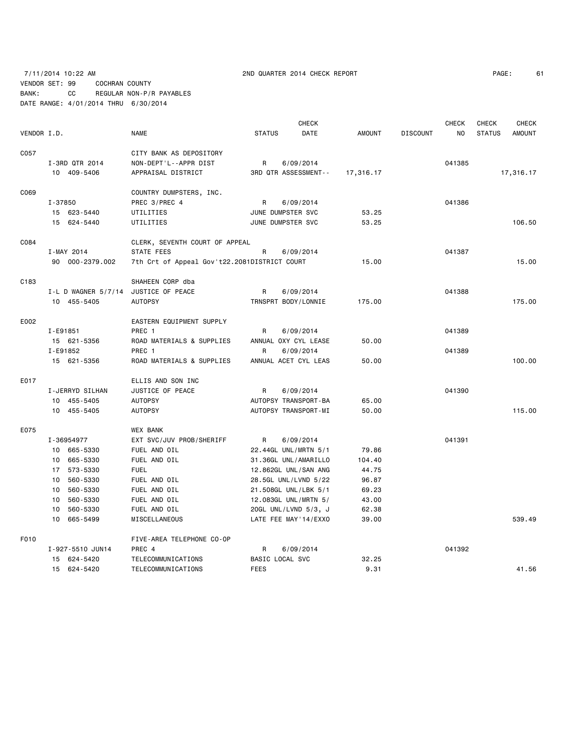7/11/2014 10:22 AM 2ND QUARTER 2014 CHECK REPORT

VENDOR SET: 99 COCHRAN COUNTY
BANK: CC REGULAR NON-P/R PAYABLES
DATE RANGE: 4/01/2014 THRU 6/30/2014

| VENDOR I.D. | NAME | STATUS | CHECK DATE | AMOUNT | DISCOUNT | CHECK NO | CHECK STATUS | CHECK AMOUNT |
|---|---|---|---|---|---|---|---|---|
| C057 | CITY BANK AS DEPOSITORY | | | | | | | |
| I-3RD QTR 2014 | NON-DEPT'L--APPR DIST | R | 6/09/2014 | | | 041385 | | |
| 10 409-5406 | APPRAISAL DISTRICT | 3RD QTR ASSESSMENT-- | | 17,316.17 | | | | 17,316.17 |
| C069 | COUNTRY DUMPSTERS, INC. | | | | | | | |
| I-37850 | PREC 3/PREC 4 | R | 6/09/2014 | | | 041386 | | |
| 15 623-5440 | UTILITIES | JUNE DUMPSTER SVC | | 53.25 | | | | |
| 15 624-5440 | UTILITIES | JUNE DUMPSTER SVC | | 53.25 | | | | 106.50 |
| C084 | CLERK, SEVENTH COURT OF APPEAL | | | | | | | |
| I-MAY 2014 | STATE FEES | R | 6/09/2014 | | | 041387 | | |
| 90 000-2379.002 | 7th Crt of Appeal Gov't22.2081DISTRICT COURT | | | 15.00 | | | | 15.00 |
| C183 | SHAHEEN CORP dba | | | | | | | |
| I-L D WAGNER 5/7/14 | JUSTICE OF PEACE | R | 6/09/2014 | | | 041388 | | |
| 10 455-5405 | AUTOPSY | TRNSPRT BODY/LONNIE | | 175.00 | | | | 175.00 |
| E002 | EASTERN EQUIPMENT SUPPLY | | | | | | | |
| I-E91851 | PREC 1 | R | 6/09/2014 | | | 041389 | | |
| 15 621-5356 | ROAD MATERIALS & SUPPLIES | ANNUAL OXY CYL LEASE | | 50.00 | | | | |
| I-E91852 | PREC 1 | R | 6/09/2014 | | | 041389 | | |
| 15 621-5356 | ROAD MATERIALS & SUPPLIES | ANNUAL ACET CYL LEAS | | 50.00 | | | | 100.00 |
| E017 | ELLIS AND SON INC | | | | | | | |
| I-JERRYD SILHAN | JUSTICE OF PEACE | R | 6/09/2014 | | | 041390 | | |
| 10 455-5405 | AUTOPSY | AUTOPSY TRANSPORT-BA | | 65.00 | | | | |
| 10 455-5405 | AUTOPSY | AUTOPSY TRANSPORT-MI | | 50.00 | | | | 115.00 |
| E075 | WEX BANK | | | | | | | |
| I-36954977 | EXT SVC/JUV PROB/SHERIFF | R | 6/09/2014 | | | 041391 | | |
| 10 665-5330 | FUEL AND OIL | 22.44GL UNL/MRTN 5/1 | | 79.86 | | | | |
| 10 665-5330 | FUEL AND OIL | 31.36GL UNL/AMARILLO | | 104.40 | | | | |
| 17 573-5330 | FUEL | 12.862GL UNL/SAN ANG | | 44.75 | | | | |
| 10 560-5330 | FUEL AND OIL | 28.5GL UNL/LVND 5/22 | | 96.87 | | | | |
| 10 560-5330 | FUEL AND OIL | 21.508GL UNL/LBK 5/1 | | 69.23 | | | | |
| 10 560-5330 | FUEL AND OIL | 12.083GL UNL/MRTN 5/ | | 43.00 | | | | |
| 10 560-5330 | FUEL AND OIL | 20GL UNL/LVND 5/3, J | | 62.38 | | | | |
| 10 665-5499 | MISCELLANEOUS | LATE FEE MAY'14/EXXO | | 39.00 | | | | 539.49 |
| F010 | FIVE-AREA TELEPHONE CO-OP | | | | | | | |
| I-927-5510 JUN14 | PREC 4 | R | 6/09/2014 | | | 041392 | | |
| 15 624-5420 | TELECOMMUNICATIONS | BASIC LOCAL SVC | | 32.25 | | | | |
| 15 624-5420 | TELECOMMUNICATIONS | FEES | | 9.31 | | | | 41.56 |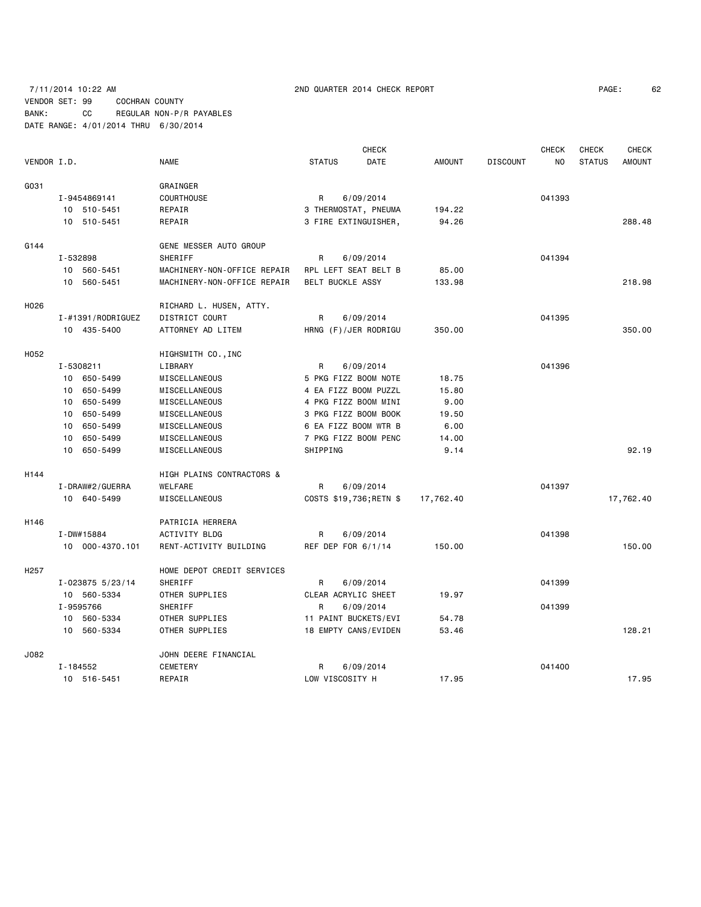7/11/2014 10:22 AM 2ND QUARTER 2014 CHECK REPORT

VENDOR SET: 99 COCHRAN COUNTY
BANK: CC REGULAR NON-P/R PAYABLES
DATE RANGE: 4/01/2014 THRU 6/30/2014

| VENDOR I.D. | NAME | STATUS | CHECK DATE | AMOUNT | DISCOUNT | CHECK NO | CHECK STATUS | CHECK AMOUNT |
|---|---|---|---|---|---|---|---|---|
| G031 | GRAINGER | | | | | | | |
| I-9454869141 | COURTHOUSE | R | 6/09/2014 | | | 041393 | | |
| 10 510-5451 | REPAIR | 3 THERMOSTAT, PNEUMA | | 194.22 | | | | |
| 10 510-5451 | REPAIR | 3 FIRE EXTINGUISHER, | | 94.26 | | | | 288.48 |
| G144 | GENE MESSER AUTO GROUP | | | | | | | |
| I-532898 | SHERIFF | R | 6/09/2014 | | | 041394 | | |
| 10 560-5451 | MACHINERY-NON-OFFICE REPAIR | RPL LEFT SEAT BELT B | | 85.00 | | | | |
| 10 560-5451 | MACHINERY-NON-OFFICE REPAIR | BELT BUCKLE ASSY | | 133.98 | | | | 218.98 |
| H026 | RICHARD L. HUSEN, ATTY. | | | | | | | |
| I-#1391/RODRIGUEZ | DISTRICT COURT | R | 6/09/2014 | | | 041395 | | |
| 10 435-5400 | ATTORNEY AD LITEM | HRNG (F)/JER RODRIGU | | 350.00 | | | | 350.00 |
| H052 | HIGHSMITH CO.,INC | | | | | | | |
| I-5308211 | LIBRARY | R | 6/09/2014 | | | 041396 | | |
| 10 650-5499 | MISCELLANEOUS | 5 PKG FIZZ BOOM NOTE | | 18.75 | | | | |
| 10 650-5499 | MISCELLANEOUS | 4 EA FIZZ BOOM PUZZL | | 15.80 | | | | |
| 10 650-5499 | MISCELLANEOUS | 4 PKG FIZZ BOOM MINI | | 9.00 | | | | |
| 10 650-5499 | MISCELLANEOUS | 3 PKG FIZZ BOOM BOOK | | 19.50 | | | | |
| 10 650-5499 | MISCELLANEOUS | 6 EA FIZZ BOOM WTR B | | 6.00 | | | | |
| 10 650-5499 | MISCELLANEOUS | 7 PKG FIZZ BOOM PENC | | 14.00 | | | | |
| 10 650-5499 | MISCELLANEOUS | SHIPPING | | 9.14 | | | | 92.19 |
| H144 | HIGH PLAINS CONTRACTORS & | | | | | | | |
| I-DRAW#2/GUERRA | WELFARE | R | 6/09/2014 | | | 041397 | | |
| 10 640-5499 | MISCELLANEOUS | COSTS $19,736;RETN $ | | 17,762.40 | | | | 17,762.40 |
| H146 | PATRICIA HERRERA | | | | | | | |
| I-DW#15884 | ACTIVITY BLDG | R | 6/09/2014 | | | 041398 | | |
| 10 000-4370.101 | RENT-ACTIVITY BUILDING | REF DEP FOR 6/1/14 | | 150.00 | | | | 150.00 |
| H257 | HOME DEPOT CREDIT SERVICES | | | | | | | |
| I-023875 5/23/14 | SHERIFF | R | 6/09/2014 | | | 041399 | | |
| 10 560-5334 | OTHER SUPPLIES | CLEAR ACRYLIC SHEET | | 19.97 | | | | |
| I-9595766 | SHERIFF | R | 6/09/2014 | | | 041399 | | |
| 10 560-5334 | OTHER SUPPLIES | 11 PAINT BUCKETS/EVI | | 54.78 | | | | |
| 10 560-5334 | OTHER SUPPLIES | 18 EMPTY CANS/EVIDEN | | 53.46 | | | | 128.21 |
| J082 | JOHN DEERE FINANCIAL | | | | | | | |
| I-184552 | CEMETERY | R | 6/09/2014 | | | 041400 | | |
| 10 516-5451 | REPAIR | LOW VISCOSITY H | | 17.95 | | | | 17.95 |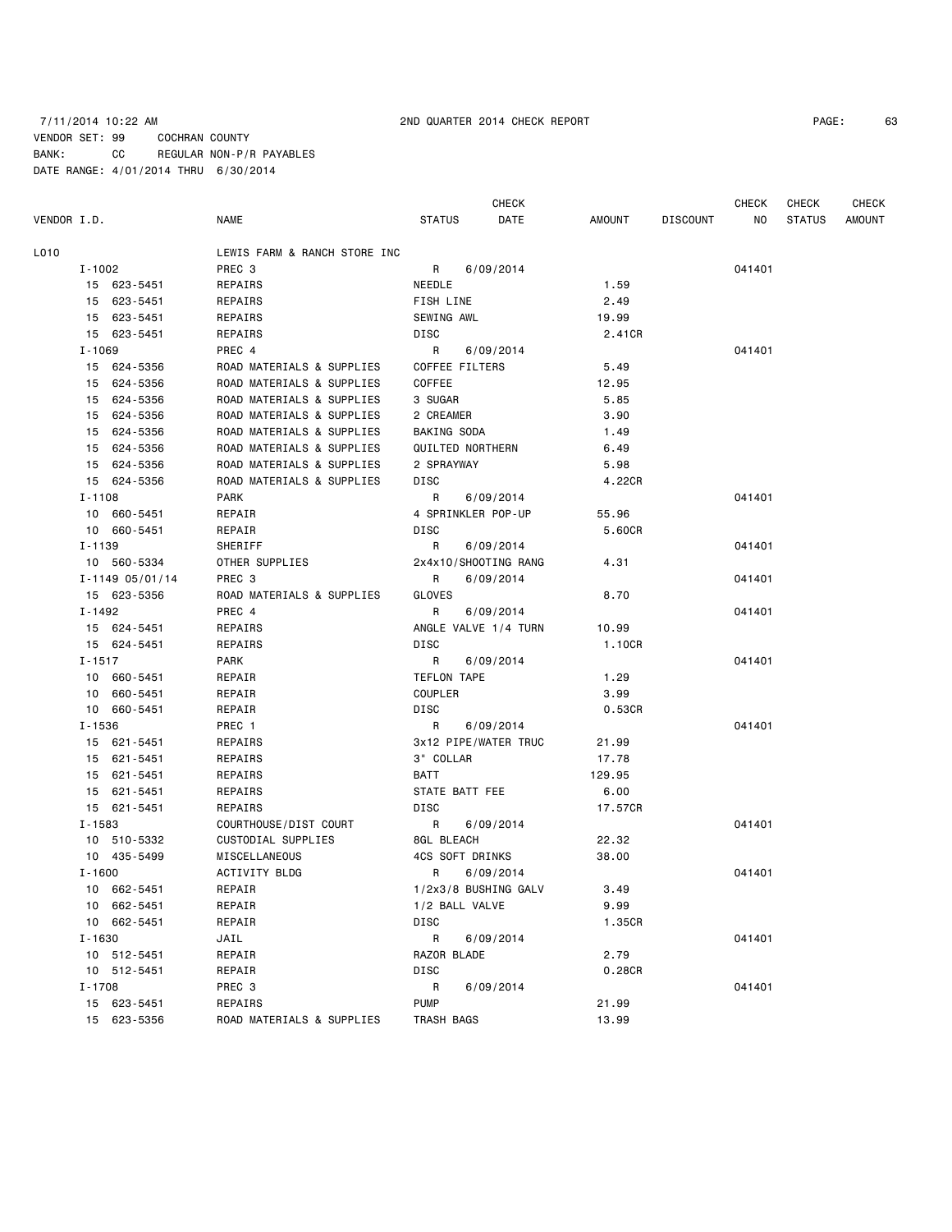7/11/2014 10:22 AM 2ND QUARTER 2014 CHECK REPORT

VENDOR SET: 99 COCHRAN COUNTY
BANK: CC REGULAR NON-P/R PAYABLES
DATE RANGE: 4/01/2014 THRU 6/30/2014

| VENDOR I.D. | NAME | STATUS | CHECK DATE | AMOUNT | DISCOUNT | CHECK NO | CHECK STATUS | CHECK AMOUNT |
|---|---|---|---|---|---|---|---|---|
| L010 | LEWIS FARM & RANCH STORE INC | | | | | | | |
| I-1002 | PREC 3 | R | 6/09/2014 | | | 041401 | | |
| 15 623-5451 | REPAIRS | NEEDLE | | 1.59 | | | | |
| 15 623-5451 | REPAIRS | FISH LINE | | 2.49 | | | | |
| 15 623-5451 | REPAIRS | SEWING AWL | | 19.99 | | | | |
| 15 623-5451 | REPAIRS | DISC | | 2.41CR | | | | |
| I-1069 | PREC 4 | R | 6/09/2014 | | | 041401 | | |
| 15 624-5356 | ROAD MATERIALS & SUPPLIES | COFFEE FILTERS | | 5.49 | | | | |
| 15 624-5356 | ROAD MATERIALS & SUPPLIES | COFFEE | | 12.95 | | | | |
| 15 624-5356 | ROAD MATERIALS & SUPPLIES | 3 SUGAR | | 5.85 | | | | |
| 15 624-5356 | ROAD MATERIALS & SUPPLIES | 2 CREAMER | | 3.90 | | | | |
| 15 624-5356 | ROAD MATERIALS & SUPPLIES | BAKING SODA | | 1.49 | | | | |
| 15 624-5356 | ROAD MATERIALS & SUPPLIES | QUILTED NORTHERN | | 6.49 | | | | |
| 15 624-5356 | ROAD MATERIALS & SUPPLIES | 2 SPRAYWAY | | 5.98 | | | | |
| 15 624-5356 | ROAD MATERIALS & SUPPLIES | DISC | | 4.22CR | | | | |
| I-1108 | PARK | R | 6/09/2014 | | | 041401 | | |
| 10 660-5451 | REPAIR | 4 SPRINKLER POP-UP | | 55.96 | | | | |
| 10 660-5451 | REPAIR | DISC | | 5.60CR | | | | |
| I-1139 | SHERIFF | R | 6/09/2014 | | | 041401 | | |
| 10 560-5334 | OTHER SUPPLIES | 2x4x10/SHOOTING RANG | | 4.31 | | | | |
| I-1149 05/01/14 | PREC 3 | R | 6/09/2014 | | | 041401 | | |
| 15 623-5356 | ROAD MATERIALS & SUPPLIES | GLOVES | | 8.70 | | | | |
| I-1492 | PREC 4 | R | 6/09/2014 | | | 041401 | | |
| 15 624-5451 | REPAIRS | ANGLE VALVE 1/4 TURN | | 10.99 | | | | |
| 15 624-5451 | REPAIRS | DISC | | 1.10CR | | | | |
| I-1517 | PARK | R | 6/09/2014 | | | 041401 | | |
| 10 660-5451 | REPAIR | TEFLON TAPE | | 1.29 | | | | |
| 10 660-5451 | REPAIR | COUPLER | | 3.99 | | | | |
| 10 660-5451 | REPAIR | DISC | | 0.53CR | | | | |
| I-1536 | PREC 1 | R | 6/09/2014 | | | 041401 | | |
| 15 621-5451 | REPAIRS | 3x12 PIPE/WATER TRUC | | 21.99 | | | | |
| 15 621-5451 | REPAIRS | 3" COLLAR | | 17.78 | | | | |
| 15 621-5451 | REPAIRS | BATT | | 129.95 | | | | |
| 15 621-5451 | REPAIRS | STATE BATT FEE | | 6.00 | | | | |
| 15 621-5451 | REPAIRS | DISC | | 17.57CR | | | | |
| I-1583 | COURTHOUSE/DIST COURT | R | 6/09/2014 | | | 041401 | | |
| 10 510-5332 | CUSTODIAL SUPPLIES | 8GL BLEACH | | 22.32 | | | | |
| 10 435-5499 | MISCELLANEOUS | 4CS SOFT DRINKS | | 38.00 | | | | |
| I-1600 | ACTIVITY BLDG | R | 6/09/2014 | | | 041401 | | |
| 10 662-5451 | REPAIR | 1/2x3/8 BUSHING GALV | | 3.49 | | | | |
| 10 662-5451 | REPAIR | 1/2 BALL VALVE | | 9.99 | | | | |
| 10 662-5451 | REPAIR | DISC | | 1.35CR | | | | |
| I-1630 | JAIL | R | 6/09/2014 | | | 041401 | | |
| 10 512-5451 | REPAIR | RAZOR BLADE | | 2.79 | | | | |
| 10 512-5451 | REPAIR | DISC | | 0.28CR | | | | |
| I-1708 | PREC 3 | R | 6/09/2014 | | | 041401 | | |
| 15 623-5451 | REPAIRS | PUMP | | 21.99 | | | | |
| 15 623-5356 | ROAD MATERIALS & SUPPLIES | TRASH BAGS | | 13.99 | | | | |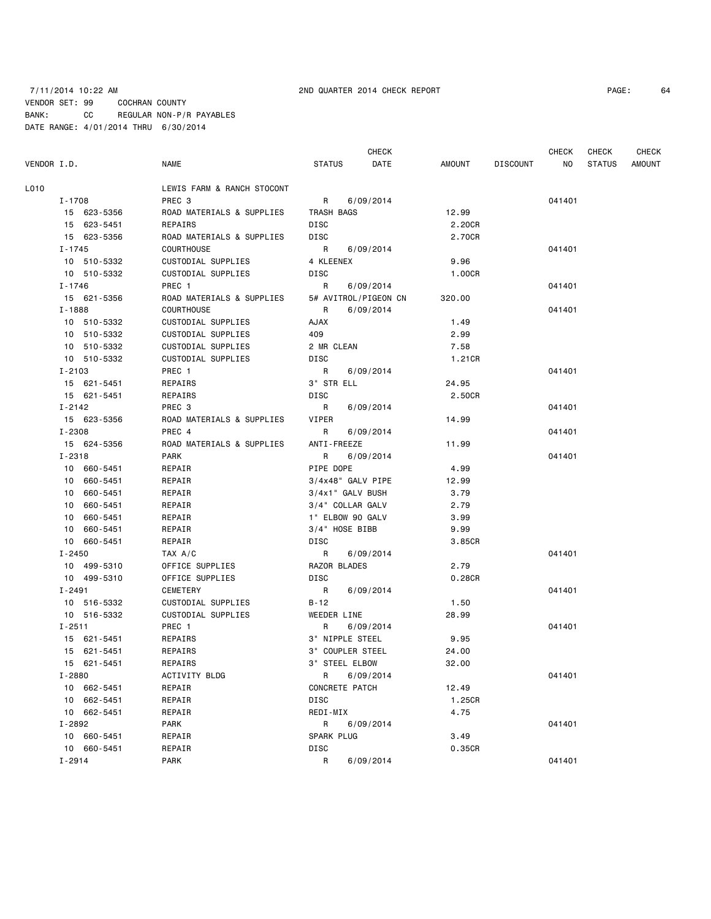7/11/2014 10:22 AM 2ND QUARTER 2014 CHECK REPORT

VENDOR SET: 99 COCHRAN COUNTY
BANK: CC REGULAR NON-P/R PAYABLES
DATE RANGE: 4/01/2014 THRU 6/30/2014

| VENDOR I.D. | NAME | STATUS | CHECK DATE | AMOUNT | DISCOUNT | CHECK NO | CHECK STATUS | CHECK AMOUNT |
|---|---|---|---|---|---|---|---|---|
| L010 | LEWIS FARM & RANCH STOCONT | | | | | | | |
| I-1708 | PREC 3 | R | 6/09/2014 | | | 041401 | | |
| 15 623-5356 | ROAD MATERIALS & SUPPLIES | TRASH BAGS | | 12.99 | | | | |
| 15 623-5451 | REPAIRS | DISC | | 2.20CR | | | | |
| 15 623-5356 | ROAD MATERIALS & SUPPLIES | DISC | | 2.70CR | | | | |
| I-1745 | COURTHOUSE | R | 6/09/2014 | | | 041401 | | |
| 10 510-5332 | CUSTODIAL SUPPLIES | 4 KLEENEX | | 9.96 | | | | |
| 10 510-5332 | CUSTODIAL SUPPLIES | DISC | | 1.00CR | | | | |
| I-1746 | PREC 1 | R | 6/09/2014 | | | 041401 | | |
| 15 621-5356 | ROAD MATERIALS & SUPPLIES | 5# AVITROL/PIGEON CN | | 320.00 | | | | |
| I-1888 | COURTHOUSE | R | 6/09/2014 | | | 041401 | | |
| 10 510-5332 | CUSTODIAL SUPPLIES | AJAX | | 1.49 | | | | |
| 10 510-5332 | CUSTODIAL SUPPLIES | 409 | | 2.99 | | | | |
| 10 510-5332 | CUSTODIAL SUPPLIES | 2 MR CLEAN | | 7.58 | | | | |
| 10 510-5332 | CUSTODIAL SUPPLIES | DISC | | 1.21CR | | | | |
| I-2103 | PREC 1 | R | 6/09/2014 | | | 041401 | | |
| 15 621-5451 | REPAIRS | 3" STR ELL | | 24.95 | | | | |
| 15 621-5451 | REPAIRS | DISC | | 2.50CR | | | | |
| I-2142 | PREC 3 | R | 6/09/2014 | | | 041401 | | |
| 15 623-5356 | ROAD MATERIALS & SUPPLIES | VIPER | | 14.99 | | | | |
| I-2308 | PREC 4 | R | 6/09/2014 | | | 041401 | | |
| 15 624-5356 | ROAD MATERIALS & SUPPLIES | ANTI-FREEZE | | 11.99 | | | | |
| I-2318 | PARK | R | 6/09/2014 | | | 041401 | | |
| 10 660-5451 | REPAIR | PIPE DOPE | | 4.99 | | | | |
| 10 660-5451 | REPAIR | 3/4x48" GALV PIPE | | 12.99 | | | | |
| 10 660-5451 | REPAIR | 3/4x1" GALV BUSH | | 3.79 | | | | |
| 10 660-5451 | REPAIR | 3/4" COLLAR GALV | | 2.79 | | | | |
| 10 660-5451 | REPAIR | 1" ELBOW 90 GALV | | 3.99 | | | | |
| 10 660-5451 | REPAIR | 3/4" HOSE BIBB | | 9.99 | | | | |
| 10 660-5451 | REPAIR | DISC | | 3.85CR | | | | |
| I-2450 | TAX A/C | R | 6/09/2014 | | | 041401 | | |
| 10 499-5310 | OFFICE SUPPLIES | RAZOR BLADES | | 2.79 | | | | |
| 10 499-5310 | OFFICE SUPPLIES | DISC | | 0.28CR | | | | |
| I-2491 | CEMETERY | R | 6/09/2014 | | | 041401 | | |
| 10 516-5332 | CUSTODIAL SUPPLIES | B-12 | | 1.50 | | | | |
| 10 516-5332 | CUSTODIAL SUPPLIES | WEEDER LINE | | 28.99 | | | | |
| I-2511 | PREC 1 | R | 6/09/2014 | | | 041401 | | |
| 15 621-5451 | REPAIRS | 3" NIPPLE STEEL | | 9.95 | | | | |
| 15 621-5451 | REPAIRS | 3" COUPLER STEEL | | 24.00 | | | | |
| 15 621-5451 | REPAIRS | 3" STEEL ELBOW | | 32.00 | | | | |
| I-2880 | ACTIVITY BLDG | R | 6/09/2014 | | | 041401 | | |
| 10 662-5451 | REPAIR | CONCRETE PATCH | | 12.49 | | | | |
| 10 662-5451 | REPAIR | DISC | | 1.25CR | | | | |
| 10 662-5451 | REPAIR | REDI-MIX | | 4.75 | | | | |
| I-2892 | PARK | R | 6/09/2014 | | | 041401 | | |
| 10 660-5451 | REPAIR | SPARK PLUG | | 3.49 | | | | |
| 10 660-5451 | REPAIR | DISC | | 0.35CR | | | | |
| I-2914 | PARK | R | 6/09/2014 | | | 041401 | | |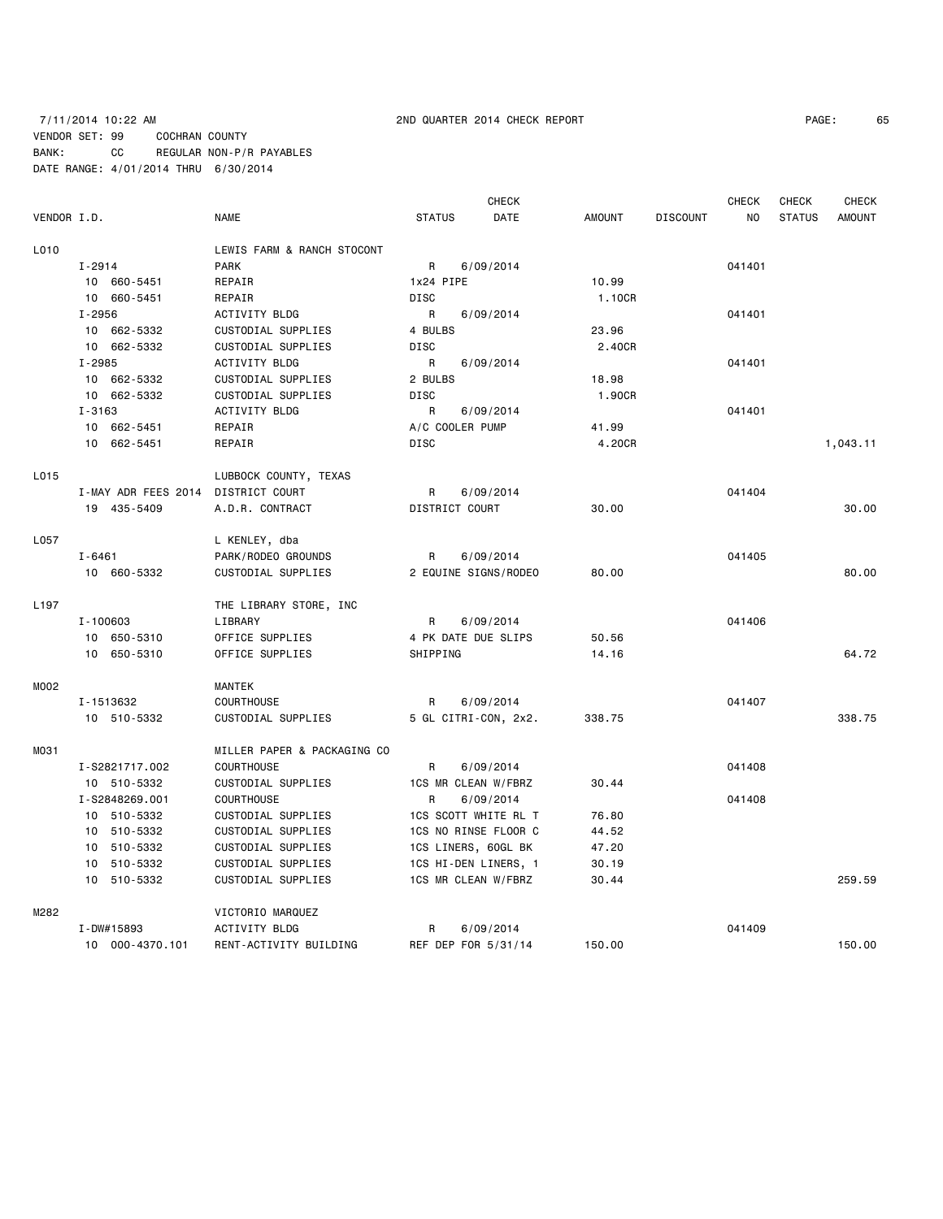7/11/2014 10:22 AM 2ND QUARTER 2014 CHECK REPORT

VENDOR SET: 99 COCHRAN COUNTY
BANK: CC REGULAR NON-P/R PAYABLES
DATE RANGE: 4/01/2014 THRU 6/30/2014

| VENDOR I.D. | NAME | STATUS | CHECK DATE | AMOUNT | DISCOUNT | CHECK NO | CHECK STATUS | CHECK AMOUNT |
|---|---|---|---|---|---|---|---|---|
| L010 | LEWIS FARM & RANCH STOCONT | | | | | | | |
| I-2914 | PARK | R | 6/09/2014 | | | 041401 | | |
| 10 660-5451 | REPAIR | 1x24 PIPE | | 10.99 | | | | |
| 10 660-5451 | REPAIR | DISC | | 1.10CR | | | | |
| I-2956 | ACTIVITY BLDG | R | 6/09/2014 | | | 041401 | | |
| 10 662-5332 | CUSTODIAL SUPPLIES | 4 BULBS | | 23.96 | | | | |
| 10 662-5332 | CUSTODIAL SUPPLIES | DISC | | 2.40CR | | | | |
| I-2985 | ACTIVITY BLDG | R | 6/09/2014 | | | 041401 | | |
| 10 662-5332 | CUSTODIAL SUPPLIES | 2 BULBS | | 18.98 | | | | |
| 10 662-5332 | CUSTODIAL SUPPLIES | DISC | | 1.90CR | | | | |
| I-3163 | ACTIVITY BLDG | R | 6/09/2014 | | | 041401 | | |
| 10 662-5451 | REPAIR | A/C COOLER PUMP | | 41.99 | | | | |
| 10 662-5451 | REPAIR | DISC | | 4.20CR | | | | 1,043.11 |
| L015 | LUBBOCK COUNTY, TEXAS | | | | | | | |
| I-MAY ADR FEES 2014 | DISTRICT COURT | R | 6/09/2014 | | | 041404 | | |
| 19 435-5409 | A.D.R. CONTRACT | DISTRICT COURT | | 30.00 | | | | 30.00 |
| L057 | L KENLEY, dba | | | | | | | |
| I-6461 | PARK/RODEO GROUNDS | R | 6/09/2014 | | | 041405 | | |
| 10 660-5332 | CUSTODIAL SUPPLIES | 2 EQUINE SIGNS/RODEO | | 80.00 | | | | 80.00 |
| L197 | THE LIBRARY STORE, INC | | | | | | | |
| I-100603 | LIBRARY | R | 6/09/2014 | | | 041406 | | |
| 10 650-5310 | OFFICE SUPPLIES | 4 PK DATE DUE SLIPS | | 50.56 | | | | |
| 10 650-5310 | OFFICE SUPPLIES | SHIPPING | | 14.16 | | | | 64.72 |
| M002 | MANTEK | | | | | | | |
| I-1513632 | COURTHOUSE | R | 6/09/2014 | | | 041407 | | |
| 10 510-5332 | CUSTODIAL SUPPLIES | 5 GL CITRI-CON, 2x2. | | 338.75 | | | | 338.75 |
| M031 | MILLER PAPER & PACKAGING CO | | | | | | | |
| I-S2821717.002 | COURTHOUSE | R | 6/09/2014 | | | 041408 | | |
| 10 510-5332 | CUSTODIAL SUPPLIES | 1CS MR CLEAN W/FBRZ | | 30.44 | | | | |
| I-S2848269.001 | COURTHOUSE | R | 6/09/2014 | | | 041408 | | |
| 10 510-5332 | CUSTODIAL SUPPLIES | 1CS SCOTT WHITE RL T | | 76.80 | | | | |
| 10 510-5332 | CUSTODIAL SUPPLIES | 1CS NO RINSE FLOOR C | | 44.52 | | | | |
| 10 510-5332 | CUSTODIAL SUPPLIES | 1CS LINERS, 60GL BK | | 47.20 | | | | |
| 10 510-5332 | CUSTODIAL SUPPLIES | 1CS HI-DEN LINERS, 1 | | 30.19 | | | | |
| 10 510-5332 | CUSTODIAL SUPPLIES | 1CS MR CLEAN W/FBRZ | | 30.44 | | | | 259.59 |
| M282 | VICTORIO MARQUEZ | | | | | | | |
| I-DW#15893 | ACTIVITY BLDG | R | 6/09/2014 | | | 041409 | | |
| 10 000-4370.101 | RENT-ACTIVITY BUILDING | REF DEP FOR 5/31/14 | | 150.00 | | | | 150.00 |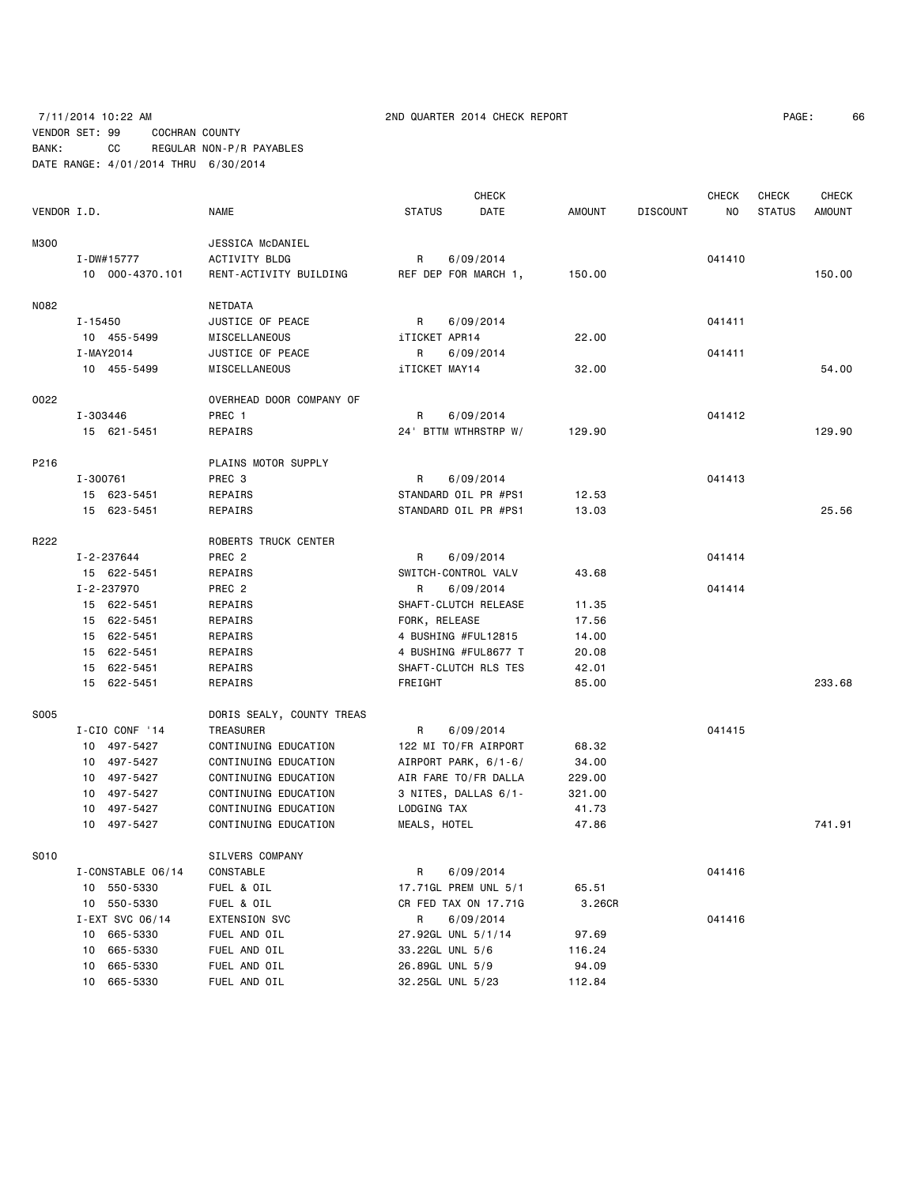7/11/2014 10:22 AM 2ND QUARTER 2014 CHECK REPORT

VENDOR SET: 99 COCHRAN COUNTY
BANK: CC REGULAR NON-P/R PAYABLES
DATE RANGE: 4/01/2014 THRU 6/30/2014

| VENDOR I.D. | NAME | STATUS | CHECK DATE | AMOUNT | DISCOUNT | CHECK NO | CHECK STATUS | CHECK AMOUNT |
|---|---|---|---|---|---|---|---|---|
| M300 | JESSICA McDANIEL | | | | | | | |
| I-DW#15777 | ACTIVITY BLDG | R | 6/09/2014 | | | 041410 | | |
| 10 000-4370.101 | RENT-ACTIVITY BUILDING | REF DEP FOR MARCH 1, | | 150.00 | | | | 150.00 |
| N082 | NETDATA | | | | | | | |
| I-15450 | JUSTICE OF PEACE | R | 6/09/2014 | | | 041411 | | |
| 10 455-5499 | MISCELLANEOUS | iTICKET APR14 | | 22.00 | | | | |
| I-MAY2014 | JUSTICE OF PEACE | R | 6/09/2014 | | | 041411 | | |
| 10 455-5499 | MISCELLANEOUS | iTICKET MAY14 | | 32.00 | | | | 54.00 |
| O022 | OVERHEAD DOOR COMPANY OF | | | | | | | |
| I-303446 | PREC 1 | R | 6/09/2014 | | | 041412 | | |
| 15 621-5451 | REPAIRS | 24' BTTM WTHRSTRP W/ | | 129.90 | | | | 129.90 |
| P216 | PLAINS MOTOR SUPPLY | | | | | | | |
| I-300761 | PREC 3 | R | 6/09/2014 | | | 041413 | | |
| 15 623-5451 | REPAIRS | STANDARD OIL PR #PS1 | | 12.53 | | | | |
| 15 623-5451 | REPAIRS | STANDARD OIL PR #PS1 | | 13.03 | | | | 25.56 |
| R222 | ROBERTS TRUCK CENTER | | | | | | | |
| I-2-237644 | PREC 2 | R | 6/09/2014 | | | 041414 | | |
| 15 622-5451 | REPAIRS | SWITCH-CONTROL VALV | | 43.68 | | | | |
| I-2-237970 | PREC 2 | R | 6/09/2014 | | | 041414 | | |
| 15 622-5451 | REPAIRS | SHAFT-CLUTCH RELEASE | | 11.35 | | | | |
| 15 622-5451 | REPAIRS | FORK, RELEASE | | 17.56 | | | | |
| 15 622-5451 | REPAIRS | 4 BUSHING #FUL12815 | | 14.00 | | | | |
| 15 622-5451 | REPAIRS | 4 BUSHING #FUL8677 T | | 20.08 | | | | |
| 15 622-5451 | REPAIRS | SHAFT-CLUTCH RLS TES | | 42.01 | | | | |
| 15 622-5451 | REPAIRS | FREIGHT | | 85.00 | | | | 233.68 |
| S005 | DORIS SEALY, COUNTY TREAS | | | | | | | |
| I-CIO CONF '14 | TREASURER | R | 6/09/2014 | | | 041415 | | |
| 10 497-5427 | CONTINUING EDUCATION | 122 MI TO/FR AIRPORT | | 68.32 | | | | |
| 10 497-5427 | CONTINUING EDUCATION | AIRPORT PARK, 6/1-6/ | | 34.00 | | | | |
| 10 497-5427 | CONTINUING EDUCATION | AIR FARE TO/FR DALLA | | 229.00 | | | | |
| 10 497-5427 | CONTINUING EDUCATION | 3 NITES, DALLAS 6/1- | | 321.00 | | | | |
| 10 497-5427 | CONTINUING EDUCATION | LODGING TAX | | 41.73 | | | | |
| 10 497-5427 | CONTINUING EDUCATION | MEALS, HOTEL | | 47.86 | | | | 741.91 |
| S010 | SILVERS COMPANY | | | | | | | |
| I-CONSTABLE 06/14 | CONSTABLE | R | 6/09/2014 | | | 041416 | | |
| 10 550-5330 | FUEL & OIL | 17.71GL PREM UNL 5/1 | | 65.51 | | | | |
| 10 550-5330 | FUEL & OIL | CR FED TAX ON 17.71G | | 3.26CR | | | | |
| I-EXT SVC 06/14 | EXTENSION SVC | R | 6/09/2014 | | | 041416 | | |
| 10 665-5330 | FUEL AND OIL | 27.92GL UNL 5/1/14 | | 97.69 | | | | |
| 10 665-5330 | FUEL AND OIL | 33.22GL UNL 5/6 | | 116.24 | | | | |
| 10 665-5330 | FUEL AND OIL | 26.89GL UNL 5/9 | | 94.09 | | | | |
| 10 665-5330 | FUEL AND OIL | 32.25GL UNL 5/23 | | 112.84 | | | | |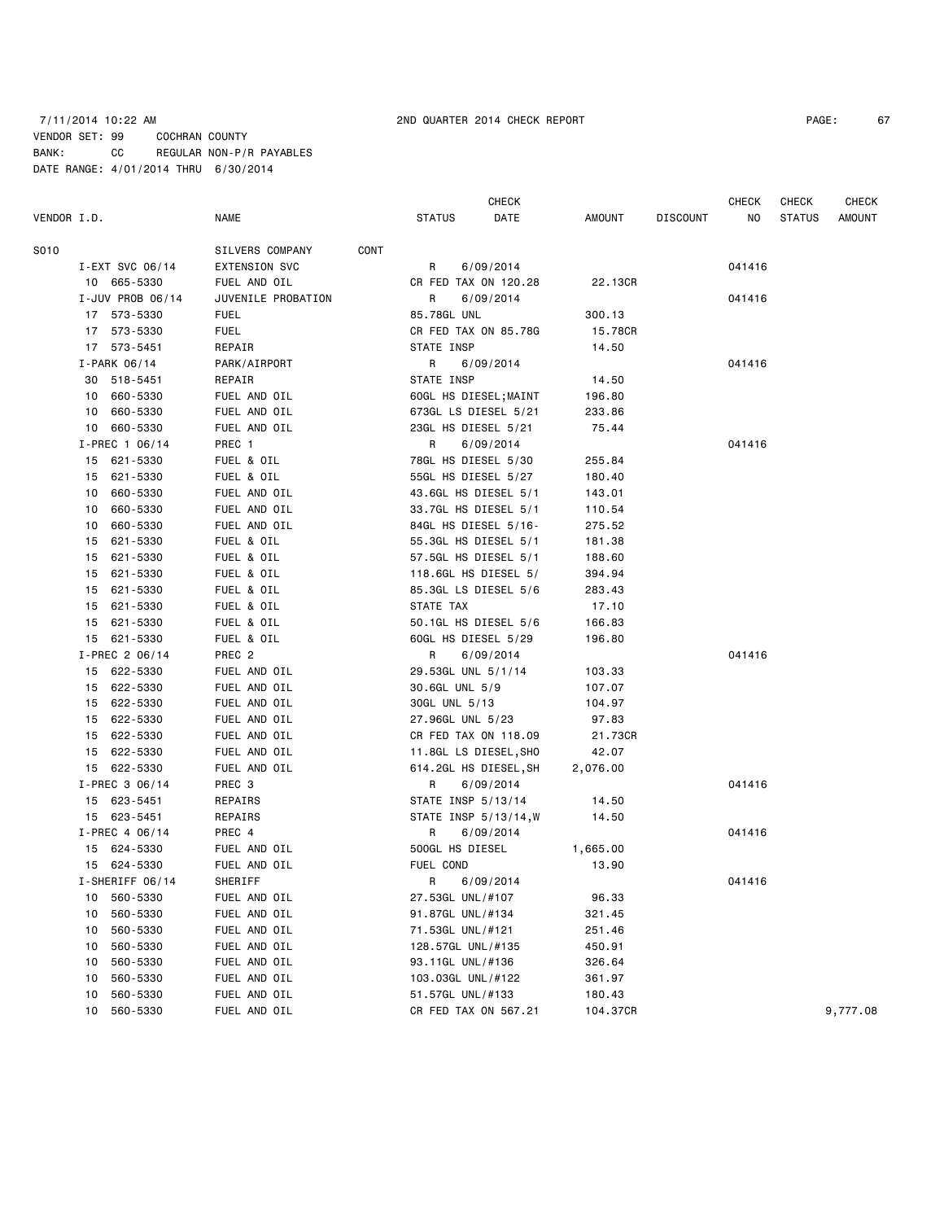7/11/2014 10:22 AM 2ND QUARTER 2014 CHECK REPORT

VENDOR SET: 99 COCHRAN COUNTY
BANK: CC REGULAR NON-P/R PAYABLES
DATE RANGE: 4/01/2014 THRU 6/30/2014

| VENDOR I.D. | NAME | STATUS | CHECK DATE | AMOUNT | DISCOUNT | CHECK NO | CHECK STATUS | CHECK AMOUNT |
|---|---|---|---|---|---|---|---|---|
| S010 | SILVERS COMPANY CONT | | | | | | | |
| I-EXT SVC 06/14 | EXTENSION SVC | R | 6/09/2014 | | | 041416 | | |
| 10 665-5330 | FUEL AND OIL | CR FED TAX ON 120.28 | | 22.13CR | | | | |
| I-JUV PROB 06/14 | JUVENILE PROBATION | R | 6/09/2014 | | | 041416 | | |
| 17 573-5330 | FUEL | 85.78GL UNL | | 300.13 | | | | |
| 17 573-5330 | FUEL | CR FED TAX ON 85.78G | | 15.78CR | | | | |
| 17 573-5451 | REPAIR | STATE INSP | | 14.50 | | | | |
| I-PARK 06/14 | PARK/AIRPORT | R | 6/09/2014 | | | 041416 | | |
| 30 518-5451 | REPAIR | STATE INSP | | 14.50 | | | | |
| 10 660-5330 | FUEL AND OIL | 60GL HS DIESEL;MAINT | | 196.80 | | | | |
| 10 660-5330 | FUEL AND OIL | 673GL LS DIESEL 5/21 | | 233.86 | | | | |
| 10 660-5330 | FUEL AND OIL | 23GL HS DIESEL 5/21 | | 75.44 | | | | |
| I-PREC 1 06/14 | PREC 1 | R | 6/09/2014 | | | 041416 | | |
| 15 621-5330 | FUEL & OIL | 78GL HS DIESEL 5/30 | | 255.84 | | | | |
| 15 621-5330 | FUEL & OIL | 55GL HS DIESEL 5/27 | | 180.40 | | | | |
| 10 660-5330 | FUEL AND OIL | 43.6GL HS DIESEL 5/1 | | 143.01 | | | | |
| 10 660-5330 | FUEL AND OIL | 33.7GL HS DIESEL 5/1 | | 110.54 | | | | |
| 10 660-5330 | FUEL AND OIL | 84GL HS DIESEL 5/16- | | 275.52 | | | | |
| 15 621-5330 | FUEL & OIL | 55.3GL HS DIESEL 5/1 | | 181.38 | | | | |
| 15 621-5330 | FUEL & OIL | 57.5GL HS DIESEL 5/1 | | 188.60 | | | | |
| 15 621-5330 | FUEL & OIL | 118.6GL HS DIESEL 5/ | | 394.94 | | | | |
| 15 621-5330 | FUEL & OIL | 85.3GL LS DIESEL 5/6 | | 283.43 | | | | |
| 15 621-5330 | FUEL & OIL | STATE TAX | | 17.10 | | | | |
| 15 621-5330 | FUEL & OIL | 50.1GL HS DIESEL 5/6 | | 166.83 | | | | |
| 15 621-5330 | FUEL & OIL | 60GL HS DIESEL 5/29 | | 196.80 | | | | |
| I-PREC 2 06/14 | PREC 2 | R | 6/09/2014 | | | 041416 | | |
| 15 622-5330 | FUEL AND OIL | 29.53GL UNL 5/1/14 | | 103.33 | | | | |
| 15 622-5330 | FUEL AND OIL | 30.6GL UNL 5/9 | | 107.07 | | | | |
| 15 622-5330 | FUEL AND OIL | 30GL UNL 5/13 | | 104.97 | | | | |
| 15 622-5330 | FUEL AND OIL | 27.96GL UNL 5/23 | | 97.83 | | | | |
| 15 622-5330 | FUEL AND OIL | CR FED TAX ON 118.09 | | 21.73CR | | | | |
| 15 622-5330 | FUEL AND OIL | 11.8GL LS DIESEL,SHO | | 42.07 | | | | |
| 15 622-5330 | FUEL AND OIL | 614.2GL HS DIESEL,SH | | 2,076.00 | | | | |
| I-PREC 3 06/14 | PREC 3 | R | 6/09/2014 | | | 041416 | | |
| 15 623-5451 | REPAIRS | STATE INSP 5/13/14 | | 14.50 | | | | |
| 15 623-5451 | REPAIRS | STATE INSP 5/13/14,W | | 14.50 | | | | |
| I-PREC 4 06/14 | PREC 4 | R | 6/09/2014 | | | 041416 | | |
| 15 624-5330 | FUEL AND OIL | 500GL HS DIESEL | | 1,665.00 | | | | |
| 15 624-5330 | FUEL AND OIL | FUEL COND | | 13.90 | | | | |
| I-SHERIFF 06/14 | SHERIFF | R | 6/09/2014 | | | 041416 | | |
| 10 560-5330 | FUEL AND OIL | 27.53GL UNL/#107 | | 96.33 | | | | |
| 10 560-5330 | FUEL AND OIL | 91.87GL UNL/#134 | | 321.45 | | | | |
| 10 560-5330 | FUEL AND OIL | 71.53GL UNL/#121 | | 251.46 | | | | |
| 10 560-5330 | FUEL AND OIL | 128.57GL UNL/#135 | | 450.91 | | | | |
| 10 560-5330 | FUEL AND OIL | 93.11GL UNL/#136 | | 326.64 | | | | |
| 10 560-5330 | FUEL AND OIL | 103.03GL UNL/#122 | | 361.97 | | | | |
| 10 560-5330 | FUEL AND OIL | 51.57GL UNL/#133 | | 180.43 | | | | |
| 10 560-5330 | FUEL AND OIL | CR FED TAX ON 567.21 | | 104.37CR | | | | 9,777.08 |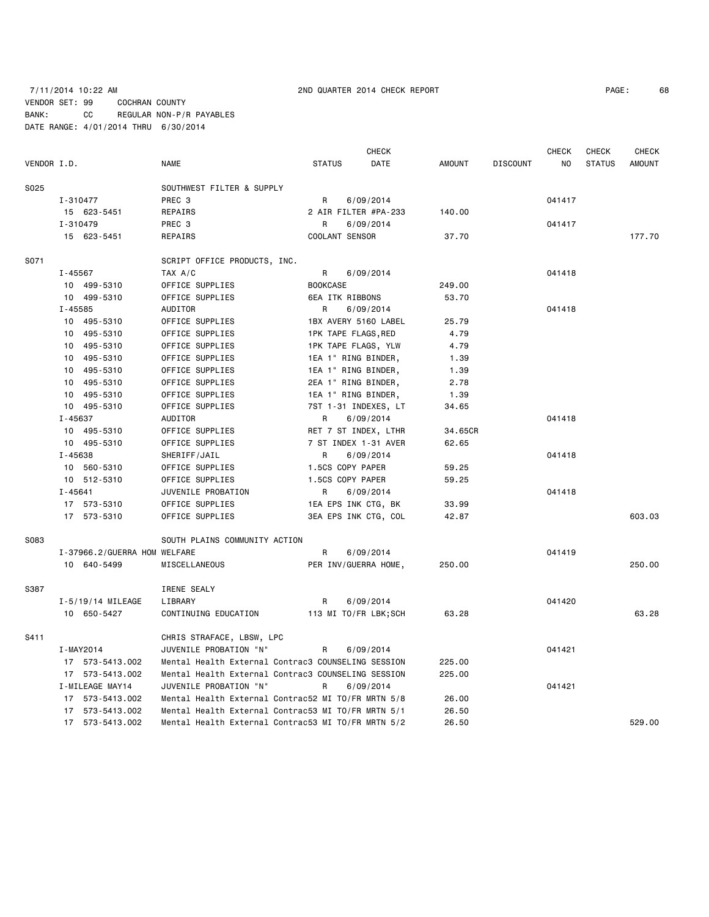7/11/2014 10:22 AM 2ND QUARTER 2014 CHECK REPORT

VENDOR SET: 99 COCHRAN COUNTY
BANK: CC REGULAR NON-P/R PAYABLES
DATE RANGE: 4/01/2014 THRU 6/30/2014

| VENDOR I.D. | NAME | STATUS | CHECK DATE | AMOUNT | DISCOUNT | CHECK NO | CHECK STATUS | CHECK AMOUNT |
|---|---|---|---|---|---|---|---|---|
| S025 | SOUTHWEST FILTER & SUPPLY | | | | | | | |
| I-310477 | PREC 3 | R | 6/09/2014 | | | 041417 | | |
| 15 623-5451 | REPAIRS | 2 AIR FILTER #PA-233 | | 140.00 | | | | |
| I-310479 | PREC 3 | R | 6/09/2014 | | | 041417 | | |
| 15 623-5451 | REPAIRS | COOLANT SENSOR | | 37.70 | | | | 177.70 |
| S071 | SCRIPT OFFICE PRODUCTS, INC. | | | | | | | |
| I-45567 | TAX A/C | R | 6/09/2014 | | | 041418 | | |
| 10 499-5310 | OFFICE SUPPLIES | BOOKCASE | | 249.00 | | | | |
| 10 499-5310 | OFFICE SUPPLIES | 6EA ITK RIBBONS | | 53.70 | | | | |
| I-45585 | AUDITOR | R | 6/09/2014 | | | 041418 | | |
| 10 495-5310 | OFFICE SUPPLIES | 1BX AVERY 5160 LABEL | | 25.79 | | | | |
| 10 495-5310 | OFFICE SUPPLIES | 1PK TAPE FLAGS,RED | | 4.79 | | | | |
| 10 495-5310 | OFFICE SUPPLIES | 1PK TAPE FLAGS, YLW | | 4.79 | | | | |
| 10 495-5310 | OFFICE SUPPLIES | 1EA 1" RING BINDER, | | 1.39 | | | | |
| 10 495-5310 | OFFICE SUPPLIES | 1EA 1" RING BINDER, | | 1.39 | | | | |
| 10 495-5310 | OFFICE SUPPLIES | 2EA 1" RING BINDER, | | 2.78 | | | | |
| 10 495-5310 | OFFICE SUPPLIES | 1EA 1" RING BINDER, | | 1.39 | | | | |
| 10 495-5310 | OFFICE SUPPLIES | 7ST 1-31 INDEXES, LT | | 34.65 | | | | |
| I-45637 | AUDITOR | R | 6/09/2014 | | | 041418 | | |
| 10 495-5310 | OFFICE SUPPLIES | RET 7 ST INDEX, LTHR | | 34.65CR | | | | |
| 10 495-5310 | OFFICE SUPPLIES | 7 ST INDEX 1-31 AVER | | 62.65 | | | | |
| I-45638 | SHERIFF/JAIL | R | 6/09/2014 | | | 041418 | | |
| 10 560-5310 | OFFICE SUPPLIES | 1.5CS COPY PAPER | | 59.25 | | | | |
| 10 512-5310 | OFFICE SUPPLIES | 1.5CS COPY PAPER | | 59.25 | | | | |
| I-45641 | JUVENILE PROBATION | R | 6/09/2014 | | | 041418 | | |
| 17 573-5310 | OFFICE SUPPLIES | 1EA EPS INK CTG, BK | | 33.99 | | | | |
| 17 573-5310 | OFFICE SUPPLIES | 3EA EPS INK CTG, COL | | 42.87 | | | | 603.03 |
| S083 | SOUTH PLAINS COMMUNITY ACTION | | | | | | | |
| I-37966.2/GUERRA HOM | WELFARE | R | 6/09/2014 | | | 041419 | | |
| 10 640-5499 | MISCELLANEOUS | PER INV/GUERRA HOME, | | 250.00 | | | | 250.00 |
| S387 | IRENE SEALY | | | | | | | |
| I-5/19/14 MILEAGE | LIBRARY | R | 6/09/2014 | | | 041420 | | |
| 10 650-5427 | CONTINUING EDUCATION | 113 MI TO/FR LBK;SCH | | 63.28 | | | | 63.28 |
| S411 | CHRIS STRAFACE, LBSW, LPC | | | | | | | |
| I-MAY2014 | JUVENILE PROBATION "N" | R | 6/09/2014 | | | 041421 | | |
| 17 573-5413.002 | Mental Health External Contrac | 3 COUNSELING SESSION | | 225.00 | | | | |
| 17 573-5413.002 | Mental Health External Contrac | 3 COUNSELING SESSION | | 225.00 | | | | |
| I-MILEAGE MAY14 | JUVENILE PROBATION "N" | R | 6/09/2014 | | | 041421 | | |
| 17 573-5413.002 | Mental Health External Contrac | 52 MI TO/FR MRTN 5/8 | | 26.00 | | | | |
| 17 573-5413.002 | Mental Health External Contrac | 53 MI TO/FR MRTN 5/1 | | 26.50 | | | | |
| 17 573-5413.002 | Mental Health External Contrac | 53 MI TO/FR MRTN 5/2 | | 26.50 | | | | 529.00 |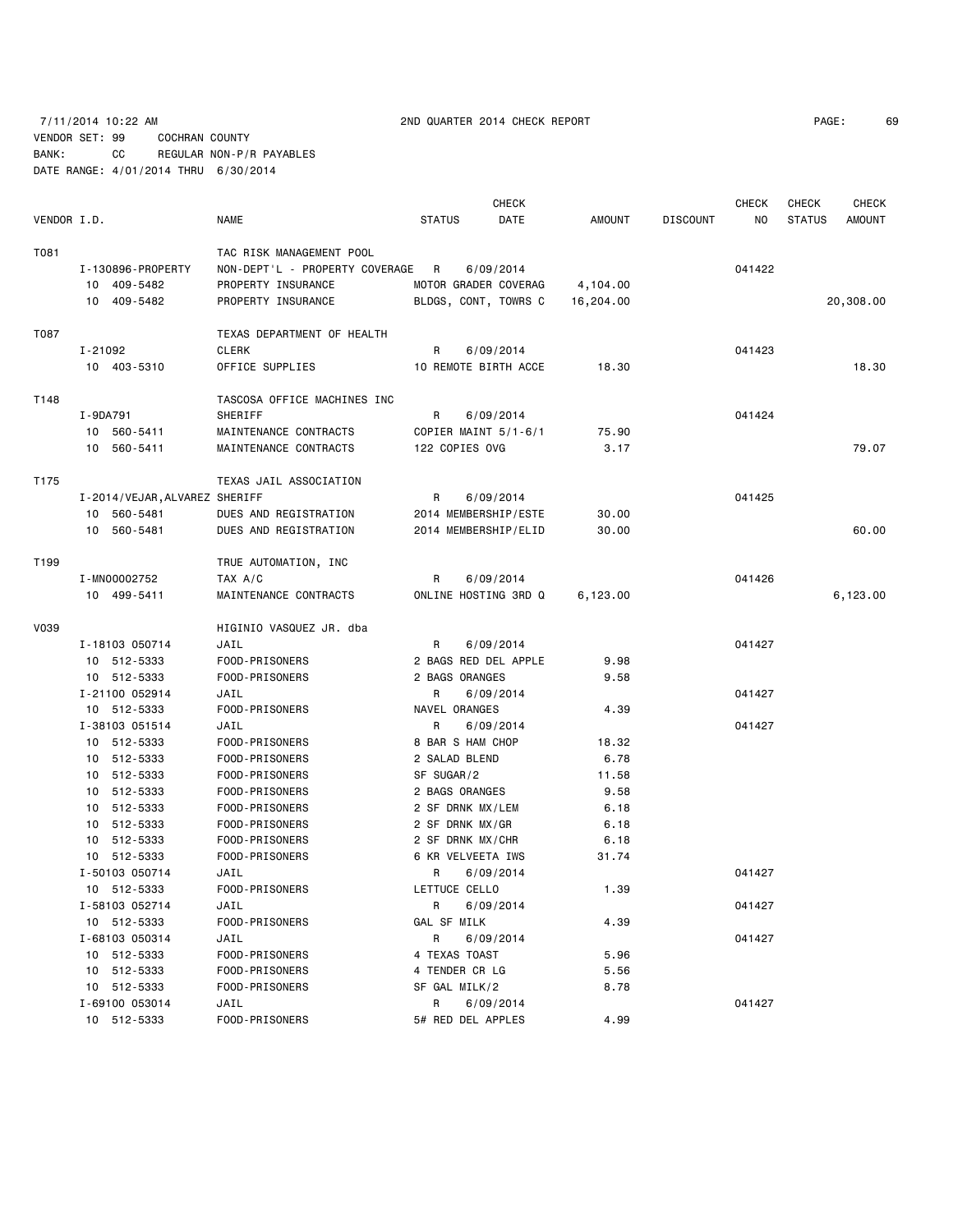7/11/2014 10:22 AM 2ND QUARTER 2014 CHECK REPORT

VENDOR SET: 99 COCHRAN COUNTY
BANK: CC REGULAR NON-P/R PAYABLES
DATE RANGE: 4/01/2014 THRU 6/30/2014

| VENDOR I.D. | NAME | STATUS | CHECK DATE | AMOUNT | DISCOUNT | CHECK NO | CHECK STATUS | CHECK AMOUNT |
|---|---|---|---|---|---|---|---|---|
| T081 | TAC RISK MANAGEMENT POOL | | | | | | | |
| I-130896-PROPERTY | NON-DEPT'L - PROPERTY COVERAGE | R | 6/09/2014 | | | 041422 | | |
| 10 409-5482 | PROPERTY INSURANCE | MOTOR GRADER COVERAG | | 4,104.00 | | | | |
| 10 409-5482 | PROPERTY INSURANCE | BLDGS, CONT, TOWRS C | | 16,204.00 | | | | 20,308.00 |
| T087 | TEXAS DEPARTMENT OF HEALTH | | | | | | | |
| I-21092 | CLERK | R | 6/09/2014 | | | 041423 | | |
| 10 403-5310 | OFFICE SUPPLIES | 10 REMOTE BIRTH ACCE | | 18.30 | | | | 18.30 |
| T148 | TASCOSA OFFICE MACHINES INC | | | | | | | |
| I-9DA791 | SHERIFF | R | 6/09/2014 | | | 041424 | | |
| 10 560-5411 | MAINTENANCE CONTRACTS | COPIER MAINT 5/1-6/1 | | 75.90 | | | | |
| 10 560-5411 | MAINTENANCE CONTRACTS | 122 COPIES OVG | | 3.17 | | | | 79.07 |
| T175 | TEXAS JAIL ASSOCIATION | | | | | | | |
| I-2014/VEJAR,ALVAREZ | SHERIFF | R | 6/09/2014 | | | 041425 | | |
| 10 560-5481 | DUES AND REGISTRATION | 2014 MEMBERSHIP/ESTE | | 30.00 | | | | |
| 10 560-5481 | DUES AND REGISTRATION | 2014 MEMBERSHIP/ELID | | 30.00 | | | | 60.00 |
| T199 | TRUE AUTOMATION, INC | | | | | | | |
| I-MN00002752 | TAX A/C | R | 6/09/2014 | | | 041426 | | |
| 10 499-5411 | MAINTENANCE CONTRACTS | ONLINE HOSTING 3RD Q | | 6,123.00 | | | | 6,123.00 |
| V039 | HIGINIO VASQUEZ JR. dba | | | | | | | |
| I-18103 050714 | JAIL | R | 6/09/2014 | | | 041427 | | |
| 10 512-5333 | FOOD-PRISONERS | 2 BAGS RED DEL APPLE | | 9.98 | | | | |
| 10 512-5333 | FOOD-PRISONERS | 2 BAGS ORANGES | | 9.58 | | | | |
| I-21100 052914 | JAIL | R | 6/09/2014 | | | 041427 | | |
| 10 512-5333 | FOOD-PRISONERS | NAVEL ORANGES | | 4.39 | | | | |
| I-38103 051514 | JAIL | R | 6/09/2014 | | | 041427 | | |
| 10 512-5333 | FOOD-PRISONERS | 8 BAR S HAM CHOP | | 18.32 | | | | |
| 10 512-5333 | FOOD-PRISONERS | 2 SALAD BLEND | | 6.78 | | | | |
| 10 512-5333 | FOOD-PRISONERS | SF SUGAR/2 | | 11.58 | | | | |
| 10 512-5333 | FOOD-PRISONERS | 2 BAGS ORANGES | | 9.58 | | | | |
| 10 512-5333 | FOOD-PRISONERS | 2 SF DRNK MX/LEM | | 6.18 | | | | |
| 10 512-5333 | FOOD-PRISONERS | 2 SF DRNK MX/GR | | 6.18 | | | | |
| 10 512-5333 | FOOD-PRISONERS | 2 SF DRNK MX/CHR | | 6.18 | | | | |
| 10 512-5333 | FOOD-PRISONERS | 6 KR VELVEETA IWS | | 31.74 | | | | |
| I-50103 050714 | JAIL | R | 6/09/2014 | | | 041427 | | |
| 10 512-5333 | FOOD-PRISONERS | LETTUCE CELLO | | 1.39 | | | | |
| I-58103 052714 | JAIL | R | 6/09/2014 | | | 041427 | | |
| 10 512-5333 | FOOD-PRISONERS | GAL SF MILK | | 4.39 | | | | |
| I-68103 050314 | JAIL | R | 6/09/2014 | | | 041427 | | |
| 10 512-5333 | FOOD-PRISONERS | 4 TEXAS TOAST | | 5.96 | | | | |
| 10 512-5333 | FOOD-PRISONERS | 4 TENDER CR LG | | 5.56 | | | | |
| 10 512-5333 | FOOD-PRISONERS | SF GAL MILK/2 | | 8.78 | | | | |
| I-69100 053014 | JAIL | R | 6/09/2014 | | | 041427 | | |
| 10 512-5333 | FOOD-PRISONERS | 5# RED DEL APPLES | | 4.99 | | | | |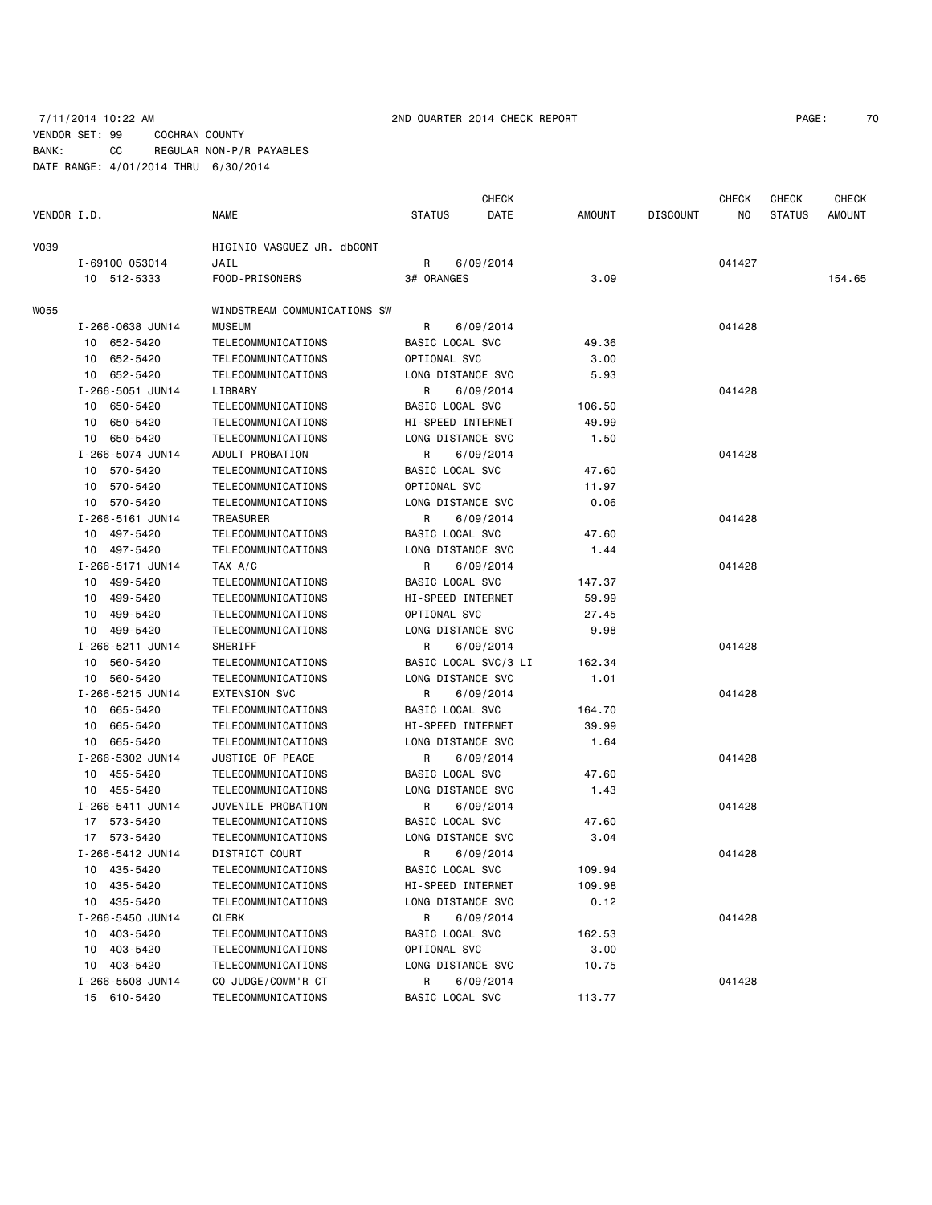7/11/2014 10:22 AM 2ND QUARTER 2014 CHECK REPORT

VENDOR SET: 99 COCHRAN COUNTY
BANK: CC REGULAR NON-P/R PAYABLES
DATE RANGE: 4/01/2014 THRU 6/30/2014

| VENDOR I.D. | NAME | STATUS | CHECK DATE | AMOUNT | DISCOUNT | CHECK NO | CHECK STATUS | CHECK AMOUNT |
|---|---|---|---|---|---|---|---|---|
| V039 | HIGINIO VASQUEZ JR. dbCONT | | | | | | | |
| I-69100 053014 | JAIL | R | 6/09/2014 | | | 041427 | | |
| 10 512-5333 | FOOD-PRISONERS | 3# ORANGES | | 3.09 | | | | 154.65 |
| W055 | WINDSTREAM COMMUNICATIONS SW | | | | | | | |
| I-266-0638 JUN14 | MUSEUM | R | 6/09/2014 | | | 041428 | | |
| 10 652-5420 | TELECOMMUNICATIONS | BASIC LOCAL SVC | | 49.36 | | | | |
| 10 652-5420 | TELECOMMUNICATIONS | OPTIONAL SVC | | 3.00 | | | | |
| 10 652-5420 | TELECOMMUNICATIONS | LONG DISTANCE SVC | | 5.93 | | | | |
| I-266-5051 JUN14 | LIBRARY | R | 6/09/2014 | | | 041428 | | |
| 10 650-5420 | TELECOMMUNICATIONS | BASIC LOCAL SVC | | 106.50 | | | | |
| 10 650-5420 | TELECOMMUNICATIONS | HI-SPEED INTERNET | | 49.99 | | | | |
| 10 650-5420 | TELECOMMUNICATIONS | LONG DISTANCE SVC | | 1.50 | | | | |
| I-266-5074 JUN14 | ADULT PROBATION | R | 6/09/2014 | | | 041428 | | |
| 10 570-5420 | TELECOMMUNICATIONS | BASIC LOCAL SVC | | 47.60 | | | | |
| 10 570-5420 | TELECOMMUNICATIONS | OPTIONAL SVC | | 11.97 | | | | |
| 10 570-5420 | TELECOMMUNICATIONS | LONG DISTANCE SVC | | 0.06 | | | | |
| I-266-5161 JUN14 | TREASURER | R | 6/09/2014 | | | 041428 | | |
| 10 497-5420 | TELECOMMUNICATIONS | BASIC LOCAL SVC | | 47.60 | | | | |
| 10 497-5420 | TELECOMMUNICATIONS | LONG DISTANCE SVC | | 1.44 | | | | |
| I-266-5171 JUN14 | TAX A/C | R | 6/09/2014 | | | 041428 | | |
| 10 499-5420 | TELECOMMUNICATIONS | BASIC LOCAL SVC | | 147.37 | | | | |
| 10 499-5420 | TELECOMMUNICATIONS | HI-SPEED INTERNET | | 59.99 | | | | |
| 10 499-5420 | TELECOMMUNICATIONS | OPTIONAL SVC | | 27.45 | | | | |
| 10 499-5420 | TELECOMMUNICATIONS | LONG DISTANCE SVC | | 9.98 | | | | |
| I-266-5211 JUN14 | SHERIFF | R | 6/09/2014 | | | 041428 | | |
| 10 560-5420 | TELECOMMUNICATIONS | BASIC LOCAL SVC/3 LI | | 162.34 | | | | |
| 10 560-5420 | TELECOMMUNICATIONS | LONG DISTANCE SVC | | 1.01 | | | | |
| I-266-5215 JUN14 | EXTENSION SVC | R | 6/09/2014 | | | 041428 | | |
| 10 665-5420 | TELECOMMUNICATIONS | BASIC LOCAL SVC | | 164.70 | | | | |
| 10 665-5420 | TELECOMMUNICATIONS | HI-SPEED INTERNET | | 39.99 | | | | |
| 10 665-5420 | TELECOMMUNICATIONS | LONG DISTANCE SVC | | 1.64 | | | | |
| I-266-5302 JUN14 | JUSTICE OF PEACE | R | 6/09/2014 | | | 041428 | | |
| 10 455-5420 | TELECOMMUNICATIONS | BASIC LOCAL SVC | | 47.60 | | | | |
| 10 455-5420 | TELECOMMUNICATIONS | LONG DISTANCE SVC | | 1.43 | | | | |
| I-266-5411 JUN14 | JUVENILE PROBATION | R | 6/09/2014 | | | 041428 | | |
| 17 573-5420 | TELECOMMUNICATIONS | BASIC LOCAL SVC | | 47.60 | | | | |
| 17 573-5420 | TELECOMMUNICATIONS | LONG DISTANCE SVC | | 3.04 | | | | |
| I-266-5412 JUN14 | DISTRICT COURT | R | 6/09/2014 | | | 041428 | | |
| 10 435-5420 | TELECOMMUNICATIONS | BASIC LOCAL SVC | | 109.94 | | | | |
| 10 435-5420 | TELECOMMUNICATIONS | HI-SPEED INTERNET | | 109.98 | | | | |
| 10 435-5420 | TELECOMMUNICATIONS | LONG DISTANCE SVC | | 0.12 | | | | |
| I-266-5450 JUN14 | CLERK | R | 6/09/2014 | | | 041428 | | |
| 10 403-5420 | TELECOMMUNICATIONS | BASIC LOCAL SVC | | 162.53 | | | | |
| 10 403-5420 | TELECOMMUNICATIONS | OPTIONAL SVC | | 3.00 | | | | |
| 10 403-5420 | TELECOMMUNICATIONS | LONG DISTANCE SVC | | 10.75 | | | | |
| I-266-5508 JUN14 | CO JUDGE/COMM'R CT | R | 6/09/2014 | | | 041428 | | |
| 15 610-5420 | TELECOMMUNICATIONS | BASIC LOCAL SVC | | 113.77 | | | | |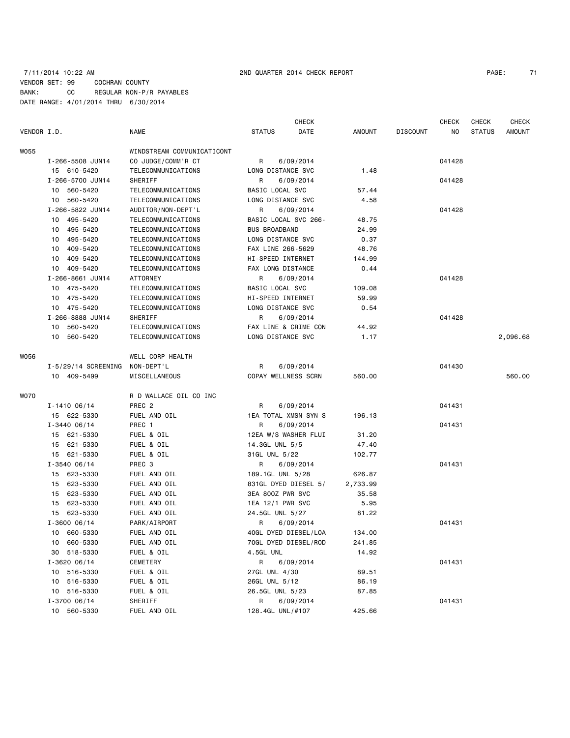7/11/2014 10:22 AM 2ND QUARTER 2014 CHECK REPORT

VENDOR SET: 99 COCHRAN COUNTY
BANK: CC REGULAR NON-P/R PAYABLES
DATE RANGE: 4/01/2014 THRU 6/30/2014

| VENDOR I.D. | NAME | STATUS | CHECK DATE | AMOUNT | DISCOUNT | CHECK NO | CHECK STATUS | CHECK AMOUNT |
|---|---|---|---|---|---|---|---|---|
| W055 | WINDSTREAM COMMUNICATICONT | | | | | | | |
| I-266-5508 JUN14 | CO JUDGE/COMM'R CT | R | 6/09/2014 | | | 041428 | | |
| 15 610-5420 | TELECOMMUNICATIONS | LONG DISTANCE SVC | | 1.48 | | | | |
| I-266-5700 JUN14 | SHERIFF | R | 6/09/2014 | | | 041428 | | |
| 10 560-5420 | TELECOMMUNICATIONS | BASIC LOCAL SVC | | 57.44 | | | | |
| 10 560-5420 | TELECOMMUNICATIONS | LONG DISTANCE SVC | | 4.58 | | | | |
| I-266-5822 JUN14 | AUDITOR/NON-DEPT'L | R | 6/09/2014 | | | 041428 | | |
| 10 495-5420 | TELECOMMUNICATIONS | BASIC LOCAL SVC 266- | | 48.75 | | | | |
| 10 495-5420 | TELECOMMUNICATIONS | BUS BROADBAND | | 24.99 | | | | |
| 10 495-5420 | TELECOMMUNICATIONS | LONG DISTANCE SVC | | 0.37 | | | | |
| 10 409-5420 | TELECOMMUNICATIONS | FAX LINE 266-5629 | | 48.76 | | | | |
| 10 409-5420 | TELECOMMUNICATIONS | HI-SPEED INTERNET | | 144.99 | | | | |
| 10 409-5420 | TELECOMMUNICATIONS | FAX LONG DISTANCE | | 0.44 | | | | |
| I-266-8661 JUN14 | ATTORNEY | R | 6/09/2014 | | | 041428 | | |
| 10 475-5420 | TELECOMMUNICATIONS | BASIC LOCAL SVC | | 109.08 | | | | |
| 10 475-5420 | TELECOMMUNICATIONS | HI-SPEED INTERNET | | 59.99 | | | | |
| 10 475-5420 | TELECOMMUNICATIONS | LONG DISTANCE SVC | | 0.54 | | | | |
| I-266-8888 JUN14 | SHERIFF | R | 6/09/2014 | | | 041428 | | |
| 10 560-5420 | TELECOMMUNICATIONS | FAX LINE & CRIME CON | | 44.92 | | | | |
| 10 560-5420 | TELECOMMUNICATIONS | LONG DISTANCE SVC | | 1.17 | | | | 2,096.68 |
| W056 | WELL CORP HEALTH | | | | | | | |
| I-5/29/14 SCREENING | NON-DEPT'L | R | 6/09/2014 | | | 041430 | | |
| 10 409-5499 | MISCELLANEOUS | COPAY WELLNESS SCRN | | 560.00 | | | | 560.00 |
| W070 | R D WALLACE OIL CO INC | | | | | | | |
| I-1410 06/14 | PREC 2 | R | 6/09/2014 | | | 041431 | | |
| 15 622-5330 | FUEL AND OIL | 1EA TOTAL XMSN SYN S | | 196.13 | | | | |
| I-3440 06/14 | PREC 1 | R | 6/09/2014 | | | 041431 | | |
| 15 621-5330 | FUEL & OIL | 12EA W/S WASHER FLUI | | 31.20 | | | | |
| 15 621-5330 | FUEL & OIL | 14.3GL UNL 5/5 | | 47.40 | | | | |
| 15 621-5330 | FUEL & OIL | 31GL UNL 5/22 | | 102.77 | | | | |
| I-3540 06/14 | PREC 3 | R | 6/09/2014 | | | 041431 | | |
| 15 623-5330 | FUEL AND OIL | 189.1GL UNL 5/28 | | 626.87 | | | | |
| 15 623-5330 | FUEL AND OIL | 831GL DYED DIESEL 5/ | | 2,733.99 | | | | |
| 15 623-5330 | FUEL AND OIL | 3EA 80OZ PWR SVC | | 35.58 | | | | |
| 15 623-5330 | FUEL AND OIL | 1EA 12/1 PWR SVC | | 5.95 | | | | |
| 15 623-5330 | FUEL AND OIL | 24.5GL UNL 5/27 | | 81.22 | | | | |
| I-3600 06/14 | PARK/AIRPORT | R | 6/09/2014 | | | 041431 | | |
| 10 660-5330 | FUEL AND OIL | 40GL DYED DIESEL/LOA | | 134.00 | | | | |
| 10 660-5330 | FUEL AND OIL | 70GL DYED DIESEL/ROD | | 241.85 | | | | |
| 30 518-5330 | FUEL & OIL | 4.5GL UNL | | 14.92 | | | | |
| I-3620 06/14 | CEMETERY | R | 6/09/2014 | | | 041431 | | |
| 10 516-5330 | FUEL & OIL | 27GL UNL 4/30 | | 89.51 | | | | |
| 10 516-5330 | FUEL & OIL | 26GL UNL 5/12 | | 86.19 | | | | |
| 10 516-5330 | FUEL & OIL | 26.5GL UNL 5/23 | | 87.85 | | | | |
| I-3700 06/14 | SHERIFF | R | 6/09/2014 | | | 041431 | | |
| 10 560-5330 | FUEL AND OIL | 128.4GL UNL/#107 | | 425.66 | | | | |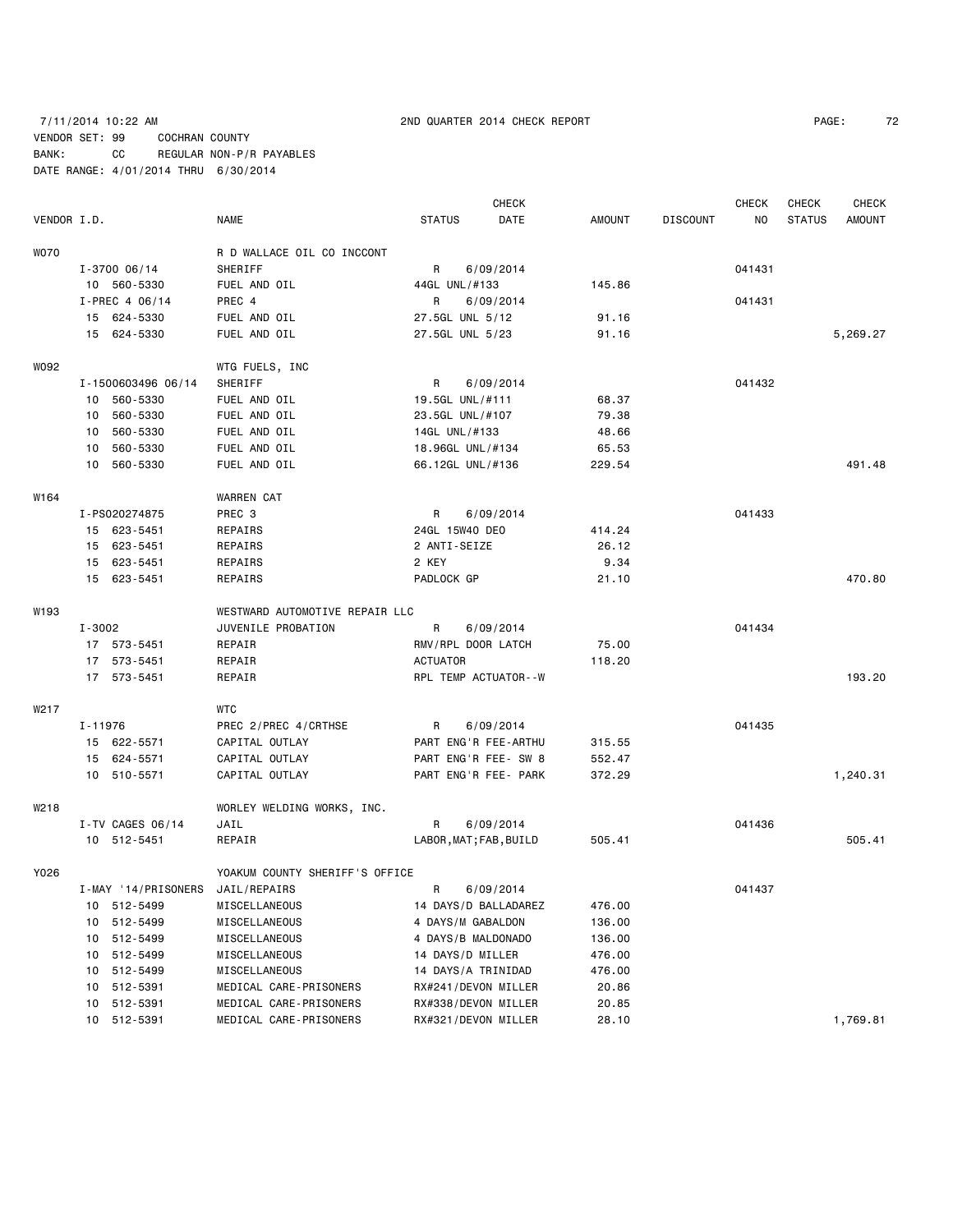7/11/2014 10:22 AM 2ND QUARTER 2014 CHECK REPORT

VENDOR SET: 99 COCHRAN COUNTY
BANK: CC REGULAR NON-P/R PAYABLES
DATE RANGE: 4/01/2014 THRU 6/30/2014

| VENDOR I.D. | NAME | STATUS | CHECK DATE | AMOUNT | DISCOUNT | CHECK NO | CHECK STATUS | CHECK AMOUNT |
|---|---|---|---|---|---|---|---|---|
| W070 | R D WALLACE OIL CO INCCONT | | | | | | | |
| I-3700 06/14 | SHERIFF | R | 6/09/2014 | | | 041431 | | |
| 10 560-5330 | FUEL AND OIL | 44GL UNL/#133 | | 145.86 | | | | |
| I-PREC 4 06/14 | PREC 4 | R | 6/09/2014 | | | 041431 | | |
| 15 624-5330 | FUEL AND OIL | 27.5GL UNL 5/12 | | 91.16 | | | | |
| 15 624-5330 | FUEL AND OIL | 27.5GL UNL 5/23 | | 91.16 | | | | 5,269.27 |
| W092 | WTG FUELS, INC | | | | | | | |
| I-1500603496 06/14 | SHERIFF | R | 6/09/2014 | | | 041432 | | |
| 10 560-5330 | FUEL AND OIL | 19.5GL UNL/#111 | | 68.37 | | | | |
| 10 560-5330 | FUEL AND OIL | 23.5GL UNL/#107 | | 79.38 | | | | |
| 10 560-5330 | FUEL AND OIL | 14GL UNL/#133 | | 48.66 | | | | |
| 10 560-5330 | FUEL AND OIL | 18.96GL UNL/#134 | | 65.53 | | | | |
| 10 560-5330 | FUEL AND OIL | 66.12GL UNL/#136 | | 229.54 | | | | 491.48 |
| W164 | WARREN CAT | | | | | | | |
| I-PS020274875 | PREC 3 | R | 6/09/2014 | | | 041433 | | |
| 15 623-5451 | REPAIRS | 24GL 15W40 DEO | | 414.24 | | | | |
| 15 623-5451 | REPAIRS | 2 ANTI-SEIZE | | 26.12 | | | | |
| 15 623-5451 | REPAIRS | 2 KEY | | 9.34 | | | | |
| 15 623-5451 | REPAIRS | PADLOCK GP | | 21.10 | | | | 470.80 |
| W193 | WESTWARD AUTOMOTIVE REPAIR LLC | | | | | | | |
| I-3002 | JUVENILE PROBATION | R | 6/09/2014 | | | 041434 | | |
| 17 573-5451 | REPAIR | RMV/RPL DOOR LATCH | | 75.00 | | | | |
| 17 573-5451 | REPAIR | ACTUATOR | | 118.20 | | | | |
| 17 573-5451 | REPAIR | RPL TEMP ACTUATOR--W | | | | | | 193.20 |
| W217 | WTC | | | | | | | |
| I-11976 | PREC 2/PREC 4/CRTHSE | R | 6/09/2014 | | | 041435 | | |
| 15 622-5571 | CAPITAL OUTLAY | PART ENG'R FEE-ARTHU | | 315.55 | | | | |
| 15 624-5571 | CAPITAL OUTLAY | PART ENG'R FEE- SW 8 | | 552.47 | | | | |
| 10 510-5571 | CAPITAL OUTLAY | PART ENG'R FEE- PARK | | 372.29 | | | | 1,240.31 |
| W218 | WORLEY WELDING WORKS, INC. | | | | | | | |
| I-TV CAGES 06/14 | JAIL | R | 6/09/2014 | | | 041436 | | |
| 10 512-5451 | REPAIR | LABOR,MAT;FAB,BUILD | | 505.41 | | | | 505.41 |
| Y026 | YOAKUM COUNTY SHERIFF'S OFFICE | | | | | | | |
| I-MAY '14/PRISONERS | JAIL/REPAIRS | R | 6/09/2014 | | | 041437 | | |
| 10 512-5499 | MISCELLANEOUS | 14 DAYS/D BALLADAREZ | | 476.00 | | | | |
| 10 512-5499 | MISCELLANEOUS | 4 DAYS/M GABALDON | | 136.00 | | | | |
| 10 512-5499 | MISCELLANEOUS | 4 DAYS/B MALDONADO | | 136.00 | | | | |
| 10 512-5499 | MISCELLANEOUS | 14 DAYS/D MILLER | | 476.00 | | | | |
| 10 512-5499 | MISCELLANEOUS | 14 DAYS/A TRINIDAD | | 476.00 | | | | |
| 10 512-5391 | MEDICAL CARE-PRISONERS | RX#241/DEVON MILLER | | 20.86 | | | | |
| 10 512-5391 | MEDICAL CARE-PRISONERS | RX#338/DEVON MILLER | | 20.85 | | | | |
| 10 512-5391 | MEDICAL CARE-PRISONERS | RX#321/DEVON MILLER | | 28.10 | | | | 1,769.81 |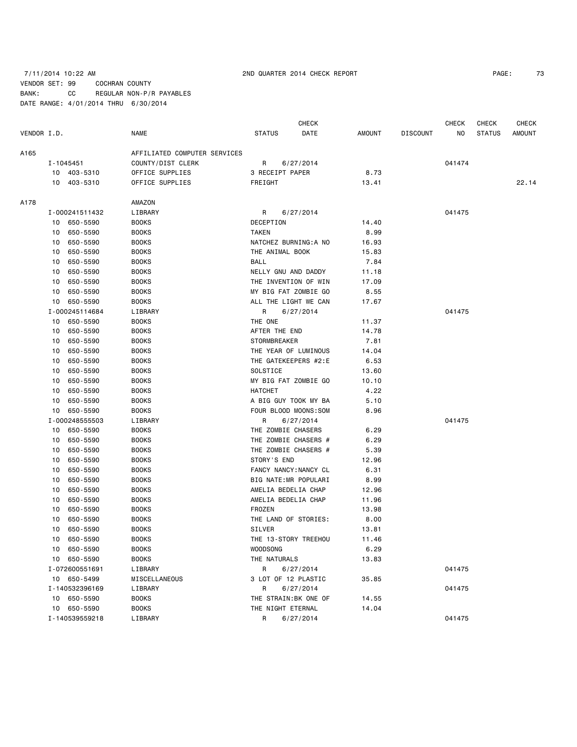7/11/2014 10:22 AM 2ND QUARTER 2014 CHECK REPORT

VENDOR SET: 99 COCHRAN COUNTY
BANK: CC REGULAR NON-P/R PAYABLES
DATE RANGE: 4/01/2014 THRU 6/30/2014

| VENDOR I.D. | NAME | STATUS | CHECK DATE | AMOUNT | DISCOUNT | CHECK NO | CHECK STATUS | CHECK AMOUNT |
|---|---|---|---|---|---|---|---|---|
| A165 | AFFILIATED COMPUTER SERVICES | | | | | | | |
| I-1045451 | COUNTY/DIST CLERK | R | 6/27/2014 | | | 041474 | | |
| 10 403-5310 | OFFICE SUPPLIES | 3 RECEIPT PAPER | | 8.73 | | | | |
| 10 403-5310 | OFFICE SUPPLIES | FREIGHT | | 13.41 | | | | 22.14 |
| A178 | AMAZON | | | | | | | |
| I-000241511432 | LIBRARY | R | 6/27/2014 | | | 041475 | | |
| 10 650-5590 | BOOKS | DECEPTION | | 14.40 | | | | |
| 10 650-5590 | BOOKS | TAKEN | | 8.99 | | | | |
| 10 650-5590 | BOOKS | NATCHEZ BURNING:A NO | | 16.93 | | | | |
| 10 650-5590 | BOOKS | THE ANIMAL BOOK | | 15.83 | | | | |
| 10 650-5590 | BOOKS | BALL | | 7.84 | | | | |
| 10 650-5590 | BOOKS | NELLY GNU AND DADDY | | 11.18 | | | | |
| 10 650-5590 | BOOKS | THE INVENTION OF WIN | | 17.09 | | | | |
| 10 650-5590 | BOOKS | MY BIG FAT ZOMBIE GO | | 8.55 | | | | |
| 10 650-5590 | BOOKS | ALL THE LIGHT WE CAN | | 17.67 | | | | |
| I-000245114684 | LIBRARY | R | 6/27/2014 | | | 041475 | | |
| 10 650-5590 | BOOKS | THE ONE | | 11.37 | | | | |
| 10 650-5590 | BOOKS | AFTER THE END | | 14.78 | | | | |
| 10 650-5590 | BOOKS | STORMBREAKER | | 7.81 | | | | |
| 10 650-5590 | BOOKS | THE YEAR OF LUMINOUS | | 14.04 | | | | |
| 10 650-5590 | BOOKS | THE GATEKEEPERS #2:E | | 6.53 | | | | |
| 10 650-5590 | BOOKS | SOLSTICE | | 13.60 | | | | |
| 10 650-5590 | BOOKS | MY BIG FAT ZOMBIE GO | | 10.10 | | | | |
| 10 650-5590 | BOOKS | HATCHET | | 4.22 | | | | |
| 10 650-5590 | BOOKS | A BIG GUY TOOK MY BA | | 5.10 | | | | |
| 10 650-5590 | BOOKS | FOUR BLOOD MOONS:SOM | | 8.96 | | | | |
| I-000248555503 | LIBRARY | R | 6/27/2014 | | | 041475 | | |
| 10 650-5590 | BOOKS | THE ZOMBIE CHASERS | | 6.29 | | | | |
| 10 650-5590 | BOOKS | THE ZOMBIE CHASERS # | | 6.29 | | | | |
| 10 650-5590 | BOOKS | THE ZOMBIE CHASERS # | | 5.39 | | | | |
| 10 650-5590 | BOOKS | STORY'S END | | 12.96 | | | | |
| 10 650-5590 | BOOKS | FANCY NANCY:NANCY CL | | 6.31 | | | | |
| 10 650-5590 | BOOKS | BIG NATE:MR POPULARI | | 8.99 | | | | |
| 10 650-5590 | BOOKS | AMELIA BEDELIA CHAP | | 12.96 | | | | |
| 10 650-5590 | BOOKS | AMELIA BEDELIA CHAP | | 11.96 | | | | |
| 10 650-5590 | BOOKS | FROZEN | | 13.98 | | | | |
| 10 650-5590 | BOOKS | THE LAND OF STORIES: | | 8.00 | | | | |
| 10 650-5590 | BOOKS | SILVER | | 13.81 | | | | |
| 10 650-5590 | BOOKS | THE 13-STORY TREEHOU | | 11.46 | | | | |
| 10 650-5590 | BOOKS | WOODSONG | | 6.29 | | | | |
| 10 650-5590 | BOOKS | THE NATURALS | | 13.83 | | | | |
| I-072600551691 | LIBRARY | R | 6/27/2014 | | | 041475 | | |
| 10 650-5499 | MISCELLANEOUS | 3 LOT OF 12 PLASTIC | | 35.85 | | | | |
| I-140532396169 | LIBRARY | R | 6/27/2014 | | | 041475 | | |
| 10 650-5590 | BOOKS | THE STRAIN:BK ONE OF | | 14.55 | | | | |
| 10 650-5590 | BOOKS | THE NIGHT ETERNAL | | 14.04 | | | | |
| I-140539559218 | LIBRARY | R | 6/27/2014 | | | 041475 | | |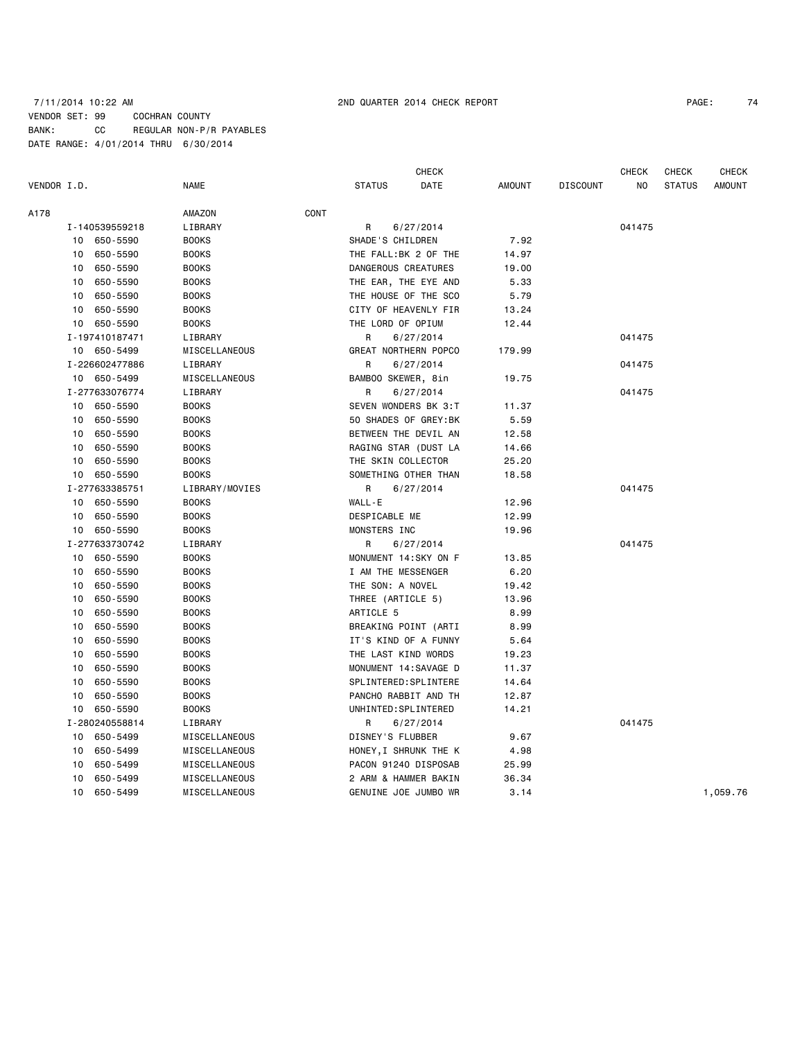7/11/2014 10:22 AM 2ND QUARTER 2014 CHECK REPORT

VENDOR SET: 99 COCHRAN COUNTY
BANK: CC REGULAR NON-P/R PAYABLES
DATE RANGE: 4/01/2014 THRU 6/30/2014

| VENDOR I.D. | NAME | STATUS | CHECK DATE | AMOUNT | DISCOUNT | CHECK NO | CHECK STATUS | CHECK AMOUNT |
|---|---|---|---|---|---|---|---|---|
| A178 | AMAZON CONT | | | | | | | |
| I-140539559218 | LIBRARY | R | 6/27/2014 | | | 041475 | | |
| 10 650-5590 | BOOKS | SHADE'S CHILDREN | | 7.92 | | | | |
| 10 650-5590 | BOOKS | THE FALL:BK 2 OF THE | | 14.97 | | | | |
| 10 650-5590 | BOOKS | DANGEROUS CREATURES | | 19.00 | | | | |
| 10 650-5590 | BOOKS | THE EAR, THE EYE AND | | 5.33 | | | | |
| 10 650-5590 | BOOKS | THE HOUSE OF THE SCO | | 5.79 | | | | |
| 10 650-5590 | BOOKS | CITY OF HEAVENLY FIR | | 13.24 | | | | |
| 10 650-5590 | BOOKS | THE LORD OF OPIUM | | 12.44 | | | | |
| I-197410187471 | LIBRARY | R | 6/27/2014 | | | 041475 | | |
| 10 650-5499 | MISCELLANEOUS | GREAT NORTHERN POPCO | | 179.99 | | | | |
| I-226602477886 | LIBRARY | R | 6/27/2014 | | | 041475 | | |
| 10 650-5499 | MISCELLANEOUS | BAMBOO SKEWER, 8in | | 19.75 | | | | |
| I-277633076774 | LIBRARY | R | 6/27/2014 | | | 041475 | | |
| 10 650-5590 | BOOKS | SEVEN WONDERS BK 3:T | | 11.37 | | | | |
| 10 650-5590 | BOOKS | 50 SHADES OF GREY:BK | | 5.59 | | | | |
| 10 650-5590 | BOOKS | BETWEEN THE DEVIL AN | | 12.58 | | | | |
| 10 650-5590 | BOOKS | RAGING STAR (DUST LA | | 14.66 | | | | |
| 10 650-5590 | BOOKS | THE SKIN COLLECTOR | | 25.20 | | | | |
| 10 650-5590 | BOOKS | SOMETHING OTHER THAN | | 18.58 | | | | |
| I-277633385751 | LIBRARY/MOVIES | R | 6/27/2014 | | | 041475 | | |
| 10 650-5590 | BOOKS | WALL-E | | 12.96 | | | | |
| 10 650-5590 | BOOKS | DESPICABLE ME | | 12.99 | | | | |
| 10 650-5590 | BOOKS | MONSTERS INC | | 19.96 | | | | |
| I-277633730742 | LIBRARY | R | 6/27/2014 | | | 041475 | | |
| 10 650-5590 | BOOKS | MONUMENT 14:SKY ON F | | 13.85 | | | | |
| 10 650-5590 | BOOKS | I AM THE MESSENGER | | 6.20 | | | | |
| 10 650-5590 | BOOKS | THE SON: A NOVEL | | 19.42 | | | | |
| 10 650-5590 | BOOKS | THREE (ARTICLE 5) | | 13.96 | | | | |
| 10 650-5590 | BOOKS | ARTICLE 5 | | 8.99 | | | | |
| 10 650-5590 | BOOKS | BREAKING POINT (ARTI | | 8.99 | | | | |
| 10 650-5590 | BOOKS | IT'S KIND OF A FUNNY | | 5.64 | | | | |
| 10 650-5590 | BOOKS | THE LAST KIND WORDS | | 19.23 | | | | |
| 10 650-5590 | BOOKS | MONUMENT 14:SAVAGE D | | 11.37 | | | | |
| 10 650-5590 | BOOKS | SPLINTERED:SPLINTERE | | 14.64 | | | | |
| 10 650-5590 | BOOKS | PANCHO RABBIT AND TH | | 12.87 | | | | |
| 10 650-5590 | BOOKS | UNHINTED:SPLINTERED | | 14.21 | | | | |
| I-280240558814 | LIBRARY | R | 6/27/2014 | | | 041475 | | |
| 10 650-5499 | MISCELLANEOUS | DISNEY'S FLUBBER | | 9.67 | | | | |
| 10 650-5499 | MISCELLANEOUS | HONEY,I SHRUNK THE K | | 4.98 | | | | |
| 10 650-5499 | MISCELLANEOUS | PACON 91240 DISPOSAB | | 25.99 | | | | |
| 10 650-5499 | MISCELLANEOUS | 2 ARM & HAMMER BAKIN | | 36.34 | | | | |
| 10 650-5499 | MISCELLANEOUS | GENUINE JOE JUMBO WR | | 3.14 | | | | 1,059.76 |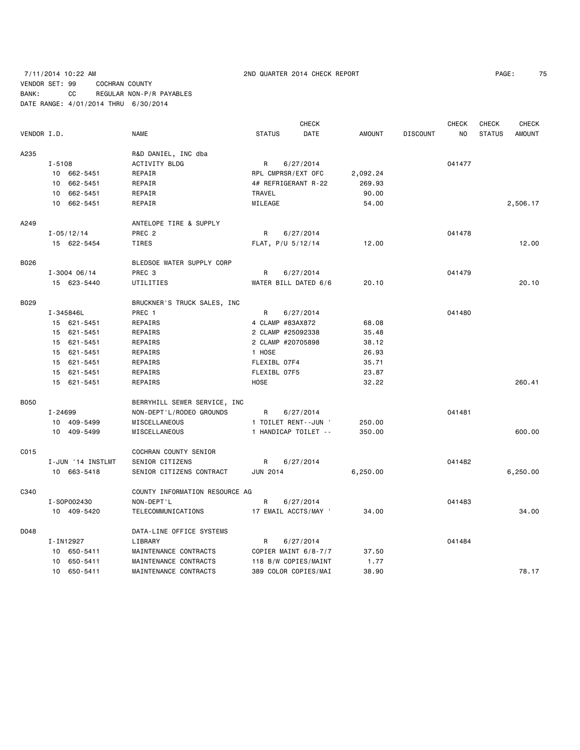7/11/2014 10:22 AM 2ND QUARTER 2014 CHECK REPORT

VENDOR SET: 99 COCHRAN COUNTY
BANK: CC REGULAR NON-P/R PAYABLES
DATE RANGE: 4/01/2014 THRU 6/30/2014

| VENDOR I.D. | NAME | STATUS | CHECK DATE | AMOUNT | DISCOUNT | CHECK NO | CHECK STATUS | CHECK AMOUNT |
|---|---|---|---|---|---|---|---|---|
| A235 | R&D DANIEL, INC dba | | | | | | | |
| I-5108 | ACTIVITY BLDG | R | 6/27/2014 | | | 041477 | | |
| 10 662-5451 | REPAIR | RPL CMPRSR/EXT OFC | | 2,092.24 | | | | |
| 10 662-5451 | REPAIR | 4# REFRIGERANT R-22 | | 269.93 | | | | |
| 10 662-5451 | REPAIR | TRAVEL | | 90.00 | | | | |
| 10 662-5451 | REPAIR | MILEAGE | | 54.00 | | | | 2,506.17 |
| A249 | ANTELOPE TIRE & SUPPLY | | | | | | | |
| I-05/12/14 | PREC 2 | R | 6/27/2014 | | | 041478 | | |
| 15 622-5454 | TIRES | FLAT, P/U 5/12/14 | | 12.00 | | | | 12.00 |
| B026 | BLEDSOE WATER SUPPLY CORP | | | | | | | |
| I-3004 06/14 | PREC 3 | R | 6/27/2014 | | | 041479 | | |
| 15 623-5440 | UTILITIES | WATER BILL DATED 6/6 | | 20.10 | | | | 20.10 |
| B029 | BRUCKNER'S TRUCK SALES, INC | | | | | | | |
| I-345846L | PREC 1 | R | 6/27/2014 | | | 041480 | | |
| 15 621-5451 | REPAIRS | 4 CLAMP #83AX872 | | 68.08 | | | | |
| 15 621-5451 | REPAIRS | 2 CLAMP #25092338 | | 35.48 | | | | |
| 15 621-5451 | REPAIRS | 2 CLAMP #20705898 | | 38.12 | | | | |
| 15 621-5451 | REPAIRS | 1 HOSE | | 26.93 | | | | |
| 15 621-5451 | REPAIRS | FLEXIBL 07F4 | | 35.71 | | | | |
| 15 621-5451 | REPAIRS | FLEXIBL 07F5 | | 23.87 | | | | |
| 15 621-5451 | REPAIRS | HOSE | | 32.22 | | | | 260.41 |
| B050 | BERRYHILL SEWER SERVICE, INC | | | | | | | |
| I-24699 | NON-DEPT'L/RODEO GROUNDS | R | 6/27/2014 | | | 041481 | | |
| 10 409-5499 | MISCELLANEOUS | 1 TOILET RENT--JUN ' | | 250.00 | | | | |
| 10 409-5499 | MISCELLANEOUS | 1 HANDICAP TOILET -- | | 350.00 | | | | 600.00 |
| C015 | COCHRAN COUNTY SENIOR | | | | | | | |
| I-JUN '14 INSTLMT | SENIOR CITIZENS | R | 6/27/2014 | | | 041482 | | |
| 10 663-5418 | SENIOR CITIZENS CONTRACT | JUN 2014 | | 6,250.00 | | | | 6,250.00 |
| C340 | COUNTY INFORMATION RESOURCE AG | | | | | | | |
| I-SOP002430 | NON-DEPT'L | R | 6/27/2014 | | | 041483 | | |
| 10 409-5420 | TELECOMMUNICATIONS | 17 EMAIL ACCTS/MAY ' | | 34.00 | | | | 34.00 |
| D048 | DATA-LINE OFFICE SYSTEMS | | | | | | | |
| I-IN12927 | LIBRARY | R | 6/27/2014 | | | 041484 | | |
| 10 650-5411 | MAINTENANCE CONTRACTS | COPIER MAINT 6/8-7/7 | | 37.50 | | | | |
| 10 650-5411 | MAINTENANCE CONTRACTS | 118 B/W COPIES/MAINT | | 1.77 | | | | |
| 10 650-5411 | MAINTENANCE CONTRACTS | 389 COLOR COPIES/MAI | | 38.90 | | | | 78.17 |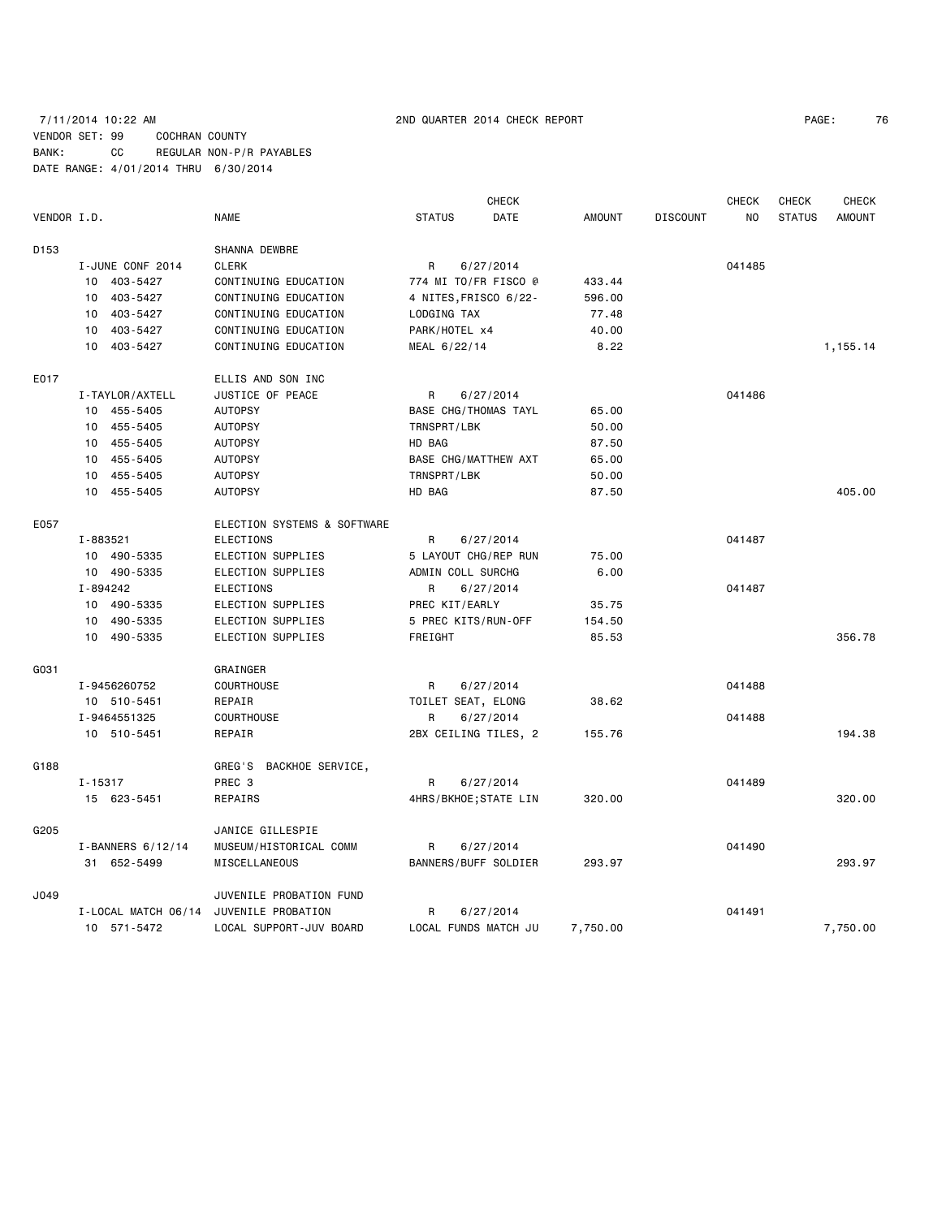7/11/2014 10:22 AM 2ND QUARTER 2014 CHECK REPORT

VENDOR SET: 99 COCHRAN COUNTY
BANK: CC REGULAR NON-P/R PAYABLES
DATE RANGE: 4/01/2014 THRU 6/30/2014

| VENDOR I.D. | NAME | STATUS | CHECK DATE | AMOUNT | DISCOUNT | CHECK NO | CHECK STATUS | CHECK AMOUNT |
|---|---|---|---|---|---|---|---|---|
| D153 | SHANNA DEWBRE | | | | | | | |
| I-JUNE CONF 2014 | CLERK | R | 6/27/2014 | | | 041485 | | |
| 10 403-5427 | CONTINUING EDUCATION | 774 MI TO/FR FISCO @ | | 433.44 | | | | |
| 10 403-5427 | CONTINUING EDUCATION | 4 NITES,FRISCO 6/22- | | 596.00 | | | | |
| 10 403-5427 | CONTINUING EDUCATION | LODGING TAX | | 77.48 | | | | |
| 10 403-5427 | CONTINUING EDUCATION | PARK/HOTEL x4 | | 40.00 | | | | |
| 10 403-5427 | CONTINUING EDUCATION | MEAL 6/22/14 | | 8.22 | | | | 1,155.14 |
| E017 | ELLIS AND SON INC | | | | | | | |
| I-TAYLOR/AXTELL | JUSTICE OF PEACE | R | 6/27/2014 | | | 041486 | | |
| 10 455-5405 | AUTOPSY | BASE CHG/THOMAS TAYL | | 65.00 | | | | |
| 10 455-5405 | AUTOPSY | TRNSPRT/LBK | | 50.00 | | | | |
| 10 455-5405 | AUTOPSY | HD BAG | | 87.50 | | | | |
| 10 455-5405 | AUTOPSY | BASE CHG/MATTHEW AXT | | 65.00 | | | | |
| 10 455-5405 | AUTOPSY | TRNSPRT/LBK | | 50.00 | | | | |
| 10 455-5405 | AUTOPSY | HD BAG | | 87.50 | | | | 405.00 |
| E057 | ELECTION SYSTEMS & SOFTWARE | | | | | | | |
| I-883521 | ELECTIONS | R | 6/27/2014 | | | 041487 | | |
| 10 490-5335 | ELECTION SUPPLIES | 5 LAYOUT CHG/REP RUN | | 75.00 | | | | |
| 10 490-5335 | ELECTION SUPPLIES | ADMIN COLL SURCHG | | 6.00 | | | | |
| I-894242 | ELECTIONS | R | 6/27/2014 | | | 041487 | | |
| 10 490-5335 | ELECTION SUPPLIES | PREC KIT/EARLY | | 35.75 | | | | |
| 10 490-5335 | ELECTION SUPPLIES | 5 PREC KITS/RUN-OFF | | 154.50 | | | | |
| 10 490-5335 | ELECTION SUPPLIES | FREIGHT | | 85.53 | | | | 356.78 |
| G031 | GRAINGER | | | | | | | |
| I-9456260752 | COURTHOUSE | R | 6/27/2014 | | | 041488 | | |
| 10 510-5451 | REPAIR | TOILET SEAT, ELONG | | 38.62 | | | | |
| I-9464551325 | COURTHOUSE | R | 6/27/2014 | | | 041488 | | |
| 10 510-5451 | REPAIR | 2BX CEILING TILES, 2 | | 155.76 | | | | 194.38 |
| G188 | GREG'S BACKHOE SERVICE, | | | | | | | |
| I-15317 | PREC 3 | R | 6/27/2014 | | | 041489 | | |
| 15 623-5451 | REPAIRS | 4HRS/BKHOE;STATE LIN | | 320.00 | | | | 320.00 |
| G205 | JANICE GILLESPIE | | | | | | | |
| I-BANNERS 6/12/14 | MUSEUM/HISTORICAL COMM | R | 6/27/2014 | | | 041490 | | |
| 31 652-5499 | MISCELLANEOUS | BANNERS/BUFF SOLDIER | | 293.97 | | | | 293.97 |
| J049 | JUVENILE PROBATION FUND | | | | | | | |
| I-LOCAL MATCH 06/14 | JUVENILE PROBATION | R | 6/27/2014 | | | 041491 | | |
| 10 571-5472 | LOCAL SUPPORT-JUV BOARD | LOCAL FUNDS MATCH JU | | 7,750.00 | | | | 7,750.00 |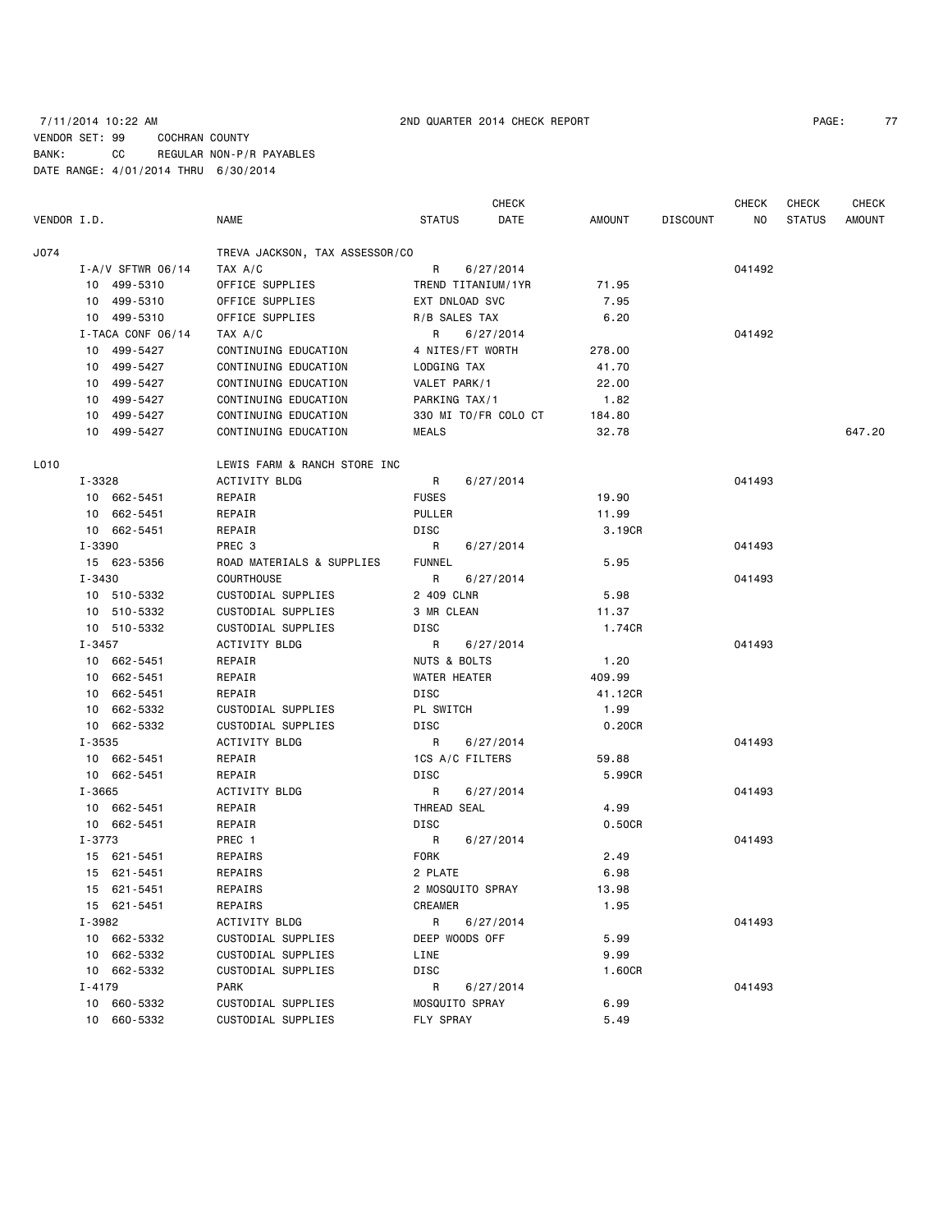7/11/2014 10:22 AM 2ND QUARTER 2014 CHECK REPORT

VENDOR SET: 99 COCHRAN COUNTY
BANK: CC REGULAR NON-P/R PAYABLES
DATE RANGE: 4/01/2014 THRU 6/30/2014

| VENDOR I.D. | NAME | STATUS | CHECK DATE | AMOUNT | DISCOUNT | CHECK NO | CHECK STATUS | CHECK AMOUNT |
|---|---|---|---|---|---|---|---|---|
| J074 | TREVA JACKSON, TAX ASSESSOR/CO | | | | | | | |
| I-A/V SFTWR 06/14 | TAX A/C | R | 6/27/2014 | | | 041492 | | |
| 10 499-5310 | OFFICE SUPPLIES | TREND TITANIUM/1YR | | 71.95 | | | | |
| 10 499-5310 | OFFICE SUPPLIES | EXT DNLOAD SVC | | 7.95 | | | | |
| 10 499-5310 | OFFICE SUPPLIES | R/B SALES TAX | | 6.20 | | | | |
| I-TACA CONF 06/14 | TAX A/C | R | 6/27/2014 | | | 041492 | | |
| 10 499-5427 | CONTINUING EDUCATION | 4 NITES/FT WORTH | | 278.00 | | | | |
| 10 499-5427 | CONTINUING EDUCATION | LODGING TAX | | 41.70 | | | | |
| 10 499-5427 | CONTINUING EDUCATION | VALET PARK/1 | | 22.00 | | | | |
| 10 499-5427 | CONTINUING EDUCATION | PARKING TAX/1 | | 1.82 | | | | |
| 10 499-5427 | CONTINUING EDUCATION | 330 MI TO/FR COLO CT | | 184.80 | | | | |
| 10 499-5427 | CONTINUING EDUCATION | MEALS | | 32.78 | | | | 647.20 |
| L010 | LEWIS FARM & RANCH STORE INC | | | | | | | |
| I-3328 | ACTIVITY BLDG | R | 6/27/2014 | | | 041493 | | |
| 10 662-5451 | REPAIR | FUSES | | 19.90 | | | | |
| 10 662-5451 | REPAIR | PULLER | | 11.99 | | | | |
| 10 662-5451 | REPAIR | DISC | | 3.19CR | | | | |
| I-3390 | PREC 3 | R | 6/27/2014 | | | 041493 | | |
| 15 623-5356 | ROAD MATERIALS & SUPPLIES | FUNNEL | | 5.95 | | | | |
| I-3430 | COURTHOUSE | R | 6/27/2014 | | | 041493 | | |
| 10 510-5332 | CUSTODIAL SUPPLIES | 2 409 CLNR | | 5.98 | | | | |
| 10 510-5332 | CUSTODIAL SUPPLIES | 3 MR CLEAN | | 11.37 | | | | |
| 10 510-5332 | CUSTODIAL SUPPLIES | DISC | | 1.74CR | | | | |
| I-3457 | ACTIVITY BLDG | R | 6/27/2014 | | | 041493 | | |
| 10 662-5451 | REPAIR | NUTS & BOLTS | | 1.20 | | | | |
| 10 662-5451 | REPAIR | WATER HEATER | | 409.99 | | | | |
| 10 662-5451 | REPAIR | DISC | | 41.12CR | | | | |
| 10 662-5332 | CUSTODIAL SUPPLIES | PL SWITCH | | 1.99 | | | | |
| 10 662-5332 | CUSTODIAL SUPPLIES | DISC | | 0.20CR | | | | |
| I-3535 | ACTIVITY BLDG | R | 6/27/2014 | | | 041493 | | |
| 10 662-5451 | REPAIR | 1CS A/C FILTERS | | 59.88 | | | | |
| 10 662-5451 | REPAIR | DISC | | 5.99CR | | | | |
| I-3665 | ACTIVITY BLDG | R | 6/27/2014 | | | 041493 | | |
| 10 662-5451 | REPAIR | THREAD SEAL | | 4.99 | | | | |
| 10 662-5451 | REPAIR | DISC | | 0.50CR | | | | |
| I-3773 | PREC 1 | R | 6/27/2014 | | | 041493 | | |
| 15 621-5451 | REPAIRS | FORK | | 2.49 | | | | |
| 15 621-5451 | REPAIRS | 2 PLATE | | 6.98 | | | | |
| 15 621-5451 | REPAIRS | 2 MOSQUITO SPRAY | | 13.98 | | | | |
| 15 621-5451 | REPAIRS | CREAMER | | 1.95 | | | | |
| I-3982 | ACTIVITY BLDG | R | 6/27/2014 | | | 041493 | | |
| 10 662-5332 | CUSTODIAL SUPPLIES | DEEP WOODS OFF | | 5.99 | | | | |
| 10 662-5332 | CUSTODIAL SUPPLIES | LINE | | 9.99 | | | | |
| 10 662-5332 | CUSTODIAL SUPPLIES | DISC | | 1.60CR | | | | |
| I-4179 | PARK | R | 6/27/2014 | | | 041493 | | |
| 10 660-5332 | CUSTODIAL SUPPLIES | MOSQUITO SPRAY | | 6.99 | | | | |
| 10 660-5332 | CUSTODIAL SUPPLIES | FLY SPRAY | | 5.49 | | | | |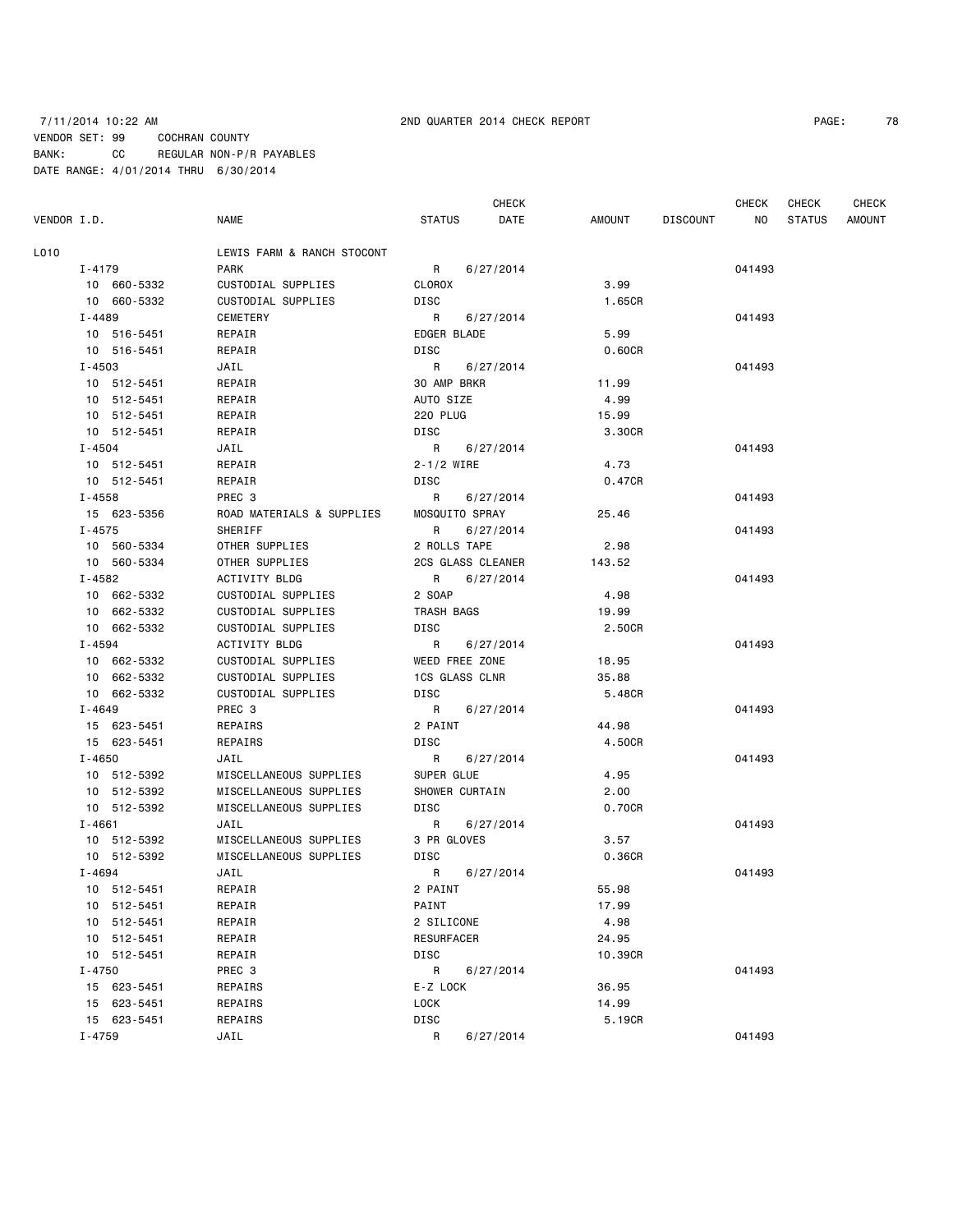7/11/2014 10:22 AM 2ND QUARTER 2014 CHECK REPORT

VENDOR SET: 99 COCHRAN COUNTY
BANK: CC REGULAR NON-P/R PAYABLES
DATE RANGE: 4/01/2014 THRU 6/30/2014

| VENDOR I.D. | NAME | STATUS | CHECK DATE | AMOUNT | DISCOUNT | CHECK NO | CHECK STATUS | CHECK AMOUNT |
|---|---|---|---|---|---|---|---|---|
| L010 | LEWIS FARM & RANCH STOCONT | | | | | | | |
| I-4179 | PARK | R | 6/27/2014 | | | 041493 | | |
| 10 660-5332 | CUSTODIAL SUPPLIES | CLOROX | | 3.99 | | | | |
| 10 660-5332 | CUSTODIAL SUPPLIES | DISC | | 1.65CR | | | | |
| I-4489 | CEMETERY | R | 6/27/2014 | | | 041493 | | |
| 10 516-5451 | REPAIR | EDGER BLADE | | 5.99 | | | | |
| 10 516-5451 | REPAIR | DISC | | 0.60CR | | | | |
| I-4503 | JAIL | R | 6/27/2014 | | | 041493 | | |
| 10 512-5451 | REPAIR | 30 AMP BRKR | | 11.99 | | | | |
| 10 512-5451 | REPAIR | AUTO SIZE | | 4.99 | | | | |
| 10 512-5451 | REPAIR | 220 PLUG | | 15.99 | | | | |
| 10 512-5451 | REPAIR | DISC | | 3.30CR | | | | |
| I-4504 | JAIL | R | 6/27/2014 | | | 041493 | | |
| 10 512-5451 | REPAIR | 2-1/2 WIRE | | 4.73 | | | | |
| 10 512-5451 | REPAIR | DISC | | 0.47CR | | | | |
| I-4558 | PREC 3 | R | 6/27/2014 | | | 041493 | | |
| 15 623-5356 | ROAD MATERIALS & SUPPLIES | MOSQUITO SPRAY | | 25.46 | | | | |
| I-4575 | SHERIFF | R | 6/27/2014 | | | 041493 | | |
| 10 560-5334 | OTHER SUPPLIES | 2 ROLLS TAPE | | 2.98 | | | | |
| 10 560-5334 | OTHER SUPPLIES | 2CS GLASS CLEANER | | 143.52 | | | | |
| I-4582 | ACTIVITY BLDG | R | 6/27/2014 | | | 041493 | | |
| 10 662-5332 | CUSTODIAL SUPPLIES | 2 SOAP | | 4.98 | | | | |
| 10 662-5332 | CUSTODIAL SUPPLIES | TRASH BAGS | | 19.99 | | | | |
| 10 662-5332 | CUSTODIAL SUPPLIES | DISC | | 2.50CR | | | | |
| I-4594 | ACTIVITY BLDG | R | 6/27/2014 | | | 041493 | | |
| 10 662-5332 | CUSTODIAL SUPPLIES | WEED FREE ZONE | | 18.95 | | | | |
| 10 662-5332 | CUSTODIAL SUPPLIES | 1CS GLASS CLNR | | 35.88 | | | | |
| 10 662-5332 | CUSTODIAL SUPPLIES | DISC | | 5.48CR | | | | |
| I-4649 | PREC 3 | R | 6/27/2014 | | | 041493 | | |
| 15 623-5451 | REPAIRS | 2 PAINT | | 44.98 | | | | |
| 15 623-5451 | REPAIRS | DISC | | 4.50CR | | | | |
| I-4650 | JAIL | R | 6/27/2014 | | | 041493 | | |
| 10 512-5392 | MISCELLANEOUS SUPPLIES | SUPER GLUE | | 4.95 | | | | |
| 10 512-5392 | MISCELLANEOUS SUPPLIES | SHOWER CURTAIN | | 2.00 | | | | |
| 10 512-5392 | MISCELLANEOUS SUPPLIES | DISC | | 0.70CR | | | | |
| I-4661 | JAIL | R | 6/27/2014 | | | 041493 | | |
| 10 512-5392 | MISCELLANEOUS SUPPLIES | 3 PR GLOVES | | 3.57 | | | | |
| 10 512-5392 | MISCELLANEOUS SUPPLIES | DISC | | 0.36CR | | | | |
| I-4694 | JAIL | R | 6/27/2014 | | | 041493 | | |
| 10 512-5451 | REPAIR | 2 PAINT | | 55.98 | | | | |
| 10 512-5451 | REPAIR | PAINT | | 17.99 | | | | |
| 10 512-5451 | REPAIR | 2 SILICONE | | 4.98 | | | | |
| 10 512-5451 | REPAIR | RESURFACER | | 24.95 | | | | |
| 10 512-5451 | REPAIR | DISC | | 10.39CR | | | | |
| I-4750 | PREC 3 | R | 6/27/2014 | | | 041493 | | |
| 15 623-5451 | REPAIRS | E-Z LOCK | | 36.95 | | | | |
| 15 623-5451 | REPAIRS | LOCK | | 14.99 | | | | |
| 15 623-5451 | REPAIRS | DISC | | 5.19CR | | | | |
| I-4759 | JAIL | R | 6/27/2014 | | | 041493 | | |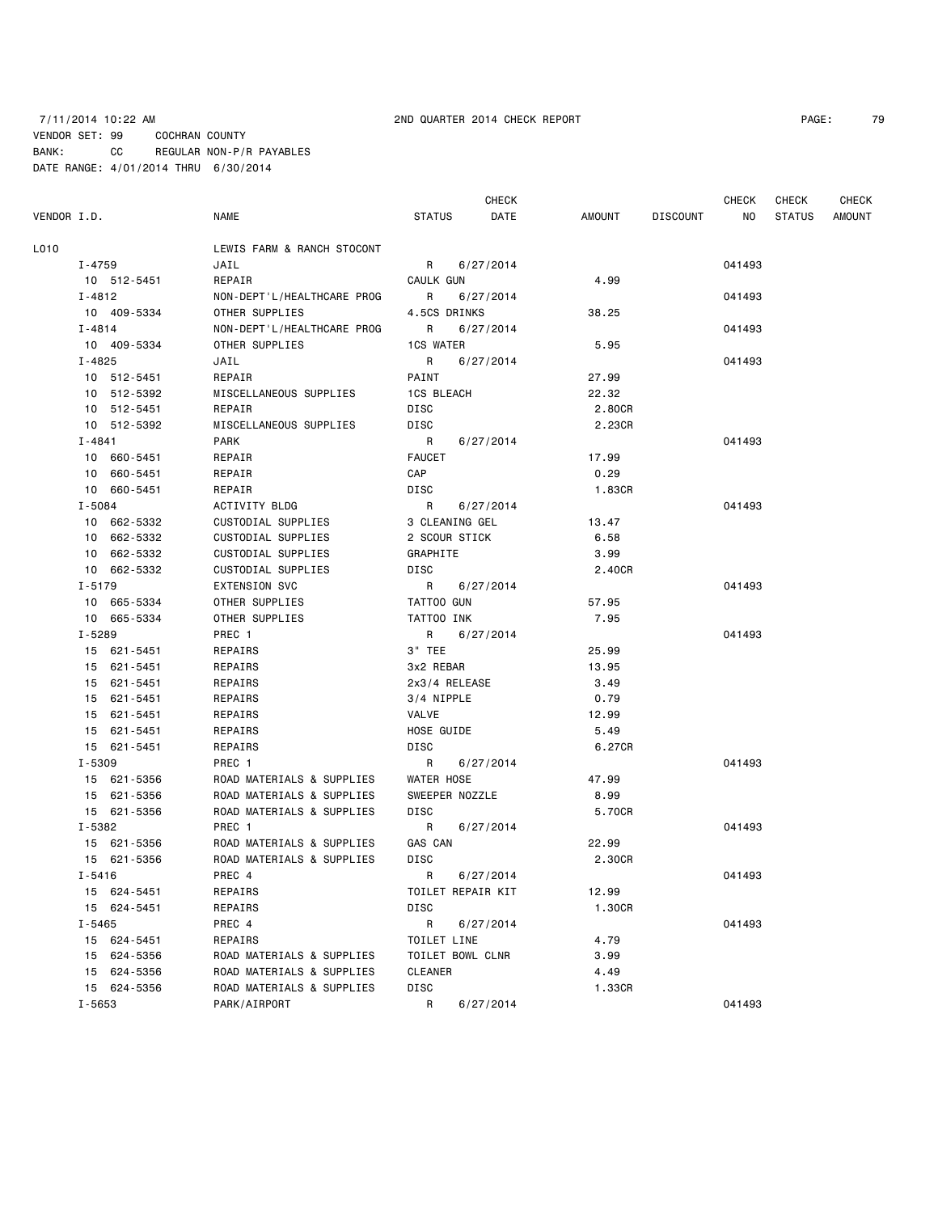7/11/2014 10:22 AM 2ND QUARTER 2014 CHECK REPORT

VENDOR SET: 99 COCHRAN COUNTY
BANK: CC REGULAR NON-P/R PAYABLES
DATE RANGE: 4/01/2014 THRU 6/30/2014

| VENDOR I.D. | NAME | STATUS | CHECK DATE | AMOUNT | DISCOUNT | CHECK NO | CHECK STATUS | CHECK AMOUNT |
|---|---|---|---|---|---|---|---|---|
| L010 | LEWIS FARM & RANCH STOCONT | | | | | | | |
| I-4759 | JAIL | R | 6/27/2014 | | | 041493 | | |
| 10 512-5451 | REPAIR | CAULK GUN | | 4.99 | | | | |
| I-4812 | NON-DEPT'L/HEALTHCARE PROG | R | 6/27/2014 | | | 041493 | | |
| 10 409-5334 | OTHER SUPPLIES | 4.5CS DRINKS | | 38.25 | | | | |
| I-4814 | NON-DEPT'L/HEALTHCARE PROG | R | 6/27/2014 | | | 041493 | | |
| 10 409-5334 | OTHER SUPPLIES | 1CS WATER | | 5.95 | | | | |
| I-4825 | JAIL | R | 6/27/2014 | | | 041493 | | |
| 10 512-5451 | REPAIR | PAINT | | 27.99 | | | | |
| 10 512-5392 | MISCELLANEOUS SUPPLIES | 1CS BLEACH | | 22.32 | | | | |
| 10 512-5451 | REPAIR | DISC | | 2.80CR | | | | |
| 10 512-5392 | MISCELLANEOUS SUPPLIES | DISC | | 2.23CR | | | | |
| I-4841 | PARK | R | 6/27/2014 | | | 041493 | | |
| 10 660-5451 | REPAIR | FAUCET | | 17.99 | | | | |
| 10 660-5451 | REPAIR | CAP | | 0.29 | | | | |
| 10 660-5451 | REPAIR | DISC | | 1.83CR | | | | |
| I-5084 | ACTIVITY BLDG | R | 6/27/2014 | | | 041493 | | |
| 10 662-5332 | CUSTODIAL SUPPLIES | 3 CLEANING GEL | | 13.47 | | | | |
| 10 662-5332 | CUSTODIAL SUPPLIES | 2 SCOUR STICK | | 6.58 | | | | |
| 10 662-5332 | CUSTODIAL SUPPLIES | GRAPHITE | | 3.99 | | | | |
| 10 662-5332 | CUSTODIAL SUPPLIES | DISC | | 2.40CR | | | | |
| I-5179 | EXTENSION SVC | R | 6/27/2014 | | | 041493 | | |
| 10 665-5334 | OTHER SUPPLIES | TATTOO GUN | | 57.95 | | | | |
| 10 665-5334 | OTHER SUPPLIES | TATTOO INK | | 7.95 | | | | |
| I-5289 | PREC 1 | R | 6/27/2014 | | | 041493 | | |
| 15 621-5451 | REPAIRS | 3" TEE | | 25.99 | | | | |
| 15 621-5451 | REPAIRS | 3x2 REBAR | | 13.95 | | | | |
| 15 621-5451 | REPAIRS | 2x3/4 RELEASE | | 3.49 | | | | |
| 15 621-5451 | REPAIRS | 3/4 NIPPLE | | 0.79 | | | | |
| 15 621-5451 | REPAIRS | VALVE | | 12.99 | | | | |
| 15 621-5451 | REPAIRS | HOSE GUIDE | | 5.49 | | | | |
| 15 621-5451 | REPAIRS | DISC | | 6.27CR | | | | |
| I-5309 | PREC 1 | R | 6/27/2014 | | | 041493 | | |
| 15 621-5356 | ROAD MATERIALS & SUPPLIES | WATER HOSE | | 47.99 | | | | |
| 15 621-5356 | ROAD MATERIALS & SUPPLIES | SWEEPER NOZZLE | | 8.99 | | | | |
| 15 621-5356 | ROAD MATERIALS & SUPPLIES | DISC | | 5.70CR | | | | |
| I-5382 | PREC 1 | R | 6/27/2014 | | | 041493 | | |
| 15 621-5356 | ROAD MATERIALS & SUPPLIES | GAS CAN | | 22.99 | | | | |
| 15 621-5356 | ROAD MATERIALS & SUPPLIES | DISC | | 2.30CR | | | | |
| I-5416 | PREC 4 | R | 6/27/2014 | | | 041493 | | |
| 15 624-5451 | REPAIRS | TOILET REPAIR KIT | | 12.99 | | | | |
| 15 624-5451 | REPAIRS | DISC | | 1.30CR | | | | |
| I-5465 | PREC 4 | R | 6/27/2014 | | | 041493 | | |
| 15 624-5451 | REPAIRS | TOILET LINE | | 4.79 | | | | |
| 15 624-5356 | ROAD MATERIALS & SUPPLIES | TOILET BOWL CLNR | | 3.99 | | | | |
| 15 624-5356 | ROAD MATERIALS & SUPPLIES | CLEANER | | 4.49 | | | | |
| 15 624-5356 | ROAD MATERIALS & SUPPLIES | DISC | | 1.33CR | | | | |
| I-5653 | PARK/AIRPORT | R | 6/27/2014 | | | 041493 | | |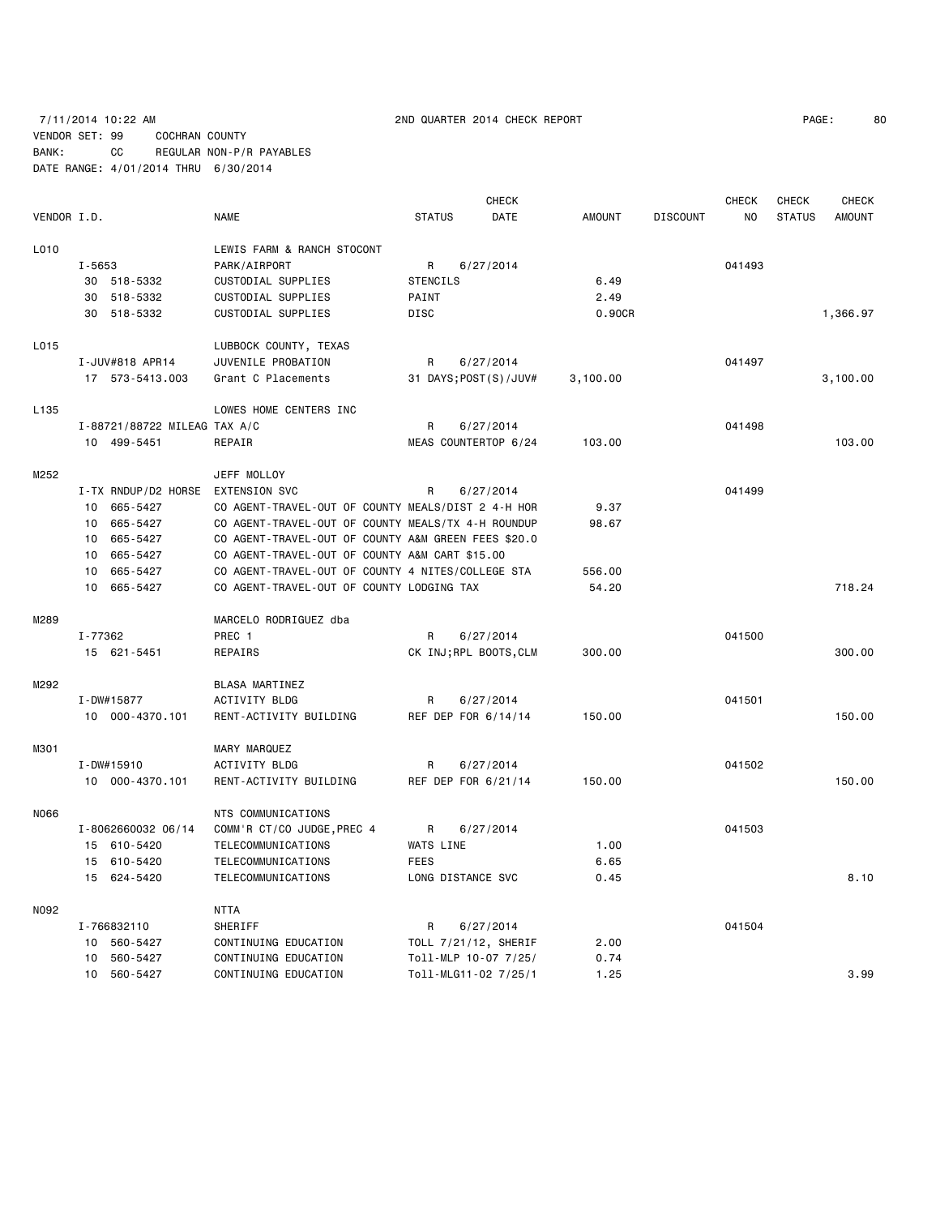7/11/2014 10:22 AM 2ND QUARTER 2014 CHECK REPORT

VENDOR SET: 99 COCHRAN COUNTY
BANK: CC REGULAR NON-P/R PAYABLES
DATE RANGE: 4/01/2014 THRU 6/30/2014

| VENDOR I.D. | NAME | STATUS | CHECK DATE | AMOUNT | DISCOUNT | CHECK NO | CHECK STATUS | CHECK AMOUNT |
|---|---|---|---|---|---|---|---|---|
| L010 | LEWIS FARM & RANCH STOCONT | | | | | | | |
| I-5653 | PARK/AIRPORT | R | 6/27/2014 | | | 041493 | | |
| 30 518-5332 | CUSTODIAL SUPPLIES | STENCILS | | 6.49 | | | | |
| 30 518-5332 | CUSTODIAL SUPPLIES | PAINT | | 2.49 | | | | |
| 30 518-5332 | CUSTODIAL SUPPLIES | DISC | | 0.90CR | | | | 1,366.97 |
| L015 | LUBBOCK COUNTY, TEXAS | | | | | | | |
| I-JUV#818 APR14 | JUVENILE PROBATION | R | 6/27/2014 | | | 041497 | | |
| 17 573-5413.003 | Grant C Placements | 31 DAYS;POST(S)/JUV# | | 3,100.00 | | | | 3,100.00 |
| L135 | LOWES HOME CENTERS INC | | | | | | | |
| I-88721/88722 MILEAG TAX A/C | | R | 6/27/2014 | | | 041498 | | |
| 10 499-5451 | REPAIR | MEAS COUNTERTOP 6/24 | | 103.00 | | | | 103.00 |
| M252 | JEFF MOLLOY | | | | | | | |
| I-TX RNDUP/D2 HORSE | EXTENSION SVC | R | 6/27/2014 | | | 041499 | | |
| 10 665-5427 | CO AGENT-TRAVEL-OUT OF COUNTY MEALS/DIST 2 4-H HOR | | | 9.37 | | | | |
| 10 665-5427 | CO AGENT-TRAVEL-OUT OF COUNTY MEALS/TX 4-H ROUNDUP | | | 98.67 | | | | |
| 10 665-5427 | CO AGENT-TRAVEL-OUT OF COUNTY A&M GREEN FEES $20.0 | | | | | | | |
| 10 665-5427 | CO AGENT-TRAVEL-OUT OF COUNTY A&M CART $15.00 | | | | | | | |
| 10 665-5427 | CO AGENT-TRAVEL-OUT OF COUNTY 4 NITES/COLLEGE STA | | | 556.00 | | | | |
| 10 665-5427 | CO AGENT-TRAVEL-OUT OF COUNTY LODGING TAX | | | 54.20 | | | | 718.24 |
| M289 | MARCELO RODRIGUEZ dba | | | | | | | |
| I-77362 | PREC 1 | R | 6/27/2014 | | | 041500 | | |
| 15 621-5451 | REPAIRS | CK INJ;RPL BOOTS,CLM | | 300.00 | | | | 300.00 |
| M292 | BLASA MARTINEZ | | | | | | | |
| I-DW#15877 | ACTIVITY BLDG | R | 6/27/2014 | | | 041501 | | |
| 10 000-4370.101 | RENT-ACTIVITY BUILDING | REF DEP FOR 6/14/14 | | 150.00 | | | | 150.00 |
| M301 | MARY MARQUEZ | | | | | | | |
| I-DW#15910 | ACTIVITY BLDG | R | 6/27/2014 | | | 041502 | | |
| 10 000-4370.101 | RENT-ACTIVITY BUILDING | REF DEP FOR 6/21/14 | | 150.00 | | | | 150.00 |
| N066 | NTS COMMUNICATIONS | | | | | | | |
| I-8062660032 06/14 | COMM'R CT/CO JUDGE,PREC 4 | R | 6/27/2014 | | | 041503 | | |
| 15 610-5420 | TELECOMMUNICATIONS | WATS LINE | | 1.00 | | | | |
| 15 610-5420 | TELECOMMUNICATIONS | FEES | | 6.65 | | | | |
| 15 624-5420 | TELECOMMUNICATIONS | LONG DISTANCE SVC | | 0.45 | | | | 8.10 |
| N092 | NTTA | | | | | | | |
| I-766832110 | SHERIFF | R | 6/27/2014 | | | 041504 | | |
| 10 560-5427 | CONTINUING EDUCATION | TOLL 7/21/12, SHERIF | | 2.00 | | | | |
| 10 560-5427 | CONTINUING EDUCATION | Toll-MLP 10-07 7/25/ | | 0.74 | | | | |
| 10 560-5427 | CONTINUING EDUCATION | Toll-MLG11-02 7/25/1 | | 1.25 | | | | 3.99 |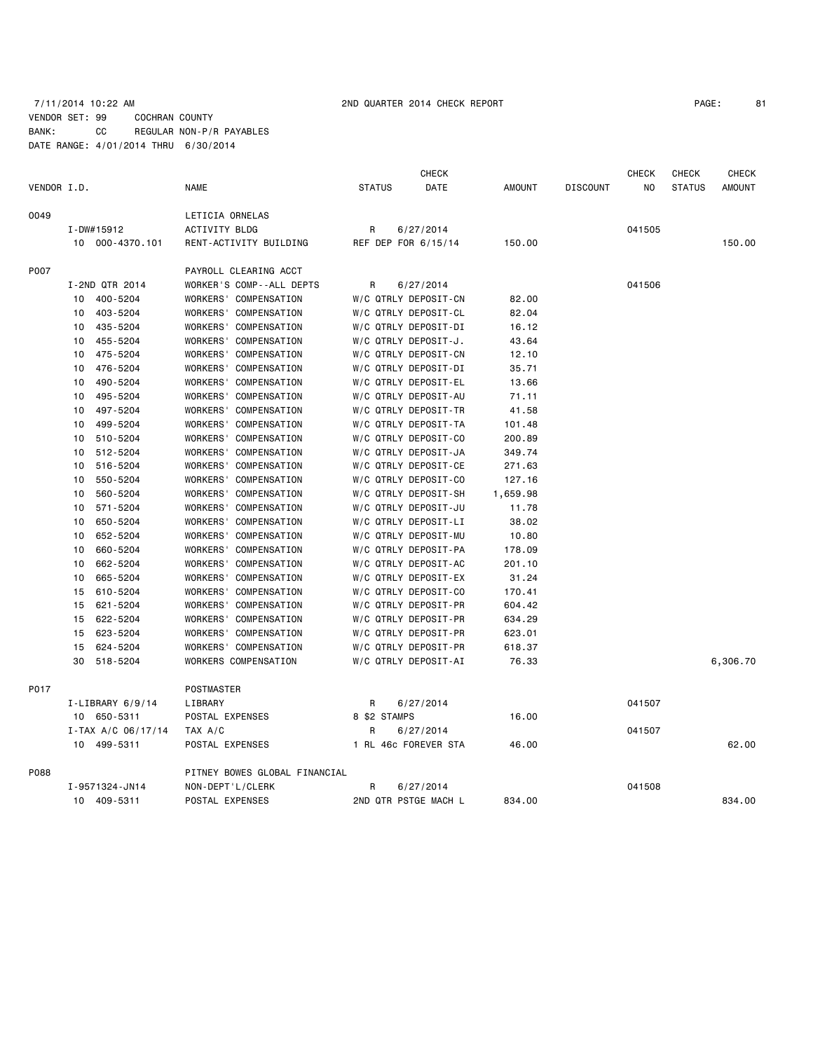7/11/2014 10:22 AM 2ND QUARTER 2014 CHECK REPORT

VENDOR SET: 99 COCHRAN COUNTY
BANK: CC REGULAR NON-P/R PAYABLES
DATE RANGE: 4/01/2014 THRU 6/30/2014

| VENDOR I.D. | | NAME | STATUS | CHECK DATE | AMOUNT | DISCOUNT | CHECK NO | CHECK STATUS | CHECK AMOUNT |
|---|---|---|---|---|---|---|---|---|---|
| 0049 | | LETICIA ORNELAS | | | | | | | |
| | I-DW#15912 | ACTIVITY BLDG | R | 6/27/2014 | | | 041505 | | |
| | 10 000-4370.101 | RENT-ACTIVITY BUILDING | REF DEP FOR 6/15/14 | | 150.00 | | | | 150.00 |
| P007 | | PAYROLL CLEARING ACCT | | | | | | | |
| | I-2ND QTR 2014 | WORKER'S COMP--ALL DEPTS | R | 6/27/2014 | | | 041506 | | |
| | 10 400-5204 | WORKERS' COMPENSATION | W/C QTRLY DEPOSIT-CN | | 82.00 | | | | |
| | 10 403-5204 | WORKERS' COMPENSATION | W/C QTRLY DEPOSIT-CL | | 82.04 | | | | |
| | 10 435-5204 | WORKERS' COMPENSATION | W/C QTRLY DEPOSIT-DI | | 16.12 | | | | |
| | 10 455-5204 | WORKERS' COMPENSATION | W/C QTRLY DEPOSIT-J. | | 43.64 | | | | |
| | 10 475-5204 | WORKERS' COMPENSATION | W/C QTRLY DEPOSIT-CN | | 12.10 | | | | |
| | 10 476-5204 | WORKERS' COMPENSATION | W/C QTRLY DEPOSIT-DI | | 35.71 | | | | |
| | 10 490-5204 | WORKERS' COMPENSATION | W/C QTRLY DEPOSIT-EL | | 13.66 | | | | |
| | 10 495-5204 | WORKERS' COMPENSATION | W/C QTRLY DEPOSIT-AU | | 71.11 | | | | |
| | 10 497-5204 | WORKERS' COMPENSATION | W/C QTRLY DEPOSIT-TR | | 41.58 | | | | |
| | 10 499-5204 | WORKERS' COMPENSATION | W/C QTRLY DEPOSIT-TA | | 101.48 | | | | |
| | 10 510-5204 | WORKERS' COMPENSATION | W/C QTRLY DEPOSIT-CO | | 200.89 | | | | |
| | 10 512-5204 | WORKERS' COMPENSATION | W/C QTRLY DEPOSIT-JA | | 349.74 | | | | |
| | 10 516-5204 | WORKERS' COMPENSATION | W/C QTRLY DEPOSIT-CE | | 271.63 | | | | |
| | 10 550-5204 | WORKERS' COMPENSATION | W/C QTRLY DEPOSIT-CO | | 127.16 | | | | |
| | 10 560-5204 | WORKERS' COMPENSATION | W/C QTRLY DEPOSIT-SH | | 1,659.98 | | | | |
| | 10 571-5204 | WORKERS' COMPENSATION | W/C QTRLY DEPOSIT-JU | | 11.78 | | | | |
| | 10 650-5204 | WORKERS' COMPENSATION | W/C QTRLY DEPOSIT-LI | | 38.02 | | | | |
| | 10 652-5204 | WORKERS' COMPENSATION | W/C QTRLY DEPOSIT-MU | | 10.80 | | | | |
| | 10 660-5204 | WORKERS' COMPENSATION | W/C QTRLY DEPOSIT-PA | | 178.09 | | | | |
| | 10 662-5204 | WORKERS' COMPENSATION | W/C QTRLY DEPOSIT-AC | | 201.10 | | | | |
| | 10 665-5204 | WORKERS' COMPENSATION | W/C QTRLY DEPOSIT-EX | | 31.24 | | | | |
| | 15 610-5204 | WORKERS' COMPENSATION | W/C QTRLY DEPOSIT-CO | | 170.41 | | | | |
| | 15 621-5204 | WORKERS' COMPENSATION | W/C QTRLY DEPOSIT-PR | | 604.42 | | | | |
| | 15 622-5204 | WORKERS' COMPENSATION | W/C QTRLY DEPOSIT-PR | | 634.29 | | | | |
| | 15 623-5204 | WORKERS' COMPENSATION | W/C QTRLY DEPOSIT-PR | | 623.01 | | | | |
| | 15 624-5204 | WORKERS' COMPENSATION | W/C QTRLY DEPOSIT-PR | | 618.37 | | | | |
| | 30 518-5204 | WORKERS COMPENSATION | W/C QTRLY DEPOSIT-AI | | 76.33 | | | | 6,306.70 |
| P017 | | POSTMASTER | | | | | | | |
| | I-LIBRARY 6/9/14 | LIBRARY | R | 6/27/2014 | | | 041507 | | |
| | 10 650-5311 | POSTAL EXPENSES | 8 $2 STAMPS | | 16.00 | | | | |
| | I-TAX A/C 06/17/14 | TAX A/C | R | 6/27/2014 | | | 041507 | | |
| | 10 499-5311 | POSTAL EXPENSES | 1 RL 46c FOREVER STA | | 46.00 | | | | 62.00 |
| P088 | | PITNEY BOWES GLOBAL FINANCIAL | | | | | | | |
| | I-9571324-JN14 | NON-DEPT'L/CLERK | R | 6/27/2014 | | | 041508 | | |
| | 10 409-5311 | POSTAL EXPENSES | 2ND QTR PSTGE MACH L | | 834.00 | | | | 834.00 |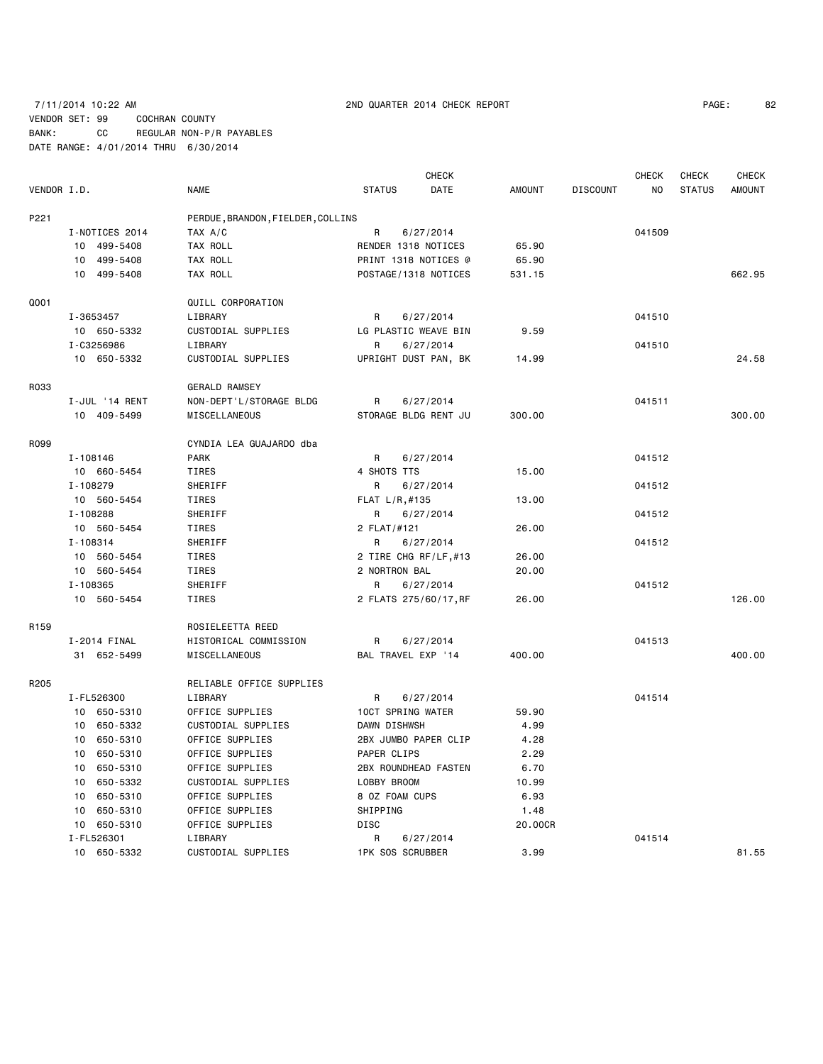7/11/2014 10:22 AM 2ND QUARTER 2014 CHECK REPORT

VENDOR SET: 99 COCHRAN COUNTY
BANK: CC REGULAR NON-P/R PAYABLES
DATE RANGE: 4/01/2014 THRU 6/30/2014

| VENDOR I.D. | NAME | STATUS | CHECK DATE | AMOUNT | DISCOUNT | CHECK NO | CHECK STATUS | CHECK AMOUNT |
|---|---|---|---|---|---|---|---|---|
| P221 | PERDUE,BRANDON,FIELDER,COLLINS | | | | | | | |
| I-NOTICES 2014 | TAX A/C | R | 6/27/2014 | | | 041509 | | |
| 10 499-5408 | TAX ROLL | RENDER 1318 NOTICES | | 65.90 | | | | |
| 10 499-5408 | TAX ROLL | PRINT 1318 NOTICES @ | | 65.90 | | | | |
| 10 499-5408 | TAX ROLL | POSTAGE/1318 NOTICES | | 531.15 | | | | 662.95 |
| Q001 | QUILL CORPORATION | | | | | | | |
| I-3653457 | LIBRARY | R | 6/27/2014 | | | 041510 | | |
| 10 650-5332 | CUSTODIAL SUPPLIES | LG PLASTIC WEAVE BIN | | 9.59 | | | | |
| I-C3256986 | LIBRARY | R | 6/27/2014 | | | 041510 | | |
| 10 650-5332 | CUSTODIAL SUPPLIES | UPRIGHT DUST PAN, BK | | 14.99 | | | | 24.58 |
| R033 | GERALD RAMSEY | | | | | | | |
| I-JUL '14 RENT | NON-DEPT'L/STORAGE BLDG | R | 6/27/2014 | | | 041511 | | |
| 10 409-5499 | MISCELLANEOUS | STORAGE BLDG RENT JU | | 300.00 | | | | 300.00 |
| R099 | CYNDIA LEA GUAJARDO dba | | | | | | | |
| I-108146 | PARK | R | 6/27/2014 | | | 041512 | | |
| 10 660-5454 | TIRES | 4 SHOTS TTS | | 15.00 | | | | |
| I-108279 | SHERIFF | R | 6/27/2014 | | | 041512 | | |
| 10 560-5454 | TIRES | FLAT L/R,#135 | | 13.00 | | | | |
| I-108288 | SHERIFF | R | 6/27/2014 | | | 041512 | | |
| 10 560-5454 | TIRES | 2 FLAT/#121 | | 26.00 | | | | |
| I-108314 | SHERIFF | R | 6/27/2014 | | | 041512 | | |
| 10 560-5454 | TIRES | 2 TIRE CHG RF/LF,#13 | | 26.00 | | | | |
| 10 560-5454 | TIRES | 2 NORTRON BAL | | 20.00 | | | | |
| I-108365 | SHERIFF | R | 6/27/2014 | | | 041512 | | |
| 10 560-5454 | TIRES | 2 FLATS 275/60/17,RF | | 26.00 | | | | 126.00 |
| R159 | ROSIELEETTA REED | | | | | | | |
| I-2014 FINAL | HISTORICAL COMMISSION | R | 6/27/2014 | | | 041513 | | |
| 31 652-5499 | MISCELLANEOUS | BAL TRAVEL EXP '14 | | 400.00 | | | | 400.00 |
| R205 | RELIABLE OFFICE SUPPLIES | | | | | | | |
| I-FL526300 | LIBRARY | R | 6/27/2014 | | | 041514 | | |
| 10 650-5310 | OFFICE SUPPLIES | 10CT SPRING WATER | | 59.90 | | | | |
| 10 650-5332 | CUSTODIAL SUPPLIES | DAWN DISHWSH | | 4.99 | | | | |
| 10 650-5310 | OFFICE SUPPLIES | 2BX JUMBO PAPER CLIP | | 4.28 | | | | |
| 10 650-5310 | OFFICE SUPPLIES | PAPER CLIPS | | 2.29 | | | | |
| 10 650-5310 | OFFICE SUPPLIES | 2BX ROUNDHEAD FASTEN | | 6.70 | | | | |
| 10 650-5332 | CUSTODIAL SUPPLIES | LOBBY BROOM | | 10.99 | | | | |
| 10 650-5310 | OFFICE SUPPLIES | 8 OZ FOAM CUPS | | 6.93 | | | | |
| 10 650-5310 | OFFICE SUPPLIES | SHIPPING | | 1.48 | | | | |
| 10 650-5310 | OFFICE SUPPLIES | DISC | | 20.00CR | | | | |
| I-FL526301 | LIBRARY | R | 6/27/2014 | | | 041514 | | |
| 10 650-5332 | CUSTODIAL SUPPLIES | 1PK SOS SCRUBBER | | 3.99 | | | | 81.55 |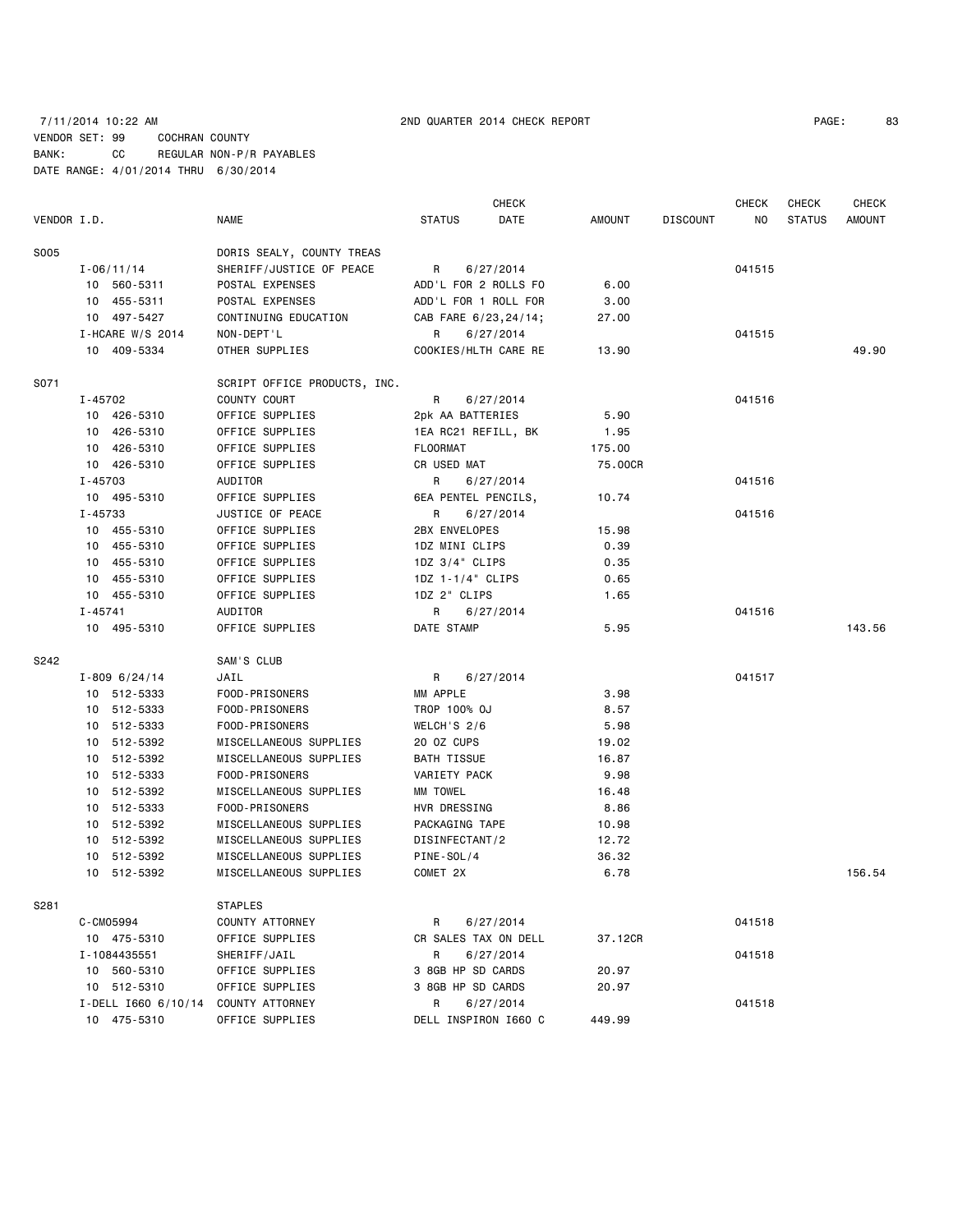7/11/2014 10:22 AM 2ND QUARTER 2014 CHECK REPORT

VENDOR SET: 99 COCHRAN COUNTY
BANK: CC REGULAR NON-P/R PAYABLES
DATE RANGE: 4/01/2014 THRU 6/30/2014

| VENDOR I.D. | NAME | STATUS | CHECK DATE | AMOUNT | DISCOUNT | CHECK NO | CHECK STATUS | CHECK AMOUNT |
|---|---|---|---|---|---|---|---|---|
| S005 | DORIS SEALY, COUNTY TREAS | | | | | | | |
| I-06/11/14 | SHERIFF/JUSTICE OF PEACE | R | 6/27/2014 | | | 041515 | | |
| 10 560-5311 | POSTAL EXPENSES | ADD'L FOR 2 ROLLS FO | | 6.00 | | | | |
| 10 455-5311 | POSTAL EXPENSES | ADD'L FOR 1 ROLL FOR | | 3.00 | | | | |
| 10 497-5427 | CONTINUING EDUCATION | CAB FARE 6/23,24/14; | | 27.00 | | | | |
| I-HCARE W/S 2014 | NON-DEPT'L | R | 6/27/2014 | | | 041515 | | |
| 10 409-5334 | OTHER SUPPLIES | COOKIES/HLTH CARE RE | | 13.90 | | | | 49.90 |
| S071 | SCRIPT OFFICE PRODUCTS, INC. | | | | | | | |
| I-45702 | COUNTY COURT | R | 6/27/2014 | | | 041516 | | |
| 10 426-5310 | OFFICE SUPPLIES | 2pk AA BATTERIES | | 5.90 | | | | |
| 10 426-5310 | OFFICE SUPPLIES | 1EA RC21 REFILL, BK | | 1.95 | | | | |
| 10 426-5310 | OFFICE SUPPLIES | FLOORMAT | | 175.00 | | | | |
| 10 426-5310 | OFFICE SUPPLIES | CR USED MAT | | 75.00CR | | | | |
| I-45703 | AUDITOR | R | 6/27/2014 | | | 041516 | | |
| 10 495-5310 | OFFICE SUPPLIES | 6EA PENTEL PENCILS, | | 10.74 | | | | |
| I-45733 | JUSTICE OF PEACE | R | 6/27/2014 | | | 041516 | | |
| 10 455-5310 | OFFICE SUPPLIES | 2BX ENVELOPES | | 15.98 | | | | |
| 10 455-5310 | OFFICE SUPPLIES | 1DZ MINI CLIPS | | 0.39 | | | | |
| 10 455-5310 | OFFICE SUPPLIES | 1DZ 3/4" CLIPS | | 0.35 | | | | |
| 10 455-5310 | OFFICE SUPPLIES | 1DZ 1-1/4" CLIPS | | 0.65 | | | | |
| 10 455-5310 | OFFICE SUPPLIES | 1DZ 2" CLIPS | | 1.65 | | | | |
| I-45741 | AUDITOR | R | 6/27/2014 | | | 041516 | | |
| 10 495-5310 | OFFICE SUPPLIES | DATE STAMP | | 5.95 | | | | 143.56 |
| S242 | SAM'S CLUB | | | | | | | |
| I-809 6/24/14 | JAIL | R | 6/27/2014 | | | 041517 | | |
| 10 512-5333 | FOOD-PRISONERS | MM APPLE | | 3.98 | | | | |
| 10 512-5333 | FOOD-PRISONERS | TROP 100% OJ | | 8.57 | | | | |
| 10 512-5333 | FOOD-PRISONERS | WELCH'S 2/6 | | 5.98 | | | | |
| 10 512-5392 | MISCELLANEOUS SUPPLIES | 20 OZ CUPS | | 19.02 | | | | |
| 10 512-5392 | MISCELLANEOUS SUPPLIES | BATH TISSUE | | 16.87 | | | | |
| 10 512-5333 | FOOD-PRISONERS | VARIETY PACK | | 9.98 | | | | |
| 10 512-5392 | MISCELLANEOUS SUPPLIES | MM TOWEL | | 16.48 | | | | |
| 10 512-5333 | FOOD-PRISONERS | HVR DRESSING | | 8.86 | | | | |
| 10 512-5392 | MISCELLANEOUS SUPPLIES | PACKAGING TAPE | | 10.98 | | | | |
| 10 512-5392 | MISCELLANEOUS SUPPLIES | DISINFECTANT/2 | | 12.72 | | | | |
| 10 512-5392 | MISCELLANEOUS SUPPLIES | PINE-SOL/4 | | 36.32 | | | | |
| 10 512-5392 | MISCELLANEOUS SUPPLIES | COMET 2X | | 6.78 | | | | 156.54 |
| S281 | STAPLES | | | | | | | |
| C-CM05994 | COUNTY ATTORNEY | R | 6/27/2014 | | | 041518 | | |
| 10 475-5310 | OFFICE SUPPLIES | CR SALES TAX ON DELL | | 37.12CR | | | | |
| I-1084435551 | SHERIFF/JAIL | R | 6/27/2014 | | | 041518 | | |
| 10 560-5310 | OFFICE SUPPLIES | 3 8GB HP SD CARDS | | 20.97 | | | | |
| 10 512-5310 | OFFICE SUPPLIES | 3 8GB HP SD CARDS | | 20.97 | | | | |
| I-DELL I660 6/10/14 | COUNTY ATTORNEY | R | 6/27/2014 | | | 041518 | | |
| 10 475-5310 | OFFICE SUPPLIES | DELL INSPIRON I660 C | | 449.99 | | | | |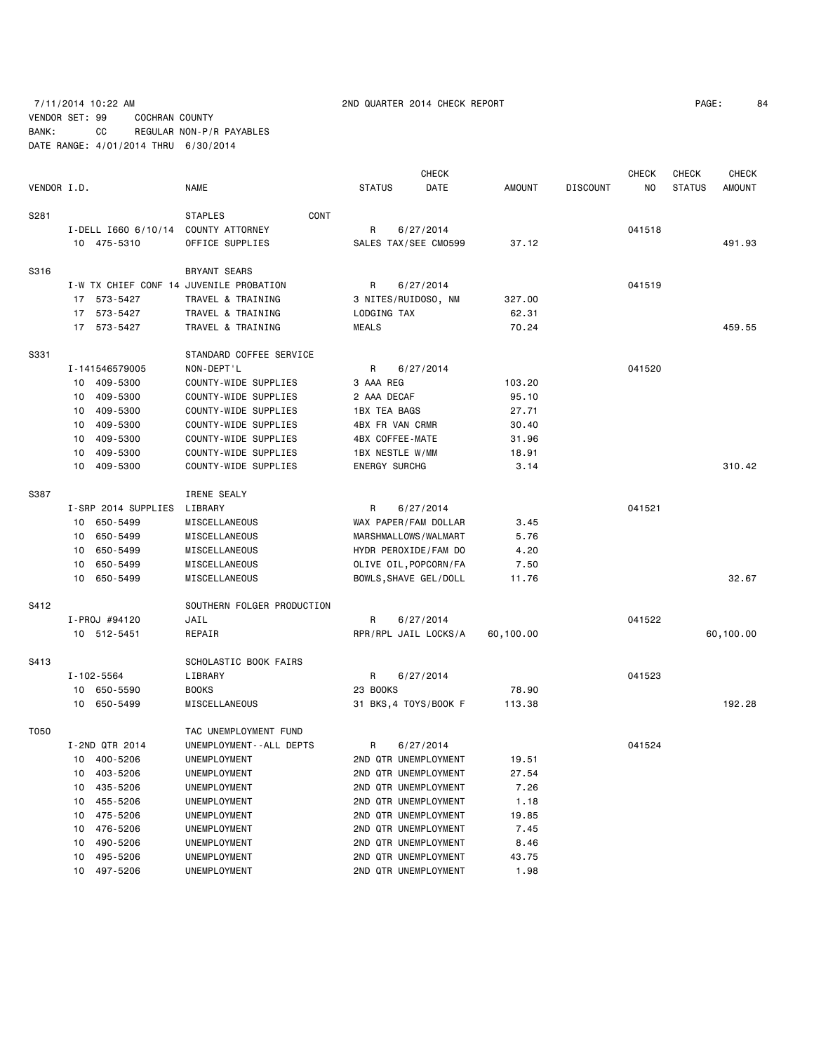7/11/2014 10:22 AM 2ND QUARTER 2014 CHECK REPORT

VENDOR SET: 99 COCHRAN COUNTY
BANK: CC REGULAR NON-P/R PAYABLES
DATE RANGE: 4/01/2014 THRU 6/30/2014

| VENDOR I.D. | | NAME | STATUS | CHECK DATE | AMOUNT | DISCOUNT | CHECK NO | CHECK STATUS | CHECK AMOUNT |
|---|---|---|---|---|---|---|---|---|---|
| S281 | | STAPLES CONT | | | | | | | |
| | I-DELL I660 6/10/14 | COUNTY ATTORNEY | R | 6/27/2014 | | | 041518 | | |
| | 10 475-5310 | OFFICE SUPPLIES | SALES TAX/SEE CM0599 | | 37.12 | | | | 491.93 |
| S316 | | BRYANT SEARS | | | | | | | |
| | I-W TX CHIEF CONF 14 | JUVENILE PROBATION | R | 6/27/2014 | | | 041519 | | |
| | 17 573-5427 | TRAVEL & TRAINING | 3 NITES/RUIDOSO, NM | | 327.00 | | | | |
| | 17 573-5427 | TRAVEL & TRAINING | LODGING TAX | | 62.31 | | | | |
| | 17 573-5427 | TRAVEL & TRAINING | MEALS | | 70.24 | | | | 459.55 |
| S331 | | STANDARD COFFEE SERVICE | | | | | | | |
| | I-141546579005 | NON-DEPT'L | R | 6/27/2014 | | | 041520 | | |
| | 10 409-5300 | COUNTY-WIDE SUPPLIES | 3 AAA REG | | 103.20 | | | | |
| | 10 409-5300 | COUNTY-WIDE SUPPLIES | 2 AAA DECAF | | 95.10 | | | | |
| | 10 409-5300 | COUNTY-WIDE SUPPLIES | 1BX TEA BAGS | | 27.71 | | | | |
| | 10 409-5300 | COUNTY-WIDE SUPPLIES | 4BX FR VAN CRMR | | 30.40 | | | | |
| | 10 409-5300 | COUNTY-WIDE SUPPLIES | 4BX COFFEE-MATE | | 31.96 | | | | |
| | 10 409-5300 | COUNTY-WIDE SUPPLIES | 1BX NESTLE W/MM | | 18.91 | | | | |
| | 10 409-5300 | COUNTY-WIDE SUPPLIES | ENERGY SURCHG | | 3.14 | | | | 310.42 |
| S387 | | IRENE SEALY | | | | | | | |
| | I-SRP 2014 SUPPLIES | LIBRARY | R | 6/27/2014 | | | 041521 | | |
| | 10 650-5499 | MISCELLANEOUS | WAX PAPER/FAM DOLLAR | | 3.45 | | | | |
| | 10 650-5499 | MISCELLANEOUS | MARSHMALLOWS/WALMART | | 5.76 | | | | |
| | 10 650-5499 | MISCELLANEOUS | HYDR PEROXIDE/FAM DO | | 4.20 | | | | |
| | 10 650-5499 | MISCELLANEOUS | OLIVE OIL,POPCORN/FA | | 7.50 | | | | |
| | 10 650-5499 | MISCELLANEOUS | BOWLS,SHAVE GEL/DOLL | | 11.76 | | | | 32.67 |
| S412 | | SOUTHERN FOLGER PRODUCTION | | | | | | | |
| | I-PROJ #94120 | JAIL | R | 6/27/2014 | | | 041522 | | |
| | 10 512-5451 | REPAIR | RPR/RPL JAIL LOCKS/A | | 60,100.00 | | | | 60,100.00 |
| S413 | | SCHOLASTIC BOOK FAIRS | | | | | | | |
| | I-102-5564 | LIBRARY | R | 6/27/2014 | | | 041523 | | |
| | 10 650-5590 | BOOKS | 23 BOOKS | | 78.90 | | | | |
| | 10 650-5499 | MISCELLANEOUS | 31 BKS,4 TOYS/BOOK F | | 113.38 | | | | 192.28 |
| T050 | | TAC UNEMPLOYMENT FUND | | | | | | | |
| | I-2ND QTR 2014 | UNEMPLOYMENT--ALL DEPTS | R | 6/27/2014 | | | 041524 | | |
| | 10 400-5206 | UNEMPLOYMENT | 2ND QTR UNEMPLOYMENT | | 19.51 | | | | |
| | 10 403-5206 | UNEMPLOYMENT | 2ND QTR UNEMPLOYMENT | | 27.54 | | | | |
| | 10 435-5206 | UNEMPLOYMENT | 2ND QTR UNEMPLOYMENT | | 7.26 | | | | |
| | 10 455-5206 | UNEMPLOYMENT | 2ND QTR UNEMPLOYMENT | | 1.18 | | | | |
| | 10 475-5206 | UNEMPLOYMENT | 2ND QTR UNEMPLOYMENT | | 19.85 | | | | |
| | 10 476-5206 | UNEMPLOYMENT | 2ND QTR UNEMPLOYMENT | | 7.45 | | | | |
| | 10 490-5206 | UNEMPLOYMENT | 2ND QTR UNEMPLOYMENT | | 8.46 | | | | |
| | 10 495-5206 | UNEMPLOYMENT | 2ND QTR UNEMPLOYMENT | | 43.75 | | | | |
| | 10 497-5206 | UNEMPLOYMENT | 2ND QTR UNEMPLOYMENT | | 1.98 | | | | |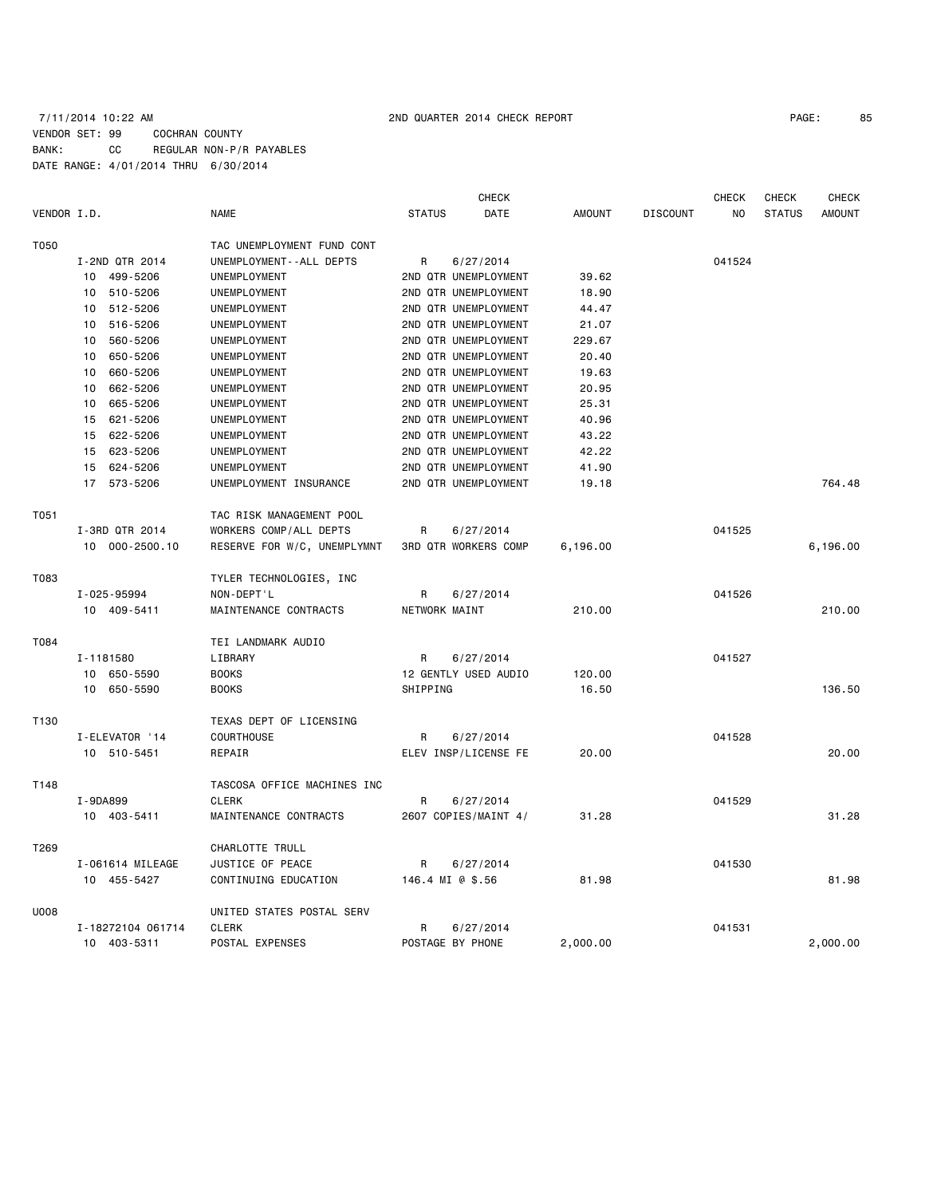7/11/2014 10:22 AM 2ND QUARTER 2014 CHECK REPORT

VENDOR SET: 99 COCHRAN COUNTY
BANK: CC REGULAR NON-P/R PAYABLES
DATE RANGE: 4/01/2014 THRU 6/30/2014

| VENDOR I.D. | NAME | STATUS | CHECK DATE | AMOUNT | DISCOUNT | CHECK NO | CHECK STATUS | CHECK AMOUNT |
|---|---|---|---|---|---|---|---|---|
| T050 | TAC UNEMPLOYMENT FUND CONT | | | | | | | |
| I-2ND QTR 2014 | UNEMPLOYMENT--ALL DEPTS | R | 6/27/2014 | | | 041524 | | |
| 10 499-5206 | UNEMPLOYMENT | 2ND QTR UNEMPLOYMENT | | 39.62 | | | | |
| 10 510-5206 | UNEMPLOYMENT | 2ND QTR UNEMPLOYMENT | | 18.90 | | | | |
| 10 512-5206 | UNEMPLOYMENT | 2ND QTR UNEMPLOYMENT | | 44.47 | | | | |
| 10 516-5206 | UNEMPLOYMENT | 2ND QTR UNEMPLOYMENT | | 21.07 | | | | |
| 10 560-5206 | UNEMPLOYMENT | 2ND QTR UNEMPLOYMENT | | 229.67 | | | | |
| 10 650-5206 | UNEMPLOYMENT | 2ND QTR UNEMPLOYMENT | | 20.40 | | | | |
| 10 660-5206 | UNEMPLOYMENT | 2ND QTR UNEMPLOYMENT | | 19.63 | | | | |
| 10 662-5206 | UNEMPLOYMENT | 2ND QTR UNEMPLOYMENT | | 20.95 | | | | |
| 10 665-5206 | UNEMPLOYMENT | 2ND QTR UNEMPLOYMENT | | 25.31 | | | | |
| 15 621-5206 | UNEMPLOYMENT | 2ND QTR UNEMPLOYMENT | | 40.96 | | | | |
| 15 622-5206 | UNEMPLOYMENT | 2ND QTR UNEMPLOYMENT | | 43.22 | | | | |
| 15 623-5206 | UNEMPLOYMENT | 2ND QTR UNEMPLOYMENT | | 42.22 | | | | |
| 15 624-5206 | UNEMPLOYMENT | 2ND QTR UNEMPLOYMENT | | 41.90 | | | | |
| 17 573-5206 | UNEMPLOYMENT INSURANCE | 2ND QTR UNEMPLOYMENT | | 19.18 | | | | 764.48 |
| T051 | TAC RISK MANAGEMENT POOL | | | | | | | |
| I-3RD QTR 2014 | WORKERS COMP/ALL DEPTS | R | 6/27/2014 | | | 041525 | | |
| 10 000-2500.10 | RESERVE FOR W/C, UNEMPLYMNT | 3RD QTR WORKERS COMP | | 6,196.00 | | | | 6,196.00 |
| T083 | TYLER TECHNOLOGIES, INC | | | | | | | |
| I-025-95994 | NON-DEPT'L | R | 6/27/2014 | | | 041526 | | |
| 10 409-5411 | MAINTENANCE CONTRACTS | NETWORK MAINT | | 210.00 | | | | 210.00 |
| T084 | TEI LANDMARK AUDIO | | | | | | | |
| I-1181580 | LIBRARY | R | 6/27/2014 | | | 041527 | | |
| 10 650-5590 | BOOKS | 12 GENTLY USED AUDIO | | 120.00 | | | | |
| 10 650-5590 | BOOKS | SHIPPING | | 16.50 | | | | 136.50 |
| T130 | TEXAS DEPT OF LICENSING | | | | | | | |
| I-ELEVATOR '14 | COURTHOUSE | R | 6/27/2014 | | | 041528 | | |
| 10 510-5451 | REPAIR | ELEV INSP/LICENSE FE | | 20.00 | | | | 20.00 |
| T148 | TASCOSA OFFICE MACHINES INC | | | | | | | |
| I-9DA899 | CLERK | R | 6/27/2014 | | | 041529 | | |
| 10 403-5411 | MAINTENANCE CONTRACTS | 2607 COPIES/MAINT 4/ | | 31.28 | | | | 31.28 |
| T269 | CHARLOTTE TRULL | | | | | | | |
| I-061614 MILEAGE | JUSTICE OF PEACE | R | 6/27/2014 | | | 041530 | | |
| 10 455-5427 | CONTINUING EDUCATION | 146.4 MI @ $.56 | | 81.98 | | | | 81.98 |
| U008 | UNITED STATES POSTAL SERV | | | | | | | |
| I-18272104 061714 | CLERK | R | 6/27/2014 | | | 041531 | | |
| 10 403-5311 | POSTAL EXPENSES | POSTAGE BY PHONE | | 2,000.00 | | | | 2,000.00 |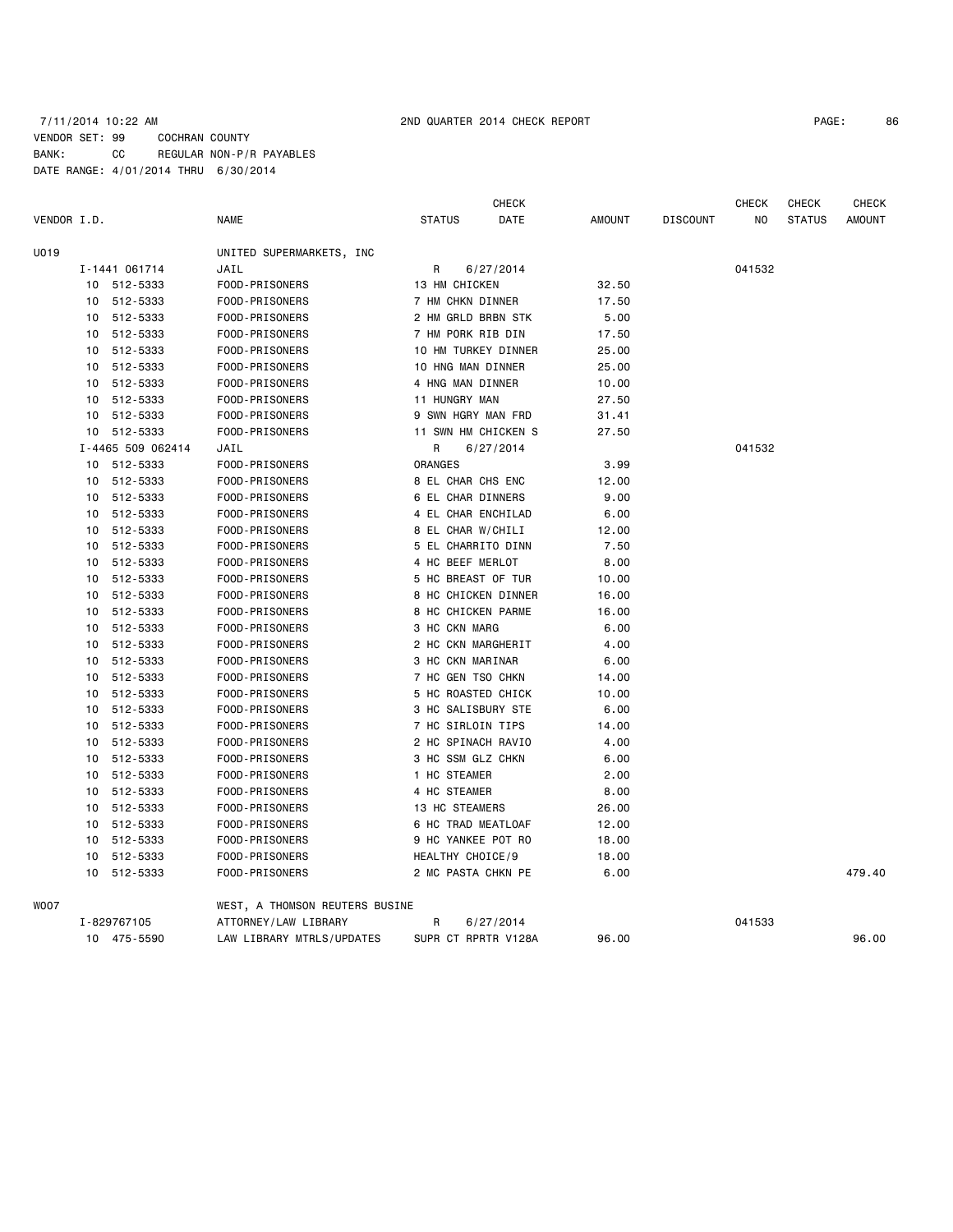7/11/2014 10:22 AM 2ND QUARTER 2014 CHECK REPORT

VENDOR SET: 99 COCHRAN COUNTY
BANK: CC REGULAR NON-P/R PAYABLES
DATE RANGE: 4/01/2014 THRU 6/30/2014

| VENDOR I.D. | NAME | STATUS | CHECK DATE | AMOUNT | DISCOUNT | CHECK NO | CHECK STATUS | CHECK AMOUNT |
|---|---|---|---|---|---|---|---|---|
| U019 | UNITED SUPERMARKETS, INC | | | | | | | |
| I-1441 061714 | JAIL | R | 6/27/2014 | | | 041532 | | |
| 10 512-5333 | FOOD-PRISONERS | 13 HM CHICKEN | | 32.50 | | | | |
| 10 512-5333 | FOOD-PRISONERS | 7 HM CHKN DINNER | | 17.50 | | | | |
| 10 512-5333 | FOOD-PRISONERS | 2 HM GRLD BRBN STK | | 5.00 | | | | |
| 10 512-5333 | FOOD-PRISONERS | 7 HM PORK RIB DIN | | 17.50 | | | | |
| 10 512-5333 | FOOD-PRISONERS | 10 HM TURKEY DINNER | | 25.00 | | | | |
| 10 512-5333 | FOOD-PRISONERS | 10 HNG MAN DINNER | | 25.00 | | | | |
| 10 512-5333 | FOOD-PRISONERS | 4 HNG MAN DINNER | | 10.00 | | | | |
| 10 512-5333 | FOOD-PRISONERS | 11 HUNGRY MAN | | 27.50 | | | | |
| 10 512-5333 | FOOD-PRISONERS | 9 SWN HGRY MAN FRD | | 31.41 | | | | |
| 10 512-5333 | FOOD-PRISONERS | 11 SWN HM CHICKEN S | | 27.50 | | | | |
| I-4465 509 062414 | JAIL | R | 6/27/2014 | | | 041532 | | |
| 10 512-5333 | FOOD-PRISONERS | ORANGES | | 3.99 | | | | |
| 10 512-5333 | FOOD-PRISONERS | 8 EL CHAR CHS ENC | | 12.00 | | | | |
| 10 512-5333 | FOOD-PRISONERS | 6 EL CHAR DINNERS | | 9.00 | | | | |
| 10 512-5333 | FOOD-PRISONERS | 4 EL CHAR ENCHILAD | | 6.00 | | | | |
| 10 512-5333 | FOOD-PRISONERS | 8 EL CHAR W/CHILI | | 12.00 | | | | |
| 10 512-5333 | FOOD-PRISONERS | 5 EL CHARRITO DINN | | 7.50 | | | | |
| 10 512-5333 | FOOD-PRISONERS | 4 HC BEEF MERLOT | | 8.00 | | | | |
| 10 512-5333 | FOOD-PRISONERS | 5 HC BREAST OF TUR | | 10.00 | | | | |
| 10 512-5333 | FOOD-PRISONERS | 8 HC CHICKEN DINNER | | 16.00 | | | | |
| 10 512-5333 | FOOD-PRISONERS | 8 HC CHICKEN PARME | | 16.00 | | | | |
| 10 512-5333 | FOOD-PRISONERS | 3 HC CKN MARG | | 6.00 | | | | |
| 10 512-5333 | FOOD-PRISONERS | 2 HC CKN MARGHERIT | | 4.00 | | | | |
| 10 512-5333 | FOOD-PRISONERS | 3 HC CKN MARINAR | | 6.00 | | | | |
| 10 512-5333 | FOOD-PRISONERS | 7 HC GEN TSO CHKN | | 14.00 | | | | |
| 10 512-5333 | FOOD-PRISONERS | 5 HC ROASTED CHICK | | 10.00 | | | | |
| 10 512-5333 | FOOD-PRISONERS | 3 HC SALISBURY STE | | 6.00 | | | | |
| 10 512-5333 | FOOD-PRISONERS | 7 HC SIRLOIN TIPS | | 14.00 | | | | |
| 10 512-5333 | FOOD-PRISONERS | 2 HC SPINACH RAVIO | | 4.00 | | | | |
| 10 512-5333 | FOOD-PRISONERS | 3 HC SSM GLZ CHKN | | 6.00 | | | | |
| 10 512-5333 | FOOD-PRISONERS | 1 HC STEAMER | | 2.00 | | | | |
| 10 512-5333 | FOOD-PRISONERS | 4 HC STEAMER | | 8.00 | | | | |
| 10 512-5333 | FOOD-PRISONERS | 13 HC STEAMERS | | 26.00 | | | | |
| 10 512-5333 | FOOD-PRISONERS | 6 HC TRAD MEATLOAF | | 12.00 | | | | |
| 10 512-5333 | FOOD-PRISONERS | 9 HC YANKEE POT RO | | 18.00 | | | | |
| 10 512-5333 | FOOD-PRISONERS | HEALTHY CHOICE/9 | | 18.00 | | | | |
| 10 512-5333 | FOOD-PRISONERS | 2 MC PASTA CHKN PE | | 6.00 | | | | 479.40 |
| W007 | WEST, A THOMSON REUTERS BUSINE | | | | | | | |
| I-829767105 | ATTORNEY/LAW LIBRARY | R | 6/27/2014 | | | 041533 | | |
| 10 475-5590 | LAW LIBRARY MTRLS/UPDATES | SUPR CT RPRTR V128A | | 96.00 | | | | 96.00 |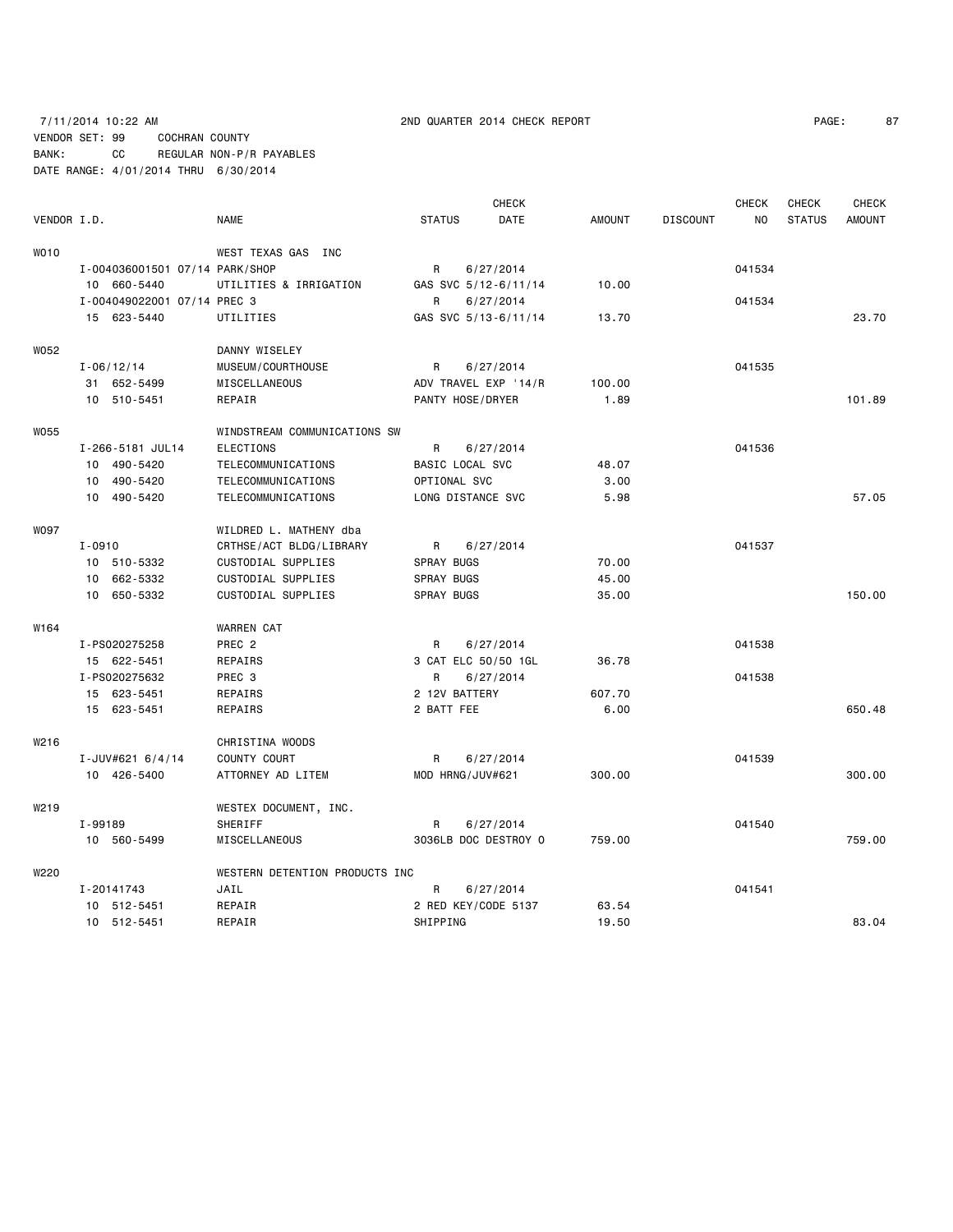7/11/2014 10:22 AM 2ND QUARTER 2014 CHECK REPORT

VENDOR SET: 99 COCHRAN COUNTY
BANK: CC REGULAR NON-P/R PAYABLES
DATE RANGE: 4/01/2014 THRU 6/30/2014

| VENDOR I.D. | NAME | STATUS | CHECK DATE | AMOUNT | DISCOUNT | CHECK NO | CHECK STATUS | CHECK AMOUNT |
|---|---|---|---|---|---|---|---|---|
| W010 | WEST TEXAS GAS INC | | | | | | | |
| I-004036001501 07/14 PARK/SHOP | | R | 6/27/2014 | | | 041534 | | |
| 10 660-5440 | UTILITIES & IRRIGATION | GAS SVC 5/12-6/11/14 | | 10.00 | | | | |
| I-004049022001 07/14 PREC 3 | | R | 6/27/2014 | | | 041534 | | |
| 15 623-5440 | UTILITIES | GAS SVC 5/13-6/11/14 | | 13.70 | | | | 23.70 |
| W052 | DANNY WISELEY | | | | | | | |
| I-06/12/14 | MUSEUM/COURTHOUSE | R | 6/27/2014 | | | 041535 | | |
| 31 652-5499 | MISCELLANEOUS | ADV TRAVEL EXP '14/R | | 100.00 | | | | |
| 10 510-5451 | REPAIR | PANTY HOSE/DRYER | | 1.89 | | | | 101.89 |
| W055 | WINDSTREAM COMMUNICATIONS SW | | | | | | | |
| I-266-5181 JUL14 | ELECTIONS | R | 6/27/2014 | | | 041536 | | |
| 10 490-5420 | TELECOMMUNICATIONS | BASIC LOCAL SVC | | 48.07 | | | | |
| 10 490-5420 | TELECOMMUNICATIONS | OPTIONAL SVC | | 3.00 | | | | |
| 10 490-5420 | TELECOMMUNICATIONS | LONG DISTANCE SVC | | 5.98 | | | | 57.05 |
| W097 | WILDRED L. MATHENY dba | | | | | | | |
| I-0910 | CRTHSE/ACT BLDG/LIBRARY | R | 6/27/2014 | | | 041537 | | |
| 10 510-5332 | CUSTODIAL SUPPLIES | SPRAY BUGS | | 70.00 | | | | |
| 10 662-5332 | CUSTODIAL SUPPLIES | SPRAY BUGS | | 45.00 | | | | |
| 10 650-5332 | CUSTODIAL SUPPLIES | SPRAY BUGS | | 35.00 | | | | 150.00 |
| W164 | WARREN CAT | | | | | | | |
| I-PS020275258 | PREC 2 | R | 6/27/2014 | | | 041538 | | |
| 15 622-5451 | REPAIRS | 3 CAT ELC 50/50 1GL | | 36.78 | | | | |
| I-PS020275632 | PREC 3 | R | 6/27/2014 | | | 041538 | | |
| 15 623-5451 | REPAIRS | 2 12V BATTERY | | 607.70 | | | | |
| 15 623-5451 | REPAIRS | 2 BATT FEE | | 6.00 | | | | 650.48 |
| W216 | CHRISTINA WOODS | | | | | | | |
| I-JUV#621 6/4/14 | COUNTY COURT | R | 6/27/2014 | | | 041539 | | |
| 10 426-5400 | ATTORNEY AD LITEM | MOD HRNG/JUV#621 | | 300.00 | | | | 300.00 |
| W219 | WESTEX DOCUMENT, INC. | | | | | | | |
| I-99189 | SHERIFF | R | 6/27/2014 | | | 041540 | | |
| 10 560-5499 | MISCELLANEOUS | 3036LB DOC DESTROY O | | 759.00 | | | | 759.00 |
| W220 | WESTERN DETENTION PRODUCTS INC | | | | | | | |
| I-20141743 | JAIL | R | 6/27/2014 | | | 041541 | | |
| 10 512-5451 | REPAIR | 2 RED KEY/CODE 5137 | | 63.54 | | | | |
| 10 512-5451 | REPAIR | SHIPPING | | 19.50 | | | | 83.04 |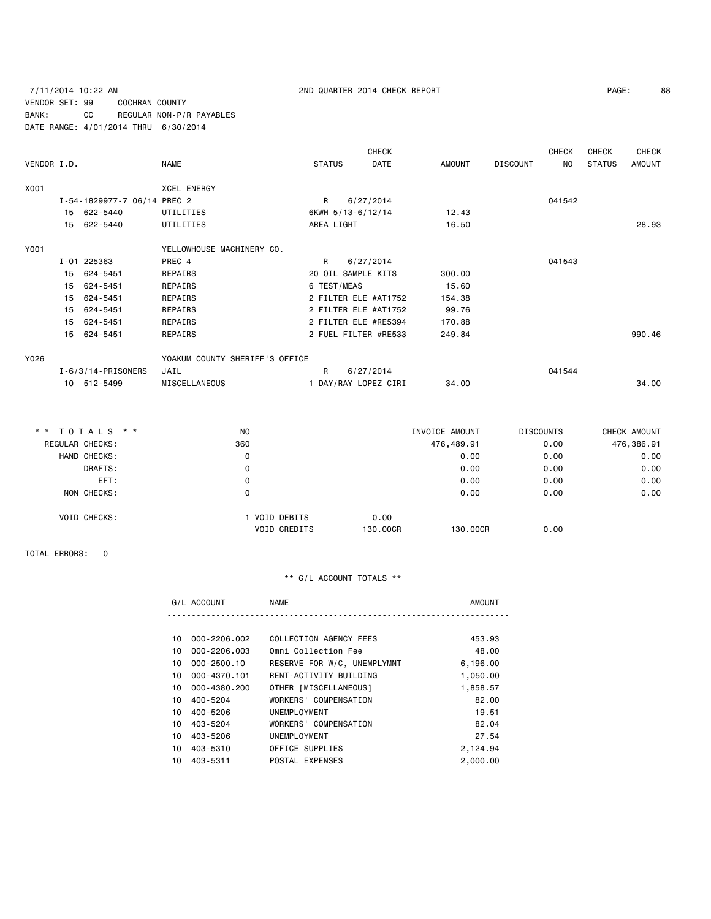7/11/2014 10:22 AM 2ND QUARTER 2014 CHECK REPORT

VENDOR SET: 99 COCHRAN COUNTY
BANK: CC REGULAR NON-P/R PAYABLES
DATE RANGE: 4/01/2014 THRU 6/30/2014

| VENDOR I.D. | NAME | STATUS | CHECK DATE | AMOUNT | DISCOUNT | CHECK NO | CHECK STATUS | CHECK AMOUNT |
|---|---|---|---|---|---|---|---|---|
| X001 | XCEL ENERGY | | | | | | | |
| I-54-1829977-7 06/14 | PREC 2 | R | 6/27/2014 | | | 041542 | | |
| 15 622-5440 | UTILITIES | 6KWH 5/13-6/12/14 | | 12.43 | | | | |
| 15 622-5440 | UTILITIES | AREA LIGHT | | 16.50 | | | | 28.93 |
| Y001 | YELLOWHOUSE MACHINERY CO. | | | | | | | |
| I-01 225363 | PREC 4 | R | 6/27/2014 | | | 041543 | | |
| 15 624-5451 | REPAIRS | 20 OIL SAMPLE KITS | | 300.00 | | | | |
| 15 624-5451 | REPAIRS | 6 TEST/MEAS | | 15.60 | | | | |
| 15 624-5451 | REPAIRS | 2 FILTER ELE #AT1752 | | 154.38 | | | | |
| 15 624-5451 | REPAIRS | 2 FILTER ELE #AT1752 | | 99.76 | | | | |
| 15 624-5451 | REPAIRS | 2 FILTER ELE #RE5394 | | 170.88 | | | | |
| 15 624-5451 | REPAIRS | 2 FUEL FILTER #RE533 | | 249.84 | | | | 990.46 |
| Y026 | YOAKUM COUNTY SHERIFF'S OFFICE | | | | | | | |
| I-6/3/14-PRISONERS | JAIL | R | 6/27/2014 | | | 041544 | | |
| 10 512-5499 | MISCELLANEOUS | 1 DAY/RAY LOPEZ CIRI | | 34.00 | | | | 34.00 |

| * * TOTALS * * | NO | | INVOICE AMOUNT | DISCOUNTS | CHECK AMOUNT |
|---|---|---|---|---|---|
| REGULAR CHECKS: | 360 | | 476,489.91 | 0.00 | 476,386.91 |
| HAND CHECKS: | 0 | | 0.00 | 0.00 | 0.00 |
| DRAFTS: | 0 | | 0.00 | 0.00 | 0.00 |
| EFT: | 0 | | 0.00 | 0.00 | 0.00 |
| NON CHECKS: | 0 | | 0.00 | 0.00 | 0.00 |
| VOID CHECKS: | 1 VOID DEBITS | 0.00 | | | |
| | VOID CREDITS | 130.00CR | 130.00CR | 0.00 | |

TOTAL ERRORS: 0

** G/L ACCOUNT TOTALS **

| | G/L ACCOUNT | NAME | AMOUNT |
|---|---|---|---|
| 10 | 000-2206.002 | COLLECTION AGENCY FEES | 453.93 |
| 10 | 000-2206.003 | Omni Collection Fee | 48.00 |
| 10 | 000-2500.10 | RESERVE FOR W/C, UNEMPLYMNT | 6,196.00 |
| 10 | 000-4370.101 | RENT-ACTIVITY BUILDING | 1,050.00 |
| 10 | 000-4380.200 | OTHER [MISCELLANEOUS] | 1,858.57 |
| 10 | 400-5204 | WORKERS' COMPENSATION | 82.00 |
| 10 | 400-5206 | UNEMPLOYMENT | 19.51 |
| 10 | 403-5204 | WORKERS' COMPENSATION | 82.04 |
| 10 | 403-5206 | UNEMPLOYMENT | 27.54 |
| 10 | 403-5310 | OFFICE SUPPLIES | 2,124.94 |
| 10 | 403-5311 | POSTAL EXPENSES | 2,000.00 |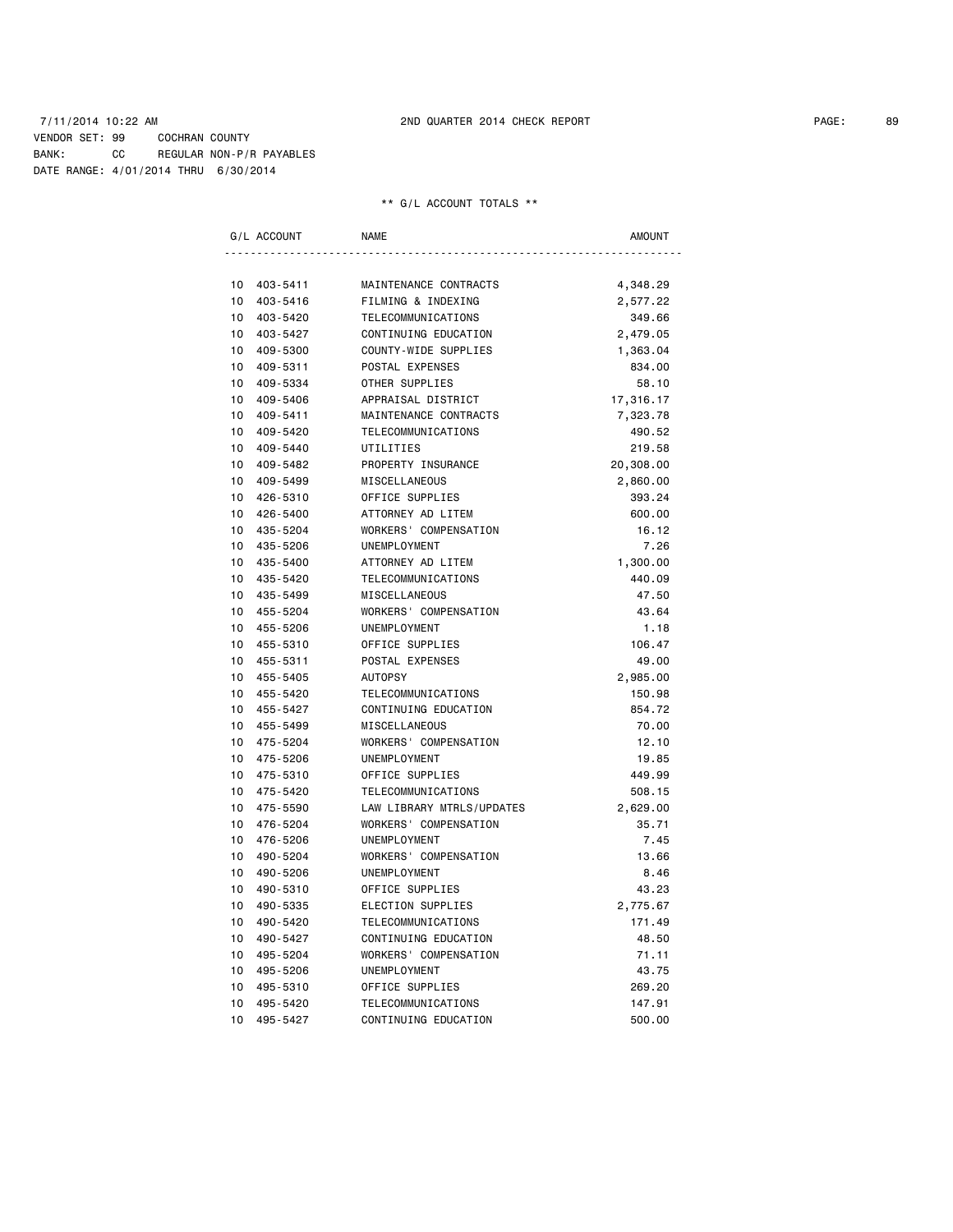7/11/2014 10:22 AM 2ND QUARTER 2014 CHECK REPORT

VENDOR SET: 99 COCHRAN COUNTY
BANK: CC REGULAR NON-P/R PAYABLES
DATE RANGE: 4/01/2014 THRU 6/30/2014

** G/L ACCOUNT TOTALS **

| G/L ACCOUNT | | NAME | AMOUNT |
|---|---|---|---|
| 10 | 403-5411 | MAINTENANCE CONTRACTS | 4,348.29 |
| 10 | 403-5416 | FILMING & INDEXING | 2,577.22 |
| 10 | 403-5420 | TELECOMMUNICATIONS | 349.66 |
| 10 | 403-5427 | CONTINUING EDUCATION | 2,479.05 |
| 10 | 409-5300 | COUNTY-WIDE SUPPLIES | 1,363.04 |
| 10 | 409-5311 | POSTAL EXPENSES | 834.00 |
| 10 | 409-5334 | OTHER SUPPLIES | 58.10 |
| 10 | 409-5406 | APPRAISAL DISTRICT | 17,316.17 |
| 10 | 409-5411 | MAINTENANCE CONTRACTS | 7,323.78 |
| 10 | 409-5420 | TELECOMMUNICATIONS | 490.52 |
| 10 | 409-5440 | UTILITIES | 219.58 |
| 10 | 409-5482 | PROPERTY INSURANCE | 20,308.00 |
| 10 | 409-5499 | MISCELLANEOUS | 2,860.00 |
| 10 | 426-5310 | OFFICE SUPPLIES | 393.24 |
| 10 | 426-5400 | ATTORNEY AD LITEM | 600.00 |
| 10 | 435-5204 | WORKERS' COMPENSATION | 16.12 |
| 10 | 435-5206 | UNEMPLOYMENT | 7.26 |
| 10 | 435-5400 | ATTORNEY AD LITEM | 1,300.00 |
| 10 | 435-5420 | TELECOMMUNICATIONS | 440.09 |
| 10 | 435-5499 | MISCELLANEOUS | 47.50 |
| 10 | 455-5204 | WORKERS' COMPENSATION | 43.64 |
| 10 | 455-5206 | UNEMPLOYMENT | 1.18 |
| 10 | 455-5310 | OFFICE SUPPLIES | 106.47 |
| 10 | 455-5311 | POSTAL EXPENSES | 49.00 |
| 10 | 455-5405 | AUTOPSY | 2,985.00 |
| 10 | 455-5420 | TELECOMMUNICATIONS | 150.98 |
| 10 | 455-5427 | CONTINUING EDUCATION | 854.72 |
| 10 | 455-5499 | MISCELLANEOUS | 70.00 |
| 10 | 475-5204 | WORKERS' COMPENSATION | 12.10 |
| 10 | 475-5206 | UNEMPLOYMENT | 19.85 |
| 10 | 475-5310 | OFFICE SUPPLIES | 449.99 |
| 10 | 475-5420 | TELECOMMUNICATIONS | 508.15 |
| 10 | 475-5590 | LAW LIBRARY MTRLS/UPDATES | 2,629.00 |
| 10 | 476-5204 | WORKERS' COMPENSATION | 35.71 |
| 10 | 476-5206 | UNEMPLOYMENT | 7.45 |
| 10 | 490-5204 | WORKERS' COMPENSATION | 13.66 |
| 10 | 490-5206 | UNEMPLOYMENT | 8.46 |
| 10 | 490-5310 | OFFICE SUPPLIES | 43.23 |
| 10 | 490-5335 | ELECTION SUPPLIES | 2,775.67 |
| 10 | 490-5420 | TELECOMMUNICATIONS | 171.49 |
| 10 | 490-5427 | CONTINUING EDUCATION | 48.50 |
| 10 | 495-5204 | WORKERS' COMPENSATION | 71.11 |
| 10 | 495-5206 | UNEMPLOYMENT | 43.75 |
| 10 | 495-5310 | OFFICE SUPPLIES | 269.20 |
| 10 | 495-5420 | TELECOMMUNICATIONS | 147.91 |
| 10 | 495-5427 | CONTINUING EDUCATION | 500.00 |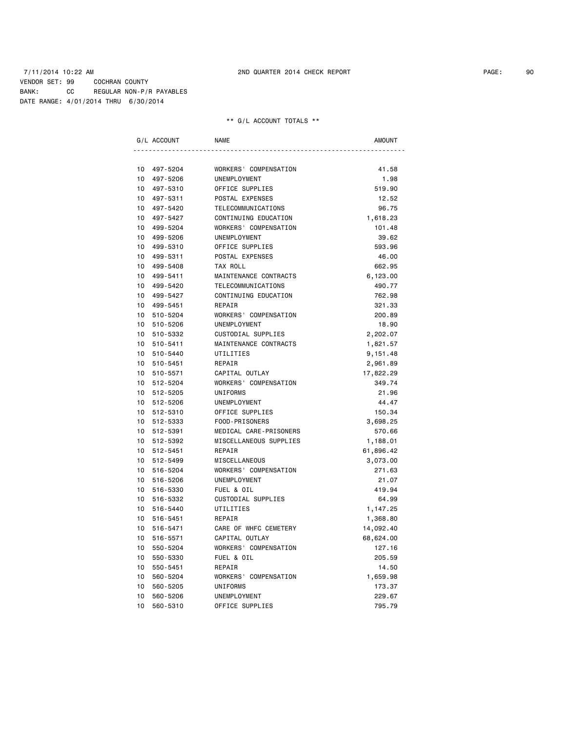7/11/2014 10:22 AM 2ND QUARTER 2014 CHECK REPORT

VENDOR SET: 99 COCHRAN COUNTY
BANK: CC REGULAR NON-P/R PAYABLES
DATE RANGE: 4/01/2014 THRU 6/30/2014

** G/L ACCOUNT TOTALS **

| G/L ACCOUNT | NAME | AMOUNT |
|---|---|---|
| 10 497-5204 | WORKERS' COMPENSATION | 41.58 |
| 10 497-5206 | UNEMPLOYMENT | 1.98 |
| 10 497-5310 | OFFICE SUPPLIES | 519.90 |
| 10 497-5311 | POSTAL EXPENSES | 12.52 |
| 10 497-5420 | TELECOMMUNICATIONS | 96.75 |
| 10 497-5427 | CONTINUING EDUCATION | 1,618.23 |
| 10 499-5204 | WORKERS' COMPENSATION | 101.48 |
| 10 499-5206 | UNEMPLOYMENT | 39.62 |
| 10 499-5310 | OFFICE SUPPLIES | 593.96 |
| 10 499-5311 | POSTAL EXPENSES | 46.00 |
| 10 499-5408 | TAX ROLL | 662.95 |
| 10 499-5411 | MAINTENANCE CONTRACTS | 6,123.00 |
| 10 499-5420 | TELECOMMUNICATIONS | 490.77 |
| 10 499-5427 | CONTINUING EDUCATION | 762.98 |
| 10 499-5451 | REPAIR | 321.33 |
| 10 510-5204 | WORKERS' COMPENSATION | 200.89 |
| 10 510-5206 | UNEMPLOYMENT | 18.90 |
| 10 510-5332 | CUSTODIAL SUPPLIES | 2,202.07 |
| 10 510-5411 | MAINTENANCE CONTRACTS | 1,821.57 |
| 10 510-5440 | UTILITIES | 9,151.48 |
| 10 510-5451 | REPAIR | 2,961.89 |
| 10 510-5571 | CAPITAL OUTLAY | 17,822.29 |
| 10 512-5204 | WORKERS' COMPENSATION | 349.74 |
| 10 512-5205 | UNIFORMS | 21.96 |
| 10 512-5206 | UNEMPLOYMENT | 44.47 |
| 10 512-5310 | OFFICE SUPPLIES | 150.34 |
| 10 512-5333 | FOOD-PRISONERS | 3,698.25 |
| 10 512-5391 | MEDICAL CARE-PRISONERS | 570.66 |
| 10 512-5392 | MISCELLANEOUS SUPPLIES | 1,188.01 |
| 10 512-5451 | REPAIR | 61,896.42 |
| 10 512-5499 | MISCELLANEOUS | 3,073.00 |
| 10 516-5204 | WORKERS' COMPENSATION | 271.63 |
| 10 516-5206 | UNEMPLOYMENT | 21.07 |
| 10 516-5330 | FUEL & OIL | 419.94 |
| 10 516-5332 | CUSTODIAL SUPPLIES | 64.99 |
| 10 516-5440 | UTILITIES | 1,147.25 |
| 10 516-5451 | REPAIR | 1,368.80 |
| 10 516-5471 | CARE OF WHFC CEMETERY | 14,092.40 |
| 10 516-5571 | CAPITAL OUTLAY | 68,624.00 |
| 10 550-5204 | WORKERS' COMPENSATION | 127.16 |
| 10 550-5330 | FUEL & OIL | 205.59 |
| 10 550-5451 | REPAIR | 14.50 |
| 10 560-5204 | WORKERS' COMPENSATION | 1,659.98 |
| 10 560-5205 | UNIFORMS | 173.37 |
| 10 560-5206 | UNEMPLOYMENT | 229.67 |
| 10 560-5310 | OFFICE SUPPLIES | 795.79 |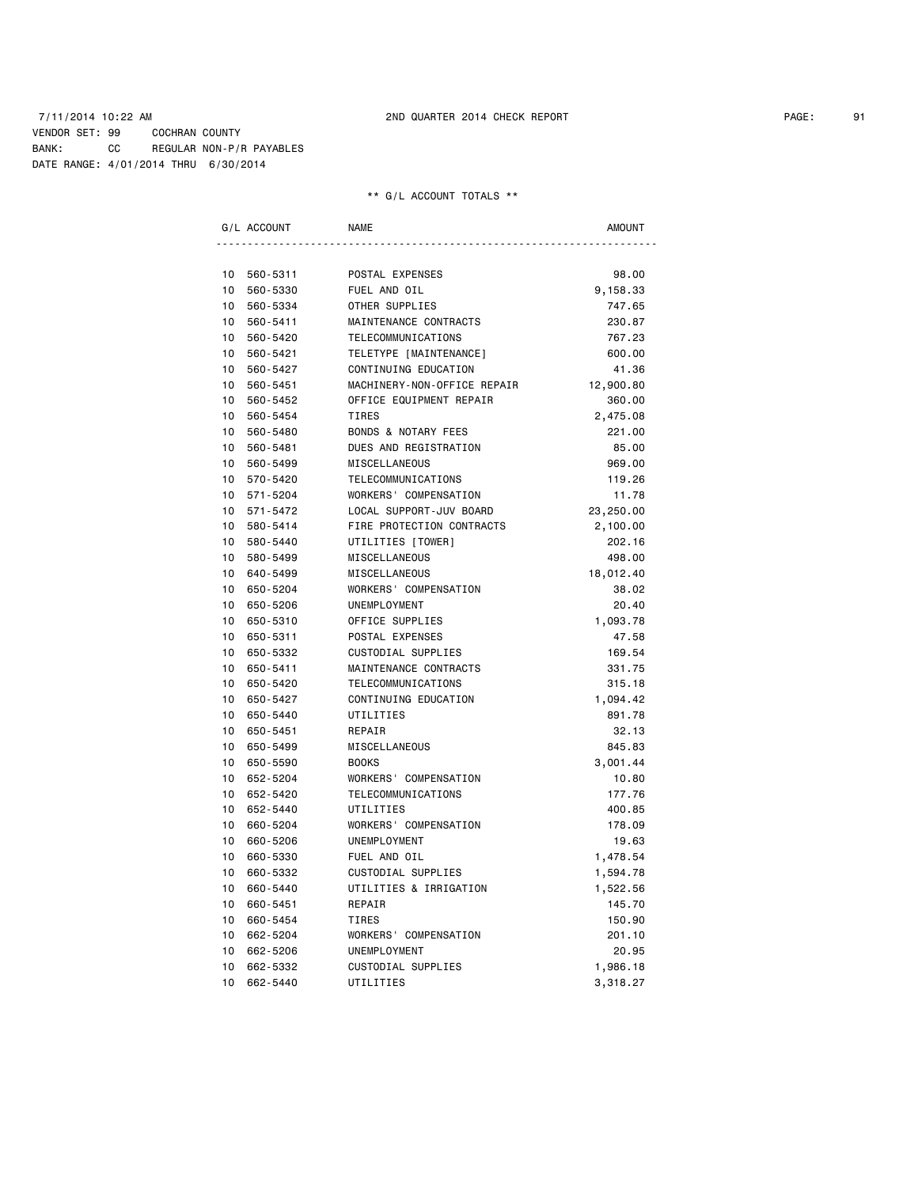7/11/2014 10:22 AM 2ND QUARTER 2014 CHECK REPORT

VENDOR SET: 99 COCHRAN COUNTY
BANK: CC REGULAR NON-P/R PAYABLES
DATE RANGE: 4/01/2014 THRU 6/30/2014

** G/L ACCOUNT TOTALS **

| G/L ACCOUNT | NAME | AMOUNT |
|---|---|---|
| 10 560-5311 | POSTAL EXPENSES | 98.00 |
| 10 560-5330 | FUEL AND OIL | 9,158.33 |
| 10 560-5334 | OTHER SUPPLIES | 747.65 |
| 10 560-5411 | MAINTENANCE CONTRACTS | 230.87 |
| 10 560-5420 | TELECOMMUNICATIONS | 767.23 |
| 10 560-5421 | TELETYPE [MAINTENANCE] | 600.00 |
| 10 560-5427 | CONTINUING EDUCATION | 41.36 |
| 10 560-5451 | MACHINERY-NON-OFFICE REPAIR | 12,900.80 |
| 10 560-5452 | OFFICE EQUIPMENT REPAIR | 360.00 |
| 10 560-5454 | TIRES | 2,475.08 |
| 10 560-5480 | BONDS & NOTARY FEES | 221.00 |
| 10 560-5481 | DUES AND REGISTRATION | 85.00 |
| 10 560-5499 | MISCELLANEOUS | 969.00 |
| 10 570-5420 | TELECOMMUNICATIONS | 119.26 |
| 10 571-5204 | WORKERS' COMPENSATION | 11.78 |
| 10 571-5472 | LOCAL SUPPORT-JUV BOARD | 23,250.00 |
| 10 580-5414 | FIRE PROTECTION CONTRACTS | 2,100.00 |
| 10 580-5440 | UTILITIES [TOWER] | 202.16 |
| 10 580-5499 | MISCELLANEOUS | 498.00 |
| 10 640-5499 | MISCELLANEOUS | 18,012.40 |
| 10 650-5204 | WORKERS' COMPENSATION | 38.02 |
| 10 650-5206 | UNEMPLOYMENT | 20.40 |
| 10 650-5310 | OFFICE SUPPLIES | 1,093.78 |
| 10 650-5311 | POSTAL EXPENSES | 47.58 |
| 10 650-5332 | CUSTODIAL SUPPLIES | 169.54 |
| 10 650-5411 | MAINTENANCE CONTRACTS | 331.75 |
| 10 650-5420 | TELECOMMUNICATIONS | 315.18 |
| 10 650-5427 | CONTINUING EDUCATION | 1,094.42 |
| 10 650-5440 | UTILITIES | 891.78 |
| 10 650-5451 | REPAIR | 32.13 |
| 10 650-5499 | MISCELLANEOUS | 845.83 |
| 10 650-5590 | BOOKS | 3,001.44 |
| 10 652-5204 | WORKERS' COMPENSATION | 10.80 |
| 10 652-5420 | TELECOMMUNICATIONS | 177.76 |
| 10 652-5440 | UTILITIES | 400.85 |
| 10 660-5204 | WORKERS' COMPENSATION | 178.09 |
| 10 660-5206 | UNEMPLOYMENT | 19.63 |
| 10 660-5330 | FUEL AND OIL | 1,478.54 |
| 10 660-5332 | CUSTODIAL SUPPLIES | 1,594.78 |
| 10 660-5440 | UTILITIES & IRRIGATION | 1,522.56 |
| 10 660-5451 | REPAIR | 145.70 |
| 10 660-5454 | TIRES | 150.90 |
| 10 662-5204 | WORKERS' COMPENSATION | 201.10 |
| 10 662-5206 | UNEMPLOYMENT | 20.95 |
| 10 662-5332 | CUSTODIAL SUPPLIES | 1,986.18 |
| 10 662-5440 | UTILITIES | 3,318.27 |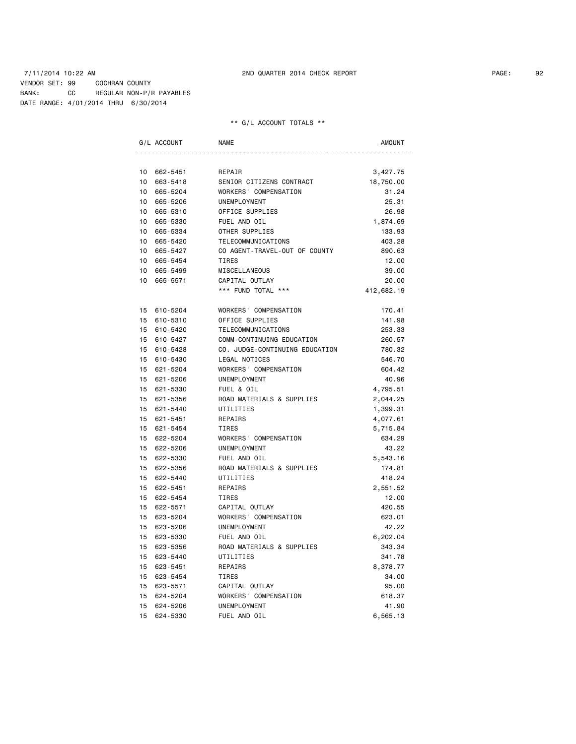7/11/2014 10:22 AM 2ND QUARTER 2014 CHECK REPORT

VENDOR SET: 99 COCHRAN COUNTY
BANK: CC REGULAR NON-P/R PAYABLES
DATE RANGE: 4/01/2014 THRU 6/30/2014

** G/L ACCOUNT TOTALS **

| G/L ACCOUNT | NAME | AMOUNT |
|---|---|---|
| 10 662-5451 | REPAIR | 3,427.75 |
| 10 663-5418 | SENIOR CITIZENS CONTRACT | 18,750.00 |
| 10 665-5204 | WORKERS' COMPENSATION | 31.24 |
| 10 665-5206 | UNEMPLOYMENT | 25.31 |
| 10 665-5310 | OFFICE SUPPLIES | 26.98 |
| 10 665-5330 | FUEL AND OIL | 1,874.69 |
| 10 665-5334 | OTHER SUPPLIES | 133.93 |
| 10 665-5420 | TELECOMMUNICATIONS | 403.28 |
| 10 665-5427 | CO AGENT-TRAVEL-OUT OF COUNTY | 890.63 |
| 10 665-5454 | TIRES | 12.00 |
| 10 665-5499 | MISCELLANEOUS | 39.00 |
| 10 665-5571 | CAPITAL OUTLAY | 20.00 |
| | *** FUND TOTAL *** | 412,682.19 |
| | | |
| 15 610-5204 | WORKERS' COMPENSATION | 170.41 |
| 15 610-5310 | OFFICE SUPPLIES | 141.98 |
| 15 610-5420 | TELECOMMUNICATIONS | 253.33 |
| 15 610-5427 | COMM-CONTINUING EDUCATION | 260.57 |
| 15 610-5428 | CO. JUDGE-CONTINUING EDUCATION | 780.32 |
| 15 610-5430 | LEGAL NOTICES | 546.70 |
| 15 621-5204 | WORKERS' COMPENSATION | 604.42 |
| 15 621-5206 | UNEMPLOYMENT | 40.96 |
| 15 621-5330 | FUEL & OIL | 4,795.51 |
| 15 621-5356 | ROAD MATERIALS & SUPPLIES | 2,044.25 |
| 15 621-5440 | UTILITIES | 1,399.31 |
| 15 621-5451 | REPAIRS | 4,077.61 |
| 15 621-5454 | TIRES | 5,715.84 |
| 15 622-5204 | WORKERS' COMPENSATION | 634.29 |
| 15 622-5206 | UNEMPLOYMENT | 43.22 |
| 15 622-5330 | FUEL AND OIL | 5,543.16 |
| 15 622-5356 | ROAD MATERIALS & SUPPLIES | 174.81 |
| 15 622-5440 | UTILITIES | 418.24 |
| 15 622-5451 | REPAIRS | 2,551.52 |
| 15 622-5454 | TIRES | 12.00 |
| 15 622-5571 | CAPITAL OUTLAY | 420.55 |
| 15 623-5204 | WORKERS' COMPENSATION | 623.01 |
| 15 623-5206 | UNEMPLOYMENT | 42.22 |
| 15 623-5330 | FUEL AND OIL | 6,202.04 |
| 15 623-5356 | ROAD MATERIALS & SUPPLIES | 343.34 |
| 15 623-5440 | UTILITIES | 341.78 |
| 15 623-5451 | REPAIRS | 8,378.77 |
| 15 623-5454 | TIRES | 34.00 |
| 15 623-5571 | CAPITAL OUTLAY | 95.00 |
| 15 624-5204 | WORKERS' COMPENSATION | 618.37 |
| 15 624-5206 | UNEMPLOYMENT | 41.90 |
| 15 624-5330 | FUEL AND OIL | 6,565.13 |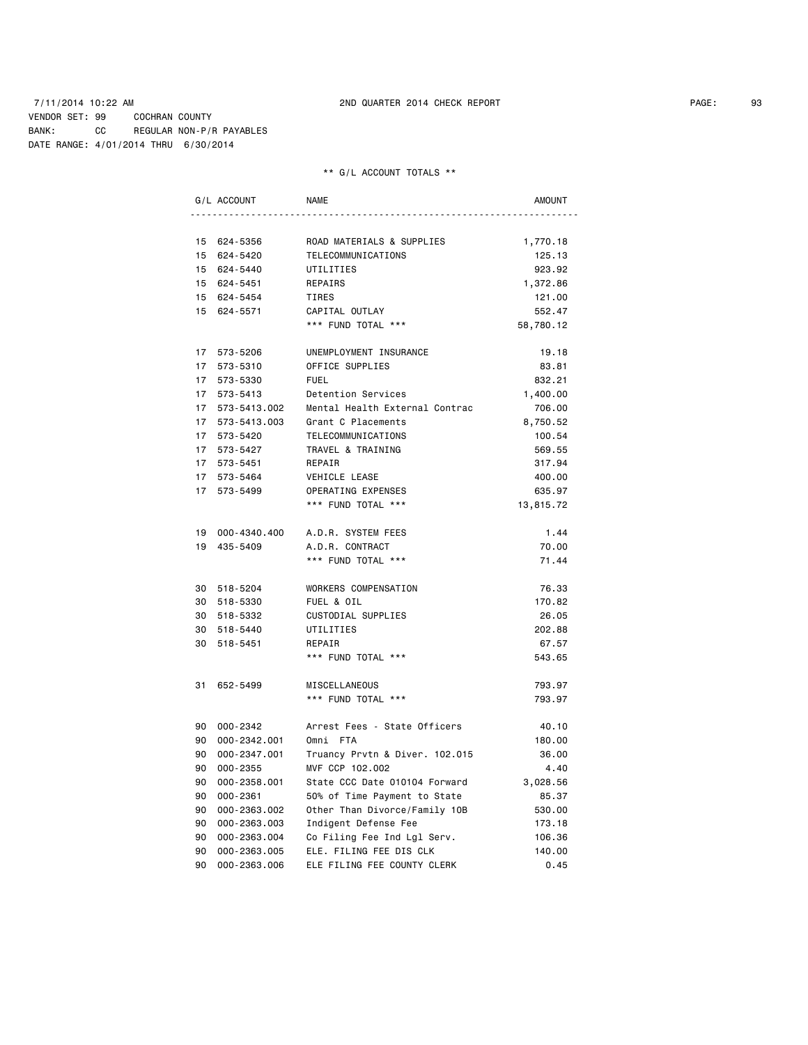7/11/2014 10:22 AM 2ND QUARTER 2014 CHECK REPORT

VENDOR SET: 99 COCHRAN COUNTY
BANK: CC REGULAR NON-P/R PAYABLES
DATE RANGE: 4/01/2014 THRU 6/30/2014

** G/L ACCOUNT TOTALS **

| G/L ACCOUNT | NAME | AMOUNT |
|---|---|---|
| 15 624-5356 | ROAD MATERIALS & SUPPLIES | 1,770.18 |
| 15 624-5420 | TELECOMMUNICATIONS | 125.13 |
| 15 624-5440 | UTILITIES | 923.92 |
| 15 624-5451 | REPAIRS | 1,372.86 |
| 15 624-5454 | TIRES | 121.00 |
| 15 624-5571 | CAPITAL OUTLAY | 552.47 |
| | *** FUND TOTAL *** | 58,780.12 |
| 17 573-5206 | UNEMPLOYMENT INSURANCE | 19.18 |
| 17 573-5310 | OFFICE SUPPLIES | 83.81 |
| 17 573-5330 | FUEL | 832.21 |
| 17 573-5413 | Detention Services | 1,400.00 |
| 17 573-5413.002 | Mental Health External Contrac | 706.00 |
| 17 573-5413.003 | Grant C Placements | 8,750.52 |
| 17 573-5420 | TELECOMMUNICATIONS | 100.54 |
| 17 573-5427 | TRAVEL & TRAINING | 569.55 |
| 17 573-5451 | REPAIR | 317.94 |
| 17 573-5464 | VEHICLE LEASE | 400.00 |
| 17 573-5499 | OPERATING EXPENSES | 635.97 |
| | *** FUND TOTAL *** | 13,815.72 |
| 19 000-4340.400 | A.D.R. SYSTEM FEES | 1.44 |
| 19 435-5409 | A.D.R. CONTRACT | 70.00 |
| | *** FUND TOTAL *** | 71.44 |
| 30 518-5204 | WORKERS COMPENSATION | 76.33 |
| 30 518-5330 | FUEL & OIL | 170.82 |
| 30 518-5332 | CUSTODIAL SUPPLIES | 26.05 |
| 30 518-5440 | UTILITIES | 202.88 |
| 30 518-5451 | REPAIR | 67.57 |
| | *** FUND TOTAL *** | 543.65 |
| 31 652-5499 | MISCELLANEOUS | 793.97 |
| | *** FUND TOTAL *** | 793.97 |
| 90 000-2342 | Arrest Fees - State Officers | 40.10 |
| 90 000-2342.001 | Omni FTA | 180.00 |
| 90 000-2347.001 | Truancy Prvtn & Diver. 102.015 | 36.00 |
| 90 000-2355 | MVF CCP 102.002 | 4.40 |
| 90 000-2358.001 | State CCC Date 010104 Forward | 3,028.56 |
| 90 000-2361 | 50% of Time Payment to State | 85.37 |
| 90 000-2363.002 | Other Than Divorce/Family 10B | 530.00 |
| 90 000-2363.003 | Indigent Defense Fee | 173.18 |
| 90 000-2363.004 | Co Filing Fee Ind Lgl Serv. | 106.36 |
| 90 000-2363.005 | ELE. FILING FEE DIS CLK | 140.00 |
| 90 000-2363.006 | ELE FILING FEE COUNTY CLERK | 0.45 |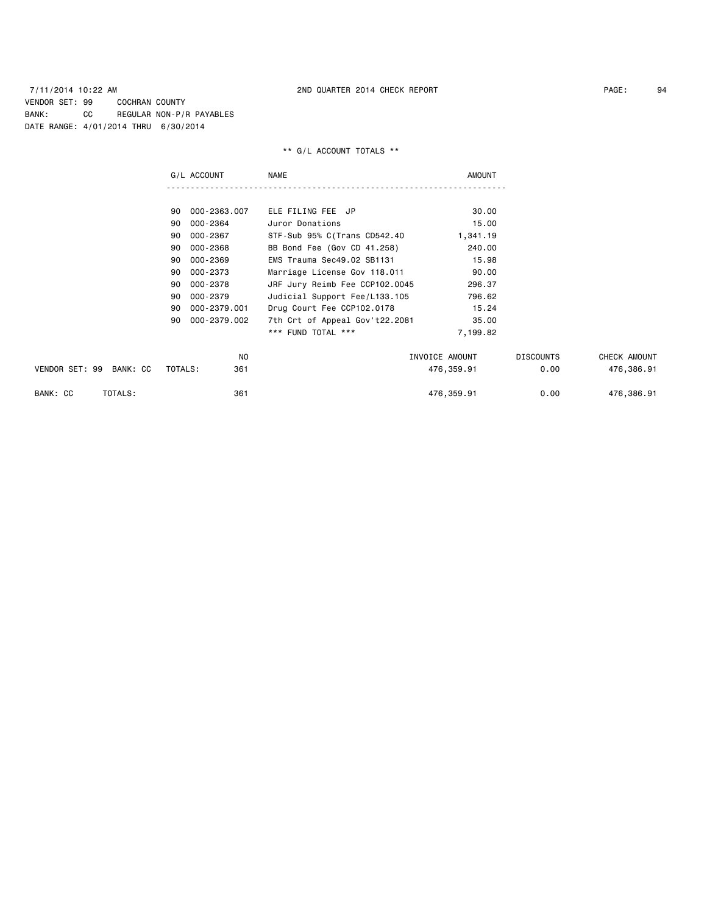7/11/2014 10:22 AM  2ND QUARTER 2014 CHECK REPORT

VENDOR SET: 99  COCHRAN COUNTY
BANK: CC  REGULAR NON-P/R PAYABLES
DATE RANGE: 4/01/2014 THRU 6/30/2014

** G/L ACCOUNT TOTALS **

| G/L ACCOUNT | | NAME | AMOUNT |
|---|---|---|---|
| 90 | 000-2363.007 | ELE FILING FEE JP | 30.00 |
| 90 | 000-2364 | Juror Donations | 15.00 |
| 90 | 000-2367 | STF-Sub 95% C(Trans CD542.40 | 1,341.19 |
| 90 | 000-2368 | BB Bond Fee (Gov CD 41.258) | 240.00 |
| 90 | 000-2369 | EMS Trauma Sec49.02 SB1131 | 15.98 |
| 90 | 000-2373 | Marriage License Gov 118.011 | 90.00 |
| 90 | 000-2378 | JRF Jury Reimb Fee CCP102.0045 | 296.37 |
| 90 | 000-2379 | Judicial Support Fee/L133.105 | 796.62 |
| 90 | 000-2379.001 | Drug Court Fee CCP102.0178 | 15.24 |
| 90 | 000-2379.002 | 7th Crt of Appeal Gov't22.2081 | 35.00 |
| | | *** FUND TOTAL *** | 7,199.82 |

| | NO | INVOICE AMOUNT | DISCOUNTS | CHECK AMOUNT |
|---|---|---|---|---|
| VENDOR SET: 99 BANK: CC TOTALS: | 361 | 476,359.91 | 0.00 | 476,386.91 |
| BANK: CC TOTALS: | 361 | 476,359.91 | 0.00 | 476,386.91 |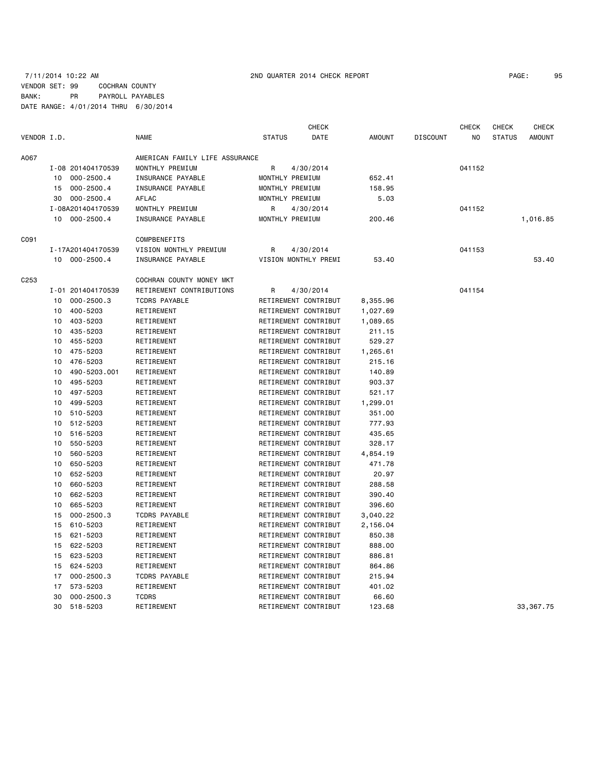7/11/2014 10:22 AM 2ND QUARTER 2014 CHECK REPORT

VENDOR SET: 99 COCHRAN COUNTY
BANK: PR PAYROLL PAYABLES
DATE RANGE: 4/01/2014 THRU 6/30/2014

| VENDOR I.D. | | NAME | STATUS | CHECK DATE | AMOUNT | DISCOUNT | CHECK NO | CHECK STATUS | CHECK AMOUNT |
|---|---|---|---|---|---|---|---|---|---|
| A067 | | AMERICAN FAMILY LIFE ASSURANCE | | | | | | | |
| | I-08 201404170539 | MONTHLY PREMIUM | R | 4/30/2014 | | | 041152 | | |
| | 10 000-2500.4 | INSURANCE PAYABLE | MONTHLY PREMIUM | | 652.41 | | | | |
| | 15 000-2500.4 | INSURANCE PAYABLE | MONTHLY PREMIUM | | 158.95 | | | | |
| | 30 000-2500.4 | AFLAC | MONTHLY PREMIUM | | 5.03 | | | | |
| | I-08A201404170539 | MONTHLY PREMIUM | R | 4/30/2014 | | | 041152 | | |
| | 10 000-2500.4 | INSURANCE PAYABLE | MONTHLY PREMIUM | | 200.46 | | | | 1,016.85 |
| C091 | | COMPBENEFITS | | | | | | | |
| | I-17A201404170539 | VISION MONTHLY PREMIUM | R | 4/30/2014 | | | 041153 | | |
| | 10 000-2500.4 | INSURANCE PAYABLE | VISION MONTHLY PREMI | | 53.40 | | | | 53.40 |
| C253 | | COCHRAN COUNTY MONEY MKT | | | | | | | |
| | I-01 201404170539 | RETIREMENT CONTRIBUTIONS | R | 4/30/2014 | | | 041154 | | |
| | 10 000-2500.3 | TCDRS PAYABLE | RETIREMENT CONTRIBUT | | 8,355.96 | | | | |
| | 10 400-5203 | RETIREMENT | RETIREMENT CONTRIBUT | | 1,027.69 | | | | |
| | 10 403-5203 | RETIREMENT | RETIREMENT CONTRIBUT | | 1,089.65 | | | | |
| | 10 435-5203 | RETIREMENT | RETIREMENT CONTRIBUT | | 211.15 | | | | |
| | 10 455-5203 | RETIREMENT | RETIREMENT CONTRIBUT | | 529.27 | | | | |
| | 10 475-5203 | RETIREMENT | RETIREMENT CONTRIBUT | | 1,265.61 | | | | |
| | 10 476-5203 | RETIREMENT | RETIREMENT CONTRIBUT | | 215.16 | | | | |
| | 10 490-5203.001 | RETIREMENT | RETIREMENT CONTRIBUT | | 140.89 | | | | |
| | 10 495-5203 | RETIREMENT | RETIREMENT CONTRIBUT | | 903.37 | | | | |
| | 10 497-5203 | RETIREMENT | RETIREMENT CONTRIBUT | | 521.17 | | | | |
| | 10 499-5203 | RETIREMENT | RETIREMENT CONTRIBUT | | 1,299.01 | | | | |
| | 10 510-5203 | RETIREMENT | RETIREMENT CONTRIBUT | | 351.00 | | | | |
| | 10 512-5203 | RETIREMENT | RETIREMENT CONTRIBUT | | 777.93 | | | | |
| | 10 516-5203 | RETIREMENT | RETIREMENT CONTRIBUT | | 435.65 | | | | |
| | 10 550-5203 | RETIREMENT | RETIREMENT CONTRIBUT | | 328.17 | | | | |
| | 10 560-5203 | RETIREMENT | RETIREMENT CONTRIBUT | | 4,854.19 | | | | |
| | 10 650-5203 | RETIREMENT | RETIREMENT CONTRIBUT | | 471.78 | | | | |
| | 10 652-5203 | RETIREMENT | RETIREMENT CONTRIBUT | | 20.97 | | | | |
| | 10 660-5203 | RETIREMENT | RETIREMENT CONTRIBUT | | 288.58 | | | | |
| | 10 662-5203 | RETIREMENT | RETIREMENT CONTRIBUT | | 390.40 | | | | |
| | 10 665-5203 | RETIREMENT | RETIREMENT CONTRIBUT | | 396.60 | | | | |
| | 15 000-2500.3 | TCDRS PAYABLE | RETIREMENT CONTRIBUT | | 3,040.22 | | | | |
| | 15 610-5203 | RETIREMENT | RETIREMENT CONTRIBUT | | 2,156.04 | | | | |
| | 15 621-5203 | RETIREMENT | RETIREMENT CONTRIBUT | | 850.38 | | | | |
| | 15 622-5203 | RETIREMENT | RETIREMENT CONTRIBUT | | 888.00 | | | | |
| | 15 623-5203 | RETIREMENT | RETIREMENT CONTRIBUT | | 886.81 | | | | |
| | 15 624-5203 | RETIREMENT | RETIREMENT CONTRIBUT | | 864.86 | | | | |
| | 17 000-2500.3 | TCDRS PAYABLE | RETIREMENT CONTRIBUT | | 215.94 | | | | |
| | 17 573-5203 | RETIREMENT | RETIREMENT CONTRIBUT | | 401.02 | | | | |
| | 30 000-2500.3 | TCDRS | RETIREMENT CONTRIBUT | | 66.60 | | | | |
| | 30 518-5203 | RETIREMENT | RETIREMENT CONTRIBUT | | 123.68 | | | | 33,367.75 |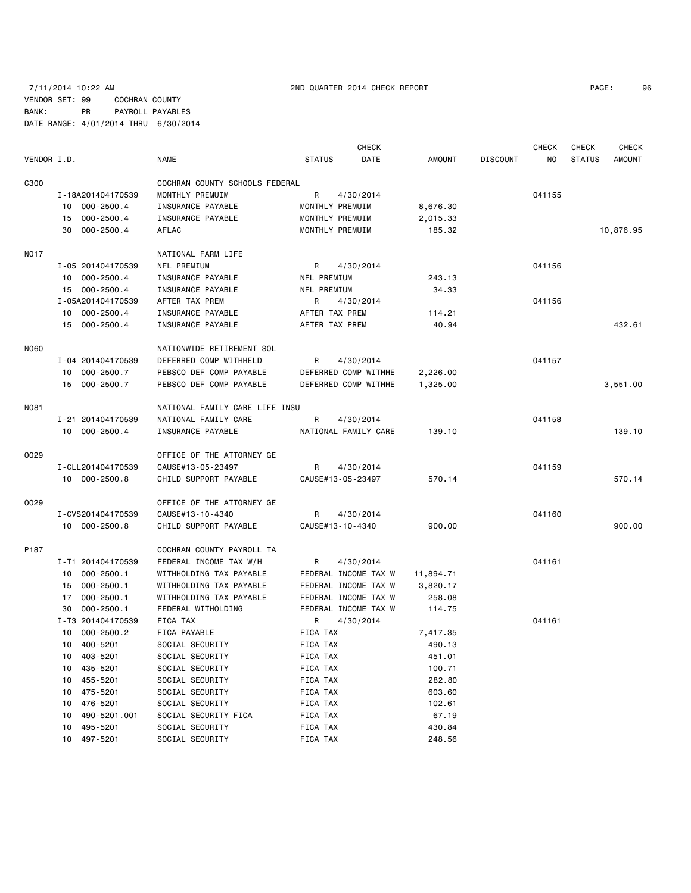7/11/2014 10:22 AM 2ND QUARTER 2014 CHECK REPORT

VENDOR SET: 99 COCHRAN COUNTY
BANK: PR PAYROLL PAYABLES
DATE RANGE: 4/01/2014 THRU 6/30/2014

| VENDOR I.D. | NAME | STATUS | CHECK DATE | AMOUNT | DISCOUNT | CHECK NO | CHECK STATUS | CHECK AMOUNT |
|---|---|---|---|---|---|---|---|---|
| C300 | COCHRAN COUNTY SCHOOLS FEDERAL | | | | | | | |
| I-18A201404170539 | MONTHLY PREMUIM | R | 4/30/2014 | | | 041155 | | |
| 10 000-2500.4 | INSURANCE PAYABLE | MONTHLY PREMUIM | | 8,676.30 | | | | |
| 15 000-2500.4 | INSURANCE PAYABLE | MONTHLY PREMUIM | | 2,015.33 | | | | |
| 30 000-2500.4 | AFLAC | MONTHLY PREMUIM | | 185.32 | | | | 10,876.95 |
| N017 | NATIONAL FARM LIFE | | | | | | | |
| I-05 201404170539 | NFL PREMIUM | R | 4/30/2014 | | | 041156 | | |
| 10 000-2500.4 | INSURANCE PAYABLE | NFL PREMIUM | | 243.13 | | | | |
| 15 000-2500.4 | INSURANCE PAYABLE | NFL PREMIUM | | 34.33 | | | | |
| I-05A201404170539 | AFTER TAX PREM | R | 4/30/2014 | | | 041156 | | |
| 10 000-2500.4 | INSURANCE PAYABLE | AFTER TAX PREM | | 114.21 | | | | |
| 15 000-2500.4 | INSURANCE PAYABLE | AFTER TAX PREM | | 40.94 | | | | 432.61 |
| N060 | NATIONWIDE RETIREMENT SOL | | | | | | | |
| I-04 201404170539 | DEFERRED COMP WITHHELD | R | 4/30/2014 | | | 041157 | | |
| 10 000-2500.7 | PEBSCO DEF COMP PAYABLE | DEFERRED COMP WITHHE | | 2,226.00 | | | | |
| 15 000-2500.7 | PEBSCO DEF COMP PAYABLE | DEFERRED COMP WITHHE | | 1,325.00 | | | | 3,551.00 |
| N081 | NATIONAL FAMILY CARE LIFE INSU | | | | | | | |
| I-21 201404170539 | NATIONAL FAMILY CARE | R | 4/30/2014 | | | 041158 | | |
| 10 000-2500.4 | INSURANCE PAYABLE | NATIONAL FAMILY CARE | | 139.10 | | | | 139.10 |
| O029 | OFFICE OF THE ATTORNEY GE | | | | | | | |
| I-CLL201404170539 | CAUSE#13-05-23497 | R | 4/30/2014 | | | 041159 | | |
| 10 000-2500.8 | CHILD SUPPORT PAYABLE | CAUSE#13-05-23497 | | 570.14 | | | | 570.14 |
| O029 | OFFICE OF THE ATTORNEY GE | | | | | | | |
| I-CVS201404170539 | CAUSE#13-10-4340 | R | 4/30/2014 | | | 041160 | | |
| 10 000-2500.8 | CHILD SUPPORT PAYABLE | CAUSE#13-10-4340 | | 900.00 | | | | 900.00 |
| P187 | COCHRAN COUNTY PAYROLL TA | | | | | | | |
| I-T1 201404170539 | FEDERAL INCOME TAX W/H | R | 4/30/2014 | | | 041161 | | |
| 10 000-2500.1 | WITHHOLDING TAX PAYABLE | FEDERAL INCOME TAX W | | 11,894.71 | | | | |
| 15 000-2500.1 | WITHHOLDING TAX PAYABLE | FEDERAL INCOME TAX W | | 3,820.17 | | | | |
| 17 000-2500.1 | WITHHOLDING TAX PAYABLE | FEDERAL INCOME TAX W | | 258.08 | | | | |
| 30 000-2500.1 | FEDERAL WITHOLDING | FEDERAL INCOME TAX W | | 114.75 | | | | |
| I-T3 201404170539 | FICA TAX | R | 4/30/2014 | | | 041161 | | |
| 10 000-2500.2 | FICA PAYABLE | FICA TAX | | 7,417.35 | | | | |
| 10 400-5201 | SOCIAL SECURITY | FICA TAX | | 490.13 | | | | |
| 10 403-5201 | SOCIAL SECURITY | FICA TAX | | 451.01 | | | | |
| 10 435-5201 | SOCIAL SECURITY | FICA TAX | | 100.71 | | | | |
| 10 455-5201 | SOCIAL SECURITY | FICA TAX | | 282.80 | | | | |
| 10 475-5201 | SOCIAL SECURITY | FICA TAX | | 603.60 | | | | |
| 10 476-5201 | SOCIAL SECURITY | FICA TAX | | 102.61 | | | | |
| 10 490-5201.001 | SOCIAL SECURITY FICA | FICA TAX | | 67.19 | | | | |
| 10 495-5201 | SOCIAL SECURITY | FICA TAX | | 430.84 | | | | |
| 10 497-5201 | SOCIAL SECURITY | FICA TAX | | 248.56 | | | | |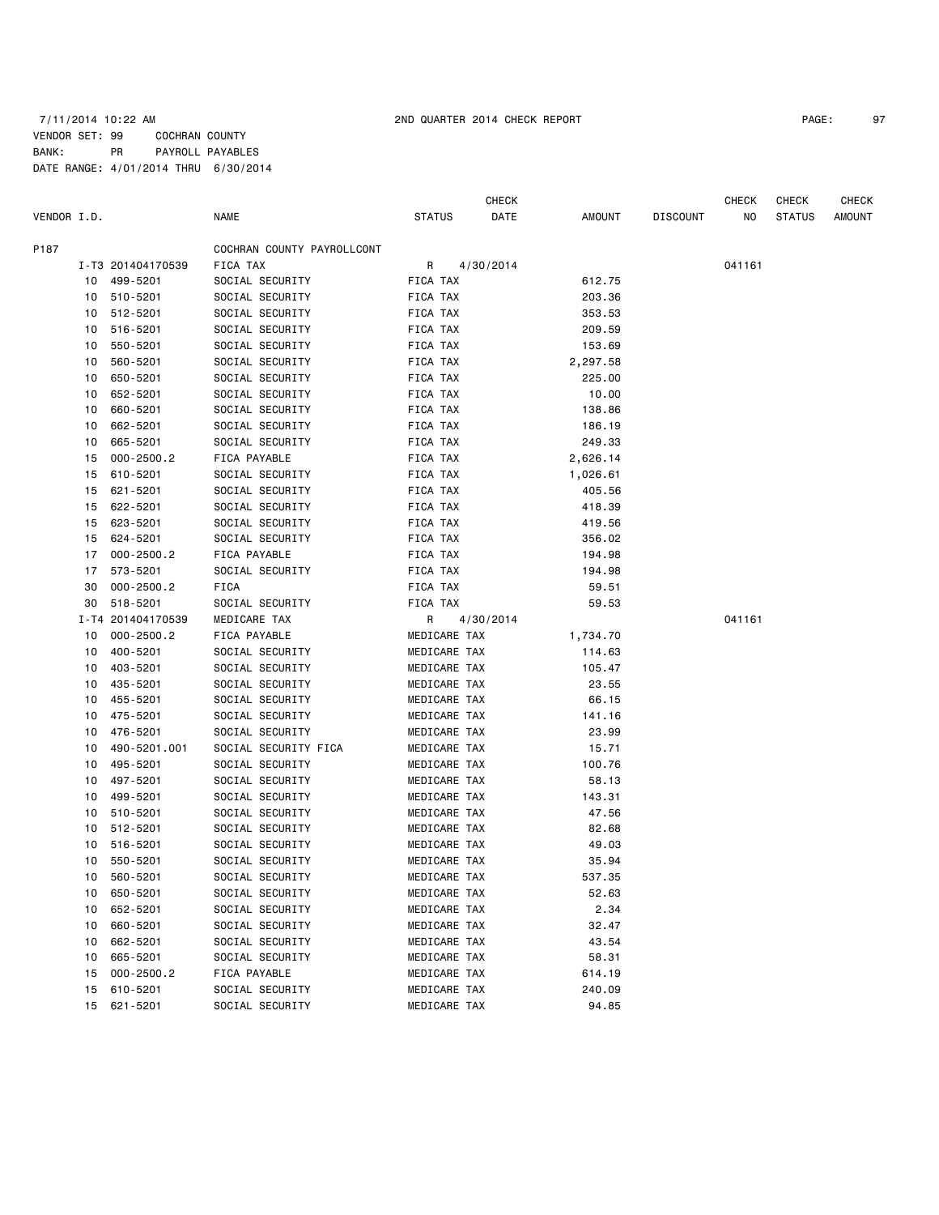7/11/2014 10:22 AM 2ND QUARTER 2014 CHECK REPORT

VENDOR SET: 99 COCHRAN COUNTY
BANK: PR PAYROLL PAYABLES
DATE RANGE: 4/01/2014 THRU 6/30/2014

| VENDOR I.D. | | NAME | STATUS | CHECK DATE | AMOUNT | DISCOUNT | CHECK NO | CHECK STATUS | CHECK AMOUNT |
|---|---|---|---|---|---|---|---|---|---|
| P187 | | COCHRAN COUNTY PAYROLLCONT | | | | | | | |
| | I-T3 201404170539 | FICA TAX | R | 4/30/2014 | | | 041161 | | |
| 10 | 499-5201 | SOCIAL SECURITY | FICA TAX | | 612.75 | | | | |
| 10 | 510-5201 | SOCIAL SECURITY | FICA TAX | | 203.36 | | | | |
| 10 | 512-5201 | SOCIAL SECURITY | FICA TAX | | 353.53 | | | | |
| 10 | 516-5201 | SOCIAL SECURITY | FICA TAX | | 209.59 | | | | |
| 10 | 550-5201 | SOCIAL SECURITY | FICA TAX | | 153.69 | | | | |
| 10 | 560-5201 | SOCIAL SECURITY | FICA TAX | | 2,297.58 | | | | |
| 10 | 650-5201 | SOCIAL SECURITY | FICA TAX | | 225.00 | | | | |
| 10 | 652-5201 | SOCIAL SECURITY | FICA TAX | | 10.00 | | | | |
| 10 | 660-5201 | SOCIAL SECURITY | FICA TAX | | 138.86 | | | | |
| 10 | 662-5201 | SOCIAL SECURITY | FICA TAX | | 186.19 | | | | |
| 10 | 665-5201 | SOCIAL SECURITY | FICA TAX | | 249.33 | | | | |
| 15 | 000-2500.2 | FICA PAYABLE | FICA TAX | | 2,626.14 | | | | |
| 15 | 610-5201 | SOCIAL SECURITY | FICA TAX | | 1,026.61 | | | | |
| 15 | 621-5201 | SOCIAL SECURITY | FICA TAX | | 405.56 | | | | |
| 15 | 622-5201 | SOCIAL SECURITY | FICA TAX | | 418.39 | | | | |
| 15 | 623-5201 | SOCIAL SECURITY | FICA TAX | | 419.56 | | | | |
| 15 | 624-5201 | SOCIAL SECURITY | FICA TAX | | 356.02 | | | | |
| 17 | 000-2500.2 | FICA PAYABLE | FICA TAX | | 194.98 | | | | |
| 17 | 573-5201 | SOCIAL SECURITY | FICA TAX | | 194.98 | | | | |
| 30 | 000-2500.2 | FICA | FICA TAX | | 59.51 | | | | |
| 30 | 518-5201 | SOCIAL SECURITY | FICA TAX | | 59.53 | | | | |
| | I-T4 201404170539 | MEDICARE TAX | R | 4/30/2014 | | | 041161 | | |
| 10 | 000-2500.2 | FICA PAYABLE | MEDICARE TAX | | 1,734.70 | | | | |
| 10 | 400-5201 | SOCIAL SECURITY | MEDICARE TAX | | 114.63 | | | | |
| 10 | 403-5201 | SOCIAL SECURITY | MEDICARE TAX | | 105.47 | | | | |
| 10 | 435-5201 | SOCIAL SECURITY | MEDICARE TAX | | 23.55 | | | | |
| 10 | 455-5201 | SOCIAL SECURITY | MEDICARE TAX | | 66.15 | | | | |
| 10 | 475-5201 | SOCIAL SECURITY | MEDICARE TAX | | 141.16 | | | | |
| 10 | 476-5201 | SOCIAL SECURITY | MEDICARE TAX | | 23.99 | | | | |
| 10 | 490-5201.001 | SOCIAL SECURITY FICA | MEDICARE TAX | | 15.71 | | | | |
| 10 | 495-5201 | SOCIAL SECURITY | MEDICARE TAX | | 100.76 | | | | |
| 10 | 497-5201 | SOCIAL SECURITY | MEDICARE TAX | | 58.13 | | | | |
| 10 | 499-5201 | SOCIAL SECURITY | MEDICARE TAX | | 143.31 | | | | |
| 10 | 510-5201 | SOCIAL SECURITY | MEDICARE TAX | | 47.56 | | | | |
| 10 | 512-5201 | SOCIAL SECURITY | MEDICARE TAX | | 82.68 | | | | |
| 10 | 516-5201 | SOCIAL SECURITY | MEDICARE TAX | | 49.03 | | | | |
| 10 | 550-5201 | SOCIAL SECURITY | MEDICARE TAX | | 35.94 | | | | |
| 10 | 560-5201 | SOCIAL SECURITY | MEDICARE TAX | | 537.35 | | | | |
| 10 | 650-5201 | SOCIAL SECURITY | MEDICARE TAX | | 52.63 | | | | |
| 10 | 652-5201 | SOCIAL SECURITY | MEDICARE TAX | | 2.34 | | | | |
| 10 | 660-5201 | SOCIAL SECURITY | MEDICARE TAX | | 32.47 | | | | |
| 10 | 662-5201 | SOCIAL SECURITY | MEDICARE TAX | | 43.54 | | | | |
| 10 | 665-5201 | SOCIAL SECURITY | MEDICARE TAX | | 58.31 | | | | |
| 15 | 000-2500.2 | FICA PAYABLE | MEDICARE TAX | | 614.19 | | | | |
| 15 | 610-5201 | SOCIAL SECURITY | MEDICARE TAX | | 240.09 | | | | |
| 15 | 621-5201 | SOCIAL SECURITY | MEDICARE TAX | | 94.85 | | | | |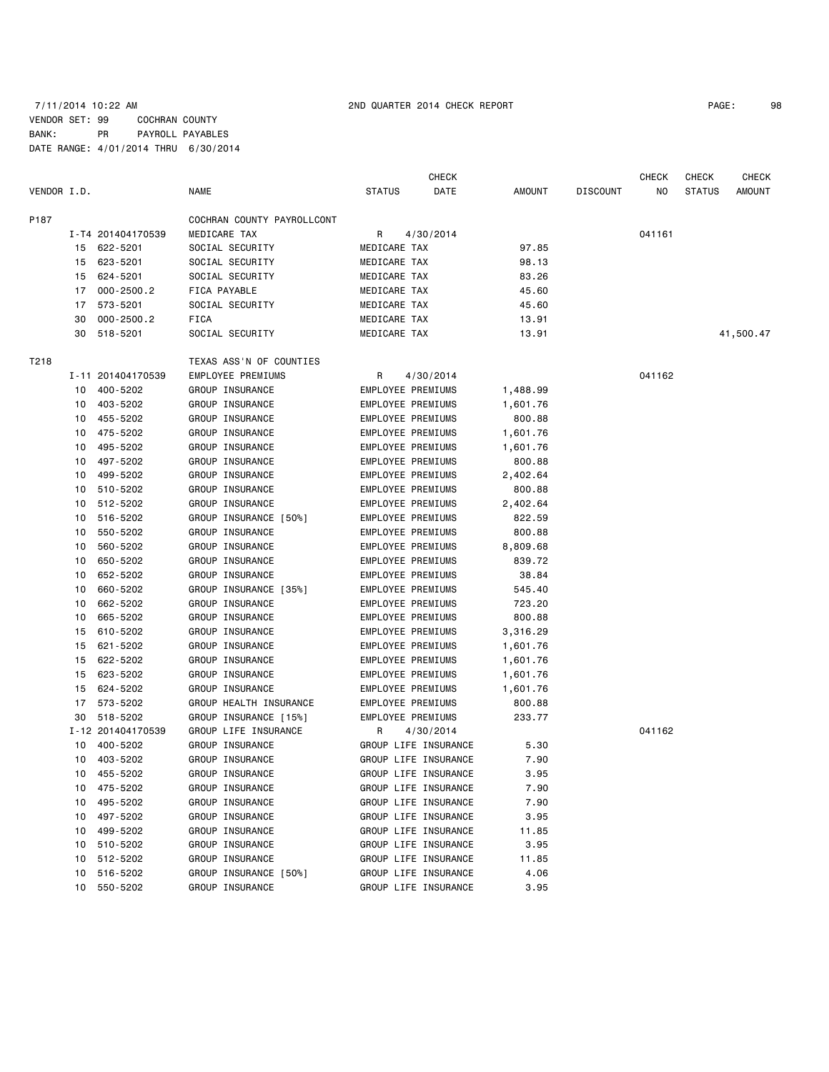7/11/2014 10:22 AM 2ND QUARTER 2014 CHECK REPORT

VENDOR SET: 99 COCHRAN COUNTY
BANK: PR PAYROLL PAYABLES
DATE RANGE: 4/01/2014 THRU 6/30/2014

| VENDOR I.D. | | NAME | STATUS | CHECK DATE | AMOUNT | DISCOUNT | CHECK NO | CHECK STATUS | CHECK AMOUNT |
|---|---|---|---|---|---|---|---|---|---|
| P187 | | COCHRAN COUNTY PAYROLLCONT | | | | | | | |
| | I-T4 201404170539 | MEDICARE TAX | R | 4/30/2014 | | | 041161 | | |
| | 15 622-5201 | SOCIAL SECURITY | MEDICARE TAX | | 97.85 | | | | |
| | 15 623-5201 | SOCIAL SECURITY | MEDICARE TAX | | 98.13 | | | | |
| | 15 624-5201 | SOCIAL SECURITY | MEDICARE TAX | | 83.26 | | | | |
| | 17 000-2500.2 | FICA PAYABLE | MEDICARE TAX | | 45.60 | | | | |
| | 17 573-5201 | SOCIAL SECURITY | MEDICARE TAX | | 45.60 | | | | |
| | 30 000-2500.2 | FICA | MEDICARE TAX | | 13.91 | | | | |
| | 30 518-5201 | SOCIAL SECURITY | MEDICARE TAX | | 13.91 | | | | 41,500.47 |
| T218 | | TEXAS ASS'N OF COUNTIES | | | | | | | |
| | I-11 201404170539 | EMPLOYEE PREMIUMS | R | 4/30/2014 | | | 041162 | | |
| | 10 400-5202 | GROUP INSURANCE | EMPLOYEE PREMIUMS | | 1,488.99 | | | | |
| | 10 403-5202 | GROUP INSURANCE | EMPLOYEE PREMIUMS | | 1,601.76 | | | | |
| | 10 455-5202 | GROUP INSURANCE | EMPLOYEE PREMIUMS | | 800.88 | | | | |
| | 10 475-5202 | GROUP INSURANCE | EMPLOYEE PREMIUMS | | 1,601.76 | | | | |
| | 10 495-5202 | GROUP INSURANCE | EMPLOYEE PREMIUMS | | 1,601.76 | | | | |
| | 10 497-5202 | GROUP INSURANCE | EMPLOYEE PREMIUMS | | 800.88 | | | | |
| | 10 499-5202 | GROUP INSURANCE | EMPLOYEE PREMIUMS | | 2,402.64 | | | | |
| | 10 510-5202 | GROUP INSURANCE | EMPLOYEE PREMIUMS | | 800.88 | | | | |
| | 10 512-5202 | GROUP INSURANCE | EMPLOYEE PREMIUMS | | 2,402.64 | | | | |
| | 10 516-5202 | GROUP INSURANCE [50%] | EMPLOYEE PREMIUMS | | 822.59 | | | | |
| | 10 550-5202 | GROUP INSURANCE | EMPLOYEE PREMIUMS | | 800.88 | | | | |
| | 10 560-5202 | GROUP INSURANCE | EMPLOYEE PREMIUMS | | 8,809.68 | | | | |
| | 10 650-5202 | GROUP INSURANCE | EMPLOYEE PREMIUMS | | 839.72 | | | | |
| | 10 652-5202 | GROUP INSURANCE | EMPLOYEE PREMIUMS | | 38.84 | | | | |
| | 10 660-5202 | GROUP INSURANCE [35%] | EMPLOYEE PREMIUMS | | 545.40 | | | | |
| | 10 662-5202 | GROUP INSURANCE | EMPLOYEE PREMIUMS | | 723.20 | | | | |
| | 10 665-5202 | GROUP INSURANCE | EMPLOYEE PREMIUMS | | 800.88 | | | | |
| | 15 610-5202 | GROUP INSURANCE | EMPLOYEE PREMIUMS | | 3,316.29 | | | | |
| | 15 621-5202 | GROUP INSURANCE | EMPLOYEE PREMIUMS | | 1,601.76 | | | | |
| | 15 622-5202 | GROUP INSURANCE | EMPLOYEE PREMIUMS | | 1,601.76 | | | | |
| | 15 623-5202 | GROUP INSURANCE | EMPLOYEE PREMIUMS | | 1,601.76 | | | | |
| | 15 624-5202 | GROUP INSURANCE | EMPLOYEE PREMIUMS | | 1,601.76 | | | | |
| | 17 573-5202 | GROUP HEALTH INSURANCE | EMPLOYEE PREMIUMS | | 800.88 | | | | |
| | 30 518-5202 | GROUP INSURANCE [15%] | EMPLOYEE PREMIUMS | | 233.77 | | | | |
| | I-12 201404170539 | GROUP LIFE INSURANCE | R | 4/30/2014 | | | 041162 | | |
| | 10 400-5202 | GROUP INSURANCE | GROUP LIFE INSURANCE | | 5.30 | | | | |
| | 10 403-5202 | GROUP INSURANCE | GROUP LIFE INSURANCE | | 7.90 | | | | |
| | 10 455-5202 | GROUP INSURANCE | GROUP LIFE INSURANCE | | 3.95 | | | | |
| | 10 475-5202 | GROUP INSURANCE | GROUP LIFE INSURANCE | | 7.90 | | | | |
| | 10 495-5202 | GROUP INSURANCE | GROUP LIFE INSURANCE | | 7.90 | | | | |
| | 10 497-5202 | GROUP INSURANCE | GROUP LIFE INSURANCE | | 3.95 | | | | |
| | 10 499-5202 | GROUP INSURANCE | GROUP LIFE INSURANCE | | 11.85 | | | | |
| | 10 510-5202 | GROUP INSURANCE | GROUP LIFE INSURANCE | | 3.95 | | | | |
| | 10 512-5202 | GROUP INSURANCE | GROUP LIFE INSURANCE | | 11.85 | | | | |
| | 10 516-5202 | GROUP INSURANCE [50%] | GROUP LIFE INSURANCE | | 4.06 | | | | |
| | 10 550-5202 | GROUP INSURANCE | GROUP LIFE INSURANCE | | 3.95 | | | | |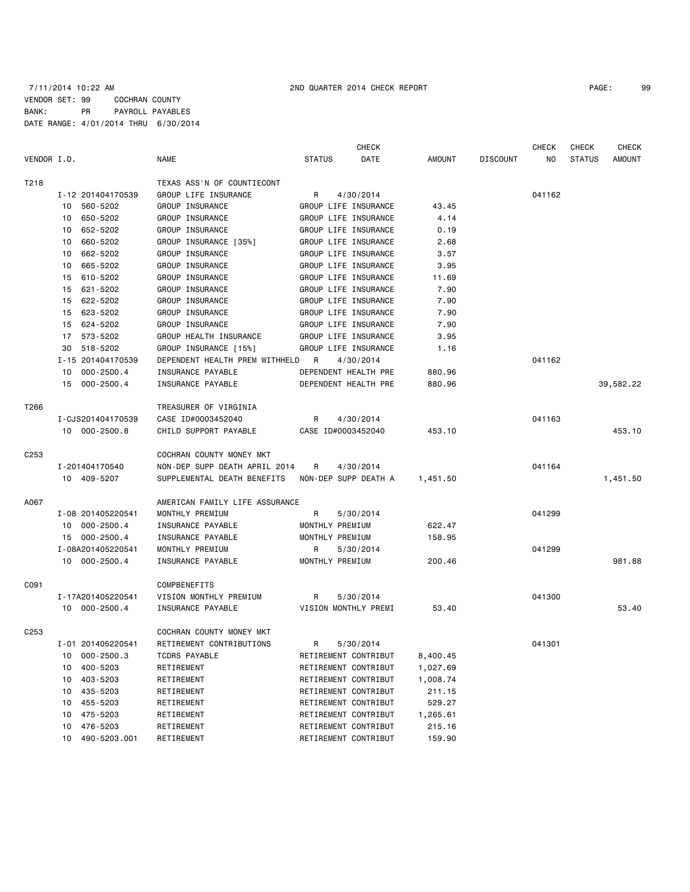7/11/2014 10:22 AM 2ND QUARTER 2014 CHECK REPORT

VENDOR SET: 99 COCHRAN COUNTY
BANK: PR PAYROLL PAYABLES
DATE RANGE: 4/01/2014 THRU 6/30/2014

| VENDOR I.D. | | NAME | STATUS | CHECK DATE | AMOUNT | DISCOUNT | CHECK NO | CHECK STATUS | CHECK AMOUNT |
|---|---|---|---|---|---|---|---|---|---|
| T218 | | TEXAS ASS'N OF COUNTIECONT | | | | | | | |
| | I-12 201404170539 | GROUP LIFE INSURANCE | R | 4/30/2014 | | | 041162 | | |
| | 10 560-5202 | GROUP INSURANCE | GROUP LIFE INSURANCE | | 43.45 | | | | |
| | 10 650-5202 | GROUP INSURANCE | GROUP LIFE INSURANCE | | 4.14 | | | | |
| | 10 652-5202 | GROUP INSURANCE | GROUP LIFE INSURANCE | | 0.19 | | | | |
| | 10 660-5202 | GROUP INSURANCE [35%] | GROUP LIFE INSURANCE | | 2.68 | | | | |
| | 10 662-5202 | GROUP INSURANCE | GROUP LIFE INSURANCE | | 3.57 | | | | |
| | 10 665-5202 | GROUP INSURANCE | GROUP LIFE INSURANCE | | 3.95 | | | | |
| | 15 610-5202 | GROUP INSURANCE | GROUP LIFE INSURANCE | | 11.69 | | | | |
| | 15 621-5202 | GROUP INSURANCE | GROUP LIFE INSURANCE | | 7.90 | | | | |
| | 15 622-5202 | GROUP INSURANCE | GROUP LIFE INSURANCE | | 7.90 | | | | |
| | 15 623-5202 | GROUP INSURANCE | GROUP LIFE INSURANCE | | 7.90 | | | | |
| | 15 624-5202 | GROUP INSURANCE | GROUP LIFE INSURANCE | | 7.90 | | | | |
| | 17 573-5202 | GROUP HEALTH INSURANCE | GROUP LIFE INSURANCE | | 3.95 | | | | |
| | 30 518-5202 | GROUP INSURANCE [15%] | GROUP LIFE INSURANCE | | 1.16 | | | | |
| | I-15 201404170539 | DEPENDENT HEALTH PREM WITHHELD | R | 4/30/2014 | | | 041162 | | |
| | 10 000-2500.4 | INSURANCE PAYABLE | DEPENDENT HEALTH PRE | | 880.96 | | | | |
| | 15 000-2500.4 | INSURANCE PAYABLE | DEPENDENT HEALTH PRE | | 880.96 | | | | 39,582.22 |
| T266 | | TREASURER OF VIRGINIA | | | | | | | |
| | I-CJS201404170539 | CASE ID#0003452040 | R | 4/30/2014 | | | 041163 | | |
| | 10 000-2500.8 | CHILD SUPPORT PAYABLE | CASE ID#0003452040 | | 453.10 | | | | 453.10 |
| C253 | | COCHRAN COUNTY MONEY MKT | | | | | | | |
| | I-201404170540 | NON-DEP SUPP DEATH APRIL 2014 | R | 4/30/2014 | | | 041164 | | |
| | 10 409-5207 | SUPPLEMENTAL DEATH BENEFITS | NON-DEP SUPP DEATH A | | 1,451.50 | | | | 1,451.50 |
| A067 | | AMERICAN FAMILY LIFE ASSURANCE | | | | | | | |
| | I-08 201405220541 | MONTHLY PREMIUM | R | 5/30/2014 | | | 041299 | | |
| | 10 000-2500.4 | INSURANCE PAYABLE | MONTHLY PREMIUM | | 622.47 | | | | |
| | 15 000-2500.4 | INSURANCE PAYABLE | MONTHLY PREMIUM | | 158.95 | | | | |
| | I-08A201405220541 | MONTHLY PREMIUM | R | 5/30/2014 | | | 041299 | | |
| | 10 000-2500.4 | INSURANCE PAYABLE | MONTHLY PREMIUM | | 200.46 | | | | 981.88 |
| C091 | | COMPBENEFITS | | | | | | | |
| | I-17A201405220541 | VISION MONTHLY PREMIUM | R | 5/30/2014 | | | 041300 | | |
| | 10 000-2500.4 | INSURANCE PAYABLE | VISION MONTHLY PREMI | | 53.40 | | | | 53.40 |
| C253 | | COCHRAN COUNTY MONEY MKT | | | | | | | |
| | I-01 201405220541 | RETIREMENT CONTRIBUTIONS | R | 5/30/2014 | | | 041301 | | |
| | 10 000-2500.3 | TCDRS PAYABLE | RETIREMENT CONTRIBUT | | 8,400.45 | | | | |
| | 10 400-5203 | RETIREMENT | RETIREMENT CONTRIBUT | | 1,027.69 | | | | |
| | 10 403-5203 | RETIREMENT | RETIREMENT CONTRIBUT | | 1,008.74 | | | | |
| | 10 435-5203 | RETIREMENT | RETIREMENT CONTRIBUT | | 211.15 | | | | |
| | 10 455-5203 | RETIREMENT | RETIREMENT CONTRIBUT | | 529.27 | | | | |
| | 10 475-5203 | RETIREMENT | RETIREMENT CONTRIBUT | | 1,265.61 | | | | |
| | 10 476-5203 | RETIREMENT | RETIREMENT CONTRIBUT | | 215.16 | | | | |
| | 10 490-5203.001 | RETIREMENT | RETIREMENT CONTRIBUT | | 159.90 | | | | |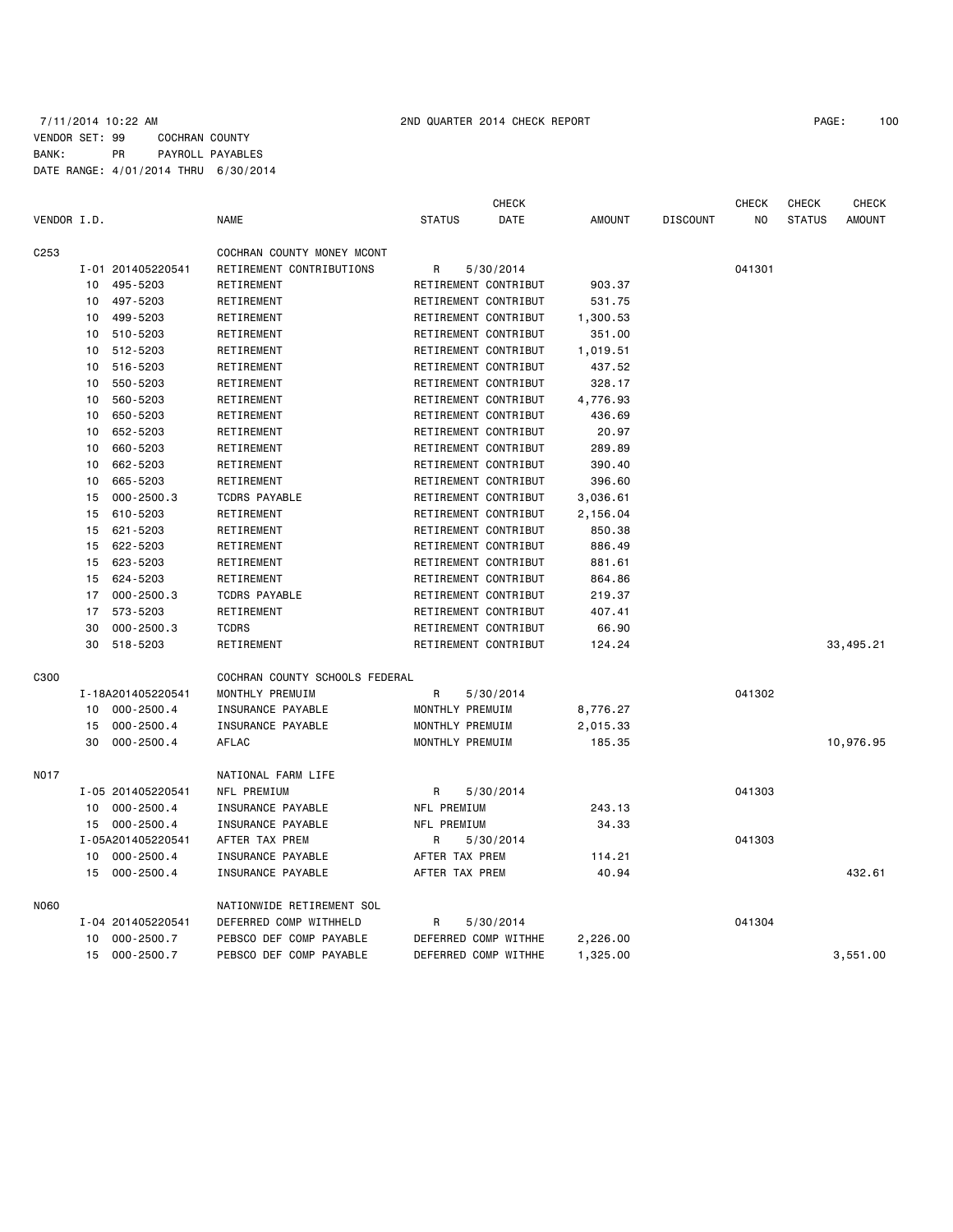7/11/2014 10:22 AM 2ND QUARTER 2014 CHECK REPORT

VENDOR SET: 99 COCHRAN COUNTY
BANK: PR PAYROLL PAYABLES
DATE RANGE: 4/01/2014 THRU 6/30/2014

| VENDOR I.D. | | NAME | STATUS | CHECK DATE | AMOUNT | DISCOUNT | CHECK NO | CHECK STATUS | CHECK AMOUNT |
|---|---|---|---|---|---|---|---|---|---|
| C253 | | COCHRAN COUNTY MONEY MCONT | | | | | | | |
| | I-01 201405220541 | RETIREMENT CONTRIBUTIONS | R | 5/30/2014 | | | 041301 | | |
| | 10 495-5203 | RETIREMENT | RETIREMENT CONTRIBUT | | 903.37 | | | | |
| | 10 497-5203 | RETIREMENT | RETIREMENT CONTRIBUT | | 531.75 | | | | |
| | 10 499-5203 | RETIREMENT | RETIREMENT CONTRIBUT | | 1,300.53 | | | | |
| | 10 510-5203 | RETIREMENT | RETIREMENT CONTRIBUT | | 351.00 | | | | |
| | 10 512-5203 | RETIREMENT | RETIREMENT CONTRIBUT | | 1,019.51 | | | | |
| | 10 516-5203 | RETIREMENT | RETIREMENT CONTRIBUT | | 437.52 | | | | |
| | 10 550-5203 | RETIREMENT | RETIREMENT CONTRIBUT | | 328.17 | | | | |
| | 10 560-5203 | RETIREMENT | RETIREMENT CONTRIBUT | | 4,776.93 | | | | |
| | 10 650-5203 | RETIREMENT | RETIREMENT CONTRIBUT | | 436.69 | | | | |
| | 10 652-5203 | RETIREMENT | RETIREMENT CONTRIBUT | | 20.97 | | | | |
| | 10 660-5203 | RETIREMENT | RETIREMENT CONTRIBUT | | 289.89 | | | | |
| | 10 662-5203 | RETIREMENT | RETIREMENT CONTRIBUT | | 390.40 | | | | |
| | 10 665-5203 | RETIREMENT | RETIREMENT CONTRIBUT | | 396.60 | | | | |
| | 15 000-2500.3 | TCDRS PAYABLE | RETIREMENT CONTRIBUT | | 3,036.61 | | | | |
| | 15 610-5203 | RETIREMENT | RETIREMENT CONTRIBUT | | 2,156.04 | | | | |
| | 15 621-5203 | RETIREMENT | RETIREMENT CONTRIBUT | | 850.38 | | | | |
| | 15 622-5203 | RETIREMENT | RETIREMENT CONTRIBUT | | 886.49 | | | | |
| | 15 623-5203 | RETIREMENT | RETIREMENT CONTRIBUT | | 881.61 | | | | |
| | 15 624-5203 | RETIREMENT | RETIREMENT CONTRIBUT | | 864.86 | | | | |
| | 17 000-2500.3 | TCDRS PAYABLE | RETIREMENT CONTRIBUT | | 219.37 | | | | |
| | 17 573-5203 | RETIREMENT | RETIREMENT CONTRIBUT | | 407.41 | | | | |
| | 30 000-2500.3 | TCDRS | RETIREMENT CONTRIBUT | | 66.90 | | | | |
| | 30 518-5203 | RETIREMENT | RETIREMENT CONTRIBUT | | 124.24 | | | | 33,495.21 |
| C300 | | COCHRAN COUNTY SCHOOLS FEDERAL | | | | | | | |
| | I-18A201405220541 | MONTHLY PREMUIM | R | 5/30/2014 | | | 041302 | | |
| | 10 000-2500.4 | INSURANCE PAYABLE | MONTHLY PREMUIM | | 8,776.27 | | | | |
| | 15 000-2500.4 | INSURANCE PAYABLE | MONTHLY PREMUIM | | 2,015.33 | | | | |
| | 30 000-2500.4 | AFLAC | MONTHLY PREMUIM | | 185.35 | | | | 10,976.95 |
| N017 | | NATIONAL FARM LIFE | | | | | | | |
| | I-05 201405220541 | NFL PREMIUM | R | 5/30/2014 | | | 041303 | | |
| | 10 000-2500.4 | INSURANCE PAYABLE | NFL PREMIUM | | 243.13 | | | | |
| | 15 000-2500.4 | INSURANCE PAYABLE | NFL PREMIUM | | 34.33 | | | | |
| | I-05A201405220541 | AFTER TAX PREM | R | 5/30/2014 | | | 041303 | | |
| | 10 000-2500.4 | INSURANCE PAYABLE | AFTER TAX PREM | | 114.21 | | | | |
| | 15 000-2500.4 | INSURANCE PAYABLE | AFTER TAX PREM | | 40.94 | | | | 432.61 |
| N060 | | NATIONWIDE RETIREMENT SOL | | | | | | | |
| | I-04 201405220541 | DEFERRED COMP WITHHELD | R | 5/30/2014 | | | 041304 | | |
| | 10 000-2500.7 | PEBSCO DEF COMP PAYABLE | DEFERRED COMP WITHHE | | 2,226.00 | | | | |
| | 15 000-2500.7 | PEBSCO DEF COMP PAYABLE | DEFERRED COMP WITHHE | | 1,325.00 | | | | 3,551.00 |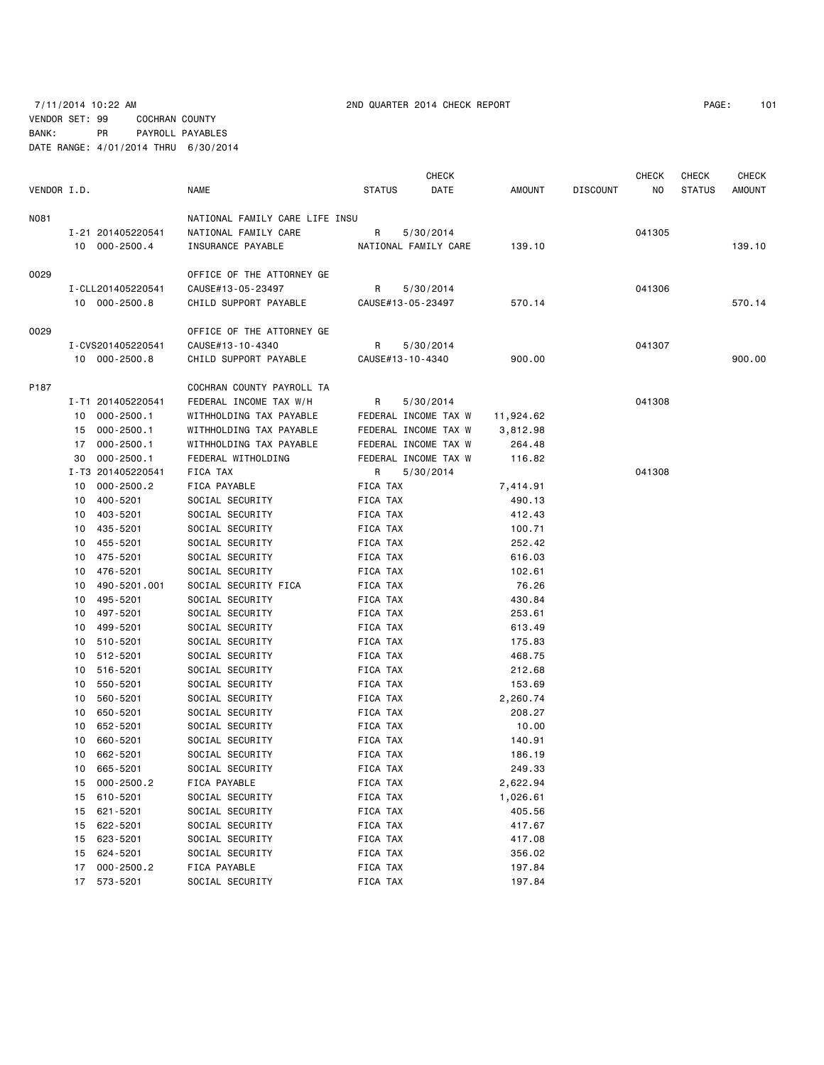7/11/2014 10:22 AM 2ND QUARTER 2014 CHECK REPORT

VENDOR SET: 99 COCHRAN COUNTY
BANK: PR PAYROLL PAYABLES
DATE RANGE: 4/01/2014 THRU 6/30/2014

| VENDOR I.D. | | NAME | STATUS | CHECK DATE | AMOUNT | DISCOUNT | CHECK NO | CHECK STATUS | CHECK AMOUNT |
|---|---|---|---|---|---|---|---|---|---|
| N081 | | NATIONAL FAMILY CARE LIFE INSU | | | | | | | |
| | I-21 201405220541 | NATIONAL FAMILY CARE | R | 5/30/2014 | | | 041305 | | |
| | 10 000-2500.4 | INSURANCE PAYABLE | NATIONAL FAMILY CARE | | 139.10 | | | | 139.10 |
| O029 | | OFFICE OF THE ATTORNEY GE | | | | | | | |
| | I-CLL201405220541 | CAUSE#13-05-23497 | R | 5/30/2014 | | | 041306 | | |
| | 10 000-2500.8 | CHILD SUPPORT PAYABLE | CAUSE#13-05-23497 | | 570.14 | | | | 570.14 |
| O029 | | OFFICE OF THE ATTORNEY GE | | | | | | | |
| | I-CVS201405220541 | CAUSE#13-10-4340 | R | 5/30/2014 | | | 041307 | | |
| | 10 000-2500.8 | CHILD SUPPORT PAYABLE | CAUSE#13-10-4340 | | 900.00 | | | | 900.00 |
| P187 | | COCHRAN COUNTY PAYROLL TA | | | | | | | |
| | I-T1 201405220541 | FEDERAL INCOME TAX W/H | R | 5/30/2014 | | | 041308 | | |
| | 10 000-2500.1 | WITHHOLDING TAX PAYABLE | FEDERAL INCOME TAX W | | 11,924.62 | | | | |
| | 15 000-2500.1 | WITHHOLDING TAX PAYABLE | FEDERAL INCOME TAX W | | 3,812.98 | | | | |
| | 17 000-2500.1 | WITHHOLDING TAX PAYABLE | FEDERAL INCOME TAX W | | 264.48 | | | | |
| | 30 000-2500.1 | FEDERAL WITHOLDING | FEDERAL INCOME TAX W | | 116.82 | | | | |
| | I-T3 201405220541 | FICA TAX | R | 5/30/2014 | | | 041308 | | |
| | 10 000-2500.2 | FICA PAYABLE | FICA TAX | | 7,414.91 | | | | |
| | 10 400-5201 | SOCIAL SECURITY | FICA TAX | | 490.13 | | | | |
| | 10 403-5201 | SOCIAL SECURITY | FICA TAX | | 412.43 | | | | |
| | 10 435-5201 | SOCIAL SECURITY | FICA TAX | | 100.71 | | | | |
| | 10 455-5201 | SOCIAL SECURITY | FICA TAX | | 252.42 | | | | |
| | 10 475-5201 | SOCIAL SECURITY | FICA TAX | | 616.03 | | | | |
| | 10 476-5201 | SOCIAL SECURITY | FICA TAX | | 102.61 | | | | |
| | 10 490-5201.001 | SOCIAL SECURITY FICA | FICA TAX | | 76.26 | | | | |
| | 10 495-5201 | SOCIAL SECURITY | FICA TAX | | 430.84 | | | | |
| | 10 497-5201 | SOCIAL SECURITY | FICA TAX | | 253.61 | | | | |
| | 10 499-5201 | SOCIAL SECURITY | FICA TAX | | 613.49 | | | | |
| | 10 510-5201 | SOCIAL SECURITY | FICA TAX | | 175.83 | | | | |
| | 10 512-5201 | SOCIAL SECURITY | FICA TAX | | 468.75 | | | | |
| | 10 516-5201 | SOCIAL SECURITY | FICA TAX | | 212.68 | | | | |
| | 10 550-5201 | SOCIAL SECURITY | FICA TAX | | 153.69 | | | | |
| | 10 560-5201 | SOCIAL SECURITY | FICA TAX | | 2,260.74 | | | | |
| | 10 650-5201 | SOCIAL SECURITY | FICA TAX | | 208.27 | | | | |
| | 10 652-5201 | SOCIAL SECURITY | FICA TAX | | 10.00 | | | | |
| | 10 660-5201 | SOCIAL SECURITY | FICA TAX | | 140.91 | | | | |
| | 10 662-5201 | SOCIAL SECURITY | FICA TAX | | 186.19 | | | | |
| | 10 665-5201 | SOCIAL SECURITY | FICA TAX | | 249.33 | | | | |
| | 15 000-2500.2 | FICA PAYABLE | FICA TAX | | 2,622.94 | | | | |
| | 15 610-5201 | SOCIAL SECURITY | FICA TAX | | 1,026.61 | | | | |
| | 15 621-5201 | SOCIAL SECURITY | FICA TAX | | 405.56 | | | | |
| | 15 622-5201 | SOCIAL SECURITY | FICA TAX | | 417.67 | | | | |
| | 15 623-5201 | SOCIAL SECURITY | FICA TAX | | 417.08 | | | | |
| | 15 624-5201 | SOCIAL SECURITY | FICA TAX | | 356.02 | | | | |
| | 17 000-2500.2 | FICA PAYABLE | FICA TAX | | 197.84 | | | | |
| | 17 573-5201 | SOCIAL SECURITY | FICA TAX | | 197.84 | | | | |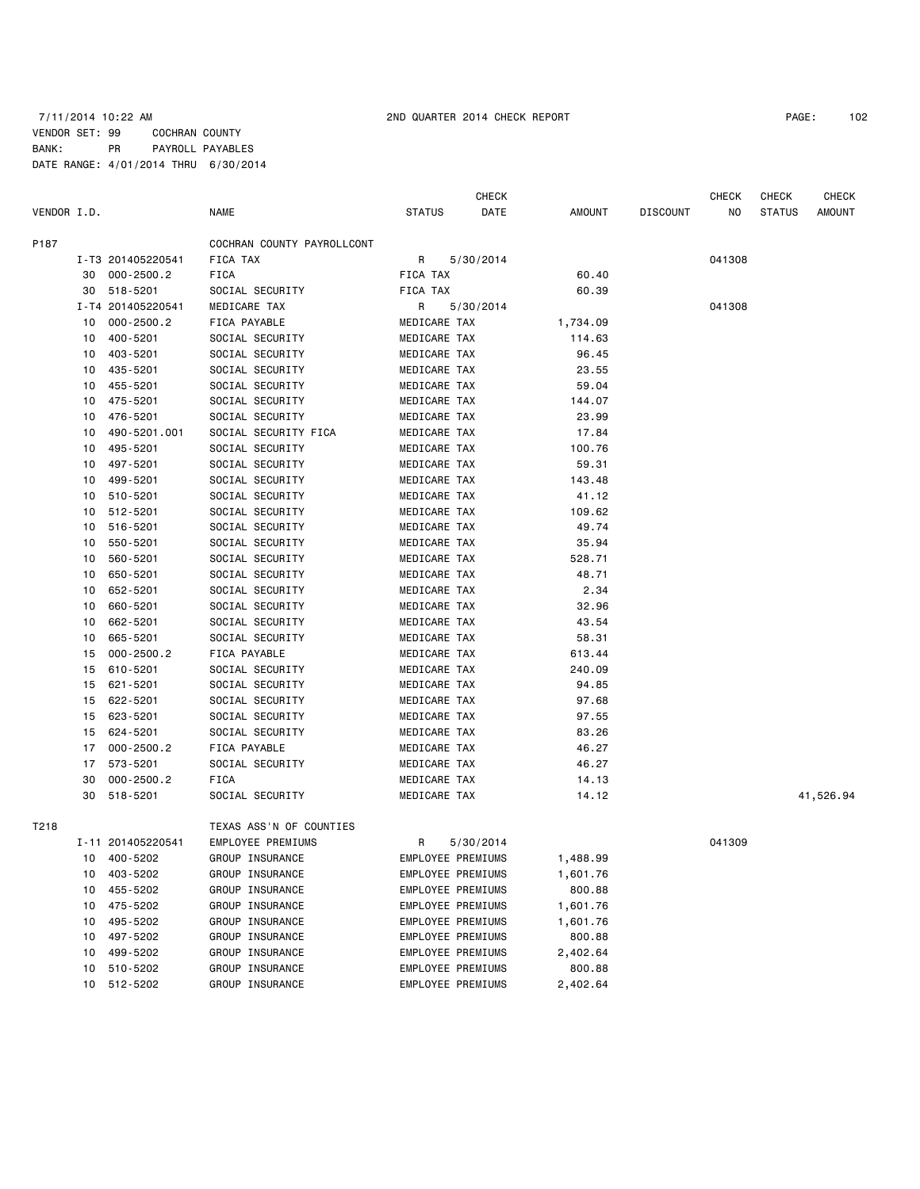7/11/2014 10:22 AM 2ND QUARTER 2014 CHECK REPORT

VENDOR SET: 99 COCHRAN COUNTY
BANK: PR PAYROLL PAYABLES
DATE RANGE: 4/01/2014 THRU 6/30/2014

| VENDOR I.D. | | NAME | STATUS | CHECK DATE | AMOUNT | DISCOUNT | CHECK NO | CHECK STATUS | CHECK AMOUNT |
|---|---|---|---|---|---|---|---|---|---|
| P187 | | COCHRAN COUNTY PAYROLLCONT | | | | | | | |
| | I-T3 201405220541 | FICA TAX | R | 5/30/2014 | | | 041308 | | |
| 30 | 000-2500.2 | FICA | FICA TAX | | 60.40 | | | | |
| 30 | 518-5201 | SOCIAL SECURITY | FICA TAX | | 60.39 | | | | |
| | I-T4 201405220541 | MEDICARE TAX | R | 5/30/2014 | | | 041308 | | |
| 10 | 000-2500.2 | FICA PAYABLE | MEDICARE TAX | | 1,734.09 | | | | |
| 10 | 400-5201 | SOCIAL SECURITY | MEDICARE TAX | | 114.63 | | | | |
| 10 | 403-5201 | SOCIAL SECURITY | MEDICARE TAX | | 96.45 | | | | |
| 10 | 435-5201 | SOCIAL SECURITY | MEDICARE TAX | | 23.55 | | | | |
| 10 | 455-5201 | SOCIAL SECURITY | MEDICARE TAX | | 59.04 | | | | |
| 10 | 475-5201 | SOCIAL SECURITY | MEDICARE TAX | | 144.07 | | | | |
| 10 | 476-5201 | SOCIAL SECURITY | MEDICARE TAX | | 23.99 | | | | |
| 10 | 490-5201.001 | SOCIAL SECURITY FICA | MEDICARE TAX | | 17.84 | | | | |
| 10 | 495-5201 | SOCIAL SECURITY | MEDICARE TAX | | 100.76 | | | | |
| 10 | 497-5201 | SOCIAL SECURITY | MEDICARE TAX | | 59.31 | | | | |
| 10 | 499-5201 | SOCIAL SECURITY | MEDICARE TAX | | 143.48 | | | | |
| 10 | 510-5201 | SOCIAL SECURITY | MEDICARE TAX | | 41.12 | | | | |
| 10 | 512-5201 | SOCIAL SECURITY | MEDICARE TAX | | 109.62 | | | | |
| 10 | 516-5201 | SOCIAL SECURITY | MEDICARE TAX | | 49.74 | | | | |
| 10 | 550-5201 | SOCIAL SECURITY | MEDICARE TAX | | 35.94 | | | | |
| 10 | 560-5201 | SOCIAL SECURITY | MEDICARE TAX | | 528.71 | | | | |
| 10 | 650-5201 | SOCIAL SECURITY | MEDICARE TAX | | 48.71 | | | | |
| 10 | 652-5201 | SOCIAL SECURITY | MEDICARE TAX | | 2.34 | | | | |
| 10 | 660-5201 | SOCIAL SECURITY | MEDICARE TAX | | 32.96 | | | | |
| 10 | 662-5201 | SOCIAL SECURITY | MEDICARE TAX | | 43.54 | | | | |
| 10 | 665-5201 | SOCIAL SECURITY | MEDICARE TAX | | 58.31 | | | | |
| 15 | 000-2500.2 | FICA PAYABLE | MEDICARE TAX | | 613.44 | | | | |
| 15 | 610-5201 | SOCIAL SECURITY | MEDICARE TAX | | 240.09 | | | | |
| 15 | 621-5201 | SOCIAL SECURITY | MEDICARE TAX | | 94.85 | | | | |
| 15 | 622-5201 | SOCIAL SECURITY | MEDICARE TAX | | 97.68 | | | | |
| 15 | 623-5201 | SOCIAL SECURITY | MEDICARE TAX | | 97.55 | | | | |
| 15 | 624-5201 | SOCIAL SECURITY | MEDICARE TAX | | 83.26 | | | | |
| 17 | 000-2500.2 | FICA PAYABLE | MEDICARE TAX | | 46.27 | | | | |
| 17 | 573-5201 | SOCIAL SECURITY | MEDICARE TAX | | 46.27 | | | | |
| 30 | 000-2500.2 | FICA | MEDICARE TAX | | 14.13 | | | | |
| 30 | 518-5201 | SOCIAL SECURITY | MEDICARE TAX | | 14.12 | | | | 41,526.94 |
| T218 | | TEXAS ASS'N OF COUNTIES | | | | | | | |
| | I-11 201405220541 | EMPLOYEE PREMIUMS | R | 5/30/2014 | | | 041309 | | |
| 10 | 400-5202 | GROUP INSURANCE | EMPLOYEE PREMIUMS | | 1,488.99 | | | | |
| 10 | 403-5202 | GROUP INSURANCE | EMPLOYEE PREMIUMS | | 1,601.76 | | | | |
| 10 | 455-5202 | GROUP INSURANCE | EMPLOYEE PREMIUMS | | 800.88 | | | | |
| 10 | 475-5202 | GROUP INSURANCE | EMPLOYEE PREMIUMS | | 1,601.76 | | | | |
| 10 | 495-5202 | GROUP INSURANCE | EMPLOYEE PREMIUMS | | 1,601.76 | | | | |
| 10 | 497-5202 | GROUP INSURANCE | EMPLOYEE PREMIUMS | | 800.88 | | | | |
| 10 | 499-5202 | GROUP INSURANCE | EMPLOYEE PREMIUMS | | 2,402.64 | | | | |
| 10 | 510-5202 | GROUP INSURANCE | EMPLOYEE PREMIUMS | | 800.88 | | | | |
| 10 | 512-5202 | GROUP INSURANCE | EMPLOYEE PREMIUMS | | 2,402.64 | | | | |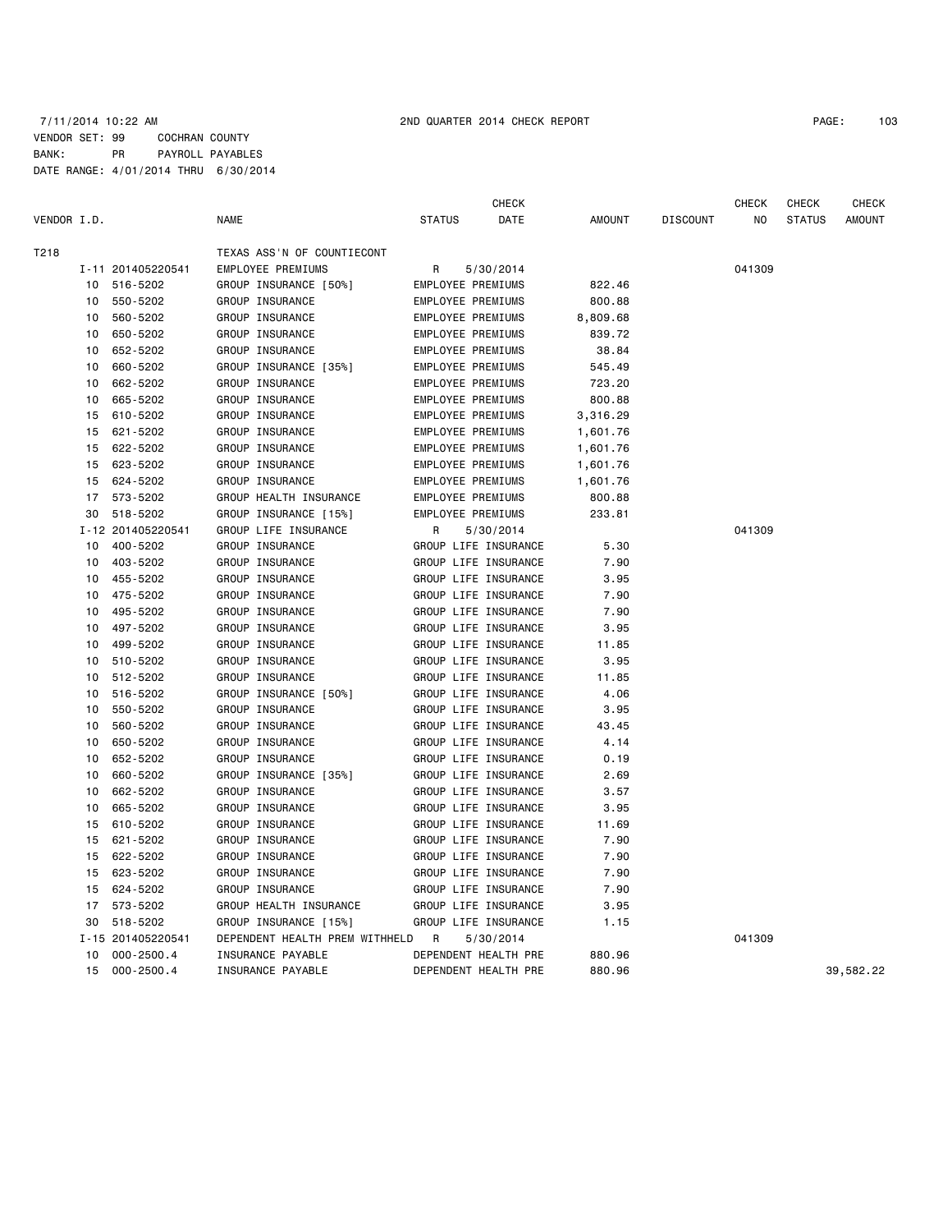7/11/2014 10:22 AM 2ND QUARTER 2014 CHECK REPORT

VENDOR SET: 99 COCHRAN COUNTY
BANK: PR PAYROLL PAYABLES
DATE RANGE: 4/01/2014 THRU 6/30/2014

| VENDOR I.D. | | NAME | STATUS | CHECK DATE | AMOUNT | DISCOUNT | CHECK NO | CHECK STATUS | CHECK AMOUNT |
|---|---|---|---|---|---|---|---|---|---|
| T218 | | TEXAS ASS'N OF COUNTIECONT | | | | | | | |
| I-11 | 201405220541 | EMPLOYEE PREMIUMS | R | 5/30/2014 | | | 041309 | | |
| 10 | 516-5202 | GROUP INSURANCE [50%] | EMPLOYEE PREMIUMS | | 822.46 | | | | |
| 10 | 550-5202 | GROUP INSURANCE | EMPLOYEE PREMIUMS | | 800.88 | | | | |
| 10 | 560-5202 | GROUP INSURANCE | EMPLOYEE PREMIUMS | | 8,809.68 | | | | |
| 10 | 650-5202 | GROUP INSURANCE | EMPLOYEE PREMIUMS | | 839.72 | | | | |
| 10 | 652-5202 | GROUP INSURANCE | EMPLOYEE PREMIUMS | | 38.84 | | | | |
| 10 | 660-5202 | GROUP INSURANCE [35%] | EMPLOYEE PREMIUMS | | 545.49 | | | | |
| 10 | 662-5202 | GROUP INSURANCE | EMPLOYEE PREMIUMS | | 723.20 | | | | |
| 10 | 665-5202 | GROUP INSURANCE | EMPLOYEE PREMIUMS | | 800.88 | | | | |
| 15 | 610-5202 | GROUP INSURANCE | EMPLOYEE PREMIUMS | | 3,316.29 | | | | |
| 15 | 621-5202 | GROUP INSURANCE | EMPLOYEE PREMIUMS | | 1,601.76 | | | | |
| 15 | 622-5202 | GROUP INSURANCE | EMPLOYEE PREMIUMS | | 1,601.76 | | | | |
| 15 | 623-5202 | GROUP INSURANCE | EMPLOYEE PREMIUMS | | 1,601.76 | | | | |
| 15 | 624-5202 | GROUP INSURANCE | EMPLOYEE PREMIUMS | | 1,601.76 | | | | |
| 17 | 573-5202 | GROUP HEALTH INSURANCE | EMPLOYEE PREMIUMS | | 800.88 | | | | |
| 30 | 518-5202 | GROUP INSURANCE [15%] | EMPLOYEE PREMIUMS | | 233.81 | | | | |
| I-12 | 201405220541 | GROUP LIFE INSURANCE | R | 5/30/2014 | | | 041309 | | |
| 10 | 400-5202 | GROUP INSURANCE | GROUP LIFE INSURANCE | | 5.30 | | | | |
| 10 | 403-5202 | GROUP INSURANCE | GROUP LIFE INSURANCE | | 7.90 | | | | |
| 10 | 455-5202 | GROUP INSURANCE | GROUP LIFE INSURANCE | | 3.95 | | | | |
| 10 | 475-5202 | GROUP INSURANCE | GROUP LIFE INSURANCE | | 7.90 | | | | |
| 10 | 495-5202 | GROUP INSURANCE | GROUP LIFE INSURANCE | | 7.90 | | | | |
| 10 | 497-5202 | GROUP INSURANCE | GROUP LIFE INSURANCE | | 3.95 | | | | |
| 10 | 499-5202 | GROUP INSURANCE | GROUP LIFE INSURANCE | | 11.85 | | | | |
| 10 | 510-5202 | GROUP INSURANCE | GROUP LIFE INSURANCE | | 3.95 | | | | |
| 10 | 512-5202 | GROUP INSURANCE | GROUP LIFE INSURANCE | | 11.85 | | | | |
| 10 | 516-5202 | GROUP INSURANCE [50%] | GROUP LIFE INSURANCE | | 4.06 | | | | |
| 10 | 550-5202 | GROUP INSURANCE | GROUP LIFE INSURANCE | | 3.95 | | | | |
| 10 | 560-5202 | GROUP INSURANCE | GROUP LIFE INSURANCE | | 43.45 | | | | |
| 10 | 650-5202 | GROUP INSURANCE | GROUP LIFE INSURANCE | | 4.14 | | | | |
| 10 | 652-5202 | GROUP INSURANCE | GROUP LIFE INSURANCE | | 0.19 | | | | |
| 10 | 660-5202 | GROUP INSURANCE [35%] | GROUP LIFE INSURANCE | | 2.69 | | | | |
| 10 | 662-5202 | GROUP INSURANCE | GROUP LIFE INSURANCE | | 3.57 | | | | |
| 10 | 665-5202 | GROUP INSURANCE | GROUP LIFE INSURANCE | | 3.95 | | | | |
| 15 | 610-5202 | GROUP INSURANCE | GROUP LIFE INSURANCE | | 11.69 | | | | |
| 15 | 621-5202 | GROUP INSURANCE | GROUP LIFE INSURANCE | | 7.90 | | | | |
| 15 | 622-5202 | GROUP INSURANCE | GROUP LIFE INSURANCE | | 7.90 | | | | |
| 15 | 623-5202 | GROUP INSURANCE | GROUP LIFE INSURANCE | | 7.90 | | | | |
| 15 | 624-5202 | GROUP INSURANCE | GROUP LIFE INSURANCE | | 7.90 | | | | |
| 17 | 573-5202 | GROUP HEALTH INSURANCE | GROUP LIFE INSURANCE | | 3.95 | | | | |
| 30 | 518-5202 | GROUP INSURANCE [15%] | GROUP LIFE INSURANCE | | 1.15 | | | | |
| I-15 | 201405220541 | DEPENDENT HEALTH PREM WITHHELD | R | 5/30/2014 | | | 041309 | | |
| 10 | 000-2500.4 | INSURANCE PAYABLE | DEPENDENT HEALTH PRE | | 880.96 | | | | |
| 15 | 000-2500.4 | INSURANCE PAYABLE | DEPENDENT HEALTH PRE | | 880.96 | | | | 39,582.22 |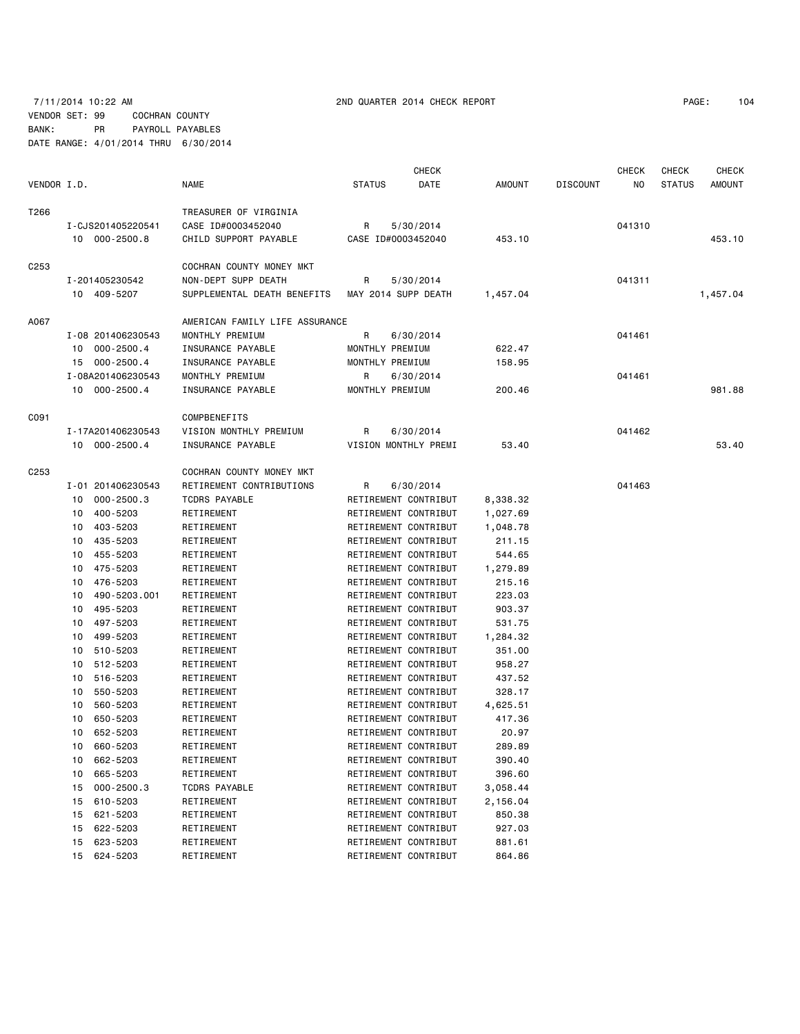7/11/2014 10:22 AM 2ND QUARTER 2014 CHECK REPORT

VENDOR SET: 99 COCHRAN COUNTY
BANK: PR PAYROLL PAYABLES
DATE RANGE: 4/01/2014 THRU 6/30/2014

| VENDOR I.D. | | NAME | STATUS | CHECK DATE | AMOUNT | DISCOUNT | CHECK NO | CHECK STATUS | CHECK AMOUNT |
|---|---|---|---|---|---|---|---|---|---|
| T266 | | TREASURER OF VIRGINIA | | | | | | | |
| | I-CJS201405220541 | CASE ID#0003452040 | R | 5/30/2014 | | | 041310 | | |
| | 10 000-2500.8 | CHILD SUPPORT PAYABLE | CASE ID#0003452040 | | 453.10 | | | | 453.10 |
| C253 | | COCHRAN COUNTY MONEY MKT | | | | | | | |
| | I-201405230542 | NON-DEPT SUPP DEATH | R | 5/30/2014 | | | 041311 | | |
| | 10 409-5207 | SUPPLEMENTAL DEATH BENEFITS | MAY 2014 SUPP DEATH | | 1,457.04 | | | | 1,457.04 |
| A067 | | AMERICAN FAMILY LIFE ASSURANCE | | | | | | | |
| | I-08 201406230543 | MONTHLY PREMIUM | R | 6/30/2014 | | | 041461 | | |
| | 10 000-2500.4 | INSURANCE PAYABLE | MONTHLY PREMIUM | | 622.47 | | | | |
| | 15 000-2500.4 | INSURANCE PAYABLE | MONTHLY PREMIUM | | 158.95 | | | | |
| | I-08A201406230543 | MONTHLY PREMIUM | R | 6/30/2014 | | | 041461 | | |
| | 10 000-2500.4 | INSURANCE PAYABLE | MONTHLY PREMIUM | | 200.46 | | | | 981.88 |
| C091 | | COMPBENEFITS | | | | | | | |
| | I-17A201406230543 | VISION MONTHLY PREMIUM | R | 6/30/2014 | | | 041462 | | |
| | 10 000-2500.4 | INSURANCE PAYABLE | VISION MONTHLY PREMI | | 53.40 | | | | 53.40 |
| C253 | | COCHRAN COUNTY MONEY MKT | | | | | | | |
| | I-01 201406230543 | RETIREMENT CONTRIBUTIONS | R | 6/30/2014 | | | 041463 | | |
| | 10 000-2500.3 | TCDRS PAYABLE | RETIREMENT CONTRIBUT | | 8,338.32 | | | | |
| | 10 400-5203 | RETIREMENT | RETIREMENT CONTRIBUT | | 1,027.69 | | | | |
| | 10 403-5203 | RETIREMENT | RETIREMENT CONTRIBUT | | 1,048.78 | | | | |
| | 10 435-5203 | RETIREMENT | RETIREMENT CONTRIBUT | | 211.15 | | | | |
| | 10 455-5203 | RETIREMENT | RETIREMENT CONTRIBUT | | 544.65 | | | | |
| | 10 475-5203 | RETIREMENT | RETIREMENT CONTRIBUT | | 1,279.89 | | | | |
| | 10 476-5203 | RETIREMENT | RETIREMENT CONTRIBUT | | 215.16 | | | | |
| | 10 490-5203.001 | RETIREMENT | RETIREMENT CONTRIBUT | | 223.03 | | | | |
| | 10 495-5203 | RETIREMENT | RETIREMENT CONTRIBUT | | 903.37 | | | | |
| | 10 497-5203 | RETIREMENT | RETIREMENT CONTRIBUT | | 531.75 | | | | |
| | 10 499-5203 | RETIREMENT | RETIREMENT CONTRIBUT | | 1,284.32 | | | | |
| | 10 510-5203 | RETIREMENT | RETIREMENT CONTRIBUT | | 351.00 | | | | |
| | 10 512-5203 | RETIREMENT | RETIREMENT CONTRIBUT | | 958.27 | | | | |
| | 10 516-5203 | RETIREMENT | RETIREMENT CONTRIBUT | | 437.52 | | | | |
| | 10 550-5203 | RETIREMENT | RETIREMENT CONTRIBUT | | 328.17 | | | | |
| | 10 560-5203 | RETIREMENT | RETIREMENT CONTRIBUT | | 4,625.51 | | | | |
| | 10 650-5203 | RETIREMENT | RETIREMENT CONTRIBUT | | 417.36 | | | | |
| | 10 652-5203 | RETIREMENT | RETIREMENT CONTRIBUT | | 20.97 | | | | |
| | 10 660-5203 | RETIREMENT | RETIREMENT CONTRIBUT | | 289.89 | | | | |
| | 10 662-5203 | RETIREMENT | RETIREMENT CONTRIBUT | | 390.40 | | | | |
| | 10 665-5203 | RETIREMENT | RETIREMENT CONTRIBUT | | 396.60 | | | | |
| | 15 000-2500.3 | TCDRS PAYABLE | RETIREMENT CONTRIBUT | | 3,058.44 | | | | |
| | 15 610-5203 | RETIREMENT | RETIREMENT CONTRIBUT | | 2,156.04 | | | | |
| | 15 621-5203 | RETIREMENT | RETIREMENT CONTRIBUT | | 850.38 | | | | |
| | 15 622-5203 | RETIREMENT | RETIREMENT CONTRIBUT | | 927.03 | | | | |
| | 15 623-5203 | RETIREMENT | RETIREMENT CONTRIBUT | | 881.61 | | | | |
| | 15 624-5203 | RETIREMENT | RETIREMENT CONTRIBUT | | 864.86 | | | | |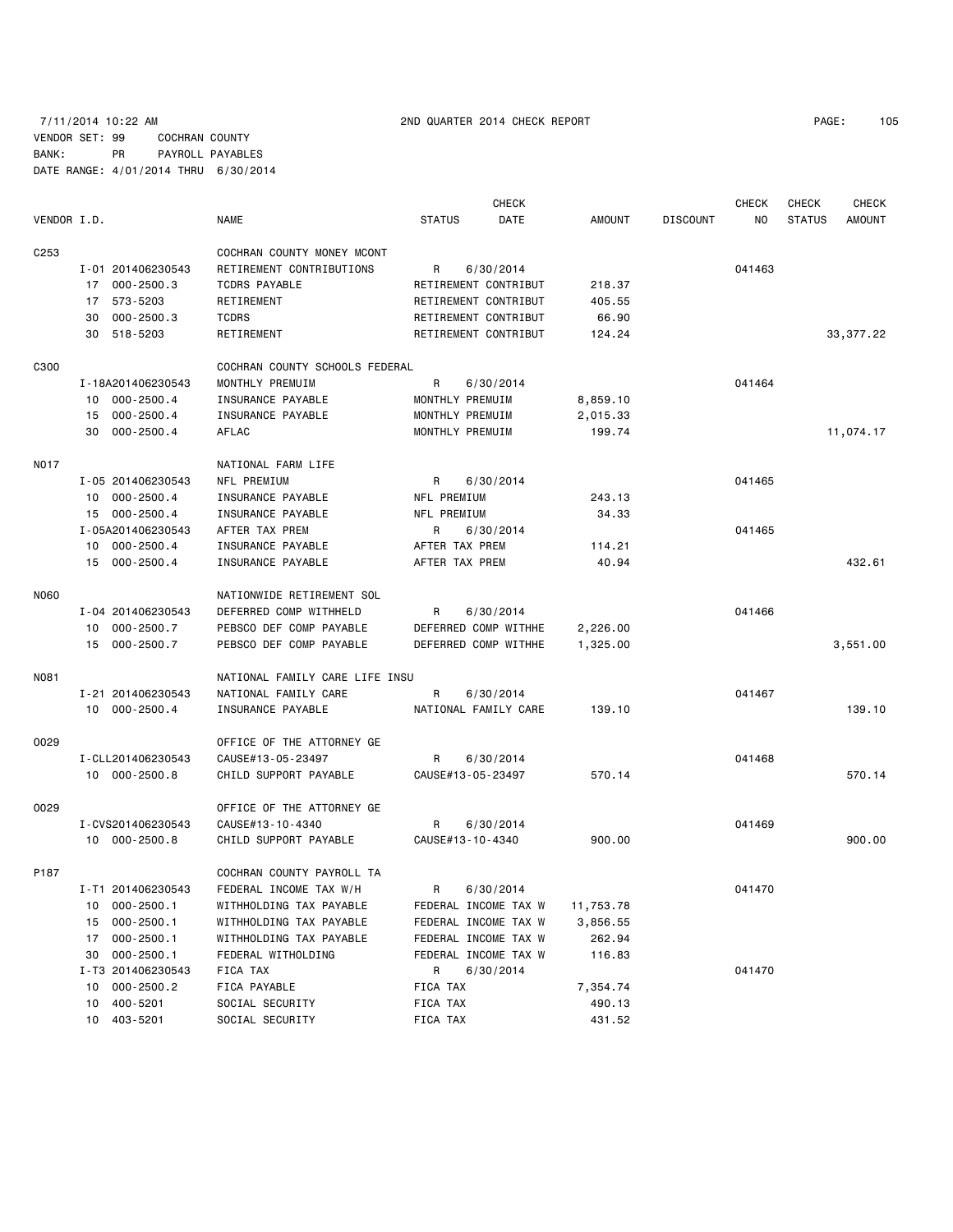7/11/2014 10:22 AM 2ND QUARTER 2014 CHECK REPORT

VENDOR SET: 99 COCHRAN COUNTY
BANK: PR PAYROLL PAYABLES
DATE RANGE: 4/01/2014 THRU 6/30/2014

| VENDOR I.D. | | NAME | STATUS | CHECK DATE | AMOUNT | DISCOUNT | CHECK NO | CHECK STATUS | CHECK AMOUNT |
|---|---|---|---|---|---|---|---|---|---|
| C253 | | COCHRAN COUNTY MONEY MCONT | | | | | | | |
| | I-01 201406230543 | RETIREMENT CONTRIBUTIONS | R | 6/30/2014 | | | 041463 | | |
| | 17 000-2500.3 | TCDRS PAYABLE | RETIREMENT CONTRIBUT | | 218.37 | | | | |
| | 17 573-5203 | RETIREMENT | RETIREMENT CONTRIBUT | | 405.55 | | | | |
| | 30 000-2500.3 | TCDRS | RETIREMENT CONTRIBUT | | 66.90 | | | | |
| | 30 518-5203 | RETIREMENT | RETIREMENT CONTRIBUT | | 124.24 | | | | 33,377.22 |
| C300 | | COCHRAN COUNTY SCHOOLS FEDERAL | | | | | | | |
| | I-18A201406230543 | MONTHLY PREMUIM | R | 6/30/2014 | | | 041464 | | |
| | 10 000-2500.4 | INSURANCE PAYABLE | MONTHLY PREMUIM | | 8,859.10 | | | | |
| | 15 000-2500.4 | INSURANCE PAYABLE | MONTHLY PREMUIM | | 2,015.33 | | | | |
| | 30 000-2500.4 | AFLAC | MONTHLY PREMUIM | | 199.74 | | | | 11,074.17 |
| N017 | | NATIONAL FARM LIFE | | | | | | | |
| | I-05 201406230543 | NFL PREMIUM | R | 6/30/2014 | | | 041465 | | |
| | 10 000-2500.4 | INSURANCE PAYABLE | NFL PREMIUM | | 243.13 | | | | |
| | 15 000-2500.4 | INSURANCE PAYABLE | NFL PREMIUM | | 34.33 | | | | |
| | I-05A201406230543 | AFTER TAX PREM | R | 6/30/2014 | | | 041465 | | |
| | 10 000-2500.4 | INSURANCE PAYABLE | AFTER TAX PREM | | 114.21 | | | | |
| | 15 000-2500.4 | INSURANCE PAYABLE | AFTER TAX PREM | | 40.94 | | | | 432.61 |
| N060 | | NATIONWIDE RETIREMENT SOL | | | | | | | |
| | I-04 201406230543 | DEFERRED COMP WITHHELD | R | 6/30/2014 | | | 041466 | | |
| | 10 000-2500.7 | PEBSCO DEF COMP PAYABLE | DEFERRED COMP WITHHE | | 2,226.00 | | | | |
| | 15 000-2500.7 | PEBSCO DEF COMP PAYABLE | DEFERRED COMP WITHHE | | 1,325.00 | | | | 3,551.00 |
| N081 | | NATIONAL FAMILY CARE LIFE INSU | | | | | | | |
| | I-21 201406230543 | NATIONAL FAMILY CARE | R | 6/30/2014 | | | 041467 | | |
| | 10 000-2500.4 | INSURANCE PAYABLE | NATIONAL FAMILY CARE | | 139.10 | | | | 139.10 |
| O029 | | OFFICE OF THE ATTORNEY GE | | | | | | | |
| | I-CLL201406230543 | CAUSE#13-05-23497 | R | 6/30/2014 | | | 041468 | | |
| | 10 000-2500.8 | CHILD SUPPORT PAYABLE | CAUSE#13-05-23497 | | 570.14 | | | | 570.14 |
| O029 | | OFFICE OF THE ATTORNEY GE | | | | | | | |
| | I-CVS201406230543 | CAUSE#13-10-4340 | R | 6/30/2014 | | | 041469 | | |
| | 10 000-2500.8 | CHILD SUPPORT PAYABLE | CAUSE#13-10-4340 | | 900.00 | | | | 900.00 |
| P187 | | COCHRAN COUNTY PAYROLL TA | | | | | | | |
| | I-T1 201406230543 | FEDERAL INCOME TAX W/H | R | 6/30/2014 | | | 041470 | | |
| | 10 000-2500.1 | WITHHOLDING TAX PAYABLE | FEDERAL INCOME TAX W | | 11,753.78 | | | | |
| | 15 000-2500.1 | WITHHOLDING TAX PAYABLE | FEDERAL INCOME TAX W | | 3,856.55 | | | | |
| | 17 000-2500.1 | WITHHOLDING TAX PAYABLE | FEDERAL INCOME TAX W | | 262.94 | | | | |
| | 30 000-2500.1 | FEDERAL WITHOLDING | FEDERAL INCOME TAX W | | 116.83 | | | | |
| | I-T3 201406230543 | FICA TAX | R | 6/30/2014 | | | 041470 | | |
| | 10 000-2500.2 | FICA PAYABLE | FICA TAX | | 7,354.74 | | | | |
| | 10 400-5201 | SOCIAL SECURITY | FICA TAX | | 490.13 | | | | |
| | 10 403-5201 | SOCIAL SECURITY | FICA TAX | | 431.52 | | | | |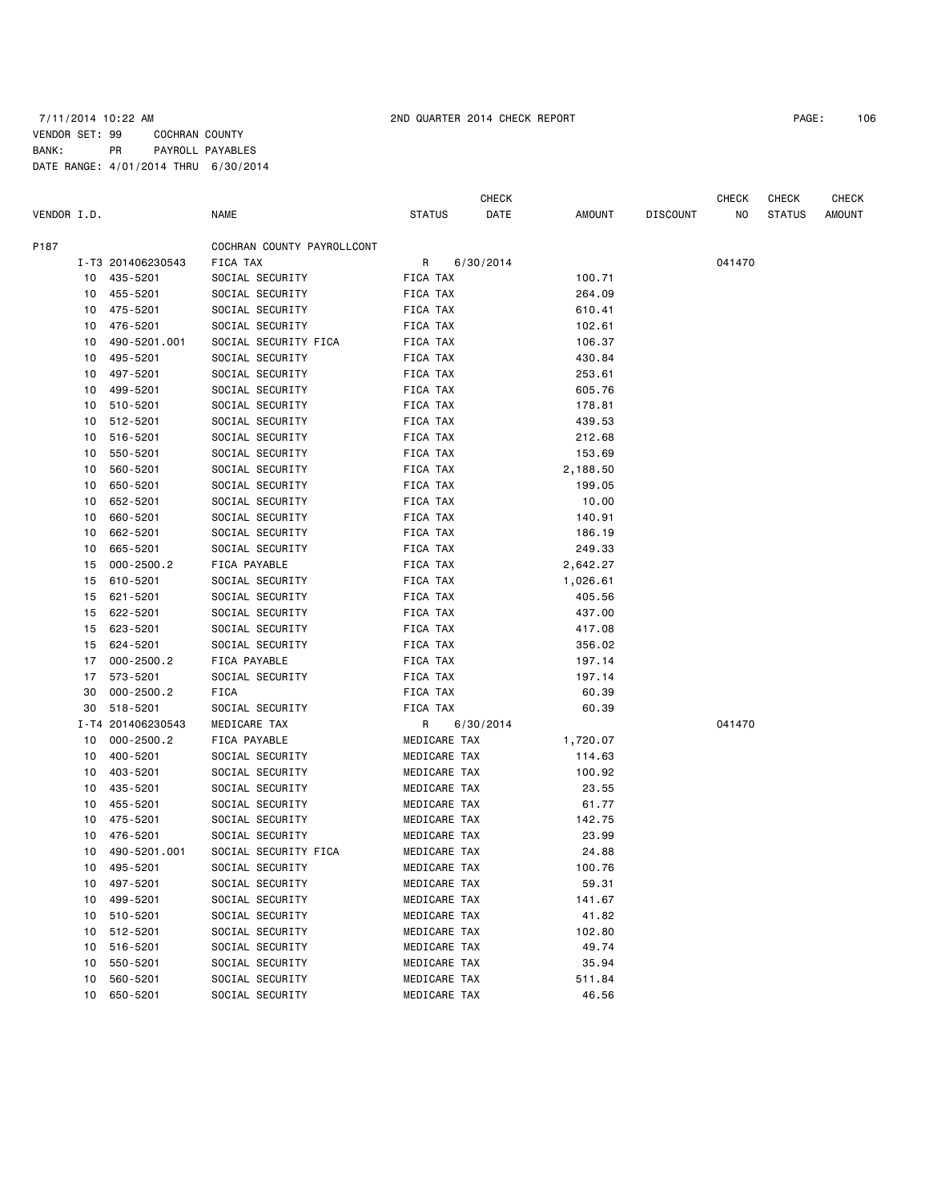7/11/2014 10:22 AM 2ND QUARTER 2014 CHECK REPORT

VENDOR SET: 99 COCHRAN COUNTY
BANK: PR PAYROLL PAYABLES
DATE RANGE: 4/01/2014 THRU 6/30/2014

| VENDOR I.D. | | NAME | STATUS | CHECK DATE | AMOUNT | DISCOUNT | CHECK NO | CHECK STATUS | CHECK AMOUNT |
|---|---|---|---|---|---|---|---|---|---|
| P187 | | COCHRAN COUNTY PAYROLLCONT | | | | | | | |
| | I-T3 201406230543 | FICA TAX | R | 6/30/2014 | | | 041470 | | |
| 10 | 435-5201 | SOCIAL SECURITY | FICA TAX | | 100.71 | | | | |
| 10 | 455-5201 | SOCIAL SECURITY | FICA TAX | | 264.09 | | | | |
| 10 | 475-5201 | SOCIAL SECURITY | FICA TAX | | 610.41 | | | | |
| 10 | 476-5201 | SOCIAL SECURITY | FICA TAX | | 102.61 | | | | |
| 10 | 490-5201.001 | SOCIAL SECURITY FICA | FICA TAX | | 106.37 | | | | |
| 10 | 495-5201 | SOCIAL SECURITY | FICA TAX | | 430.84 | | | | |
| 10 | 497-5201 | SOCIAL SECURITY | FICA TAX | | 253.61 | | | | |
| 10 | 499-5201 | SOCIAL SECURITY | FICA TAX | | 605.76 | | | | |
| 10 | 510-5201 | SOCIAL SECURITY | FICA TAX | | 178.81 | | | | |
| 10 | 512-5201 | SOCIAL SECURITY | FICA TAX | | 439.53 | | | | |
| 10 | 516-5201 | SOCIAL SECURITY | FICA TAX | | 212.68 | | | | |
| 10 | 550-5201 | SOCIAL SECURITY | FICA TAX | | 153.69 | | | | |
| 10 | 560-5201 | SOCIAL SECURITY | FICA TAX | | 2,188.50 | | | | |
| 10 | 650-5201 | SOCIAL SECURITY | FICA TAX | | 199.05 | | | | |
| 10 | 652-5201 | SOCIAL SECURITY | FICA TAX | | 10.00 | | | | |
| 10 | 660-5201 | SOCIAL SECURITY | FICA TAX | | 140.91 | | | | |
| 10 | 662-5201 | SOCIAL SECURITY | FICA TAX | | 186.19 | | | | |
| 10 | 665-5201 | SOCIAL SECURITY | FICA TAX | | 249.33 | | | | |
| 15 | 000-2500.2 | FICA PAYABLE | FICA TAX | | 2,642.27 | | | | |
| 15 | 610-5201 | SOCIAL SECURITY | FICA TAX | | 1,026.61 | | | | |
| 15 | 621-5201 | SOCIAL SECURITY | FICA TAX | | 405.56 | | | | |
| 15 | 622-5201 | SOCIAL SECURITY | FICA TAX | | 437.00 | | | | |
| 15 | 623-5201 | SOCIAL SECURITY | FICA TAX | | 417.08 | | | | |
| 15 | 624-5201 | SOCIAL SECURITY | FICA TAX | | 356.02 | | | | |
| 17 | 000-2500.2 | FICA PAYABLE | FICA TAX | | 197.14 | | | | |
| 17 | 573-5201 | SOCIAL SECURITY | FICA TAX | | 197.14 | | | | |
| 30 | 000-2500.2 | FICA | FICA TAX | | 60.39 | | | | |
| 30 | 518-5201 | SOCIAL SECURITY | FICA TAX | | 60.39 | | | | |
| | I-T4 201406230543 | MEDICARE TAX | R | 6/30/2014 | | | 041470 | | |
| 10 | 000-2500.2 | FICA PAYABLE | MEDICARE TAX | | 1,720.07 | | | | |
| 10 | 400-5201 | SOCIAL SECURITY | MEDICARE TAX | | 114.63 | | | | |
| 10 | 403-5201 | SOCIAL SECURITY | MEDICARE TAX | | 100.92 | | | | |
| 10 | 435-5201 | SOCIAL SECURITY | MEDICARE TAX | | 23.55 | | | | |
| 10 | 455-5201 | SOCIAL SECURITY | MEDICARE TAX | | 61.77 | | | | |
| 10 | 475-5201 | SOCIAL SECURITY | MEDICARE TAX | | 142.75 | | | | |
| 10 | 476-5201 | SOCIAL SECURITY | MEDICARE TAX | | 23.99 | | | | |
| 10 | 490-5201.001 | SOCIAL SECURITY FICA | MEDICARE TAX | | 24.88 | | | | |
| 10 | 495-5201 | SOCIAL SECURITY | MEDICARE TAX | | 100.76 | | | | |
| 10 | 497-5201 | SOCIAL SECURITY | MEDICARE TAX | | 59.31 | | | | |
| 10 | 499-5201 | SOCIAL SECURITY | MEDICARE TAX | | 141.67 | | | | |
| 10 | 510-5201 | SOCIAL SECURITY | MEDICARE TAX | | 41.82 | | | | |
| 10 | 512-5201 | SOCIAL SECURITY | MEDICARE TAX | | 102.80 | | | | |
| 10 | 516-5201 | SOCIAL SECURITY | MEDICARE TAX | | 49.74 | | | | |
| 10 | 550-5201 | SOCIAL SECURITY | MEDICARE TAX | | 35.94 | | | | |
| 10 | 560-5201 | SOCIAL SECURITY | MEDICARE TAX | | 511.84 | | | | |
| 10 | 650-5201 | SOCIAL SECURITY | MEDICARE TAX | | 46.56 | | | | |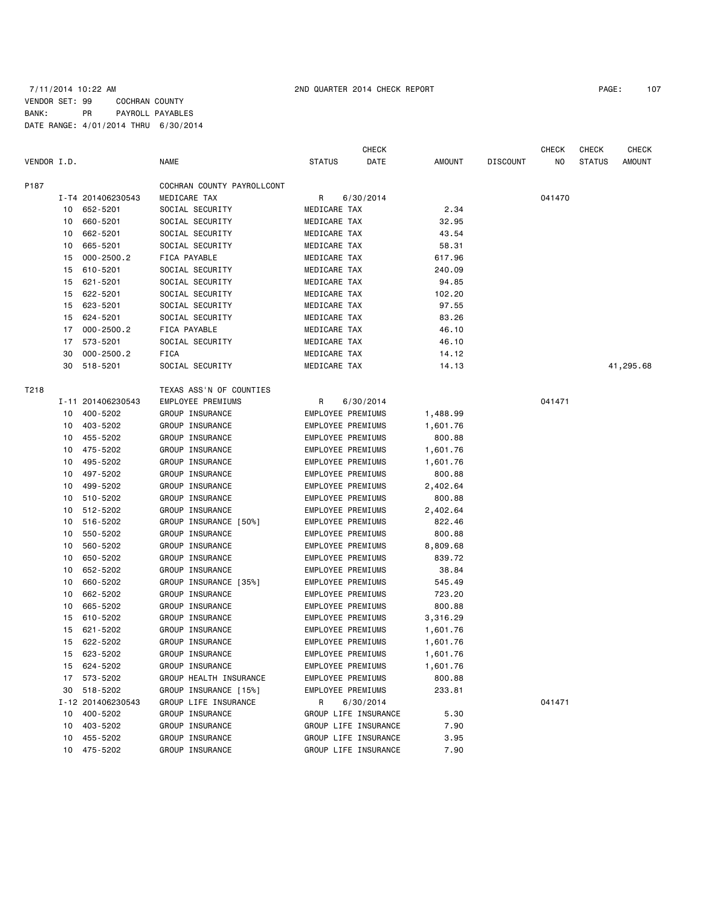7/11/2014 10:22 AM 2ND QUARTER 2014 CHECK REPORT

VENDOR SET: 99 COCHRAN COUNTY
BANK: PR PAYROLL PAYABLES
DATE RANGE: 4/01/2014 THRU 6/30/2014

| VENDOR I.D. | | NAME | STATUS | CHECK DATE | AMOUNT | DISCOUNT | CHECK NO | CHECK STATUS | CHECK AMOUNT |
|---|---|---|---|---|---|---|---|---|---|
| P187 | | COCHRAN COUNTY PAYROLLCONT | | | | | | | |
| | I-T4 201406230543 | MEDICARE TAX | R | 6/30/2014 | | | 041470 | | |
| | 10 652-5201 | SOCIAL SECURITY | MEDICARE TAX | | 2.34 | | | | |
| | 10 660-5201 | SOCIAL SECURITY | MEDICARE TAX | | 32.95 | | | | |
| | 10 662-5201 | SOCIAL SECURITY | MEDICARE TAX | | 43.54 | | | | |
| | 10 665-5201 | SOCIAL SECURITY | MEDICARE TAX | | 58.31 | | | | |
| | 15 000-2500.2 | FICA PAYABLE | MEDICARE TAX | | 617.96 | | | | |
| | 15 610-5201 | SOCIAL SECURITY | MEDICARE TAX | | 240.09 | | | | |
| | 15 621-5201 | SOCIAL SECURITY | MEDICARE TAX | | 94.85 | | | | |
| | 15 622-5201 | SOCIAL SECURITY | MEDICARE TAX | | 102.20 | | | | |
| | 15 623-5201 | SOCIAL SECURITY | MEDICARE TAX | | 97.55 | | | | |
| | 15 624-5201 | SOCIAL SECURITY | MEDICARE TAX | | 83.26 | | | | |
| | 17 000-2500.2 | FICA PAYABLE | MEDICARE TAX | | 46.10 | | | | |
| | 17 573-5201 | SOCIAL SECURITY | MEDICARE TAX | | 46.10 | | | | |
| | 30 000-2500.2 | FICA | MEDICARE TAX | | 14.12 | | | | |
| | 30 518-5201 | SOCIAL SECURITY | MEDICARE TAX | | 14.13 | | | | 41,295.68 |
| T218 | | TEXAS ASS'N OF COUNTIES | | | | | | | |
| | I-11 201406230543 | EMPLOYEE PREMIUMS | R | 6/30/2014 | | | 041471 | | |
| | 10 400-5202 | GROUP INSURANCE | EMPLOYEE PREMIUMS | | 1,488.99 | | | | |
| | 10 403-5202 | GROUP INSURANCE | EMPLOYEE PREMIUMS | | 1,601.76 | | | | |
| | 10 455-5202 | GROUP INSURANCE | EMPLOYEE PREMIUMS | | 800.88 | | | | |
| | 10 475-5202 | GROUP INSURANCE | EMPLOYEE PREMIUMS | | 1,601.76 | | | | |
| | 10 495-5202 | GROUP INSURANCE | EMPLOYEE PREMIUMS | | 1,601.76 | | | | |
| | 10 497-5202 | GROUP INSURANCE | EMPLOYEE PREMIUMS | | 800.88 | | | | |
| | 10 499-5202 | GROUP INSURANCE | EMPLOYEE PREMIUMS | | 2,402.64 | | | | |
| | 10 510-5202 | GROUP INSURANCE | EMPLOYEE PREMIUMS | | 800.88 | | | | |
| | 10 512-5202 | GROUP INSURANCE | EMPLOYEE PREMIUMS | | 2,402.64 | | | | |
| | 10 516-5202 | GROUP INSURANCE [50%] | EMPLOYEE PREMIUMS | | 822.46 | | | | |
| | 10 550-5202 | GROUP INSURANCE | EMPLOYEE PREMIUMS | | 800.88 | | | | |
| | 10 560-5202 | GROUP INSURANCE | EMPLOYEE PREMIUMS | | 8,809.68 | | | | |
| | 10 650-5202 | GROUP INSURANCE | EMPLOYEE PREMIUMS | | 839.72 | | | | |
| | 10 652-5202 | GROUP INSURANCE | EMPLOYEE PREMIUMS | | 38.84 | | | | |
| | 10 660-5202 | GROUP INSURANCE [35%] | EMPLOYEE PREMIUMS | | 545.49 | | | | |
| | 10 662-5202 | GROUP INSURANCE | EMPLOYEE PREMIUMS | | 723.20 | | | | |
| | 10 665-5202 | GROUP INSURANCE | EMPLOYEE PREMIUMS | | 800.88 | | | | |
| | 15 610-5202 | GROUP INSURANCE | EMPLOYEE PREMIUMS | | 3,316.29 | | | | |
| | 15 621-5202 | GROUP INSURANCE | EMPLOYEE PREMIUMS | | 1,601.76 | | | | |
| | 15 622-5202 | GROUP INSURANCE | EMPLOYEE PREMIUMS | | 1,601.76 | | | | |
| | 15 623-5202 | GROUP INSURANCE | EMPLOYEE PREMIUMS | | 1,601.76 | | | | |
| | 15 624-5202 | GROUP INSURANCE | EMPLOYEE PREMIUMS | | 1,601.76 | | | | |
| | 17 573-5202 | GROUP HEALTH INSURANCE | EMPLOYEE PREMIUMS | | 800.88 | | | | |
| | 30 518-5202 | GROUP INSURANCE [15%] | EMPLOYEE PREMIUMS | | 233.81 | | | | |
| | I-12 201406230543 | GROUP LIFE INSURANCE | R | 6/30/2014 | | | 041471 | | |
| | 10 400-5202 | GROUP INSURANCE | GROUP LIFE INSURANCE | | 5.30 | | | | |
| | 10 403-5202 | GROUP INSURANCE | GROUP LIFE INSURANCE | | 7.90 | | | | |
| | 10 455-5202 | GROUP INSURANCE | GROUP LIFE INSURANCE | | 3.95 | | | | |
| | 10 475-5202 | GROUP INSURANCE | GROUP LIFE INSURANCE | | 7.90 | | | | |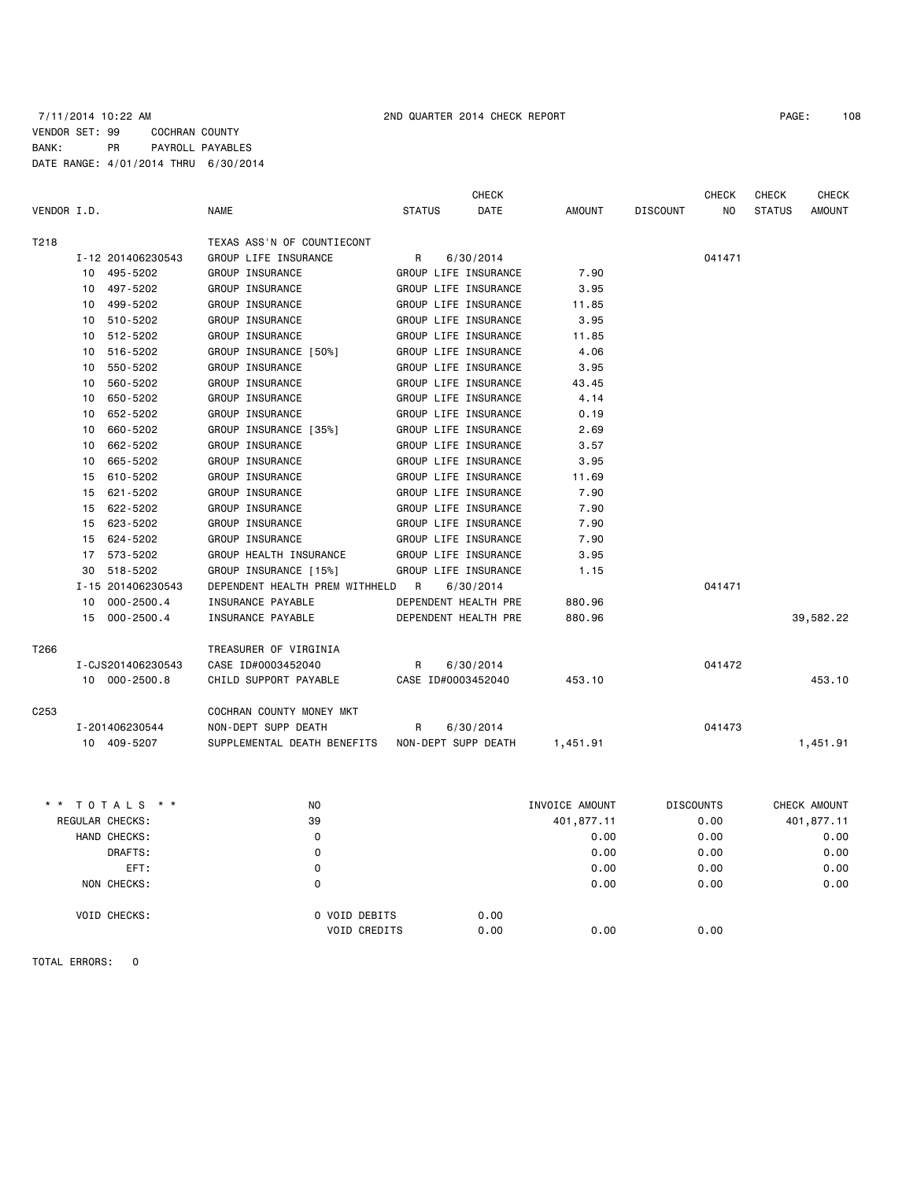7/11/2014 10:22 AM 2ND QUARTER 2014 CHECK REPORT

VENDOR SET: 99 COCHRAN COUNTY
BANK: PR PAYROLL PAYABLES
DATE RANGE: 4/01/2014 THRU 6/30/2014

| VENDOR I.D. | | NAME | STATUS | CHECK DATE | AMOUNT | DISCOUNT | CHECK NO | CHECK STATUS | CHECK AMOUNT |
|---|---|---|---|---|---|---|---|---|---|
| T218 | | TEXAS ASS'N OF COUNTIECONT | | | | | | | |
| | I-12 201406230543 | GROUP LIFE INSURANCE | R | 6/30/2014 | | | 041471 | | |
| | 10 495-5202 | GROUP INSURANCE | GROUP LIFE INSURANCE | | 7.90 | | | | |
| | 10 497-5202 | GROUP INSURANCE | GROUP LIFE INSURANCE | | 3.95 | | | | |
| | 10 499-5202 | GROUP INSURANCE | GROUP LIFE INSURANCE | | 11.85 | | | | |
| | 10 510-5202 | GROUP INSURANCE | GROUP LIFE INSURANCE | | 3.95 | | | | |
| | 10 512-5202 | GROUP INSURANCE | GROUP LIFE INSURANCE | | 11.85 | | | | |
| | 10 516-5202 | GROUP INSURANCE [50%] | GROUP LIFE INSURANCE | | 4.06 | | | | |
| | 10 550-5202 | GROUP INSURANCE | GROUP LIFE INSURANCE | | 3.95 | | | | |
| | 10 560-5202 | GROUP INSURANCE | GROUP LIFE INSURANCE | | 43.45 | | | | |
| | 10 650-5202 | GROUP INSURANCE | GROUP LIFE INSURANCE | | 4.14 | | | | |
| | 10 652-5202 | GROUP INSURANCE | GROUP LIFE INSURANCE | | 0.19 | | | | |
| | 10 660-5202 | GROUP INSURANCE [35%] | GROUP LIFE INSURANCE | | 2.69 | | | | |
| | 10 662-5202 | GROUP INSURANCE | GROUP LIFE INSURANCE | | 3.57 | | | | |
| | 10 665-5202 | GROUP INSURANCE | GROUP LIFE INSURANCE | | 3.95 | | | | |
| | 15 610-5202 | GROUP INSURANCE | GROUP LIFE INSURANCE | | 11.69 | | | | |
| | 15 621-5202 | GROUP INSURANCE | GROUP LIFE INSURANCE | | 7.90 | | | | |
| | 15 622-5202 | GROUP INSURANCE | GROUP LIFE INSURANCE | | 7.90 | | | | |
| | 15 623-5202 | GROUP INSURANCE | GROUP LIFE INSURANCE | | 7.90 | | | | |
| | 15 624-5202 | GROUP INSURANCE | GROUP LIFE INSURANCE | | 7.90 | | | | |
| | 17 573-5202 | GROUP HEALTH INSURANCE | GROUP LIFE INSURANCE | | 3.95 | | | | |
| | 30 518-5202 | GROUP INSURANCE [15%] | GROUP LIFE INSURANCE | | 1.15 | | | | |
| | I-15 201406230543 | DEPENDENT HEALTH PREM WITHHELD | R | 6/30/2014 | | | 041471 | | |
| | 10 000-2500.4 | INSURANCE PAYABLE | DEPENDENT HEALTH PRE | | 880.96 | | | | |
| | 15 000-2500.4 | INSURANCE PAYABLE | DEPENDENT HEALTH PRE | | 880.96 | | | | 39,582.22 |
| T266 | | TREASURER OF VIRGINIA | | | | | | | |
| | I-CJS201406230543 | CASE ID#0003452040 | R | 6/30/2014 | | | 041472 | | |
| | 10 000-2500.8 | CHILD SUPPORT PAYABLE | CASE ID#0003452040 | | 453.10 | | | | 453.10 |
| C253 | | COCHRAN COUNTY MONEY MKT | | | | | | | |
| | I-201406230544 | NON-DEPT SUPP DEATH | R | 6/30/2014 | | | 041473 | | |
| | 10 409-5207 | SUPPLEMENTAL DEATH BENEFITS | NON-DEPT SUPP DEATH | | 1,451.91 | | | | 1,451.91 |

| ** TOTALS ** | NO | | INVOICE AMOUNT | DISCOUNTS | CHECK AMOUNT |
|---|---|---|---|---|---|
| REGULAR CHECKS: | 39 | | 401,877.11 | 0.00 | 401,877.11 |
| HAND CHECKS: | 0 | | 0.00 | 0.00 | 0.00 |
| DRAFTS: | 0 | | 0.00 | 0.00 | 0.00 |
| EFT: | 0 | | 0.00 | 0.00 | 0.00 |
| NON CHECKS: | 0 | | 0.00 | 0.00 | 0.00 |
| VOID CHECKS: | 0 VOID DEBITS | 0.00 | | | |
| | VOID CREDITS | 0.00 | 0.00 | 0.00 | |

TOTAL ERRORS: 0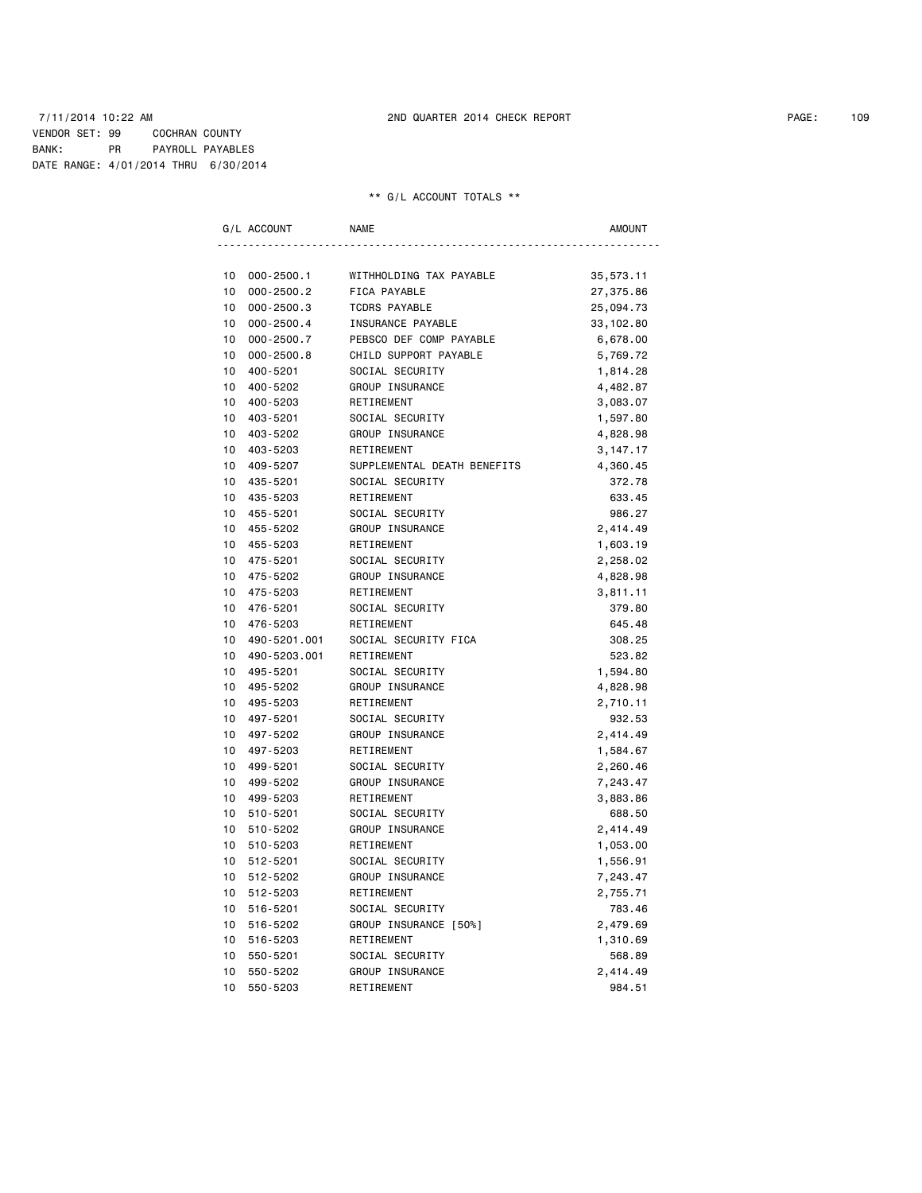7/11/2014 10:22 AM 2ND QUARTER 2014 CHECK REPORT

VENDOR SET: 99 COCHRAN COUNTY
BANK: PR PAYROLL PAYABLES
DATE RANGE: 4/01/2014 THRU 6/30/2014

** G/L ACCOUNT TOTALS **

| | G/L ACCOUNT | NAME | AMOUNT |
|---|---|---|---|
| 10 | 000-2500.1 | WITHHOLDING TAX PAYABLE | 35,573.11 |
| 10 | 000-2500.2 | FICA PAYABLE | 27,375.86 |
| 10 | 000-2500.3 | TCDRS PAYABLE | 25,094.73 |
| 10 | 000-2500.4 | INSURANCE PAYABLE | 33,102.80 |
| 10 | 000-2500.7 | PEBSCO DEF COMP PAYABLE | 6,678.00 |
| 10 | 000-2500.8 | CHILD SUPPORT PAYABLE | 5,769.72 |
| 10 | 400-5201 | SOCIAL SECURITY | 1,814.28 |
| 10 | 400-5202 | GROUP INSURANCE | 4,482.87 |
| 10 | 400-5203 | RETIREMENT | 3,083.07 |
| 10 | 403-5201 | SOCIAL SECURITY | 1,597.80 |
| 10 | 403-5202 | GROUP INSURANCE | 4,828.98 |
| 10 | 403-5203 | RETIREMENT | 3,147.17 |
| 10 | 409-5207 | SUPPLEMENTAL DEATH BENEFITS | 4,360.45 |
| 10 | 435-5201 | SOCIAL SECURITY | 372.78 |
| 10 | 435-5203 | RETIREMENT | 633.45 |
| 10 | 455-5201 | SOCIAL SECURITY | 986.27 |
| 10 | 455-5202 | GROUP INSURANCE | 2,414.49 |
| 10 | 455-5203 | RETIREMENT | 1,603.19 |
| 10 | 475-5201 | SOCIAL SECURITY | 2,258.02 |
| 10 | 475-5202 | GROUP INSURANCE | 4,828.98 |
| 10 | 475-5203 | RETIREMENT | 3,811.11 |
| 10 | 476-5201 | SOCIAL SECURITY | 379.80 |
| 10 | 476-5203 | RETIREMENT | 645.48 |
| 10 | 490-5201.001 | SOCIAL SECURITY FICA | 308.25 |
| 10 | 490-5203.001 | RETIREMENT | 523.82 |
| 10 | 495-5201 | SOCIAL SECURITY | 1,594.80 |
| 10 | 495-5202 | GROUP INSURANCE | 4,828.98 |
| 10 | 495-5203 | RETIREMENT | 2,710.11 |
| 10 | 497-5201 | SOCIAL SECURITY | 932.53 |
| 10 | 497-5202 | GROUP INSURANCE | 2,414.49 |
| 10 | 497-5203 | RETIREMENT | 1,584.67 |
| 10 | 499-5201 | SOCIAL SECURITY | 2,260.46 |
| 10 | 499-5202 | GROUP INSURANCE | 7,243.47 |
| 10 | 499-5203 | RETIREMENT | 3,883.86 |
| 10 | 510-5201 | SOCIAL SECURITY | 688.50 |
| 10 | 510-5202 | GROUP INSURANCE | 2,414.49 |
| 10 | 510-5203 | RETIREMENT | 1,053.00 |
| 10 | 512-5201 | SOCIAL SECURITY | 1,556.91 |
| 10 | 512-5202 | GROUP INSURANCE | 7,243.47 |
| 10 | 512-5203 | RETIREMENT | 2,755.71 |
| 10 | 516-5201 | SOCIAL SECURITY | 783.46 |
| 10 | 516-5202 | GROUP INSURANCE [50%] | 2,479.69 |
| 10 | 516-5203 | RETIREMENT | 1,310.69 |
| 10 | 550-5201 | SOCIAL SECURITY | 568.89 |
| 10 | 550-5202 | GROUP INSURANCE | 2,414.49 |
| 10 | 550-5203 | RETIREMENT | 984.51 |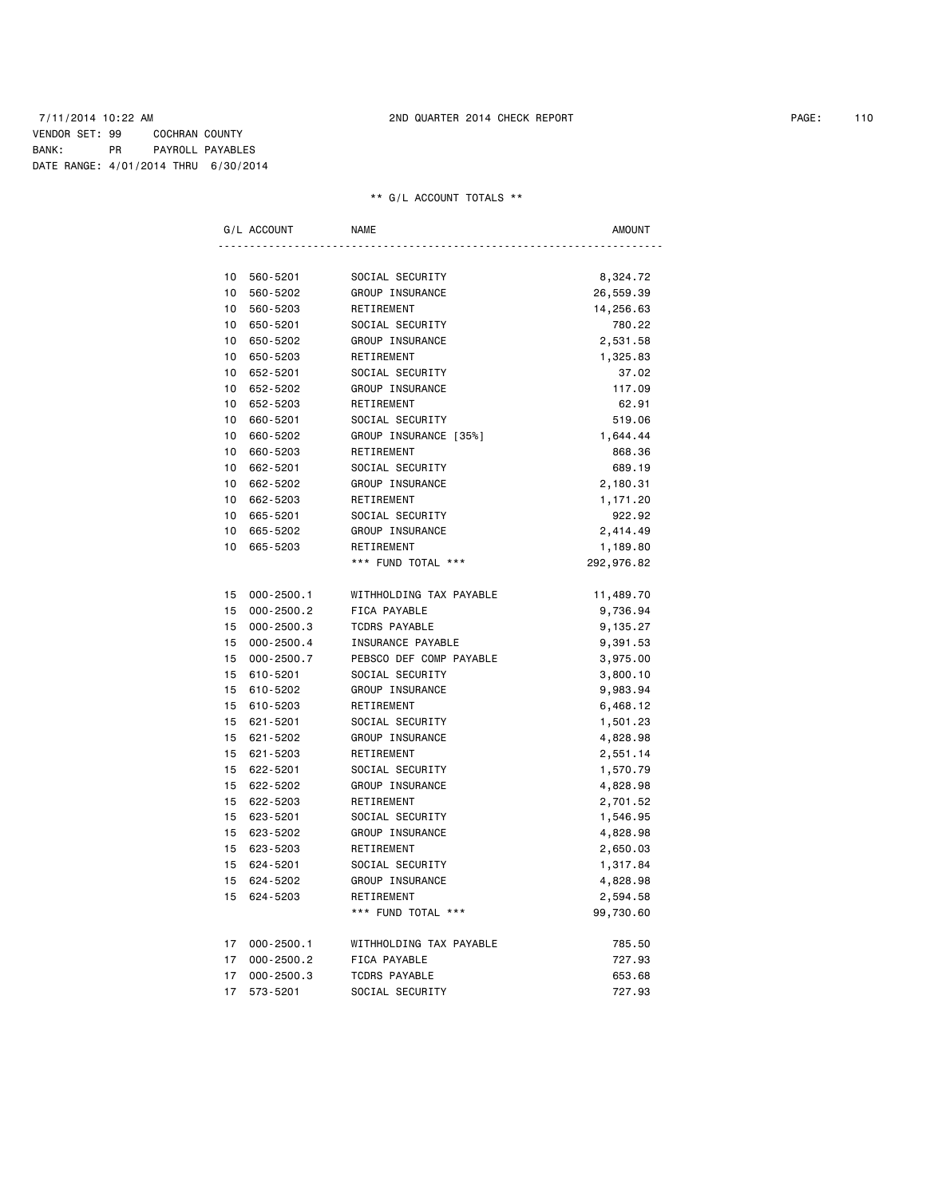7/11/2014 10:22 AM 2ND QUARTER 2014 CHECK REPORT

VENDOR SET: 99 COCHRAN COUNTY
BANK: PR PAYROLL PAYABLES
DATE RANGE: 4/01/2014 THRU 6/30/2014

** G/L ACCOUNT TOTALS **

| G/L ACCOUNT | NAME | AMOUNT |
|---|---|---|
| 10 560-5201 | SOCIAL SECURITY | 8,324.72 |
| 10 560-5202 | GROUP INSURANCE | 26,559.39 |
| 10 560-5203 | RETIREMENT | 14,256.63 |
| 10 650-5201 | SOCIAL SECURITY | 780.22 |
| 10 650-5202 | GROUP INSURANCE | 2,531.58 |
| 10 650-5203 | RETIREMENT | 1,325.83 |
| 10 652-5201 | SOCIAL SECURITY | 37.02 |
| 10 652-5202 | GROUP INSURANCE | 117.09 |
| 10 652-5203 | RETIREMENT | 62.91 |
| 10 660-5201 | SOCIAL SECURITY | 519.06 |
| 10 660-5202 | GROUP INSURANCE [35%] | 1,644.44 |
| 10 660-5203 | RETIREMENT | 868.36 |
| 10 662-5201 | SOCIAL SECURITY | 689.19 |
| 10 662-5202 | GROUP INSURANCE | 2,180.31 |
| 10 662-5203 | RETIREMENT | 1,171.20 |
| 10 665-5201 | SOCIAL SECURITY | 922.92 |
| 10 665-5202 | GROUP INSURANCE | 2,414.49 |
| 10 665-5203 | RETIREMENT | 1,189.80 |
| | *** FUND TOTAL *** | 292,976.82 |
| 15 000-2500.1 | WITHHOLDING TAX PAYABLE | 11,489.70 |
| 15 000-2500.2 | FICA PAYABLE | 9,736.94 |
| 15 000-2500.3 | TCDRS PAYABLE | 9,135.27 |
| 15 000-2500.4 | INSURANCE PAYABLE | 9,391.53 |
| 15 000-2500.7 | PEBSCO DEF COMP PAYABLE | 3,975.00 |
| 15 610-5201 | SOCIAL SECURITY | 3,800.10 |
| 15 610-5202 | GROUP INSURANCE | 9,983.94 |
| 15 610-5203 | RETIREMENT | 6,468.12 |
| 15 621-5201 | SOCIAL SECURITY | 1,501.23 |
| 15 621-5202 | GROUP INSURANCE | 4,828.98 |
| 15 621-5203 | RETIREMENT | 2,551.14 |
| 15 622-5201 | SOCIAL SECURITY | 1,570.79 |
| 15 622-5202 | GROUP INSURANCE | 4,828.98 |
| 15 622-5203 | RETIREMENT | 2,701.52 |
| 15 623-5201 | SOCIAL SECURITY | 1,546.95 |
| 15 623-5202 | GROUP INSURANCE | 4,828.98 |
| 15 623-5203 | RETIREMENT | 2,650.03 |
| 15 624-5201 | SOCIAL SECURITY | 1,317.84 |
| 15 624-5202 | GROUP INSURANCE | 4,828.98 |
| 15 624-5203 | RETIREMENT | 2,594.58 |
| | *** FUND TOTAL *** | 99,730.60 |
| 17 000-2500.1 | WITHHOLDING TAX PAYABLE | 785.50 |
| 17 000-2500.2 | FICA PAYABLE | 727.93 |
| 17 000-2500.3 | TCDRS PAYABLE | 653.68 |
| 17 573-5201 | SOCIAL SECURITY | 727.93 |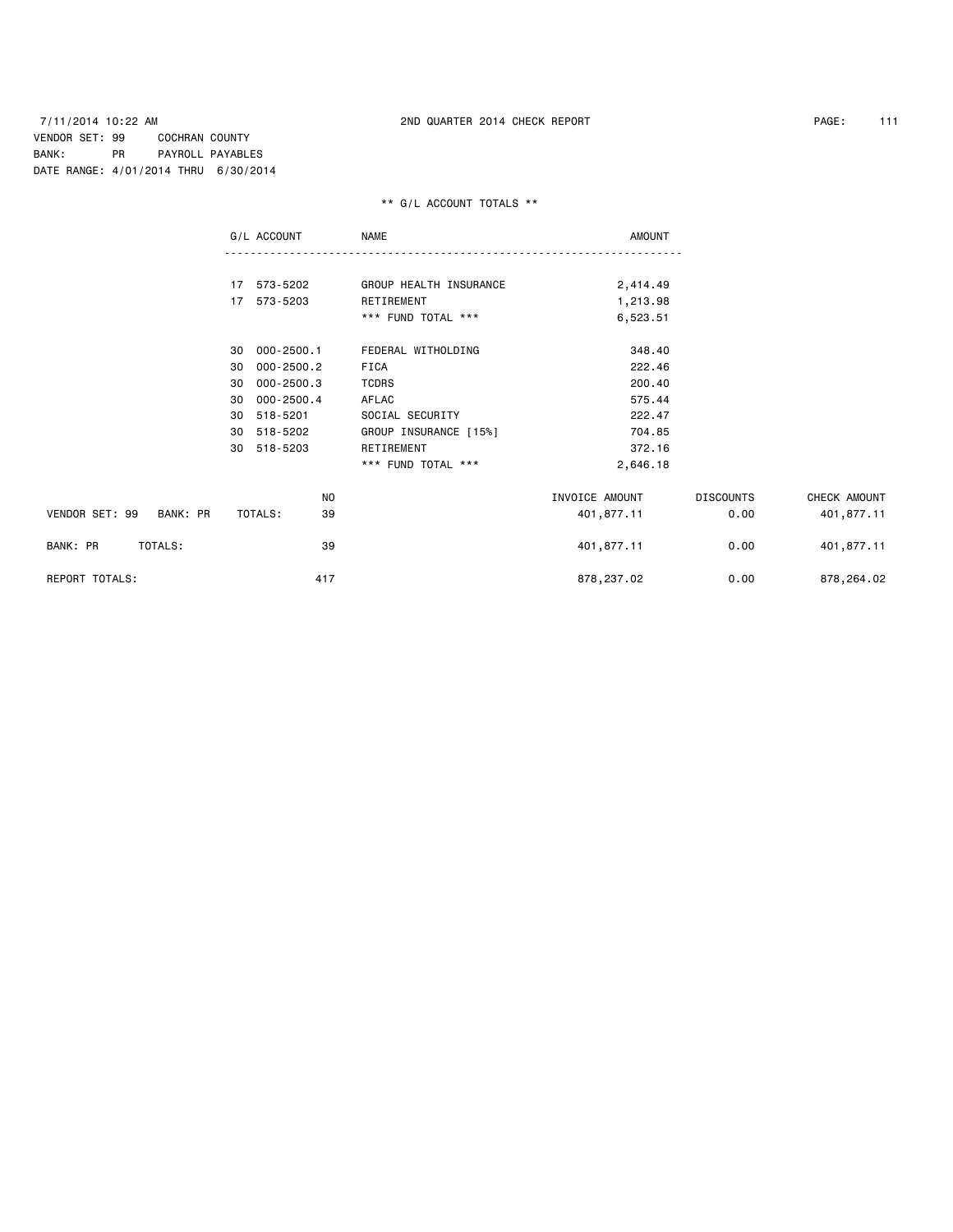7/11/2014 10:22 AM 2ND QUARTER 2014 CHECK REPORT

VENDOR SET: 99 COCHRAN COUNTY
BANK: PR PAYROLL PAYABLES
DATE RANGE: 4/01/2014 THRU 6/30/2014

** G/L ACCOUNT TOTALS **

| G/L ACCOUNT | NAME | AMOUNT |
|---|---|---|
| 17 573-5202 | GROUP HEALTH INSURANCE | 2,414.49 |
| 17 573-5203 | RETIREMENT | 1,213.98 |
| | *** FUND TOTAL *** | 6,523.51 |
| 30 000-2500.1 | FEDERAL WITHOLDING | 348.40 |
| 30 000-2500.2 | FICA | 222.46 |
| 30 000-2500.3 | TCDRS | 200.40 |
| 30 000-2500.4 | AFLAC | 575.44 |
| 30 518-5201 | SOCIAL SECURITY | 222.47 |
| 30 518-5202 | GROUP INSURANCE [15%] | 704.85 |
| 30 518-5203 | RETIREMENT | 372.16 |
| | *** FUND TOTAL *** | 2,646.18 |

| | NO | INVOICE AMOUNT | DISCOUNTS | CHECK AMOUNT |
|---|---|---|---|---|
| VENDOR SET: 99 BANK: PR TOTALS: | 39 | 401,877.11 | 0.00 | 401,877.11 |
| BANK: PR TOTALS: | 39 | 401,877.11 | 0.00 | 401,877.11 |
| REPORT TOTALS: | 417 | 878,237.02 | 0.00 | 878,264.02 |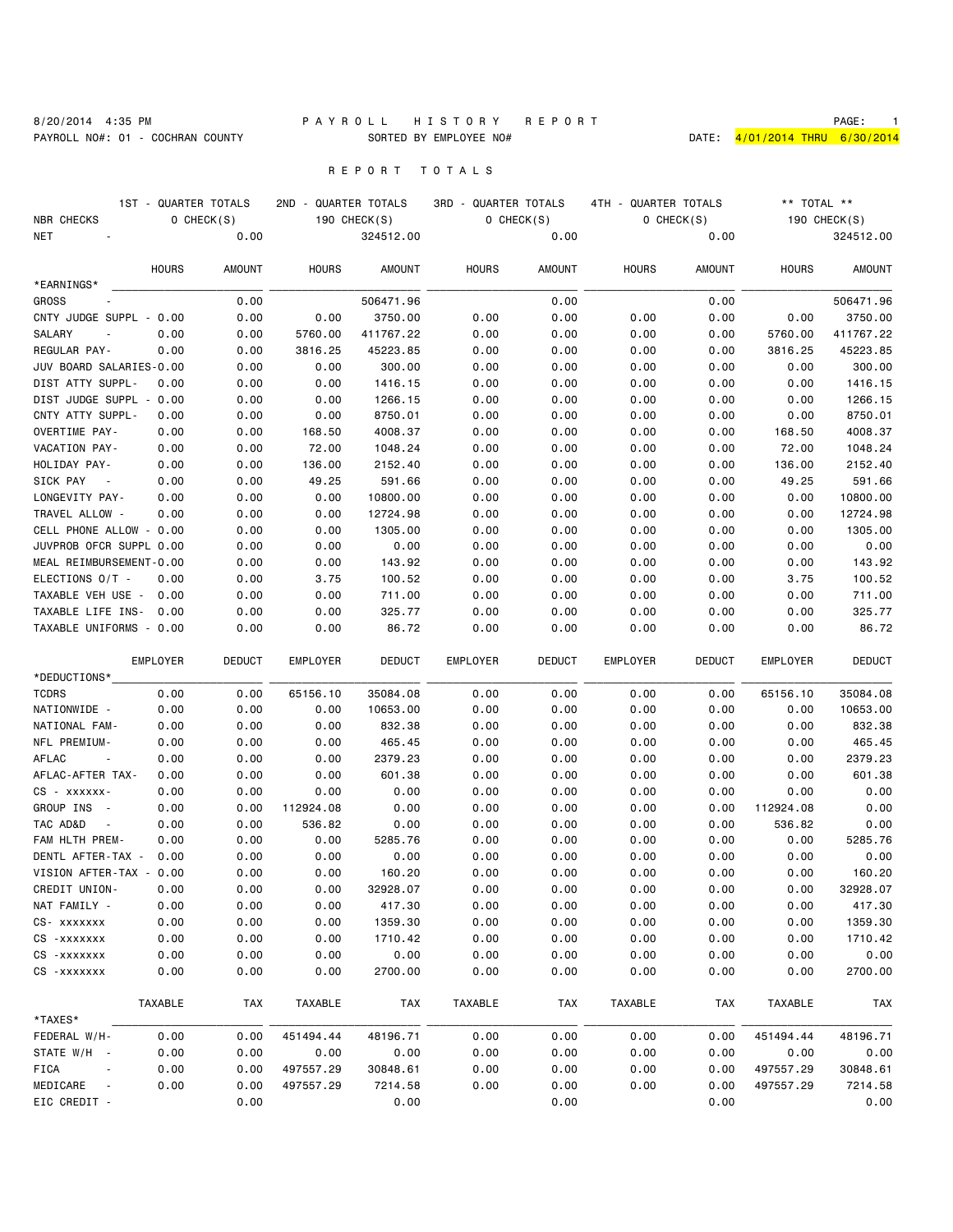8/20/2014 4:35 PM P A Y R O L L H I S T O R Y R E P O R T PAGE: 1

PAYROLL NO#: 01 - COCHRAN COUNTY SORTED BY EMPLOYEE NO# DATE: 4/01/2014 THRU 6/30/2014

R E P O R T T O T A L S

| | 1ST - QUARTER TOTALS | | 2ND - QUARTER TOTALS | | 3RD - QUARTER TOTALS | | 4TH - QUARTER TOTALS | | ** TOTAL ** | |
|---|---|---|---|---|---|---|---|---|---|---|
| NBR CHECKS | 0 CHECK(S) | | 190 CHECK(S) | | 0 CHECK(S) | | 0 CHECK(S) | | 190 CHECK(S) | |
| NET - | | 0.00 | | 324512.00 | | 0.00 | | 0.00 | | 324512.00 |
| | HOURS | AMOUNT | HOURS | AMOUNT | HOURS | AMOUNT | HOURS | AMOUNT | HOURS | AMOUNT |
| *EARNINGS* | | | | | | | | | | |
| GROSS - | | 0.00 | | 506471.96 | | 0.00 | | 0.00 | | 506471.96 |
| CNTY JUDGE SUPPL - | 0.00 | 0.00 | 0.00 | 3750.00 | 0.00 | 0.00 | 0.00 | 0.00 | 0.00 | 3750.00 |
| SALARY - | 0.00 | 0.00 | 5760.00 | 411767.22 | 0.00 | 0.00 | 0.00 | 0.00 | 5760.00 | 411767.22 |
| REGULAR PAY- | 0.00 | 0.00 | 3816.25 | 45223.85 | 0.00 | 0.00 | 0.00 | 0.00 | 3816.25 | 45223.85 |
| JUV BOARD SALARIES- | 0.00 | 0.00 | 0.00 | 300.00 | 0.00 | 0.00 | 0.00 | 0.00 | 0.00 | 300.00 |
| DIST ATTY SUPPL- | 0.00 | 0.00 | 0.00 | 1416.15 | 0.00 | 0.00 | 0.00 | 0.00 | 0.00 | 1416.15 |
| DIST JUDGE SUPPL - | 0.00 | 0.00 | 0.00 | 1266.15 | 0.00 | 0.00 | 0.00 | 0.00 | 0.00 | 1266.15 |
| CNTY ATTY SUPPL- | 0.00 | 0.00 | 0.00 | 8750.01 | 0.00 | 0.00 | 0.00 | 0.00 | 0.00 | 8750.01 |
| OVERTIME PAY- | 0.00 | 0.00 | 168.50 | 4008.37 | 0.00 | 0.00 | 0.00 | 0.00 | 168.50 | 4008.37 |
| VACATION PAY- | 0.00 | 0.00 | 72.00 | 1048.24 | 0.00 | 0.00 | 0.00 | 0.00 | 72.00 | 1048.24 |
| HOLIDAY PAY- | 0.00 | 0.00 | 136.00 | 2152.40 | 0.00 | 0.00 | 0.00 | 0.00 | 136.00 | 2152.40 |
| SICK PAY - | 0.00 | 0.00 | 49.25 | 591.66 | 0.00 | 0.00 | 0.00 | 0.00 | 49.25 | 591.66 |
| LONGEVITY PAY- | 0.00 | 0.00 | 0.00 | 10800.00 | 0.00 | 0.00 | 0.00 | 0.00 | 0.00 | 10800.00 |
| TRAVEL ALLOW - | 0.00 | 0.00 | 0.00 | 12724.98 | 0.00 | 0.00 | 0.00 | 0.00 | 0.00 | 12724.98 |
| CELL PHONE ALLOW - | 0.00 | 0.00 | 0.00 | 1305.00 | 0.00 | 0.00 | 0.00 | 0.00 | 0.00 | 1305.00 |
| JUVPROB OFCR SUPPL | 0.00 | 0.00 | 0.00 | 0.00 | 0.00 | 0.00 | 0.00 | 0.00 | 0.00 | 0.00 |
| MEAL REIMBURSEMENT- | 0.00 | 0.00 | 0.00 | 143.92 | 0.00 | 0.00 | 0.00 | 0.00 | 0.00 | 143.92 |
| ELECTIONS O/T - | 0.00 | 0.00 | 3.75 | 100.52 | 0.00 | 0.00 | 0.00 | 0.00 | 3.75 | 100.52 |
| TAXABLE VEH USE - | 0.00 | 0.00 | 0.00 | 711.00 | 0.00 | 0.00 | 0.00 | 0.00 | 0.00 | 711.00 |
| TAXABLE LIFE INS- | 0.00 | 0.00 | 0.00 | 325.77 | 0.00 | 0.00 | 0.00 | 0.00 | 0.00 | 325.77 |
| TAXABLE UNIFORMS - | 0.00 | 0.00 | 0.00 | 86.72 | 0.00 | 0.00 | 0.00 | 0.00 | 0.00 | 86.72 |
| | EMPLOYER | DEDUCT | EMPLOYER | DEDUCT | EMPLOYER | DEDUCT | EMPLOYER | DEDUCT | EMPLOYER | DEDUCT |
| *DEDUCTIONS* | | | | | | | | | | |
| TCDRS | 0.00 | 0.00 | 65156.10 | 35084.08 | 0.00 | 0.00 | 0.00 | 0.00 | 65156.10 | 35084.08 |
| NATIONWIDE - | 0.00 | 0.00 | 0.00 | 10653.00 | 0.00 | 0.00 | 0.00 | 0.00 | 0.00 | 10653.00 |
| NATIONAL FAM- | 0.00 | 0.00 | 0.00 | 832.38 | 0.00 | 0.00 | 0.00 | 0.00 | 0.00 | 832.38 |
| NFL PREMIUM- | 0.00 | 0.00 | 0.00 | 465.45 | 0.00 | 0.00 | 0.00 | 0.00 | 0.00 | 465.45 |
| AFLAC - | 0.00 | 0.00 | 0.00 | 2379.23 | 0.00 | 0.00 | 0.00 | 0.00 | 0.00 | 2379.23 |
| AFLAC-AFTER TAX- | 0.00 | 0.00 | 0.00 | 601.38 | 0.00 | 0.00 | 0.00 | 0.00 | 0.00 | 601.38 |
| CS - xxxxxx- | 0.00 | 0.00 | 0.00 | 0.00 | 0.00 | 0.00 | 0.00 | 0.00 | 0.00 | 0.00 |
| GROUP INS - | 0.00 | 0.00 | 112924.08 | 0.00 | 0.00 | 0.00 | 0.00 | 0.00 | 112924.08 | 0.00 |
| TAC AD&D - | 0.00 | 0.00 | 536.82 | 0.00 | 0.00 | 0.00 | 0.00 | 0.00 | 536.82 | 0.00 |
| FAM HLTH PREM- | 0.00 | 0.00 | 0.00 | 5285.76 | 0.00 | 0.00 | 0.00 | 0.00 | 0.00 | 5285.76 |
| DENTL AFTER-TAX - | 0.00 | 0.00 | 0.00 | 0.00 | 0.00 | 0.00 | 0.00 | 0.00 | 0.00 | 0.00 |
| VISION AFTER-TAX - | 0.00 | 0.00 | 0.00 | 160.20 | 0.00 | 0.00 | 0.00 | 0.00 | 0.00 | 160.20 |
| CREDIT UNION- | 0.00 | 0.00 | 0.00 | 32928.07 | 0.00 | 0.00 | 0.00 | 0.00 | 0.00 | 32928.07 |
| NAT FAMILY - | 0.00 | 0.00 | 0.00 | 417.30 | 0.00 | 0.00 | 0.00 | 0.00 | 0.00 | 417.30 |
| CS- xxxxxxx | 0.00 | 0.00 | 0.00 | 1359.30 | 0.00 | 0.00 | 0.00 | 0.00 | 0.00 | 1359.30 |
| CS -xxxxxxx | 0.00 | 0.00 | 0.00 | 1710.42 | 0.00 | 0.00 | 0.00 | 0.00 | 0.00 | 1710.42 |
| CS -xxxxxxx | 0.00 | 0.00 | 0.00 | 0.00 | 0.00 | 0.00 | 0.00 | 0.00 | 0.00 | 0.00 |
| CS -xxxxxxx | 0.00 | 0.00 | 0.00 | 2700.00 | 0.00 | 0.00 | 0.00 | 0.00 | 0.00 | 2700.00 |
| | TAXABLE | TAX | TAXABLE | TAX | TAXABLE | TAX | TAXABLE | TAX | TAXABLE | TAX |
| *TAXES* | | | | | | | | | | |
| FEDERAL W/H- | 0.00 | 0.00 | 451494.44 | 48196.71 | 0.00 | 0.00 | 0.00 | 0.00 | 451494.44 | 48196.71 |
| STATE W/H - | 0.00 | 0.00 | 0.00 | 0.00 | 0.00 | 0.00 | 0.00 | 0.00 | 0.00 | 0.00 |
| FICA - | 0.00 | 0.00 | 497557.29 | 30848.61 | 0.00 | 0.00 | 0.00 | 0.00 | 497557.29 | 30848.61 |
| MEDICARE - | 0.00 | 0.00 | 497557.29 | 7214.58 | 0.00 | 0.00 | 0.00 | 0.00 | 497557.29 | 7214.58 |
| EIC CREDIT - | | 0.00 | | 0.00 | | 0.00 | | 0.00 | | 0.00 |